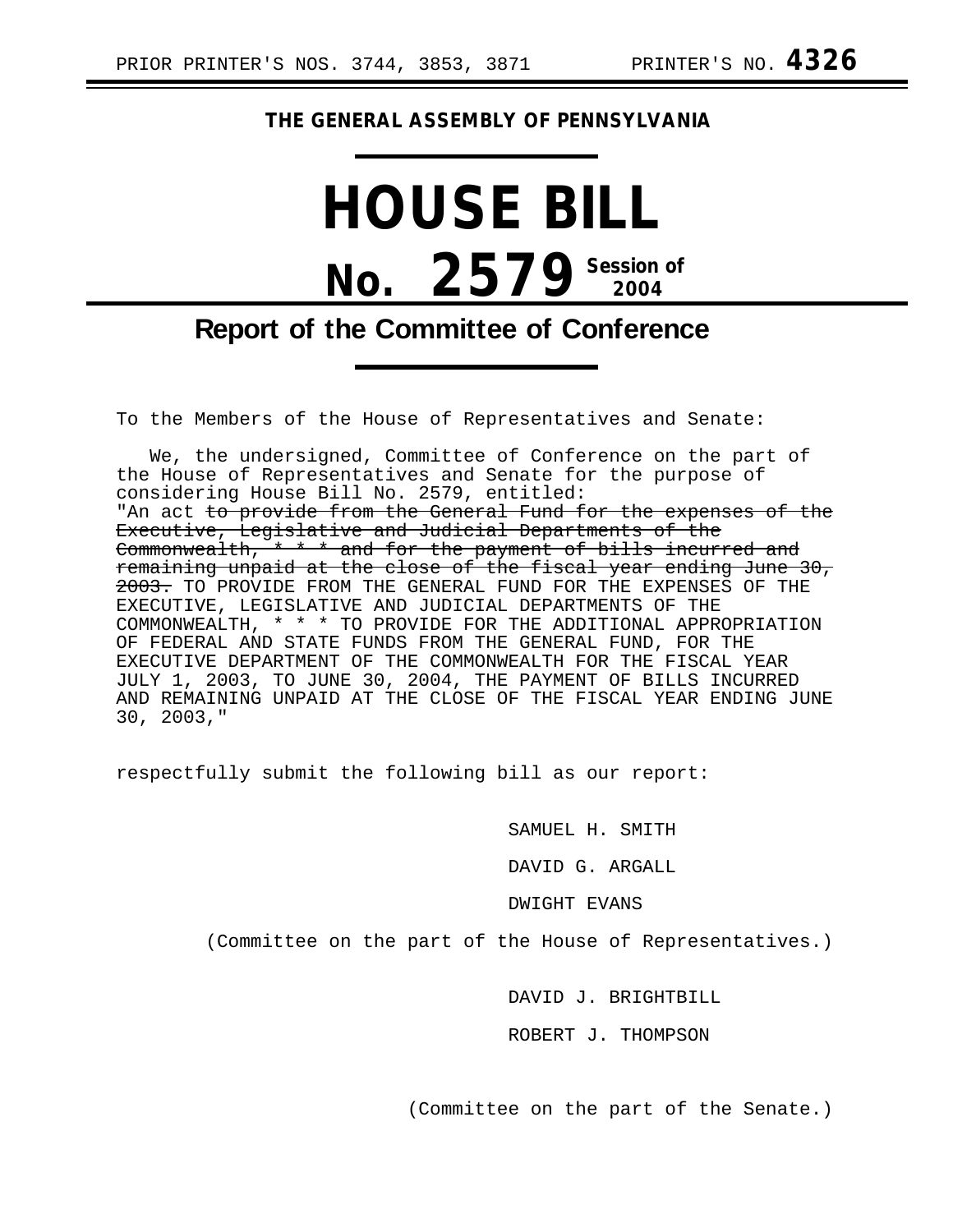PRIOR PRINTER'S NOS. 3744, 3853, 3871 PRINTER'S NO. **4326**

**THE GENERAL ASSEMBLY OF PENNSYLVANIA**

# HOUSE BILL

# No. 2579 Session of 2004

## Report of the Committee of Conference

To the Members of the House of Representatives and Senate:

We, the undersigned, Committee of Conference on the part of the House of Representatives and Senate for the purpose of considering House Bill No. 2579, entitled:

"An act ~~to provide from the General Fund for the expenses of the Executive, Legislative and Judicial Departments of the Commonwealth, * * * and for the payment of bills incurred and remaining unpaid at the close of the fiscal year ending June 30, 2003.~~ TO PROVIDE FROM THE GENERAL FUND FOR THE EXPENSES OF THE EXECUTIVE, LEGISLATIVE AND JUDICIAL DEPARTMENTS OF THE COMMONWEALTH, * * * TO PROVIDE FOR THE ADDITIONAL APPROPRIATION OF FEDERAL AND STATE FUNDS FROM THE GENERAL FUND, FOR THE EXECUTIVE DEPARTMENT OF THE COMMONWEALTH FOR THE FISCAL YEAR JULY 1, 2003, TO JUNE 30, 2004, THE PAYMENT OF BILLS INCURRED AND REMAINING UNPAID AT THE CLOSE OF THE FISCAL YEAR ENDING JUNE 30, 2003,"

respectfully submit the following bill as our report:

SAMUEL H. SMITH

DAVID G. ARGALL

DWIGHT EVANS

(Committee on the part of the House of Representatives.)

DAVID J. BRIGHTBILL

ROBERT J. THOMPSON

(Committee on the part of the Senate.)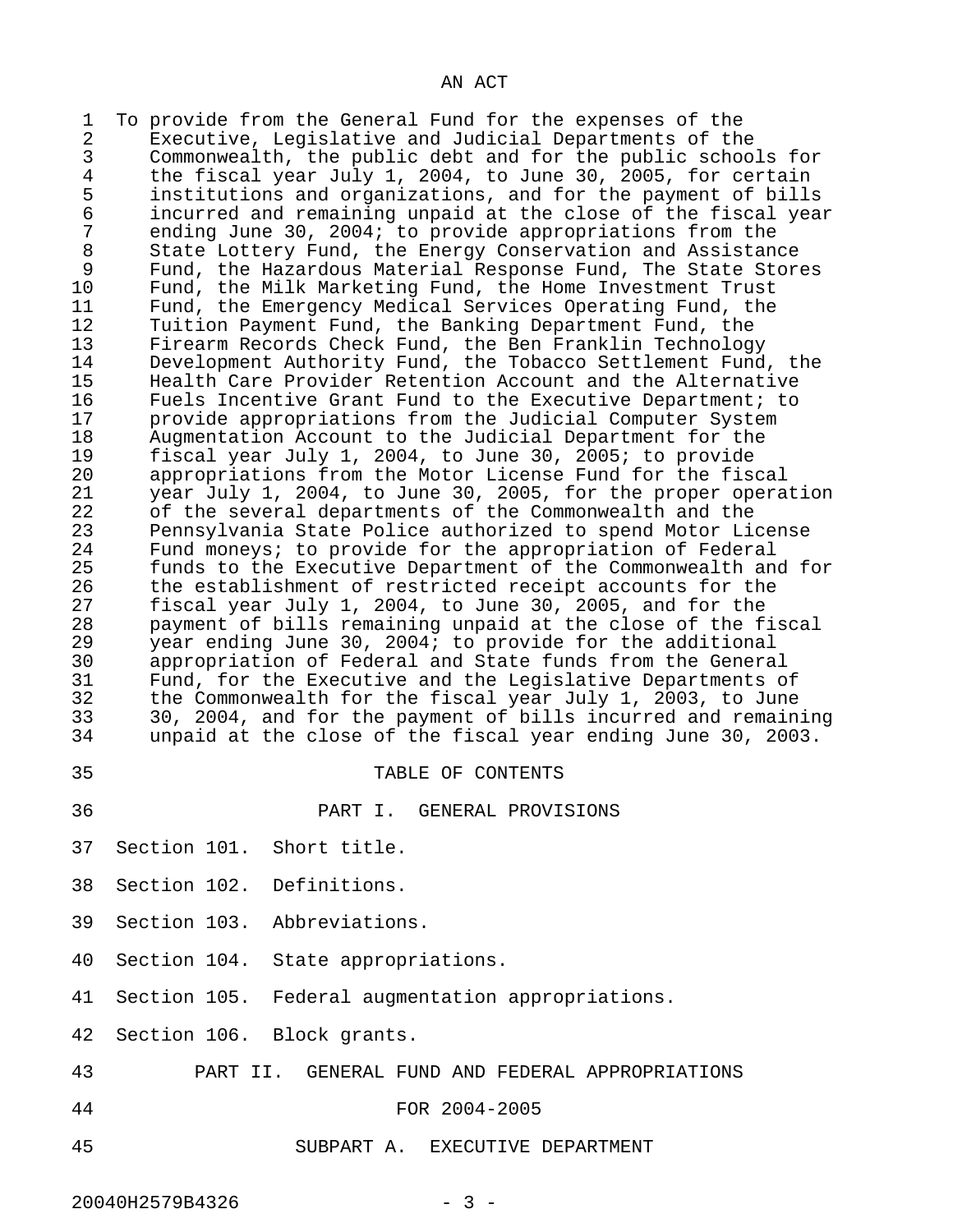AN ACT

To provide from the General Fund for the expenses of the Executive, Legislative and Judicial Departments of the Commonwealth, the public debt and for the public schools for the fiscal year July 1, 2004, to June 30, 2005, for certain institutions and organizations, and for the payment of bills incurred and remaining unpaid at the close of the fiscal year ending June 30, 2004; to provide appropriations from the State Lottery Fund, the Energy Conservation and Assistance Fund, the Hazardous Material Response Fund, The State Stores Fund, the Milk Marketing Fund, the Home Investment Trust Fund, the Emergency Medical Services Operating Fund, the Tuition Payment Fund, the Banking Department Fund, the Firearm Records Check Fund, the Ben Franklin Technology Development Authority Fund, the Tobacco Settlement Fund, the Health Care Provider Retention Account and the Alternative Fuels Incentive Grant Fund to the Executive Department; to provide appropriations from the Judicial Computer System Augmentation Account to the Judicial Department for the fiscal year July 1, 2004, to June 30, 2005; to provide appropriations from the Motor License Fund for the fiscal year July 1, 2004, to June 30, 2005, for the proper operation of the several departments of the Commonwealth and the Pennsylvania State Police authorized to spend Motor License Fund moneys; to provide for the appropriation of Federal funds to the Executive Department of the Commonwealth and for the establishment of restricted receipt accounts for the fiscal year July 1, 2004, to June 30, 2005, and for the payment of bills remaining unpaid at the close of the fiscal year ending June 30, 2004; to provide for the additional appropriation of Federal and State funds from the General Fund, for the Executive and the Legislative Departments of the Commonwealth for the fiscal year July 1, 2003, to June 30, 2004, and for the payment of bills incurred and remaining unpaid at the close of the fiscal year ending June 30, 2003.

TABLE OF CONTENTS

PART I. GENERAL PROVISIONS

Section 101. Short title.

Section 102. Definitions.

Section 103. Abbreviations.

Section 104. State appropriations.

Section 105. Federal augmentation appropriations.

Section 106. Block grants.

PART II. GENERAL FUND AND FEDERAL APPROPRIATIONS

FOR 2004-2005

SUBPART A. EXECUTIVE DEPARTMENT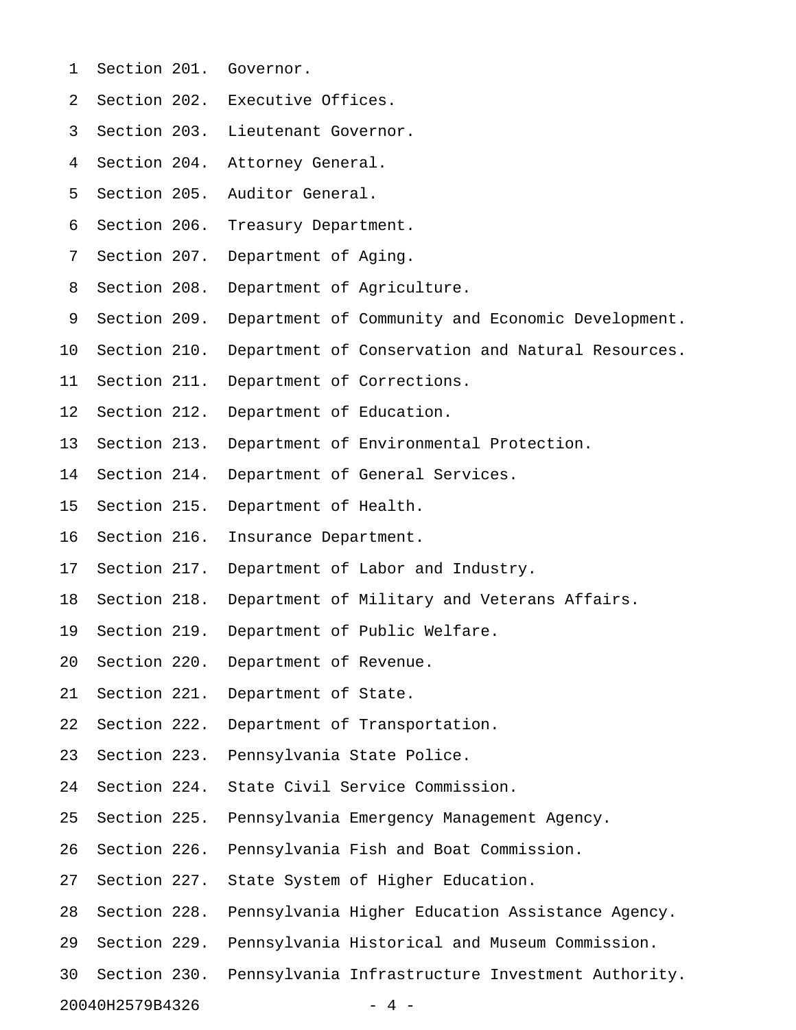Section 201. Governor.
Section 202. Executive Offices.
Section 203. Lieutenant Governor.
Section 204. Attorney General.
Section 205. Auditor General.
Section 206. Treasury Department.
Section 207. Department of Aging.
Section 208. Department of Agriculture.
Section 209. Department of Community and Economic Development.
Section 210. Department of Conservation and Natural Resources.
Section 211. Department of Corrections.
Section 212. Department of Education.
Section 213. Department of Environmental Protection.
Section 214. Department of General Services.
Section 215. Department of Health.
Section 216. Insurance Department.
Section 217. Department of Labor and Industry.
Section 218. Department of Military and Veterans Affairs.
Section 219. Department of Public Welfare.
Section 220. Department of Revenue.
Section 221. Department of State.
Section 222. Department of Transportation.
Section 223. Pennsylvania State Police.
Section 224. State Civil Service Commission.
Section 225. Pennsylvania Emergency Management Agency.
Section 226. Pennsylvania Fish and Boat Commission.
Section 227. State System of Higher Education.
Section 228. Pennsylvania Higher Education Assistance Agency.
Section 229. Pennsylvania Historical and Museum Commission.
Section 230. Pennsylvania Infrastructure Investment Authority.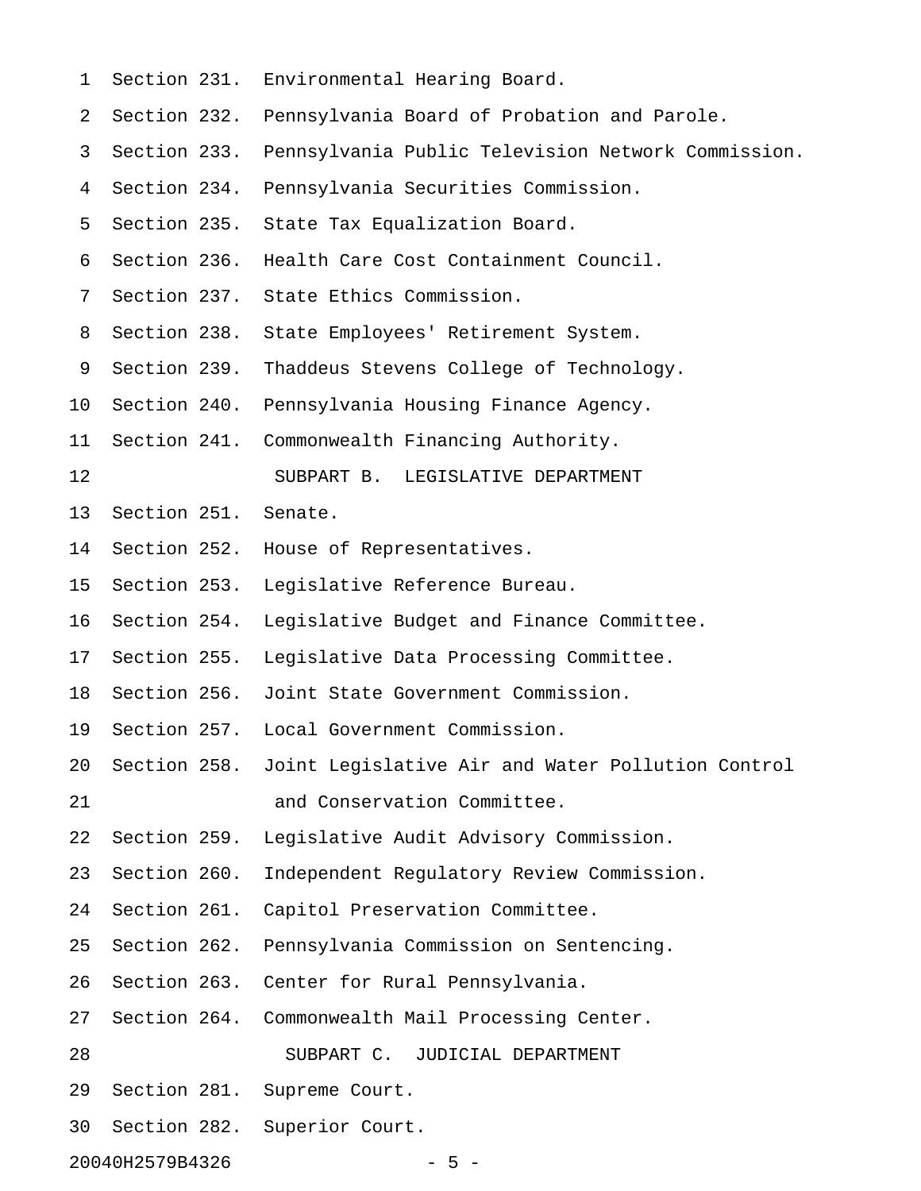Section 231. Environmental Hearing Board.

Section 232. Pennsylvania Board of Probation and Parole.

Section 233. Pennsylvania Public Television Network Commission.

Section 234. Pennsylvania Securities Commission.

Section 235. State Tax Equalization Board.

Section 236. Health Care Cost Containment Council.

Section 237. State Ethics Commission.

Section 238. State Employees' Retirement System.

Section 239. Thaddeus Stevens College of Technology.

Section 240. Pennsylvania Housing Finance Agency.

Section 241. Commonwealth Financing Authority.

SUBPART B. LEGISLATIVE DEPARTMENT

Section 251. Senate.

Section 252. House of Representatives.

Section 253. Legislative Reference Bureau.

Section 254. Legislative Budget and Finance Committee.

Section 255. Legislative Data Processing Committee.

Section 256. Joint State Government Commission.

Section 257. Local Government Commission.

Section 258. Joint Legislative Air and Water Pollution Control and Conservation Committee.

Section 259. Legislative Audit Advisory Commission.

Section 260. Independent Regulatory Review Commission.

Section 261. Capitol Preservation Committee.

Section 262. Pennsylvania Commission on Sentencing.

Section 263. Center for Rural Pennsylvania.

Section 264. Commonwealth Mail Processing Center.

SUBPART C. JUDICIAL DEPARTMENT

Section 281. Supreme Court.

Section 282. Superior Court.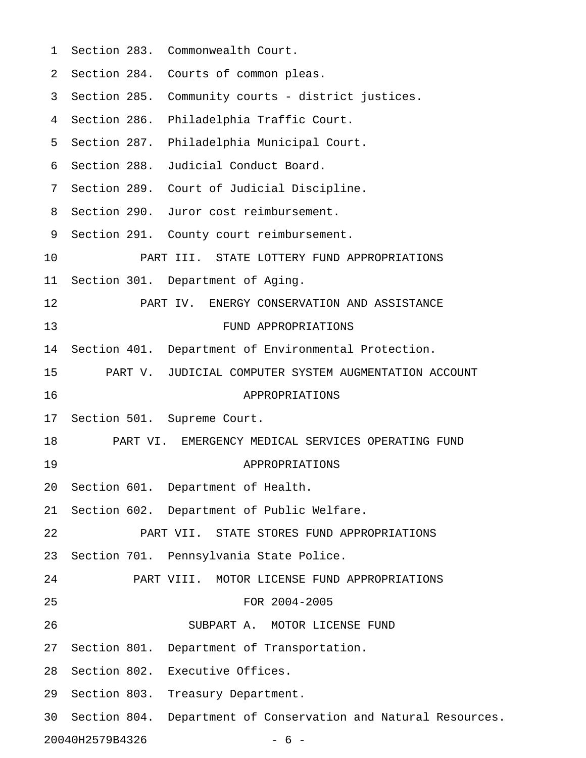Section 283. Commonwealth Court.

Section 284. Courts of common pleas.

Section 285. Community courts - district justices.

Section 286. Philadelphia Traffic Court.

Section 287. Philadelphia Municipal Court.

Section 288. Judicial Conduct Board.

Section 289. Court of Judicial Discipline.

Section 290. Juror cost reimbursement.

Section 291. County court reimbursement.

## PART III. STATE LOTTERY FUND APPROPRIATIONS

Section 301. Department of Aging.

## PART IV. ENERGY CONSERVATION AND ASSISTANCE FUND APPROPRIATIONS

Section 401. Department of Environmental Protection.

## PART V. JUDICIAL COMPUTER SYSTEM AUGMENTATION ACCOUNT APPROPRIATIONS

Section 501. Supreme Court.

## PART VI. EMERGENCY MEDICAL SERVICES OPERATING FUND APPROPRIATIONS

Section 601. Department of Health.

Section 602. Department of Public Welfare.

## PART VII. STATE STORES FUND APPROPRIATIONS

Section 701. Pennsylvania State Police.

## PART VIII. MOTOR LICENSE FUND APPROPRIATIONS FOR 2004-2005

### SUBPART A. MOTOR LICENSE FUND

Section 801. Department of Transportation.

Section 802. Executive Offices.

Section 803. Treasury Department.

Section 804. Department of Conservation and Natural Resources.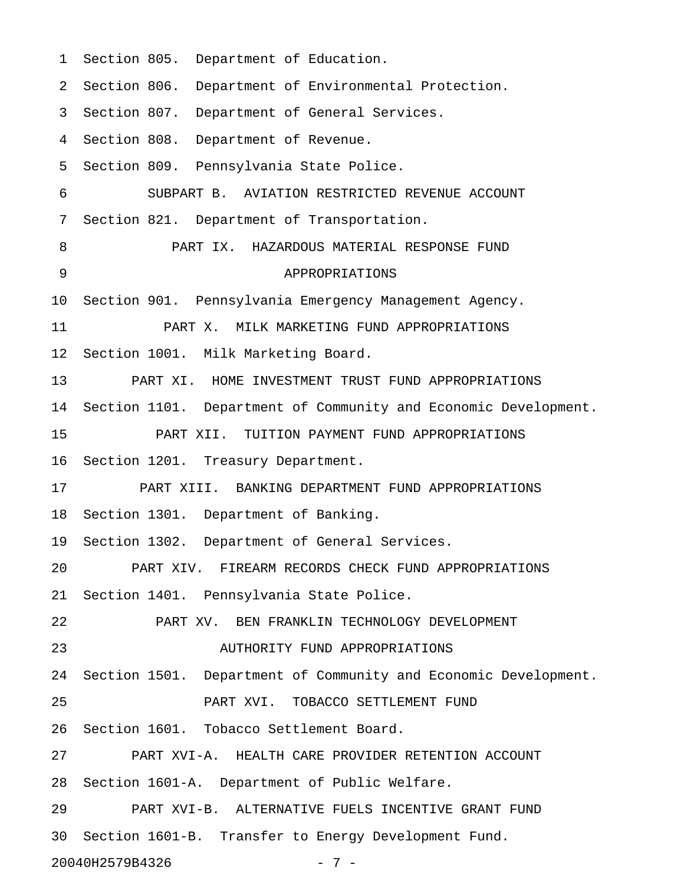Section 805. Department of Education.

Section 806. Department of Environmental Protection.

Section 807. Department of General Services.

Section 808. Department of Revenue.

Section 809. Pennsylvania State Police.

SUBPART B. AVIATION RESTRICTED REVENUE ACCOUNT

Section 821. Department of Transportation.

PART IX. HAZARDOUS MATERIAL RESPONSE FUND APPROPRIATIONS

Section 901. Pennsylvania Emergency Management Agency.

PART X. MILK MARKETING FUND APPROPRIATIONS

Section 1001. Milk Marketing Board.

PART XI. HOME INVESTMENT TRUST FUND APPROPRIATIONS

Section 1101. Department of Community and Economic Development.

PART XII. TUITION PAYMENT FUND APPROPRIATIONS

Section 1201. Treasury Department.

PART XIII. BANKING DEPARTMENT FUND APPROPRIATIONS

Section 1301. Department of Banking.

Section 1302. Department of General Services.

PART XIV. FIREARM RECORDS CHECK FUND APPROPRIATIONS

Section 1401. Pennsylvania State Police.

PART XV. BEN FRANKLIN TECHNOLOGY DEVELOPMENT AUTHORITY FUND APPROPRIATIONS

Section 1501. Department of Community and Economic Development.

PART XVI. TOBACCO SETTLEMENT FUND

Section 1601. Tobacco Settlement Board.

PART XVI-A. HEALTH CARE PROVIDER RETENTION ACCOUNT

Section 1601-A. Department of Public Welfare.

PART XVI-B. ALTERNATIVE FUELS INCENTIVE GRANT FUND

Section 1601-B. Transfer to Energy Development Fund.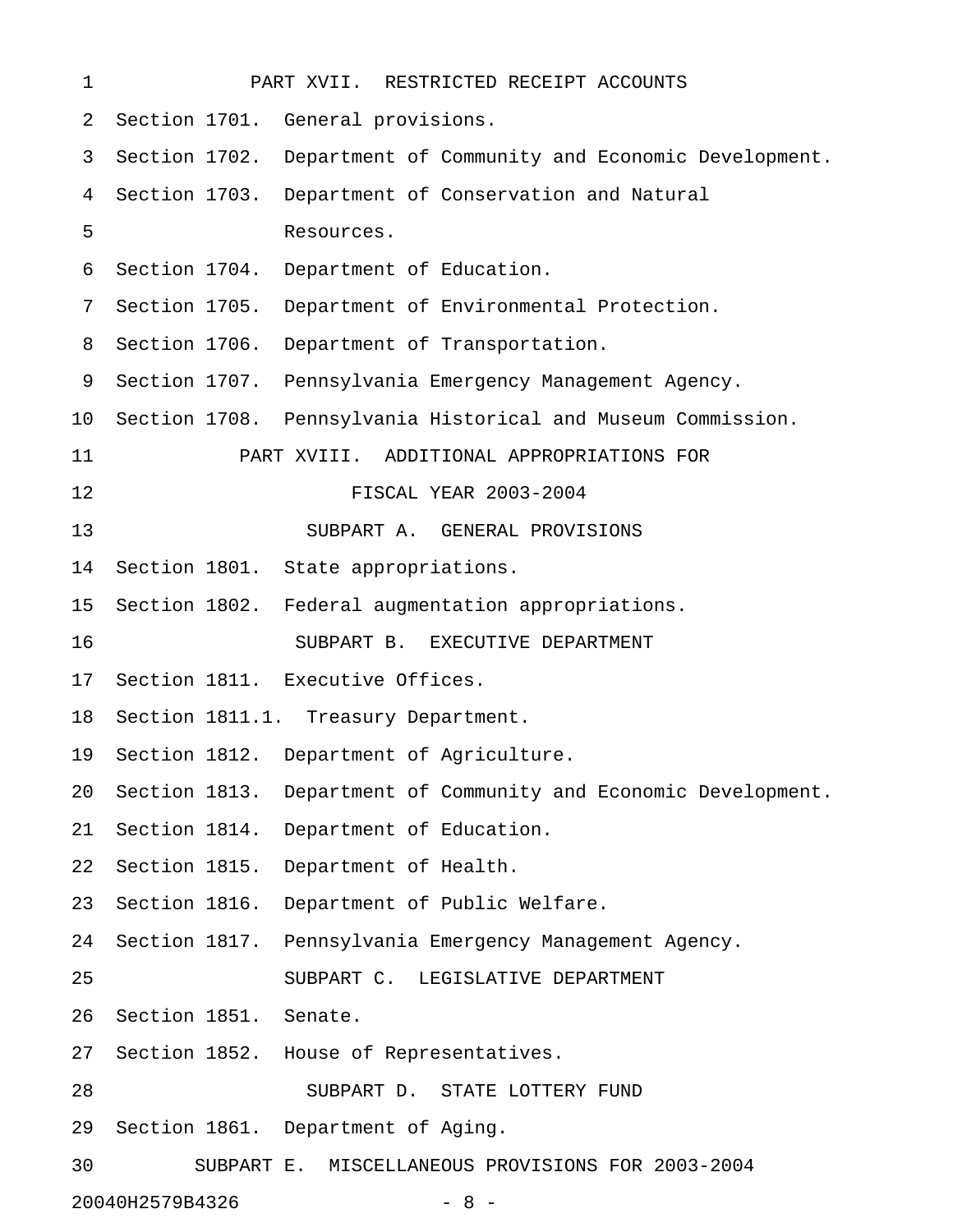PART XVII. RESTRICTED RECEIPT ACCOUNTS

Section 1701. General provisions.

Section 1702. Department of Community and Economic Development.

Section 1703. Department of Conservation and Natural Resources.

Section 1704. Department of Education.

Section 1705. Department of Environmental Protection.

Section 1706. Department of Transportation.

Section 1707. Pennsylvania Emergency Management Agency.

Section 1708. Pennsylvania Historical and Museum Commission.

PART XVIII. ADDITIONAL APPROPRIATIONS FOR FISCAL YEAR 2003-2004

SUBPART A. GENERAL PROVISIONS

Section 1801. State appropriations.

Section 1802. Federal augmentation appropriations.

SUBPART B. EXECUTIVE DEPARTMENT

Section 1811. Executive Offices.

Section 1811.1. Treasury Department.

Section 1812. Department of Agriculture.

Section 1813. Department of Community and Economic Development.

Section 1814. Department of Education.

Section 1815. Department of Health.

Section 1816. Department of Public Welfare.

Section 1817. Pennsylvania Emergency Management Agency.

SUBPART C. LEGISLATIVE DEPARTMENT

Section 1851. Senate.

Section 1852. House of Representatives.

SUBPART D. STATE LOTTERY FUND

Section 1861. Department of Aging.

SUBPART E. MISCELLANEOUS PROVISIONS FOR 2003-2004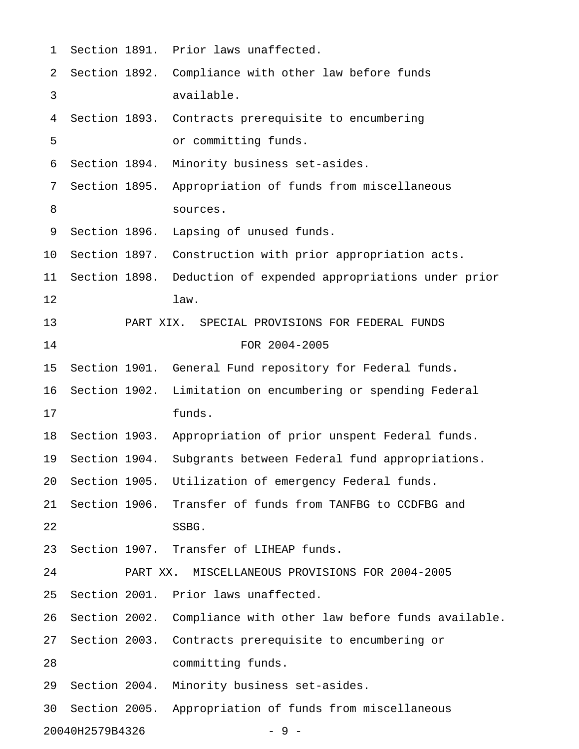Section 1891. Prior laws unaffected.

Section 1892. Compliance with other law before funds available.

Section 1893. Contracts prerequisite to encumbering or committing funds.

Section 1894. Minority business set-asides.

Section 1895. Appropriation of funds from miscellaneous sources.

Section 1896. Lapsing of unused funds.

Section 1897. Construction with prior appropriation acts.

Section 1898. Deduction of expended appropriations under prior law.

PART XIX. SPECIAL PROVISIONS FOR FEDERAL FUNDS FOR 2004-2005

Section 1901. General Fund repository for Federal funds.

Section 1902. Limitation on encumbering or spending Federal funds.

Section 1903. Appropriation of prior unspent Federal funds.

Section 1904. Subgrants between Federal fund appropriations.

Section 1905. Utilization of emergency Federal funds.

Section 1906. Transfer of funds from TANFBG to CCDFBG and SSBG.

Section 1907. Transfer of LIHEAP funds.

PART XX. MISCELLANEOUS PROVISIONS FOR 2004-2005

Section 2001. Prior laws unaffected.

Section 2002. Compliance with other law before funds available.

Section 2003. Contracts prerequisite to encumbering or committing funds.

Section 2004. Minority business set-asides.

Section 2005. Appropriation of funds from miscellaneous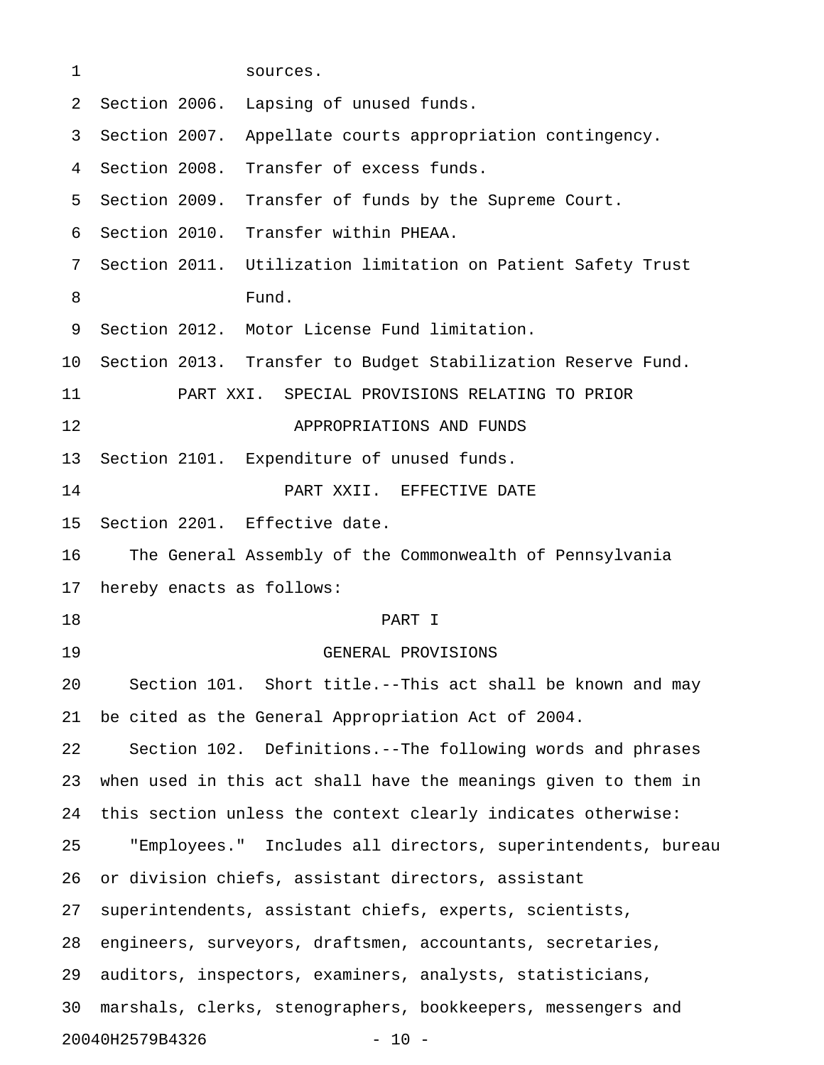sources.

Section 2006. Lapsing of unused funds.

Section 2007. Appellate courts appropriation contingency.

Section 2008. Transfer of excess funds.

Section 2009. Transfer of funds by the Supreme Court.

Section 2010. Transfer within PHEAA.

Section 2011. Utilization limitation on Patient Safety Trust Fund.

Section 2012. Motor License Fund limitation.

Section 2013. Transfer to Budget Stabilization Reserve Fund.

PART XXI. SPECIAL PROVISIONS RELATING TO PRIOR APPROPRIATIONS AND FUNDS

Section 2101. Expenditure of unused funds.

PART XXII. EFFECTIVE DATE

Section 2201. Effective date.

The General Assembly of the Commonwealth of Pennsylvania hereby enacts as follows:

## PART I

## GENERAL PROVISIONS

Section 101. Short title.--This act shall be known and may be cited as the General Appropriation Act of 2004.

Section 102. Definitions.--The following words and phrases when used in this act shall have the meanings given to them in this section unless the context clearly indicates otherwise:

"Employees." Includes all directors, superintendents, bureau or division chiefs, assistant directors, assistant superintendents, assistant chiefs, experts, scientists, engineers, surveyors, draftsmen, accountants, secretaries, auditors, inspectors, examiners, analysts, statisticians, marshals, clerks, stenographers, bookkeepers, messengers and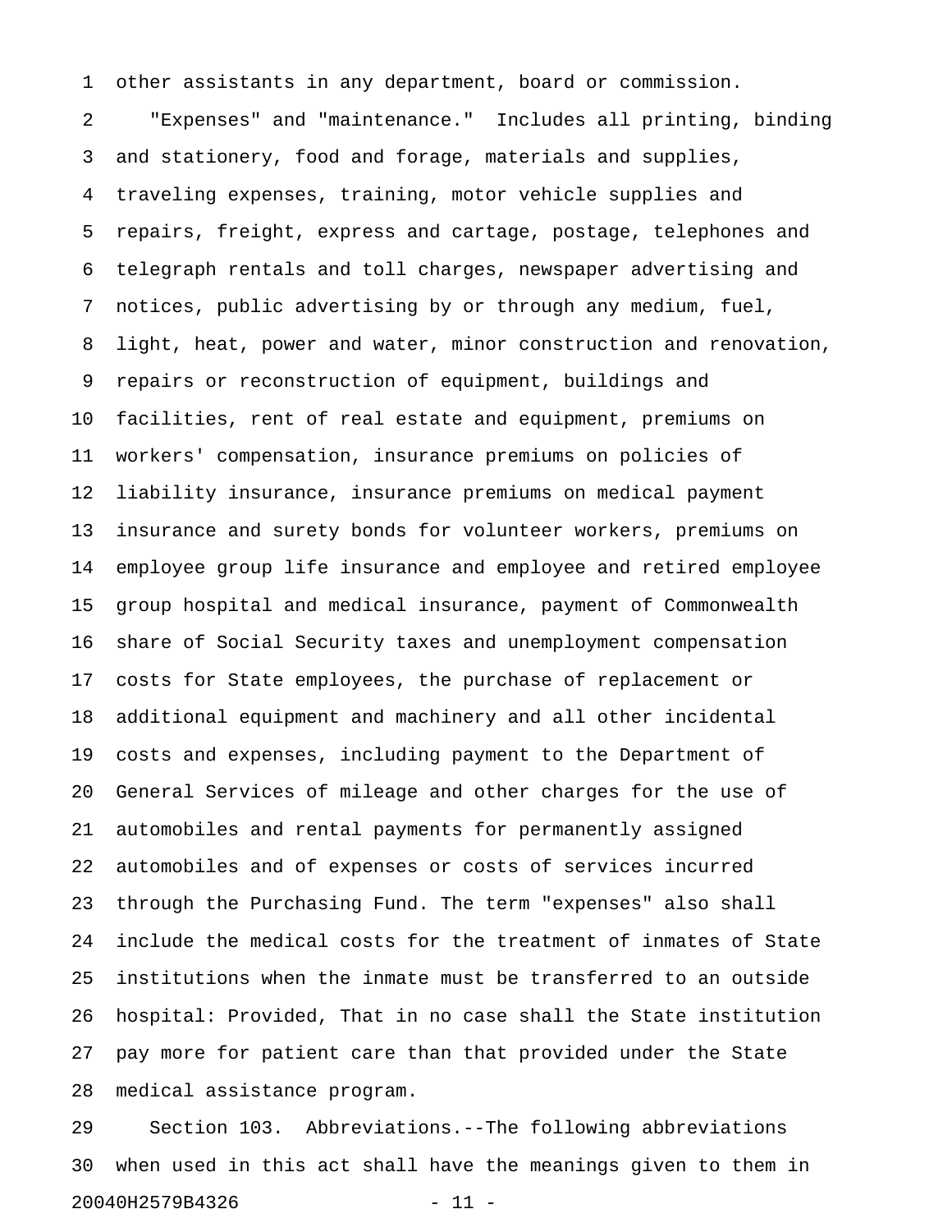other assistants in any department, board or commission.

"Expenses" and "maintenance." Includes all printing, binding and stationery, food and forage, materials and supplies, traveling expenses, training, motor vehicle supplies and repairs, freight, express and cartage, postage, telephones and telegraph rentals and toll charges, newspaper advertising and notices, public advertising by or through any medium, fuel, light, heat, power and water, minor construction and renovation, repairs or reconstruction of equipment, buildings and facilities, rent of real estate and equipment, premiums on workers' compensation, insurance premiums on policies of liability insurance, insurance premiums on medical payment insurance and surety bonds for volunteer workers, premiums on employee group life insurance and employee and retired employee group hospital and medical insurance, payment of Commonwealth share of Social Security taxes and unemployment compensation costs for State employees, the purchase of replacement or additional equipment and machinery and all other incidental costs and expenses, including payment to the Department of General Services of mileage and other charges for the use of automobiles and rental payments for permanently assigned automobiles and of expenses or costs of services incurred through the Purchasing Fund. The term "expenses" also shall include the medical costs for the treatment of inmates of State institutions when the inmate must be transferred to an outside hospital: Provided, That in no case shall the State institution pay more for patient care than that provided under the State medical assistance program.

Section 103. Abbreviations.--The following abbreviations when used in this act shall have the meanings given to them in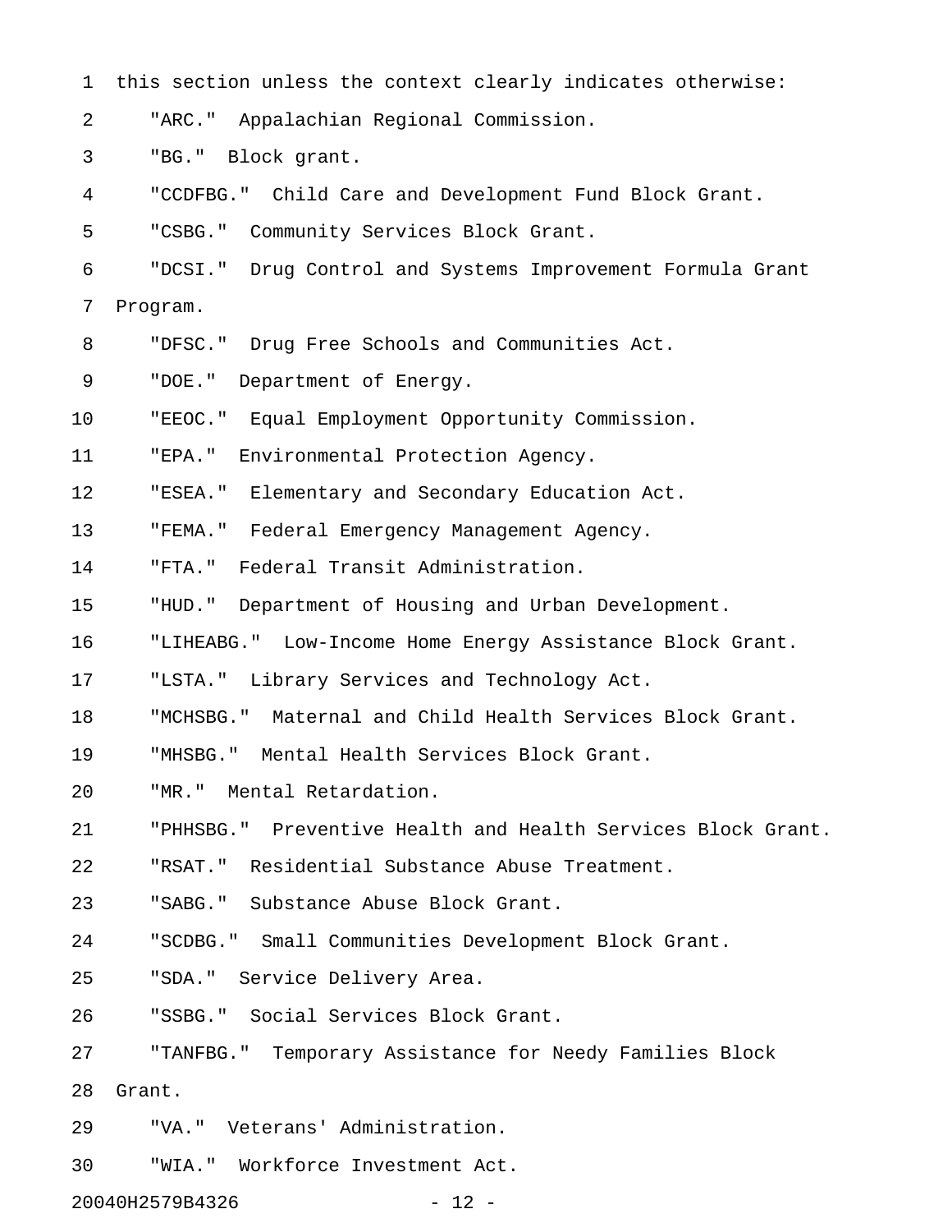this section unless the context clearly indicates otherwise:

"ARC." Appalachian Regional Commission.

"BG." Block grant.

"CCDFBG." Child Care and Development Fund Block Grant.

"CSBG." Community Services Block Grant.

"DCSI." Drug Control and Systems Improvement Formula Grant Program.

"DFSC." Drug Free Schools and Communities Act.

"DOE." Department of Energy.

"EEOC." Equal Employment Opportunity Commission.

"EPA." Environmental Protection Agency.

"ESEA." Elementary and Secondary Education Act.

"FEMA." Federal Emergency Management Agency.

"FTA." Federal Transit Administration.

"HUD." Department of Housing and Urban Development.

"LIHEABG." Low-Income Home Energy Assistance Block Grant.

"LSTA." Library Services and Technology Act.

"MCHSBG." Maternal and Child Health Services Block Grant.

"MHSBG." Mental Health Services Block Grant.

"MR." Mental Retardation.

"PHHSBG." Preventive Health and Health Services Block Grant.

"RSAT." Residential Substance Abuse Treatment.

"SABG." Substance Abuse Block Grant.

"SCDBG." Small Communities Development Block Grant.

"SDA." Service Delivery Area.

"SSBG." Social Services Block Grant.

"TANFBG." Temporary Assistance for Needy Families Block Grant.

"VA." Veterans' Administration.

"WIA." Workforce Investment Act.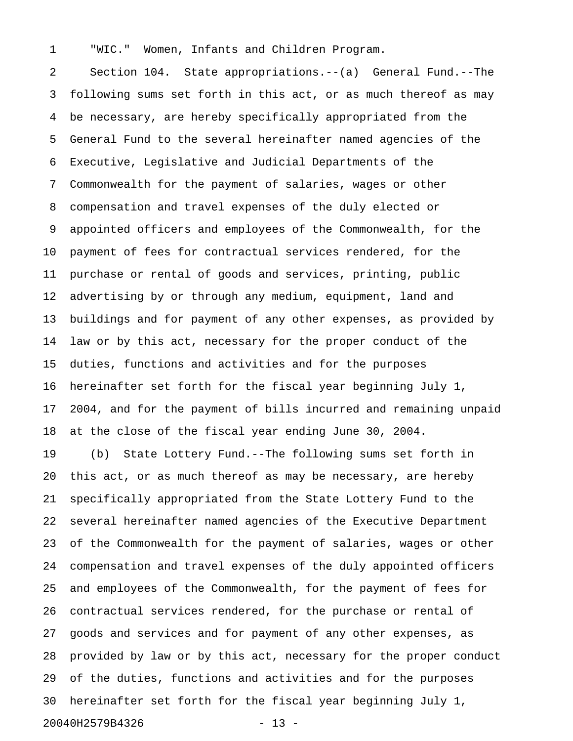"WIC." Women, Infants and Children Program.

Section 104. State appropriations.--(a) General Fund.--The following sums set forth in this act, or as much thereof as may be necessary, are hereby specifically appropriated from the General Fund to the several hereinafter named agencies of the Executive, Legislative and Judicial Departments of the Commonwealth for the payment of salaries, wages or other compensation and travel expenses of the duly elected or appointed officers and employees of the Commonwealth, for the payment of fees for contractual services rendered, for the purchase or rental of goods and services, printing, public advertising by or through any medium, equipment, land and buildings and for payment of any other expenses, as provided by law or by this act, necessary for the proper conduct of the duties, functions and activities and for the purposes hereinafter set forth for the fiscal year beginning July 1, 2004, and for the payment of bills incurred and remaining unpaid at the close of the fiscal year ending June 30, 2004.

(b) State Lottery Fund.--The following sums set forth in this act, or as much thereof as may be necessary, are hereby specifically appropriated from the State Lottery Fund to the several hereinafter named agencies of the Executive Department of the Commonwealth for the payment of salaries, wages or other compensation and travel expenses of the duly appointed officers and employees of the Commonwealth, for the payment of fees for contractual services rendered, for the purchase or rental of goods and services and for payment of any other expenses, as provided by law or by this act, necessary for the proper conduct of the duties, functions and activities and for the purposes hereinafter set forth for the fiscal year beginning July 1,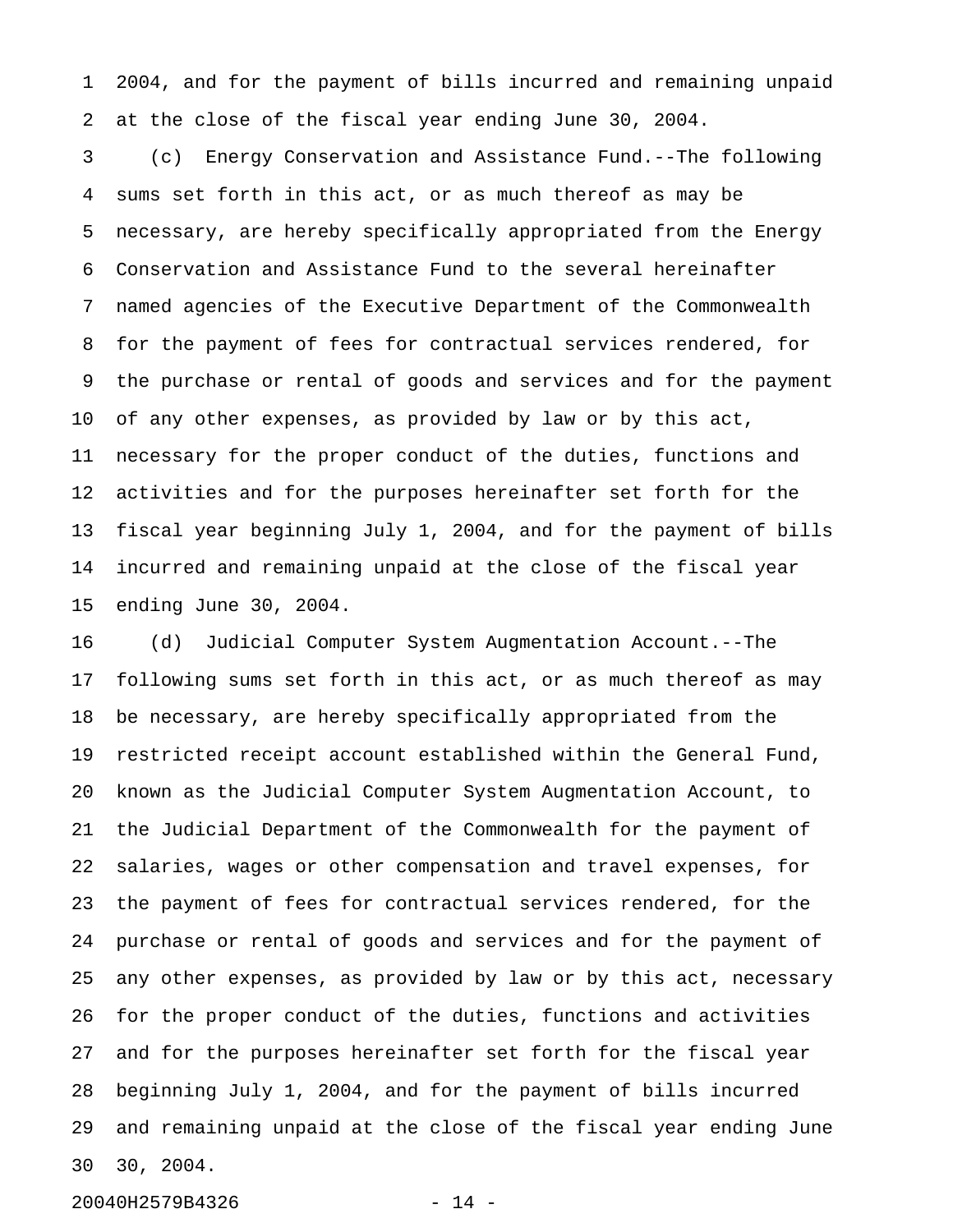2004, and for the payment of bills incurred and remaining unpaid at the close of the fiscal year ending June 30, 2004.

(c) Energy Conservation and Assistance Fund.--The following sums set forth in this act, or as much thereof as may be necessary, are hereby specifically appropriated from the Energy Conservation and Assistance Fund to the several hereinafter named agencies of the Executive Department of the Commonwealth for the payment of fees for contractual services rendered, for the purchase or rental of goods and services and for the payment of any other expenses, as provided by law or by this act, necessary for the proper conduct of the duties, functions and activities and for the purposes hereinafter set forth for the fiscal year beginning July 1, 2004, and for the payment of bills incurred and remaining unpaid at the close of the fiscal year ending June 30, 2004.

(d) Judicial Computer System Augmentation Account.--The following sums set forth in this act, or as much thereof as may be necessary, are hereby specifically appropriated from the restricted receipt account established within the General Fund, known as the Judicial Computer System Augmentation Account, to the Judicial Department of the Commonwealth for the payment of salaries, wages or other compensation and travel expenses, for the payment of fees for contractual services rendered, for the purchase or rental of goods and services and for the payment of any other expenses, as provided by law or by this act, necessary for the proper conduct of the duties, functions and activities and for the purposes hereinafter set forth for the fiscal year beginning July 1, 2004, and for the payment of bills incurred and remaining unpaid at the close of the fiscal year ending June 30, 2004.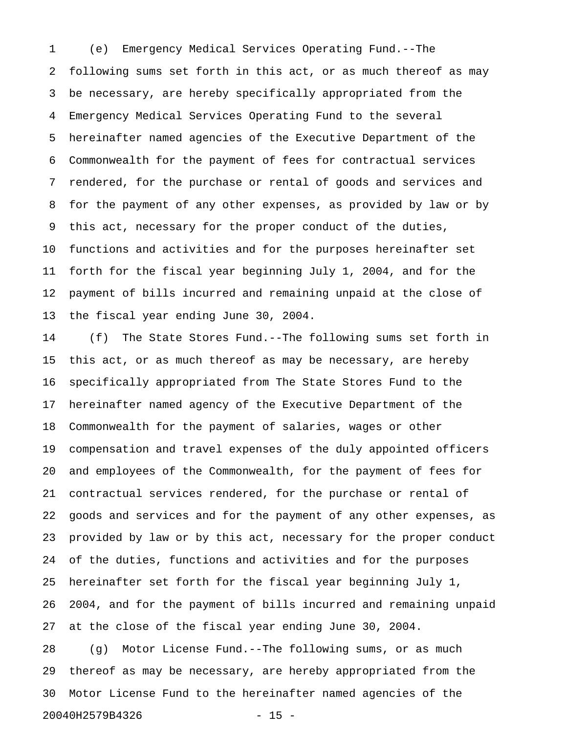(e) Emergency Medical Services Operating Fund.--The following sums set forth in this act, or as much thereof as may be necessary, are hereby specifically appropriated from the Emergency Medical Services Operating Fund to the several hereinafter named agencies of the Executive Department of the Commonwealth for the payment of fees for contractual services rendered, for the purchase or rental of goods and services and for the payment of any other expenses, as provided by law or by this act, necessary for the proper conduct of the duties, functions and activities and for the purposes hereinafter set forth for the fiscal year beginning July 1, 2004, and for the payment of bills incurred and remaining unpaid at the close of the fiscal year ending June 30, 2004.

(f) The State Stores Fund.--The following sums set forth in this act, or as much thereof as may be necessary, are hereby specifically appropriated from The State Stores Fund to the hereinafter named agency of the Executive Department of the Commonwealth for the payment of salaries, wages or other compensation and travel expenses of the duly appointed officers and employees of the Commonwealth, for the payment of fees for contractual services rendered, for the purchase or rental of goods and services and for the payment of any other expenses, as provided by law or by this act, necessary for the proper conduct of the duties, functions and activities and for the purposes hereinafter set forth for the fiscal year beginning July 1, 2004, and for the payment of bills incurred and remaining unpaid at the close of the fiscal year ending June 30, 2004.

(g) Motor License Fund.--The following sums, or as much thereof as may be necessary, are hereby appropriated from the Motor License Fund to the hereinafter named agencies of the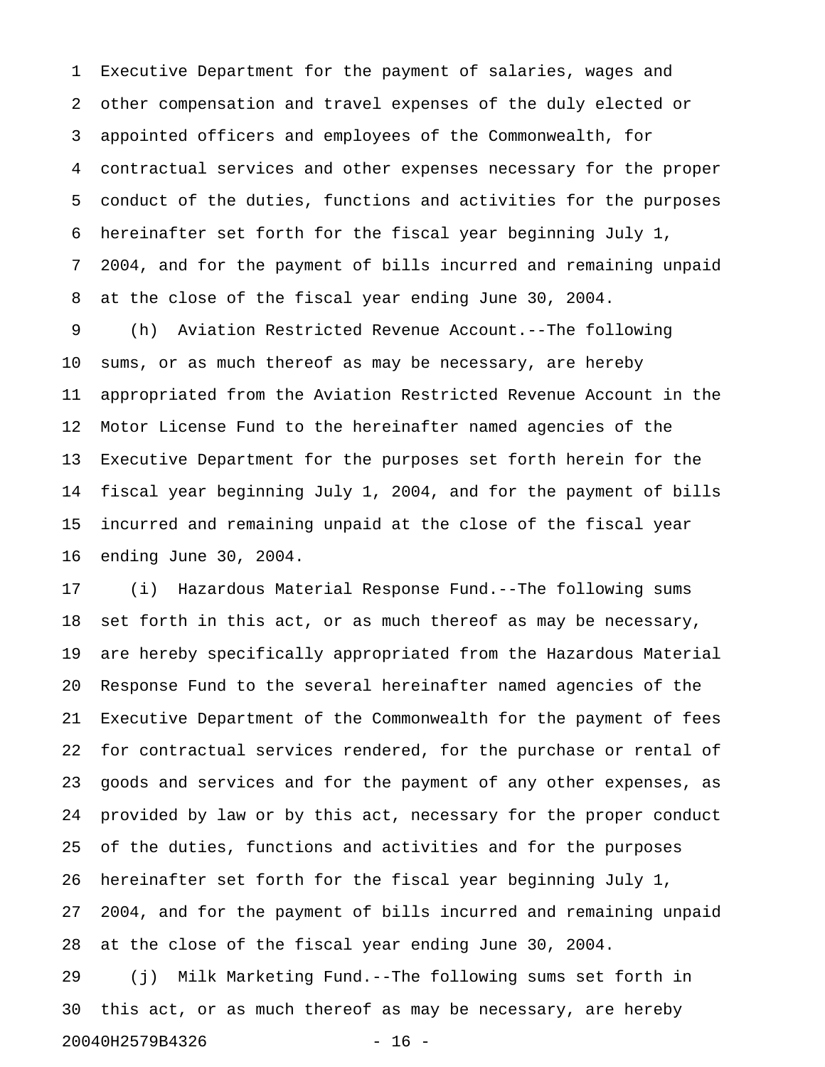Executive Department for the payment of salaries, wages and other compensation and travel expenses of the duly elected or appointed officers and employees of the Commonwealth, for contractual services and other expenses necessary for the proper conduct of the duties, functions and activities for the purposes hereinafter set forth for the fiscal year beginning July 1, 2004, and for the payment of bills incurred and remaining unpaid at the close of the fiscal year ending June 30, 2004.

(h) Aviation Restricted Revenue Account.--The following sums, or as much thereof as may be necessary, are hereby appropriated from the Aviation Restricted Revenue Account in the Motor License Fund to the hereinafter named agencies of the Executive Department for the purposes set forth herein for the fiscal year beginning July 1, 2004, and for the payment of bills incurred and remaining unpaid at the close of the fiscal year ending June 30, 2004.

(i) Hazardous Material Response Fund.--The following sums set forth in this act, or as much thereof as may be necessary, are hereby specifically appropriated from the Hazardous Material Response Fund to the several hereinafter named agencies of the Executive Department of the Commonwealth for the payment of fees for contractual services rendered, for the purchase or rental of goods and services and for the payment of any other expenses, as provided by law or by this act, necessary for the proper conduct of the duties, functions and activities and for the purposes hereinafter set forth for the fiscal year beginning July 1, 2004, and for the payment of bills incurred and remaining unpaid at the close of the fiscal year ending June 30, 2004.

(j) Milk Marketing Fund.--The following sums set forth in this act, or as much thereof as may be necessary, are hereby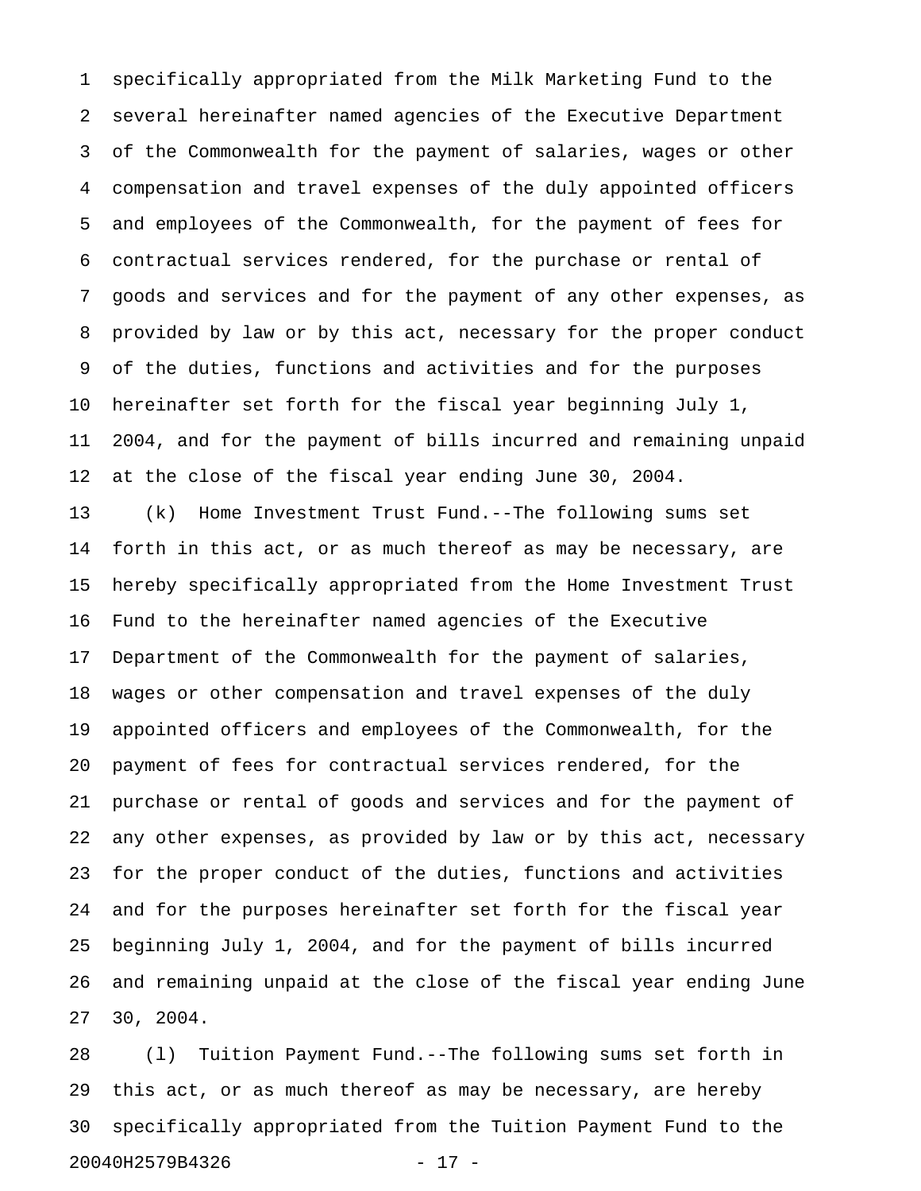specifically appropriated from the Milk Marketing Fund to the several hereinafter named agencies of the Executive Department of the Commonwealth for the payment of salaries, wages or other compensation and travel expenses of the duly appointed officers and employees of the Commonwealth, for the payment of fees for contractual services rendered, for the purchase or rental of goods and services and for the payment of any other expenses, as provided by law or by this act, necessary for the proper conduct of the duties, functions and activities and for the purposes hereinafter set forth for the fiscal year beginning July 1, 2004, and for the payment of bills incurred and remaining unpaid at the close of the fiscal year ending June 30, 2004.

(k) Home Investment Trust Fund.--The following sums set forth in this act, or as much thereof as may be necessary, are hereby specifically appropriated from the Home Investment Trust Fund to the hereinafter named agencies of the Executive Department of the Commonwealth for the payment of salaries, wages or other compensation and travel expenses of the duly appointed officers and employees of the Commonwealth, for the payment of fees for contractual services rendered, for the purchase or rental of goods and services and for the payment of any other expenses, as provided by law or by this act, necessary for the proper conduct of the duties, functions and activities and for the purposes hereinafter set forth for the fiscal year beginning July 1, 2004, and for the payment of bills incurred and remaining unpaid at the close of the fiscal year ending June 30, 2004.

(l) Tuition Payment Fund.--The following sums set forth in this act, or as much thereof as may be necessary, are hereby specifically appropriated from the Tuition Payment Fund to the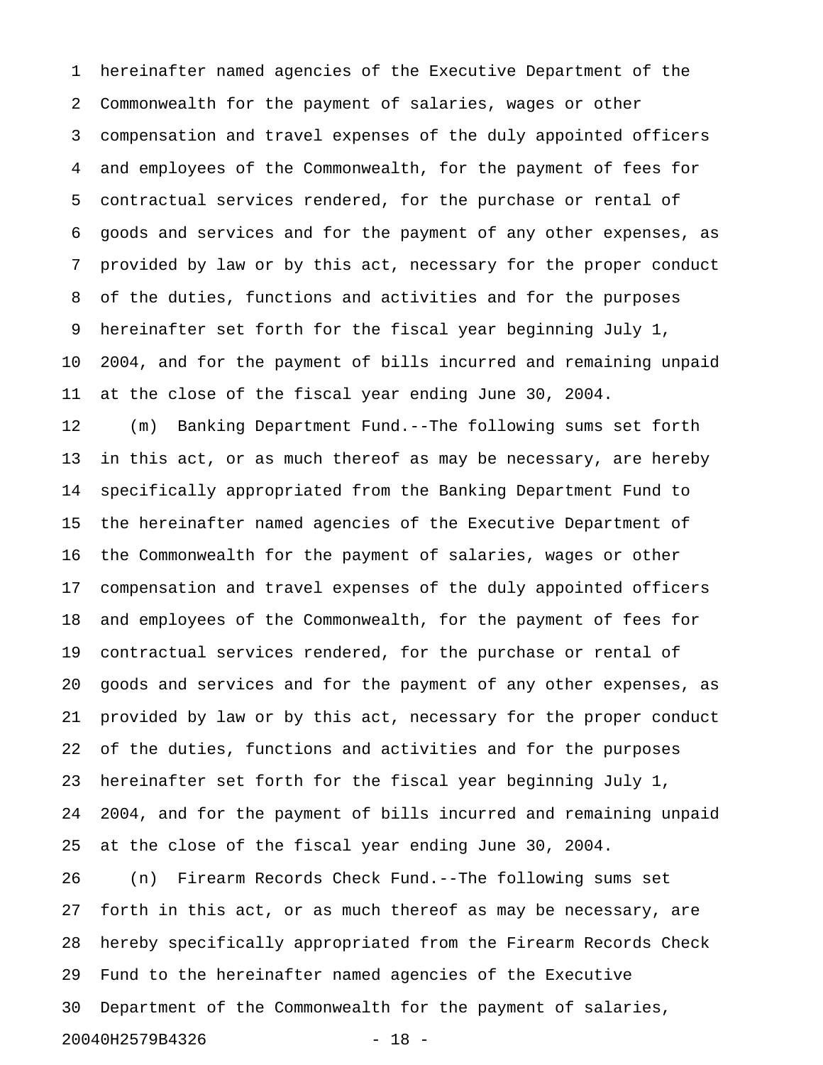hereinafter named agencies of the Executive Department of the Commonwealth for the payment of salaries, wages or other compensation and travel expenses of the duly appointed officers and employees of the Commonwealth, for the payment of fees for contractual services rendered, for the purchase or rental of goods and services and for the payment of any other expenses, as provided by law or by this act, necessary for the proper conduct of the duties, functions and activities and for the purposes hereinafter set forth for the fiscal year beginning July 1, 2004, and for the payment of bills incurred and remaining unpaid at the close of the fiscal year ending June 30, 2004.

(m) Banking Department Fund.--The following sums set forth in this act, or as much thereof as may be necessary, are hereby specifically appropriated from the Banking Department Fund to the hereinafter named agencies of the Executive Department of the Commonwealth for the payment of salaries, wages or other compensation and travel expenses of the duly appointed officers and employees of the Commonwealth, for the payment of fees for contractual services rendered, for the purchase or rental of goods and services and for the payment of any other expenses, as provided by law or by this act, necessary for the proper conduct of the duties, functions and activities and for the purposes hereinafter set forth for the fiscal year beginning July 1, 2004, and for the payment of bills incurred and remaining unpaid at the close of the fiscal year ending June 30, 2004.

(n) Firearm Records Check Fund.--The following sums set forth in this act, or as much thereof as may be necessary, are hereby specifically appropriated from the Firearm Records Check Fund to the hereinafter named agencies of the Executive Department of the Commonwealth for the payment of salaries,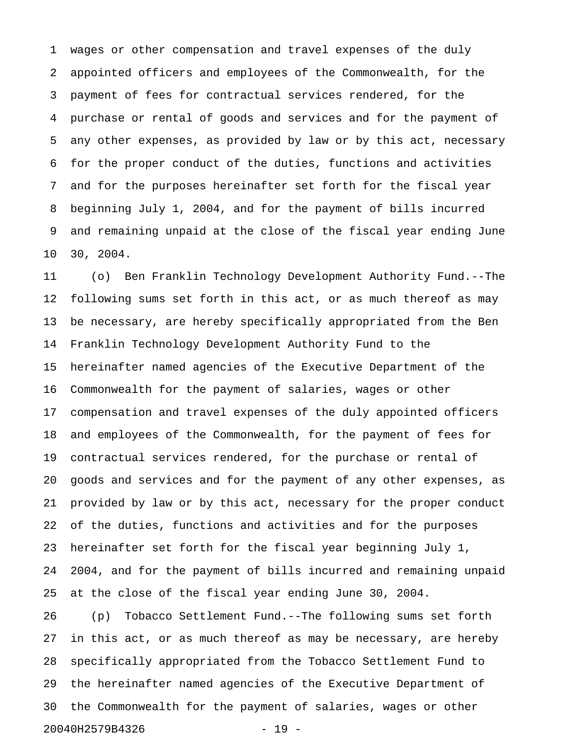wages or other compensation and travel expenses of the duly appointed officers and employees of the Commonwealth, for the payment of fees for contractual services rendered, for the purchase or rental of goods and services and for the payment of any other expenses, as provided by law or by this act, necessary for the proper conduct of the duties, functions and activities and for the purposes hereinafter set forth for the fiscal year beginning July 1, 2004, and for the payment of bills incurred and remaining unpaid at the close of the fiscal year ending June 30, 2004.

(o) Ben Franklin Technology Development Authority Fund.--The following sums set forth in this act, or as much thereof as may be necessary, are hereby specifically appropriated from the Ben Franklin Technology Development Authority Fund to the hereinafter named agencies of the Executive Department of the Commonwealth for the payment of salaries, wages or other compensation and travel expenses of the duly appointed officers and employees of the Commonwealth, for the payment of fees for contractual services rendered, for the purchase or rental of goods and services and for the payment of any other expenses, as provided by law or by this act, necessary for the proper conduct of the duties, functions and activities and for the purposes hereinafter set forth for the fiscal year beginning July 1, 2004, and for the payment of bills incurred and remaining unpaid at the close of the fiscal year ending June 30, 2004.

(p) Tobacco Settlement Fund.--The following sums set forth in this act, or as much thereof as may be necessary, are hereby specifically appropriated from the Tobacco Settlement Fund to the hereinafter named agencies of the Executive Department of the Commonwealth for the payment of salaries, wages or other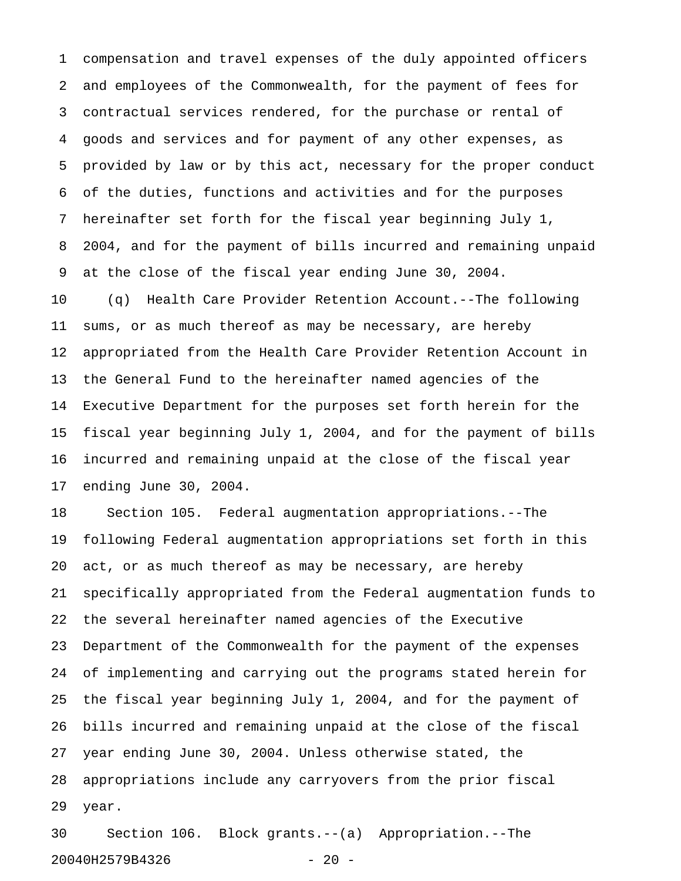compensation and travel expenses of the duly appointed officers and employees of the Commonwealth, for the payment of fees for contractual services rendered, for the purchase or rental of goods and services and for payment of any other expenses, as provided by law or by this act, necessary for the proper conduct of the duties, functions and activities and for the purposes hereinafter set forth for the fiscal year beginning July 1, 2004, and for the payment of bills incurred and remaining unpaid at the close of the fiscal year ending June 30, 2004.

(q) Health Care Provider Retention Account.--The following sums, or as much thereof as may be necessary, are hereby appropriated from the Health Care Provider Retention Account in the General Fund to the hereinafter named agencies of the Executive Department for the purposes set forth herein for the fiscal year beginning July 1, 2004, and for the payment of bills incurred and remaining unpaid at the close of the fiscal year ending June 30, 2004.

Section 105. Federal augmentation appropriations.--The following Federal augmentation appropriations set forth in this act, or as much thereof as may be necessary, are hereby specifically appropriated from the Federal augmentation funds to the several hereinafter named agencies of the Executive Department of the Commonwealth for the payment of the expenses of implementing and carrying out the programs stated herein for the fiscal year beginning July 1, 2004, and for the payment of bills incurred and remaining unpaid at the close of the fiscal year ending June 30, 2004. Unless otherwise stated, the appropriations include any carryovers from the prior fiscal year.

Section 106. Block grants.--(a) Appropriation.--The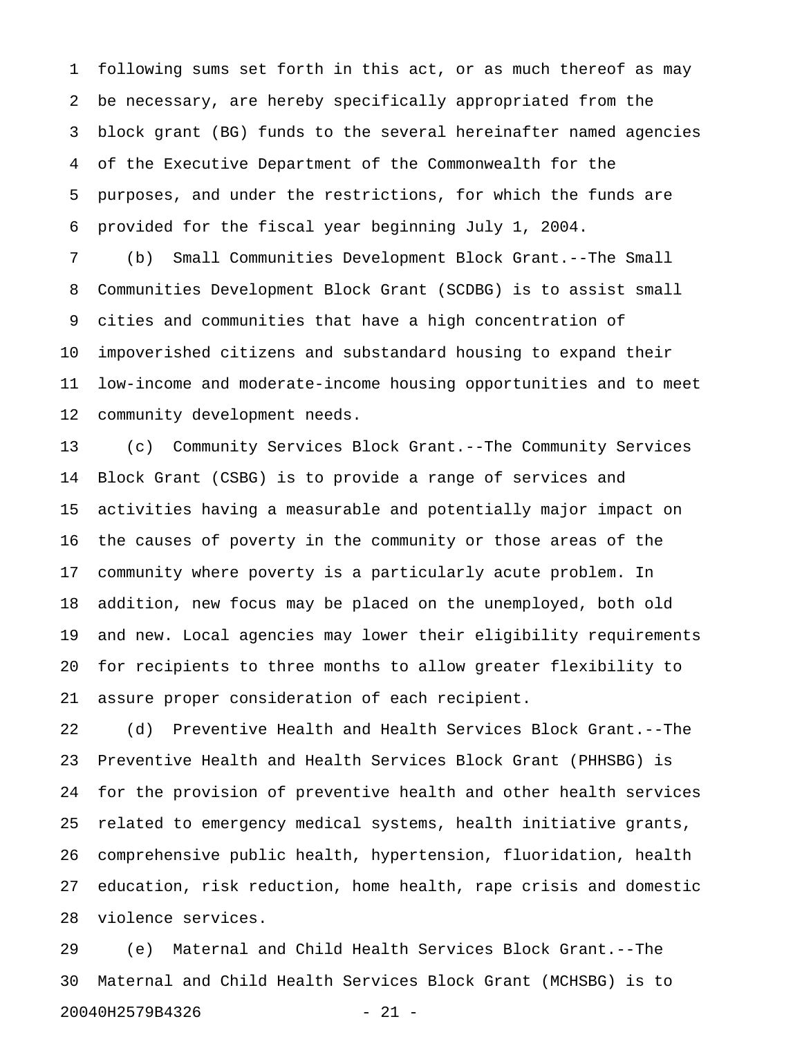following sums set forth in this act, or as much thereof as may be necessary, are hereby specifically appropriated from the block grant (BG) funds to the several hereinafter named agencies of the Executive Department of the Commonwealth for the purposes, and under the restrictions, for which the funds are provided for the fiscal year beginning July 1, 2004.

(b) Small Communities Development Block Grant.--The Small Communities Development Block Grant (SCDBG) is to assist small cities and communities that have a high concentration of impoverished citizens and substandard housing to expand their low-income and moderate-income housing opportunities and to meet community development needs.

(c) Community Services Block Grant.--The Community Services Block Grant (CSBG) is to provide a range of services and activities having a measurable and potentially major impact on the causes of poverty in the community or those areas of the community where poverty is a particularly acute problem. In addition, new focus may be placed on the unemployed, both old and new. Local agencies may lower their eligibility requirements for recipients to three months to allow greater flexibility to assure proper consideration of each recipient.

(d) Preventive Health and Health Services Block Grant.--The Preventive Health and Health Services Block Grant (PHHSBG) is for the provision of preventive health and other health services related to emergency medical systems, health initiative grants, comprehensive public health, hypertension, fluoridation, health education, risk reduction, home health, rape crisis and domestic violence services.

(e) Maternal and Child Health Services Block Grant.--The Maternal and Child Health Services Block Grant (MCHSBG) is to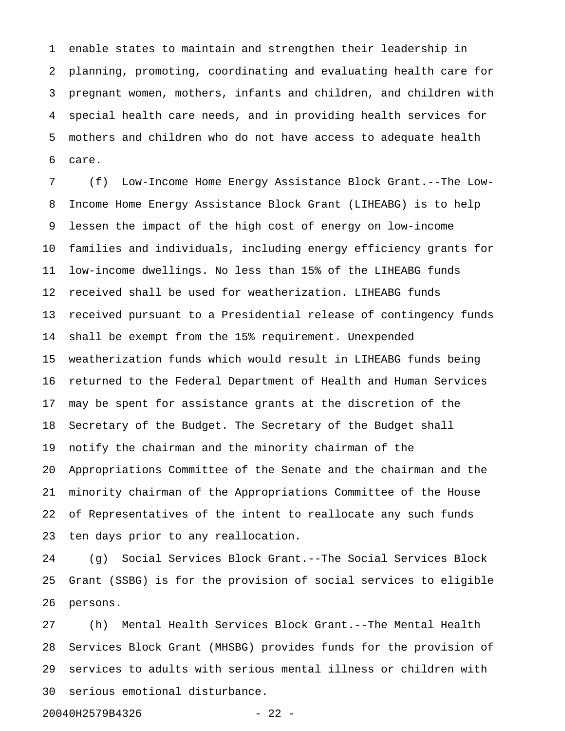enable states to maintain and strengthen their leadership in planning, promoting, coordinating and evaluating health care for pregnant women, mothers, infants and children, and children with special health care needs, and in providing health services for mothers and children who do not have access to adequate health care.

(f) Low-Income Home Energy Assistance Block Grant.--The Low-Income Home Energy Assistance Block Grant (LIHEABG) is to help lessen the impact of the high cost of energy on low-income families and individuals, including energy efficiency grants for low-income dwellings. No less than 15% of the LIHEABG funds received shall be used for weatherization. LIHEABG funds received pursuant to a Presidential release of contingency funds shall be exempt from the 15% requirement. Unexpended weatherization funds which would result in LIHEABG funds being returned to the Federal Department of Health and Human Services may be spent for assistance grants at the discretion of the Secretary of the Budget. The Secretary of the Budget shall notify the chairman and the minority chairman of the Appropriations Committee of the Senate and the chairman and the minority chairman of the Appropriations Committee of the House of Representatives of the intent to reallocate any such funds ten days prior to any reallocation.

(g) Social Services Block Grant.--The Social Services Block Grant (SSBG) is for the provision of social services to eligible persons.

(h) Mental Health Services Block Grant.--The Mental Health Services Block Grant (MHSBG) provides funds for the provision of services to adults with serious mental illness or children with serious emotional disturbance.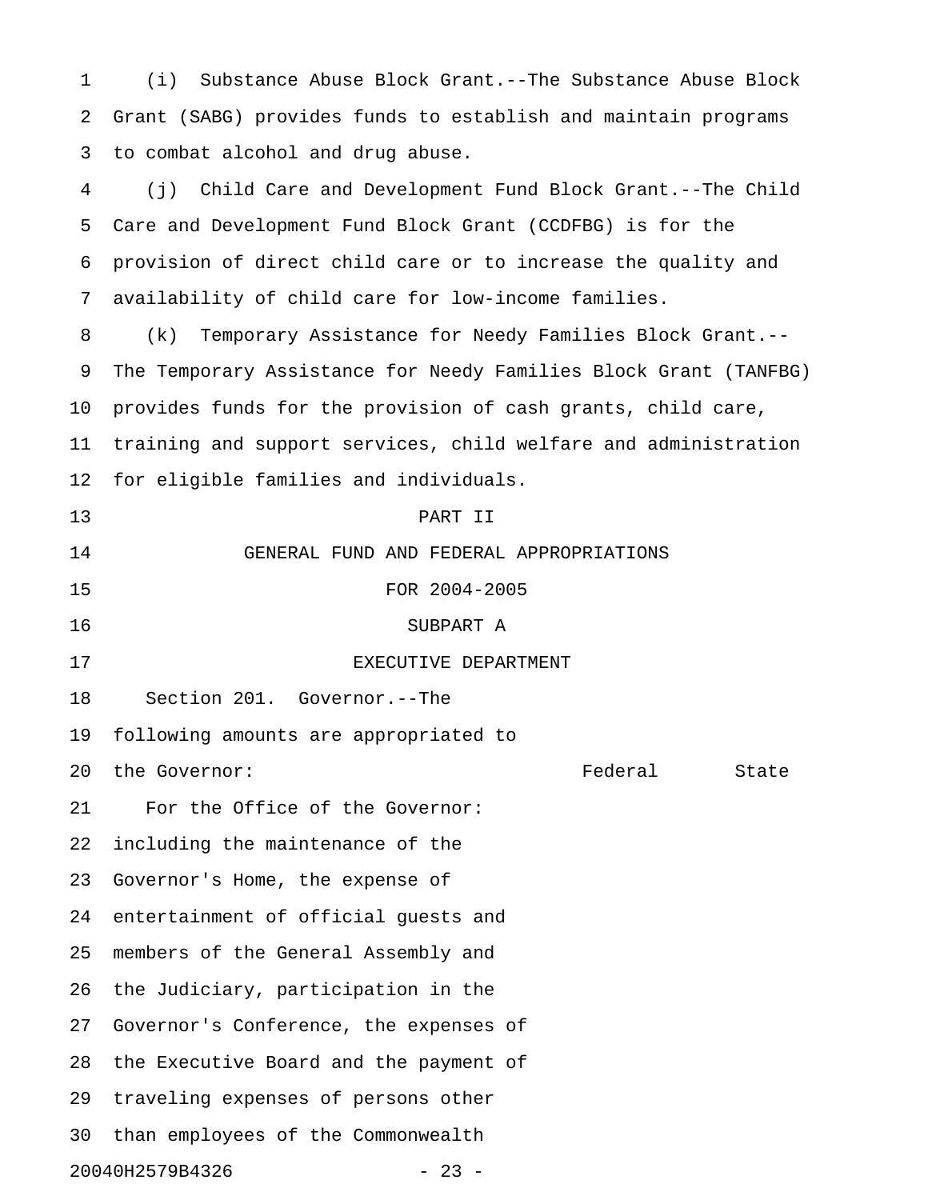(i) Substance Abuse Block Grant.--The Substance Abuse Block Grant (SABG) provides funds to establish and maintain programs to combat alcohol and drug abuse.

(j) Child Care and Development Fund Block Grant.--The Child Care and Development Fund Block Grant (CCDFBG) is for the provision of direct child care or to increase the quality and availability of child care for low-income families.

(k) Temporary Assistance for Needy Families Block Grant.--The Temporary Assistance for Needy Families Block Grant (TANFBG) provides funds for the provision of cash grants, child care, training and support services, child welfare and administration for eligible families and individuals.

# PART II

## GENERAL FUND AND FEDERAL APPROPRIATIONS FOR 2004-2005

### SUBPART A

### EXECUTIVE DEPARTMENT

Section 201. Governor.--The following amounts are appropriated to the Governor:

| | Federal | State |
|---|---|---|
| For the Office of the Governor: including the maintenance of the Governor's Home, the expense of entertainment of official guests and members of the General Assembly and the Judiciary, participation in the Governor's Conference, the expenses of the Executive Board and the payment of traveling expenses of persons other than employees of the Commonwealth | | |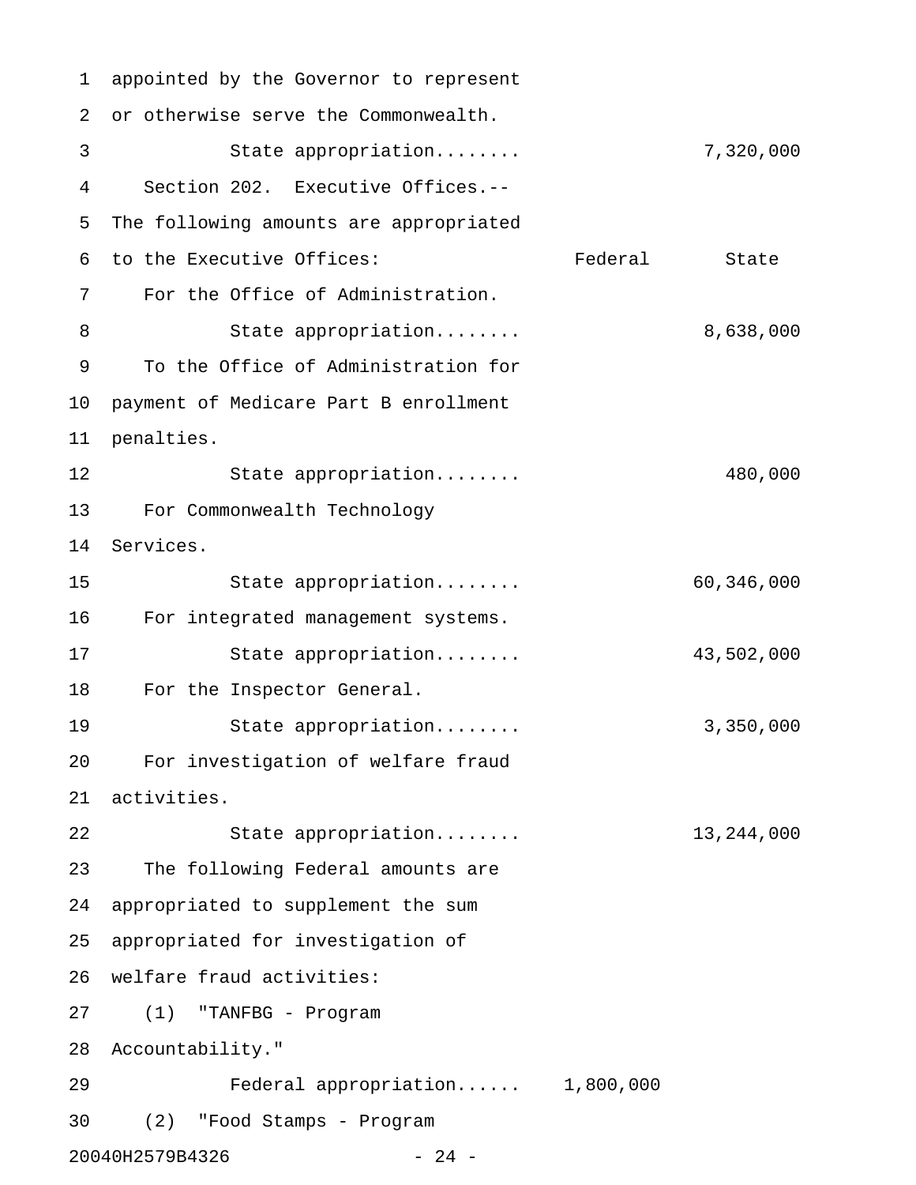appointed by the Governor to represent or otherwise serve the Commonwealth.

| | Federal | State |
|---|---|---|
| State appropriation........ | | 7,320,000 |

Section 202. Executive Offices.--The following amounts are appropriated to the Executive Offices:

| | Federal | State |
|---|---|---|
| For the Office of Administration. | | |
| State appropriation........ | | 8,638,000 |
| To the Office of Administration for payment of Medicare Part B enrollment penalties. | | |
| State appropriation........ | | 480,000 |
| For Commonwealth Technology Services. | | |
| State appropriation........ | | 60,346,000 |
| For integrated management systems. | | |
| State appropriation........ | | 43,502,000 |
| For the Inspector General. | | |
| State appropriation........ | | 3,350,000 |
| For investigation of welfare fraud activities. | | |
| State appropriation........ | | 13,244,000 |
| The following Federal amounts are appropriated to supplement the sum appropriated for investigation of welfare fraud activities: | | |
| (1) "TANFBG - Program Accountability." | | |
| Federal appropriation...... | 1,800,000 | |
| (2) "Food Stamps - Program | | |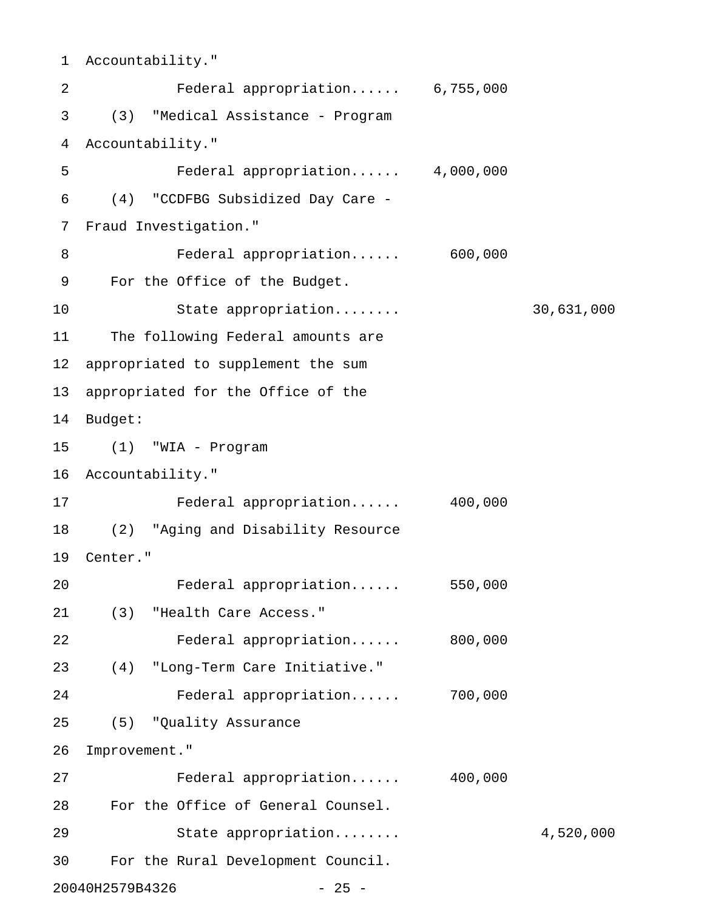Accountability."

Federal appropriation...... 6,755,000

(3) "Medical Assistance - Program Accountability."

Federal appropriation...... 4,000,000

(4) "CCDFBG Subsidized Day Care - Fraud Investigation."

Federal appropriation...... 600,000

For the Office of the Budget.

State appropriation........ 30,631,000

The following Federal amounts are appropriated to supplement the sum appropriated for the Office of the Budget:

(1) "WIA - Program Accountability."

Federal appropriation...... 400,000

(2) "Aging and Disability Resource Center."

Federal appropriation...... 550,000

(3) "Health Care Access."

Federal appropriation...... 800,000

(4) "Long-Term Care Initiative."

Federal appropriation...... 700,000

(5) "Quality Assurance Improvement."

Federal appropriation...... 400,000

For the Office of General Counsel.

State appropriation........ 4,520,000

For the Rural Development Council.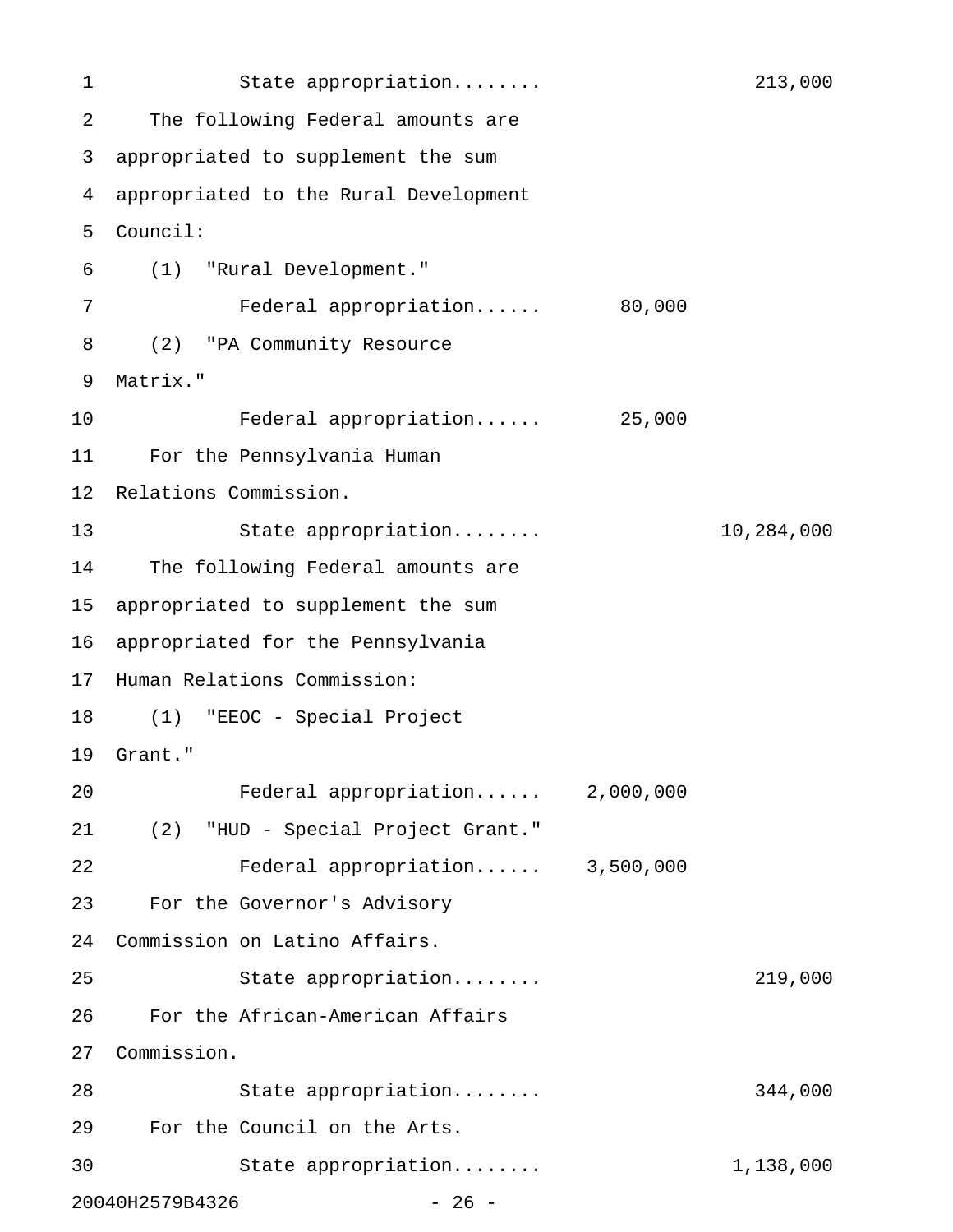State appropriation........ 213,000

The following Federal amounts are appropriated to supplement the sum appropriated to the Rural Development Council:

(1) "Rural Development."

Federal appropriation...... 80,000

(2) "PA Community Resource Matrix."

Federal appropriation...... 25,000

For the Pennsylvania Human Relations Commission.

State appropriation........ 10,284,000

The following Federal amounts are appropriated to supplement the sum appropriated for the Pennsylvania Human Relations Commission:

(1) "EEOC - Special Project Grant."

Federal appropriation...... 2,000,000

(2) "HUD - Special Project Grant."

Federal appropriation...... 3,500,000

For the Governor's Advisory Commission on Latino Affairs.

State appropriation........ 219,000

For the African-American Affairs Commission.

State appropriation........ 344,000

For the Council on the Arts.

State appropriation........ 1,138,000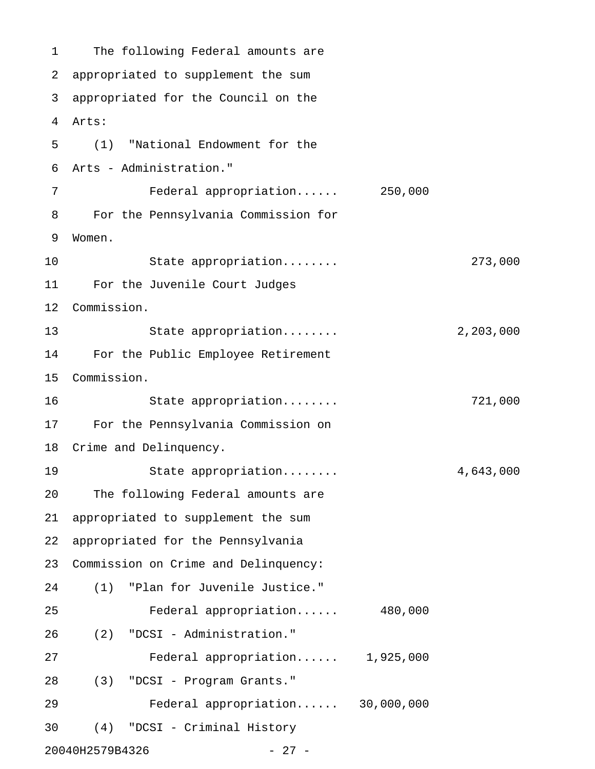The following Federal amounts are appropriated to supplement the sum appropriated for the Council on the Arts:

(1) "National Endowment for the Arts - Administration."

| | Federal | State |
|---|---|---|
| Federal appropriation...... | 250,000 | |

For the Pennsylvania Commission for Women.

| | Federal | State |
|---|---|---|
| State appropriation........ | | 273,000 |

For the Juvenile Court Judges Commission.

| | Federal | State |
|---|---|---|
| State appropriation........ | | 2,203,000 |

For the Public Employee Retirement Commission.

| | Federal | State |
|---|---|---|
| State appropriation........ | | 721,000 |

For the Pennsylvania Commission on Crime and Delinquency.

| | Federal | State |
|---|---|---|
| State appropriation........ | | 4,643,000 |

The following Federal amounts are appropriated to supplement the sum appropriated for the Pennsylvania Commission on Crime and Delinquency:

(1) "Plan for Juvenile Justice."

| | Federal | State |
|---|---|---|
| Federal appropriation...... | 480,000 | |

(2) "DCSI - Administration."

| | Federal | State |
|---|---|---|
| Federal appropriation...... | 1,925,000 | |

(3) "DCSI - Program Grants."

| | Federal | State |
|---|---|---|
| Federal appropriation...... | 30,000,000 | |

(4) "DCSI - Criminal History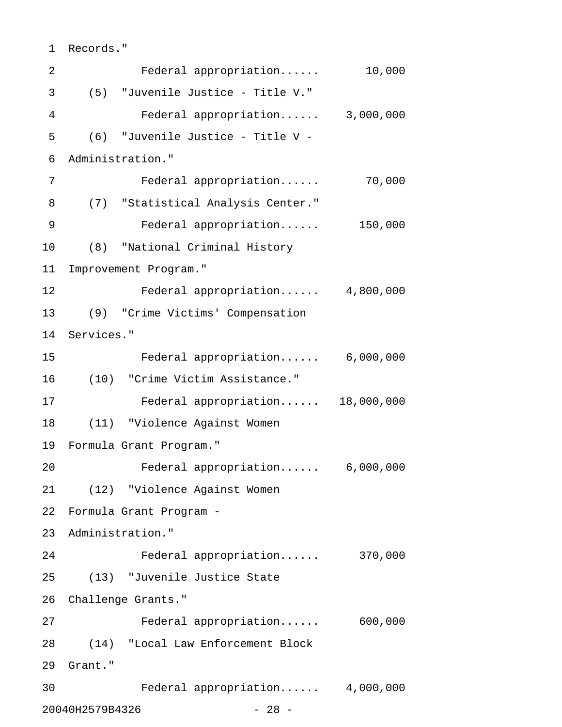Records."

Federal appropriation...... 10,000

(5) "Juvenile Justice - Title V."

Federal appropriation...... 3,000,000

(6) "Juvenile Justice - Title V - Administration."

Federal appropriation...... 70,000

(7) "Statistical Analysis Center."

Federal appropriation...... 150,000

(8) "National Criminal History Improvement Program."

Federal appropriation...... 4,800,000

(9) "Crime Victims' Compensation Services."

Federal appropriation...... 6,000,000

(10) "Crime Victim Assistance."

Federal appropriation...... 18,000,000

(11) "Violence Against Women Formula Grant Program."

Federal appropriation...... 6,000,000

(12) "Violence Against Women Formula Grant Program - Administration."

Federal appropriation...... 370,000

(13) "Juvenile Justice State Challenge Grants."

Federal appropriation...... 600,000

(14) "Local Law Enforcement Block Grant."

Federal appropriation...... 4,000,000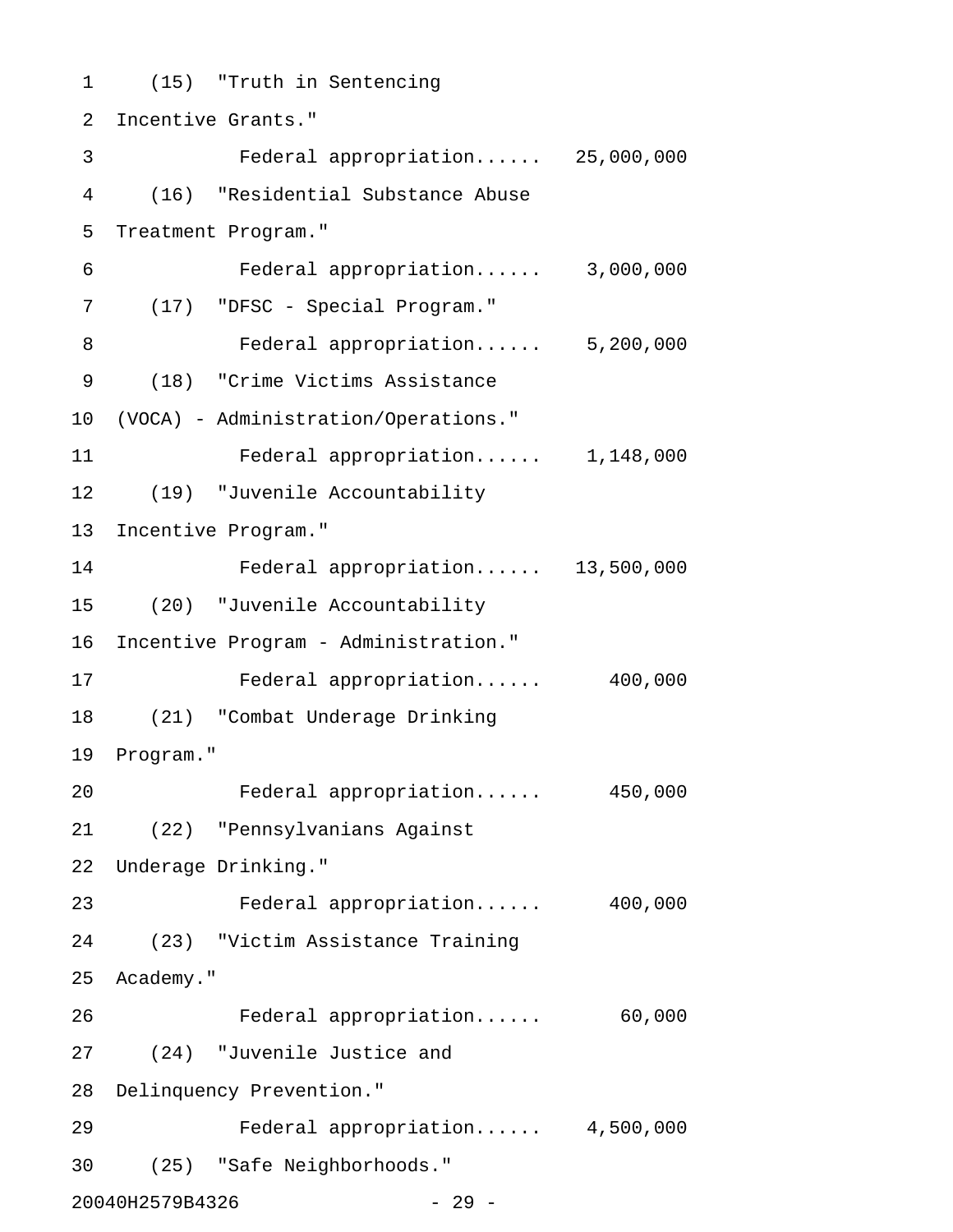(15) "Truth in Sentencing Incentive Grants."

Federal appropriation...... 25,000,000

(16) "Residential Substance Abuse Treatment Program."

Federal appropriation...... 3,000,000

(17) "DFSC - Special Program."

Federal appropriation...... 5,200,000

(18) "Crime Victims Assistance (VOCA) - Administration/Operations."

Federal appropriation...... 1,148,000

(19) "Juvenile Accountability Incentive Program."

Federal appropriation...... 13,500,000

(20) "Juvenile Accountability Incentive Program - Administration."

Federal appropriation...... 400,000

(21) "Combat Underage Drinking Program."

Federal appropriation...... 450,000

(22) "Pennsylvanians Against Underage Drinking."

Federal appropriation...... 400,000

(23) "Victim Assistance Training Academy."

Federal appropriation...... 60,000

(24) "Juvenile Justice and Delinquency Prevention."

Federal appropriation...... 4,500,000

(25) "Safe Neighborhoods."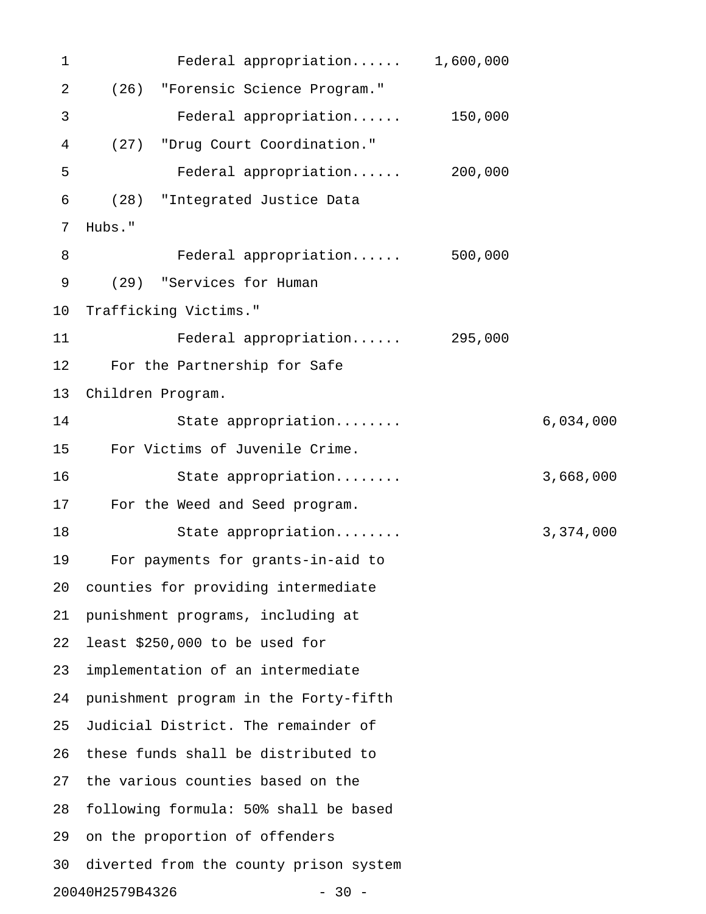Federal appropriation...... 1,600,000

(26) "Forensic Science Program."

Federal appropriation...... 150,000

(27) "Drug Court Coordination."

Federal appropriation...... 200,000

(28) "Integrated Justice Data Hubs."

Federal appropriation...... 500,000

(29) "Services for Human Trafficking Victims."

Federal appropriation...... 295,000

For the Partnership for Safe Children Program.

State appropriation........ 6,034,000

For Victims of Juvenile Crime.

State appropriation........ 3,668,000

For the Weed and Seed program.

State appropriation........ 3,374,000

For payments for grants-in-aid to counties for providing intermediate punishment programs, including at least $250,000 to be used for implementation of an intermediate punishment program in the Forty-fifth Judicial District. The remainder of these funds shall be distributed to the various counties based on the following formula: 50% shall be based on the proportion of offenders diverted from the county prison system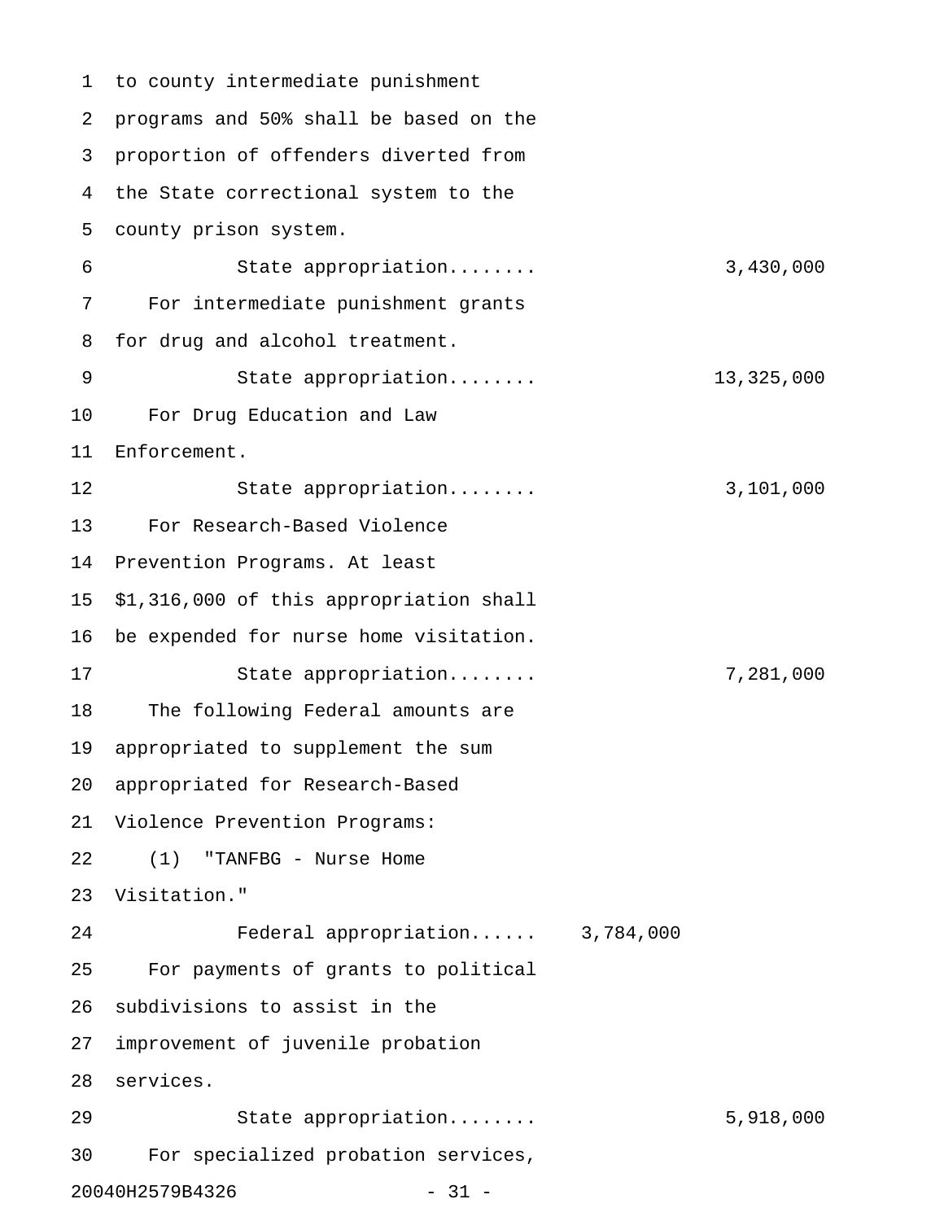to county intermediate punishment programs and 50% shall be based on the proportion of offenders diverted from the State correctional system to the county prison system.

State appropriation........ 3,430,000

For intermediate punishment grants for drug and alcohol treatment.

State appropriation........ 13,325,000

For Drug Education and Law Enforcement.

State appropriation........ 3,101,000

For Research-Based Violence Prevention Programs. At least $1,316,000 of this appropriation shall be expended for nurse home visitation.

State appropriation........ 7,281,000

The following Federal amounts are appropriated to supplement the sum appropriated for Research-Based Violence Prevention Programs:

(1) "TANFBG - Nurse Home Visitation."

Federal appropriation...... 3,784,000

For payments of grants to political subdivisions to assist in the improvement of juvenile probation services.

State appropriation........ 5,918,000

For specialized probation services,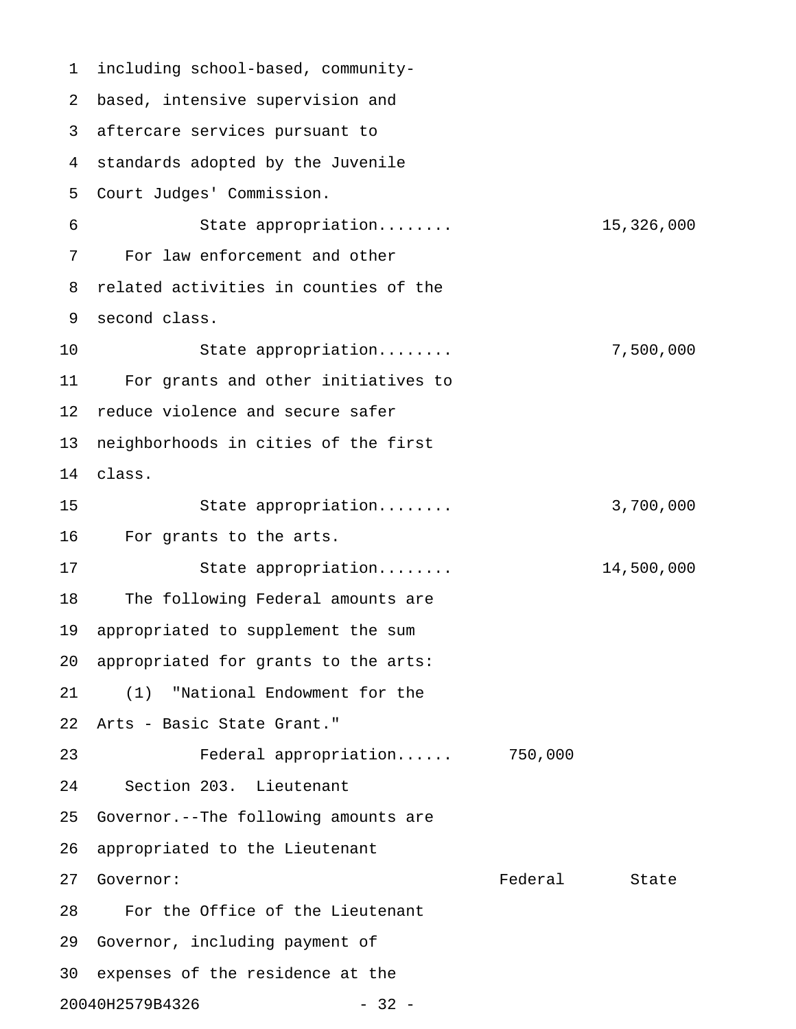including school-based, community-based, intensive supervision and aftercare services pursuant to standards adopted by the Juvenile Court Judges' Commission.

| | Federal | State |
|---|---|---|
| State appropriation........ | | 15,326,000 |

For law enforcement and other related activities in counties of the second class.

| | Federal | State |
|---|---|---|
| State appropriation........ | | 7,500,000 |

For grants and other initiatives to reduce violence and secure safer neighborhoods in cities of the first class.

| | Federal | State |
|---|---|---|
| State appropriation........ | | 3,700,000 |

For grants to the arts.

| | Federal | State |
|---|---|---|
| State appropriation........ | | 14,500,000 |

The following Federal amounts are appropriated to supplement the sum appropriated for grants to the arts:

(1) "National Endowment for the Arts - Basic State Grant."

| | Federal | State |
|---|---|---|
| Federal appropriation...... | 750,000 | |

Section 203. Lieutenant Governor.--The following amounts are appropriated to the Lieutenant Governor:

| | Federal | State |
|---|---|---|

For the Office of the Lieutenant Governor, including payment of expenses of the residence at the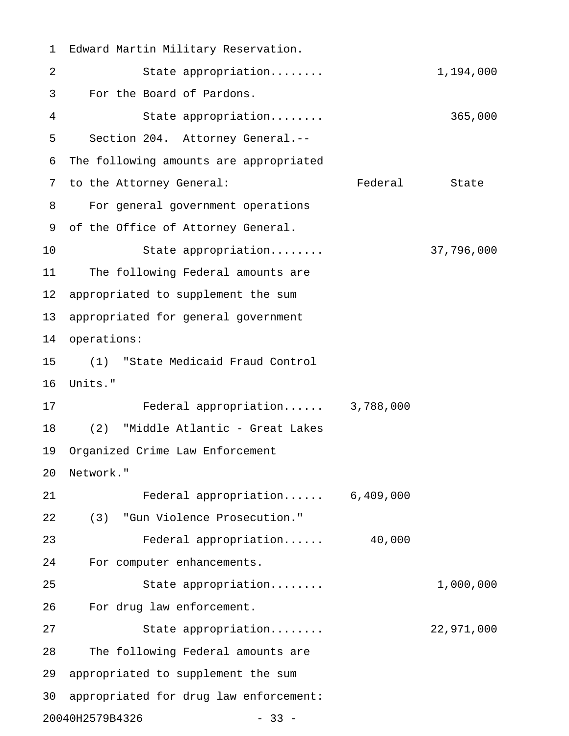Edward Martin Military Reservation.

| | Federal | State |
|---|---|---|
| State appropriation........ | | 1,194,000 |

For the Board of Pardons.

| | Federal | State |
|---|---|---|
| State appropriation........ | | 365,000 |

Section 204. Attorney General.--

The following amounts are appropriated to the Attorney General:

| | Federal | State |
|---|---|---|
| For general government operations of the Office of Attorney General. | | |
| State appropriation........ | | 37,796,000 |
| The following Federal amounts are appropriated to supplement the sum appropriated for general government operations: | | |
| (1) "State Medicaid Fraud Control Units." | | |
| Federal appropriation...... | 3,788,000 | |
| (2) "Middle Atlantic - Great Lakes Organized Crime Law Enforcement Network." | | |
| Federal appropriation...... | 6,409,000 | |
| (3) "Gun Violence Prosecution." | | |
| Federal appropriation...... | 40,000 | |
| For computer enhancements. | | |
| State appropriation........ | | 1,000,000 |
| For drug law enforcement. | | |
| State appropriation........ | | 22,971,000 |

The following Federal amounts are appropriated to supplement the sum appropriated for drug law enforcement:

20040H2579B4326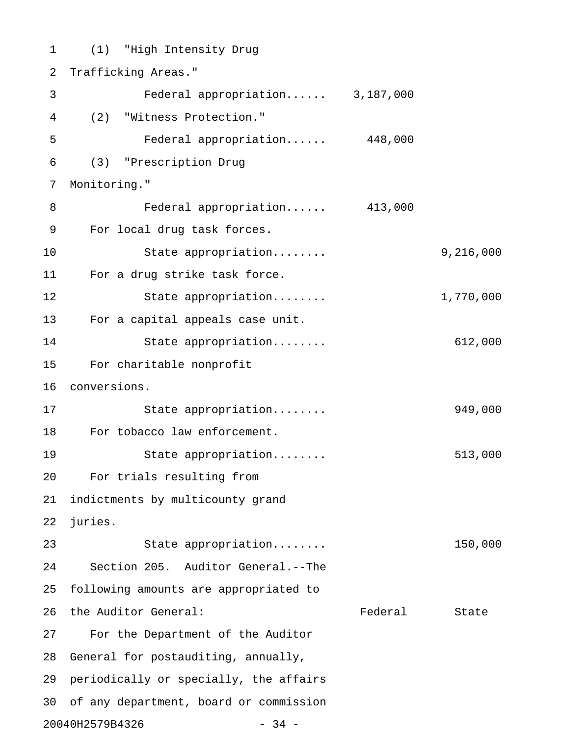(1) "High Intensity Drug Trafficking Areas."

| | Federal | State |
|---|---|---|
| Federal appropriation...... | 3,187,000 | |

(2) "Witness Protection."

| | Federal | State |
|---|---|---|
| Federal appropriation...... | 448,000 | |

(3) "Prescription Drug Monitoring."

| | Federal | State |
|---|---|---|
| Federal appropriation...... | 413,000 | |

For local drug task forces.

| | Federal | State |
|---|---|---|
| State appropriation........ | | 9,216,000 |

For a drug strike task force.

| | Federal | State |
|---|---|---|
| State appropriation........ | | 1,770,000 |

For a capital appeals case unit.

| | Federal | State |
|---|---|---|
| State appropriation........ | | 612,000 |

For charitable nonprofit conversions.

| | Federal | State |
|---|---|---|
| State appropriation........ | | 949,000 |

For tobacco law enforcement.

| | Federal | State |
|---|---|---|
| State appropriation........ | | 513,000 |

For trials resulting from indictments by multicounty grand juries.

| | Federal | State |
|---|---|---|
| State appropriation........ | | 150,000 |

Section 205. Auditor General.--The following amounts are appropriated to the Auditor General:

| | Federal | State |
|---|---|---|

For the Department of the Auditor General for postauditing, annually, periodically or specially, the affairs of any department, board or commission

20040H2579B4326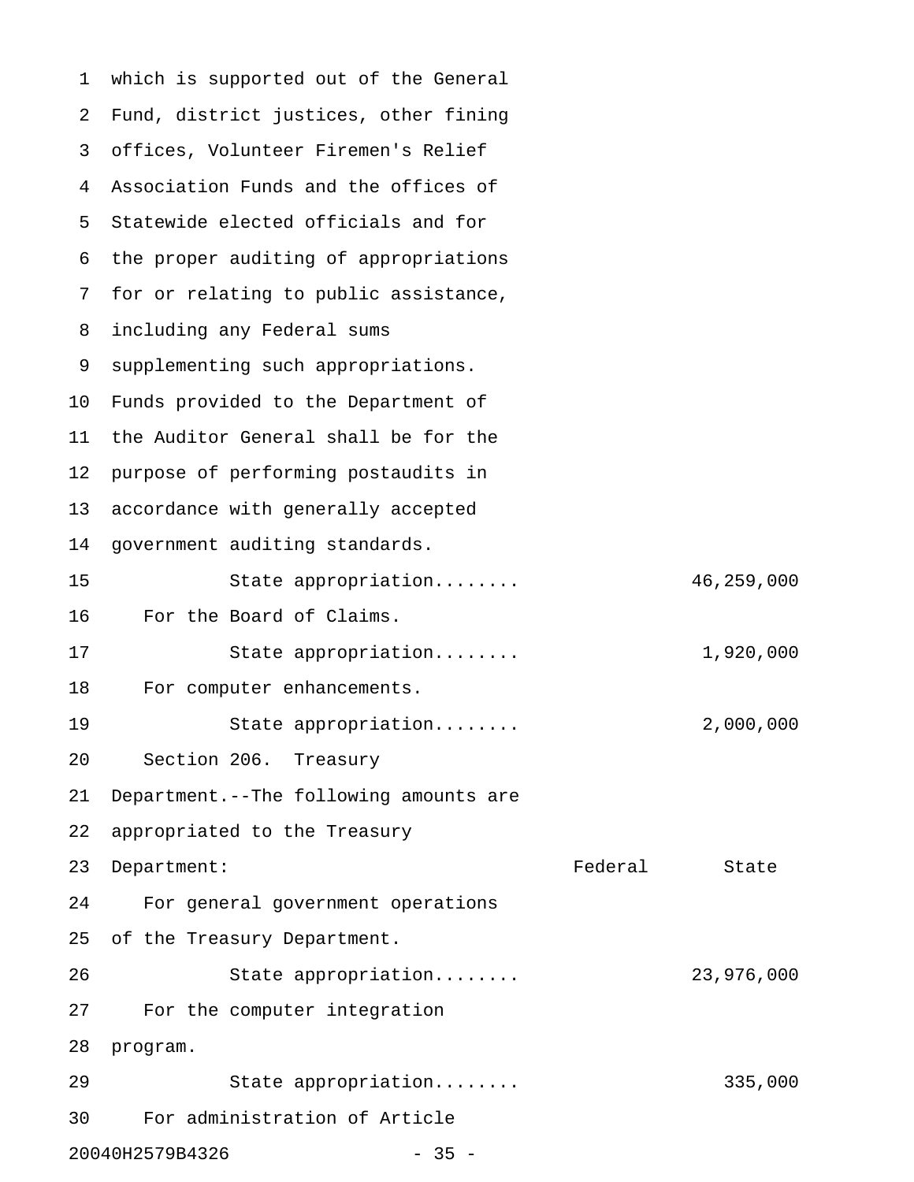which is supported out of the General Fund, district justices, other fining offices, Volunteer Firemen's Relief Association Funds and the offices of Statewide elected officials and for the proper auditing of appropriations for or relating to public assistance, including any Federal sums supplementing such appropriations. Funds provided to the Department of the Auditor General shall be for the purpose of performing postaudits in accordance with generally accepted government auditing standards.

State appropriation........ 46,259,000

For the Board of Claims.

State appropriation........ 1,920,000

For computer enhancements.

State appropriation........ 2,000,000

Section 206. Treasury Department.--The following amounts are appropriated to the Treasury Department:

| | Federal | State |
|---|---|---|
| For general government operations of the Treasury Department. | | |
| State appropriation........ | | 23,976,000 |
| For the computer integration program. | | |
| State appropriation........ | | 335,000 |

For administration of Article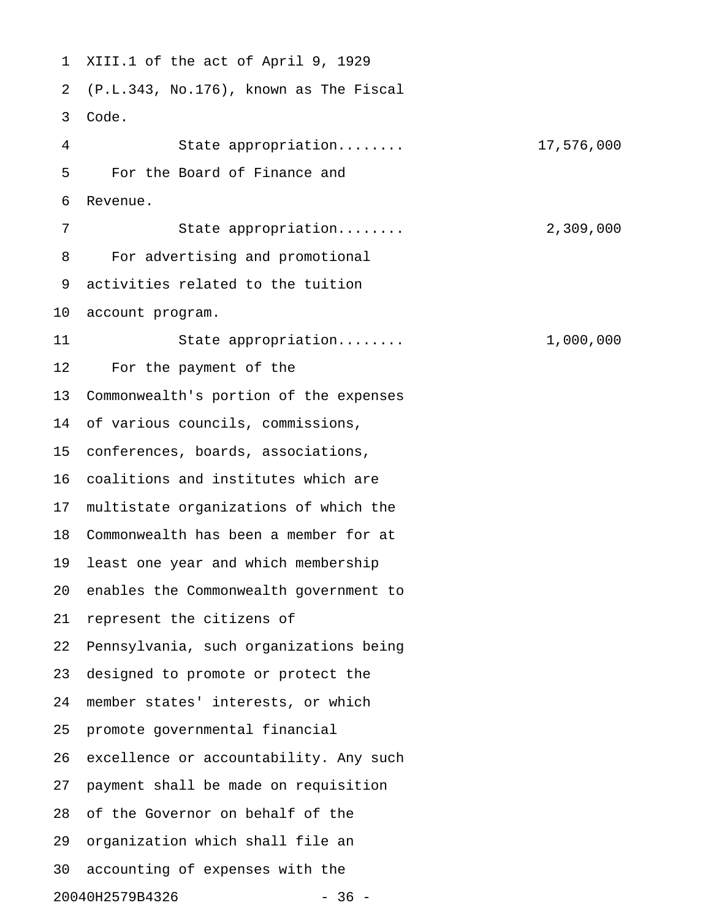XIII.1 of the act of April 9, 1929 (P.L.343, No.176), known as The Fiscal Code.

State appropriation........ 17,576,000

For the Board of Finance and Revenue.

State appropriation........ 2,309,000

For advertising and promotional activities related to the tuition account program.

State appropriation........ 1,000,000

For the payment of the Commonwealth's portion of the expenses of various councils, commissions, conferences, boards, associations, coalitions and institutes which are multistate organizations of which the Commonwealth has been a member for at least one year and which membership enables the Commonwealth government to represent the citizens of Pennsylvania, such organizations being designed to promote or protect the member states' interests, or which promote governmental financial excellence or accountability. Any such payment shall be made on requisition of the Governor on behalf of the organization which shall file an accounting of expenses with the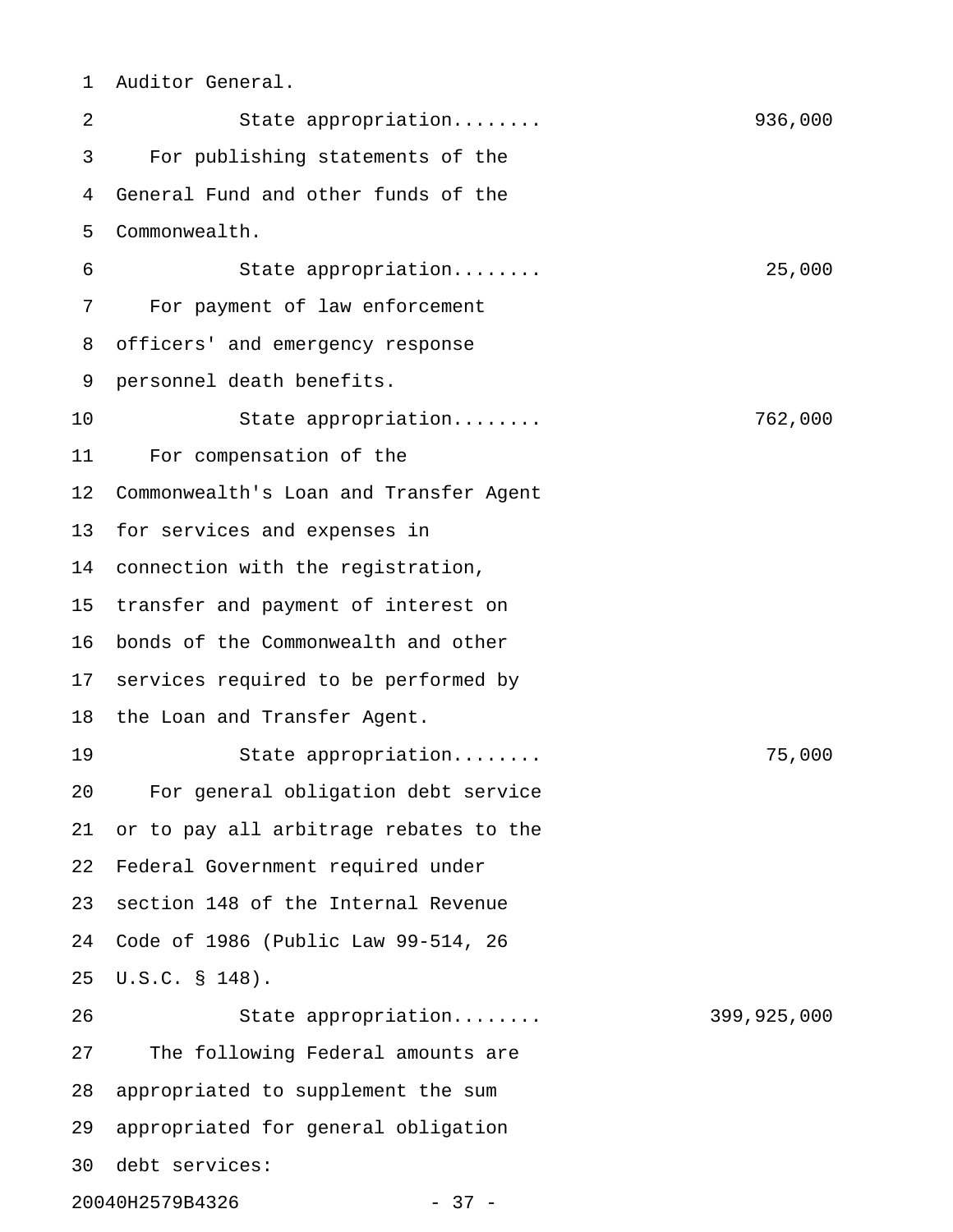Auditor General.

State appropriation........ 936,000

For publishing statements of the General Fund and other funds of the Commonwealth.

State appropriation........ 25,000

For payment of law enforcement officers' and emergency response personnel death benefits.

State appropriation........ 762,000

For compensation of the Commonwealth's Loan and Transfer Agent for services and expenses in connection with the registration, transfer and payment of interest on bonds of the Commonwealth and other services required to be performed by the Loan and Transfer Agent.

State appropriation........ 75,000

For general obligation debt service or to pay all arbitrage rebates to the Federal Government required under section 148 of the Internal Revenue Code of 1986 (Public Law 99-514, 26 U.S.C. § 148).

State appropriation........ 399,925,000

The following Federal amounts are appropriated to supplement the sum appropriated for general obligation debt services: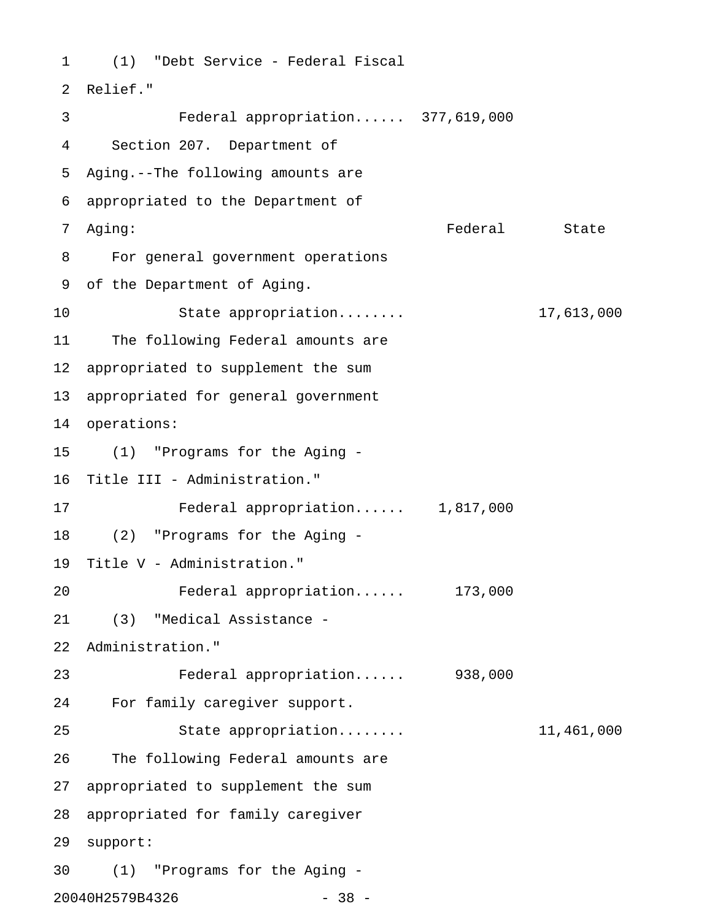(1) "Debt Service - Federal Fiscal Relief."

| | Federal | State |
|---|---|---|
| Federal appropriation...... | 377,619,000 | |

Section 207. Department of Aging.--The following amounts are appropriated to the Department of Aging:

| | Federal | State |
|---|---|---|
| For general government operations of the Department of Aging. | | |
| State appropriation........ | | 17,613,000 |
| The following Federal amounts are appropriated to supplement the sum appropriated for general government operations: | | |
| (1) "Programs for the Aging - Title III - Administration." | | |
| Federal appropriation...... | 1,817,000 | |
| (2) "Programs for the Aging - Title V - Administration." | | |
| Federal appropriation...... | 173,000 | |
| (3) "Medical Assistance - Administration." | | |
| Federal appropriation...... | 938,000 | |
| For family caregiver support. | | |
| State appropriation........ | | 11,461,000 |
| The following Federal amounts are appropriated to supplement the sum appropriated for family caregiver support: | | |
| (1) "Programs for the Aging - | | |

20040H2579B4326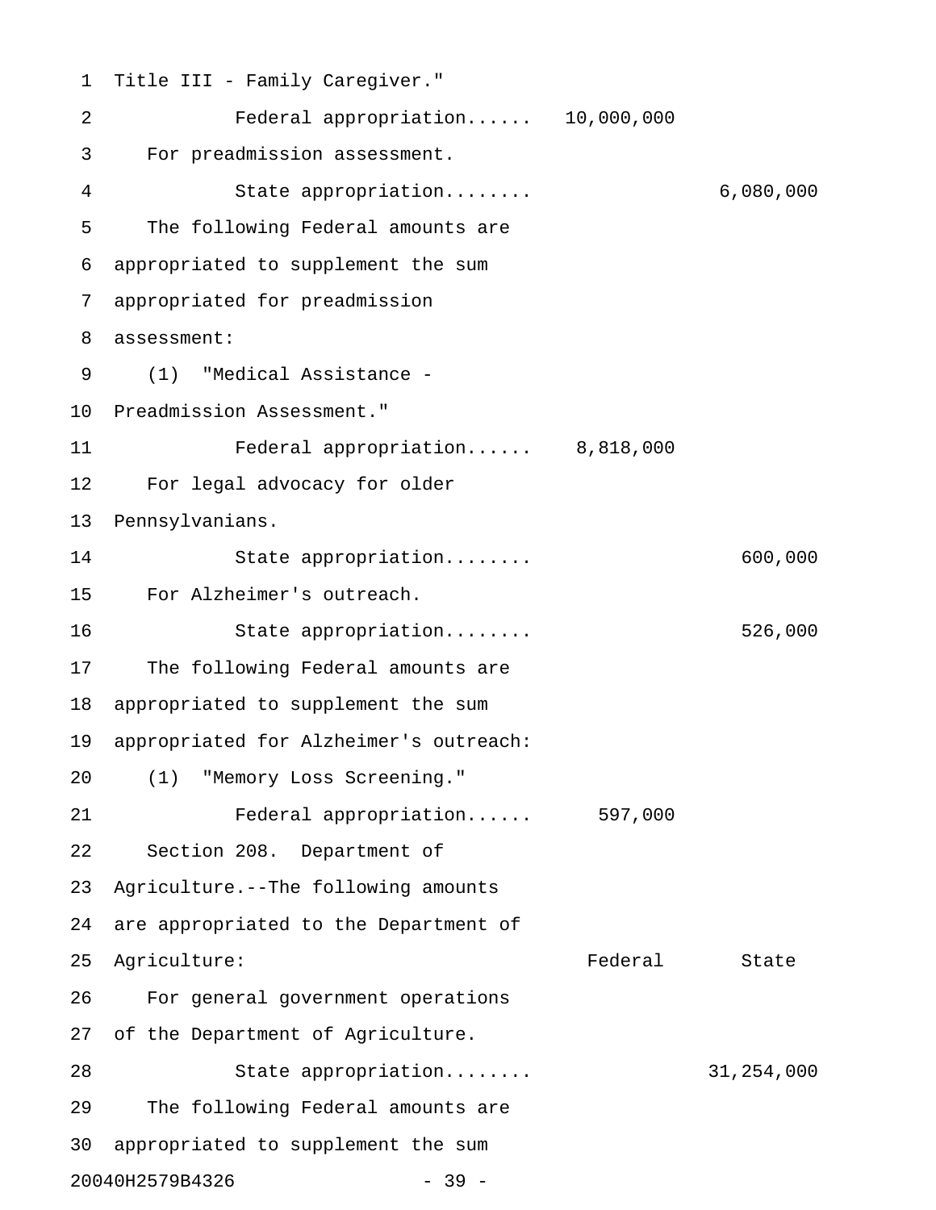Title III - Family Caregiver."

Federal appropriation...... 10,000,000

For preadmission assessment.

State appropriation........ 6,080,000

The following Federal amounts are appropriated to supplement the sum appropriated for preadmission assessment:

(1) "Medical Assistance - Preadmission Assessment."

Federal appropriation...... 8,818,000

For legal advocacy for older Pennsylvanians.

State appropriation........ 600,000

For Alzheimer's outreach.

State appropriation........ 526,000

The following Federal amounts are appropriated to supplement the sum appropriated for Alzheimer's outreach:

(1) "Memory Loss Screening."

Federal appropriation...... 597,000

Section 208. Department of Agriculture.--The following amounts are appropriated to the Department of Agriculture:

| | Federal | State |
|---|---|---|
| For general government operations of the Department of Agriculture. | | |
| State appropriation........ | | 31,254,000 |

The following Federal amounts are appropriated to supplement the sum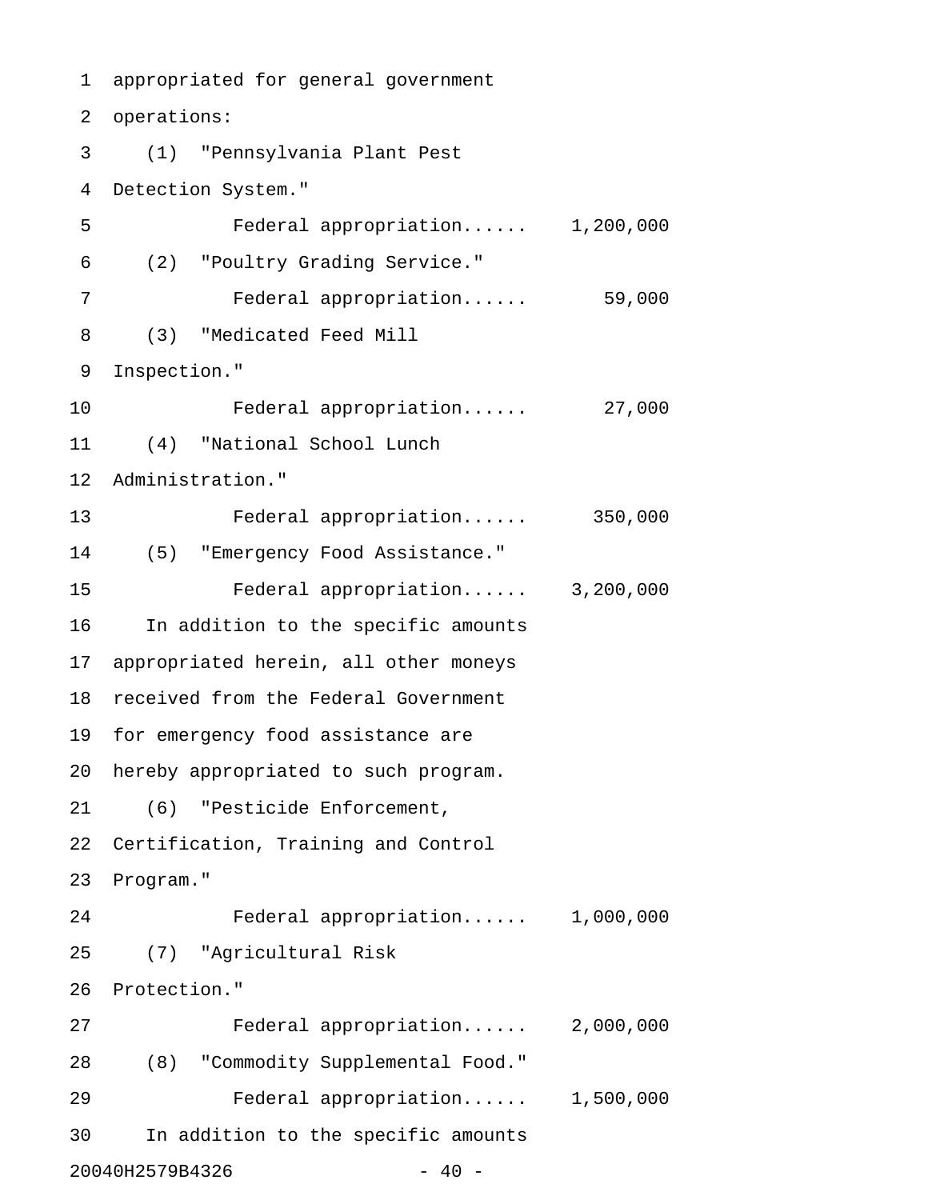appropriated for general government operations:

(1) "Pennsylvania Plant Pest Detection System."

Federal appropriation...... 1,200,000

(2) "Poultry Grading Service."

Federal appropriation...... 59,000

(3) "Medicated Feed Mill Inspection."

Federal appropriation...... 27,000

(4) "National School Lunch Administration."

Federal appropriation...... 350,000

(5) "Emergency Food Assistance."

Federal appropriation...... 3,200,000

In addition to the specific amounts appropriated herein, all other moneys received from the Federal Government for emergency food assistance are hereby appropriated to such program.

(6) "Pesticide Enforcement, Certification, Training and Control Program."

Federal appropriation...... 1,000,000

(7) "Agricultural Risk Protection."

Federal appropriation...... 2,000,000

(8) "Commodity Supplemental Food."

Federal appropriation...... 1,500,000

In addition to the specific amounts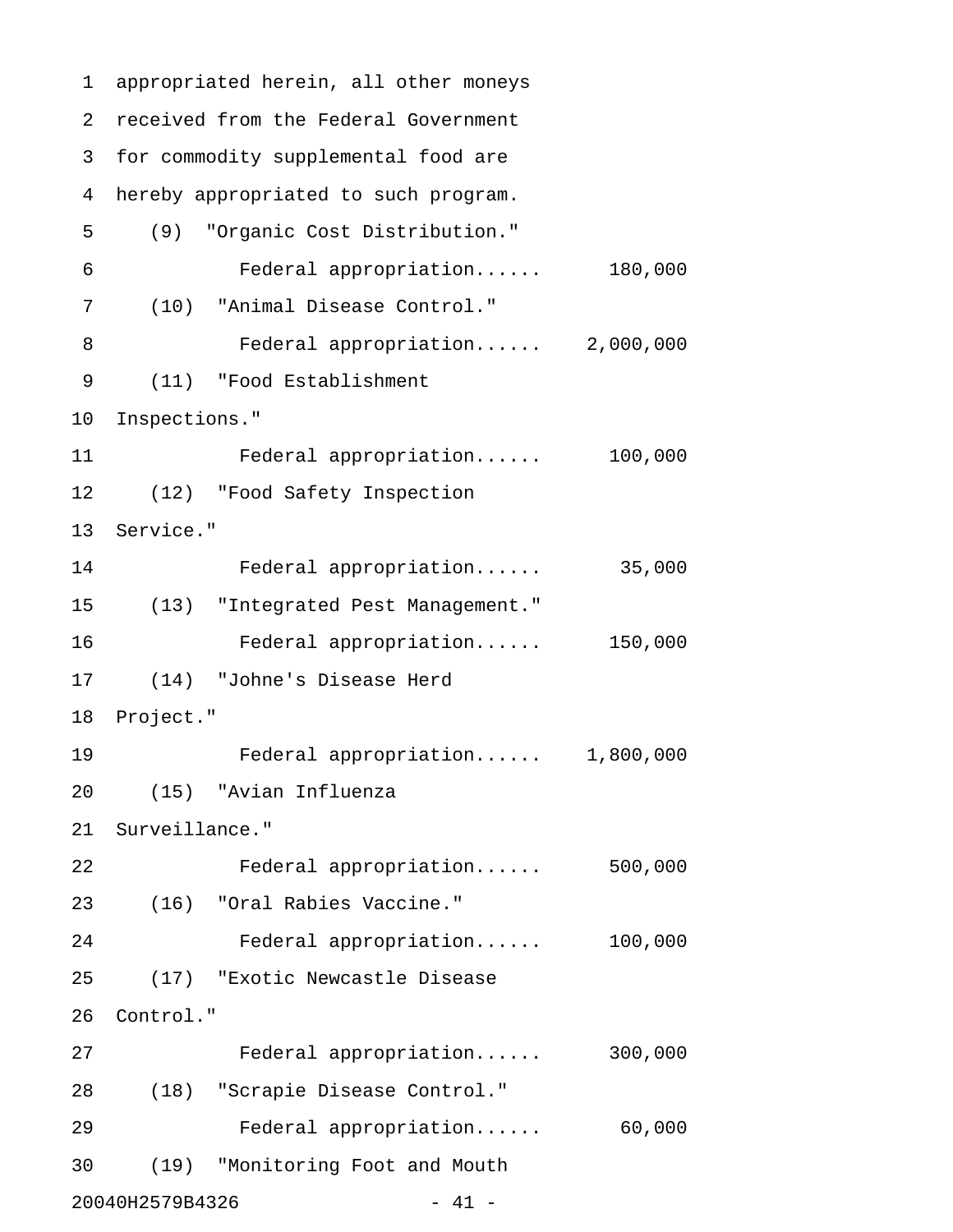appropriated herein, all other moneys received from the Federal Government for commodity supplemental food are hereby appropriated to such program.

(9) "Organic Cost Distribution."

Federal appropriation...... 180,000

(10) "Animal Disease Control."

Federal appropriation...... 2,000,000

(11) "Food Establishment Inspections."

Federal appropriation...... 100,000

(12) "Food Safety Inspection Service."

Federal appropriation...... 35,000

(13) "Integrated Pest Management."

Federal appropriation...... 150,000

(14) "Johne's Disease Herd Project."

Federal appropriation...... 1,800,000

(15) "Avian Influenza Surveillance."

Federal appropriation...... 500,000

(16) "Oral Rabies Vaccine."

Federal appropriation...... 100,000

(17) "Exotic Newcastle Disease Control."

Federal appropriation...... 300,000

(18) "Scrapie Disease Control."

Federal appropriation...... 60,000

(19) "Monitoring Foot and Mouth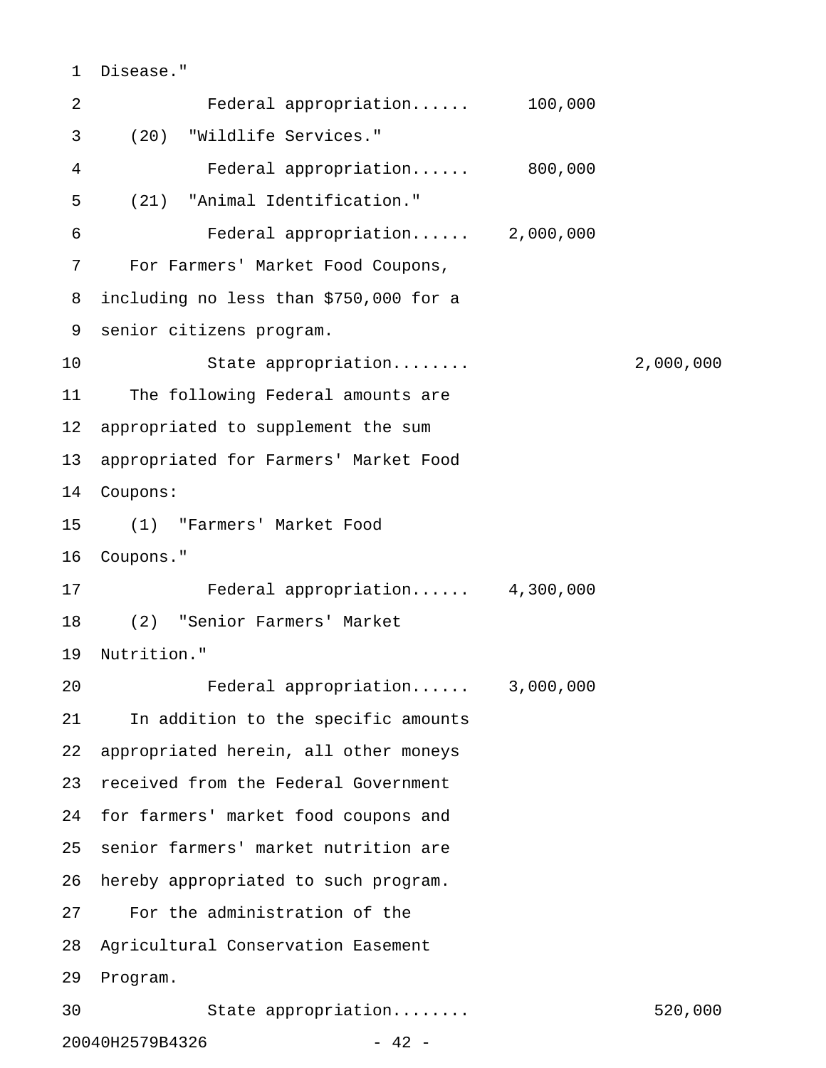Disease."

Federal appropriation...... 100,000

(20) "Wildlife Services."

Federal appropriation...... 800,000

(21) "Animal Identification."

Federal appropriation...... 2,000,000

For Farmers' Market Food Coupons, including no less than $750,000 for a senior citizens program.

State appropriation........ 2,000,000

The following Federal amounts are appropriated to supplement the sum appropriated for Farmers' Market Food Coupons:

(1) "Farmers' Market Food Coupons."

Federal appropriation...... 4,300,000

(2) "Senior Farmers' Market Nutrition."

Federal appropriation...... 3,000,000

In addition to the specific amounts appropriated herein, all other moneys received from the Federal Government for farmers' market food coupons and senior farmers' market nutrition are hereby appropriated to such program.

For the administration of the Agricultural Conservation Easement Program.

State appropriation........ 520,000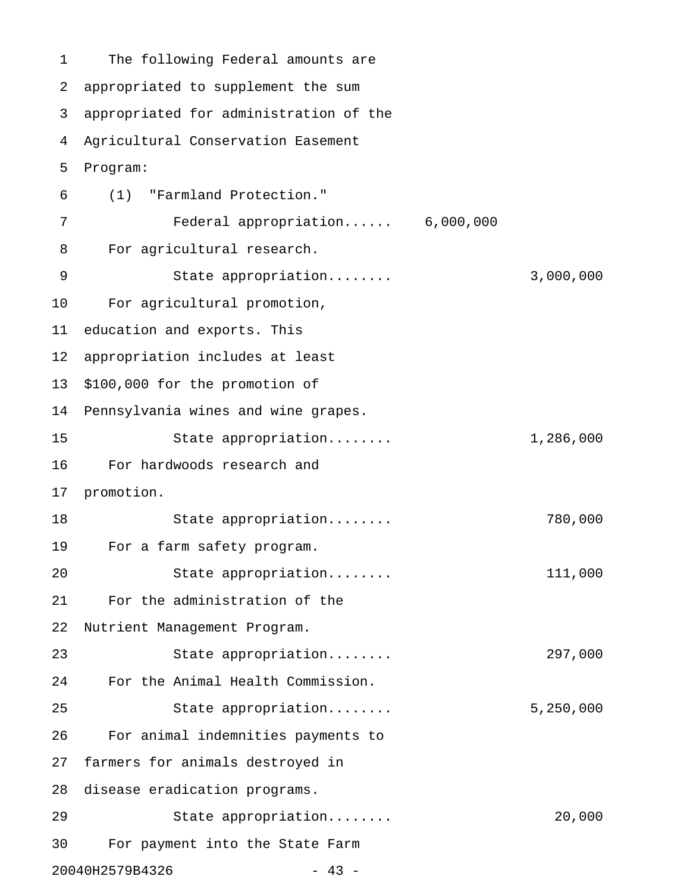The following Federal amounts are appropriated to supplement the sum appropriated for administration of the Agricultural Conservation Easement Program:

(1) "Farmland Protection."

| | Federal | State |
|---|---|---|
| Federal appropriation...... | 6,000,000 | |

For agricultural research.

| | | |
|---|---|---|
| State appropriation........ | | 3,000,000 |

For agricultural promotion, education and exports. This appropriation includes at least $100,000 for the promotion of Pennsylvania wines and wine grapes.

| | | |
|---|---|---|
| State appropriation........ | | 1,286,000 |

For hardwoods research and promotion.

| | | |
|---|---|---|
| State appropriation........ | | 780,000 |

For a farm safety program.

| | | |
|---|---|---|
| State appropriation........ | | 111,000 |

For the administration of the Nutrient Management Program.

| | | |
|---|---|---|
| State appropriation........ | | 297,000 |

For the Animal Health Commission.

| | | |
|---|---|---|
| State appropriation........ | | 5,250,000 |

For animal indemnities payments to farmers for animals destroyed in disease eradication programs.

| | | |
|---|---|---|
| State appropriation........ | | 20,000 |

For payment into the State Farm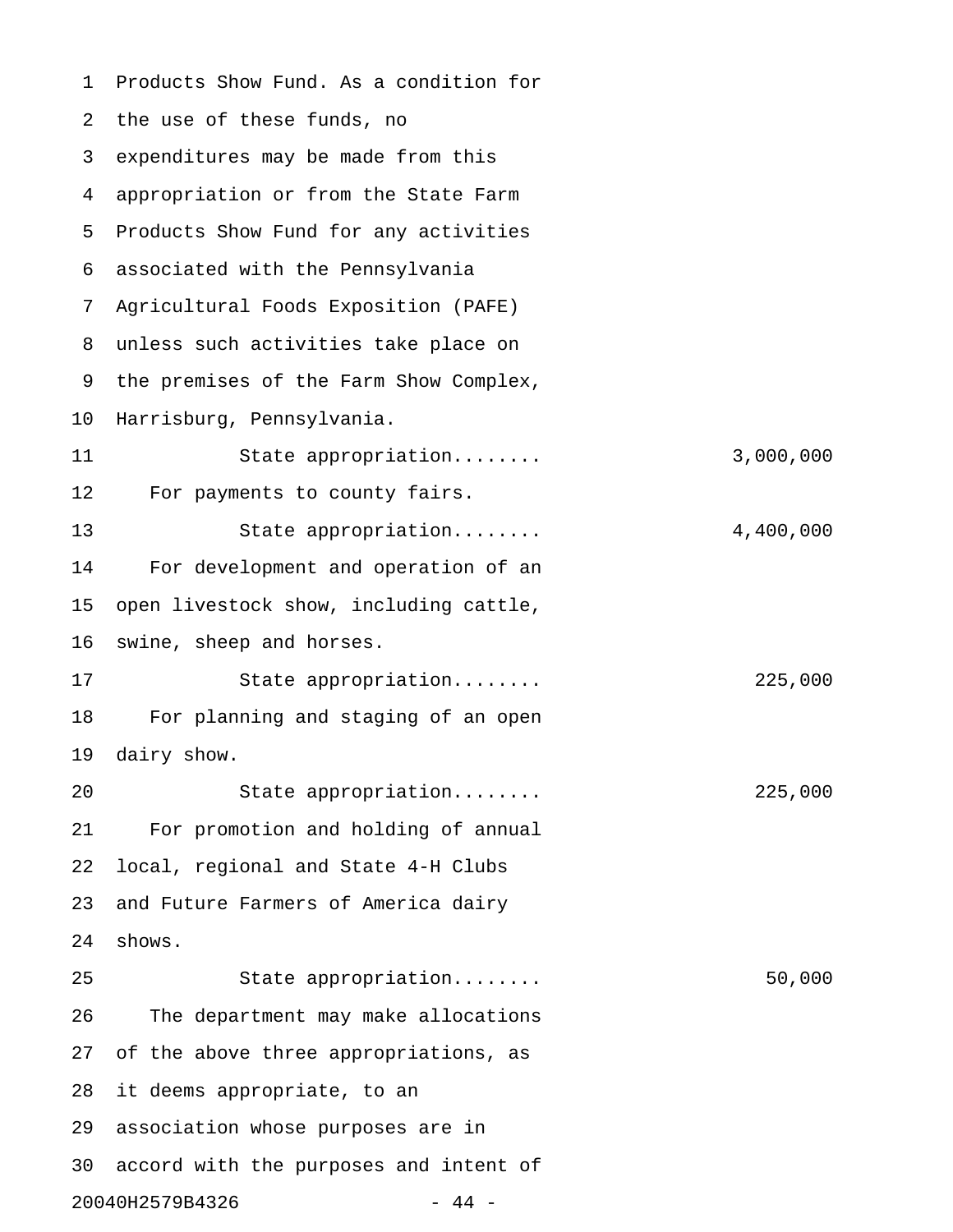Products Show Fund. As a condition for the use of these funds, no expenditures may be made from this appropriation or from the State Farm Products Show Fund for any activities associated with the Pennsylvania Agricultural Foods Exposition (PAFE) unless such activities take place on the premises of the Farm Show Complex, Harrisburg, Pennsylvania.

State appropriation........ 3,000,000

For payments to county fairs.

State appropriation........ 4,400,000

For development and operation of an open livestock show, including cattle, swine, sheep and horses.

State appropriation........ 225,000

For planning and staging of an open dairy show.

State appropriation........ 225,000

For promotion and holding of annual local, regional and State 4-H Clubs and Future Farmers of America dairy shows.

State appropriation........ 50,000

The department may make allocations of the above three appropriations, as it deems appropriate, to an association whose purposes are in accord with the purposes and intent of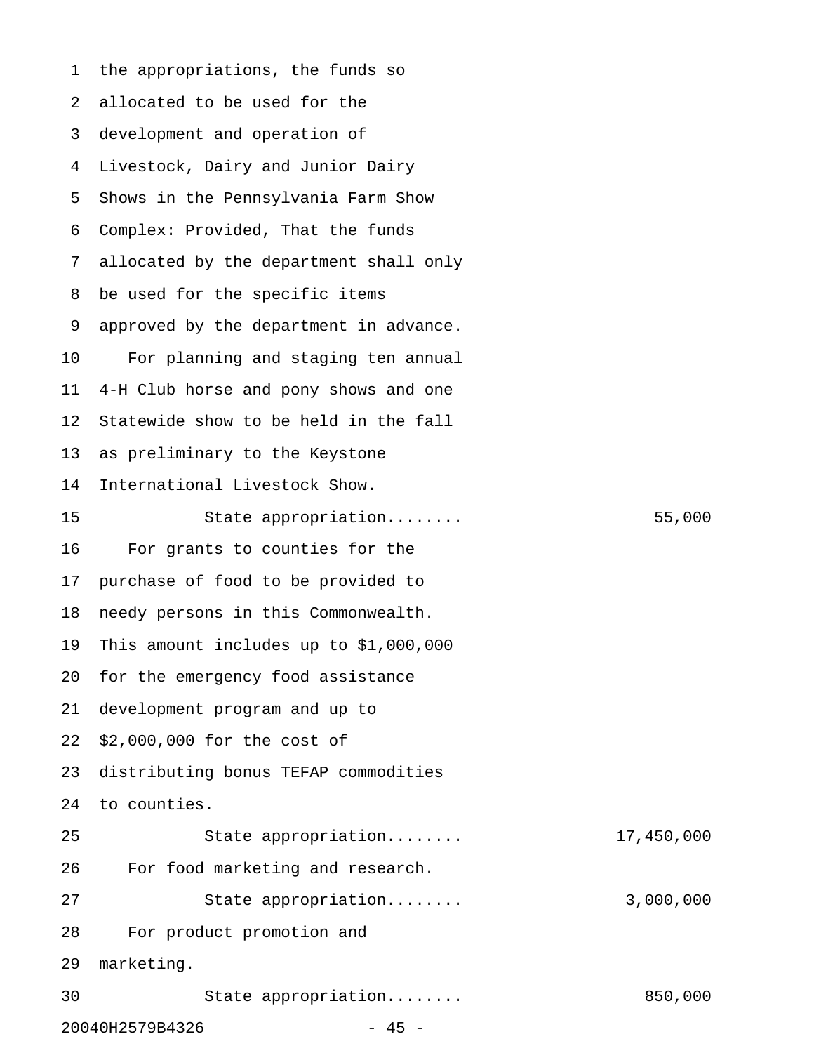the appropriations, the funds so allocated to be used for the development and operation of Livestock, Dairy and Junior Dairy Shows in the Pennsylvania Farm Show Complex: Provided, That the funds allocated by the department shall only be used for the specific items approved by the department in advance.

For planning and staging ten annual 4-H Club horse and pony shows and one Statewide show to be held in the fall as preliminary to the Keystone International Livestock Show.

State appropriation........ 55,000

For grants to counties for the purchase of food to be provided to needy persons in this Commonwealth. This amount includes up to $1,000,000 for the emergency food assistance development program and up to $2,000,000 for the cost of distributing bonus TEFAP commodities to counties.

State appropriation........ 17,450,000

For food marketing and research.

State appropriation........ 3,000,000

For product promotion and marketing.

State appropriation........ 850,000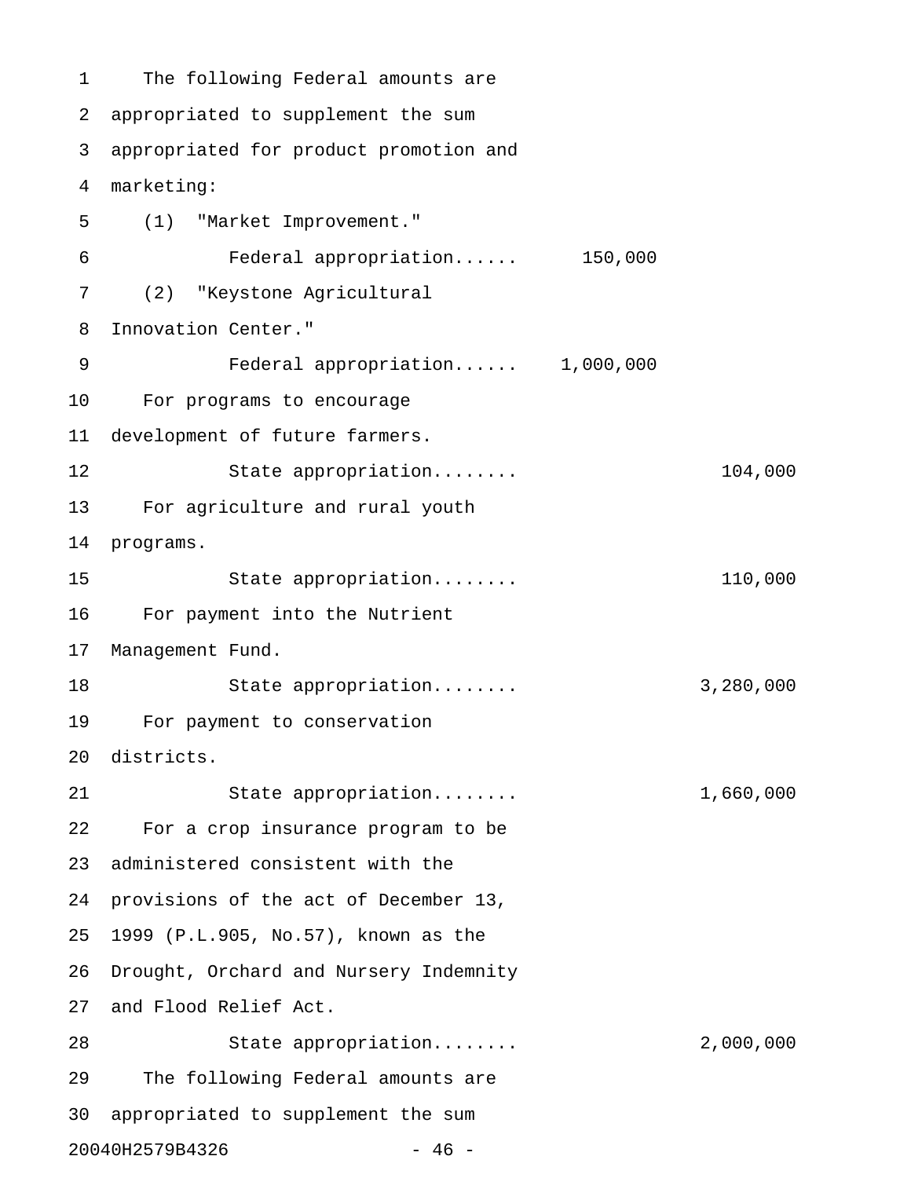The following Federal amounts are appropriated to supplement the sum appropriated for product promotion and marketing:

(1) "Market Improvement."

| | | |
|---|---|---|
| Federal appropriation...... | 150,000 | |

(2) "Keystone Agricultural Innovation Center."

| | | |
|---|---|---|
| Federal appropriation...... | 1,000,000 | |

For programs to encourage development of future farmers.

| | | |
|---|---|---|
| State appropriation........ | | 104,000 |

For agriculture and rural youth programs.

| | | |
|---|---|---|
| State appropriation........ | | 110,000 |

For payment into the Nutrient Management Fund.

| | | |
|---|---|---|
| State appropriation........ | | 3,280,000 |

For payment to conservation districts.

| | | |
|---|---|---|
| State appropriation........ | | 1,660,000 |

For a crop insurance program to be administered consistent with the provisions of the act of December 13, 1999 (P.L.905, No.57), known as the Drought, Orchard and Nursery Indemnity and Flood Relief Act.

| | | |
|---|---|---|
| State appropriation........ | | 2,000,000 |

The following Federal amounts are appropriated to supplement the sum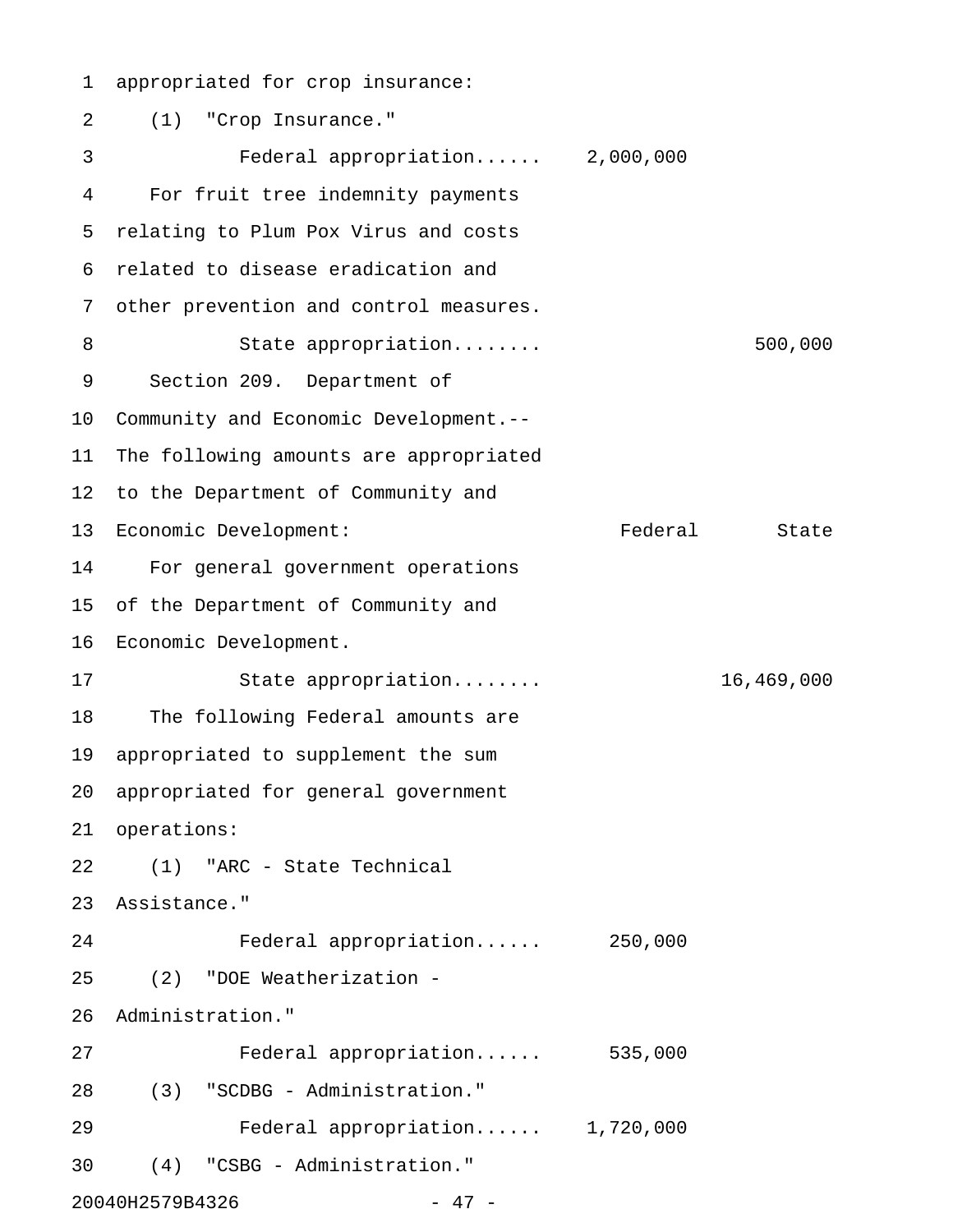appropriated for crop insurance:

(1) "Crop Insurance."

| | Federal | State |
|---|---|---|
| Federal appropriation...... | 2,000,000 | |

For fruit tree indemnity payments relating to Plum Pox Virus and costs related to disease eradication and other prevention and control measures.

| | Federal | State |
|---|---|---|
| State appropriation........ | | 500,000 |

Section 209. Department of Community and Economic Development.-- The following amounts are appropriated to the Department of Community and Economic Development:

| | Federal | State |
|---|---|---|

For general government operations of the Department of Community and Economic Development.

| | Federal | State |
|---|---|---|
| State appropriation........ | | 16,469,000 |

The following Federal amounts are appropriated to supplement the sum appropriated for general government operations:

(1) "ARC - State Technical Assistance."

| | Federal | State |
|---|---|---|
| Federal appropriation...... | 250,000 | |

(2) "DOE Weatherization - Administration."

| | Federal | State |
|---|---|---|
| Federal appropriation...... | 535,000 | |

(3) "SCDBG - Administration."

| | Federal | State |
|---|---|---|
| Federal appropriation...... | 1,720,000 | |

(4) "CSBG - Administration."

20040H2579B4326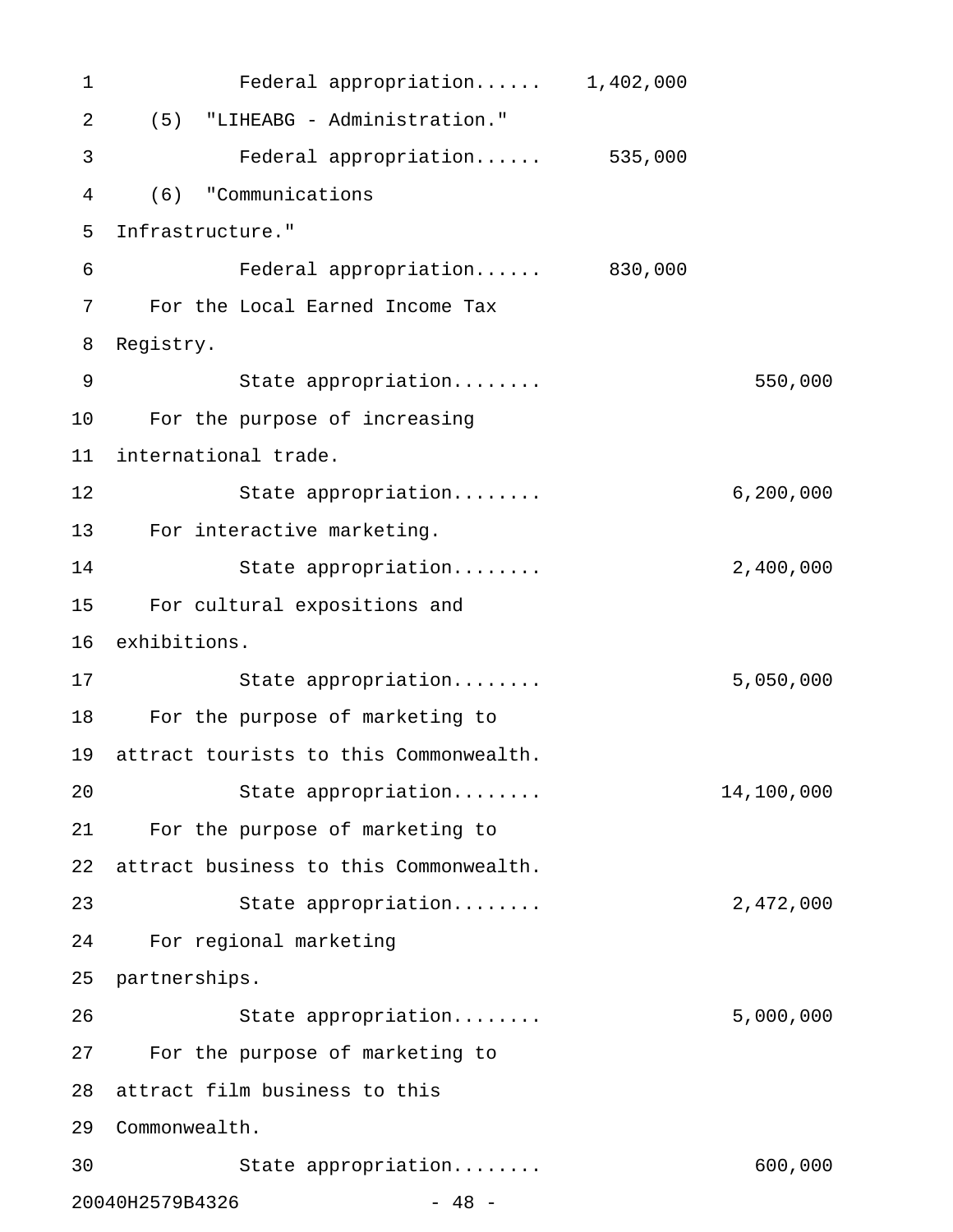Federal appropriation...... 1,402,000

(5) "LIHEABG - Administration."

Federal appropriation...... 535,000

(6) "Communications Infrastructure."

Federal appropriation...... 830,000

For the Local Earned Income Tax Registry.

State appropriation........ 550,000

For the purpose of increasing international trade.

State appropriation........ 6,200,000

For interactive marketing.

State appropriation........ 2,400,000

For cultural expositions and exhibitions.

State appropriation........ 5,050,000

For the purpose of marketing to attract tourists to this Commonwealth.

State appropriation........ 14,100,000

For the purpose of marketing to attract business to this Commonwealth.

State appropriation........ 2,472,000

For regional marketing partnerships.

State appropriation........ 5,000,000

For the purpose of marketing to attract film business to this Commonwealth.

State appropriation........ 600,000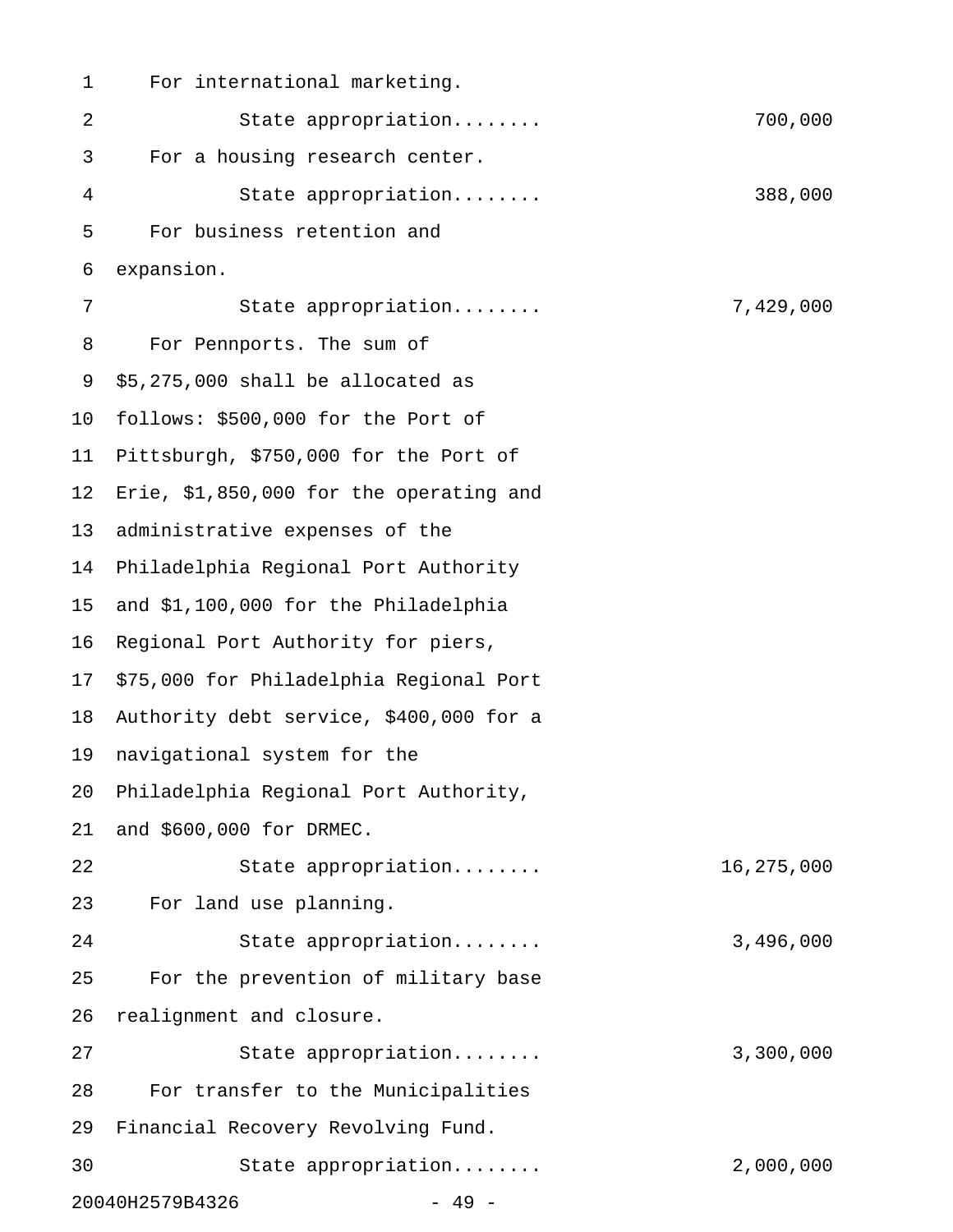For international marketing.

State appropriation........ 700,000

For a housing research center.

State appropriation........ 388,000

For business retention and expansion.

State appropriation........ 7,429,000

For Pennports. The sum of $5,275,000 shall be allocated as follows: $500,000 for the Port of Pittsburgh, $750,000 for the Port of Erie, $1,850,000 for the operating and administrative expenses of the Philadelphia Regional Port Authority and $1,100,000 for the Philadelphia Regional Port Authority for piers, $75,000 for Philadelphia Regional Port Authority debt service, $400,000 for a navigational system for the Philadelphia Regional Port Authority, and $600,000 for DRMEC.

State appropriation........ 16,275,000

For land use planning.

State appropriation........ 3,496,000

For the prevention of military base realignment and closure.

State appropriation........ 3,300,000

For transfer to the Municipalities Financial Recovery Revolving Fund.

State appropriation........ 2,000,000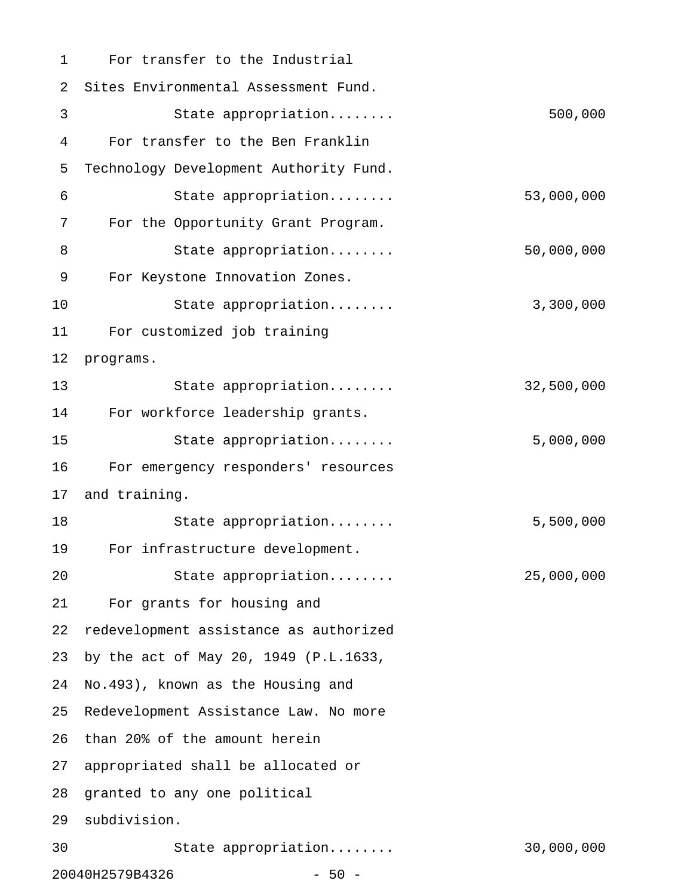For transfer to the Industrial Sites Environmental Assessment Fund.

State appropriation........ 500,000

For transfer to the Ben Franklin Technology Development Authority Fund.

State appropriation........ 53,000,000

For the Opportunity Grant Program.

State appropriation........ 50,000,000

For Keystone Innovation Zones.

State appropriation........ 3,300,000

For customized job training programs.

State appropriation........ 32,500,000

For workforce leadership grants.

State appropriation........ 5,000,000

For emergency responders' resources and training.

State appropriation........ 5,500,000

For infrastructure development.

State appropriation........ 25,000,000

For grants for housing and redevelopment assistance as authorized by the act of May 20, 1949 (P.L.1633, No.493), known as the Housing and Redevelopment Assistance Law. No more than 20% of the amount herein appropriated shall be allocated or granted to any one political subdivision.

State appropriation........ 30,000,000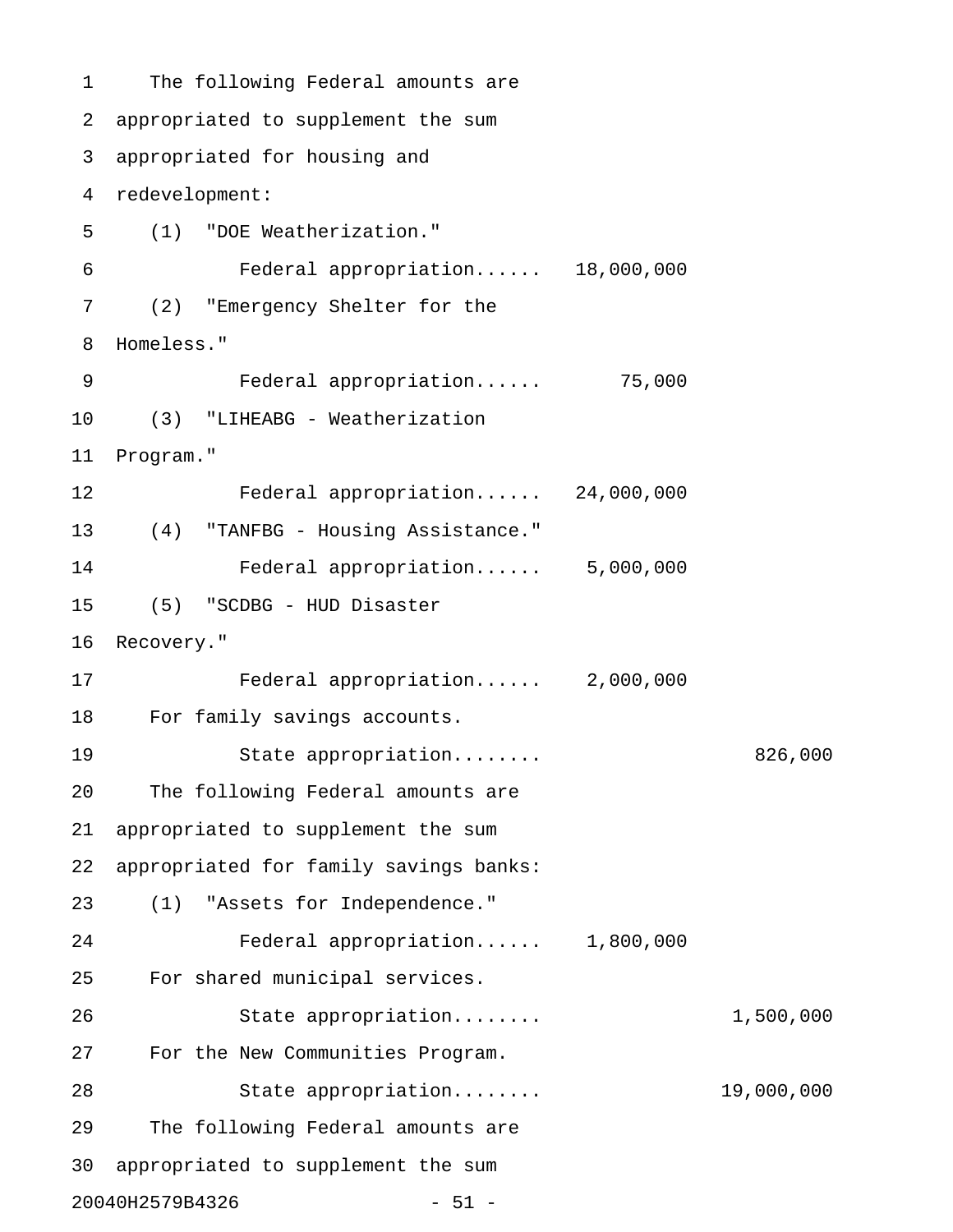The following Federal amounts are appropriated to supplement the sum appropriated for housing and redevelopment:

(1) "DOE Weatherization."

Federal appropriation...... 18,000,000

(2) "Emergency Shelter for the Homeless."

Federal appropriation...... 75,000

(3) "LIHEABG - Weatherization Program."

Federal appropriation...... 24,000,000

(4) "TANFBG - Housing Assistance."

Federal appropriation...... 5,000,000

(5) "SCDBG - HUD Disaster Recovery."

Federal appropriation...... 2,000,000

For family savings accounts.

State appropriation........ 826,000

The following Federal amounts are appropriated to supplement the sum appropriated for family savings banks:

(1) "Assets for Independence."

Federal appropriation...... 1,800,000

For shared municipal services.

State appropriation........ 1,500,000

For the New Communities Program.

State appropriation........ 19,000,000

The following Federal amounts are appropriated to supplement the sum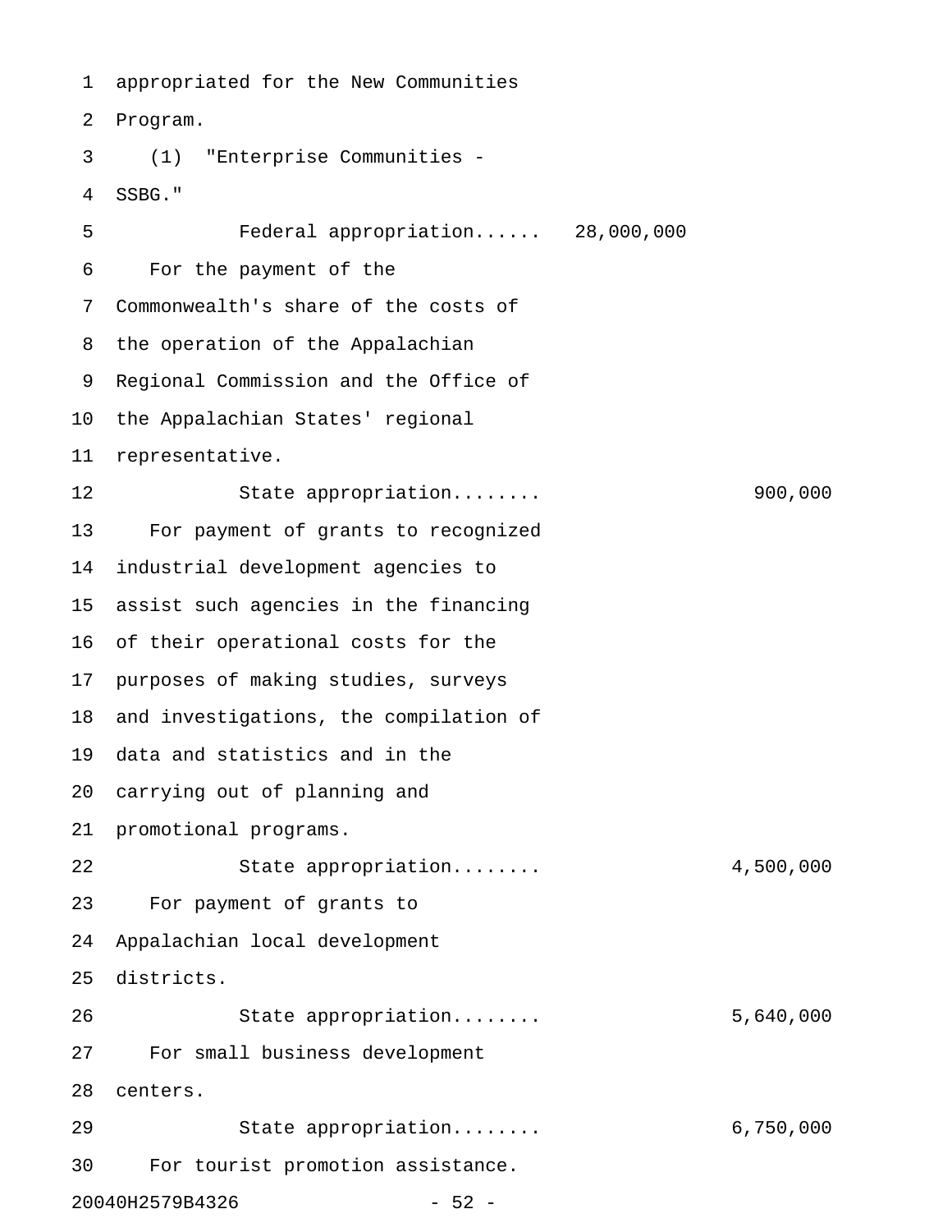appropriated for the New Communities Program.

(1) "Enterprise Communities - SSBG."

| | | |
|---|---|---|
| Federal appropriation...... | 28,000,000 | |

For the payment of the Commonwealth's share of the costs of the operation of the Appalachian Regional Commission and the Office of the Appalachian States' regional representative.

| | | |
|---|---|---|
| State appropriation........ | | 900,000 |

For payment of grants to recognized industrial development agencies to assist such agencies in the financing of their operational costs for the purposes of making studies, surveys and investigations, the compilation of data and statistics and in the carrying out of planning and promotional programs.

| | | |
|---|---|---|
| State appropriation........ | | 4,500,000 |

For payment of grants to Appalachian local development districts.

| | | |
|---|---|---|
| State appropriation........ | | 5,640,000 |

For small business development centers.

| | | |
|---|---|---|
| State appropriation........ | | 6,750,000 |

For tourist promotion assistance.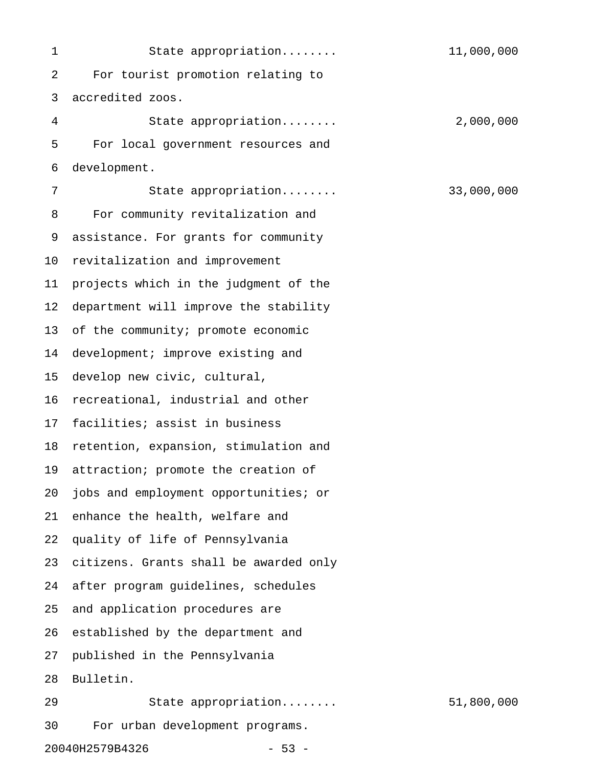State appropriation........ 11,000,000

For tourist promotion relating to accredited zoos.

State appropriation........ 2,000,000

For local government resources and development.

State appropriation........ 33,000,000

For community revitalization and assistance. For grants for community revitalization and improvement projects which in the judgment of the department will improve the stability of the community; promote economic development; improve existing and develop new civic, cultural, recreational, industrial and other facilities; assist in business retention, expansion, stimulation and attraction; promote the creation of jobs and employment opportunities; or enhance the health, welfare and quality of life of Pennsylvania citizens. Grants shall be awarded only after program guidelines, schedules and application procedures are established by the department and published in the Pennsylvania Bulletin.

State appropriation........ 51,800,000

For urban development programs.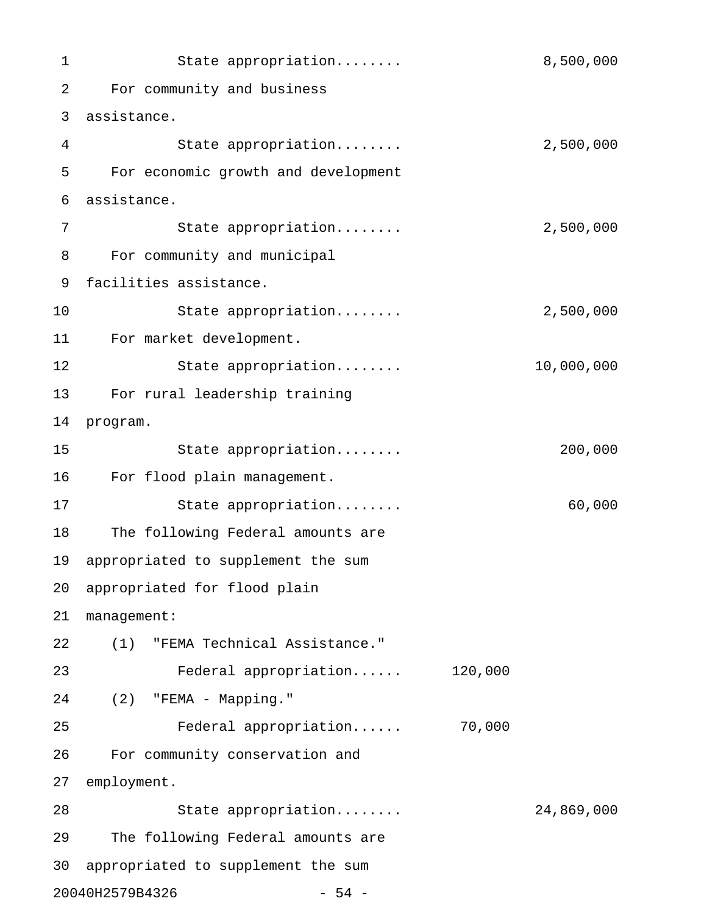State appropriation........ 8,500,000

For community and business assistance.

State appropriation........ 2,500,000

For economic growth and development assistance.

State appropriation........ 2,500,000

For community and municipal facilities assistance.

State appropriation........ 2,500,000

For market development.

State appropriation........ 10,000,000

For rural leadership training program.

State appropriation........ 200,000

For flood plain management.

State appropriation........ 60,000

The following Federal amounts are appropriated to supplement the sum appropriated for flood plain management:

(1) "FEMA Technical Assistance."

Federal appropriation...... 120,000

(2) "FEMA - Mapping."

Federal appropriation...... 70,000

For community conservation and employment.

State appropriation........ 24,869,000

The following Federal amounts are appropriated to supplement the sum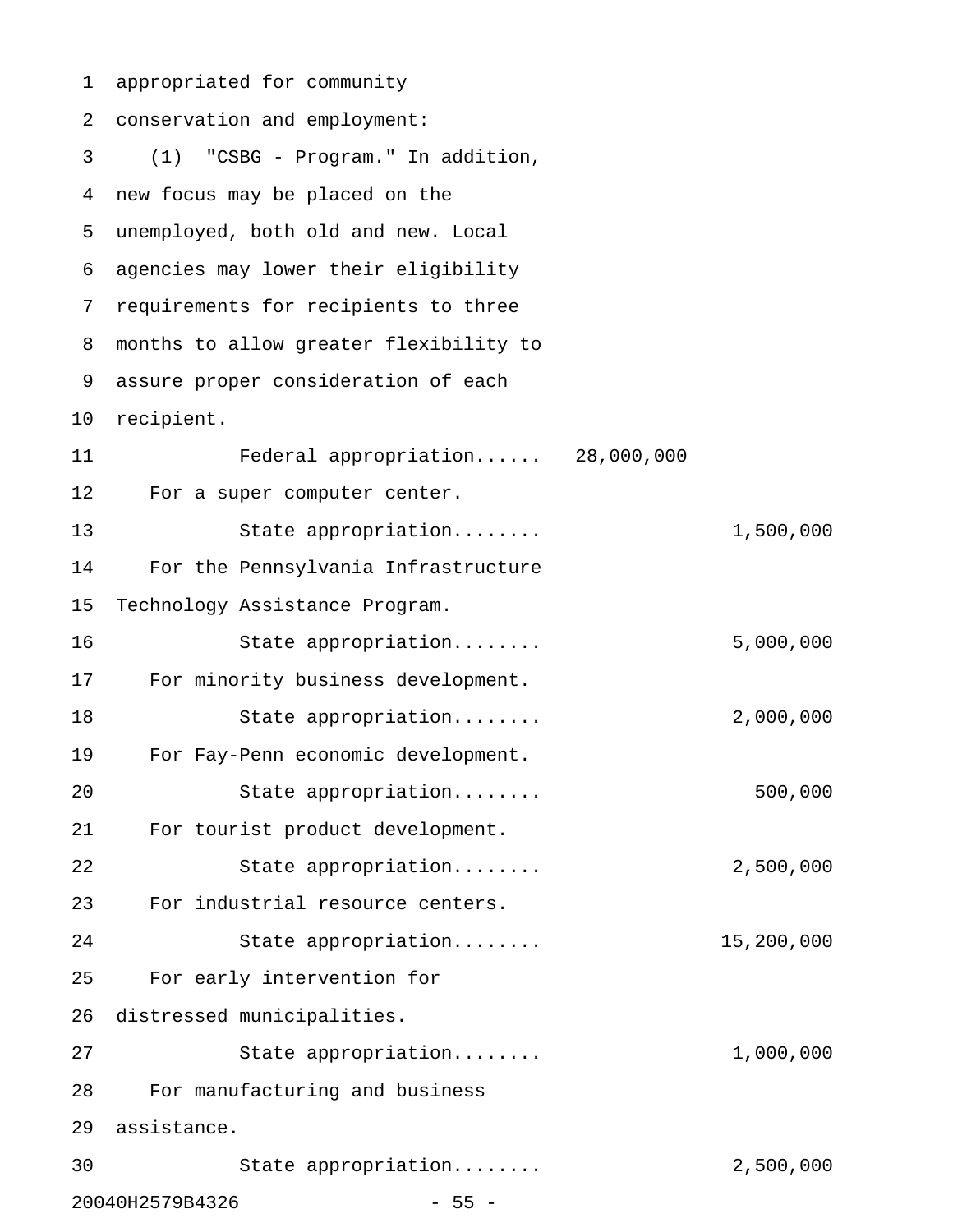appropriated for community conservation and employment:

(1) "CSBG - Program." In addition, new focus may be placed on the unemployed, both old and new. Local agencies may lower their eligibility requirements for recipients to three months to allow greater flexibility to assure proper consideration of each recipient.

Federal appropriation...... 28,000,000

For a super computer center.

State appropriation........ 1,500,000

For the Pennsylvania Infrastructure Technology Assistance Program.

State appropriation........ 5,000,000

For minority business development.

State appropriation........ 2,000,000

For Fay-Penn economic development.

State appropriation........ 500,000

For tourist product development.

State appropriation........ 2,500,000

For industrial resource centers.

State appropriation........ 15,200,000

For early intervention for distressed municipalities.

State appropriation........ 1,000,000

For manufacturing and business assistance.

State appropriation........ 2,500,000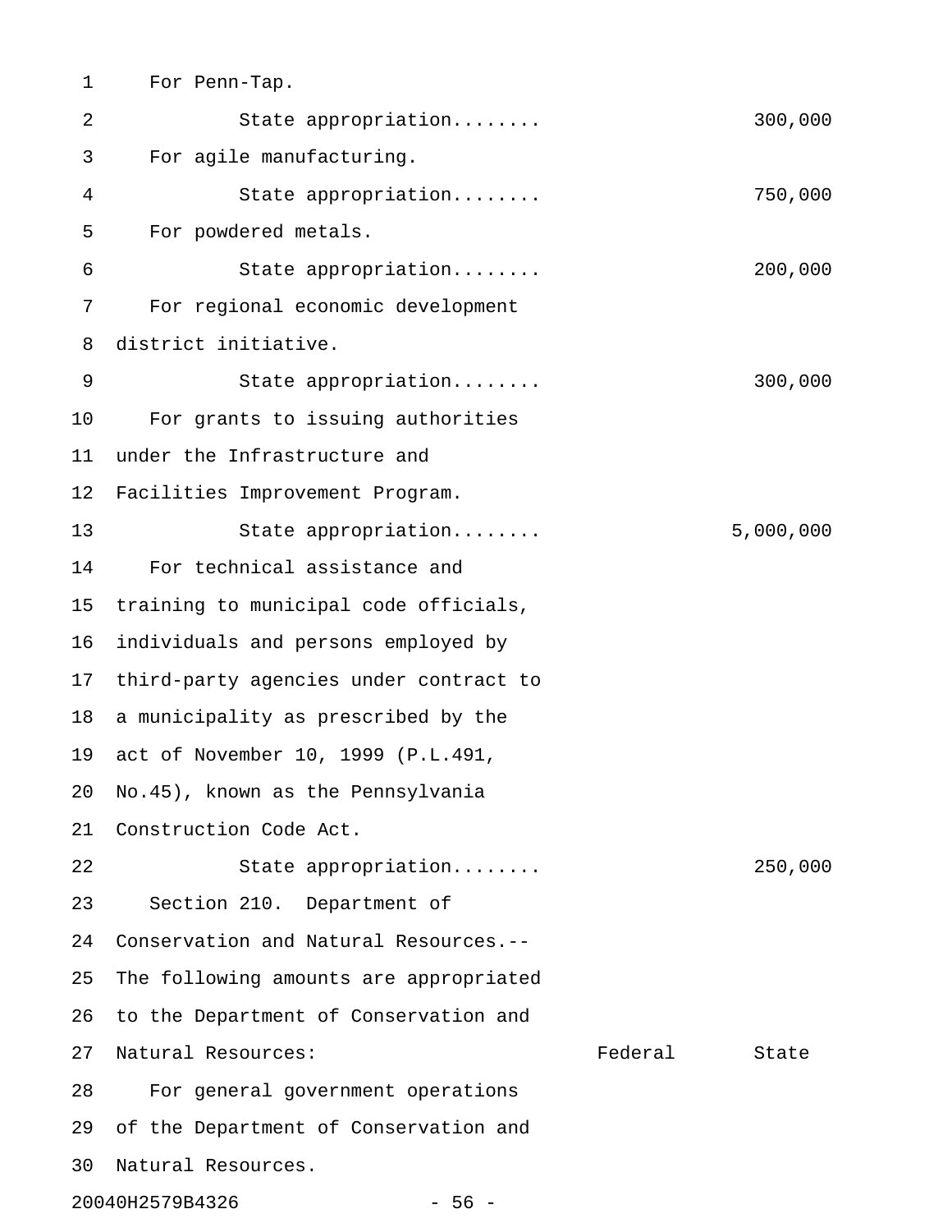For Penn-Tap.

State appropriation........ 300,000

For agile manufacturing.

State appropriation........ 750,000

For powdered metals.

State appropriation........ 200,000

For regional economic development district initiative.

State appropriation........ 300,000

For grants to issuing authorities under the Infrastructure and Facilities Improvement Program.

State appropriation........ 5,000,000

For technical assistance and training to municipal code officials, individuals and persons employed by third-party agencies under contract to a municipality as prescribed by the act of November 10, 1999 (P.L.491, No.45), known as the Pennsylvania Construction Code Act.

State appropriation........ 250,000

Section 210. Department of Conservation and Natural Resources.--The following amounts are appropriated to the Department of Conservation and Natural Resources:

| | Federal | State |
|---|---|---|

For general government operations of the Department of Conservation and Natural Resources.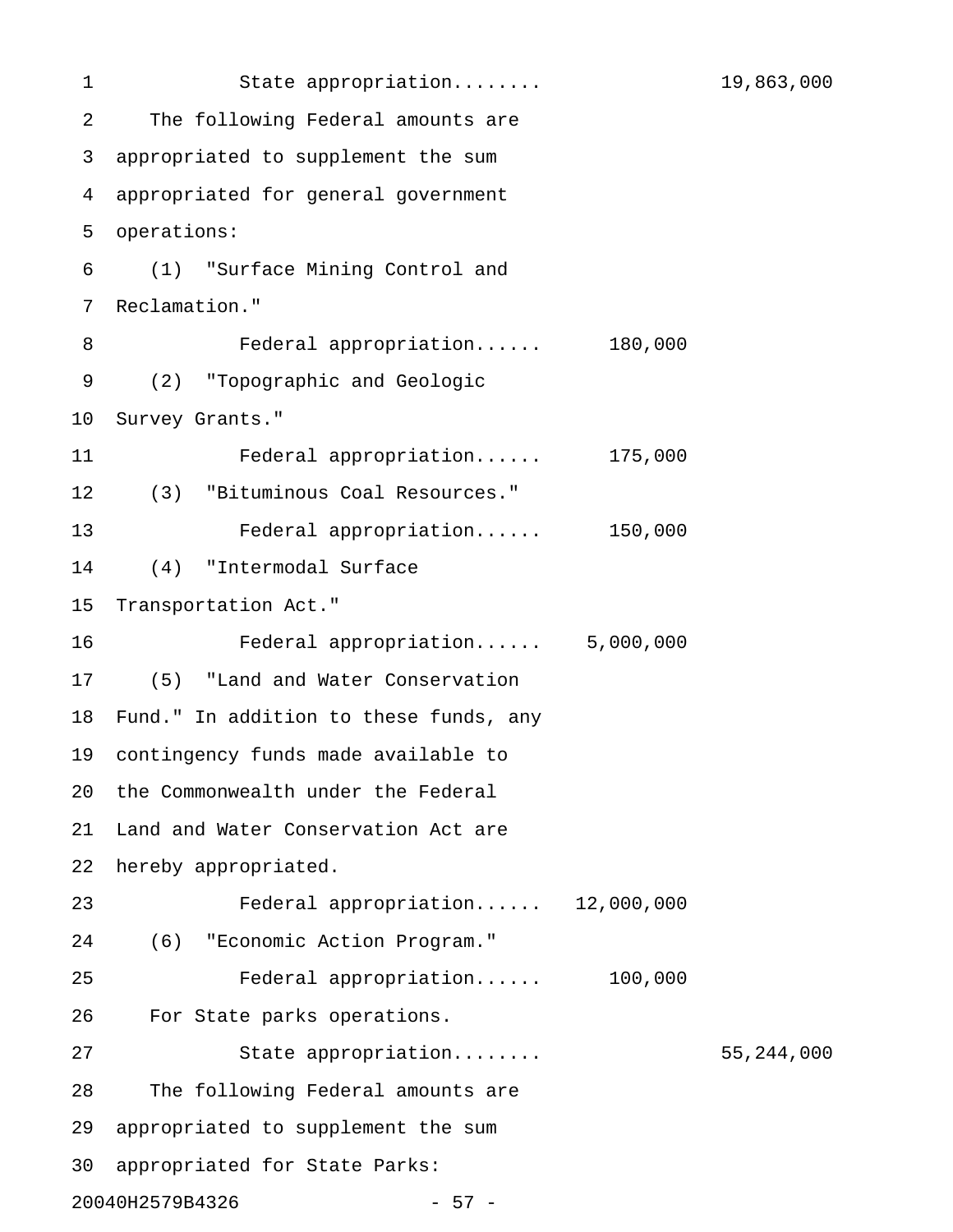State appropriation........ 19,863,000

The following Federal amounts are appropriated to supplement the sum appropriated for general government operations:

(1) "Surface Mining Control and Reclamation."

Federal appropriation...... 180,000

(2) "Topographic and Geologic Survey Grants."

Federal appropriation...... 175,000

(3) "Bituminous Coal Resources."

Federal appropriation...... 150,000

(4) "Intermodal Surface Transportation Act."

Federal appropriation...... 5,000,000

(5) "Land and Water Conservation Fund." In addition to these funds, any contingency funds made available to the Commonwealth under the Federal Land and Water Conservation Act are hereby appropriated.

Federal appropriation...... 12,000,000

(6) "Economic Action Program."

Federal appropriation...... 100,000

For State parks operations.

State appropriation........ 55,244,000

The following Federal amounts are appropriated to supplement the sum appropriated for State Parks: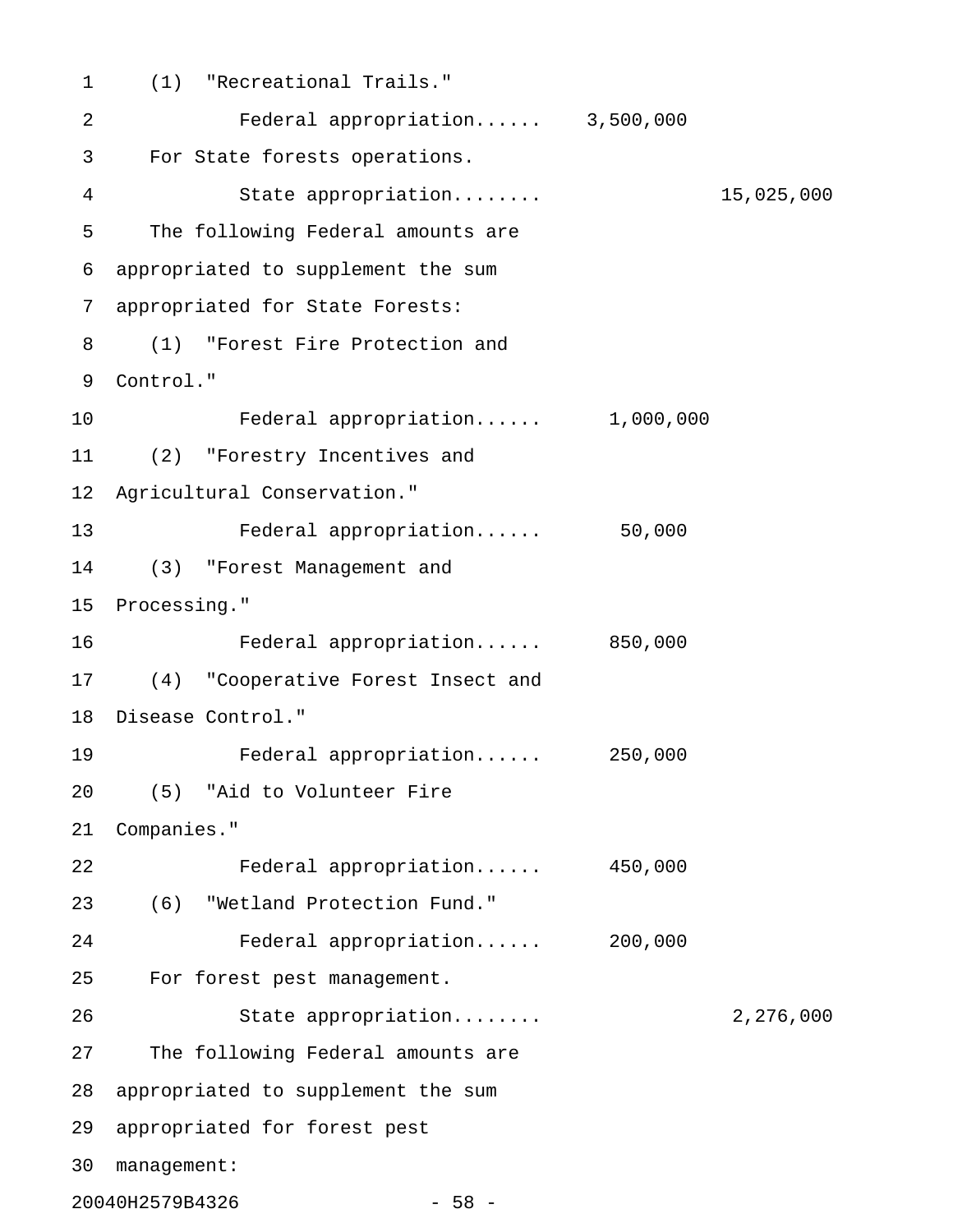(1) "Recreational Trails."

Federal appropriation...... 3,500,000

For State forests operations.

State appropriation........ 15,025,000

The following Federal amounts are appropriated to supplement the sum appropriated for State Forests:

(1) "Forest Fire Protection and Control."

Federal appropriation...... 1,000,000

(2) "Forestry Incentives and Agricultural Conservation."

Federal appropriation...... 50,000

(3) "Forest Management and Processing."

Federal appropriation...... 850,000

(4) "Cooperative Forest Insect and Disease Control."

Federal appropriation...... 250,000

(5) "Aid to Volunteer Fire Companies."

Federal appropriation...... 450,000

(6) "Wetland Protection Fund."

Federal appropriation...... 200,000

For forest pest management.

State appropriation........ 2,276,000

The following Federal amounts are appropriated to supplement the sum appropriated for forest pest management: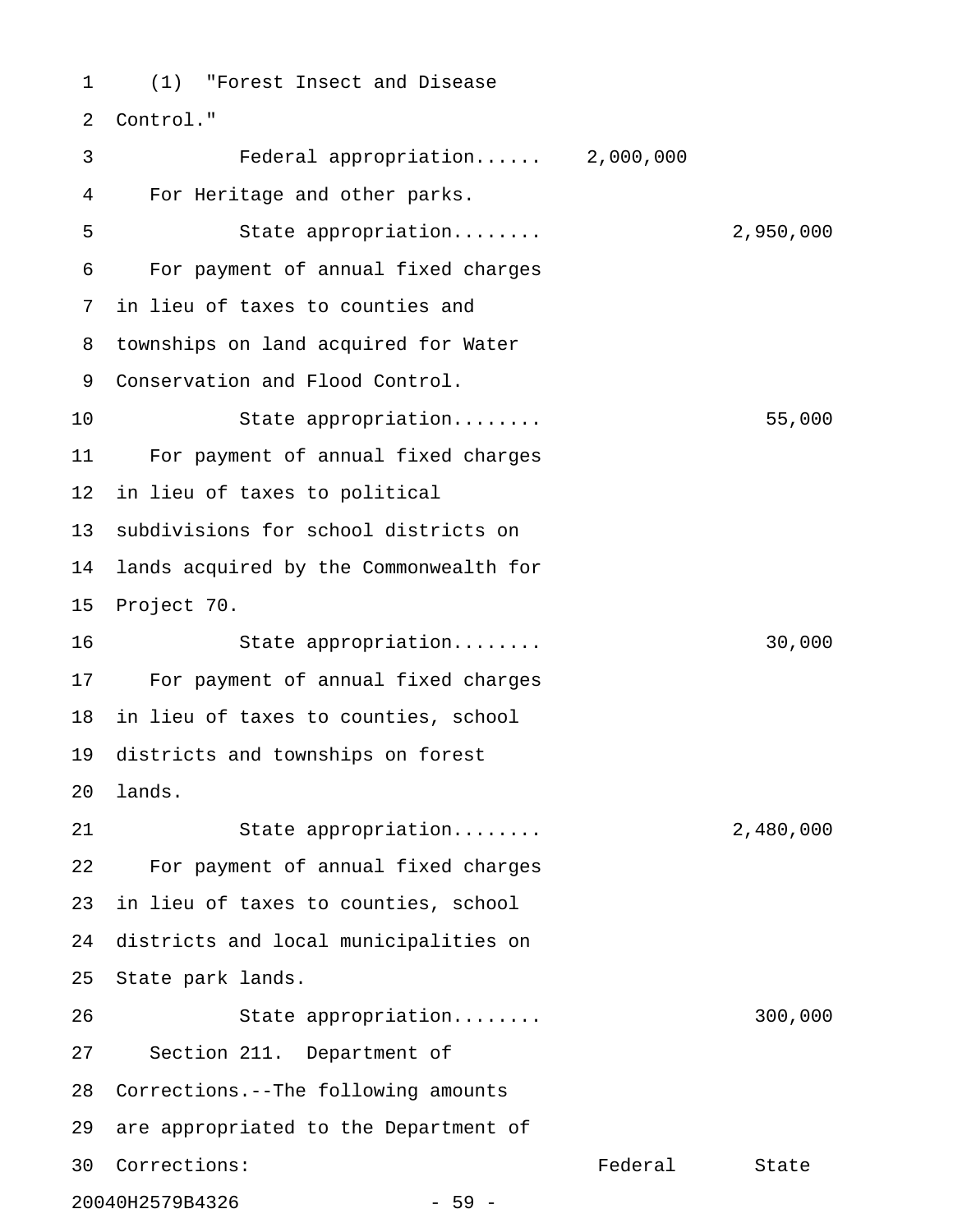(1) "Forest Insect and Disease Control."

| | Federal | State |
|---|---|---|
| Federal appropriation...... | 2,000,000 | |

For Heritage and other parks.

| | Federal | State |
|---|---|---|
| State appropriation........ | | 2,950,000 |

For payment of annual fixed charges in lieu of taxes to counties and townships on land acquired for Water Conservation and Flood Control.

| | Federal | State |
|---|---|---|
| State appropriation........ | | 55,000 |

For payment of annual fixed charges in lieu of taxes to political subdivisions for school districts on lands acquired by the Commonwealth for Project 70.

| | Federal | State |
|---|---|---|
| State appropriation........ | | 30,000 |

For payment of annual fixed charges in lieu of taxes to counties, school districts and townships on forest lands.

| | Federal | State |
|---|---|---|
| State appropriation........ | | 2,480,000 |

For payment of annual fixed charges in lieu of taxes to counties, school districts and local municipalities on State park lands.

| | Federal | State |
|---|---|---|
| State appropriation........ | | 300,000 |

Section 211. Department of Corrections.--The following amounts are appropriated to the Department of Corrections:

| | Federal | State |
|---|---|---|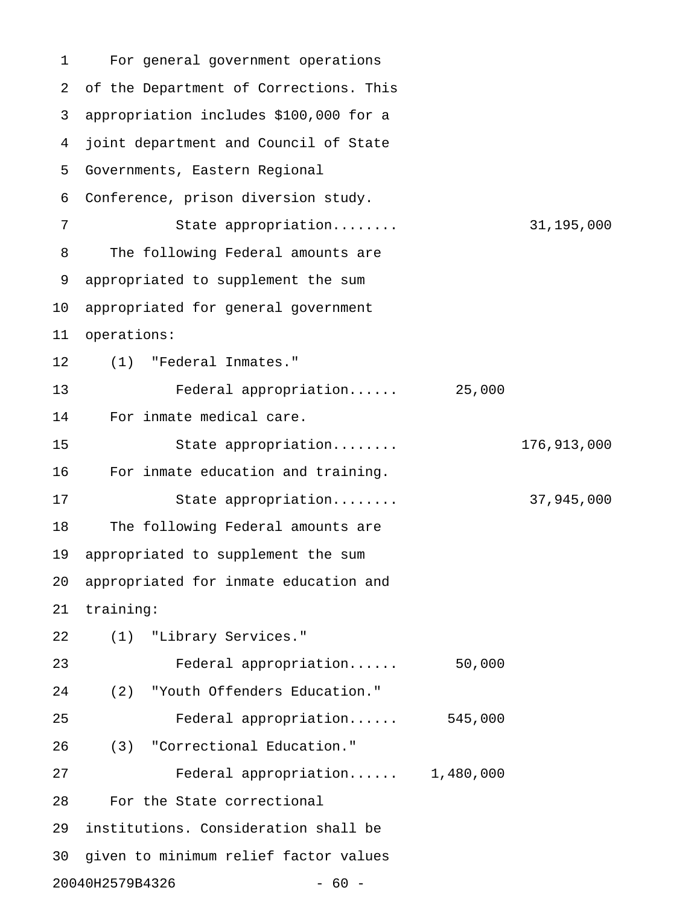For general government operations of the Department of Corrections. This appropriation includes $100,000 for a joint department and Council of State Governments, Eastern Regional Conference, prison diversion study.

| | | |
|---|---|---|
| State appropriation........ | | 31,195,000 |

The following Federal amounts are appropriated to supplement the sum appropriated for general government operations:

(1) "Federal Inmates."

| | | |
|---|---|---|
| Federal appropriation...... | 25,000 | |

For inmate medical care.

| | | |
|---|---|---|
| State appropriation........ | | 176,913,000 |

For inmate education and training.

| | | |
|---|---|---|
| State appropriation........ | | 37,945,000 |

The following Federal amounts are appropriated to supplement the sum appropriated for inmate education and training:

(1) "Library Services."

| | | |
|---|---|---|
| Federal appropriation...... | 50,000 | |

(2) "Youth Offenders Education."

| | | |
|---|---|---|
| Federal appropriation...... | 545,000 | |

(3) "Correctional Education."

| | | |
|---|---|---|
| Federal appropriation...... | 1,480,000 | |

For the State correctional institutions. Consideration shall be given to minimum relief factor values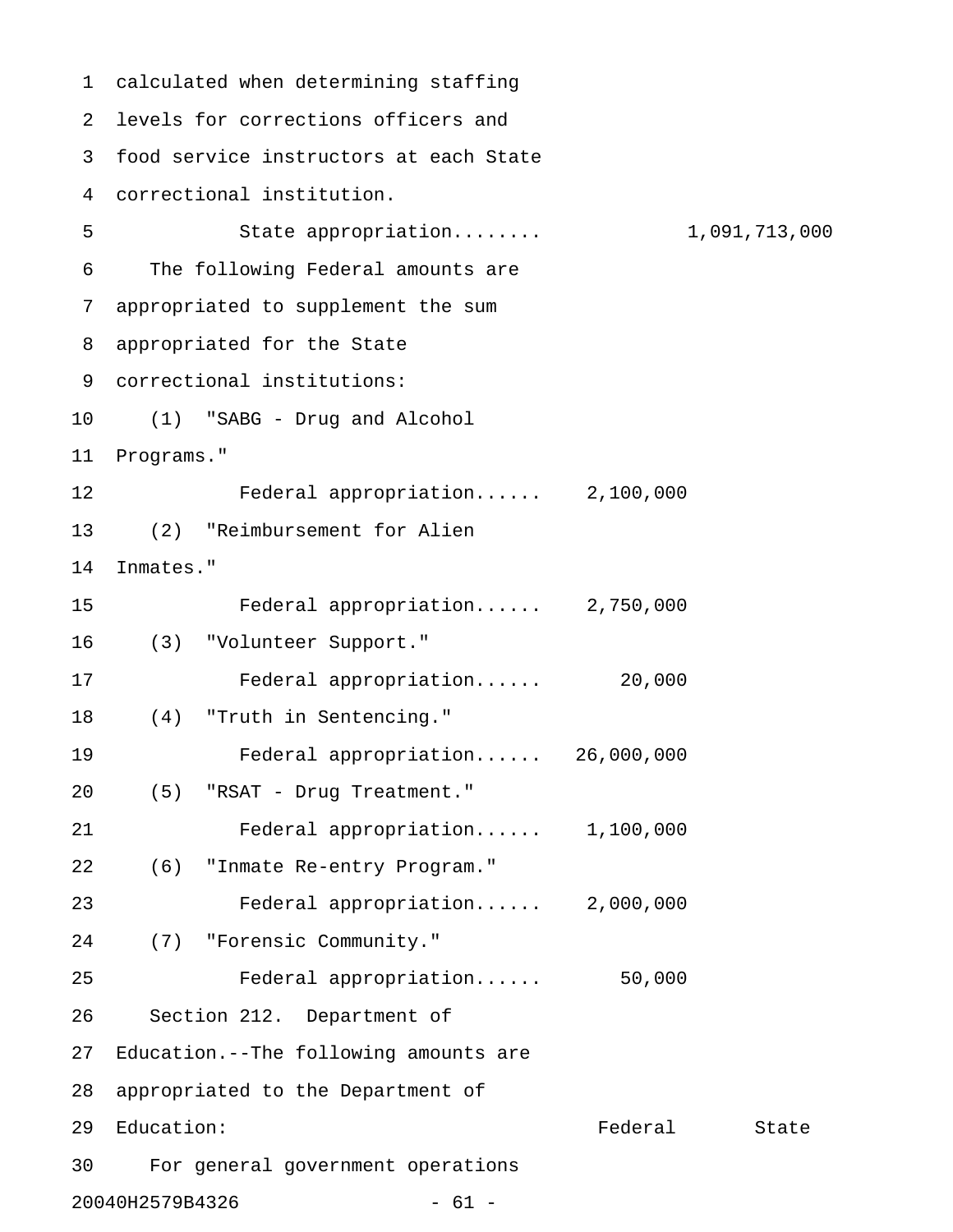calculated when determining staffing levels for corrections officers and food service instructors at each State correctional institution.

State appropriation........ 1,091,713,000

The following Federal amounts are appropriated to supplement the sum appropriated for the State correctional institutions:

(1) "SABG - Drug and Alcohol Programs."

Federal appropriation...... 2,100,000

(2) "Reimbursement for Alien Inmates."

Federal appropriation...... 2,750,000

(3) "Volunteer Support."

Federal appropriation...... 20,000

(4) "Truth in Sentencing."

Federal appropriation...... 26,000,000

(5) "RSAT - Drug Treatment."

Federal appropriation...... 1,100,000

(6) "Inmate Re-entry Program."

Federal appropriation...... 2,000,000

(7) "Forensic Community."

Federal appropriation...... 50,000

Section 212. Department of Education.--The following amounts are appropriated to the Department of Education:

| | Federal | State |
|---|---|---|

For general government operations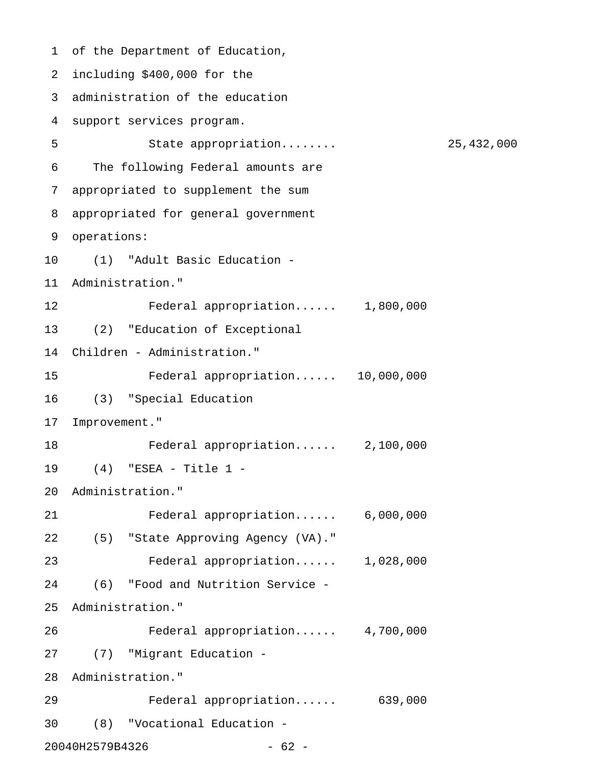of the Department of Education, including $400,000 for the administration of the education support services program.

State appropriation........ 25,432,000

The following Federal amounts are appropriated to supplement the sum appropriated for general government operations:

(1) "Adult Basic Education - Administration."

Federal appropriation...... 1,800,000

(2) "Education of Exceptional Children - Administration."

Federal appropriation...... 10,000,000

(3) "Special Education Improvement."

Federal appropriation...... 2,100,000

(4) "ESEA - Title 1 - Administration."

Federal appropriation...... 6,000,000

(5) "State Approving Agency (VA)."

Federal appropriation...... 1,028,000

(6) "Food and Nutrition Service - Administration."

Federal appropriation...... 4,700,000

(7) "Migrant Education - Administration."

Federal appropriation...... 639,000

(8) "Vocational Education -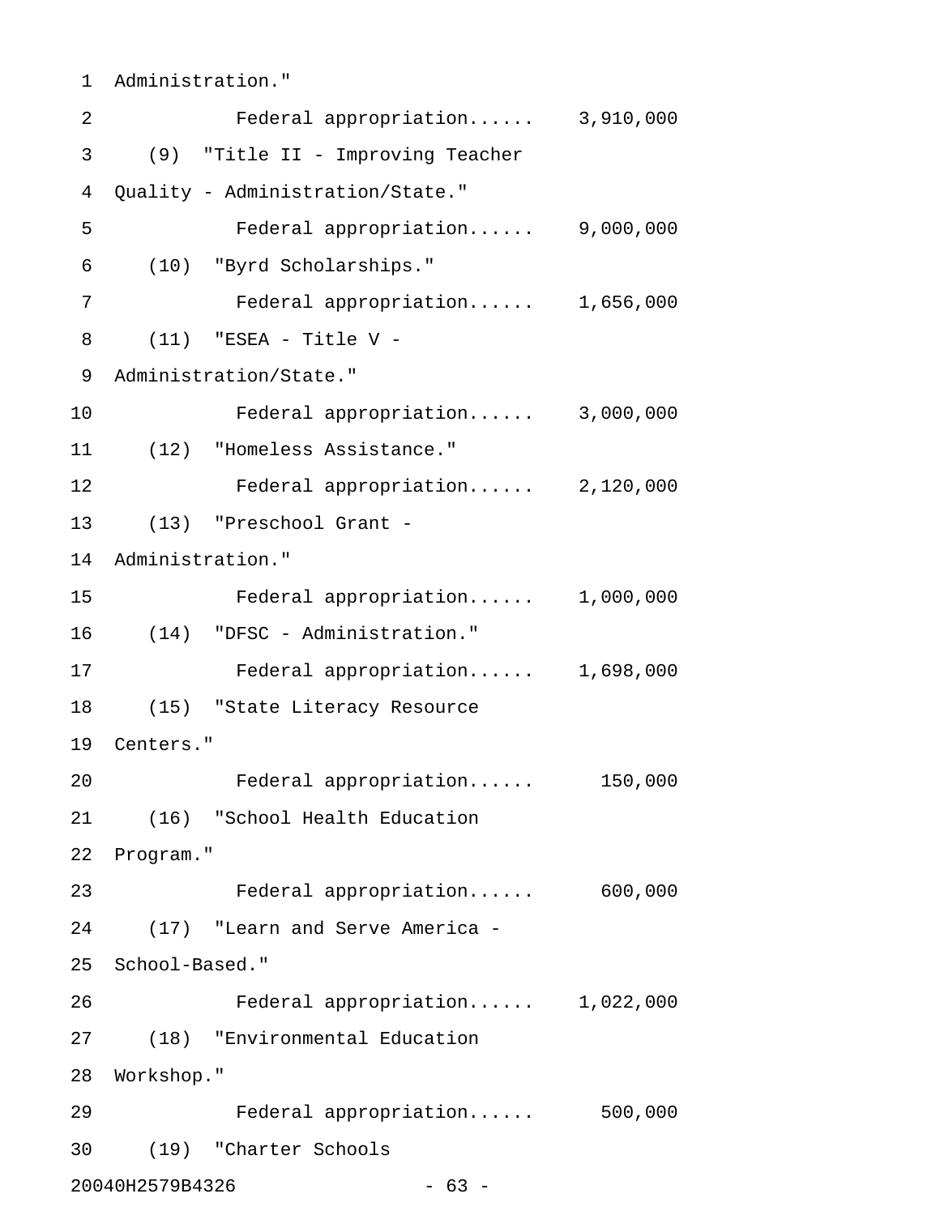Administration."

Federal appropriation...... 3,910,000

(9) "Title II - Improving Teacher Quality - Administration/State."

Federal appropriation...... 9,000,000

(10) "Byrd Scholarships."

Federal appropriation...... 1,656,000

(11) "ESEA - Title V - Administration/State."

Federal appropriation...... 3,000,000

(12) "Homeless Assistance."

Federal appropriation...... 2,120,000

(13) "Preschool Grant - Administration."

Federal appropriation...... 1,000,000

(14) "DFSC - Administration."

Federal appropriation...... 1,698,000

(15) "State Literacy Resource Centers."

Federal appropriation...... 150,000

(16) "School Health Education Program."

Federal appropriation...... 600,000

(17) "Learn and Serve America - School-Based."

Federal appropriation...... 1,022,000

(18) "Environmental Education Workshop."

Federal appropriation...... 500,000

(19) "Charter Schools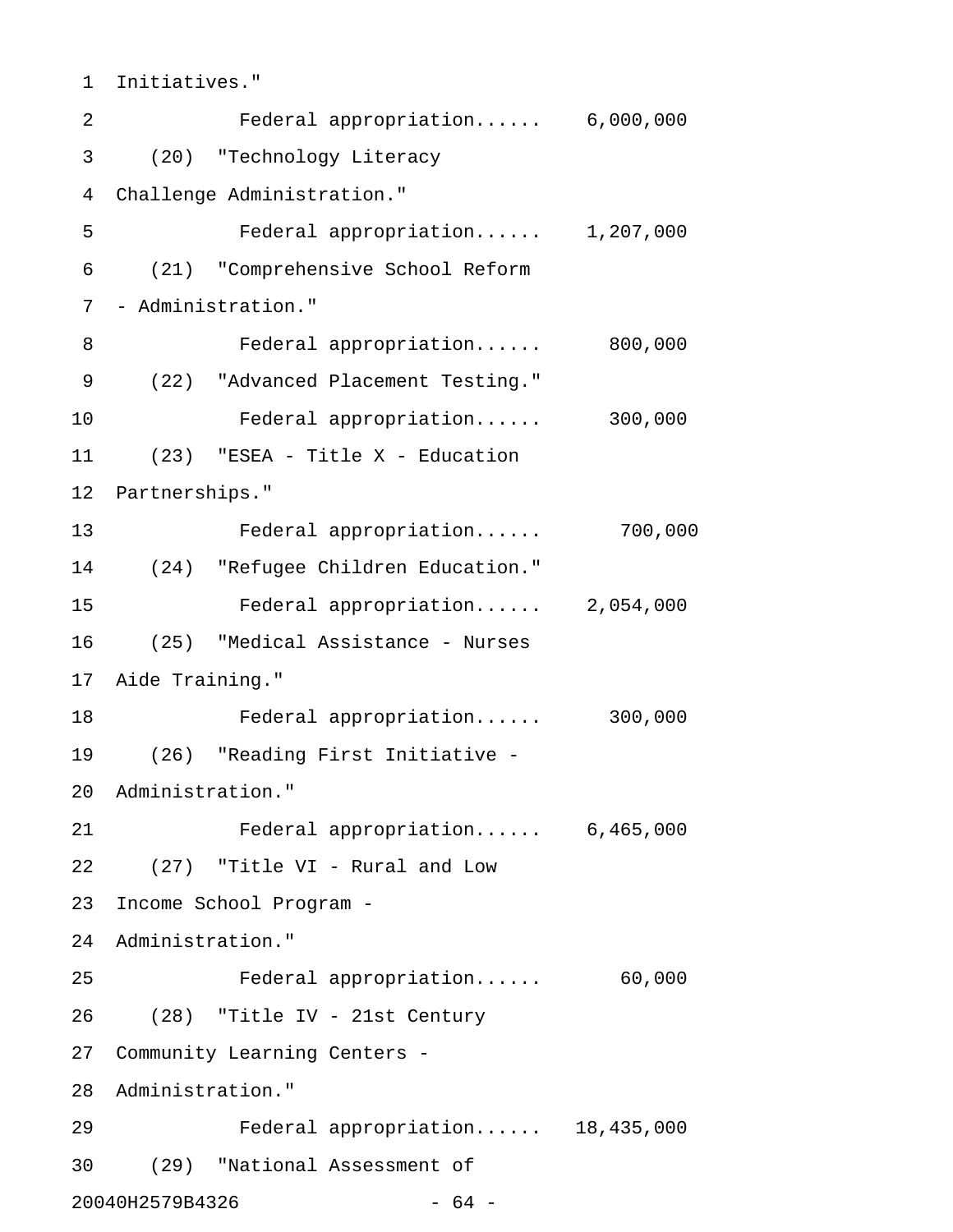Initiatives."

Federal appropriation...... 6,000,000

(20) "Technology Literacy Challenge Administration."

Federal appropriation...... 1,207,000

(21) "Comprehensive School Reform - Administration."

Federal appropriation...... 800,000

(22) "Advanced Placement Testing."

Federal appropriation...... 300,000

(23) "ESEA - Title X - Education Partnerships."

Federal appropriation...... 700,000

(24) "Refugee Children Education."

Federal appropriation...... 2,054,000

(25) "Medical Assistance - Nurses Aide Training."

Federal appropriation...... 300,000

(26) "Reading First Initiative - Administration."

Federal appropriation...... 6,465,000

(27) "Title VI - Rural and Low Income School Program - Administration."

Federal appropriation...... 60,000

(28) "Title IV - 21st Century Community Learning Centers - Administration."

Federal appropriation...... 18,435,000

(29) "National Assessment of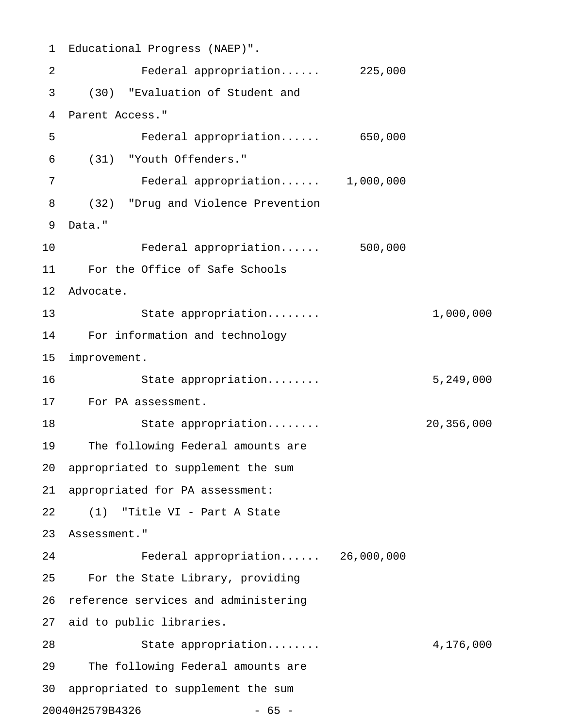Educational Progress (NAEP)".

Federal appropriation...... 225,000

(30) "Evaluation of Student and Parent Access."

Federal appropriation...... 650,000

(31) "Youth Offenders."

Federal appropriation...... 1,000,000

(32) "Drug and Violence Prevention Data."

Federal appropriation...... 500,000

For the Office of Safe Schools Advocate.

State appropriation........ 1,000,000

For information and technology improvement.

State appropriation........ 5,249,000

For PA assessment.

State appropriation........ 20,356,000

The following Federal amounts are appropriated to supplement the sum appropriated for PA assessment:

(1) "Title VI - Part A State Assessment."

Federal appropriation...... 26,000,000

For the State Library, providing reference services and administering aid to public libraries.

State appropriation........ 4,176,000

The following Federal amounts are appropriated to supplement the sum

20040H2579B4326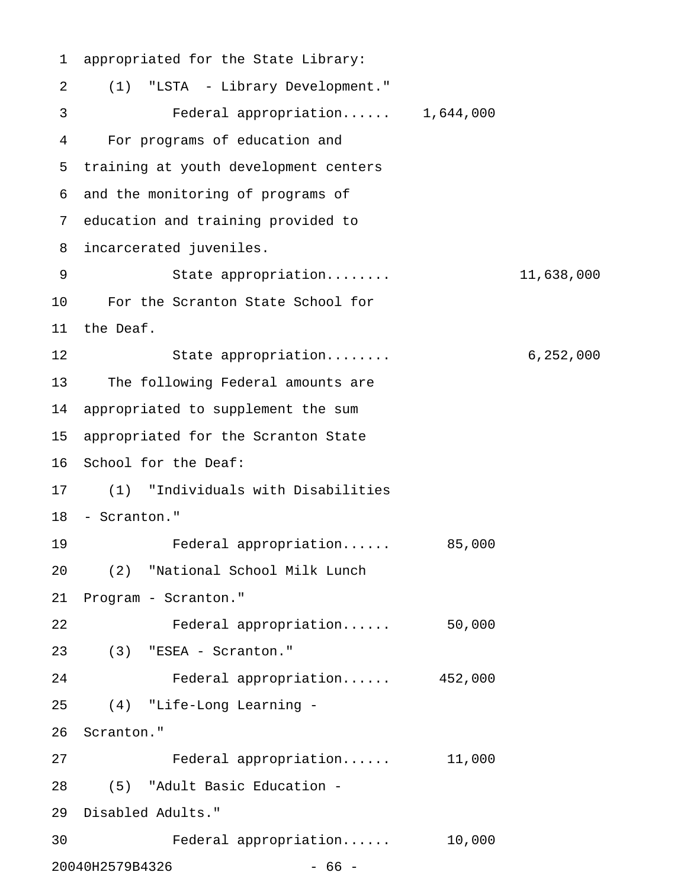appropriated for the State Library:

(1) "LSTA - Library Development."

Federal appropriation...... 1,644,000

For programs of education and training at youth development centers and the monitoring of programs of education and training provided to incarcerated juveniles.

State appropriation........ 11,638,000

For the Scranton State School for the Deaf.

State appropriation........ 6,252,000

The following Federal amounts are appropriated to supplement the sum appropriated for the Scranton State School for the Deaf:

(1) "Individuals with Disabilities - Scranton."

Federal appropriation...... 85,000

(2) "National School Milk Lunch Program - Scranton."

Federal appropriation...... 50,000

(3) "ESEA - Scranton."

Federal appropriation...... 452,000

(4) "Life-Long Learning - Scranton."

Federal appropriation...... 11,000

(5) "Adult Basic Education - Disabled Adults."

Federal appropriation...... 10,000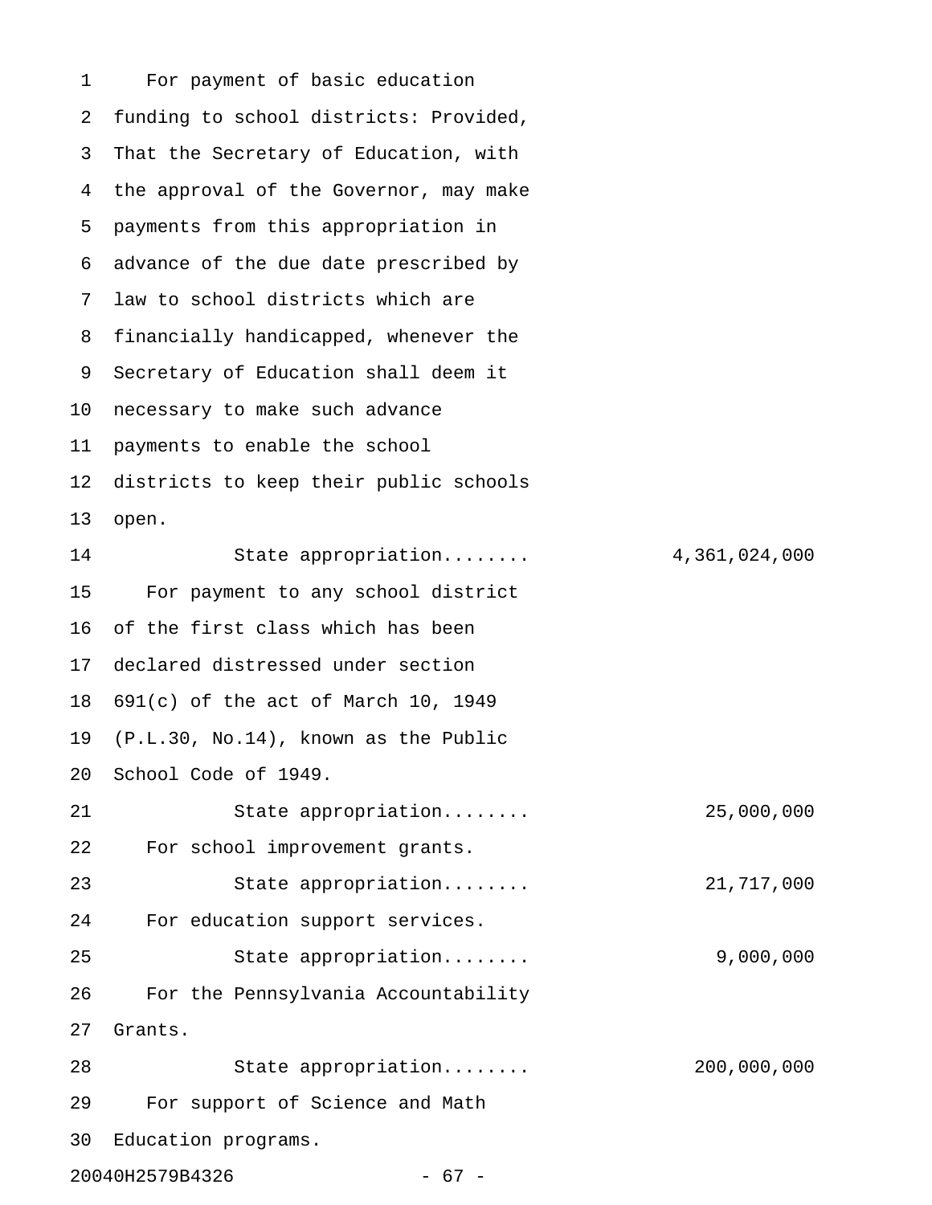For payment of basic education funding to school districts: Provided, That the Secretary of Education, with the approval of the Governor, may make payments from this appropriation in advance of the due date prescribed by law to school districts which are financially handicapped, whenever the Secretary of Education shall deem it necessary to make such advance payments to enable the school districts to keep their public schools open.

State appropriation........ 4,361,024,000

For payment to any school district of the first class which has been declared distressed under section 691(c) of the act of March 10, 1949 (P.L.30, No.14), known as the Public School Code of 1949.

State appropriation........ 25,000,000

For school improvement grants.

State appropriation........ 21,717,000

For education support services.

State appropriation........ 9,000,000

For the Pennsylvania Accountability Grants.

State appropriation........ 200,000,000

For support of Science and Math Education programs.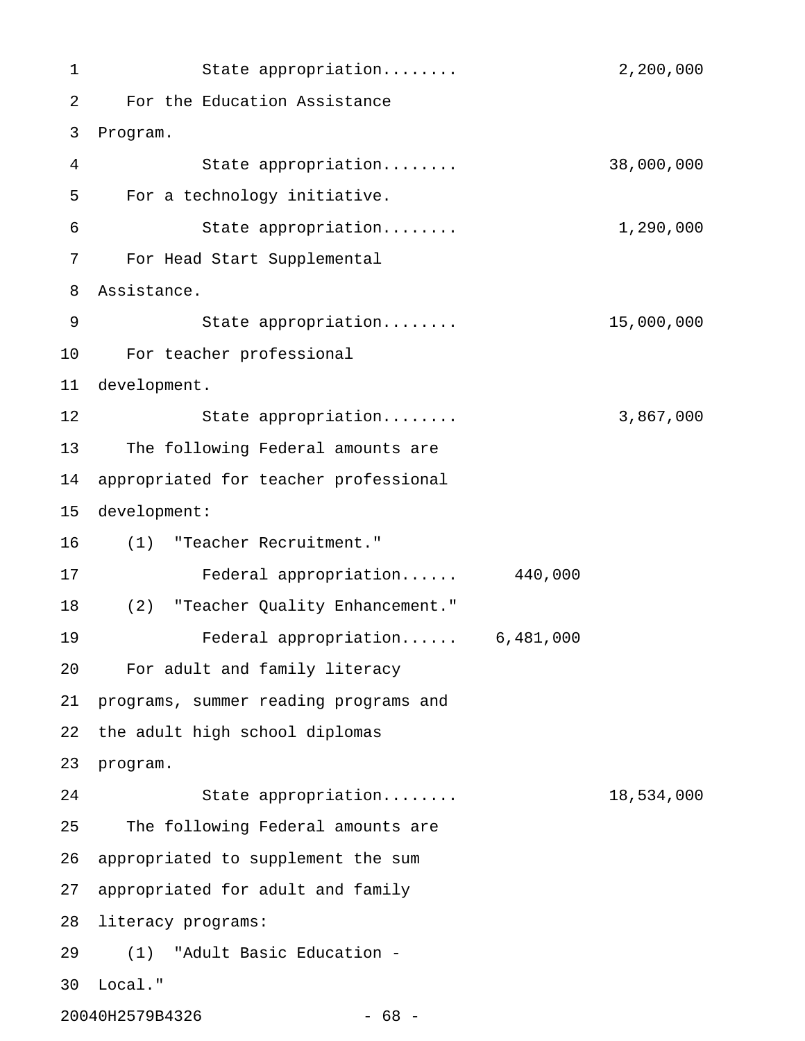State appropriation........ 2,200,000

For the Education Assistance Program.

State appropriation........ 38,000,000

For a technology initiative.

State appropriation........ 1,290,000

For Head Start Supplemental Assistance.

State appropriation........ 15,000,000

For teacher professional development.

State appropriation........ 3,867,000

The following Federal amounts are appropriated for teacher professional development:

(1) "Teacher Recruitment."

Federal appropriation...... 440,000

(2) "Teacher Quality Enhancement."

Federal appropriation...... 6,481,000

For adult and family literacy programs, summer reading programs and the adult high school diplomas program.

State appropriation........ 18,534,000

The following Federal amounts are appropriated to supplement the sum appropriated for adult and family literacy programs:

(1) "Adult Basic Education - Local."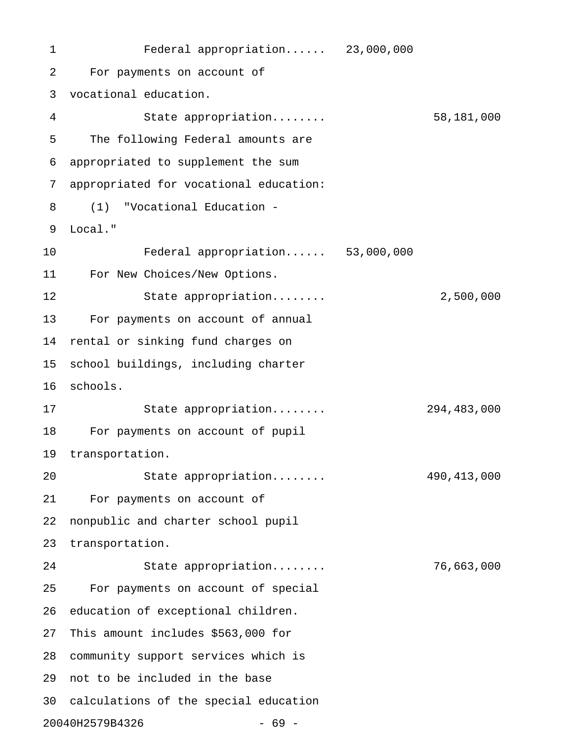Federal appropriation...... 23,000,000

For payments on account of vocational education.

State appropriation........ 58,181,000

The following Federal amounts are appropriated to supplement the sum appropriated for vocational education:

(1) "Vocational Education - Local."

Federal appropriation...... 53,000,000

For New Choices/New Options.

State appropriation........ 2,500,000

For payments on account of annual rental or sinking fund charges on school buildings, including charter schools.

State appropriation........ 294,483,000

For payments on account of pupil transportation.

State appropriation........ 490,413,000

For payments on account of nonpublic and charter school pupil transportation.

State appropriation........ 76,663,000

For payments on account of special education of exceptional children. This amount includes $563,000 for community support services which is not to be included in the base calculations of the special education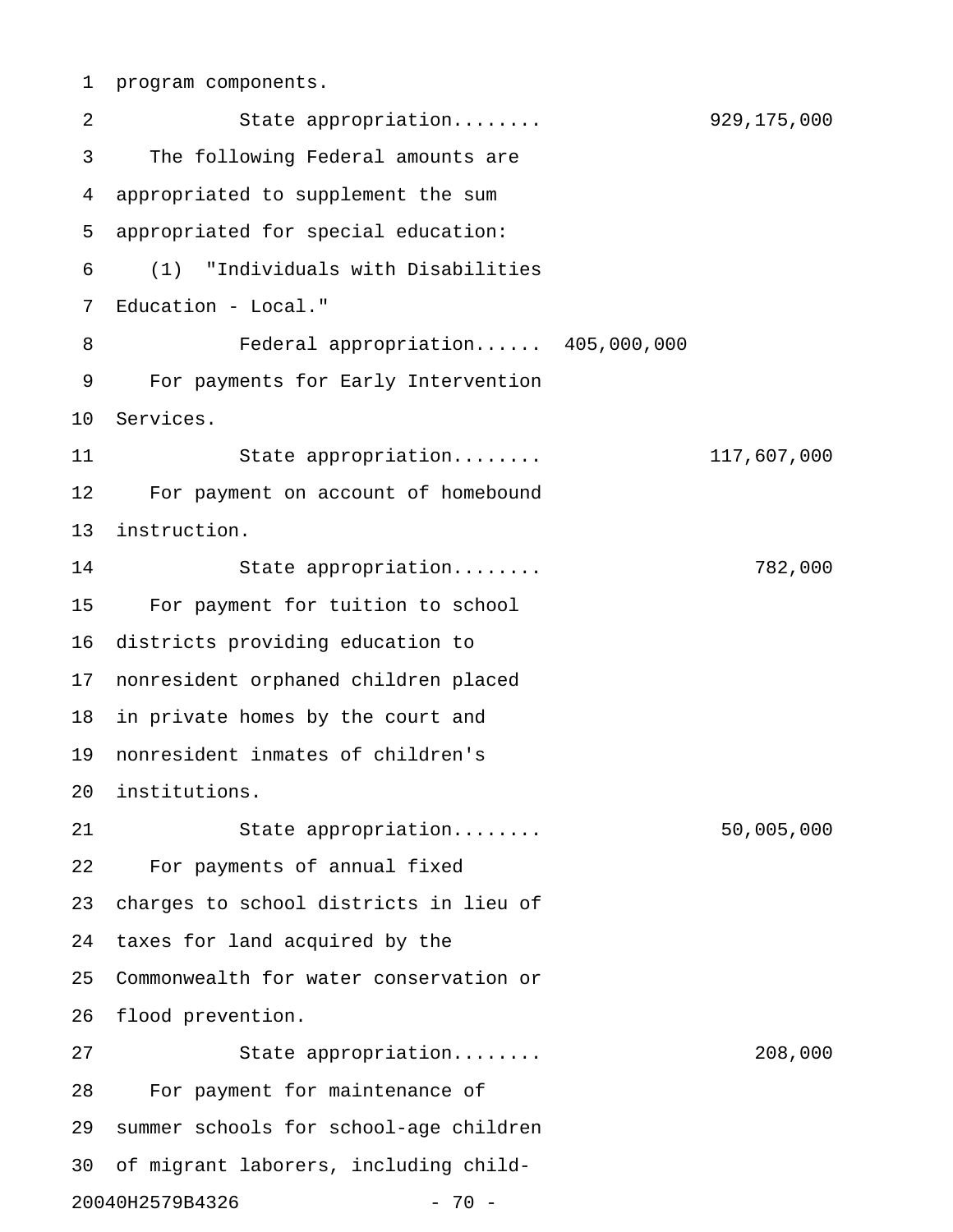program components.

State appropriation........ 929,175,000

The following Federal amounts are appropriated to supplement the sum appropriated for special education:

(1) "Individuals with Disabilities Education - Local."

Federal appropriation...... 405,000,000

For payments for Early Intervention Services.

State appropriation........ 117,607,000

For payment on account of homebound instruction.

State appropriation........ 782,000

For payment for tuition to school districts providing education to nonresident orphaned children placed in private homes by the court and nonresident inmates of children's institutions.

State appropriation........ 50,005,000

For payments of annual fixed charges to school districts in lieu of taxes for land acquired by the Commonwealth for water conservation or flood prevention.

State appropriation........ 208,000

For payment for maintenance of summer schools for school-age children of migrant laborers, including child-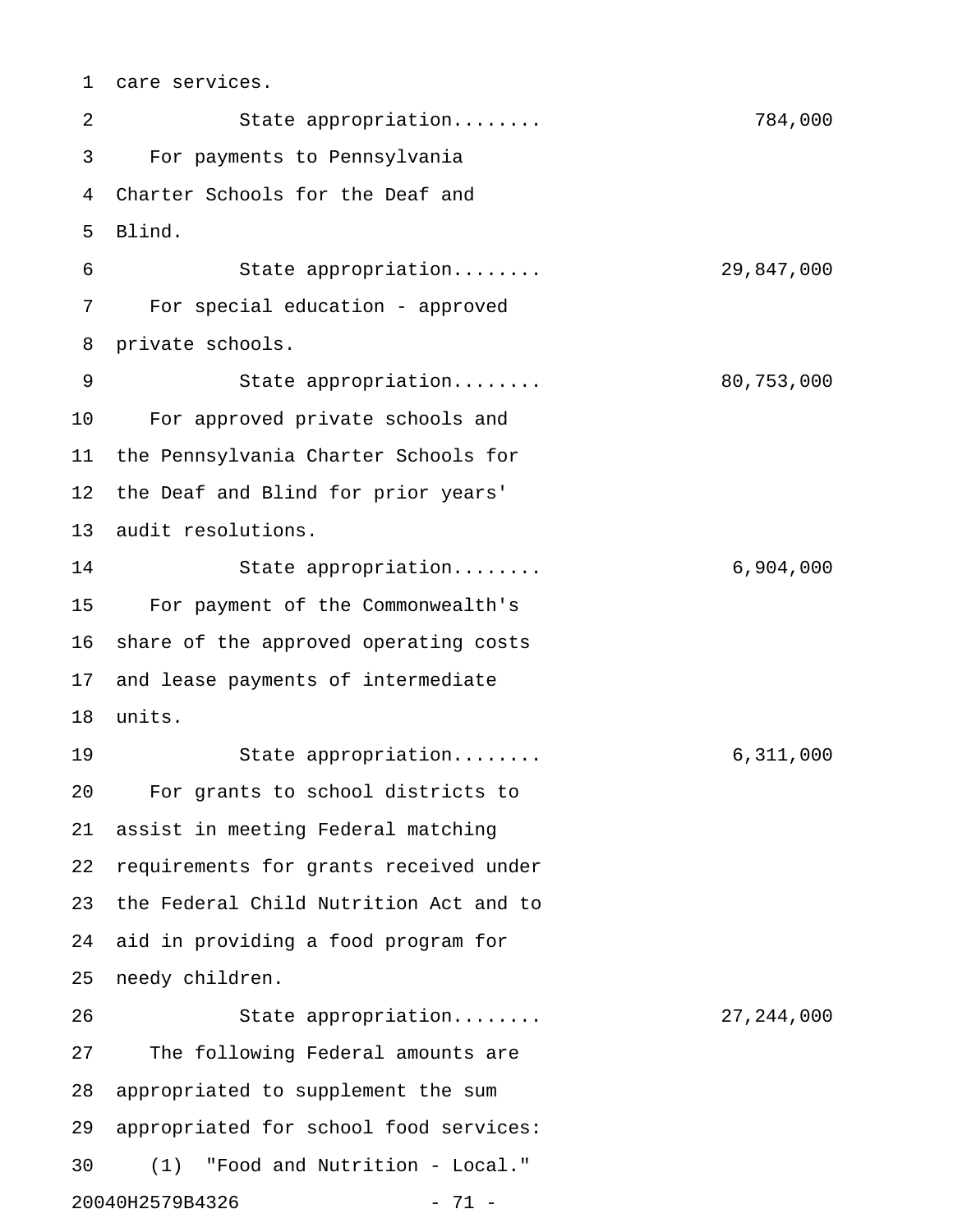care services.

State appropriation........ 784,000

For payments to Pennsylvania Charter Schools for the Deaf and Blind.

State appropriation........ 29,847,000

For special education - approved private schools.

State appropriation........ 80,753,000

For approved private schools and the Pennsylvania Charter Schools for the Deaf and Blind for prior years' audit resolutions.

State appropriation........ 6,904,000

For payment of the Commonwealth's share of the approved operating costs and lease payments of intermediate units.

State appropriation........ 6,311,000

For grants to school districts to assist in meeting Federal matching requirements for grants received under the Federal Child Nutrition Act and to aid in providing a food program for needy children.

State appropriation........ 27,244,000

The following Federal amounts are appropriated to supplement the sum appropriated for school food services:

(1) "Food and Nutrition - Local."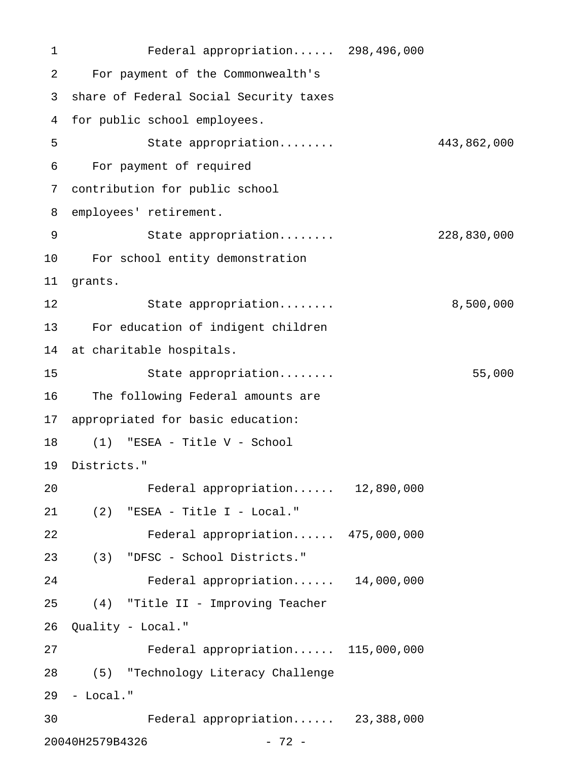Federal appropriation...... 298,496,000

For payment of the Commonwealth's share of Federal Social Security taxes for public school employees.

State appropriation........ 443,862,000

For payment of required contribution for public school employees' retirement.

State appropriation........ 228,830,000

For school entity demonstration grants.

State appropriation........ 8,500,000

For education of indigent children at charitable hospitals.

State appropriation........ 55,000

The following Federal amounts are appropriated for basic education:

(1) "ESEA - Title V - School Districts."

Federal appropriation...... 12,890,000

(2) "ESEA - Title I - Local."

Federal appropriation...... 475,000,000

(3) "DFSC - School Districts."

Federal appropriation...... 14,000,000

(4) "Title II - Improving Teacher Quality - Local."

Federal appropriation...... 115,000,000

(5) "Technology Literacy Challenge - Local."

Federal appropriation...... 23,388,000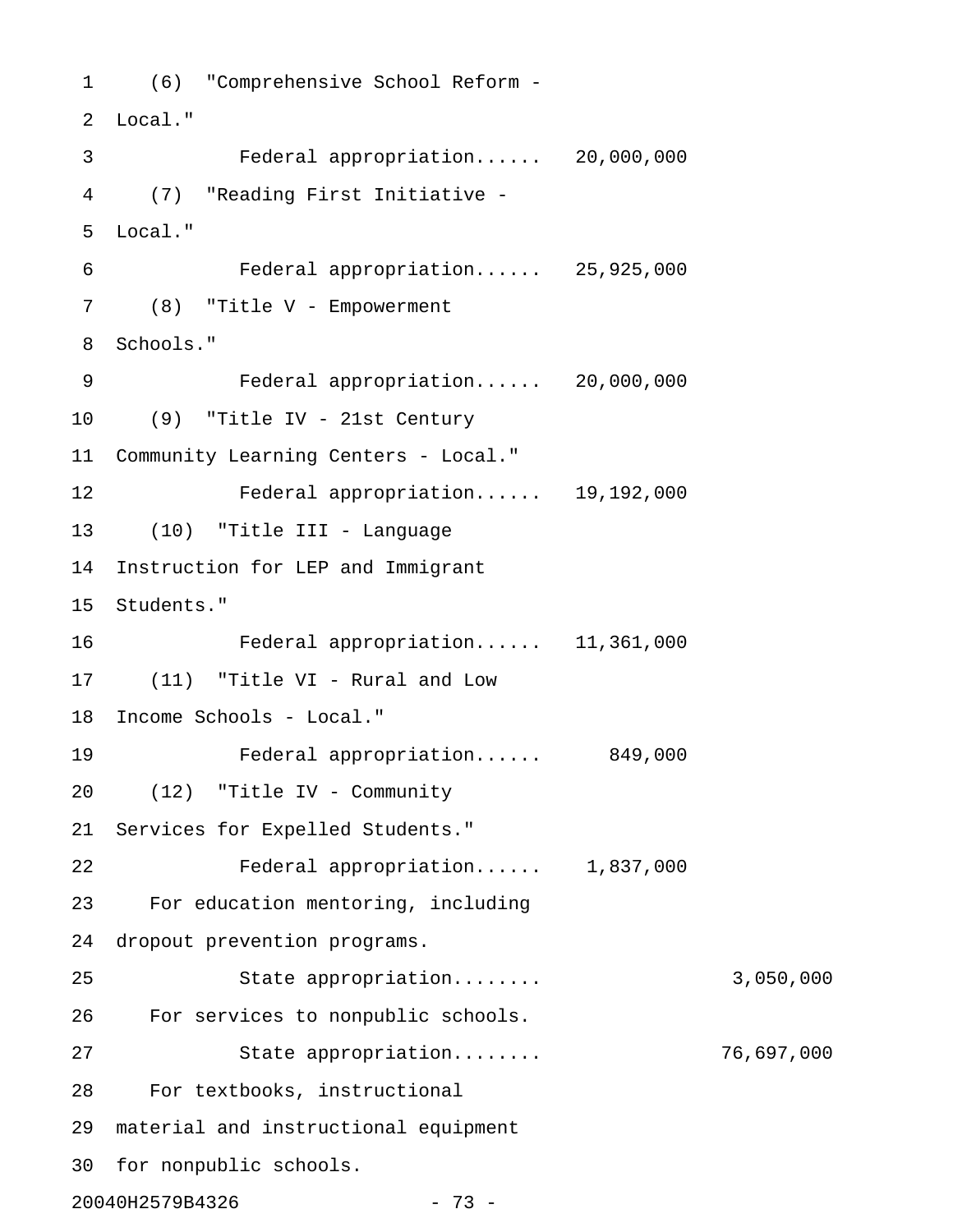(6) "Comprehensive School Reform - Local."

Federal appropriation...... 20,000,000

(7) "Reading First Initiative - Local."

Federal appropriation...... 25,925,000

(8) "Title V - Empowerment Schools."

Federal appropriation...... 20,000,000

(9) "Title IV - 21st Century Community Learning Centers - Local."

Federal appropriation...... 19,192,000

(10) "Title III - Language Instruction for LEP and Immigrant Students."

Federal appropriation...... 11,361,000

(11) "Title VI - Rural and Low Income Schools - Local."

Federal appropriation...... 849,000

(12) "Title IV - Community Services for Expelled Students."

Federal appropriation...... 1,837,000

For education mentoring, including dropout prevention programs.

State appropriation........ 3,050,000

For services to nonpublic schools.

State appropriation........ 76,697,000

For textbooks, instructional material and instructional equipment for nonpublic schools.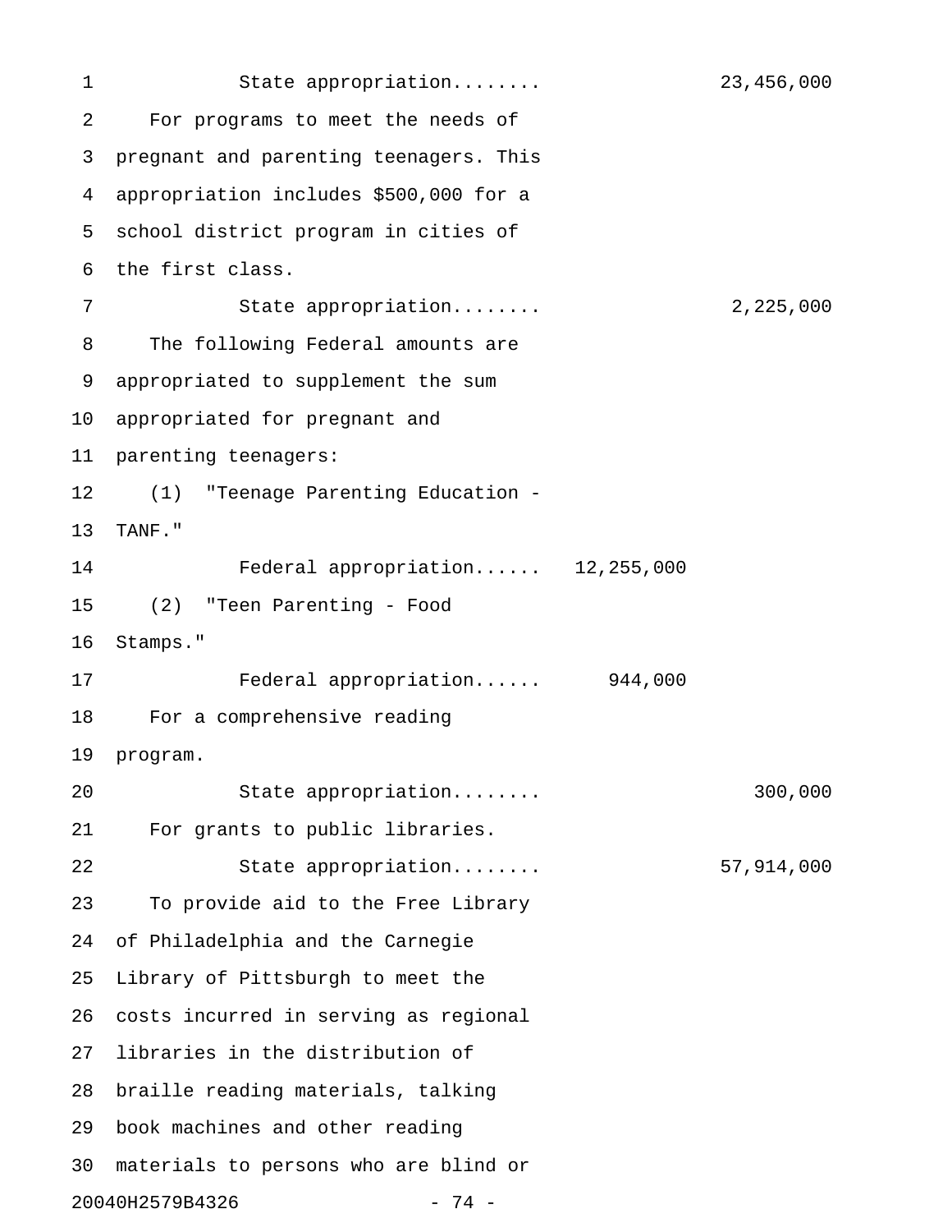State appropriation........ 23,456,000

For programs to meet the needs of pregnant and parenting teenagers. This appropriation includes $500,000 for a school district program in cities of the first class.

State appropriation........ 2,225,000

The following Federal amounts are appropriated to supplement the sum appropriated for pregnant and parenting teenagers:

(1) "Teenage Parenting Education - TANF."

Federal appropriation...... 12,255,000

(2) "Teen Parenting - Food Stamps."

Federal appropriation...... 944,000

For a comprehensive reading program.

State appropriation........ 300,000

For grants to public libraries.

State appropriation........ 57,914,000

To provide aid to the Free Library of Philadelphia and the Carnegie Library of Pittsburgh to meet the costs incurred in serving as regional libraries in the distribution of braille reading materials, talking book machines and other reading materials to persons who are blind or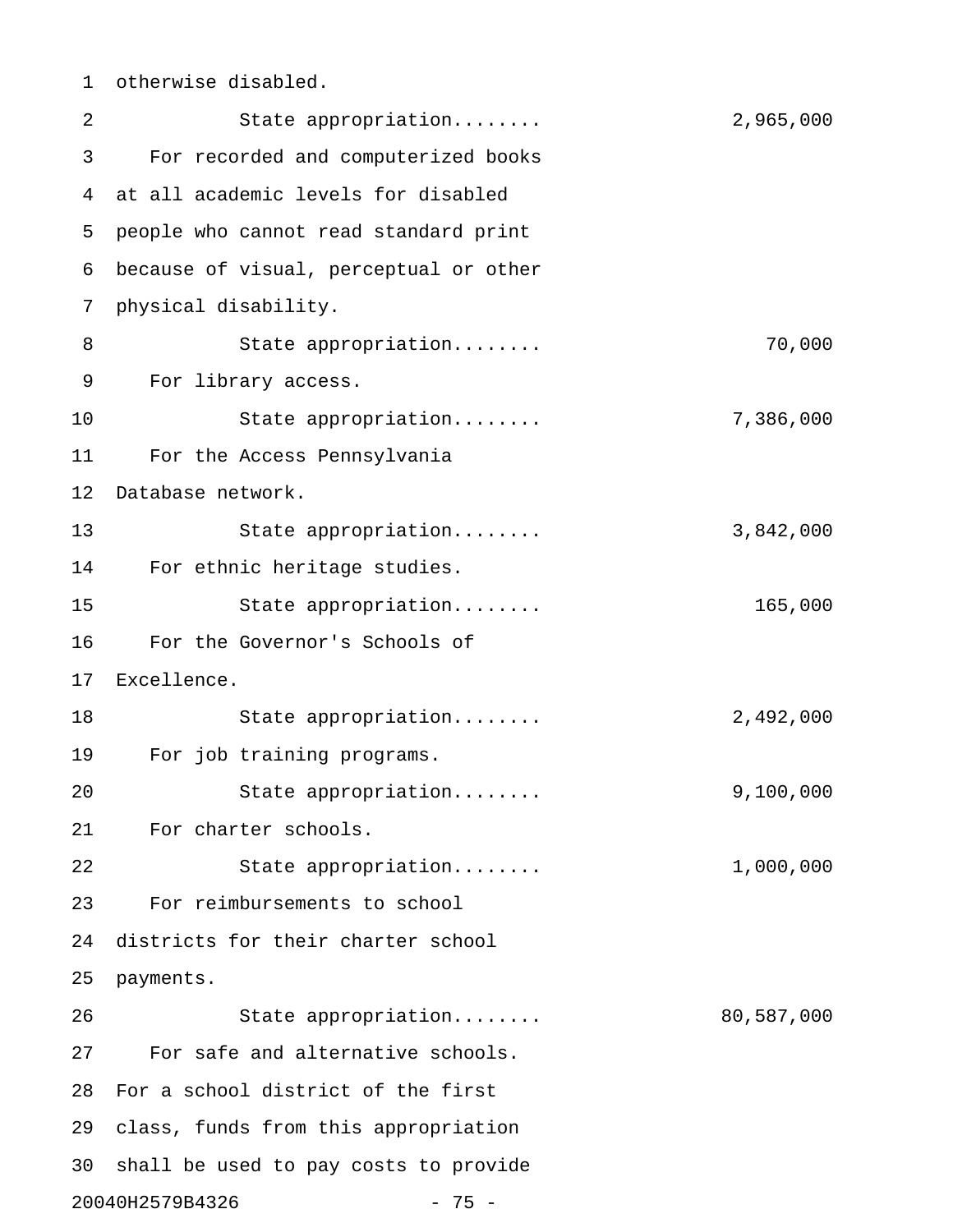otherwise disabled.

State appropriation........ 2,965,000

For recorded and computerized books at all academic levels for disabled people who cannot read standard print because of visual, perceptual or other physical disability.

State appropriation........ 70,000

For library access.

State appropriation........ 7,386,000

For the Access Pennsylvania Database network.

State appropriation........ 3,842,000

For ethnic heritage studies.

State appropriation........ 165,000

For the Governor's Schools of Excellence.

State appropriation........ 2,492,000

For job training programs.

State appropriation........ 9,100,000

For charter schools.

State appropriation........ 1,000,000

For reimbursements to school districts for their charter school payments.

State appropriation........ 80,587,000

For safe and alternative schools. For a school district of the first class, funds from this appropriation shall be used to pay costs to provide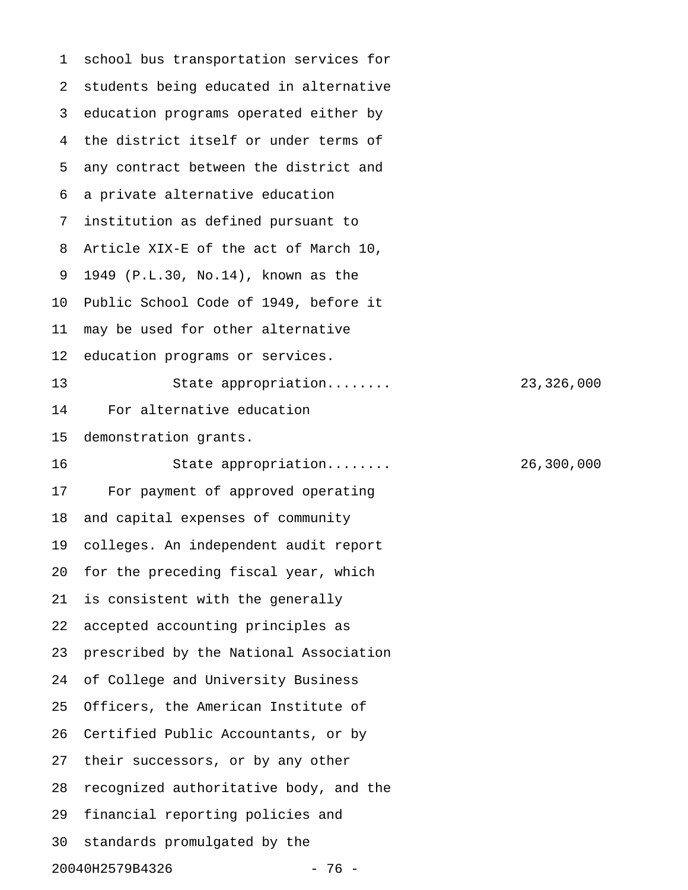school bus transportation services for students being educated in alternative education programs operated either by the district itself or under terms of any contract between the district and a private alternative education institution as defined pursuant to Article XIX-E of the act of March 10, 1949 (P.L.30, No.14), known as the Public School Code of 1949, before it may be used for other alternative education programs or services.

State appropriation........ 23,326,000

For alternative education demonstration grants.

State appropriation........ 26,300,000

For payment of approved operating and capital expenses of community colleges. An independent audit report for the preceding fiscal year, which is consistent with the generally accepted accounting principles as prescribed by the National Association of College and University Business Officers, the American Institute of Certified Public Accountants, or by their successors, or by any other recognized authoritative body, and the financial reporting policies and standards promulgated by the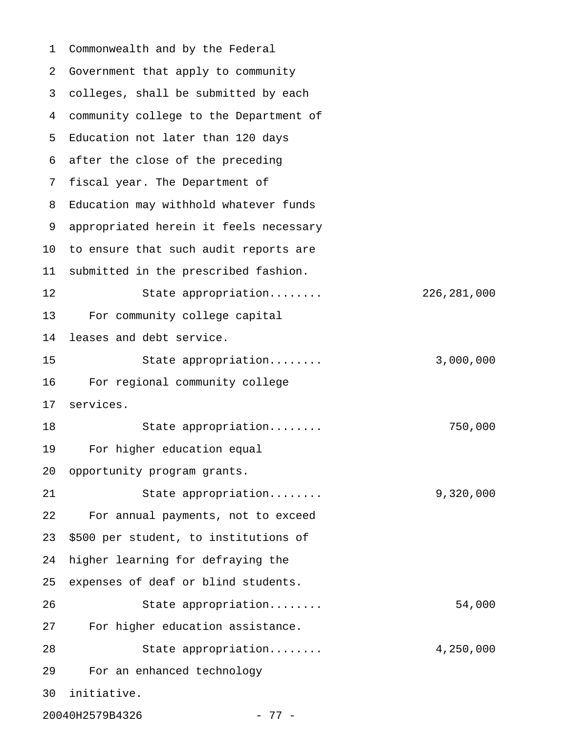Commonwealth and by the Federal Government that apply to community colleges, shall be submitted by each community college to the Department of Education not later than 120 days after the close of the preceding fiscal year. The Department of Education may withhold whatever funds appropriated herein it feels necessary to ensure that such audit reports are submitted in the prescribed fashion.

State appropriation........ 226,281,000

For community college capital leases and debt service.

State appropriation........ 3,000,000

For regional community college services.

State appropriation........ 750,000

For higher education equal opportunity program grants.

State appropriation........ 9,320,000

For annual payments, not to exceed $500 per student, to institutions of higher learning for defraying the expenses of deaf or blind students.

State appropriation........ 54,000

For higher education assistance.

State appropriation........ 4,250,000

For an enhanced technology initiative.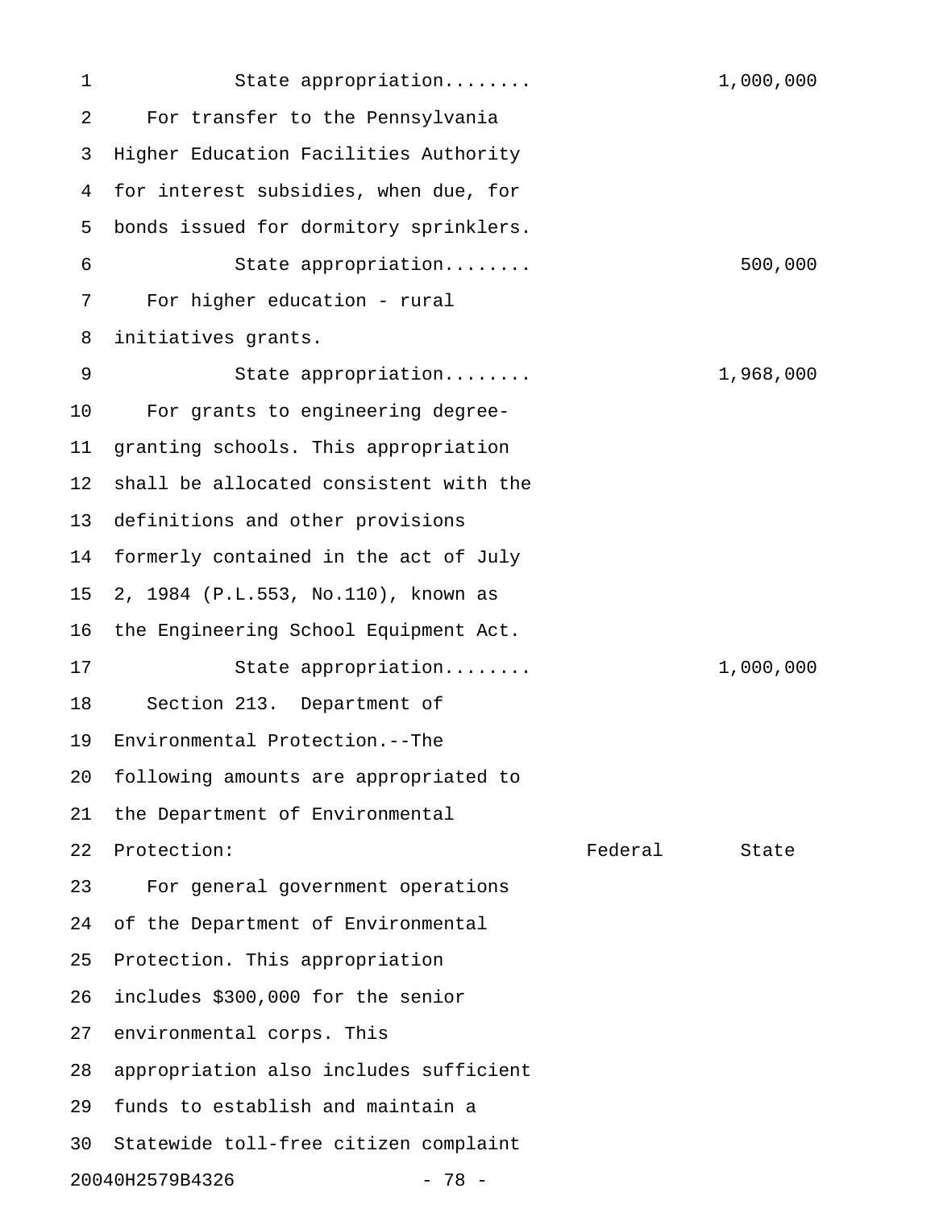State appropriation........ 1,000,000

For transfer to the Pennsylvania Higher Education Facilities Authority for interest subsidies, when due, for bonds issued for dormitory sprinklers.

State appropriation........ 500,000

For higher education - rural initiatives grants.

State appropriation........ 1,968,000

For grants to engineering degree-granting schools. This appropriation shall be allocated consistent with the definitions and other provisions formerly contained in the act of July 2, 1984 (P.L.553, No.110), known as the Engineering School Equipment Act.

State appropriation........ 1,000,000

Section 213. Department of Environmental Protection.--The following amounts are appropriated to the Department of Environmental Protection:

| | Federal | State |
|---|---|---|

For general government operations of the Department of Environmental Protection. This appropriation includes $300,000 for the senior environmental corps. This appropriation also includes sufficient funds to establish and maintain a Statewide toll-free citizen complaint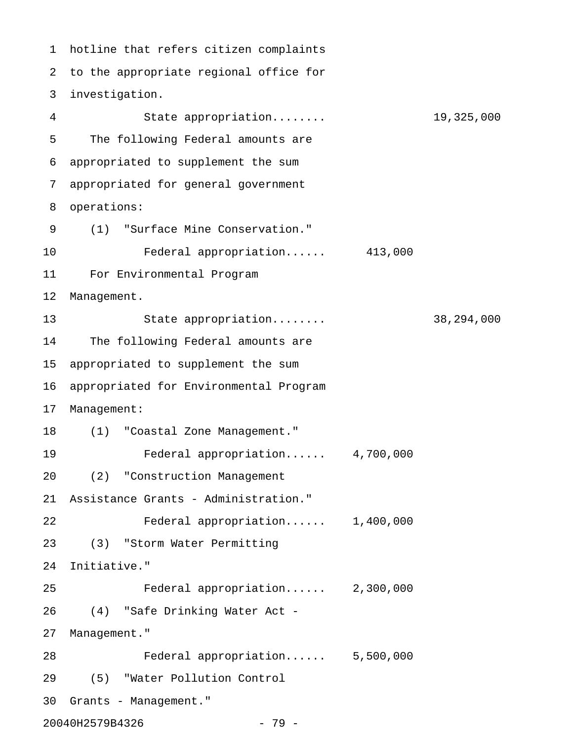hotline that refers citizen complaints to the appropriate regional office for investigation.

State appropriation........ 19,325,000

The following Federal amounts are appropriated to supplement the sum appropriated for general government operations:

(1) "Surface Mine Conservation."

Federal appropriation...... 413,000

For Environmental Program Management.

State appropriation........ 38,294,000

The following Federal amounts are appropriated to supplement the sum appropriated for Environmental Program Management:

(1) "Coastal Zone Management."

Federal appropriation...... 4,700,000

(2) "Construction Management Assistance Grants - Administration."

Federal appropriation...... 1,400,000

(3) "Storm Water Permitting Initiative."

Federal appropriation...... 2,300,000

(4) "Safe Drinking Water Act - Management."

Federal appropriation...... 5,500,000

(5) "Water Pollution Control Grants - Management."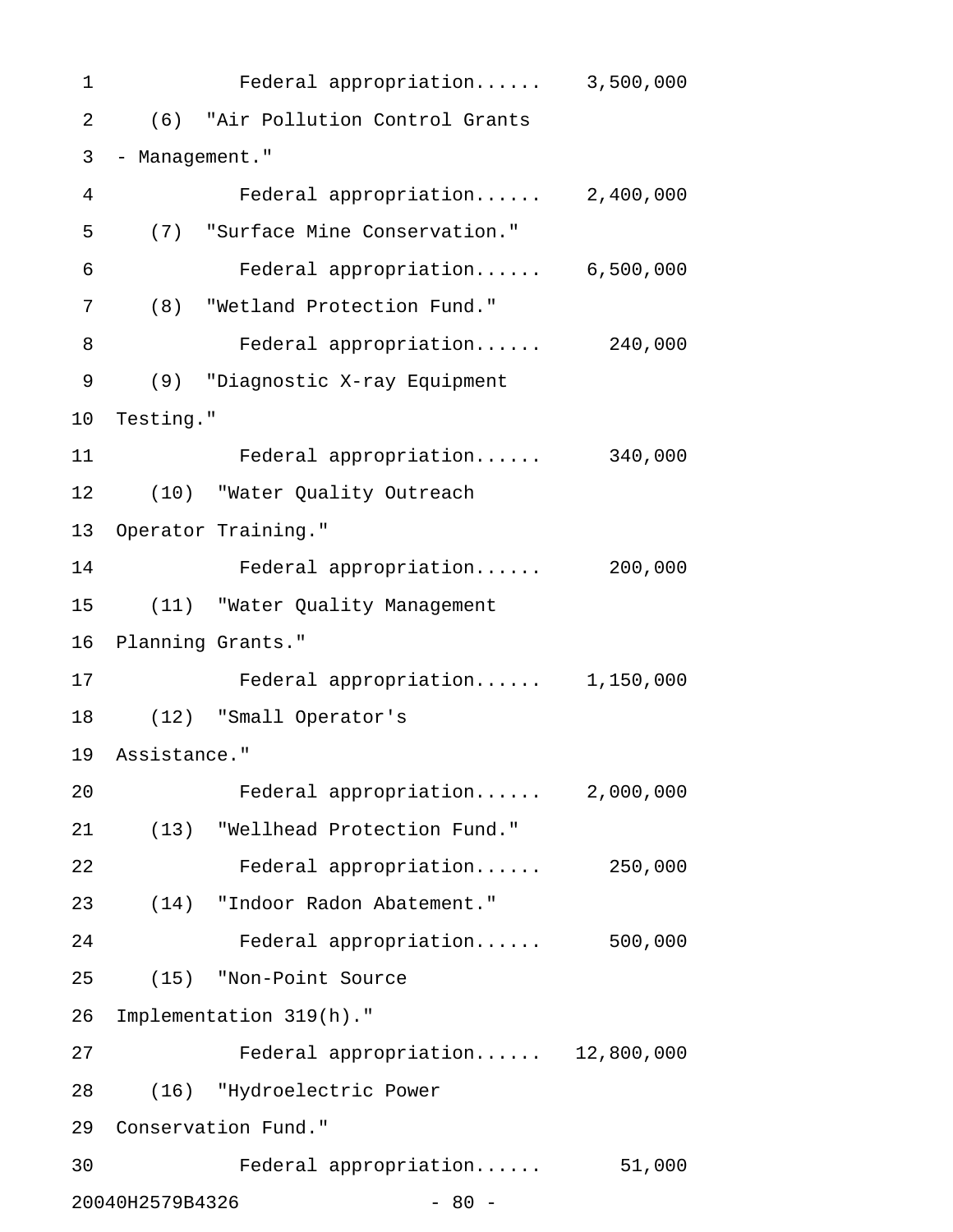Federal appropriation...... 3,500,000

(6) "Air Pollution Control Grants - Management."

Federal appropriation...... 2,400,000

(7) "Surface Mine Conservation."

Federal appropriation...... 6,500,000

(8) "Wetland Protection Fund."

Federal appropriation...... 240,000

(9) "Diagnostic X-ray Equipment Testing."

Federal appropriation...... 340,000

(10) "Water Quality Outreach Operator Training."

Federal appropriation...... 200,000

(11) "Water Quality Management Planning Grants."

Federal appropriation...... 1,150,000

(12) "Small Operator's Assistance."

Federal appropriation...... 2,000,000

(13) "Wellhead Protection Fund."

Federal appropriation...... 250,000

(14) "Indoor Radon Abatement."

Federal appropriation...... 500,000

(15) "Non-Point Source Implementation 319(h)."

Federal appropriation...... 12,800,000

(16) "Hydroelectric Power Conservation Fund."

Federal appropriation...... 51,000

20040H2579B4326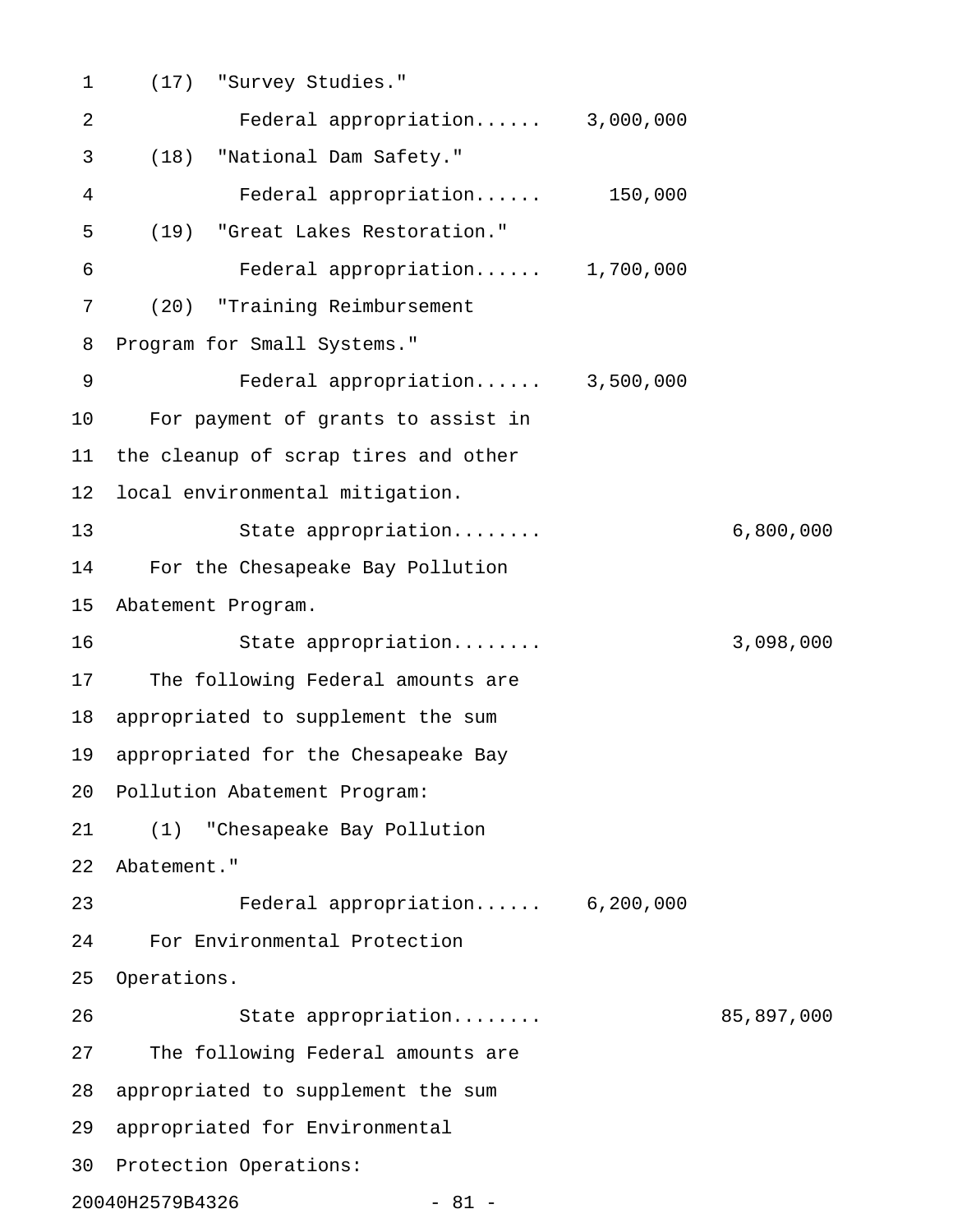(17) "Survey Studies."

Federal appropriation...... 3,000,000

(18) "National Dam Safety."

Federal appropriation...... 150,000

(19) "Great Lakes Restoration."

Federal appropriation...... 1,700,000

(20) "Training Reimbursement Program for Small Systems."

Federal appropriation...... 3,500,000

For payment of grants to assist in the cleanup of scrap tires and other local environmental mitigation.

State appropriation........ 6,800,000

For the Chesapeake Bay Pollution Abatement Program.

State appropriation........ 3,098,000

The following Federal amounts are appropriated to supplement the sum appropriated for the Chesapeake Bay Pollution Abatement Program:

(1) "Chesapeake Bay Pollution Abatement."

Federal appropriation...... 6,200,000

For Environmental Protection Operations.

State appropriation........ 85,897,000

The following Federal amounts are appropriated to supplement the sum appropriated for Environmental Protection Operations: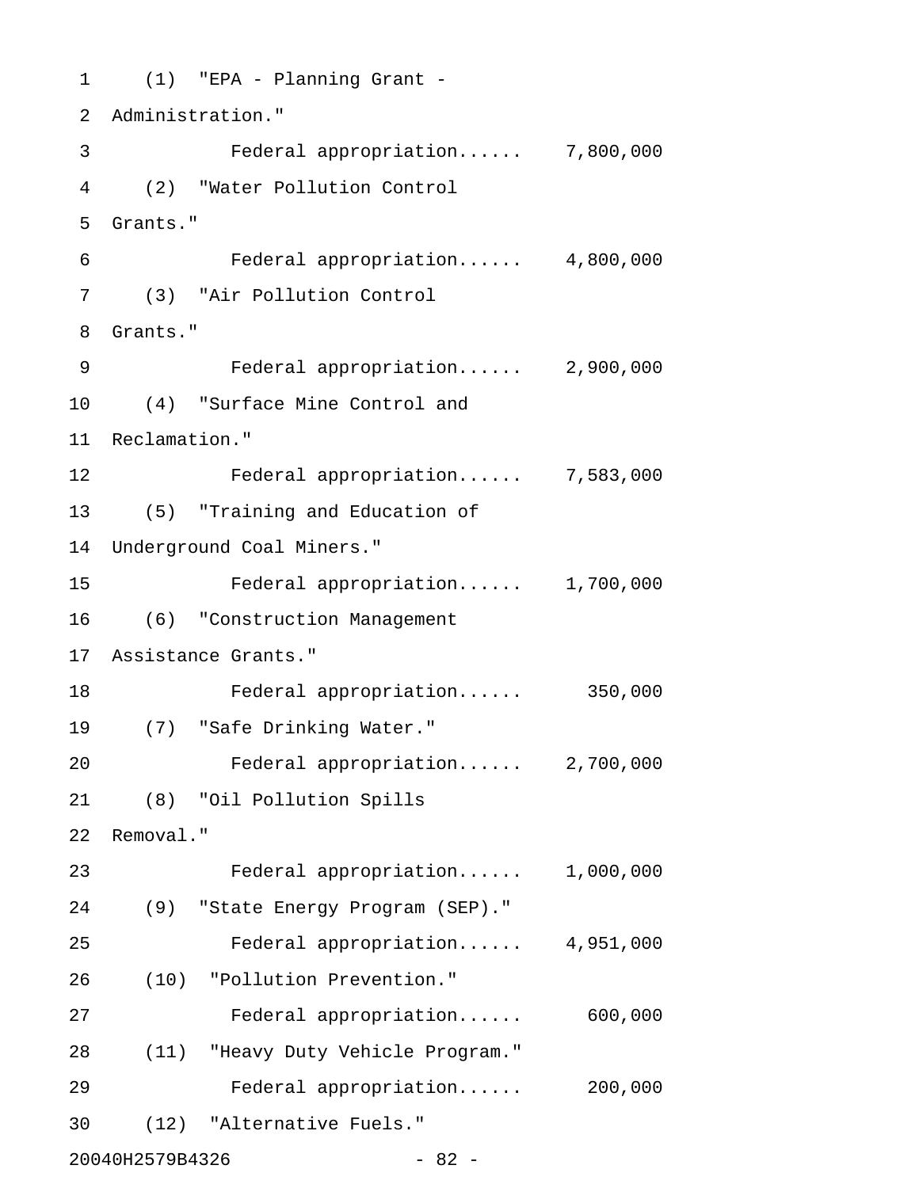(1) "EPA - Planning Grant - Administration."

Federal appropriation...... 7,800,000

(2) "Water Pollution Control Grants."

Federal appropriation...... 4,800,000

(3) "Air Pollution Control Grants."

Federal appropriation...... 2,900,000

(4) "Surface Mine Control and Reclamation."

Federal appropriation...... 7,583,000

(5) "Training and Education of Underground Coal Miners."

Federal appropriation...... 1,700,000

(6) "Construction Management Assistance Grants."

Federal appropriation...... 350,000

(7) "Safe Drinking Water."

Federal appropriation...... 2,700,000

(8) "Oil Pollution Spills Removal."

Federal appropriation...... 1,000,000

(9) "State Energy Program (SEP)."

Federal appropriation...... 4,951,000

(10) "Pollution Prevention."

Federal appropriation...... 600,000

(11) "Heavy Duty Vehicle Program."

Federal appropriation...... 200,000

(12) "Alternative Fuels."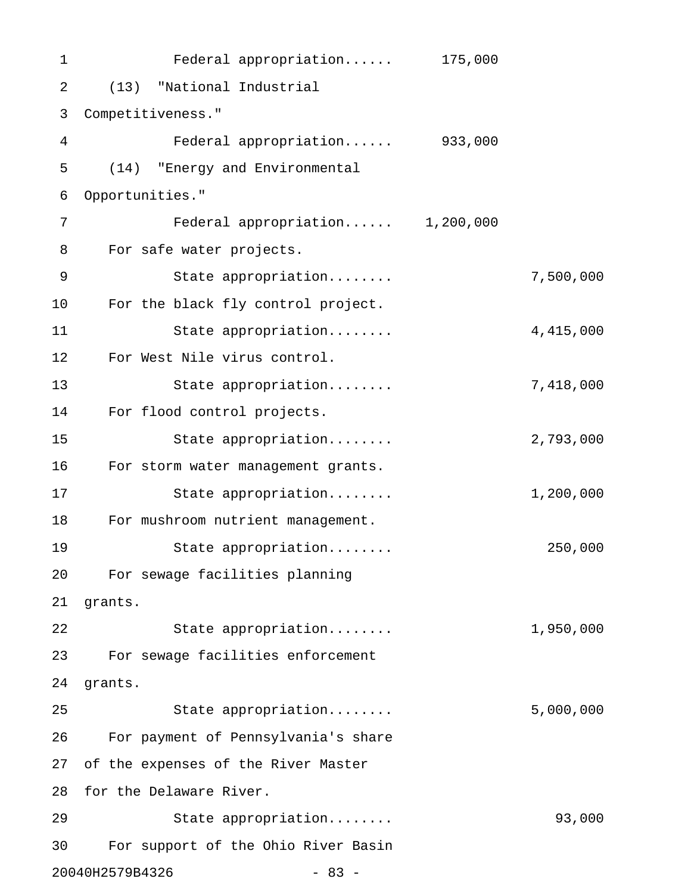Federal appropriation...... 175,000

(13) "National Industrial Competitiveness."

Federal appropriation...... 933,000

(14) "Energy and Environmental Opportunities."

Federal appropriation...... 1,200,000

For safe water projects.

State appropriation........ 7,500,000

For the black fly control project.

State appropriation........ 4,415,000

For West Nile virus control.

State appropriation........ 7,418,000

For flood control projects.

State appropriation........ 2,793,000

For storm water management grants.

State appropriation........ 1,200,000

For mushroom nutrient management.

State appropriation........ 250,000

For sewage facilities planning grants.

State appropriation........ 1,950,000

For sewage facilities enforcement grants.

State appropriation........ 5,000,000

For payment of Pennsylvania's share of the expenses of the River Master for the Delaware River.

State appropriation........ 93,000

For support of the Ohio River Basin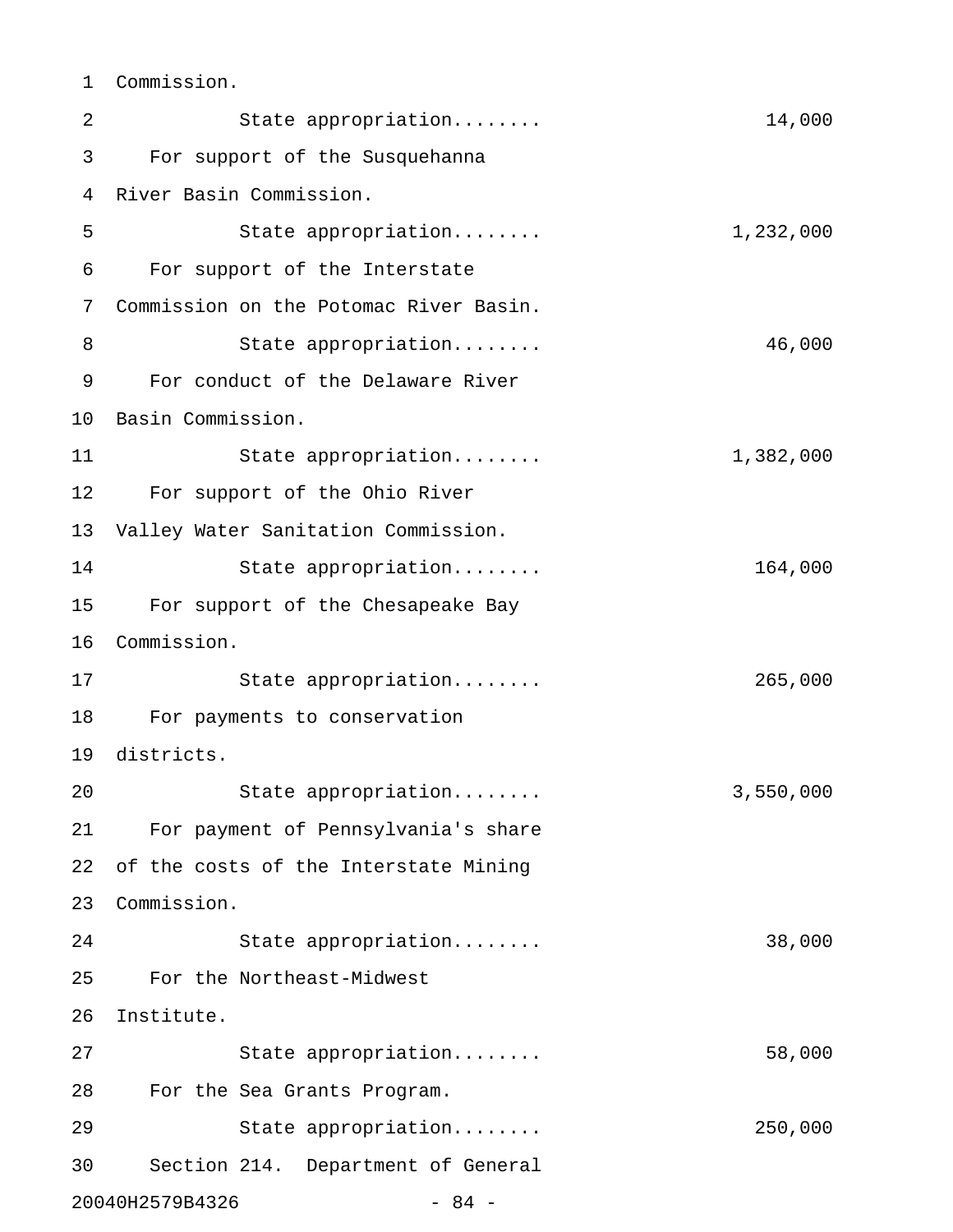Commission.

State appropriation........ 14,000

For support of the Susquehanna River Basin Commission.

State appropriation........ 1,232,000

For support of the Interstate Commission on the Potomac River Basin.

State appropriation........ 46,000

For conduct of the Delaware River Basin Commission.

State appropriation........ 1,382,000

For support of the Ohio River Valley Water Sanitation Commission.

State appropriation........ 164,000

For support of the Chesapeake Bay Commission.

State appropriation........ 265,000

For payments to conservation districts.

State appropriation........ 3,550,000

For payment of Pennsylvania's share of the costs of the Interstate Mining Commission.

State appropriation........ 38,000

For the Northeast-Midwest Institute.

State appropriation........ 58,000

For the Sea Grants Program.

State appropriation........ 250,000

Section 214. Department of General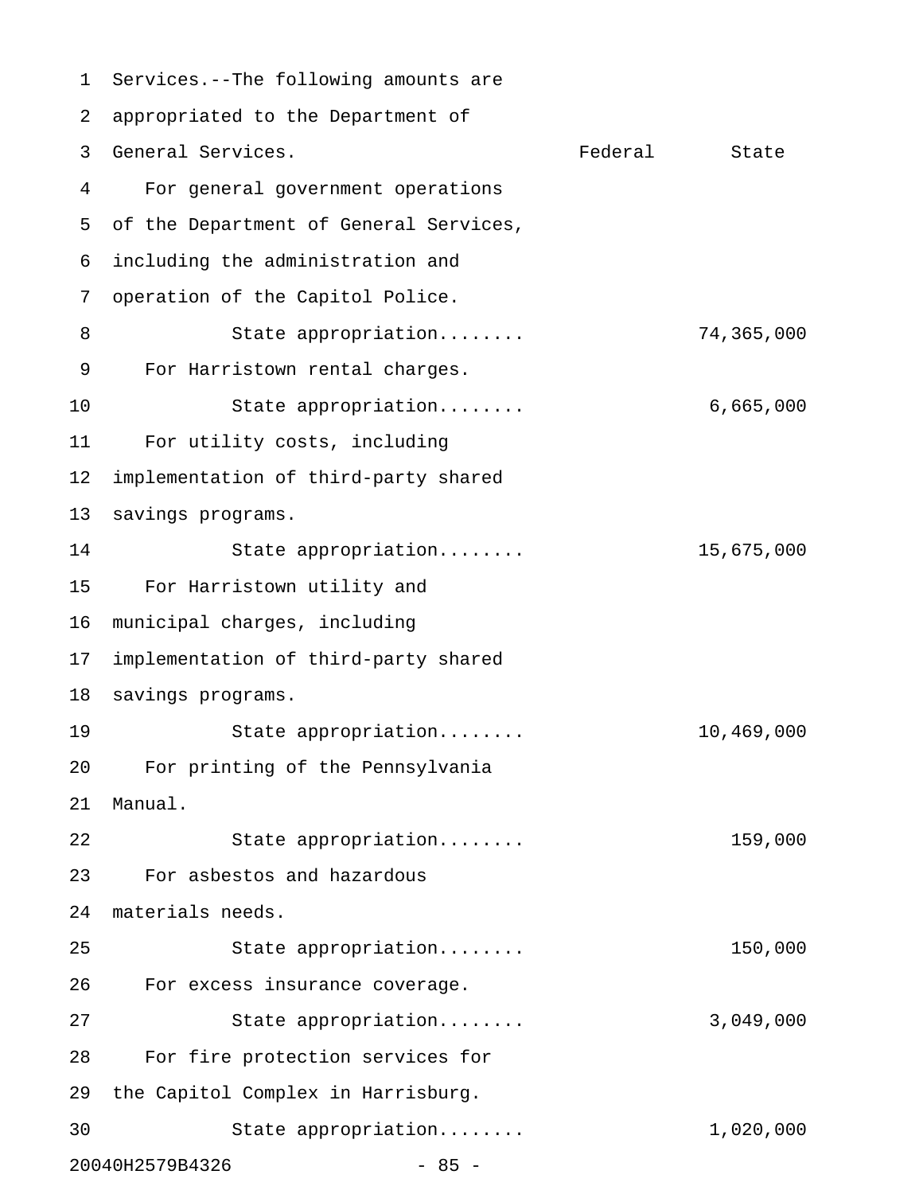Services.--The following amounts are appropriated to the Department of General Services.

| | Federal | State |
|---|---|---|
| For general government operations of the Department of General Services, including the administration and operation of the Capitol Police. | | |
| State appropriation........ | | 74,365,000 |
| For Harristown rental charges. | | |
| State appropriation........ | | 6,665,000 |
| For utility costs, including implementation of third-party shared savings programs. | | |
| State appropriation........ | | 15,675,000 |
| For Harristown utility and municipal charges, including implementation of third-party shared savings programs. | | |
| State appropriation........ | | 10,469,000 |
| For printing of the Pennsylvania Manual. | | |
| State appropriation........ | | 159,000 |
| For asbestos and hazardous materials needs. | | |
| State appropriation........ | | 150,000 |
| For excess insurance coverage. | | |
| State appropriation........ | | 3,049,000 |
| For fire protection services for the Capitol Complex in Harrisburg. | | |
| State appropriation........ | | 1,020,000 |

20040H2579B4326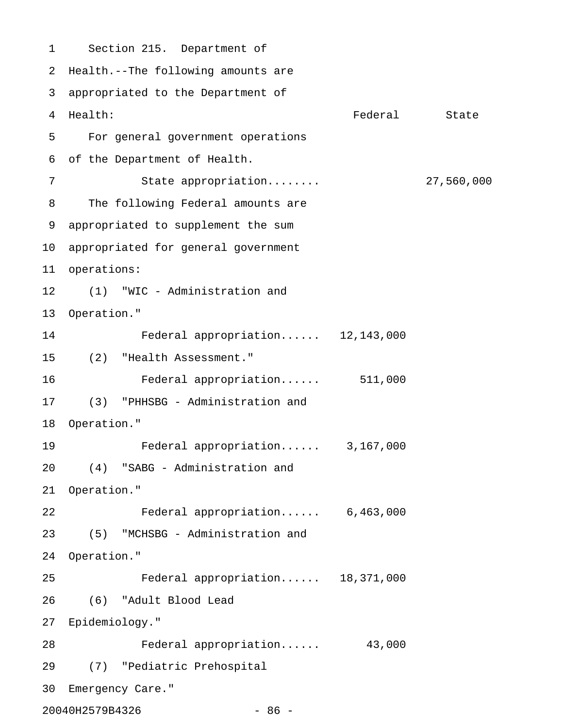Section 215. Department of Health.--The following amounts are appropriated to the Department of Health:

| | Federal | State |
|---|---|---|
| For general government operations of the Department of Health. | | |
| State appropriation........ | | 27,560,000 |
| The following Federal amounts are appropriated to supplement the sum appropriated for general government operations: | | |
| (1) "WIC - Administration and Operation." | | |
| Federal appropriation...... | 12,143,000 | |
| (2) "Health Assessment." | | |
| Federal appropriation...... | 511,000 | |
| (3) "PHHSBG - Administration and Operation." | | |
| Federal appropriation...... | 3,167,000 | |
| (4) "SABG - Administration and Operation." | | |
| Federal appropriation...... | 6,463,000 | |
| (5) "MCHSBG - Administration and Operation." | | |
| Federal appropriation...... | 18,371,000 | |
| (6) "Adult Blood Lead Epidemiology." | | |
| Federal appropriation...... | 43,000 | |
| (7) "Pediatric Prehospital Emergency Care." | | |

20040H2579B4326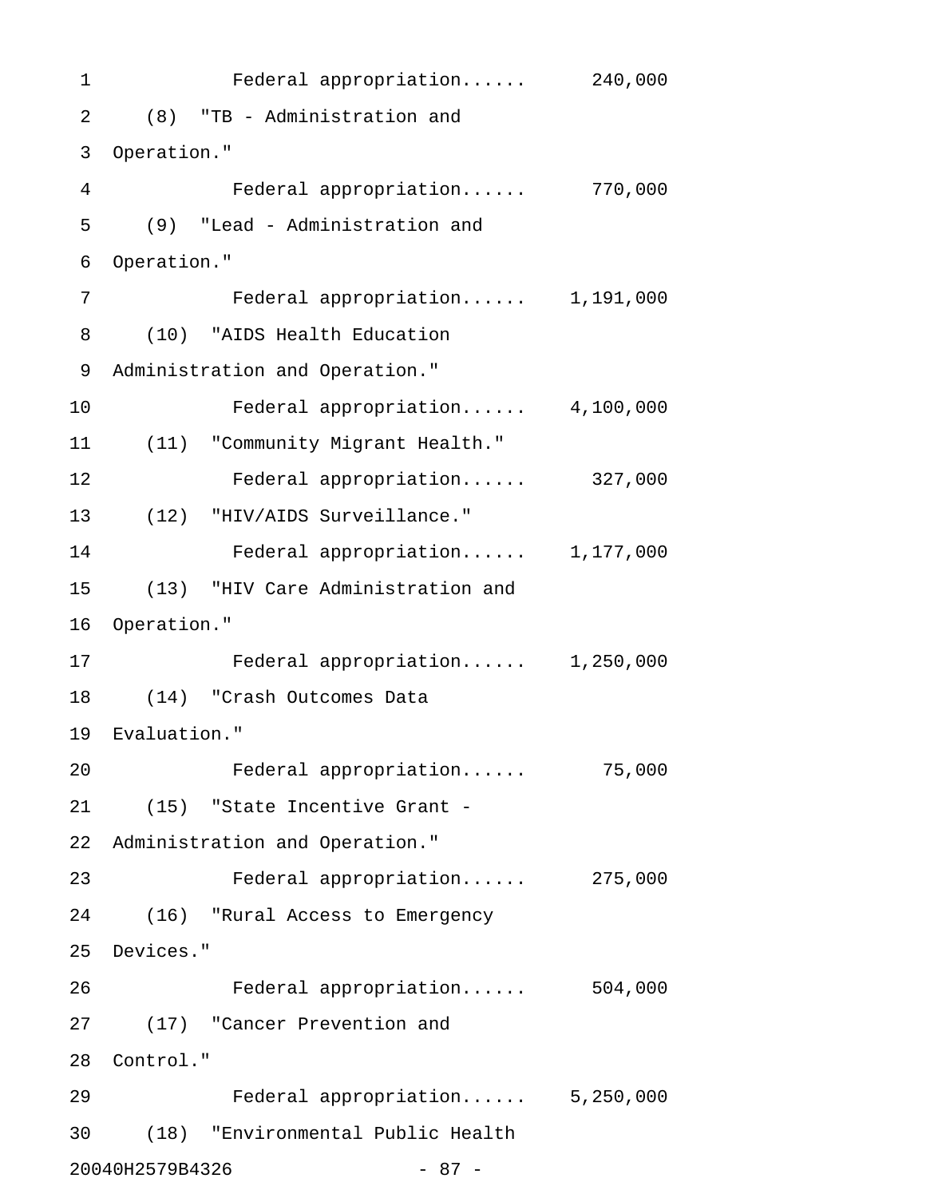Federal appropriation...... 240,000

(8) "TB - Administration and Operation."

Federal appropriation...... 770,000

(9) "Lead - Administration and Operation."

Federal appropriation...... 1,191,000

(10) "AIDS Health Education Administration and Operation."

Federal appropriation...... 4,100,000

(11) "Community Migrant Health."

Federal appropriation...... 327,000

(12) "HIV/AIDS Surveillance."

Federal appropriation...... 1,177,000

(13) "HIV Care Administration and Operation."

Federal appropriation...... 1,250,000

(14) "Crash Outcomes Data Evaluation."

Federal appropriation...... 75,000

(15) "State Incentive Grant - Administration and Operation."

Federal appropriation...... 275,000

(16) "Rural Access to Emergency Devices."

Federal appropriation...... 504,000

(17) "Cancer Prevention and Control."

Federal appropriation...... 5,250,000

(18) "Environmental Public Health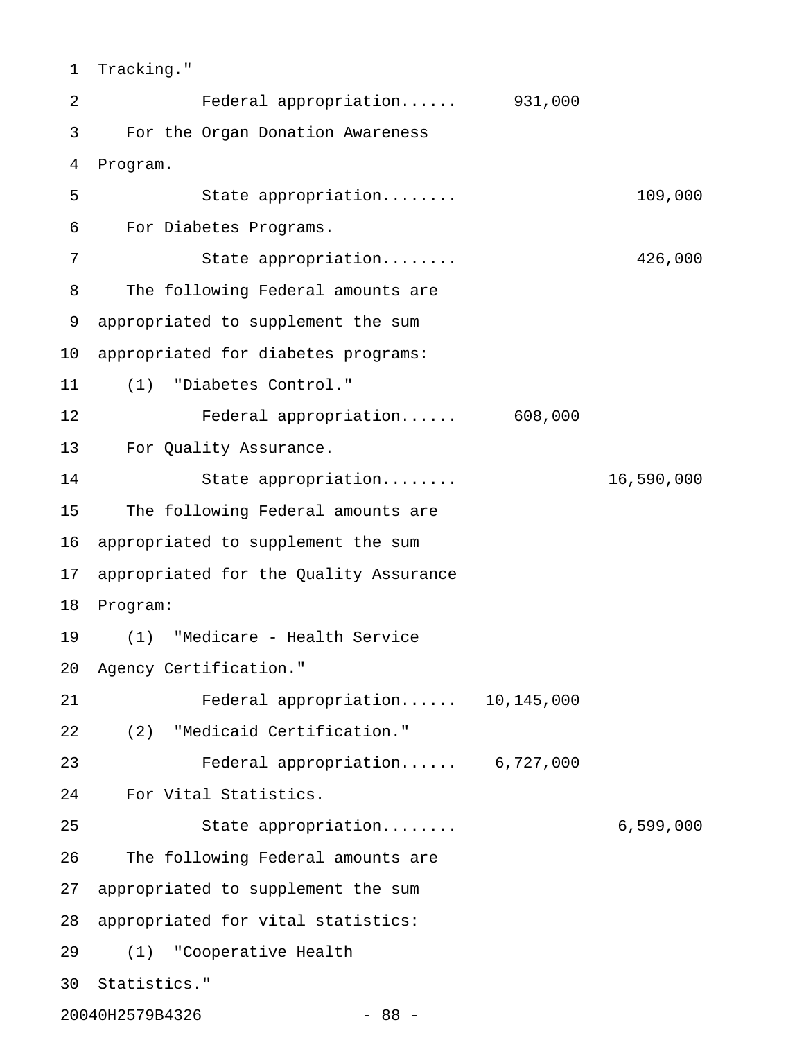Tracking."

Federal appropriation...... 931,000

For the Organ Donation Awareness Program.

State appropriation........ 109,000

For Diabetes Programs.

State appropriation........ 426,000

The following Federal amounts are appropriated to supplement the sum appropriated for diabetes programs:

(1) "Diabetes Control."

Federal appropriation...... 608,000

For Quality Assurance.

State appropriation........ 16,590,000

The following Federal amounts are appropriated to supplement the sum appropriated for the Quality Assurance Program:

(1) "Medicare - Health Service Agency Certification."

Federal appropriation...... 10,145,000

(2) "Medicaid Certification."

Federal appropriation...... 6,727,000

For Vital Statistics.

State appropriation........ 6,599,000

The following Federal amounts are appropriated to supplement the sum appropriated for vital statistics:

(1) "Cooperative Health Statistics."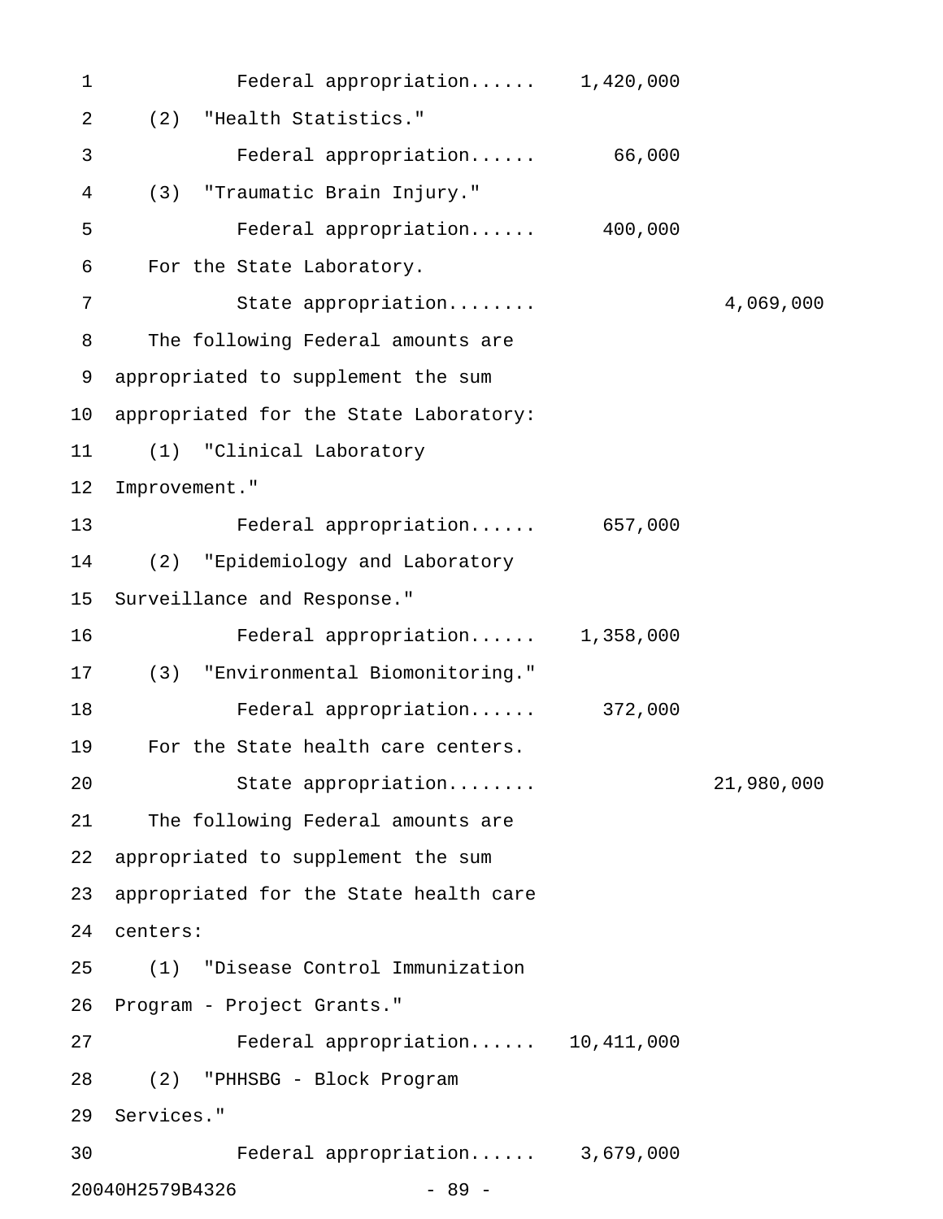Federal appropriation...... 1,420,000

(2) "Health Statistics."

Federal appropriation...... 66,000

(3) "Traumatic Brain Injury."

Federal appropriation...... 400,000

For the State Laboratory.

State appropriation........ 4,069,000

The following Federal amounts are appropriated to supplement the sum appropriated for the State Laboratory:

(1) "Clinical Laboratory Improvement."

Federal appropriation...... 657,000

(2) "Epidemiology and Laboratory Surveillance and Response."

Federal appropriation...... 1,358,000

(3) "Environmental Biomonitoring."

Federal appropriation...... 372,000

For the State health care centers.

State appropriation........ 21,980,000

The following Federal amounts are appropriated to supplement the sum appropriated for the State health care centers:

(1) "Disease Control Immunization Program - Project Grants."

Federal appropriation...... 10,411,000

(2) "PHHSBG - Block Program Services."

Federal appropriation...... 3,679,000

20040H2579B4326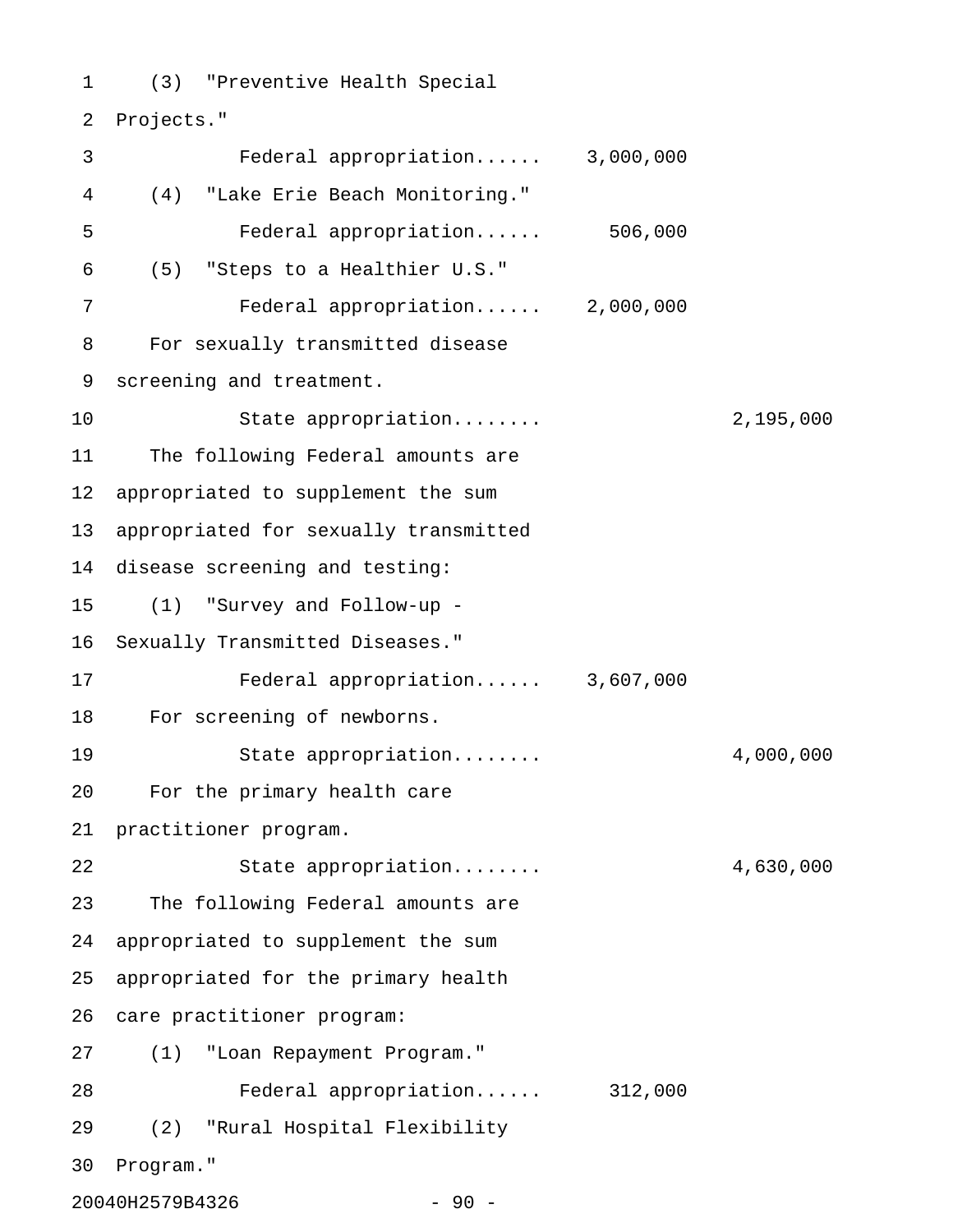(3) "Preventive Health Special Projects."

Federal appropriation...... 3,000,000

(4) "Lake Erie Beach Monitoring."

Federal appropriation...... 506,000

(5) "Steps to a Healthier U.S."

Federal appropriation...... 2,000,000

For sexually transmitted disease screening and treatment.

State appropriation........ 2,195,000

The following Federal amounts are appropriated to supplement the sum appropriated for sexually transmitted disease screening and testing:

(1) "Survey and Follow-up - Sexually Transmitted Diseases."

Federal appropriation...... 3,607,000

For screening of newborns.

State appropriation........ 4,000,000

For the primary health care practitioner program.

State appropriation........ 4,630,000

The following Federal amounts are appropriated to supplement the sum appropriated for the primary health care practitioner program:

(1) "Loan Repayment Program."

Federal appropriation...... 312,000

(2) "Rural Hospital Flexibility Program."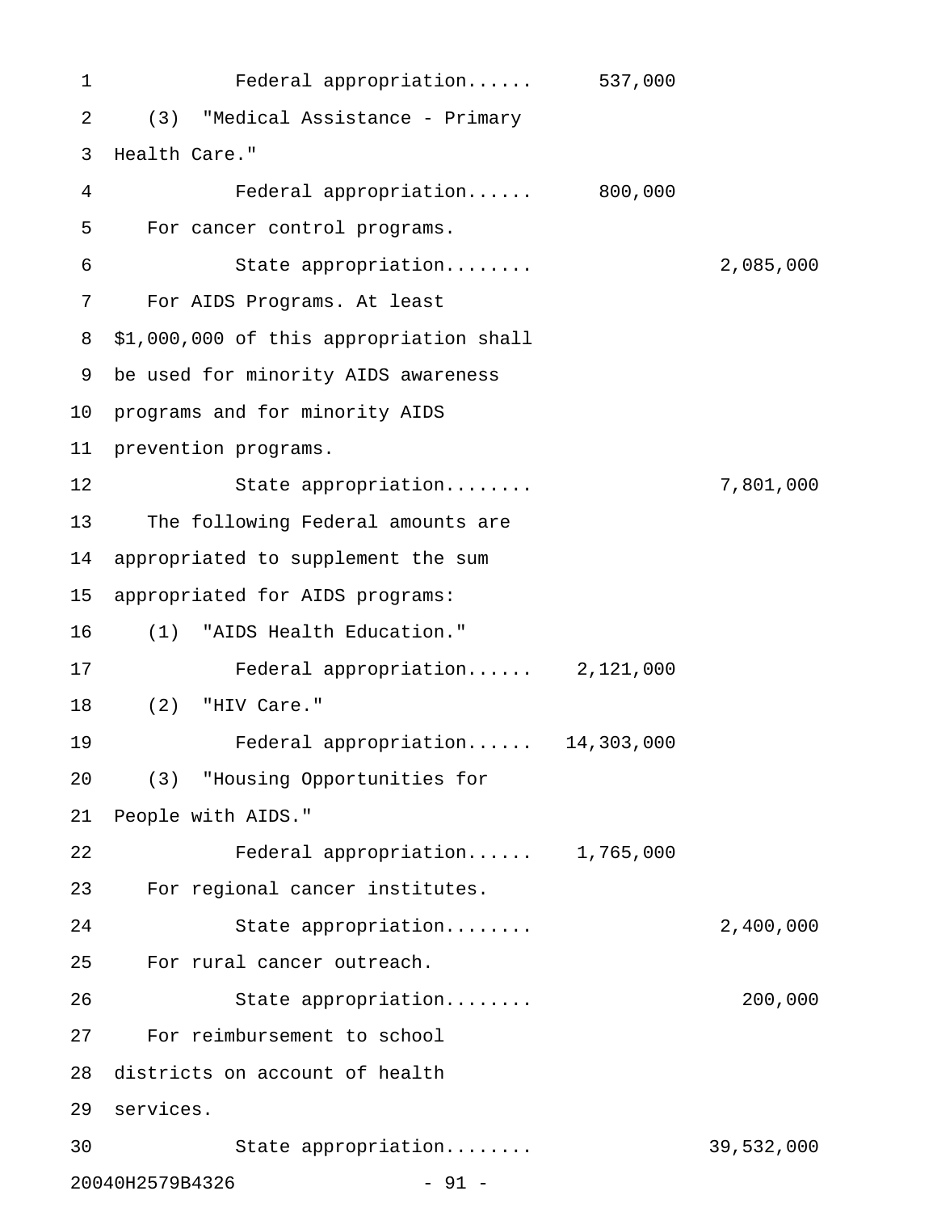Federal appropriation...... 537,000

(3) "Medical Assistance - Primary Health Care."

Federal appropriation...... 800,000

For cancer control programs.

State appropriation........ 2,085,000

For AIDS Programs. At least $1,000,000 of this appropriation shall be used for minority AIDS awareness programs and for minority AIDS prevention programs.

State appropriation........ 7,801,000

The following Federal amounts are appropriated to supplement the sum appropriated for AIDS programs:

(1) "AIDS Health Education."

Federal appropriation...... 2,121,000

(2) "HIV Care."

Federal appropriation...... 14,303,000

(3) "Housing Opportunities for People with AIDS."

Federal appropriation...... 1,765,000

For regional cancer institutes.

State appropriation........ 2,400,000

For rural cancer outreach.

State appropriation........ 200,000

For reimbursement to school districts on account of health services.

State appropriation........ 39,532,000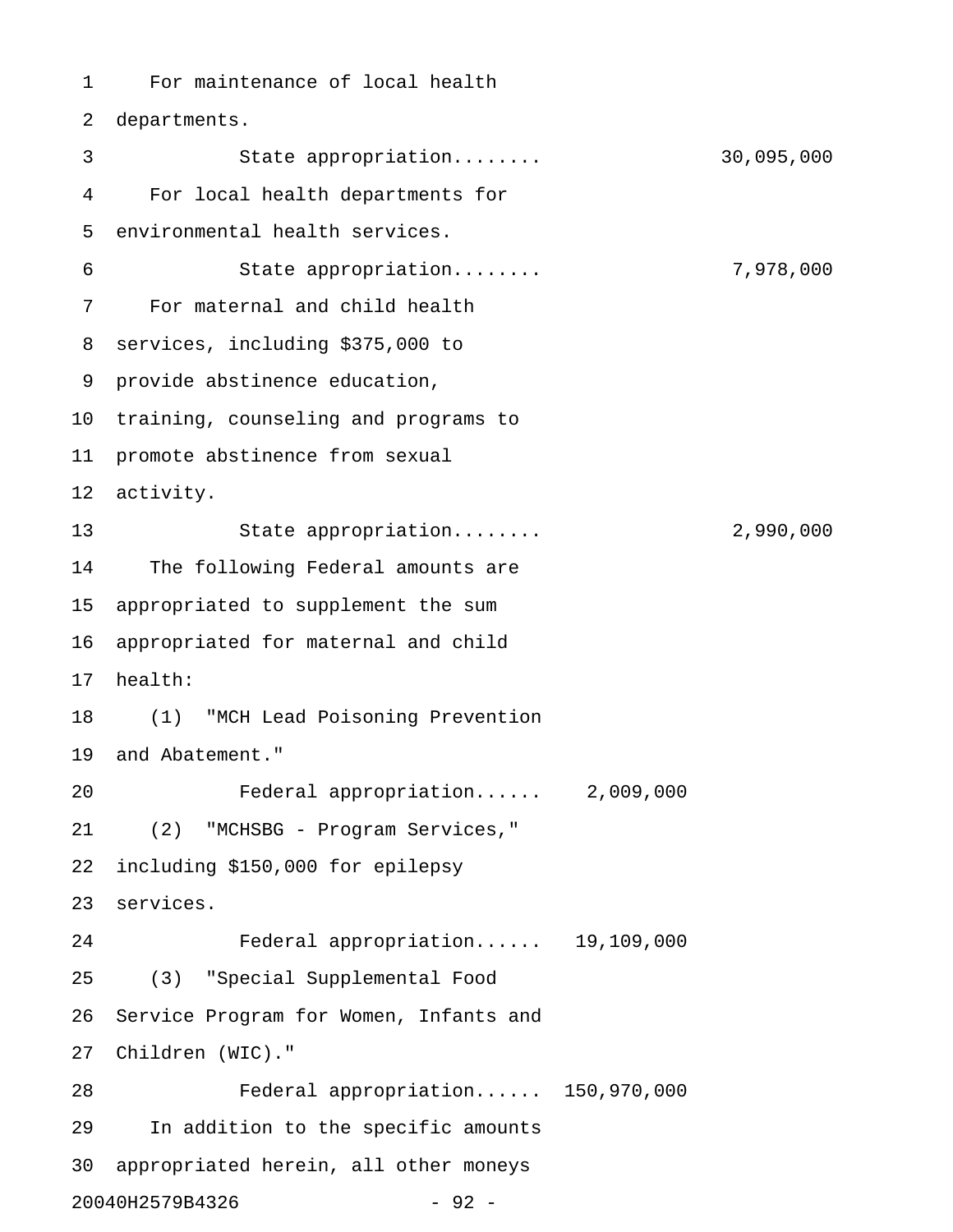For maintenance of local health departments.

State appropriation........ 30,095,000

For local health departments for environmental health services.

State appropriation........ 7,978,000

For maternal and child health services, including $375,000 to provide abstinence education, training, counseling and programs to promote abstinence from sexual activity.

State appropriation........ 2,990,000

The following Federal amounts are appropriated to supplement the sum appropriated for maternal and child health:

(1) "MCH Lead Poisoning Prevention and Abatement."

Federal appropriation...... 2,009,000

(2) "MCHSBG - Program Services," including $150,000 for epilepsy services.

Federal appropriation...... 19,109,000

(3) "Special Supplemental Food Service Program for Women, Infants and Children (WIC)."

Federal appropriation...... 150,970,000

In addition to the specific amounts appropriated herein, all other moneys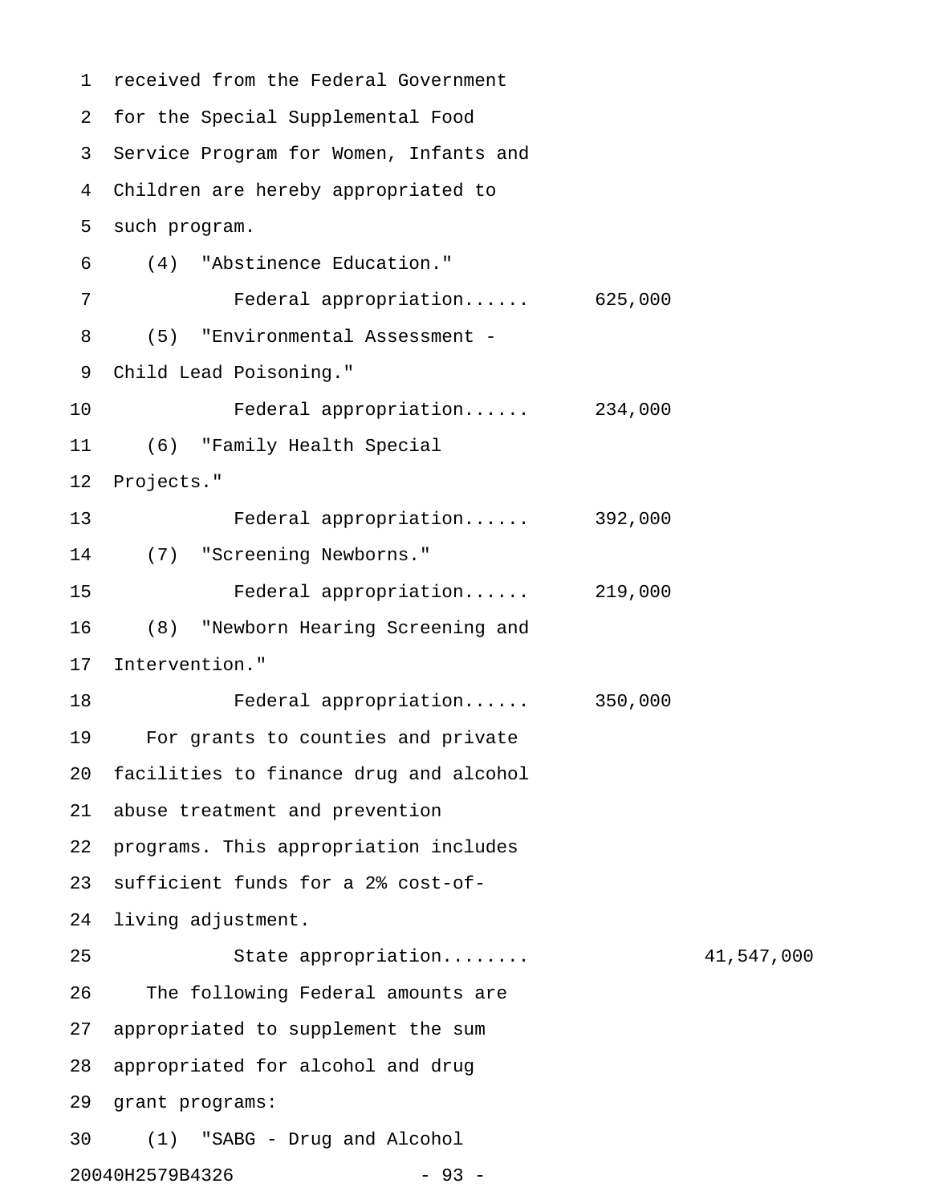received from the Federal Government for the Special Supplemental Food Service Program for Women, Infants and Children are hereby appropriated to such program.

(4) "Abstinence Education."

Federal appropriation...... 625,000

(5) "Environmental Assessment - Child Lead Poisoning."

Federal appropriation...... 234,000

(6) "Family Health Special Projects."

Federal appropriation...... 392,000

(7) "Screening Newborns."

Federal appropriation...... 219,000

(8) "Newborn Hearing Screening and Intervention."

Federal appropriation...... 350,000

For grants to counties and private facilities to finance drug and alcohol abuse treatment and prevention programs. This appropriation includes sufficient funds for a 2% cost-of-living adjustment.

State appropriation........ 41,547,000

The following Federal amounts are appropriated to supplement the sum appropriated for alcohol and drug grant programs:

(1) "SABG - Drug and Alcohol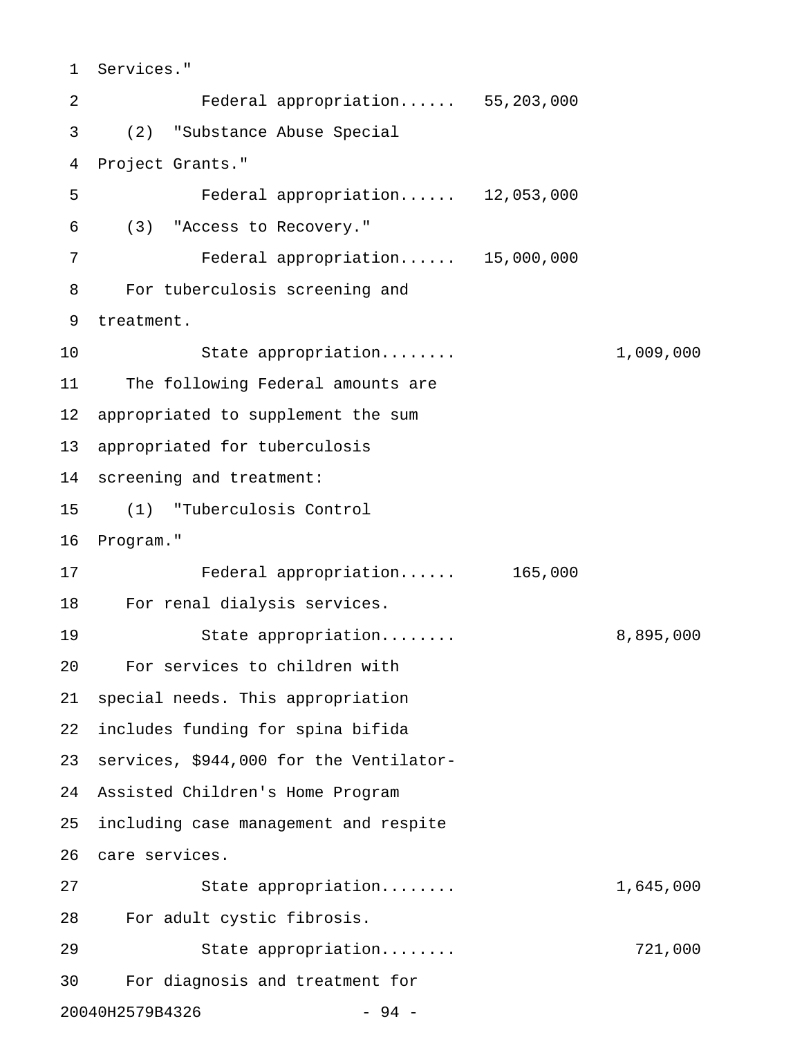Services."

Federal appropriation...... 55,203,000

(2) "Substance Abuse Special Project Grants."

Federal appropriation...... 12,053,000

(3) "Access to Recovery."

Federal appropriation...... 15,000,000

For tuberculosis screening and treatment.

State appropriation........ 1,009,000

The following Federal amounts are appropriated to supplement the sum appropriated for tuberculosis screening and treatment:

(1) "Tuberculosis Control Program."

Federal appropriation...... 165,000

For renal dialysis services.

State appropriation........ 8,895,000

For services to children with special needs. This appropriation includes funding for spina bifida services, $944,000 for the Ventilator-Assisted Children's Home Program including case management and respite care services.

State appropriation........ 1,645,000

For adult cystic fibrosis.

State appropriation........ 721,000

For diagnosis and treatment for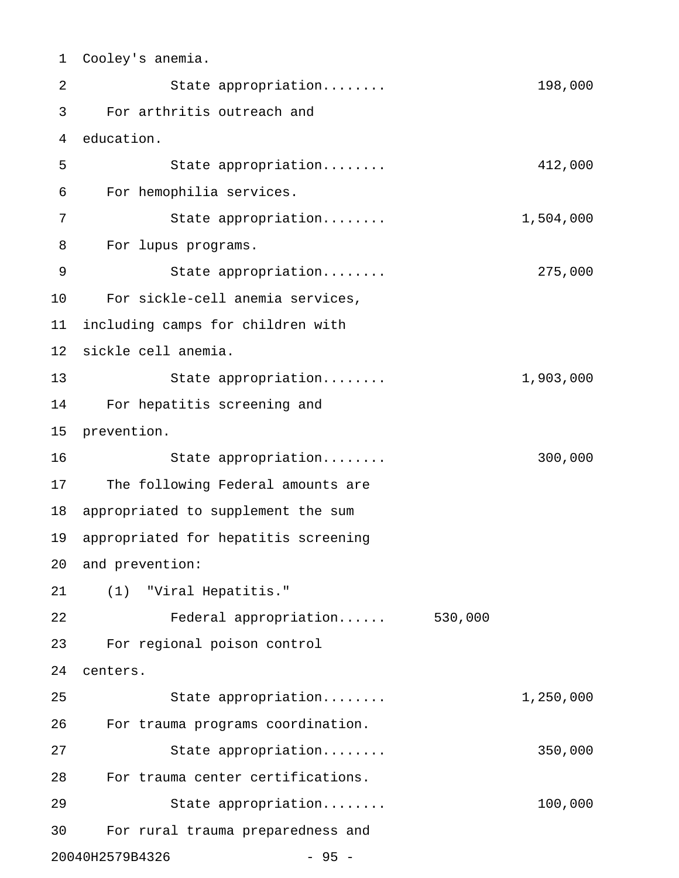Cooley's anemia.

State appropriation........ 198,000

For arthritis outreach and education.

State appropriation........ 412,000

For hemophilia services.

State appropriation........ 1,504,000

For lupus programs.

State appropriation........ 275,000

For sickle-cell anemia services, including camps for children with sickle cell anemia.

State appropriation........ 1,903,000

For hepatitis screening and prevention.

State appropriation........ 300,000

The following Federal amounts are appropriated to supplement the sum appropriated for hepatitis screening and prevention:

(1) "Viral Hepatitis."

Federal appropriation...... 530,000

For regional poison control centers.

State appropriation........ 1,250,000

For trauma programs coordination.

State appropriation........ 350,000

For trauma center certifications.

State appropriation........ 100,000

For rural trauma preparedness and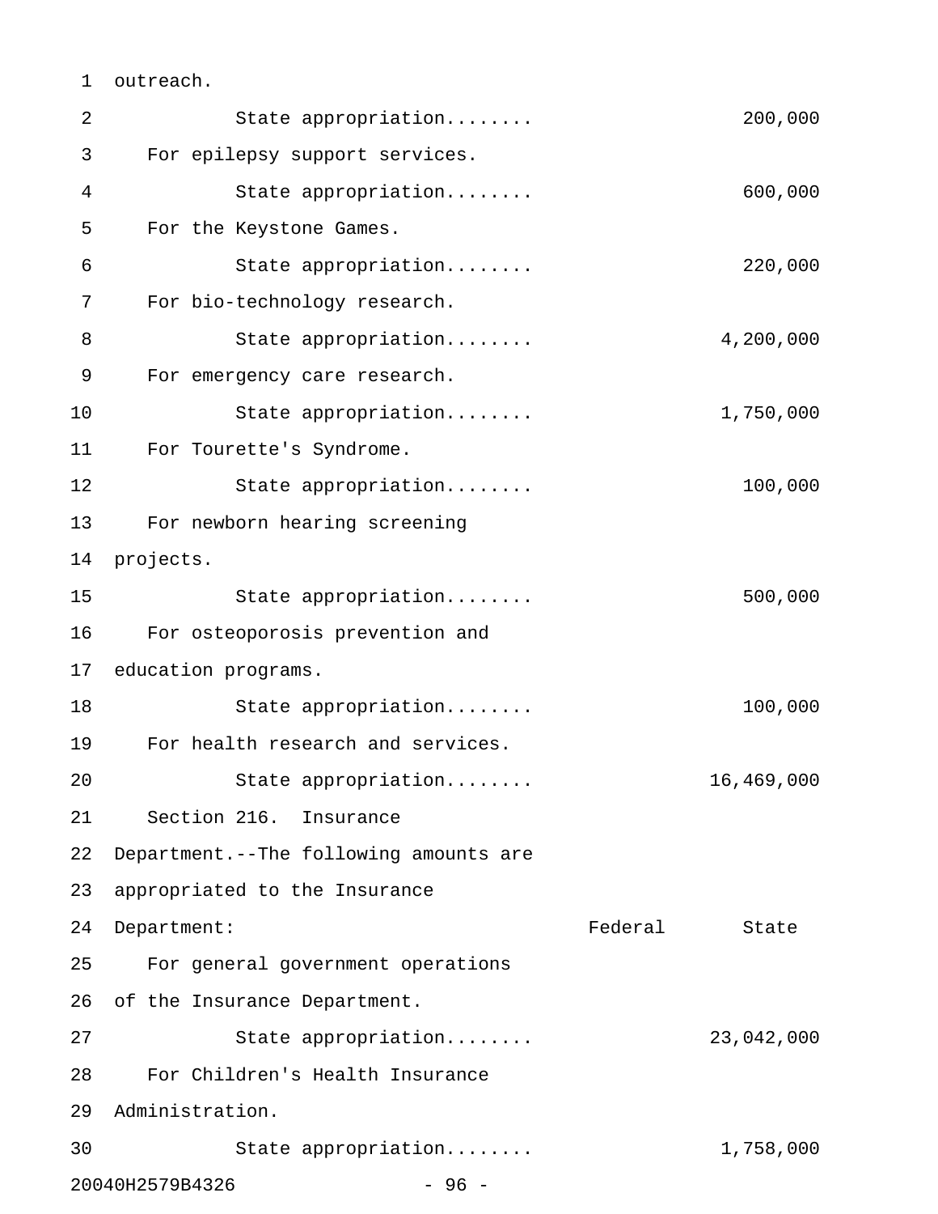outreach.

State appropriation........ 200,000

For epilepsy support services.

State appropriation........ 600,000

For the Keystone Games.

State appropriation........ 220,000

For bio-technology research.

State appropriation........ 4,200,000

For emergency care research.

State appropriation........ 1,750,000

For Tourette's Syndrome.

State appropriation........ 100,000

For newborn hearing screening projects.

State appropriation........ 500,000

For osteoporosis prevention and education programs.

State appropriation........ 100,000

For health research and services.

State appropriation........ 16,469,000

Section 216. Insurance Department.--The following amounts are appropriated to the Insurance Department:

| | Federal | State |
|---|---|---|
| For general government operations of the Insurance Department. | | |
| State appropriation........ | | 23,042,000 |
| For Children's Health Insurance Administration. | | |
| State appropriation........ | | 1,758,000 |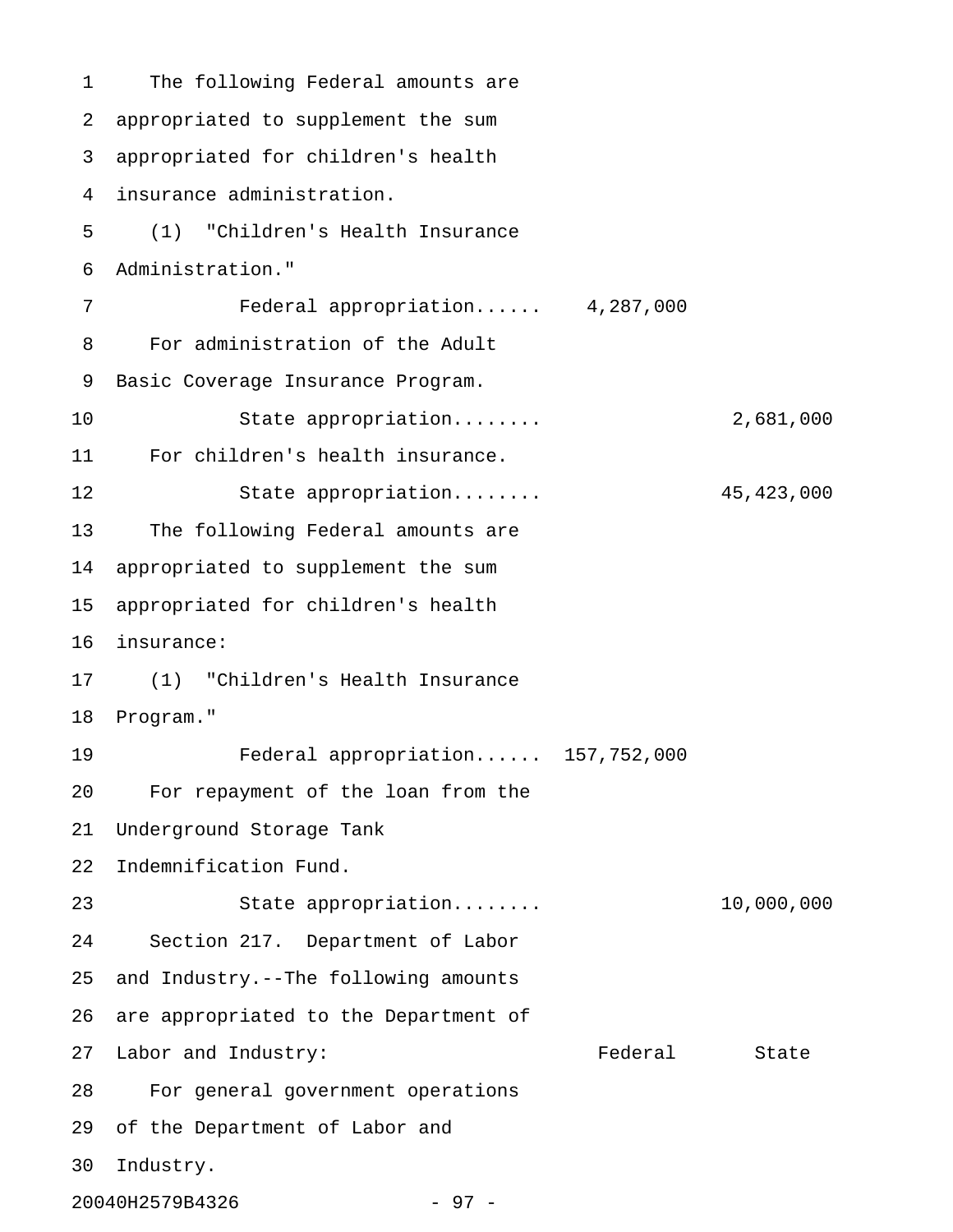The following Federal amounts are appropriated to supplement the sum appropriated for children's health insurance administration.

(1) "Children's Health Insurance Administration."

| | Federal | State |
|---|---|---|
| Federal appropriation...... | 4,287,000 | |

For administration of the Adult Basic Coverage Insurance Program.

| | Federal | State |
|---|---|---|
| State appropriation........ | | 2,681,000 |

For children's health insurance.

| | Federal | State |
|---|---|---|
| State appropriation........ | | 45,423,000 |

The following Federal amounts are appropriated to supplement the sum appropriated for children's health insurance:

(1) "Children's Health Insurance Program."

| | Federal | State |
|---|---|---|
| Federal appropriation...... | 157,752,000 | |

For repayment of the loan from the Underground Storage Tank Indemnification Fund.

| | Federal | State |
|---|---|---|
| State appropriation........ | | 10,000,000 |

Section 217. Department of Labor and Industry.--The following amounts are appropriated to the Department of Labor and Industry:

| | Federal | State |
|---|---|---|

For general government operations of the Department of Labor and Industry.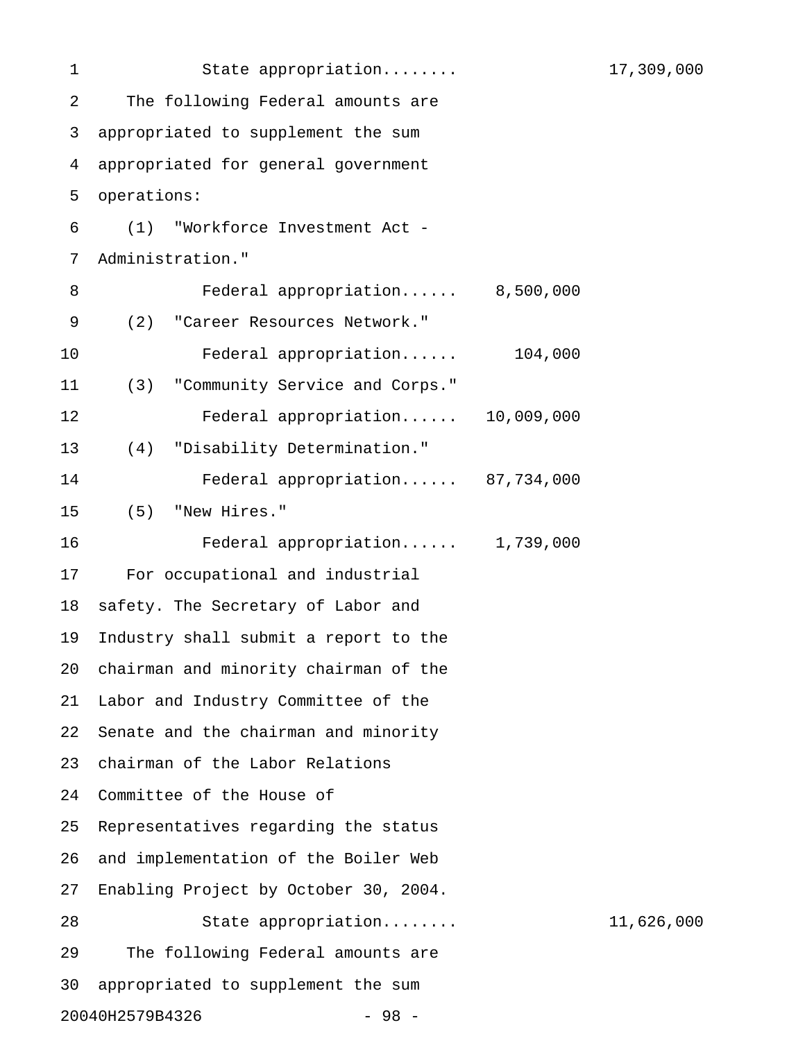State appropriation........ 17,309,000

The following Federal amounts are appropriated to supplement the sum appropriated for general government operations:

(1) "Workforce Investment Act - Administration."

Federal appropriation...... 8,500,000

(2) "Career Resources Network."

Federal appropriation...... 104,000

(3) "Community Service and Corps."

Federal appropriation...... 10,009,000

(4) "Disability Determination."

Federal appropriation...... 87,734,000

(5) "New Hires."

Federal appropriation...... 1,739,000

For occupational and industrial safety. The Secretary of Labor and Industry shall submit a report to the chairman and minority chairman of the Labor and Industry Committee of the Senate and the chairman and minority chairman of the Labor Relations Committee of the House of Representatives regarding the status and implementation of the Boiler Web Enabling Project by October 30, 2004.

State appropriation........ 11,626,000

The following Federal amounts are appropriated to supplement the sum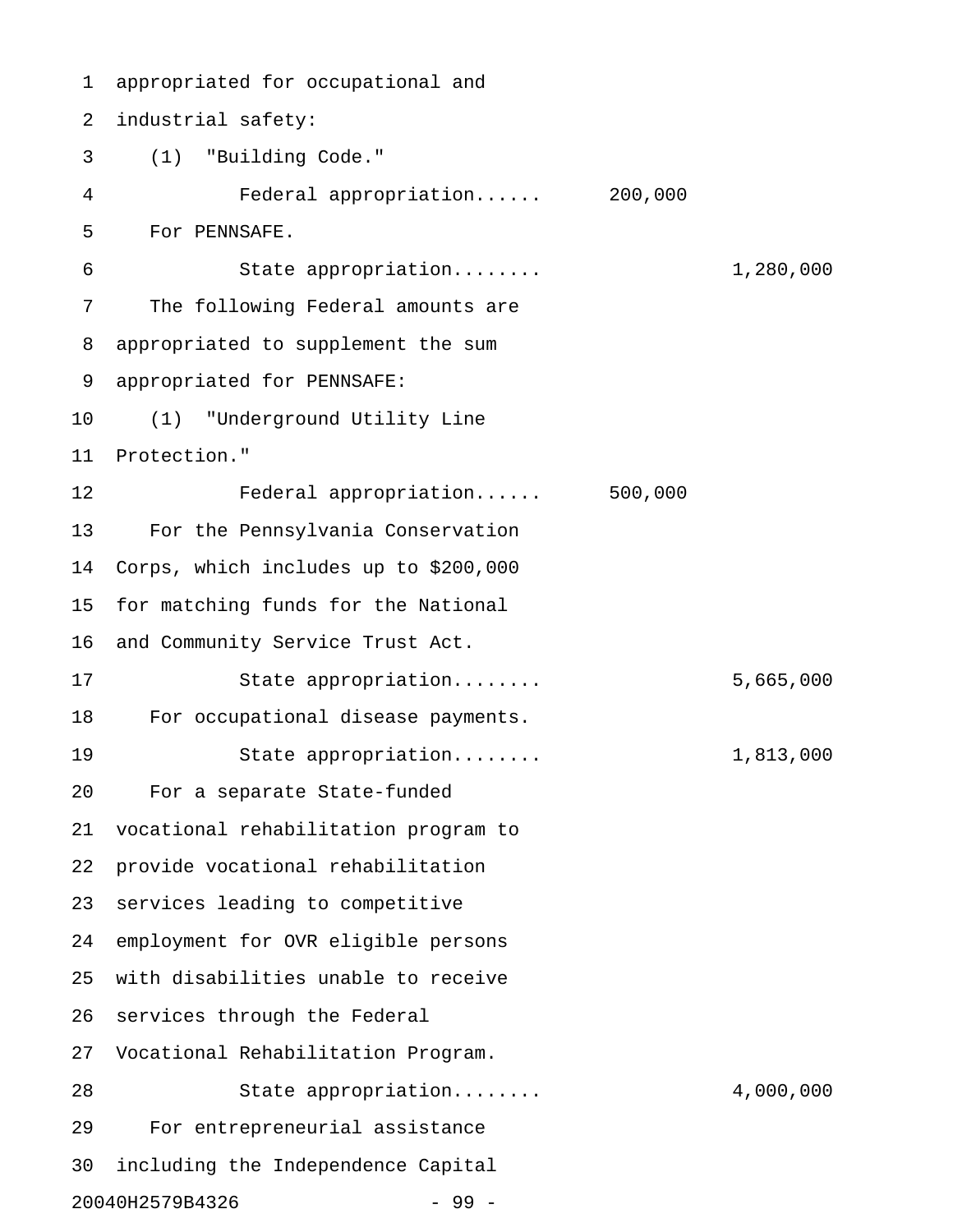appropriated for occupational and industrial safety:

(1) "Building Code."

Federal appropriation...... 200,000

For PENNSAFE.

State appropriation........ 1,280,000

The following Federal amounts are appropriated to supplement the sum appropriated for PENNSAFE:

(1) "Underground Utility Line Protection."

Federal appropriation...... 500,000

For the Pennsylvania Conservation Corps, which includes up to $200,000 for matching funds for the National and Community Service Trust Act.

State appropriation........ 5,665,000

For occupational disease payments.

State appropriation........ 1,813,000

For a separate State-funded vocational rehabilitation program to provide vocational rehabilitation services leading to competitive employment for OVR eligible persons with disabilities unable to receive services through the Federal Vocational Rehabilitation Program.

State appropriation........ 4,000,000

For entrepreneurial assistance including the Independence Capital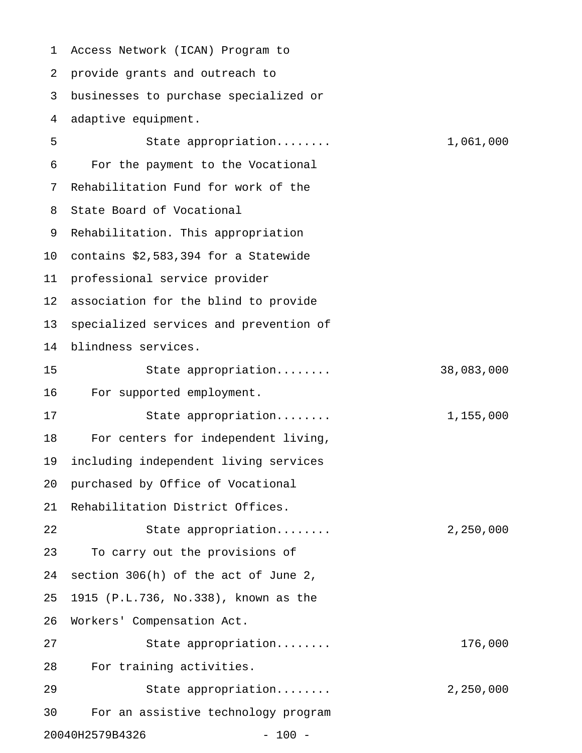Access Network (ICAN) Program to provide grants and outreach to businesses to purchase specialized or adaptive equipment.

State appropriation........ 1,061,000

For the payment to the Vocational Rehabilitation Fund for work of the State Board of Vocational Rehabilitation. This appropriation contains $2,583,394 for a Statewide professional service provider association for the blind to provide specialized services and prevention of blindness services.

State appropriation........ 38,083,000

For supported employment.

State appropriation........ 1,155,000

For centers for independent living, including independent living services purchased by Office of Vocational Rehabilitation District Offices.

State appropriation........ 2,250,000

To carry out the provisions of section 306(h) of the act of June 2, 1915 (P.L.736, No.338), known as the Workers' Compensation Act.

State appropriation........ 176,000

For training activities.

State appropriation........ 2,250,000

For an assistive technology program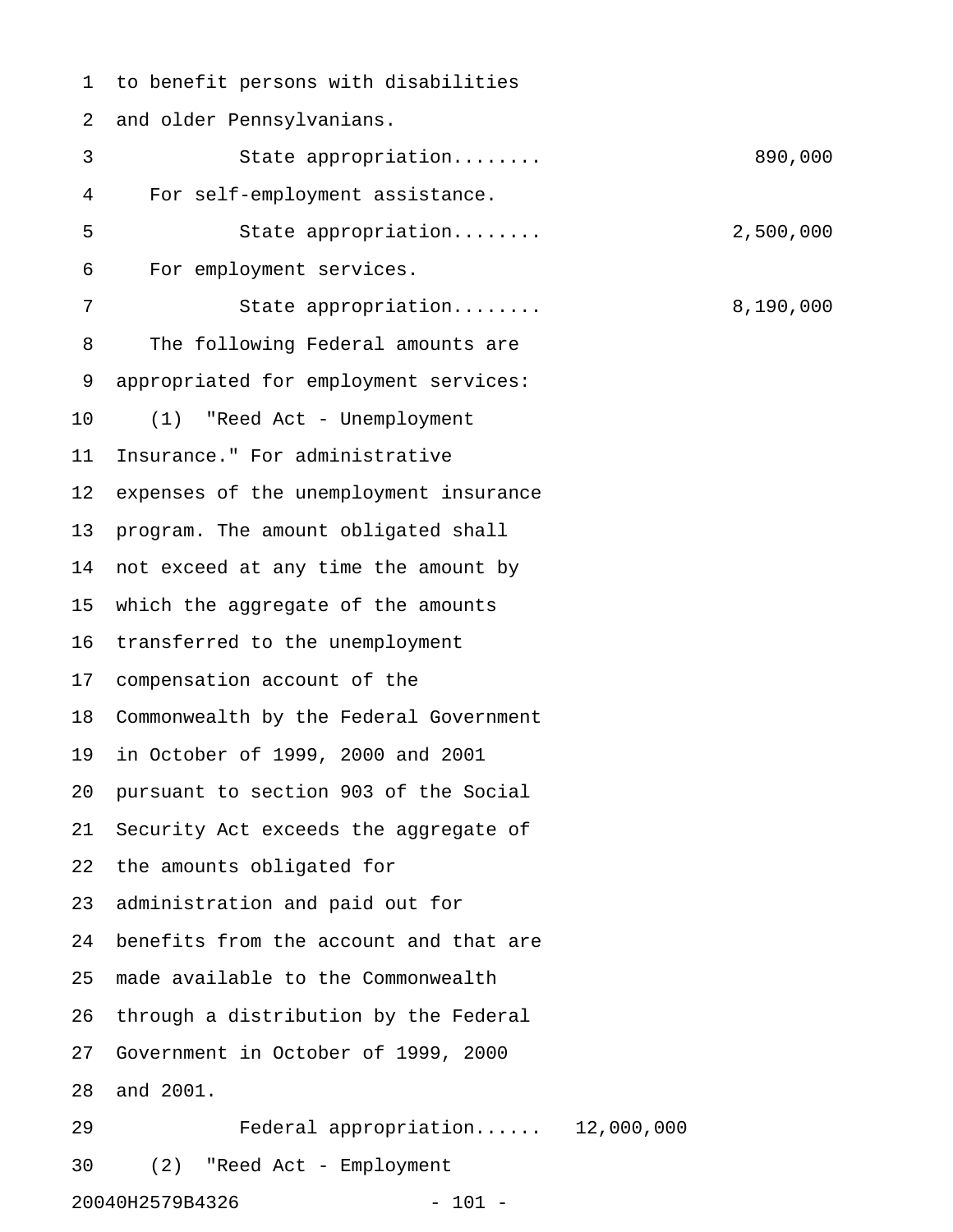to benefit persons with disabilities
and older Pennsylvanians.

State appropriation........ 890,000

For self-employment assistance.

State appropriation........ 2,500,000

For employment services.

State appropriation........ 8,190,000

The following Federal amounts are appropriated for employment services:

(1) "Reed Act - Unemployment Insurance." For administrative expenses of the unemployment insurance program. The amount obligated shall not exceed at any time the amount by which the aggregate of the amounts transferred to the unemployment compensation account of the Commonwealth by the Federal Government in October of 1999, 2000 and 2001 pursuant to section 903 of the Social Security Act exceeds the aggregate of the amounts obligated for administration and paid out for benefits from the account and that are made available to the Commonwealth through a distribution by the Federal Government in October of 1999, 2000 and 2001.

Federal appropriation...... 12,000,000

(2) "Reed Act - Employment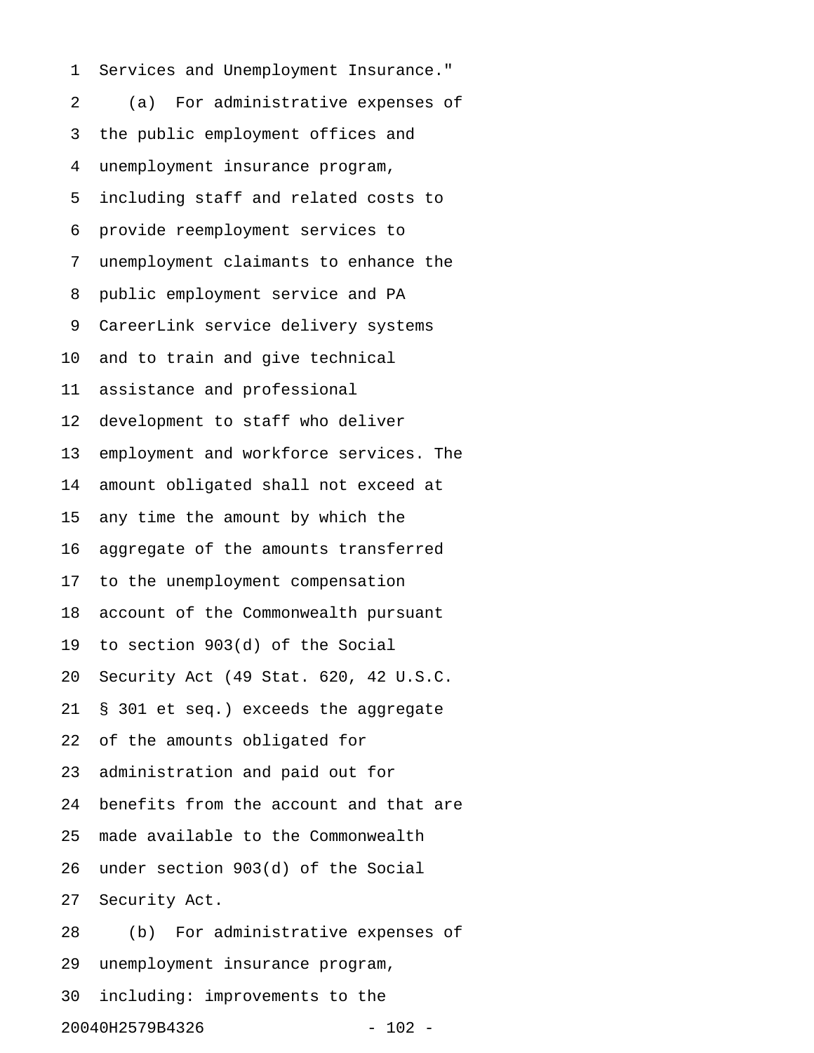Services and Unemployment Insurance."

(a) For administrative expenses of the public employment offices and unemployment insurance program, including staff and related costs to provide reemployment services to unemployment claimants to enhance the public employment service and PA CareerLink service delivery systems and to train and give technical assistance and professional development to staff who deliver employment and workforce services. The amount obligated shall not exceed at any time the amount by which the aggregate of the amounts transferred to the unemployment compensation account of the Commonwealth pursuant to section 903(d) of the Social Security Act (49 Stat. 620, 42 U.S.C. § 301 et seq.) exceeds the aggregate of the amounts obligated for administration and paid out for benefits from the account and that are made available to the Commonwealth under section 903(d) of the Social Security Act.

(b) For administrative expenses of unemployment insurance program, including: improvements to the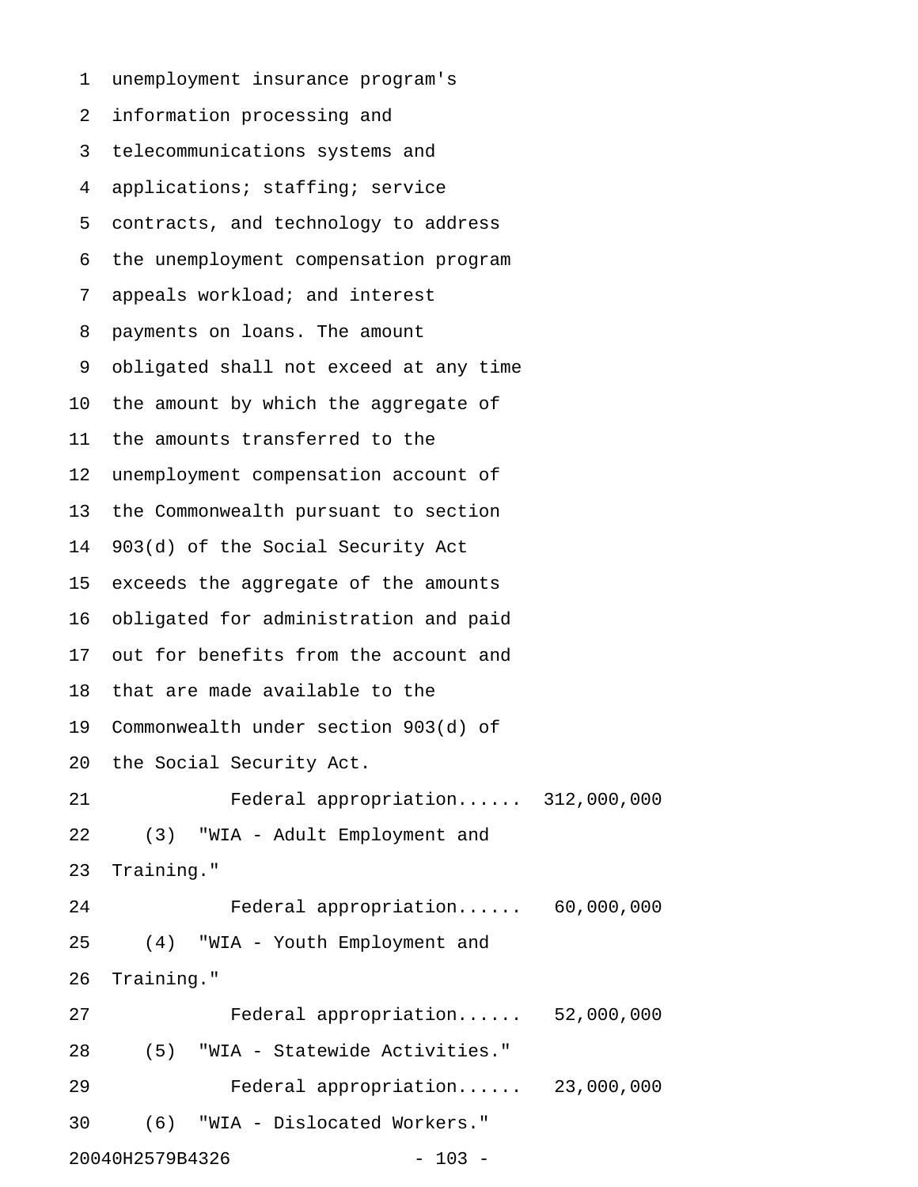unemployment insurance program's information processing and telecommunications systems and applications; staffing; service contracts, and technology to address the unemployment compensation program appeals workload; and interest payments on loans. The amount obligated shall not exceed at any time the amount by which the aggregate of the amounts transferred to the unemployment compensation account of the Commonwealth pursuant to section 903(d) of the Social Security Act exceeds the aggregate of the amounts obligated for administration and paid out for benefits from the account and that are made available to the Commonwealth under section 903(d) of the Social Security Act.

Federal appropriation...... 312,000,000

(3) "WIA - Adult Employment and Training."

Federal appropriation...... 60,000,000

(4) "WIA - Youth Employment and Training."

Federal appropriation...... 52,000,000

(5) "WIA - Statewide Activities."

Federal appropriation...... 23,000,000

(6) "WIA - Dislocated Workers."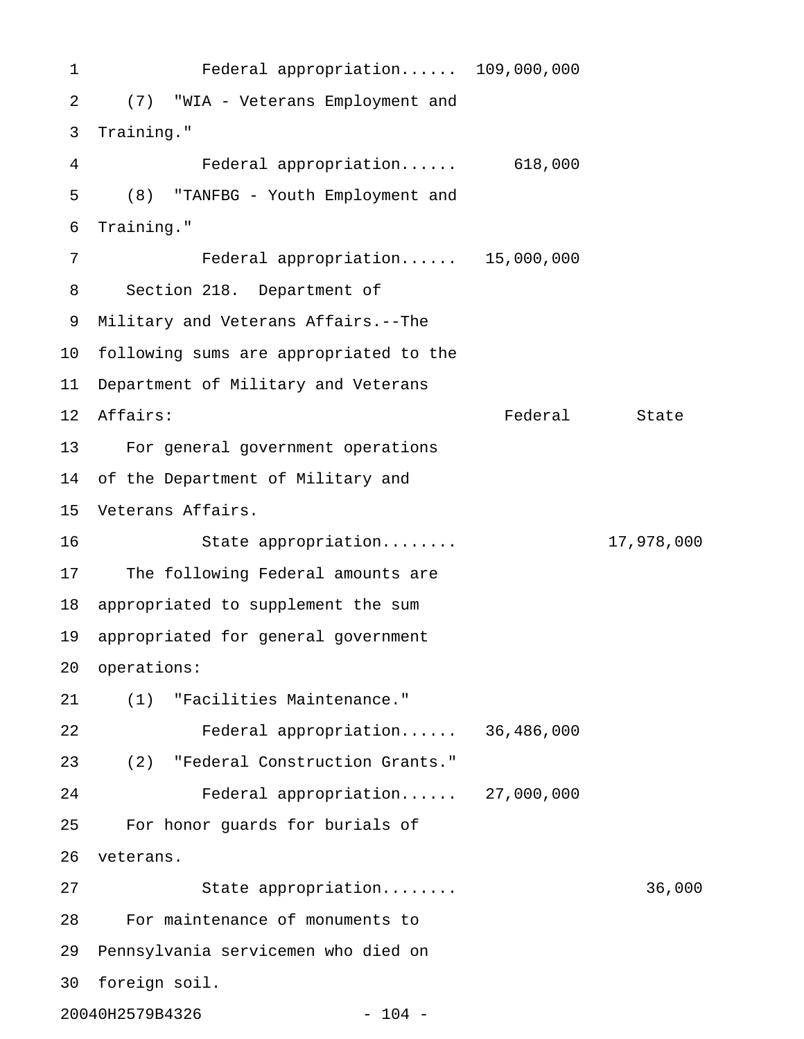Federal appropriation...... 109,000,000

(7) "WIA - Veterans Employment and Training."

Federal appropriation...... 618,000

(8) "TANFBG - Youth Employment and Training."

Federal appropriation...... 15,000,000

Section 218. Department of Military and Veterans Affairs.--The following sums are appropriated to the Department of Military and Veterans Affairs:

| | Federal | State |
|---|---|---|
| For general government operations of the Department of Military and Veterans Affairs. | | |
| State appropriation........ | | 17,978,000 |
| The following Federal amounts are appropriated to supplement the sum appropriated for general government operations: | | |
| (1) "Facilities Maintenance." | | |
| Federal appropriation...... | 36,486,000 | |
| (2) "Federal Construction Grants." | | |
| Federal appropriation...... | 27,000,000 | |
| For honor guards for burials of veterans. | | |
| State appropriation........ | | 36,000 |
| For maintenance of monuments to Pennsylvania servicemen who died on foreign soil. | | |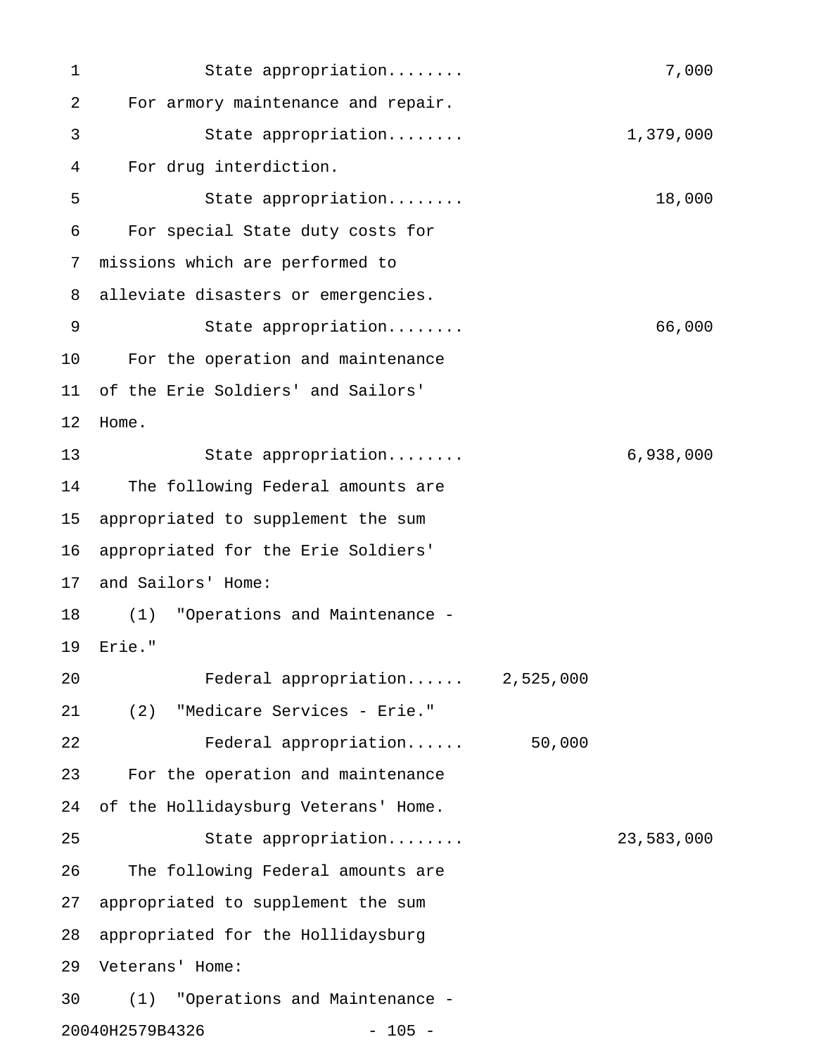State appropriation........ 7,000

For armory maintenance and repair.

State appropriation........ 1,379,000

For drug interdiction.

State appropriation........ 18,000

For special State duty costs for missions which are performed to alleviate disasters or emergencies.

State appropriation........ 66,000

For the operation and maintenance of the Erie Soldiers' and Sailors' Home.

State appropriation........ 6,938,000

The following Federal amounts are appropriated to supplement the sum appropriated for the Erie Soldiers' and Sailors' Home:

(1) "Operations and Maintenance - Erie."

Federal appropriation...... 2,525,000

(2) "Medicare Services - Erie."

Federal appropriation...... 50,000

For the operation and maintenance of the Hollidaysburg Veterans' Home.

State appropriation........ 23,583,000

The following Federal amounts are appropriated to supplement the sum appropriated for the Hollidaysburg Veterans' Home:

(1) "Operations and Maintenance -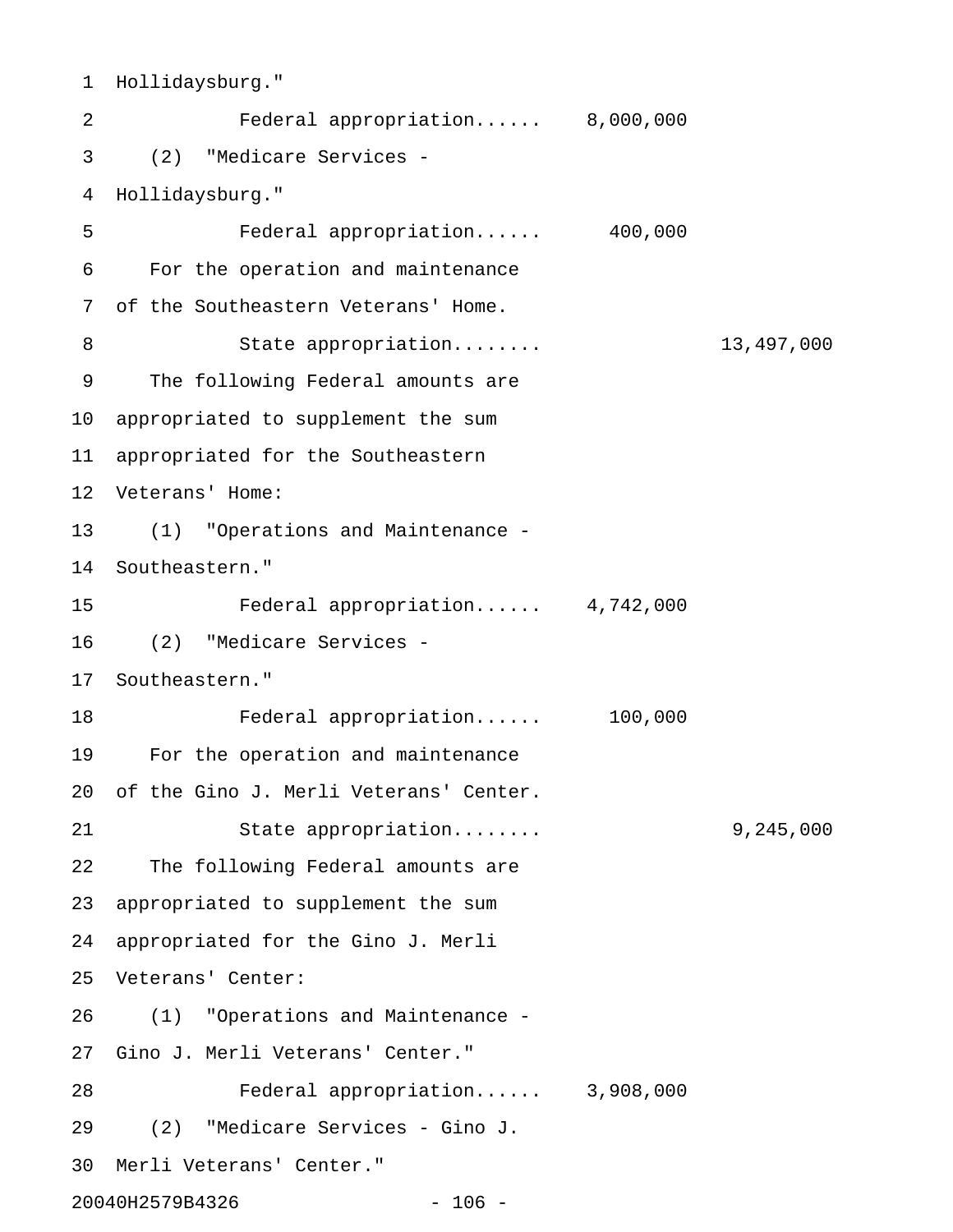Hollidaysburg."

Federal appropriation...... 8,000,000

(2) "Medicare Services - Hollidaysburg."

Federal appropriation...... 400,000

For the operation and maintenance of the Southeastern Veterans' Home.

State appropriation........ 13,497,000

The following Federal amounts are appropriated to supplement the sum appropriated for the Southeastern Veterans' Home:

(1) "Operations and Maintenance - Southeastern."

Federal appropriation...... 4,742,000

(2) "Medicare Services - Southeastern."

Federal appropriation...... 100,000

For the operation and maintenance of the Gino J. Merli Veterans' Center.

State appropriation........ 9,245,000

The following Federal amounts are appropriated to supplement the sum appropriated for the Gino J. Merli Veterans' Center:

(1) "Operations and Maintenance - Gino J. Merli Veterans' Center."

Federal appropriation...... 3,908,000

(2) "Medicare Services - Gino J. Merli Veterans' Center."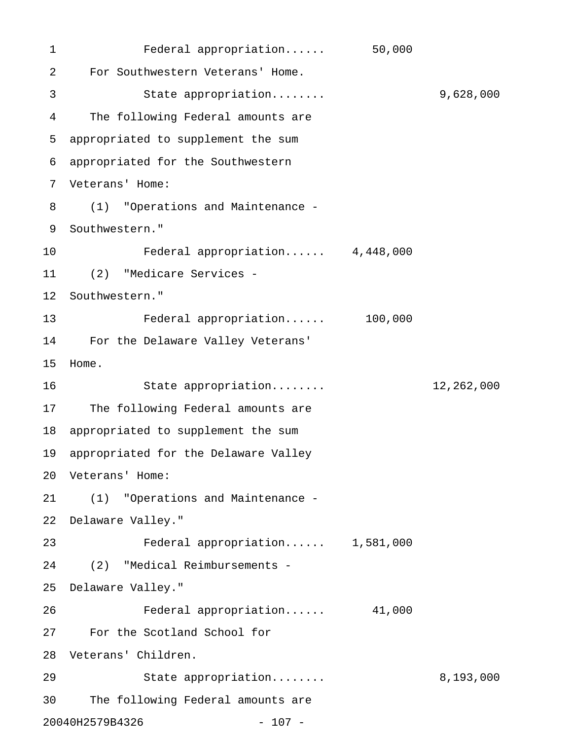Federal appropriation...... 50,000

For Southwestern Veterans' Home.

State appropriation........ 9,628,000

The following Federal amounts are appropriated to supplement the sum appropriated for the Southwestern Veterans' Home:

(1) "Operations and Maintenance - Southwestern."

Federal appropriation...... 4,448,000

(2) "Medicare Services - Southwestern."

Federal appropriation...... 100,000

For the Delaware Valley Veterans' Home.

State appropriation........ 12,262,000

The following Federal amounts are appropriated to supplement the sum appropriated for the Delaware Valley Veterans' Home:

(1) "Operations and Maintenance - Delaware Valley."

Federal appropriation...... 1,581,000

(2) "Medical Reimbursements - Delaware Valley."

Federal appropriation...... 41,000

For the Scotland School for Veterans' Children.

State appropriation........ 8,193,000

The following Federal amounts are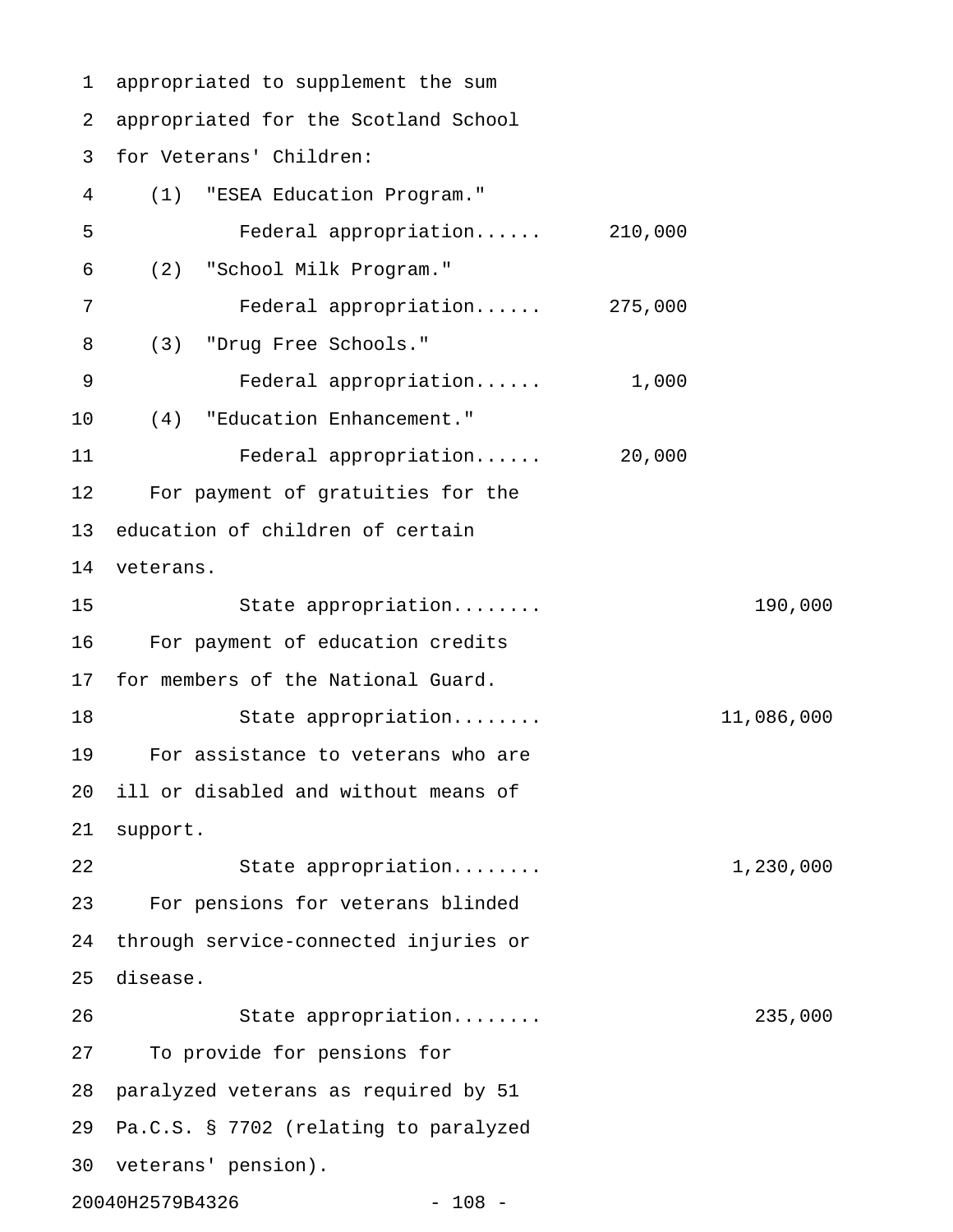appropriated to supplement the sum appropriated for the Scotland School for Veterans' Children:

(1) "ESEA Education Program."

| | | |
|---|---|---|
| Federal appropriation...... | 210,000 | |

(2) "School Milk Program."

| | | |
|---|---|---|
| Federal appropriation...... | 275,000 | |

(3) "Drug Free Schools."

| | | |
|---|---|---|
| Federal appropriation...... | 1,000 | |

(4) "Education Enhancement."

| | | |
|---|---|---|
| Federal appropriation...... | 20,000 | |

For payment of gratuities for the education of children of certain veterans.

| | | |
|---|---|---|
| State appropriation........ | | 190,000 |

For payment of education credits for members of the National Guard.

| | | |
|---|---|---|
| State appropriation........ | | 11,086,000 |

For assistance to veterans who are ill or disabled and without means of support.

| | | |
|---|---|---|
| State appropriation........ | | 1,230,000 |

For pensions for veterans blinded through service-connected injuries or disease.

| | | |
|---|---|---|
| State appropriation........ | | 235,000 |

To provide for pensions for paralyzed veterans as required by 51 Pa.C.S. § 7702 (relating to paralyzed veterans' pension).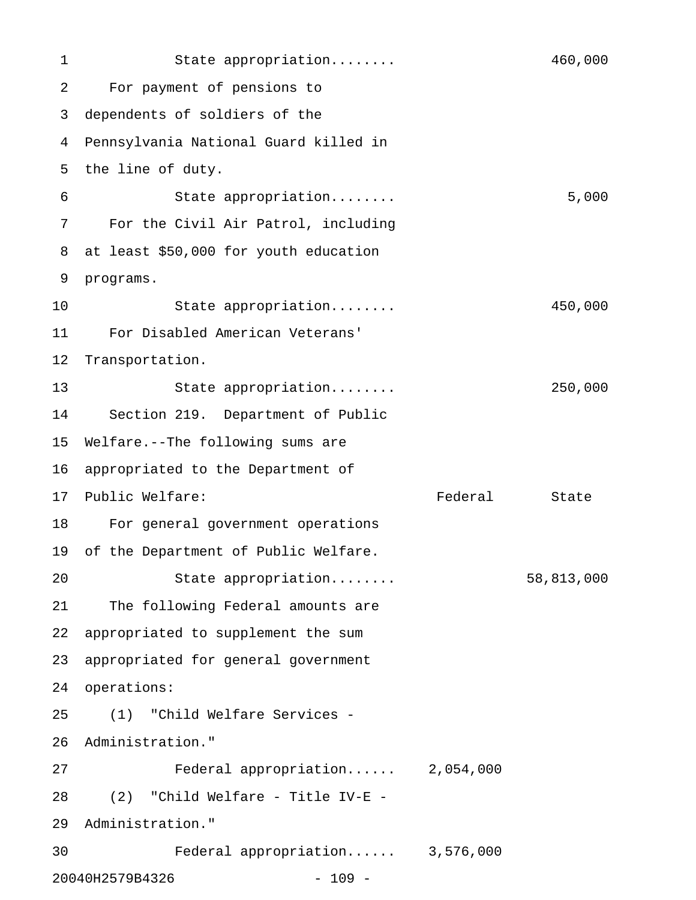| | Federal | State |
|---|---|---|
| State appropriation........ | | 460,000 |
| For payment of pensions to dependents of soldiers of the Pennsylvania National Guard killed in the line of duty. | | |
| State appropriation........ | | 5,000 |
| For the Civil Air Patrol, including at least $50,000 for youth education programs. | | |
| State appropriation........ | | 450,000 |
| For Disabled American Veterans' Transportation. | | |
| State appropriation........ | | 250,000 |

Section 219. Department of Public Welfare.--The following sums are appropriated to the Department of Public Welfare:

| | Federal | State |
|---|---|---|
| For general government operations of the Department of Public Welfare. | | |
| State appropriation........ | | 58,813,000 |
| The following Federal amounts are appropriated to supplement the sum appropriated for general government operations: | | |
| (1) "Child Welfare Services - Administration." | | |
| Federal appropriation...... | 2,054,000 | |
| (2) "Child Welfare - Title IV-E - Administration." | | |
| Federal appropriation...... | 3,576,000 | |

20040H2579B4326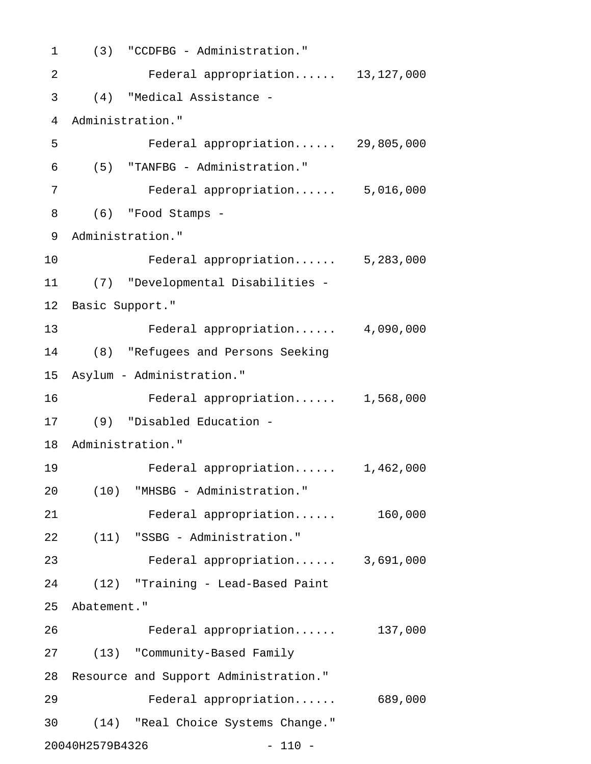(3) "CCDFBG - Administration."

Federal appropriation...... 13,127,000

(4) "Medical Assistance - Administration."

Federal appropriation...... 29,805,000

(5) "TANFBG - Administration."

Federal appropriation...... 5,016,000

(6) "Food Stamps - Administration."

Federal appropriation...... 5,283,000

(7) "Developmental Disabilities - Basic Support."

Federal appropriation...... 4,090,000

(8) "Refugees and Persons Seeking Asylum - Administration."

Federal appropriation...... 1,568,000

(9) "Disabled Education - Administration."

Federal appropriation...... 1,462,000

(10) "MHSBG - Administration."

Federal appropriation...... 160,000

(11) "SSBG - Administration."

Federal appropriation...... 3,691,000

(12) "Training - Lead-Based Paint Abatement."

Federal appropriation...... 137,000

(13) "Community-Based Family Resource and Support Administration."

Federal appropriation...... 689,000

(14) "Real Choice Systems Change."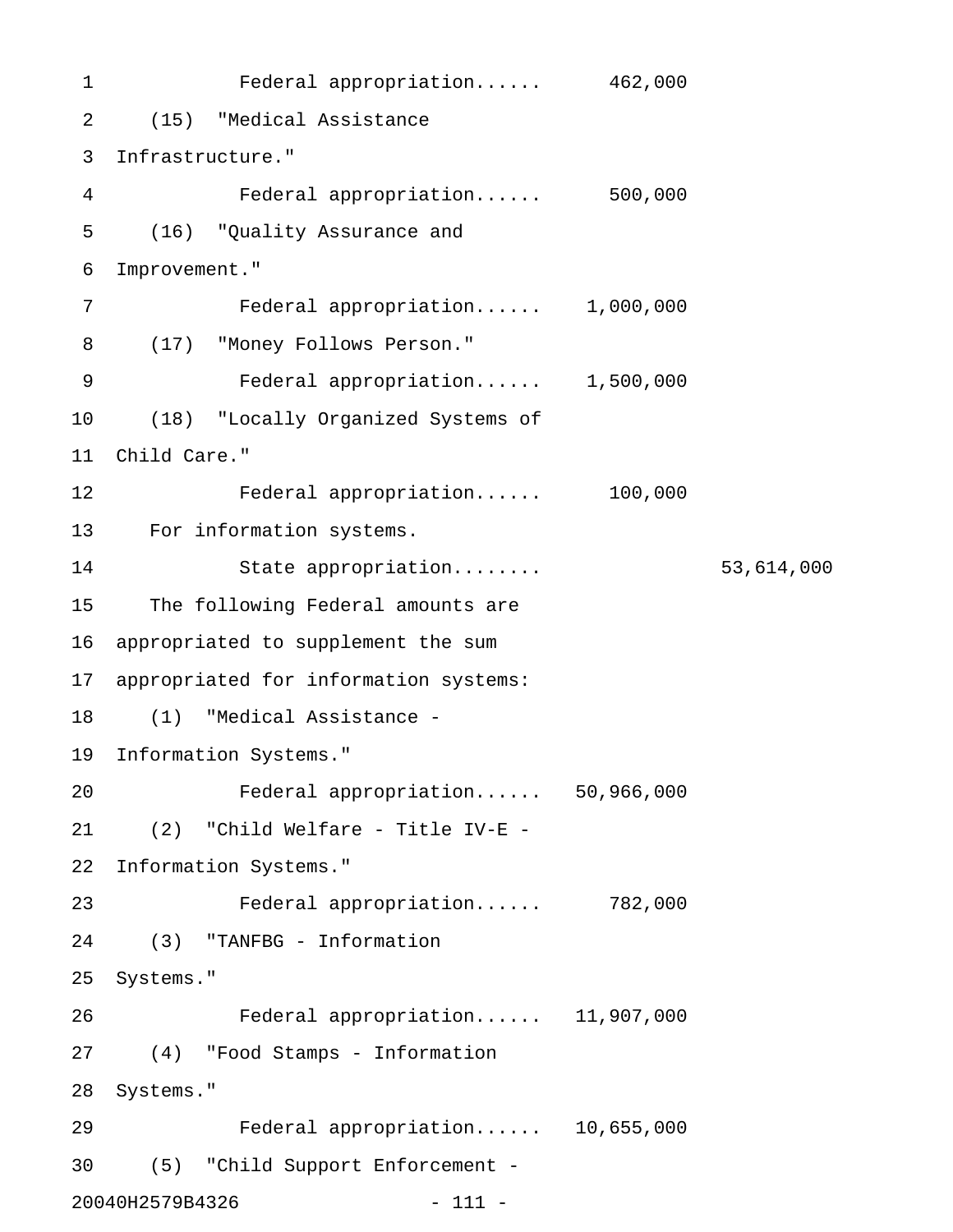Federal appropriation...... 462,000

(15) "Medical Assistance Infrastructure."

Federal appropriation...... 500,000

(16) "Quality Assurance and Improvement."

Federal appropriation...... 1,000,000

(17) "Money Follows Person."

Federal appropriation...... 1,500,000

(18) "Locally Organized Systems of Child Care."

Federal appropriation...... 100,000

For information systems.

State appropriation........ 53,614,000

The following Federal amounts are appropriated to supplement the sum appropriated for information systems:

(1) "Medical Assistance - Information Systems."

Federal appropriation...... 50,966,000

(2) "Child Welfare - Title IV-E - Information Systems."

Federal appropriation...... 782,000

(3) "TANFBG - Information Systems."

Federal appropriation...... 11,907,000

(4) "Food Stamps - Information Systems."

Federal appropriation...... 10,655,000

(5) "Child Support Enforcement -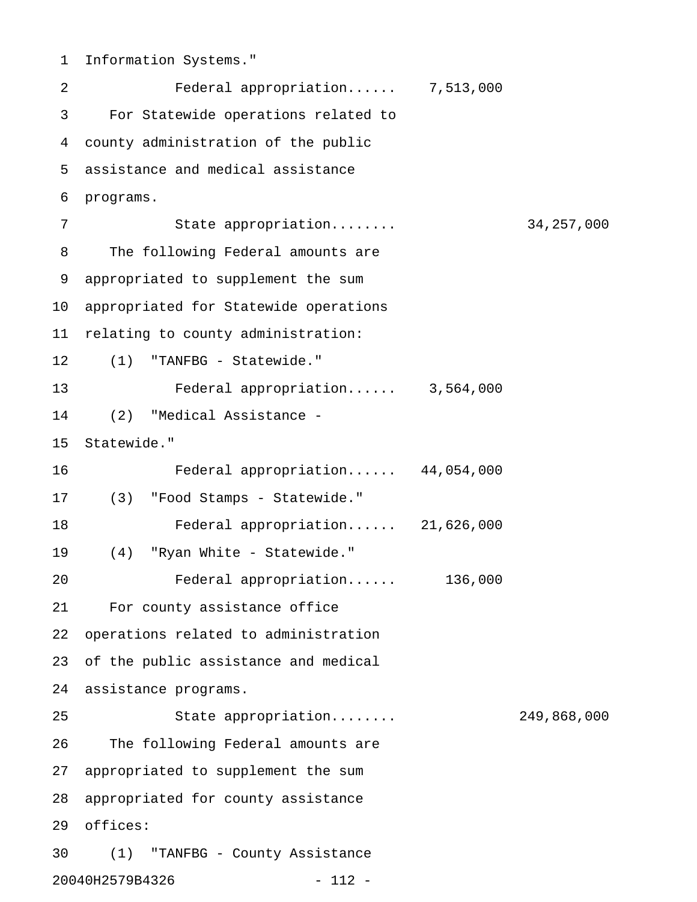Information Systems."

Federal appropriation...... 7,513,000

For Statewide operations related to county administration of the public assistance and medical assistance programs.

State appropriation........ 34,257,000

The following Federal amounts are appropriated to supplement the sum appropriated for Statewide operations relating to county administration:

(1) "TANFBG - Statewide."

Federal appropriation...... 3,564,000

(2) "Medical Assistance - Statewide."

Federal appropriation...... 44,054,000

(3) "Food Stamps - Statewide."

Federal appropriation...... 21,626,000

(4) "Ryan White - Statewide."

Federal appropriation...... 136,000

For county assistance office operations related to administration of the public assistance and medical assistance programs.

State appropriation........ 249,868,000

The following Federal amounts are appropriated to supplement the sum appropriated for county assistance offices:

(1) "TANFBG - County Assistance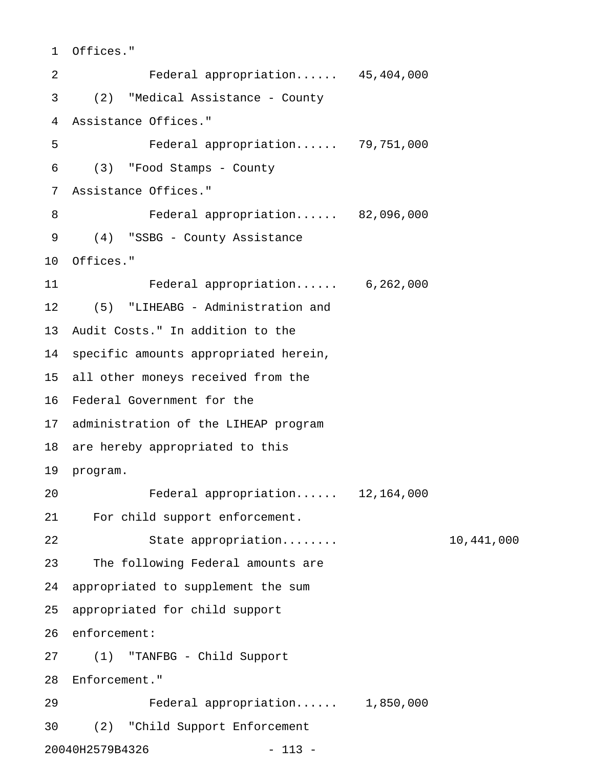Offices."

Federal appropriation...... 45,404,000

(2) "Medical Assistance - County Assistance Offices."

Federal appropriation...... 79,751,000

(3) "Food Stamps - County Assistance Offices."

Federal appropriation...... 82,096,000

(4) "SSBG - County Assistance Offices."

Federal appropriation...... 6,262,000

(5) "LIHEABG - Administration and Audit Costs." In addition to the specific amounts appropriated herein, all other moneys received from the Federal Government for the administration of the LIHEAP program are hereby appropriated to this program.

Federal appropriation...... 12,164,000

For child support enforcement.

State appropriation........ 10,441,000

The following Federal amounts are appropriated to supplement the sum appropriated for child support enforcement:

(1) "TANFBG - Child Support Enforcement."

Federal appropriation...... 1,850,000

(2) "Child Support Enforcement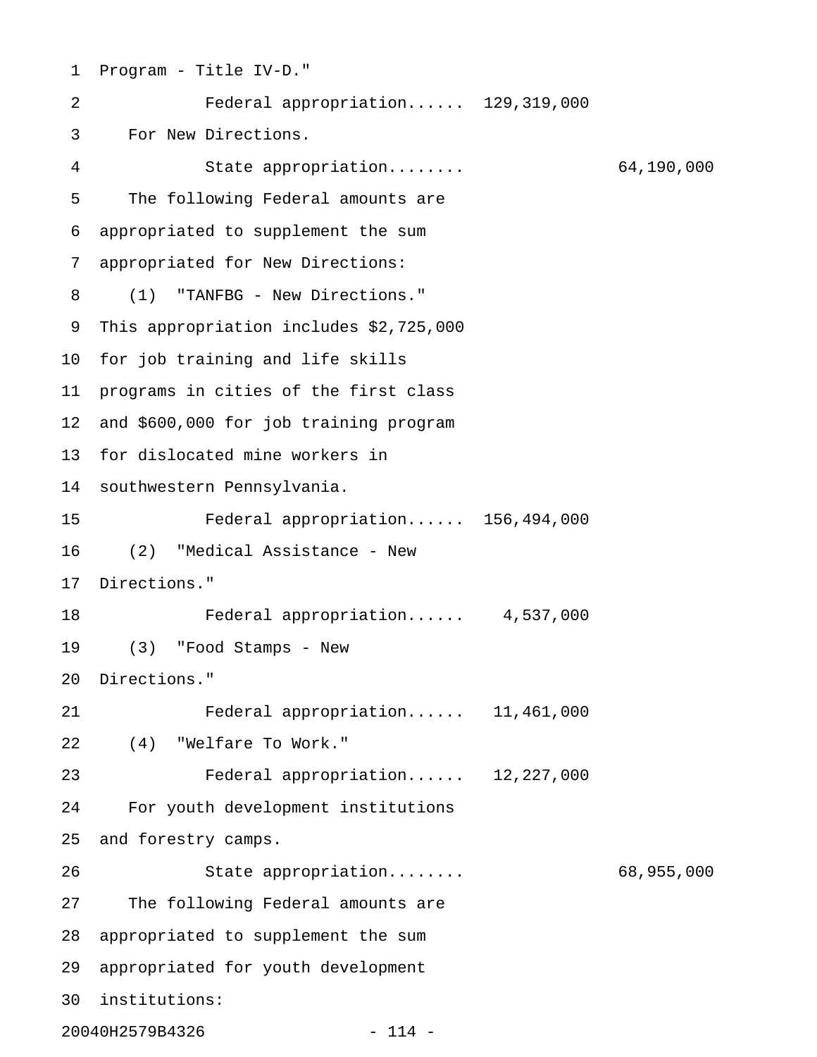Program - Title IV-D."

Federal appropriation...... 129,319,000

For New Directions.

State appropriation........ 64,190,000

The following Federal amounts are appropriated to supplement the sum appropriated for New Directions:

(1) "TANFBG - New Directions." This appropriation includes $2,725,000 for job training and life skills programs in cities of the first class and $600,000 for job training program for dislocated mine workers in southwestern Pennsylvania.

Federal appropriation...... 156,494,000

(2) "Medical Assistance - New Directions."

Federal appropriation...... 4,537,000

(3) "Food Stamps - New Directions."

Federal appropriation...... 11,461,000

(4) "Welfare To Work."

Federal appropriation...... 12,227,000

For youth development institutions and forestry camps.

State appropriation........ 68,955,000

The following Federal amounts are appropriated to supplement the sum appropriated for youth development institutions:

20040H2579B4326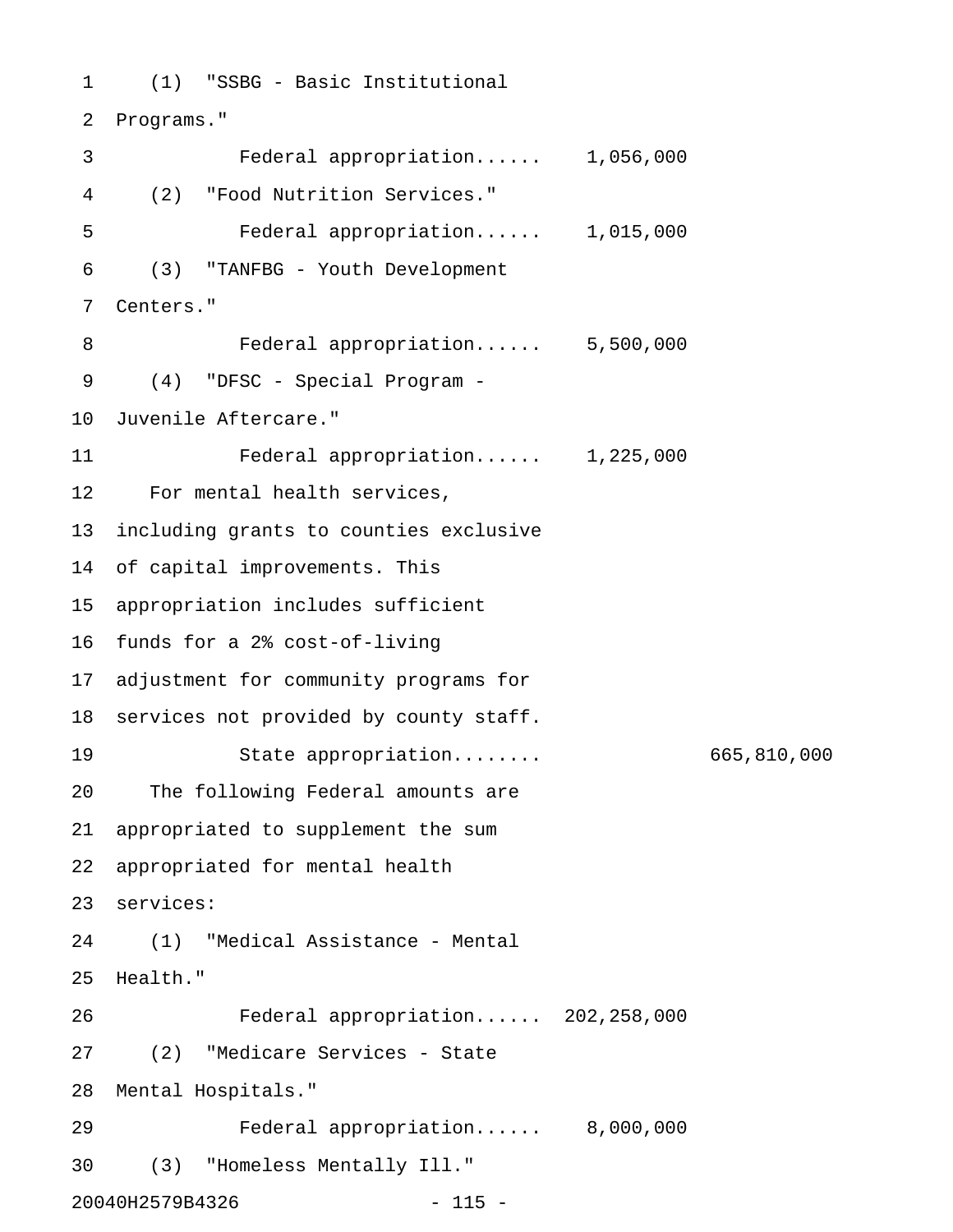(1) "SSBG - Basic Institutional Programs."

Federal appropriation...... 1,056,000

(2) "Food Nutrition Services."

Federal appropriation...... 1,015,000

(3) "TANFBG - Youth Development Centers."

Federal appropriation...... 5,500,000

(4) "DFSC - Special Program - Juvenile Aftercare."

Federal appropriation...... 1,225,000

For mental health services, including grants to counties exclusive of capital improvements. This appropriation includes sufficient funds for a 2% cost-of-living adjustment for community programs for services not provided by county staff.

State appropriation........ 665,810,000

The following Federal amounts are appropriated to supplement the sum appropriated for mental health services:

(1) "Medical Assistance - Mental Health."

Federal appropriation...... 202,258,000

(2) "Medicare Services - State Mental Hospitals."

Federal appropriation...... 8,000,000

(3) "Homeless Mentally Ill."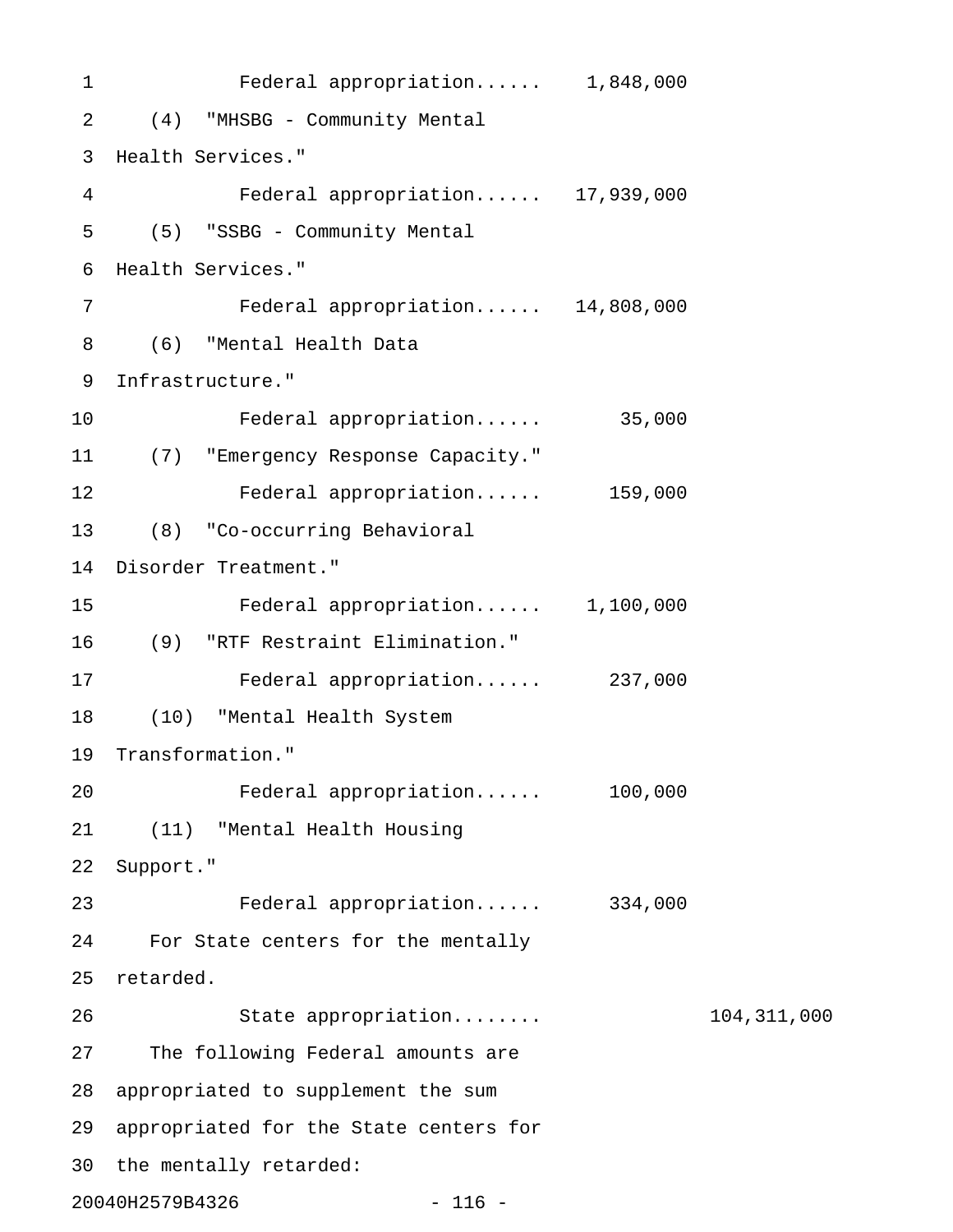Federal appropriation...... 1,848,000

(4) "MHSBG - Community Mental Health Services."

Federal appropriation...... 17,939,000

(5) "SSBG - Community Mental Health Services."

Federal appropriation...... 14,808,000

(6) "Mental Health Data Infrastructure."

Federal appropriation...... 35,000

(7) "Emergency Response Capacity."

Federal appropriation...... 159,000

(8) "Co-occurring Behavioral Disorder Treatment."

Federal appropriation...... 1,100,000

(9) "RTF Restraint Elimination."

Federal appropriation...... 237,000

(10) "Mental Health System Transformation."

Federal appropriation...... 100,000

(11) "Mental Health Housing Support."

Federal appropriation...... 334,000

For State centers for the mentally retarded.

State appropriation........ 104,311,000

The following Federal amounts are appropriated to supplement the sum appropriated for the State centers for the mentally retarded: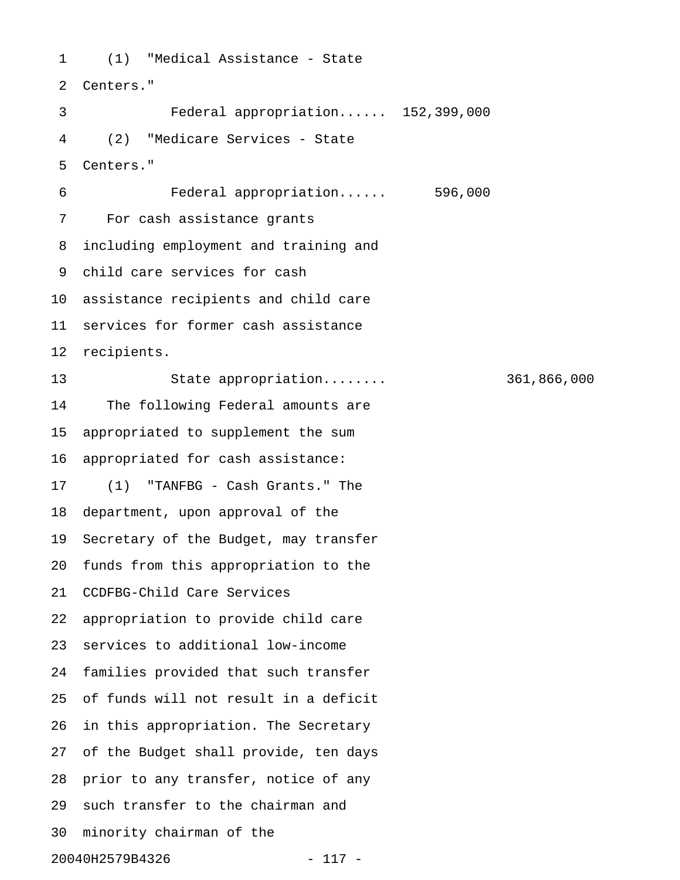(1) "Medical Assistance - State Centers."

Federal appropriation...... 152,399,000

(2) "Medicare Services - State Centers."

Federal appropriation...... 596,000

For cash assistance grants including employment and training and child care services for cash assistance recipients and child care services for former cash assistance recipients.

State appropriation........ 361,866,000

The following Federal amounts are appropriated to supplement the sum appropriated for cash assistance:

(1) "TANFBG - Cash Grants." The department, upon approval of the Secretary of the Budget, may transfer funds from this appropriation to the CCDFBG-Child Care Services appropriation to provide child care services to additional low-income families provided that such transfer of funds will not result in a deficit in this appropriation. The Secretary of the Budget shall provide, ten days prior to any transfer, notice of any such transfer to the chairman and minority chairman of the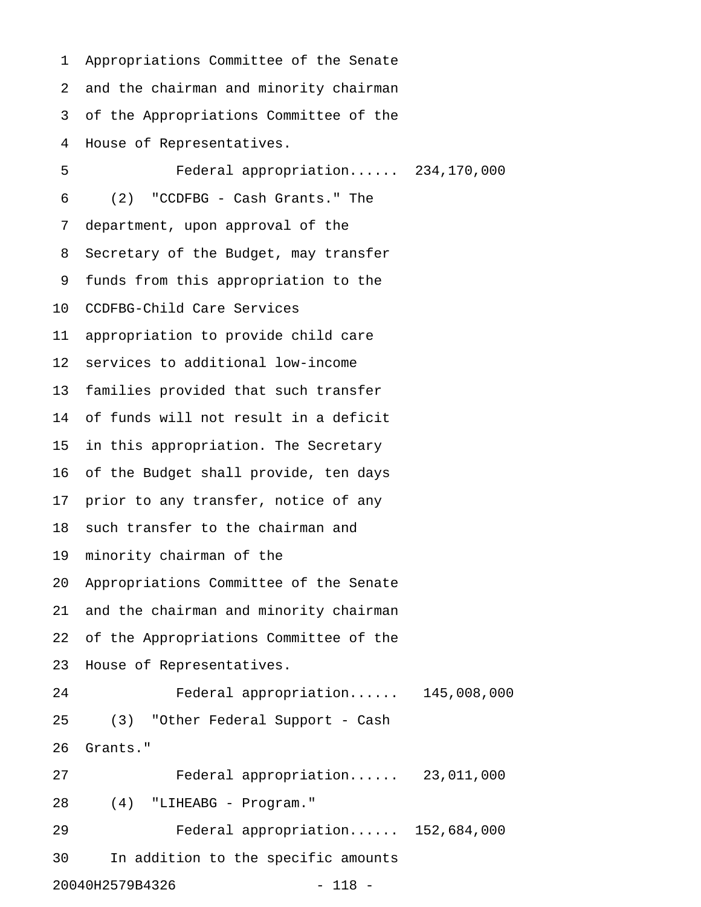Appropriations Committee of the Senate and the chairman and minority chairman of the Appropriations Committee of the House of Representatives.

Federal appropriation...... 234,170,000

(2) "CCDFBG - Cash Grants." The department, upon approval of the Secretary of the Budget, may transfer funds from this appropriation to the CCDFBG-Child Care Services appropriation to provide child care services to additional low-income families provided that such transfer of funds will not result in a deficit in this appropriation. The Secretary of the Budget shall provide, ten days prior to any transfer, notice of any such transfer to the chairman and minority chairman of the Appropriations Committee of the Senate and the chairman and minority chairman of the Appropriations Committee of the House of Representatives.

Federal appropriation...... 145,008,000

(3) "Other Federal Support - Cash Grants."

Federal appropriation...... 23,011,000

(4) "LIHEABG - Program."

Federal appropriation...... 152,684,000

In addition to the specific amounts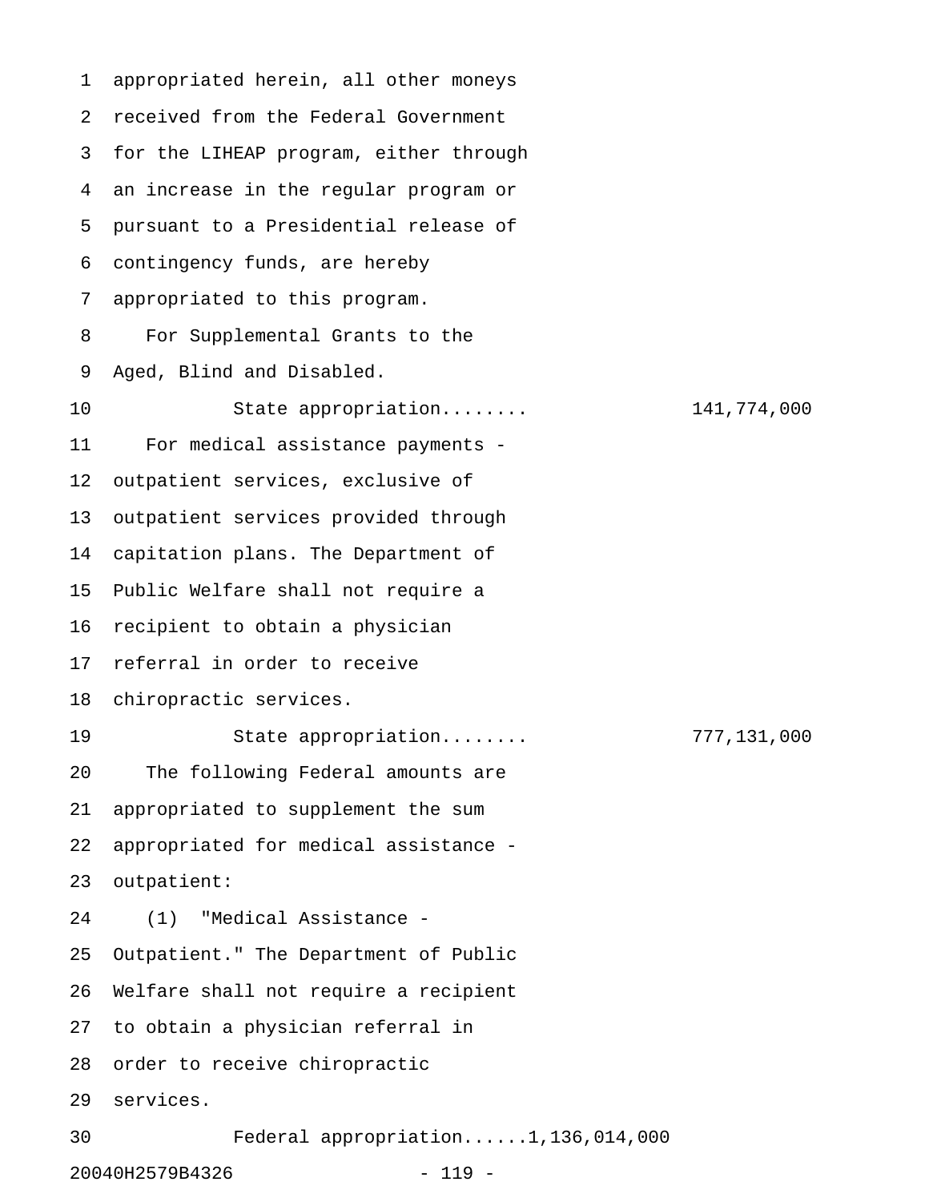appropriated herein, all other moneys received from the Federal Government for the LIHEAP program, either through an increase in the regular program or pursuant to a Presidential release of contingency funds, are hereby appropriated to this program.

For Supplemental Grants to the Aged, Blind and Disabled.

State appropriation........ 141,774,000

For medical assistance payments - outpatient services, exclusive of outpatient services provided through capitation plans. The Department of Public Welfare shall not require a recipient to obtain a physician referral in order to receive chiropractic services.

State appropriation........ 777,131,000

The following Federal amounts are appropriated to supplement the sum appropriated for medical assistance - outpatient:

(1) "Medical Assistance - Outpatient." The Department of Public Welfare shall not require a recipient to obtain a physician referral in order to receive chiropractic services.

Federal appropriation......1,136,014,000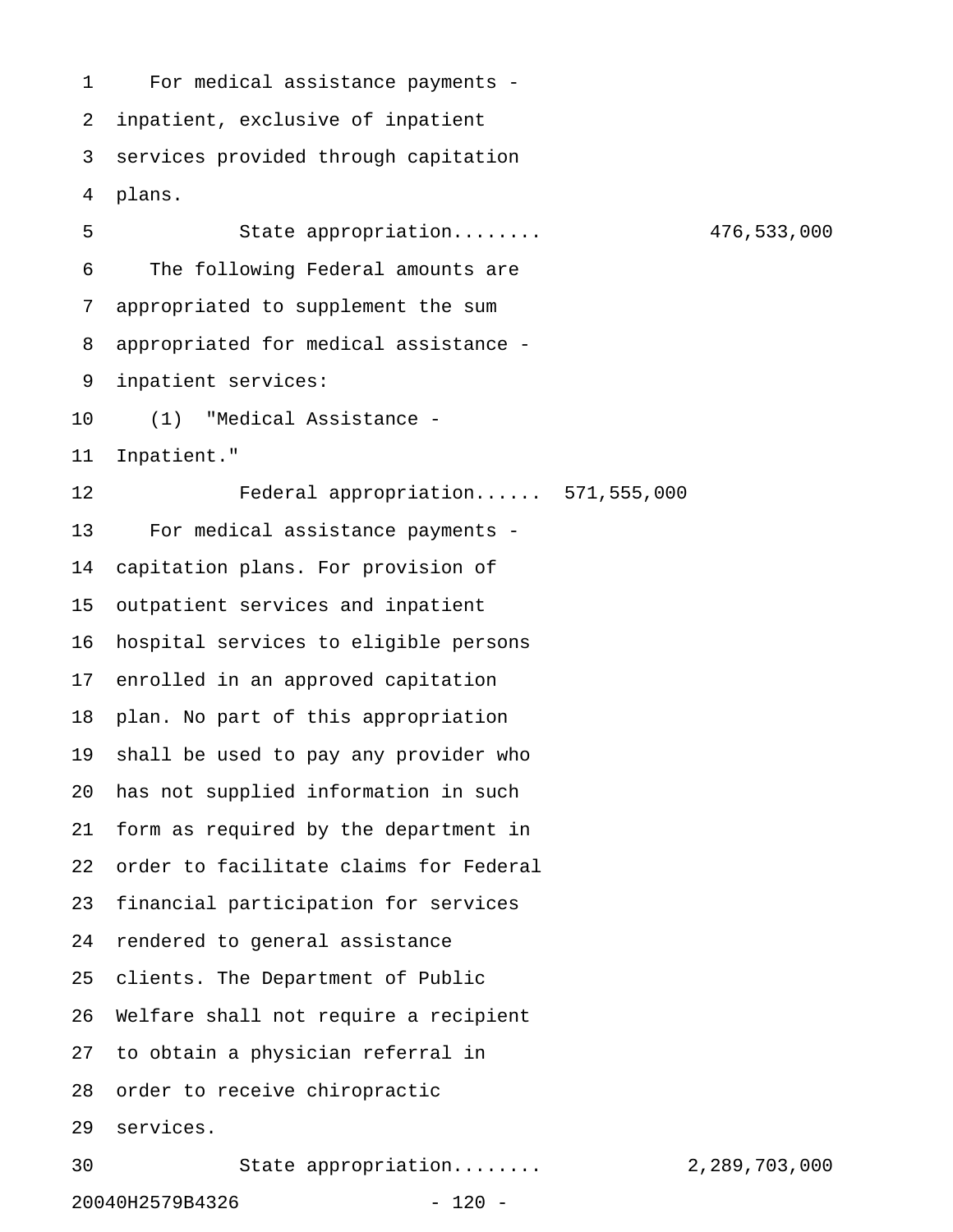For medical assistance payments - inpatient, exclusive of inpatient services provided through capitation plans.

State appropriation........ 476,533,000

The following Federal amounts are appropriated to supplement the sum appropriated for medical assistance - inpatient services:

(1) "Medical Assistance - Inpatient."

Federal appropriation...... 571,555,000

For medical assistance payments - capitation plans. For provision of outpatient services and inpatient hospital services to eligible persons enrolled in an approved capitation plan. No part of this appropriation shall be used to pay any provider who has not supplied information in such form as required by the department in order to facilitate claims for Federal financial participation for services rendered to general assistance clients. The Department of Public Welfare shall not require a recipient to obtain a physician referral in order to receive chiropractic services.

State appropriation........ 2,289,703,000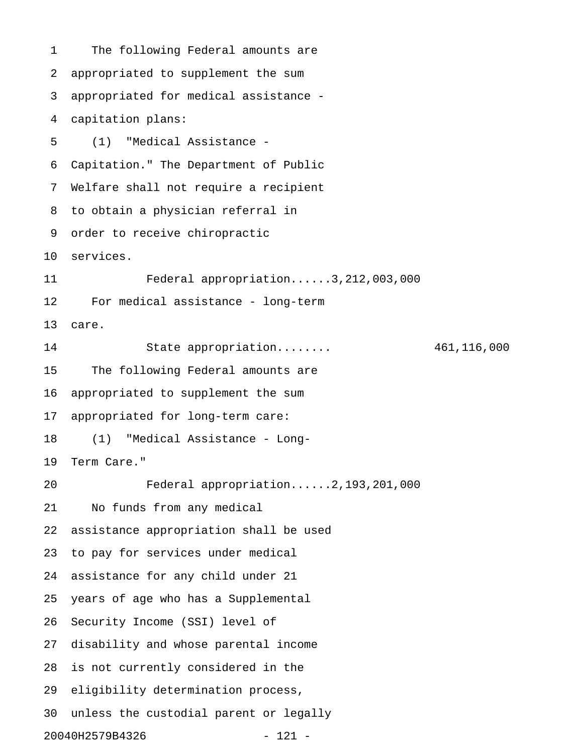The following Federal amounts are appropriated to supplement the sum appropriated for medical assistance - capitation plans:

(1) "Medical Assistance - Capitation." The Department of Public Welfare shall not require a recipient to obtain a physician referral in order to receive chiropractic services.

Federal appropriation......3,212,003,000

For medical assistance - long-term care.

State appropriation........ 461,116,000

The following Federal amounts are appropriated to supplement the sum appropriated for long-term care:

(1) "Medical Assistance - Long-Term Care."

Federal appropriation......2,193,201,000

No funds from any medical assistance appropriation shall be used to pay for services under medical assistance for any child under 21 years of age who has a Supplemental Security Income (SSI) level of disability and whose parental income is not currently considered in the eligibility determination process, unless the custodial parent or legally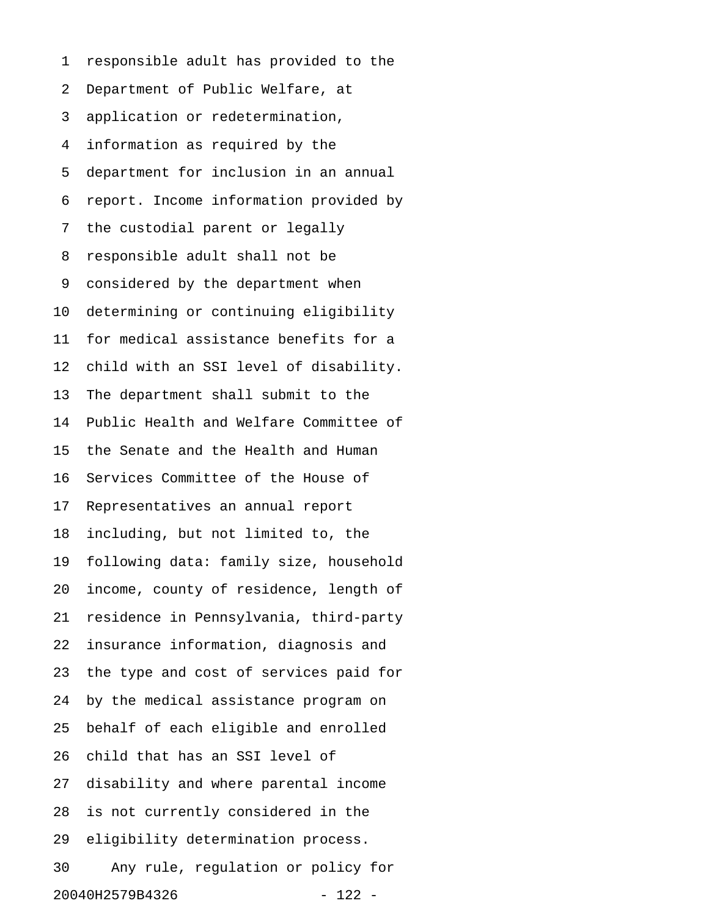responsible adult has provided to the Department of Public Welfare, at application or redetermination, information as required by the department for inclusion in an annual report. Income information provided by the custodial parent or legally responsible adult shall not be considered by the department when determining or continuing eligibility for medical assistance benefits for a child with an SSI level of disability. The department shall submit to the Public Health and Welfare Committee of the Senate and the Health and Human Services Committee of the House of Representatives an annual report including, but not limited to, the following data: family size, household income, county of residence, length of residence in Pennsylvania, third-party insurance information, diagnosis and the type and cost of services paid for by the medical assistance program on behalf of each eligible and enrolled child that has an SSI level of disability and where parental income is not currently considered in the eligibility determination process.

Any rule, regulation or policy for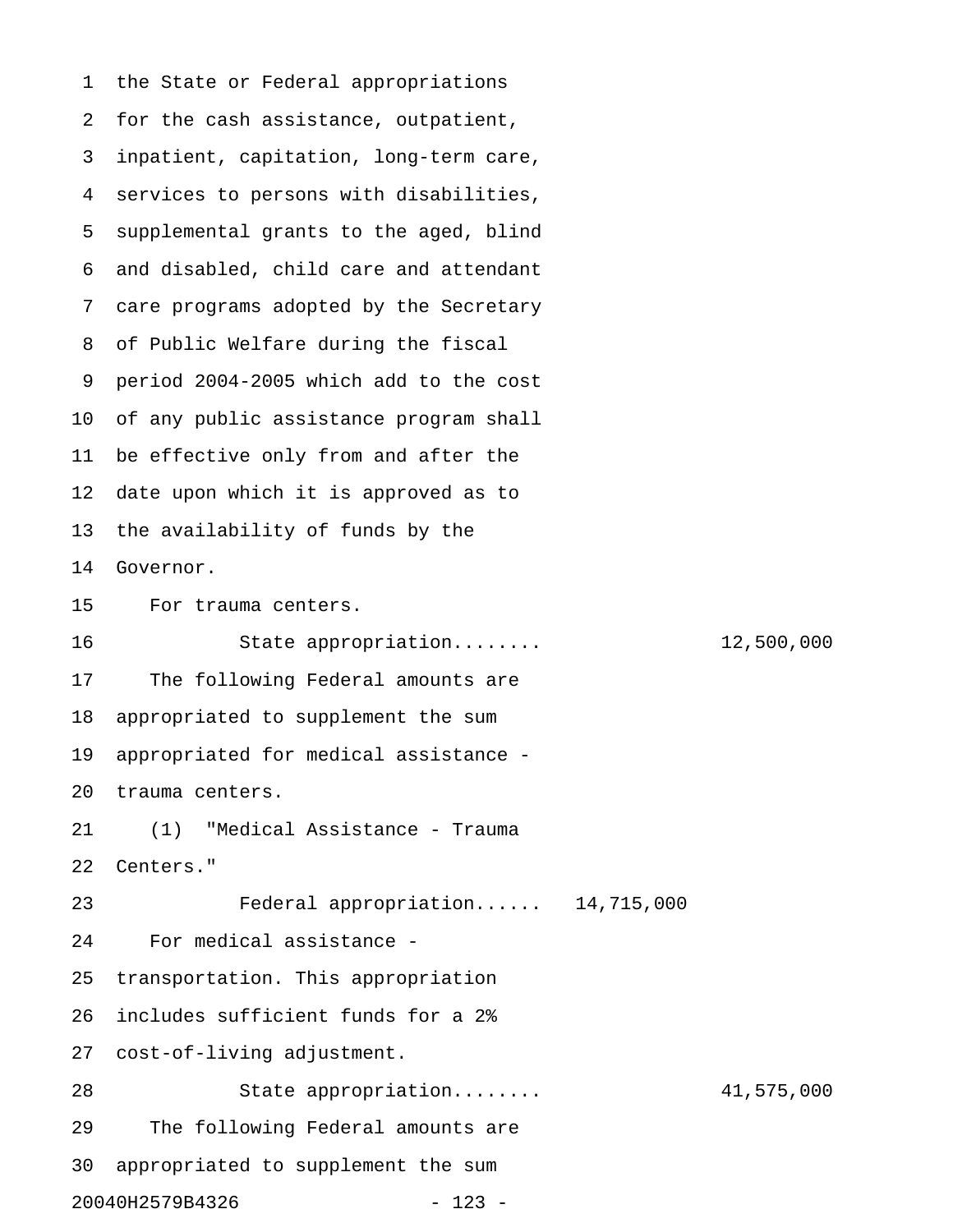the State or Federal appropriations for the cash assistance, outpatient, inpatient, capitation, long-term care, services to persons with disabilities, supplemental grants to the aged, blind and disabled, child care and attendant care programs adopted by the Secretary of Public Welfare during the fiscal period 2004-2005 which add to the cost of any public assistance program shall be effective only from and after the date upon which it is approved as to the availability of funds by the Governor.

For trauma centers.

State appropriation........ 12,500,000

The following Federal amounts are appropriated to supplement the sum appropriated for medical assistance - trauma centers.

(1) "Medical Assistance - Trauma Centers."

Federal appropriation...... 14,715,000

For medical assistance - transportation. This appropriation includes sufficient funds for a 2% cost-of-living adjustment.

State appropriation........ 41,575,000

The following Federal amounts are appropriated to supplement the sum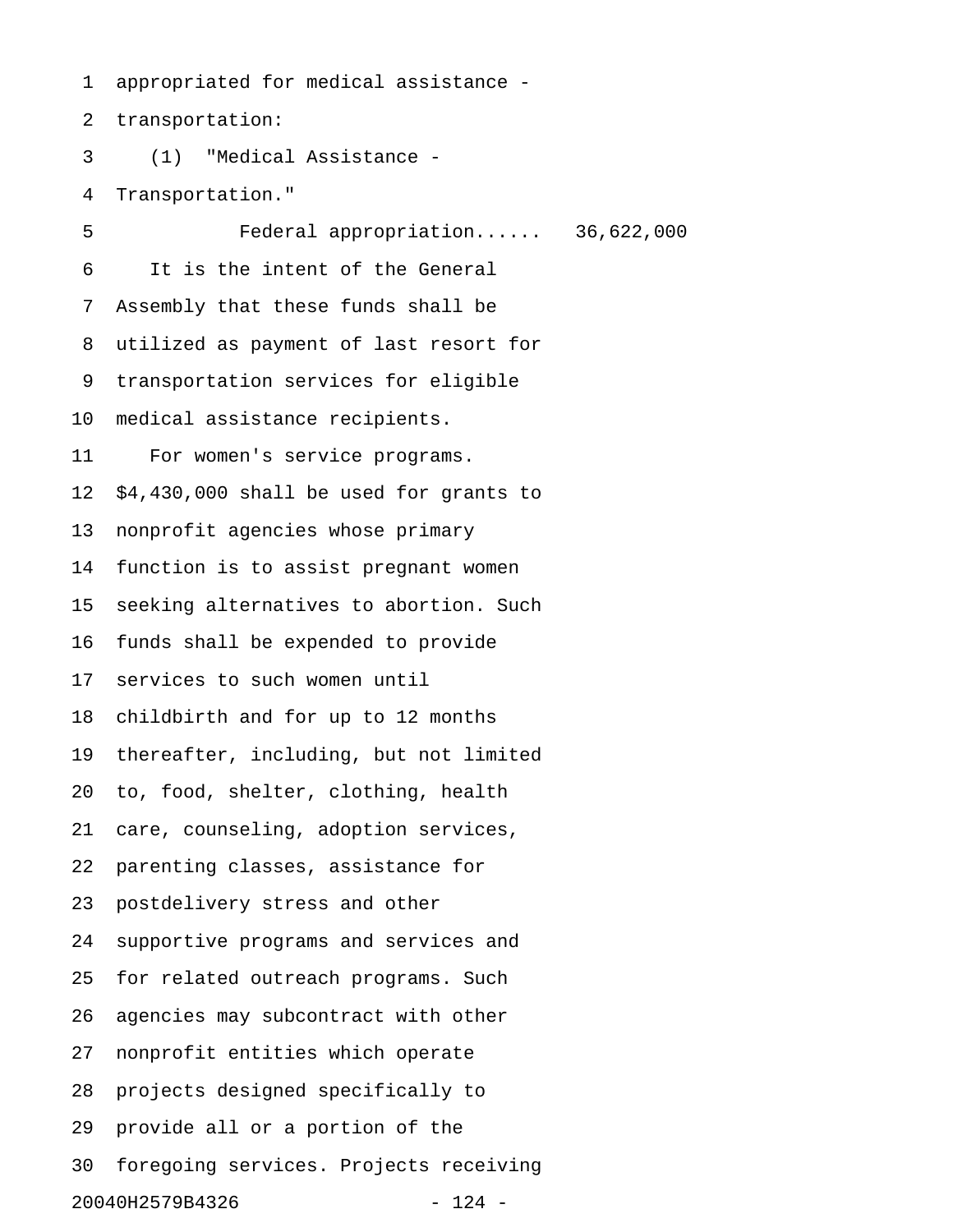appropriated for medical assistance - transportation:

(1) "Medical Assistance - Transportation."

Federal appropriation...... 36,622,000

It is the intent of the General Assembly that these funds shall be utilized as payment of last resort for transportation services for eligible medical assistance recipients.

For women's service programs. $4,430,000 shall be used for grants to nonprofit agencies whose primary function is to assist pregnant women seeking alternatives to abortion. Such funds shall be expended to provide services to such women until childbirth and for up to 12 months thereafter, including, but not limited to, food, shelter, clothing, health care, counseling, adoption services, parenting classes, assistance for postdelivery stress and other supportive programs and services and for related outreach programs. Such agencies may subcontract with other nonprofit entities which operate projects designed specifically to provide all or a portion of the foregoing services. Projects receiving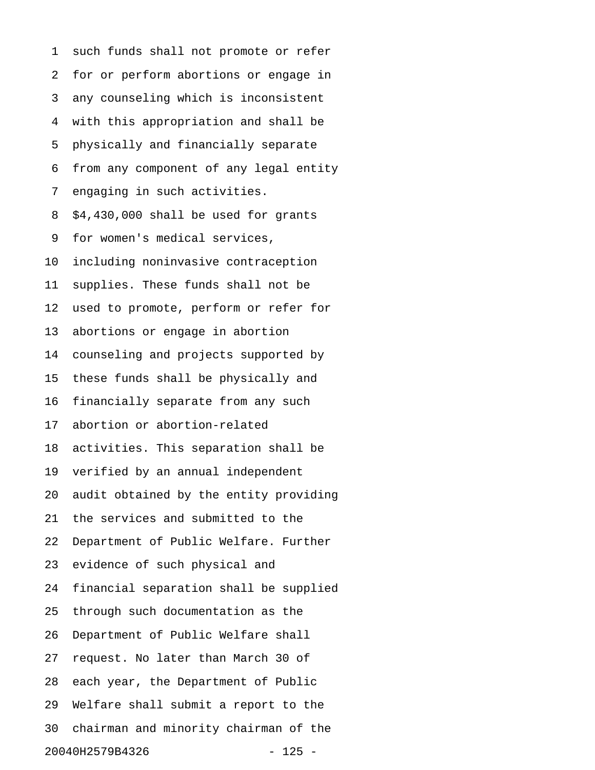such funds shall not promote or refer for or perform abortions or engage in any counseling which is inconsistent with this appropriation and shall be physically and financially separate from any component of any legal entity engaging in such activities.

$4,430,000 shall be used for grants for women's medical services, including noninvasive contraception supplies. These funds shall not be used to promote, perform or refer for abortions or engage in abortion counseling and projects supported by these funds shall be physically and financially separate from any such abortion or abortion-related activities. This separation shall be verified by an annual independent audit obtained by the entity providing the services and submitted to the Department of Public Welfare. Further evidence of such physical and financial separation shall be supplied through such documentation as the Department of Public Welfare shall request. No later than March 30 of each year, the Department of Public Welfare shall submit a report to the chairman and minority chairman of the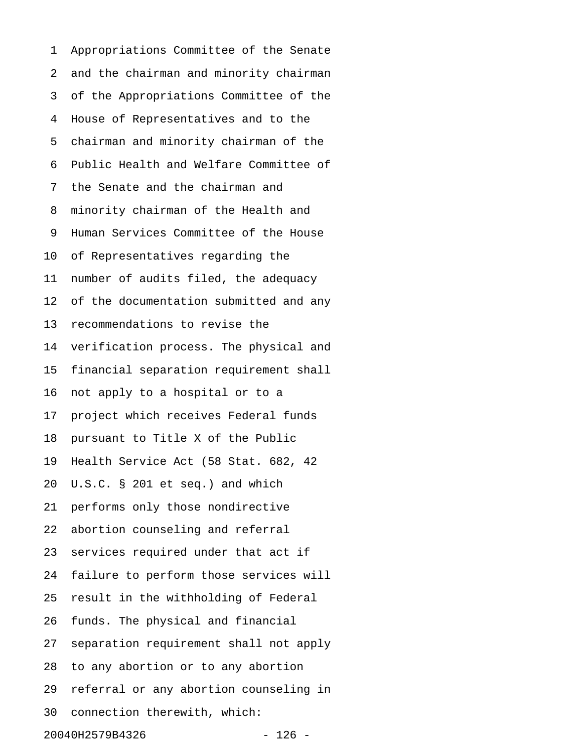Appropriations Committee of the Senate and the chairman and minority chairman of the Appropriations Committee of the House of Representatives and to the chairman and minority chairman of the Public Health and Welfare Committee of the Senate and the chairman and minority chairman of the Health and Human Services Committee of the House of Representatives regarding the number of audits filed, the adequacy of the documentation submitted and any recommendations to revise the verification process. The physical and financial separation requirement shall not apply to a hospital or to a project which receives Federal funds pursuant to Title X of the Public Health Service Act (58 Stat. 682, 42 U.S.C. § 201 et seq.) and which performs only those nondirective abortion counseling and referral services required under that act if failure to perform those services will result in the withholding of Federal funds. The physical and financial separation requirement shall not apply to any abortion or to any abortion referral or any abortion counseling in connection therewith, which: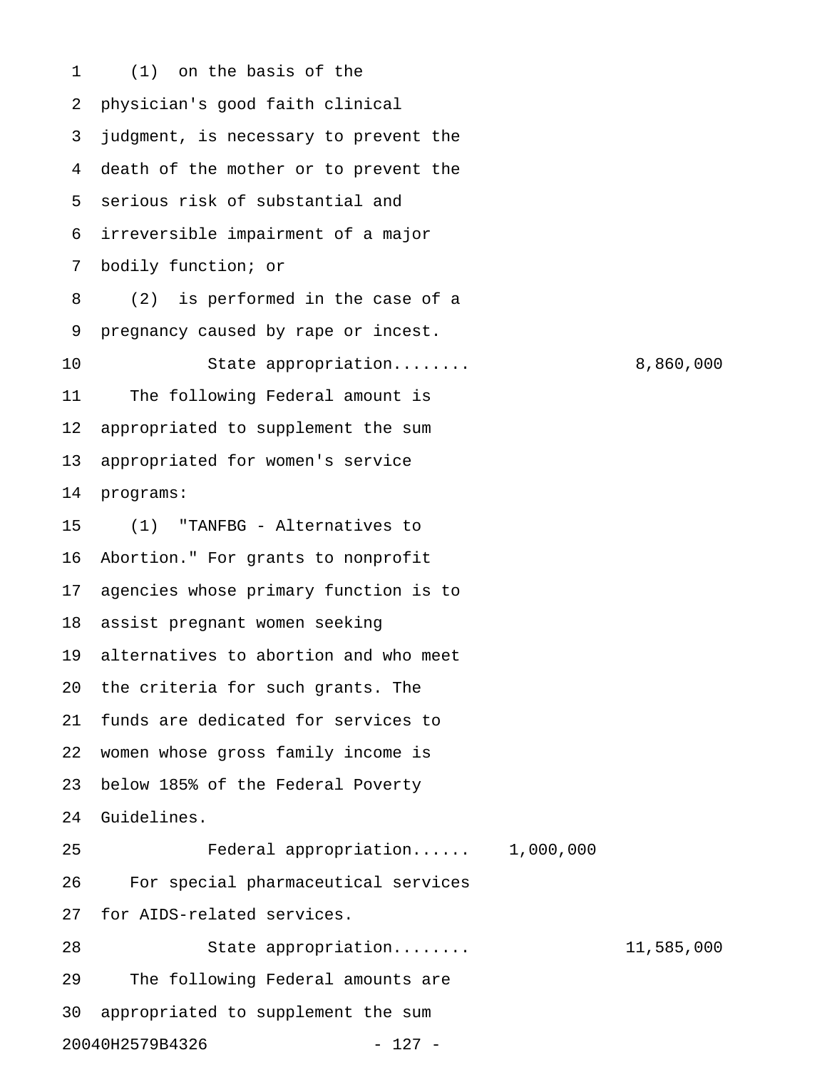(1) on the basis of the physician's good faith clinical judgment, is necessary to prevent the death of the mother or to prevent the serious risk of substantial and irreversible impairment of a major bodily function; or

(2) is performed in the case of a pregnancy caused by rape or incest.

State appropriation........ 8,860,000

The following Federal amount is appropriated to supplement the sum appropriated for women's service programs:

(1) "TANFBG - Alternatives to Abortion." For grants to nonprofit agencies whose primary function is to assist pregnant women seeking alternatives to abortion and who meet the criteria for such grants. The funds are dedicated for services to women whose gross family income is below 185% of the Federal Poverty Guidelines.

Federal appropriation...... 1,000,000

For special pharmaceutical services for AIDS-related services.

State appropriation........ 11,585,000

The following Federal amounts are appropriated to supplement the sum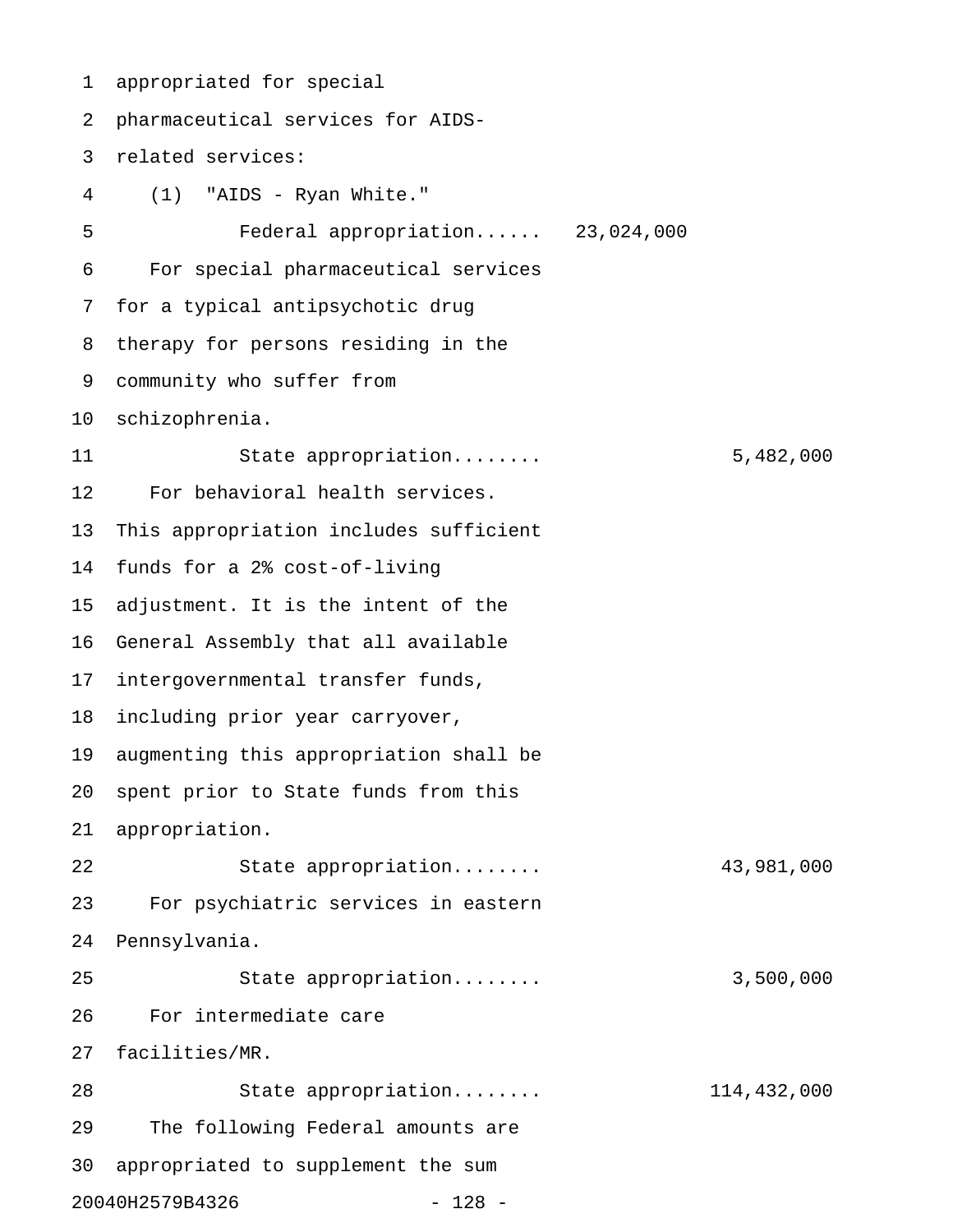appropriated for special pharmaceutical services for AIDS-related services:

(1) "AIDS - Ryan White."

| | | |
|---|---|---|
| Federal appropriation...... | 23,024,000 | |

For special pharmaceutical services for a typical antipsychotic drug therapy for persons residing in the community who suffer from schizophrenia.

| | | |
|---|---|---|
| State appropriation........ | | 5,482,000 |

For behavioral health services. This appropriation includes sufficient funds for a 2% cost-of-living adjustment. It is the intent of the General Assembly that all available intergovernmental transfer funds, including prior year carryover, augmenting this appropriation shall be spent prior to State funds from this appropriation.

| | | |
|---|---|---|
| State appropriation........ | | 43,981,000 |

For psychiatric services in eastern Pennsylvania.

| | | |
|---|---|---|
| State appropriation........ | | 3,500,000 |

For intermediate care facilities/MR.

| | | |
|---|---|---|
| State appropriation........ | | 114,432,000 |

The following Federal amounts are appropriated to supplement the sum

20040H2579B4326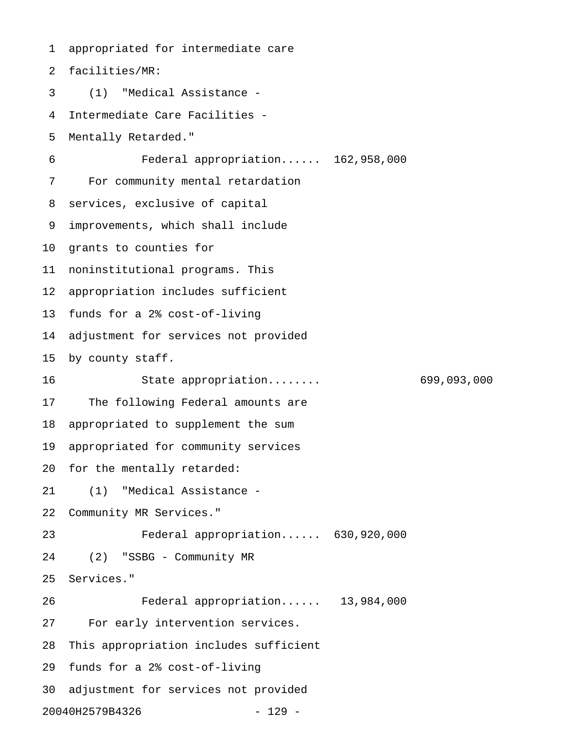appropriated for intermediate care facilities/MR:

(1) "Medical Assistance - Intermediate Care Facilities - Mentally Retarded."

Federal appropriation...... 162,958,000

For community mental retardation services, exclusive of capital improvements, which shall include grants to counties for noninstitutional programs. This appropriation includes sufficient funds for a 2% cost-of-living adjustment for services not provided by county staff.

State appropriation........ 699,093,000

The following Federal amounts are appropriated to supplement the sum appropriated for community services for the mentally retarded:

(1) "Medical Assistance - Community MR Services."

Federal appropriation...... 630,920,000

(2) "SSBG - Community MR Services."

Federal appropriation...... 13,984,000

For early intervention services. This appropriation includes sufficient funds for a 2% cost-of-living adjustment for services not provided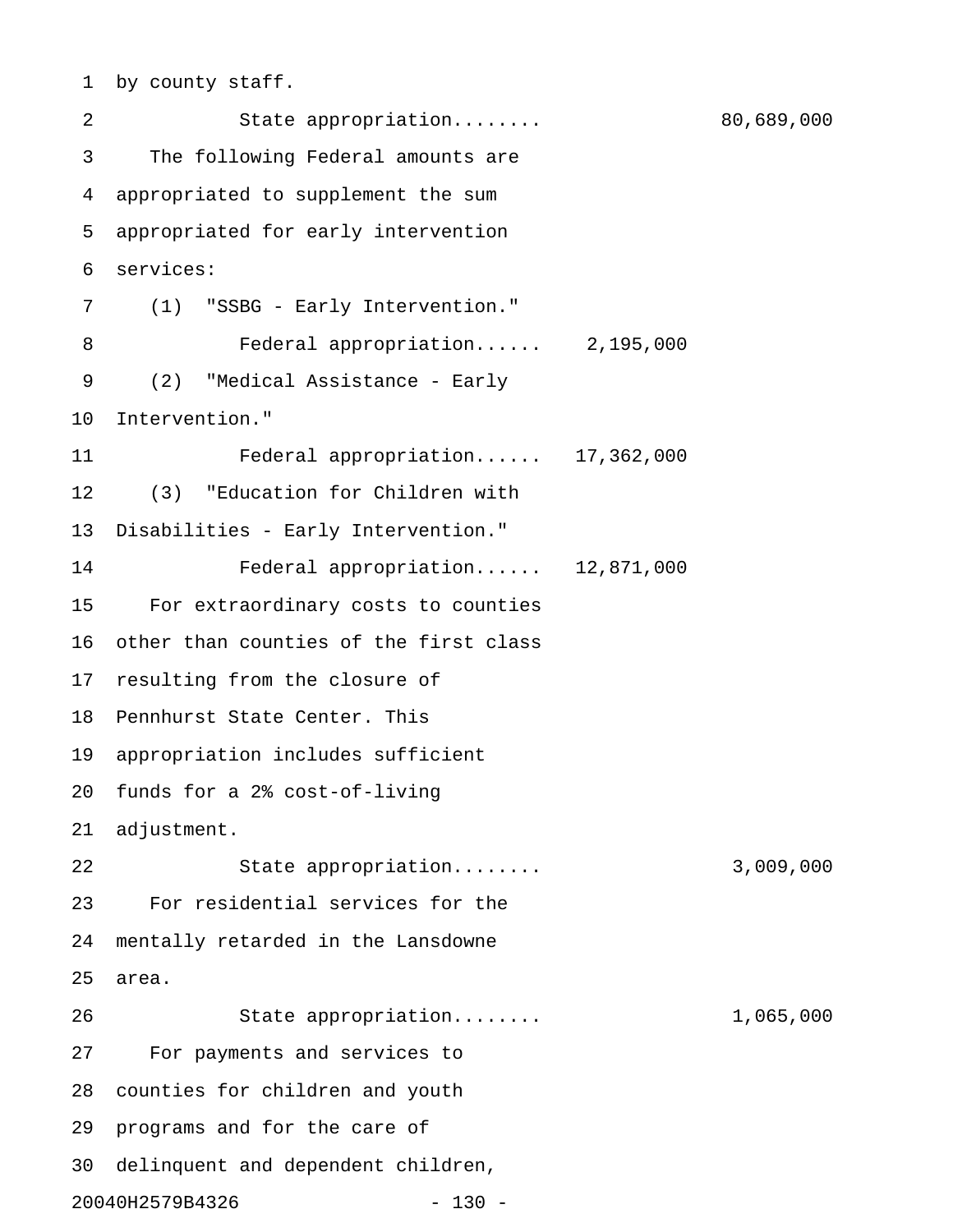by county staff.

State appropriation........ 80,689,000

The following Federal amounts are appropriated to supplement the sum appropriated for early intervention services:

(1) "SSBG - Early Intervention."

Federal appropriation...... 2,195,000

(2) "Medical Assistance - Early Intervention."

Federal appropriation...... 17,362,000

(3) "Education for Children with Disabilities - Early Intervention."

Federal appropriation...... 12,871,000

For extraordinary costs to counties other than counties of the first class resulting from the closure of Pennhurst State Center. This appropriation includes sufficient funds for a 2% cost-of-living adjustment.

State appropriation........ 3,009,000

For residential services for the mentally retarded in the Lansdowne area.

State appropriation........ 1,065,000

For payments and services to counties for children and youth programs and for the care of delinquent and dependent children,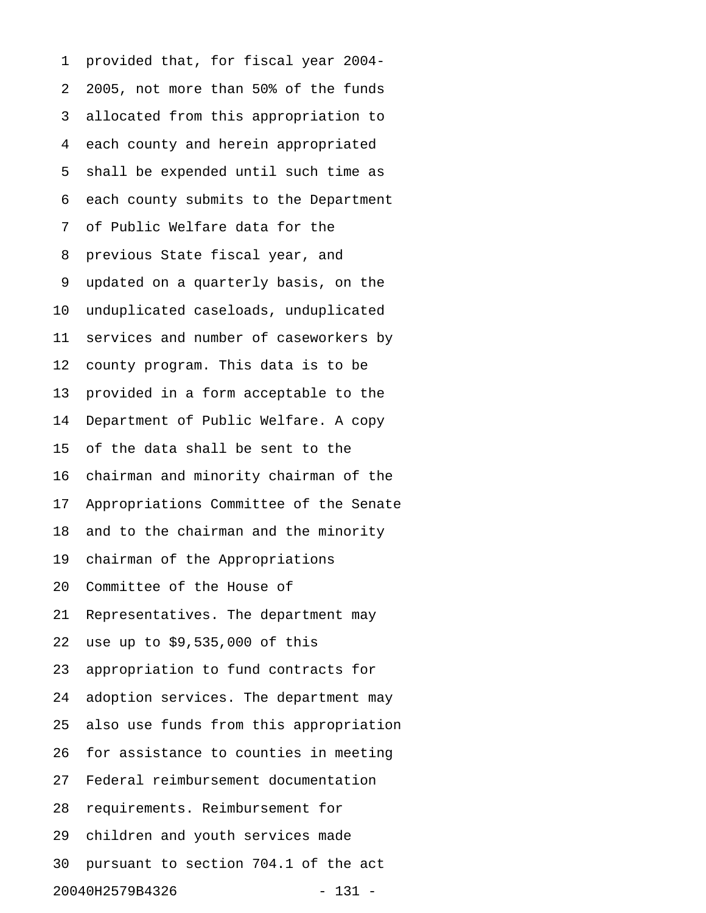provided that, for fiscal year 2004-2005, not more than 50% of the funds allocated from this appropriation to each county and herein appropriated shall be expended until such time as each county submits to the Department of Public Welfare data for the previous State fiscal year, and updated on a quarterly basis, on the unduplicated caseloads, unduplicated services and number of caseworkers by county program. This data is to be provided in a form acceptable to the Department of Public Welfare. A copy of the data shall be sent to the chairman and minority chairman of the Appropriations Committee of the Senate and to the chairman and the minority chairman of the Appropriations Committee of the House of Representatives. The department may use up to $9,535,000 of this appropriation to fund contracts for adoption services. The department may also use funds from this appropriation for assistance to counties in meeting Federal reimbursement documentation requirements. Reimbursement for children and youth services made pursuant to section 704.1 of the act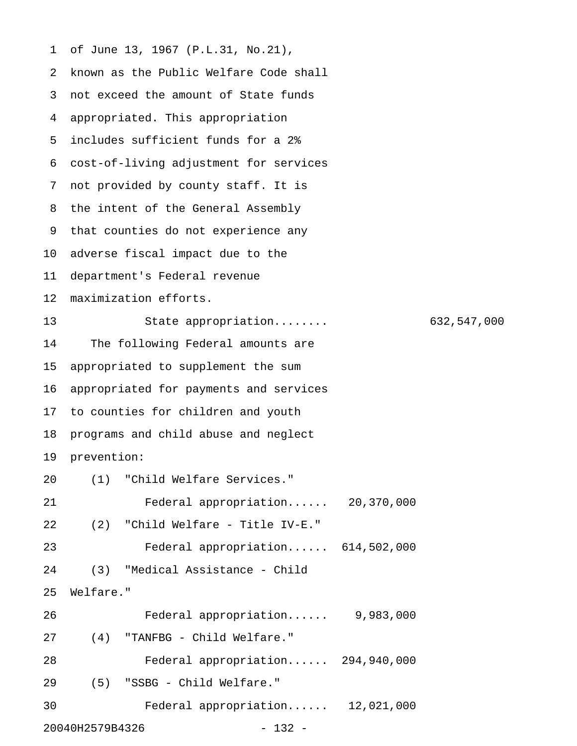of June 13, 1967 (P.L.31, No.21), known as the Public Welfare Code shall not exceed the amount of State funds appropriated. This appropriation includes sufficient funds for a 2% cost-of-living adjustment for services not provided by county staff. It is the intent of the General Assembly that counties do not experience any adverse fiscal impact due to the department's Federal revenue maximization efforts.

State appropriation........ 632,547,000

The following Federal amounts are appropriated to supplement the sum appropriated for payments and services to counties for children and youth programs and child abuse and neglect prevention:

(1) "Child Welfare Services."

Federal appropriation...... 20,370,000

(2) "Child Welfare - Title IV-E."

Federal appropriation...... 614,502,000

(3) "Medical Assistance - Child Welfare."

Federal appropriation...... 9,983,000

(4) "TANFBG - Child Welfare."

Federal appropriation...... 294,940,000

(5) "SSBG - Child Welfare."

Federal appropriation...... 12,021,000

20040H2579B4326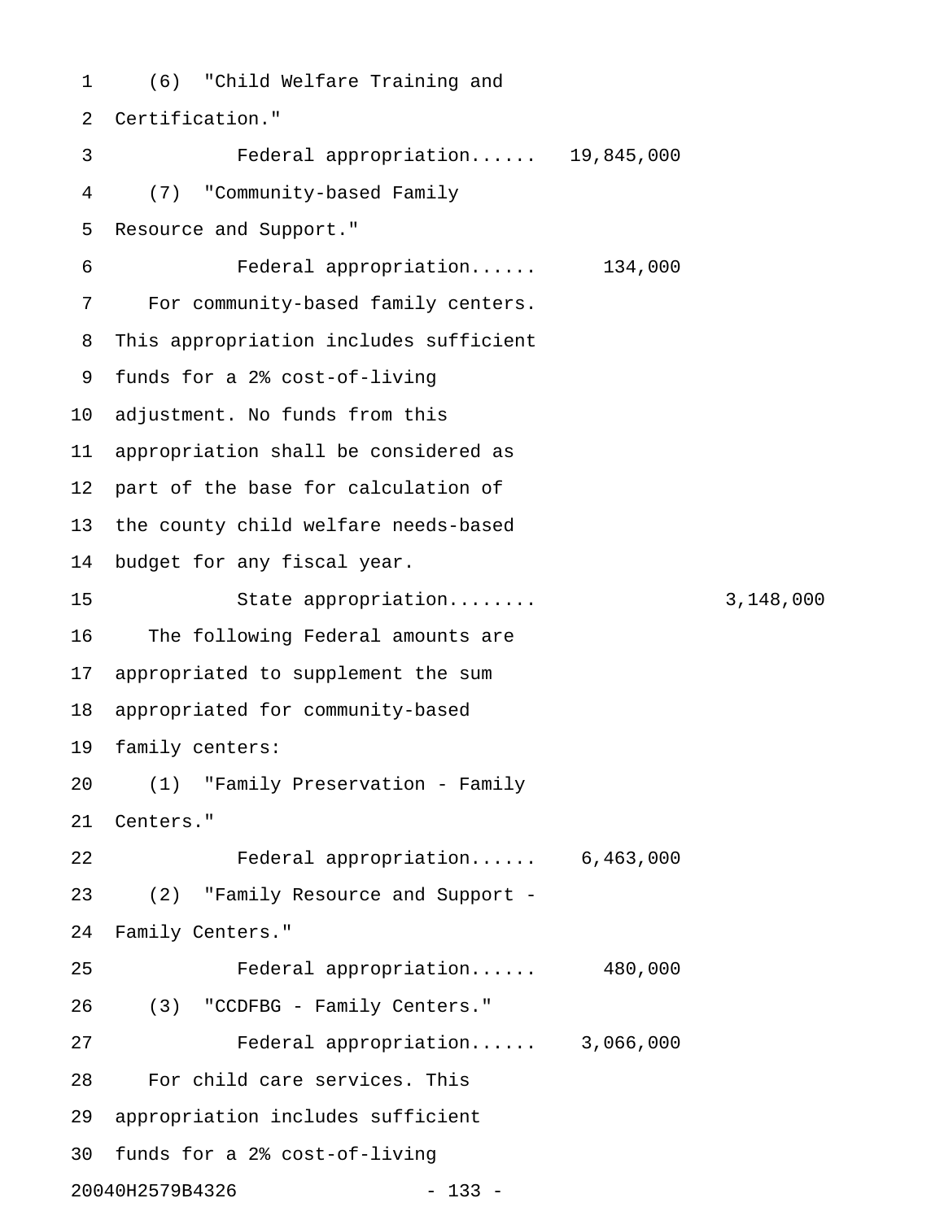(6) "Child Welfare Training and Certification."

Federal appropriation...... 19,845,000

(7) "Community-based Family Resource and Support."

Federal appropriation...... 134,000

For community-based family centers. This appropriation includes sufficient funds for a 2% cost-of-living adjustment. No funds from this appropriation shall be considered as part of the base for calculation of the county child welfare needs-based budget for any fiscal year.

State appropriation........ 3,148,000

The following Federal amounts are appropriated to supplement the sum appropriated for community-based family centers:

(1) "Family Preservation - Family Centers."

Federal appropriation...... 6,463,000

(2) "Family Resource and Support - Family Centers."

Federal appropriation...... 480,000

(3) "CCDFBG - Family Centers."

Federal appropriation...... 3,066,000

For child care services. This appropriation includes sufficient funds for a 2% cost-of-living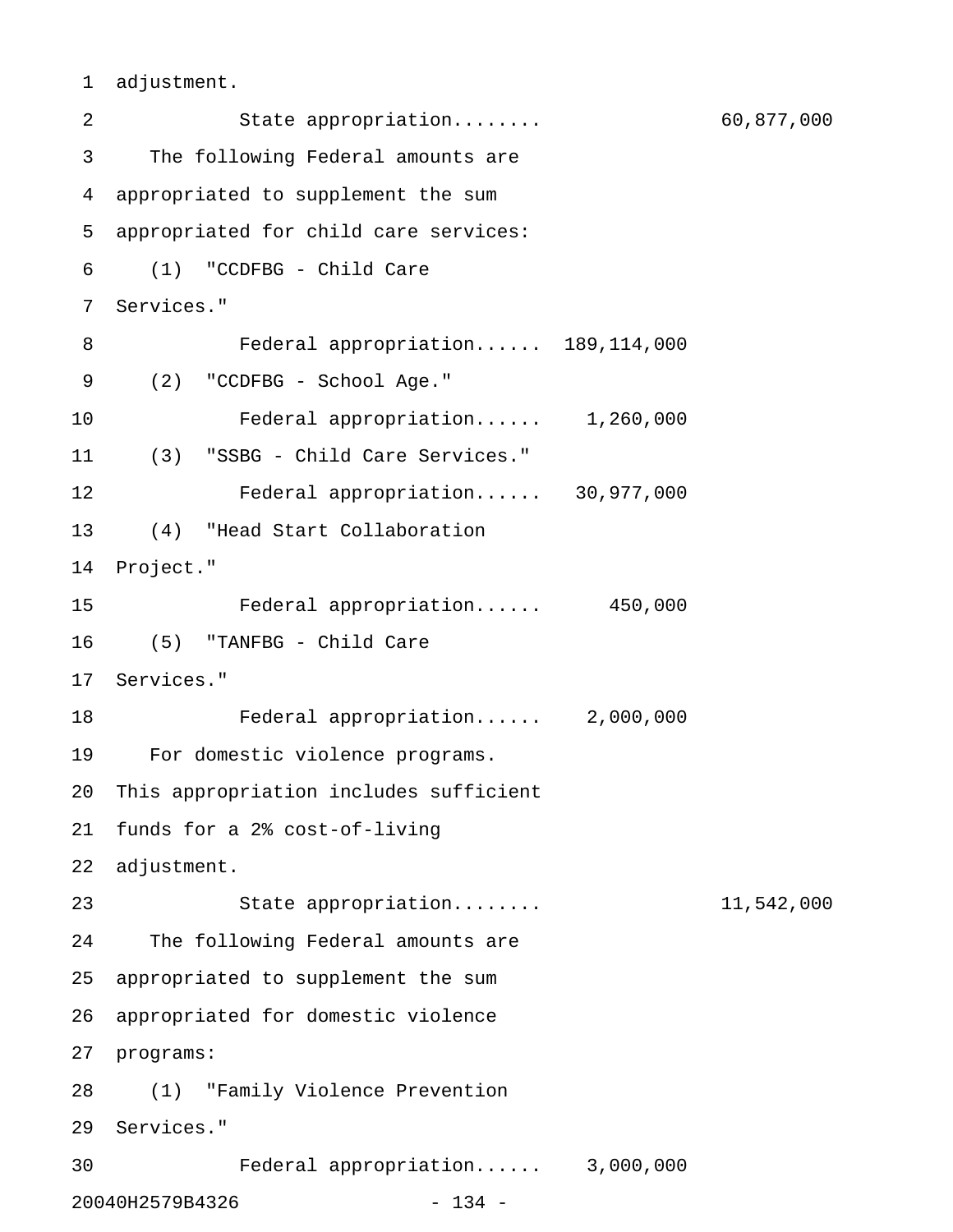adjustment.

State appropriation........ 60,877,000

The following Federal amounts are appropriated to supplement the sum appropriated for child care services:

(1) "CCDFBG - Child Care Services."

Federal appropriation...... 189,114,000

(2) "CCDFBG - School Age."

Federal appropriation...... 1,260,000

(3) "SSBG - Child Care Services."

Federal appropriation...... 30,977,000

(4) "Head Start Collaboration Project."

Federal appropriation...... 450,000

(5) "TANFBG - Child Care Services."

Federal appropriation...... 2,000,000

For domestic violence programs. This appropriation includes sufficient funds for a 2% cost-of-living adjustment.

State appropriation........ 11,542,000

The following Federal amounts are appropriated to supplement the sum appropriated for domestic violence programs:

(1) "Family Violence Prevention Services."

Federal appropriation...... 3,000,000

20040H2579B4326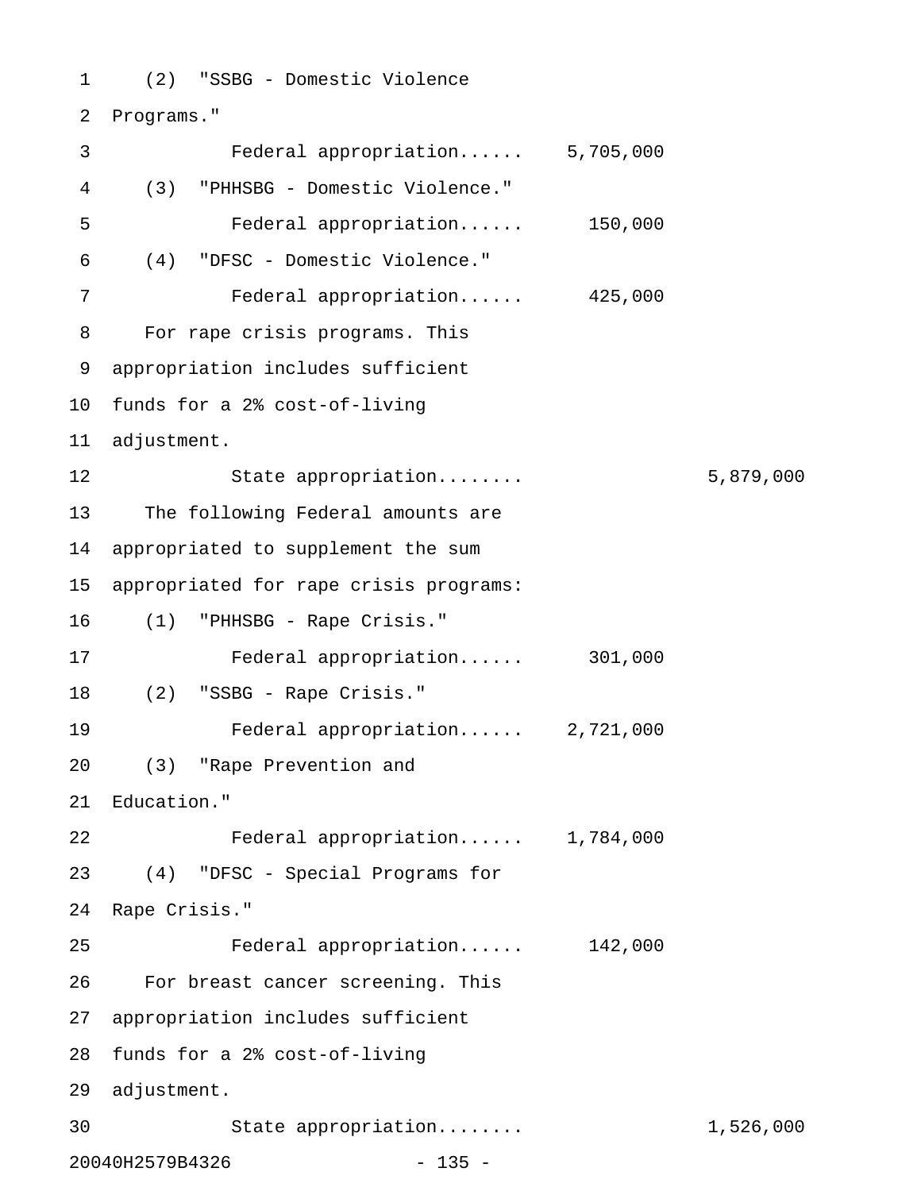(2) "SSBG - Domestic Violence Programs."

Federal appropriation...... 5,705,000

(3) "PHHSBG - Domestic Violence."

Federal appropriation...... 150,000

(4) "DFSC - Domestic Violence."

Federal appropriation...... 425,000

For rape crisis programs. This appropriation includes sufficient funds for a 2% cost-of-living adjustment.

State appropriation........ 5,879,000

The following Federal amounts are appropriated to supplement the sum appropriated for rape crisis programs:

(1) "PHHSBG - Rape Crisis."

Federal appropriation...... 301,000

(2) "SSBG - Rape Crisis."

Federal appropriation...... 2,721,000

(3) "Rape Prevention and Education."

Federal appropriation...... 1,784,000

(4) "DFSC - Special Programs for Rape Crisis."

Federal appropriation...... 142,000

For breast cancer screening. This appropriation includes sufficient funds for a 2% cost-of-living adjustment.

State appropriation........ 1,526,000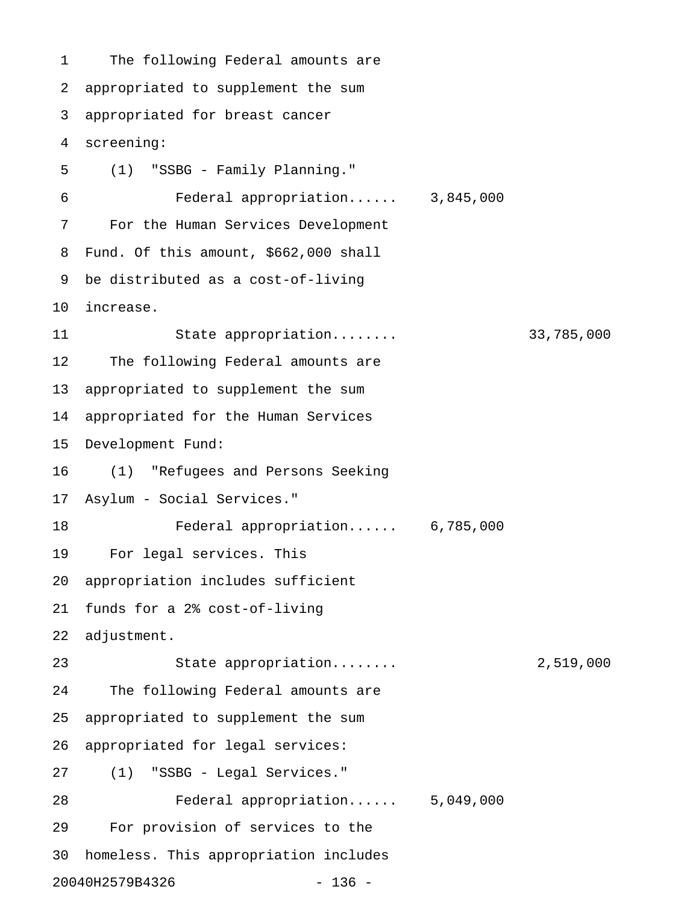The following Federal amounts are appropriated to supplement the sum appropriated for breast cancer screening:

(1) "SSBG - Family Planning."

| | Federal | State |
|---|---|---|
| Federal appropriation...... | 3,845,000 | |

For the Human Services Development Fund. Of this amount, $662,000 shall be distributed as a cost-of-living increase.

| | Federal | State |
|---|---|---|
| State appropriation........ | | 33,785,000 |

The following Federal amounts are appropriated to supplement the sum appropriated for the Human Services Development Fund:

(1) "Refugees and Persons Seeking Asylum - Social Services."

| | Federal | State |
|---|---|---|
| Federal appropriation...... | 6,785,000 | |

For legal services. This appropriation includes sufficient funds for a 2% cost-of-living adjustment.

| | Federal | State |
|---|---|---|
| State appropriation........ | | 2,519,000 |

The following Federal amounts are appropriated to supplement the sum appropriated for legal services:

(1) "SSBG - Legal Services."

| | Federal | State |
|---|---|---|
| Federal appropriation...... | 5,049,000 | |

For provision of services to the homeless. This appropriation includes

20040H2579B4326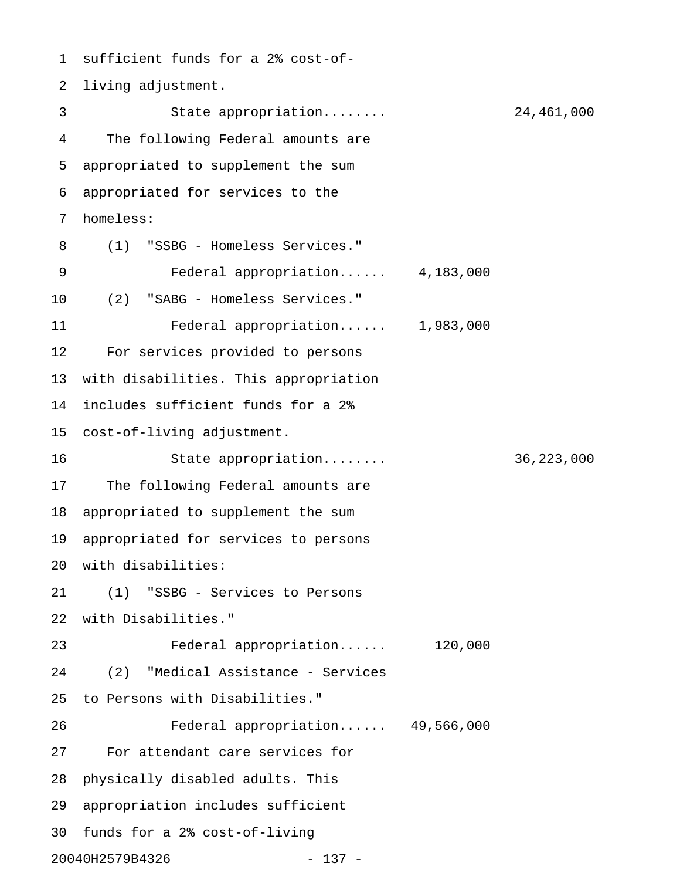sufficient funds for a 2% cost-of-living adjustment.

| | | |
|---|---|---|
| State appropriation........ | | 24,461,000 |

The following Federal amounts are appropriated to supplement the sum appropriated for services to the homeless:

(1) "SSBG - Homeless Services."

| | | |
|---|---|---|
| Federal appropriation...... | 4,183,000 | |

(2) "SABG - Homeless Services."

| | | |
|---|---|---|
| Federal appropriation...... | 1,983,000 | |

For services provided to persons with disabilities. This appropriation includes sufficient funds for a 2% cost-of-living adjustment.

| | | |
|---|---|---|
| State appropriation........ | | 36,223,000 |

The following Federal amounts are appropriated to supplement the sum appropriated for services to persons with disabilities:

(1) "SSBG - Services to Persons with Disabilities."

| | | |
|---|---|---|
| Federal appropriation...... | 120,000 | |

(2) "Medical Assistance - Services to Persons with Disabilities."

| | | |
|---|---|---|
| Federal appropriation...... | 49,566,000 | |

For attendant care services for physically disabled adults. This appropriation includes sufficient funds for a 2% cost-of-living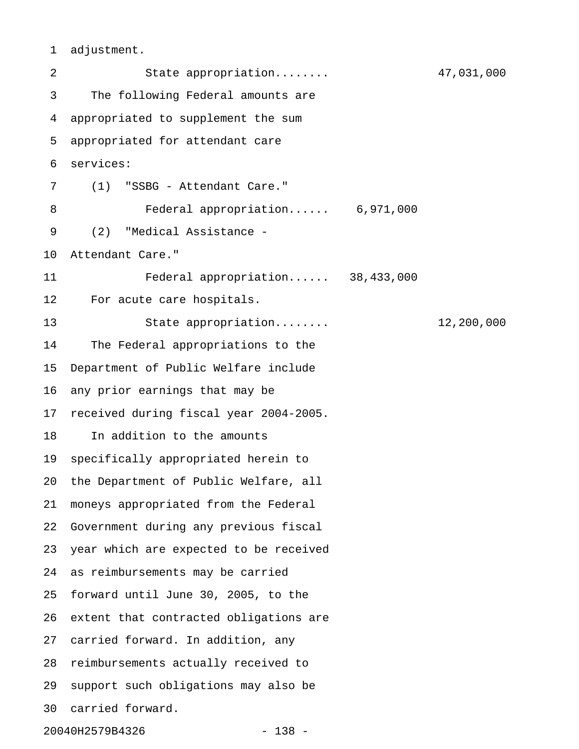adjustment.

State appropriation........ 47,031,000

The following Federal amounts are appropriated to supplement the sum appropriated for attendant care services:

(1) "SSBG - Attendant Care."

Federal appropriation...... 6,971,000

(2) "Medical Assistance - Attendant Care."

Federal appropriation...... 38,433,000

For acute care hospitals.

State appropriation........ 12,200,000

The Federal appropriations to the Department of Public Welfare include any prior earnings that may be received during fiscal year 2004-2005.

In addition to the amounts specifically appropriated herein to the Department of Public Welfare, all moneys appropriated from the Federal Government during any previous fiscal year which are expected to be received as reimbursements may be carried forward until June 30, 2005, to the extent that contracted obligations are carried forward. In addition, any reimbursements actually received to support such obligations may also be carried forward.

20040H2579B4326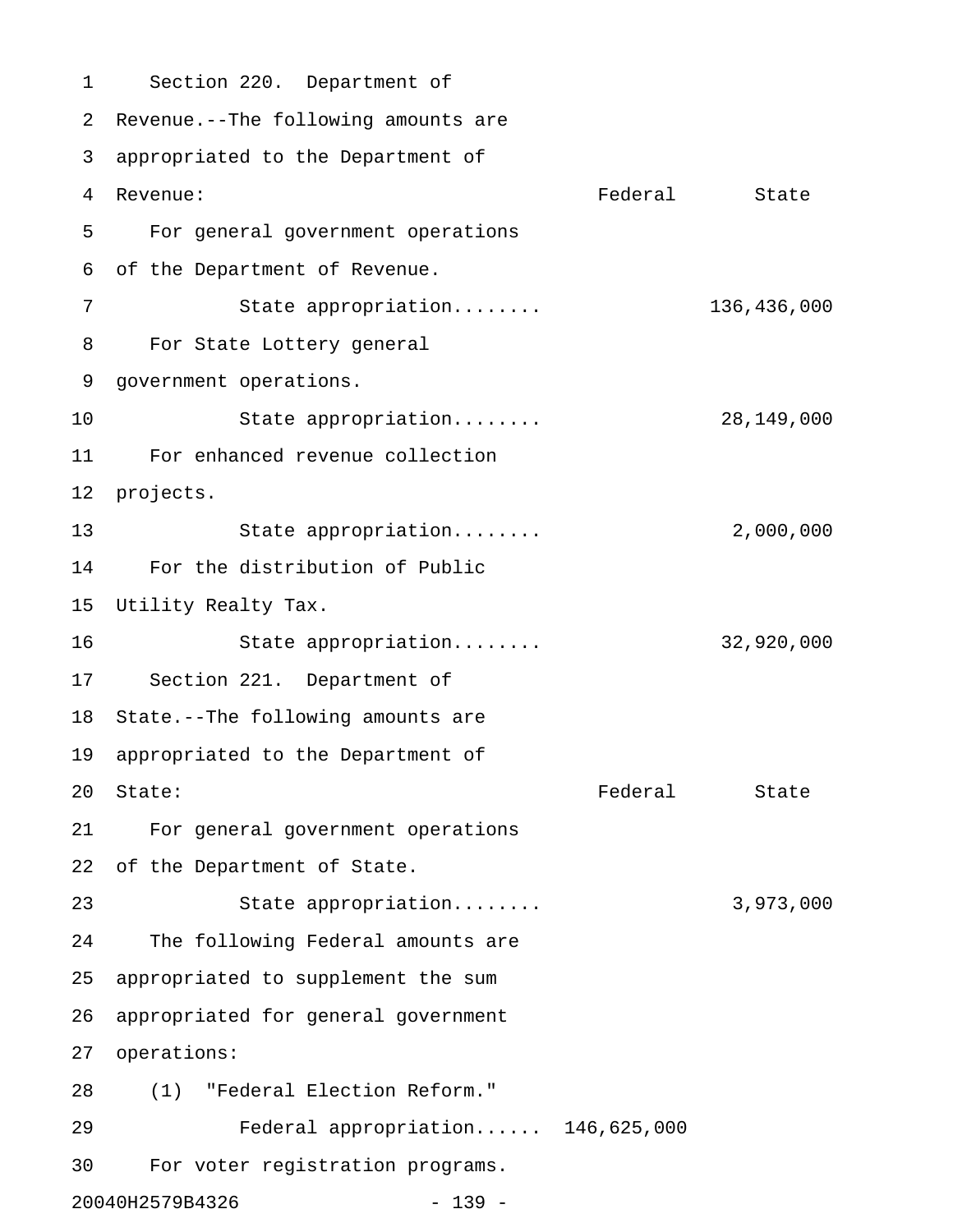Section 220. Department of Revenue.--The following amounts are appropriated to the Department of Revenue:

| | Federal | State |
|---|---|---|
| For general government operations of the Department of Revenue. | | |
| State appropriation........ | | 136,436,000 |
| For State Lottery general government operations. | | |
| State appropriation........ | | 28,149,000 |
| For enhanced revenue collection projects. | | |
| State appropriation........ | | 2,000,000 |
| For the distribution of Public Utility Realty Tax. | | |
| State appropriation........ | | 32,920,000 |

Section 221. Department of State.--The following amounts are appropriated to the Department of State:

| | Federal | State |
|---|---|---|
| For general government operations of the Department of State. | | |
| State appropriation........ | | 3,973,000 |
| The following Federal amounts are appropriated to supplement the sum appropriated for general government operations: | | |
| (1) "Federal Election Reform." | | |
| Federal appropriation...... | 146,625,000 | |
| For voter registration programs. | | |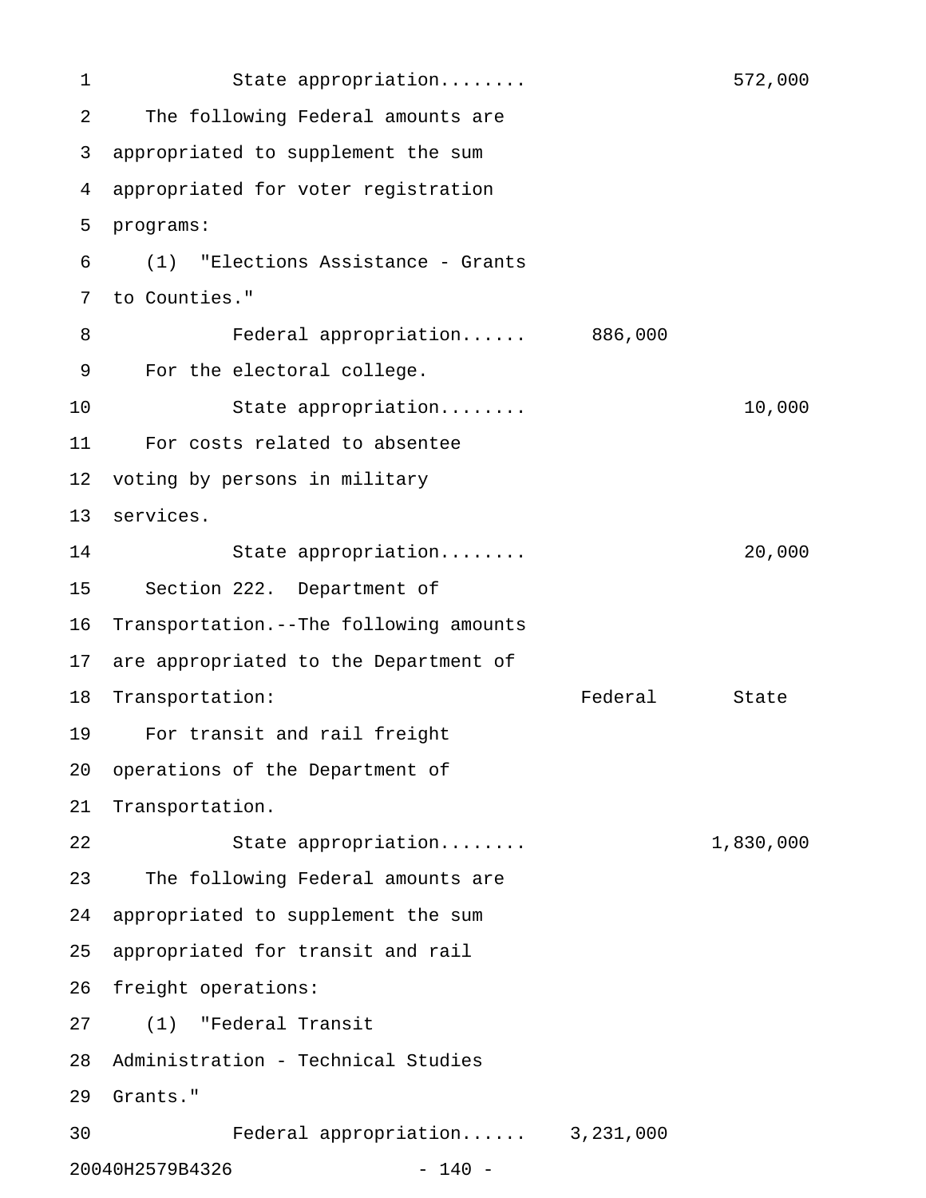State appropriation........ 572,000

The following Federal amounts are appropriated to supplement the sum appropriated for voter registration programs:

(1) "Elections Assistance - Grants to Counties."

Federal appropriation...... 886,000

For the electoral college.

State appropriation........ 10,000

For costs related to absentee voting by persons in military services.

State appropriation........ 20,000

Section 222. Department of Transportation.--The following amounts are appropriated to the Department of Transportation:

| | Federal | State |
|---|---|---|
| For transit and rail freight operations of the Department of Transportation. | | |
| State appropriation........ | | 1,830,000 |
| The following Federal amounts are appropriated to supplement the sum appropriated for transit and rail freight operations: | | |
| (1) "Federal Transit Administration - Technical Studies Grants." | | |
| Federal appropriation...... | 3,231,000 | |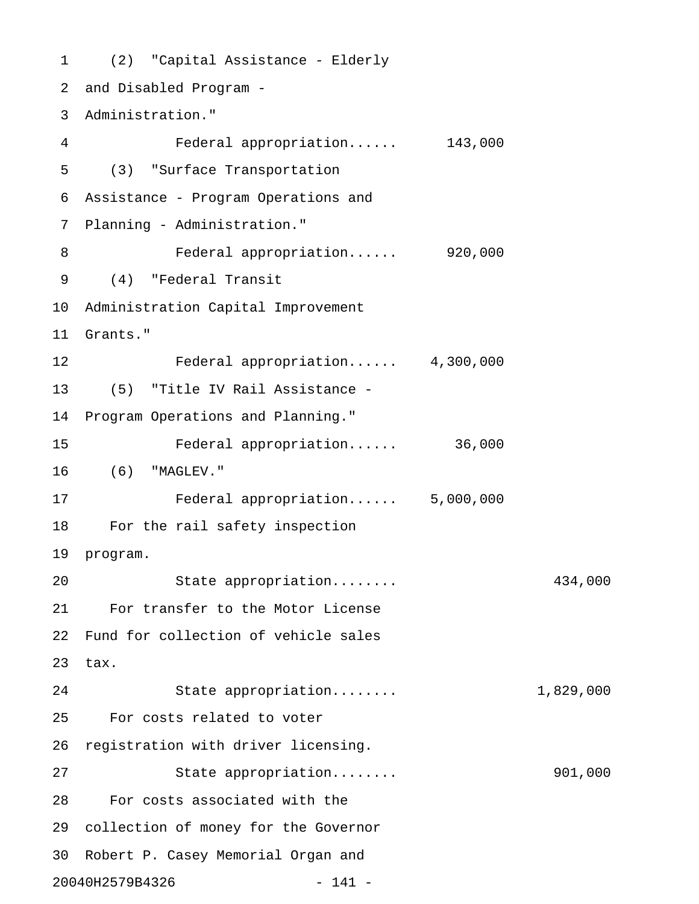(2) "Capital Assistance - Elderly and Disabled Program - Administration."

| | | |
|---|---|---|
| Federal appropriation...... | 143,000 | |

(3) "Surface Transportation Assistance - Program Operations and Planning - Administration."

| | | |
|---|---|---|
| Federal appropriation...... | 920,000 | |

(4) "Federal Transit Administration Capital Improvement Grants."

| | | |
|---|---|---|
| Federal appropriation...... | 4,300,000 | |

(5) "Title IV Rail Assistance - Program Operations and Planning."

| | | |
|---|---|---|
| Federal appropriation...... | 36,000 | |

(6) "MAGLEV."

| | | |
|---|---|---|
| Federal appropriation...... | 5,000,000 | |

For the rail safety inspection program.

| | | |
|---|---|---|
| State appropriation........ | | 434,000 |

For transfer to the Motor License Fund for collection of vehicle sales tax.

| | | |
|---|---|---|
| State appropriation........ | | 1,829,000 |

For costs related to voter registration with driver licensing.

| | | |
|---|---|---|
| State appropriation........ | | 901,000 |

For costs associated with the collection of money for the Governor Robert P. Casey Memorial Organ and

20040H2579B4326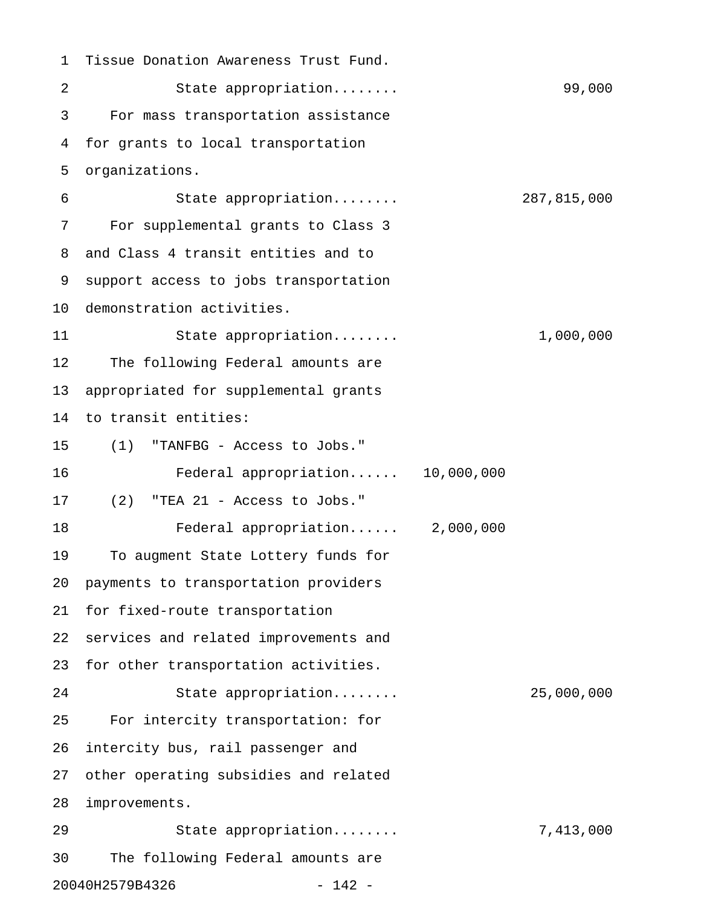Tissue Donation Awareness Trust Fund.

State appropriation........ 99,000

For mass transportation assistance for grants to local transportation organizations.

State appropriation........ 287,815,000

For supplemental grants to Class 3 and Class 4 transit entities and to support access to jobs transportation demonstration activities.

State appropriation........ 1,000,000

The following Federal amounts are appropriated for supplemental grants to transit entities:

(1) "TANFBG - Access to Jobs."

Federal appropriation...... 10,000,000

(2) "TEA 21 - Access to Jobs."

Federal appropriation...... 2,000,000

To augment State Lottery funds for payments to transportation providers for fixed-route transportation services and related improvements and for other transportation activities.

State appropriation........ 25,000,000

For intercity transportation: for intercity bus, rail passenger and other operating subsidies and related improvements.

State appropriation........ 7,413,000

The following Federal amounts are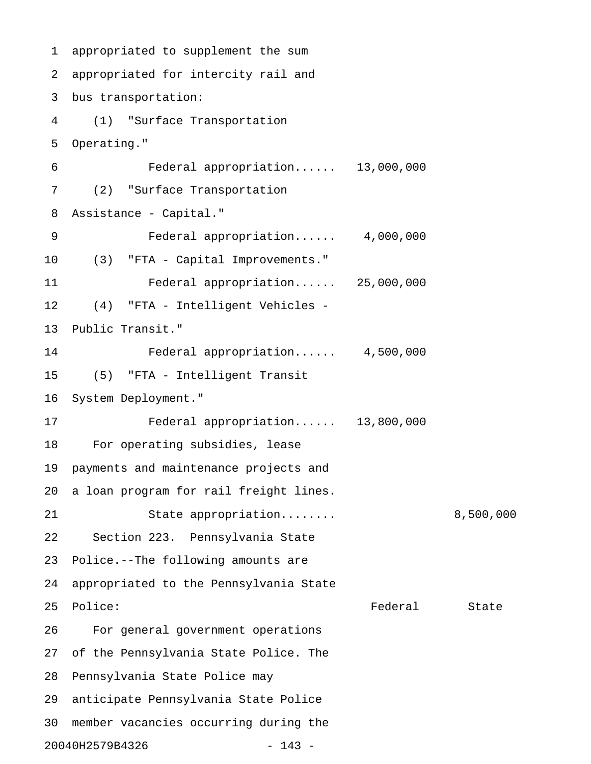appropriated to supplement the sum appropriated for intercity rail and bus transportation:

(1) "Surface Transportation Operating."

| | Federal | State |
|---|---|---|
| Federal appropriation...... | 13,000,000 | |

(2) "Surface Transportation Assistance - Capital."

| | Federal | State |
|---|---|---|
| Federal appropriation...... | 4,000,000 | |

(3) "FTA - Capital Improvements."

| | Federal | State |
|---|---|---|
| Federal appropriation...... | 25,000,000 | |

(4) "FTA - Intelligent Vehicles - Public Transit."

| | Federal | State |
|---|---|---|
| Federal appropriation...... | 4,500,000 | |

(5) "FTA - Intelligent Transit System Deployment."

| | Federal | State |
|---|---|---|
| Federal appropriation...... | 13,800,000 | |

For operating subsidies, lease payments and maintenance projects and a loan program for rail freight lines.

| | Federal | State |
|---|---|---|
| State appropriation........ | | 8,500,000 |

Section 223. Pennsylvania State Police.--The following amounts are appropriated to the Pennsylvania State Police:

| | Federal | State |
|---|---|---|

For general government operations of the Pennsylvania State Police. The Pennsylvania State Police may anticipate Pennsylvania State Police member vacancies occurring during the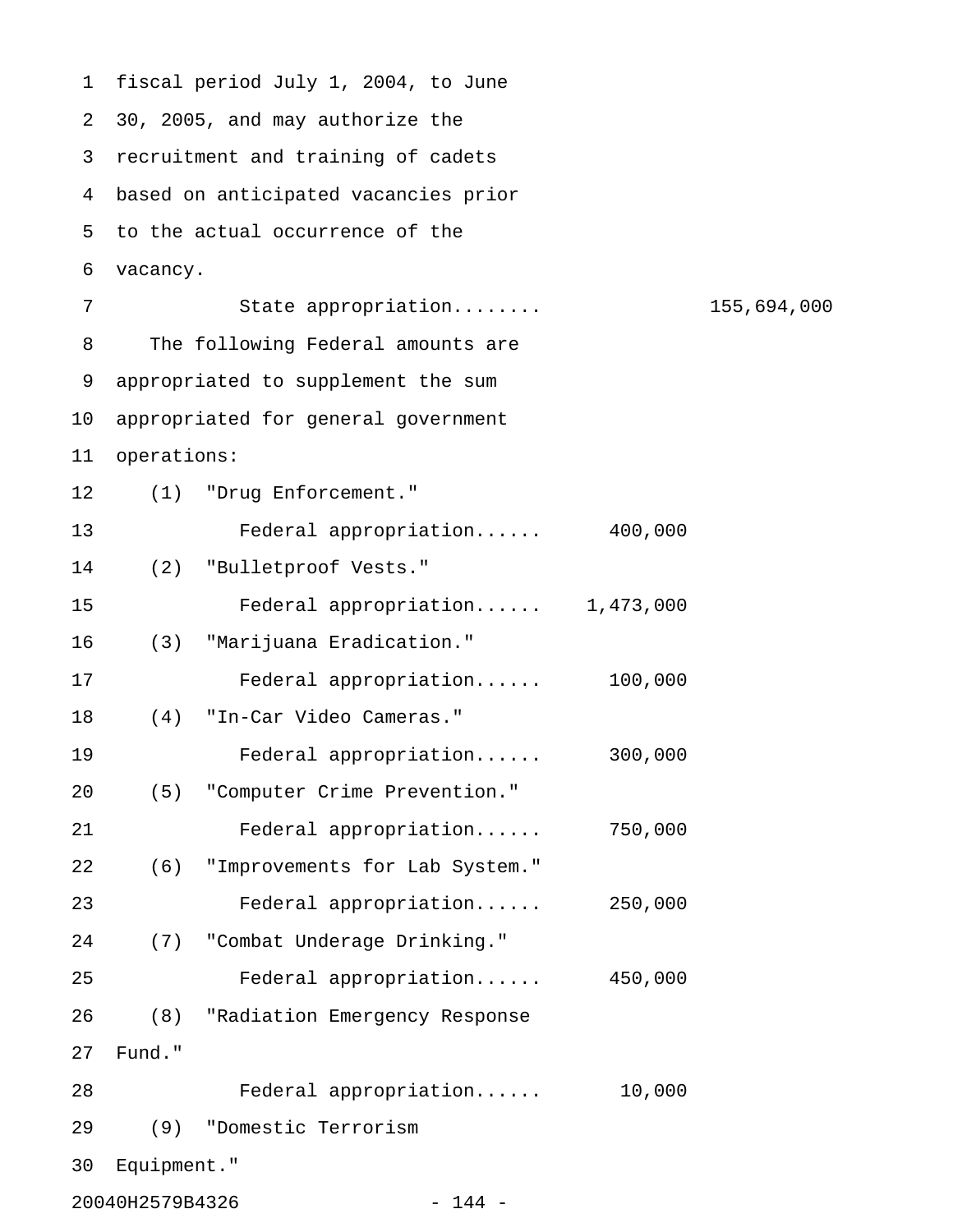fiscal period July 1, 2004, to June 30, 2005, and may authorize the recruitment and training of cadets based on anticipated vacancies prior to the actual occurrence of the vacancy.

State appropriation........ 155,694,000

The following Federal amounts are appropriated to supplement the sum appropriated for general government operations:

(1) "Drug Enforcement."

Federal appropriation...... 400,000

(2) "Bulletproof Vests."

Federal appropriation...... 1,473,000

(3) "Marijuana Eradication."

Federal appropriation...... 100,000

(4) "In-Car Video Cameras."

Federal appropriation...... 300,000

(5) "Computer Crime Prevention."

Federal appropriation...... 750,000

(6) "Improvements for Lab System."

Federal appropriation...... 250,000

(7) "Combat Underage Drinking."

Federal appropriation...... 450,000

(8) "Radiation Emergency Response Fund."

Federal appropriation...... 10,000

(9) "Domestic Terrorism Equipment."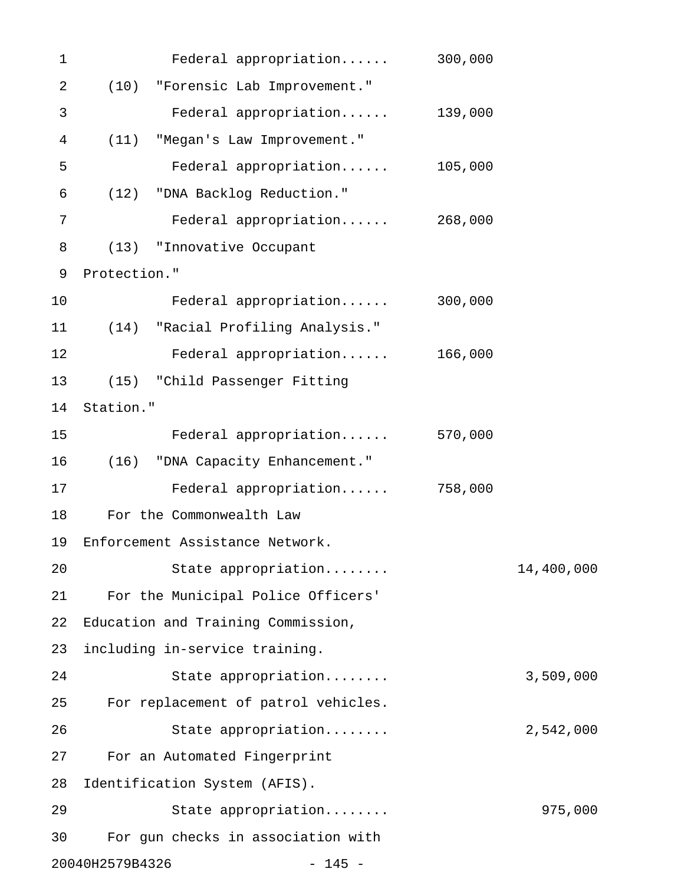Federal appropriation...... 300,000

(10) "Forensic Lab Improvement."

Federal appropriation...... 139,000

(11) "Megan's Law Improvement."

Federal appropriation...... 105,000

(12) "DNA Backlog Reduction."

Federal appropriation...... 268,000

(13) "Innovative Occupant Protection."

Federal appropriation...... 300,000

(14) "Racial Profiling Analysis."

Federal appropriation...... 166,000

(15) "Child Passenger Fitting Station."

Federal appropriation...... 570,000

(16) "DNA Capacity Enhancement."

Federal appropriation...... 758,000

For the Commonwealth Law Enforcement Assistance Network.

State appropriation........ 14,400,000

For the Municipal Police Officers' Education and Training Commission, including in-service training.

State appropriation........ 3,509,000

For replacement of patrol vehicles.

State appropriation........ 2,542,000

For an Automated Fingerprint Identification System (AFIS).

State appropriation........ 975,000

For gun checks in association with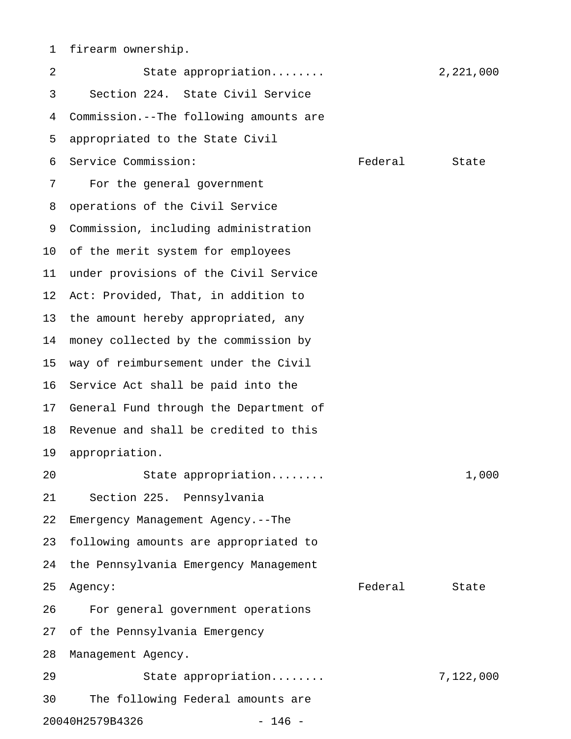firearm ownership.

| | Federal | State |
|---|---|---|
| State appropriation........ | | 2,221,000 |

Section 224. State Civil Service Commission.--The following amounts are appropriated to the State Civil Service Commission:

| | Federal | State |
|---|---|---|
| For the general government operations of the Civil Service Commission, including administration of the merit system for employees under provisions of the Civil Service Act: Provided, That, in addition to the amount hereby appropriated, any money collected by the commission by way of reimbursement under the Civil Service Act shall be paid into the General Fund through the Department of Revenue and shall be credited to this appropriation. | | |
| State appropriation........ | | 1,000 |

Section 225. Pennsylvania Emergency Management Agency.--The following amounts are appropriated to the Pennsylvania Emergency Management Agency:

| | Federal | State |
|---|---|---|
| For general government operations of the Pennsylvania Emergency Management Agency. | | |
| State appropriation........ | | 7,122,000 |

The following Federal amounts are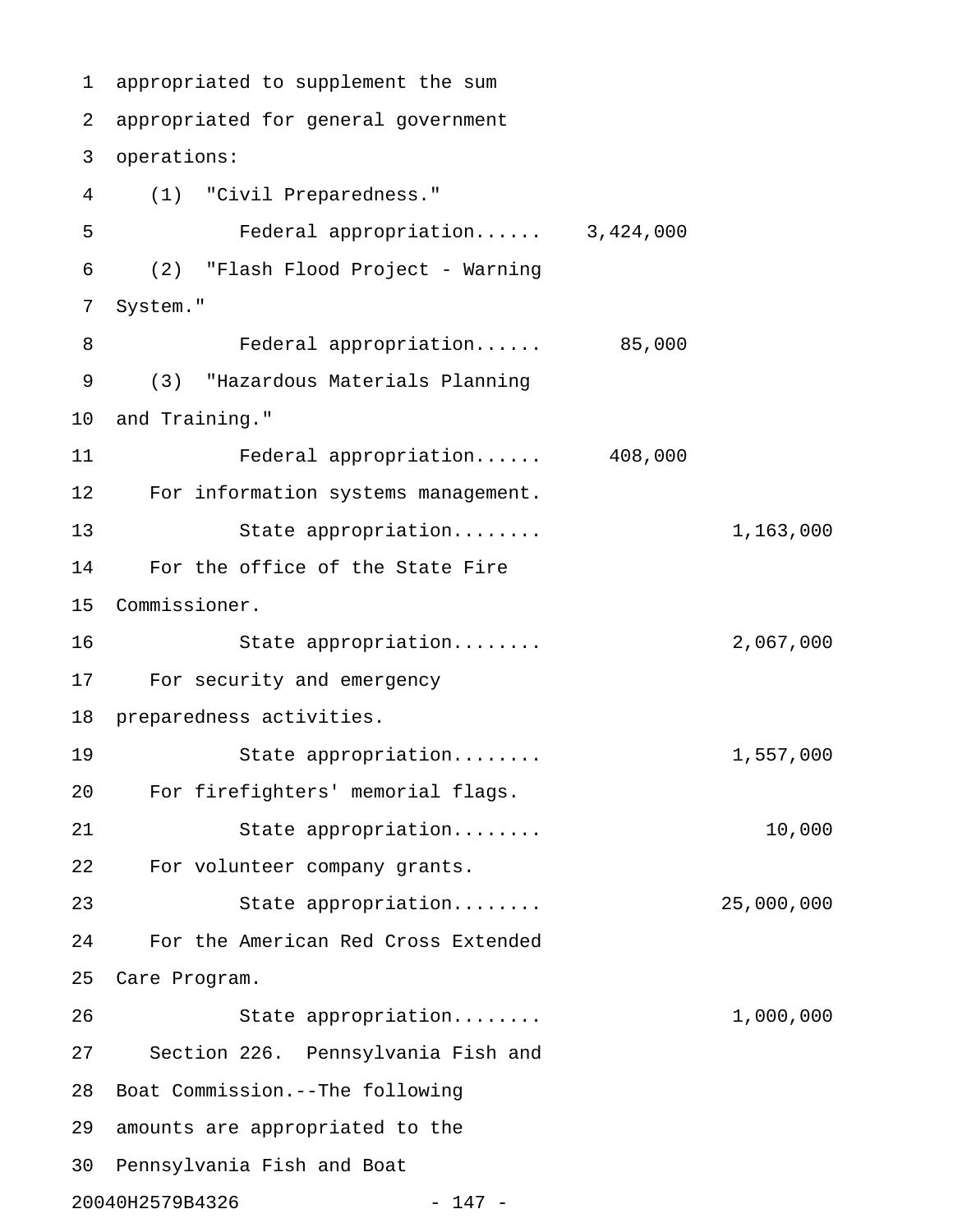appropriated to supplement the sum appropriated for general government operations:

(1) "Civil Preparedness."

Federal appropriation...... 3,424,000

(2) "Flash Flood Project - Warning System."

Federal appropriation...... 85,000

(3) "Hazardous Materials Planning and Training."

Federal appropriation...... 408,000

For information systems management.

State appropriation........ 1,163,000

For the office of the State Fire Commissioner.

State appropriation........ 2,067,000

For security and emergency preparedness activities.

State appropriation........ 1,557,000

For firefighters' memorial flags.

State appropriation........ 10,000

For volunteer company grants.

State appropriation........ 25,000,000

For the American Red Cross Extended Care Program.

State appropriation........ 1,000,000

Section 226. Pennsylvania Fish and Boat Commission.--The following amounts are appropriated to the Pennsylvania Fish and Boat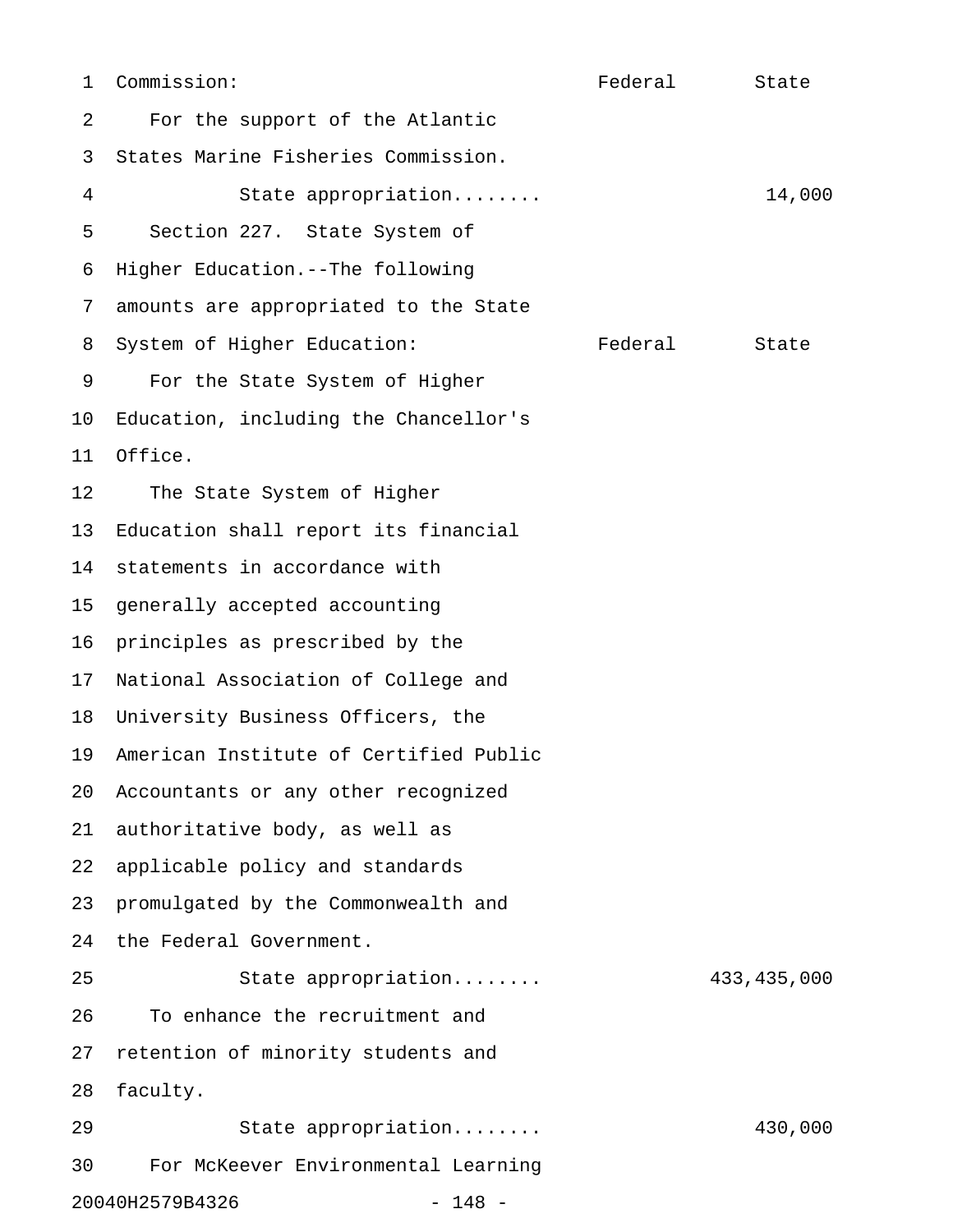Commission: Federal State

For the support of the Atlantic States Marine Fisheries Commission.

State appropriation........ 14,000

Section 227. State System of Higher Education.--The following amounts are appropriated to the State System of Higher Education: Federal State

For the State System of Higher Education, including the Chancellor's Office.

The State System of Higher Education shall report its financial statements in accordance with generally accepted accounting principles as prescribed by the National Association of College and University Business Officers, the American Institute of Certified Public Accountants or any other recognized authoritative body, as well as applicable policy and standards promulgated by the Commonwealth and the Federal Government.

State appropriation........ 433,435,000

To enhance the recruitment and retention of minority students and faculty.

State appropriation........ 430,000

For McKeever Environmental Learning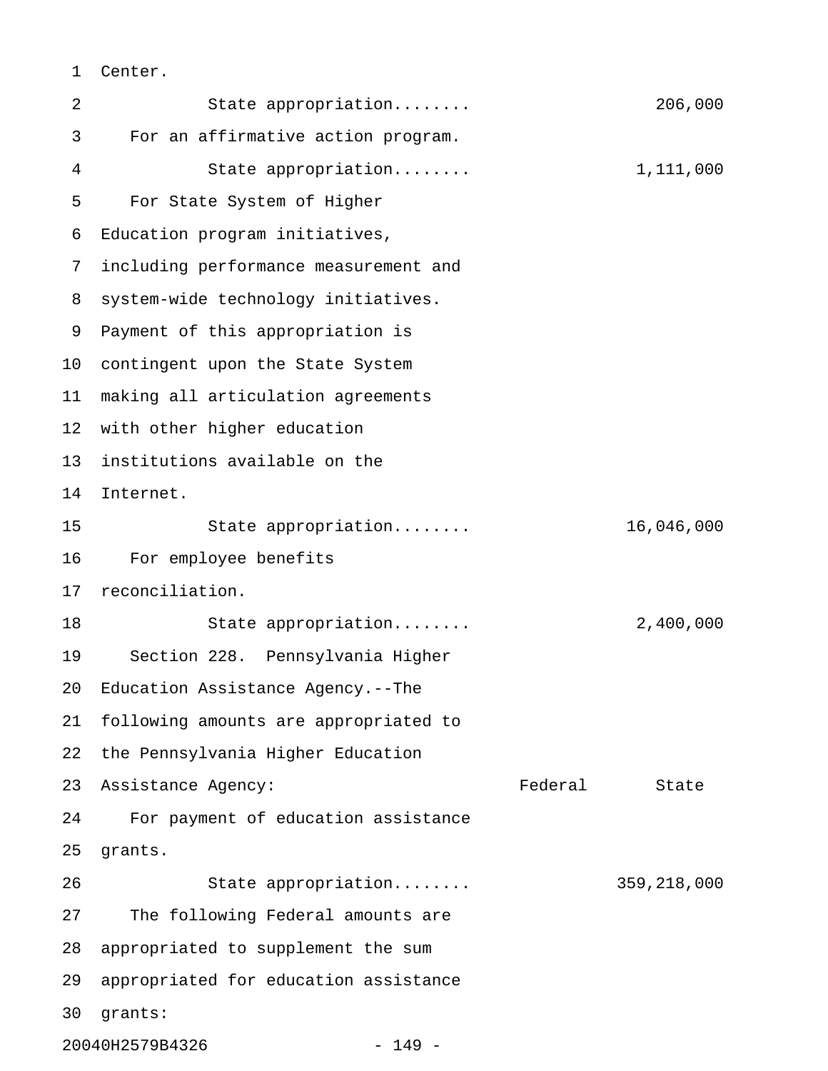Center.

State appropriation........ 206,000

For an affirmative action program.

State appropriation........ 1,111,000

For State System of Higher Education program initiatives, including performance measurement and system-wide technology initiatives. Payment of this appropriation is contingent upon the State System making all articulation agreements with other higher education institutions available on the Internet.

State appropriation........ 16,046,000

For employee benefits reconciliation.

State appropriation........ 2,400,000

Section 228. Pennsylvania Higher Education Assistance Agency.--The following amounts are appropriated to the Pennsylvania Higher Education Assistance Agency:

| | Federal | State |
|---|---|---|
| For payment of education assistance grants. | | |
| State appropriation........ | | 359,218,000 |

The following Federal amounts are appropriated to supplement the sum appropriated for education assistance grants: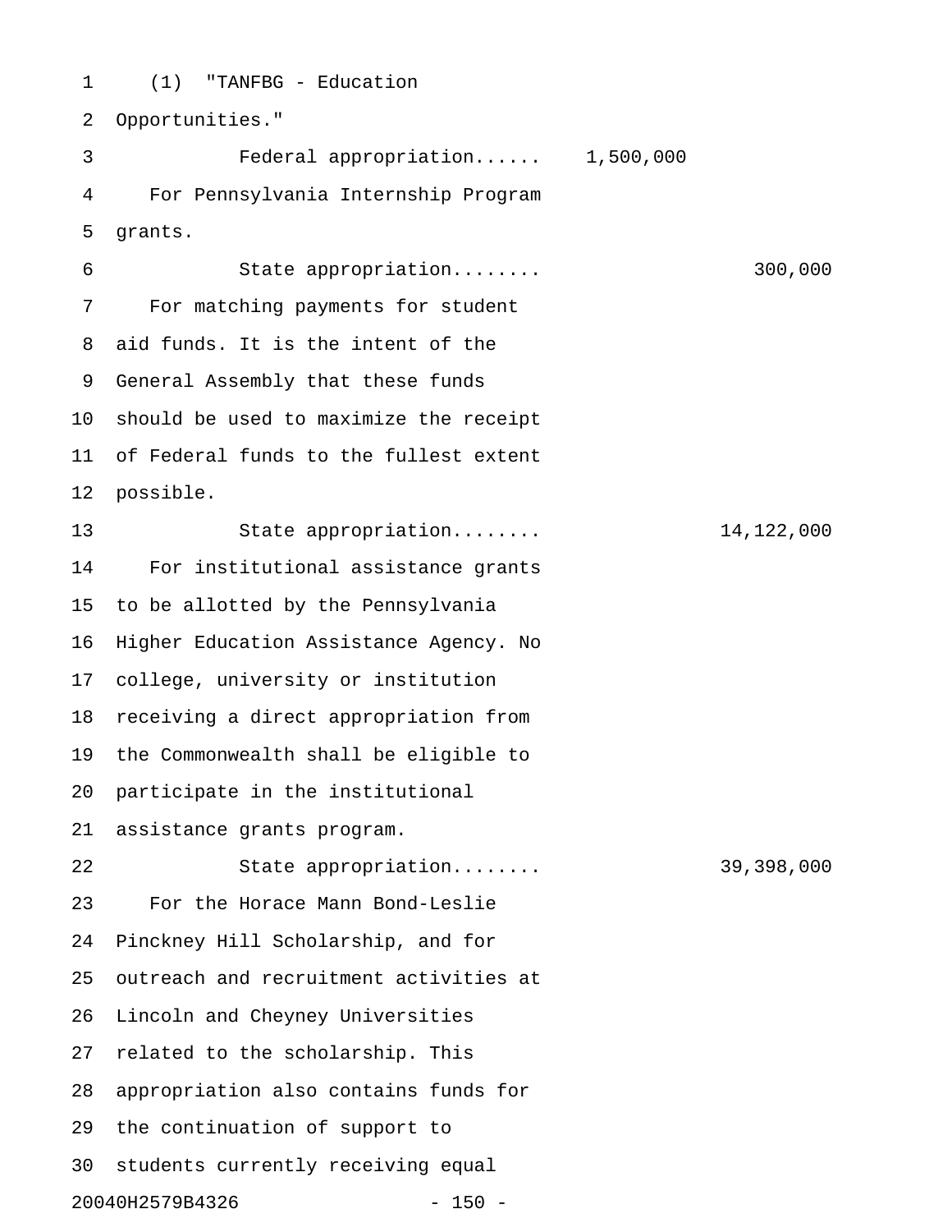(1) "TANFBG - Education Opportunities."

Federal appropriation...... 1,500,000

For Pennsylvania Internship Program grants.

State appropriation........ 300,000

For matching payments for student aid funds. It is the intent of the General Assembly that these funds should be used to maximize the receipt of Federal funds to the fullest extent possible.

State appropriation........ 14,122,000

For institutional assistance grants to be allotted by the Pennsylvania Higher Education Assistance Agency. No college, university or institution receiving a direct appropriation from the Commonwealth shall be eligible to participate in the institutional assistance grants program.

State appropriation........ 39,398,000

For the Horace Mann Bond-Leslie Pinckney Hill Scholarship, and for outreach and recruitment activities at Lincoln and Cheyney Universities related to the scholarship. This appropriation also contains funds for the continuation of support to students currently receiving equal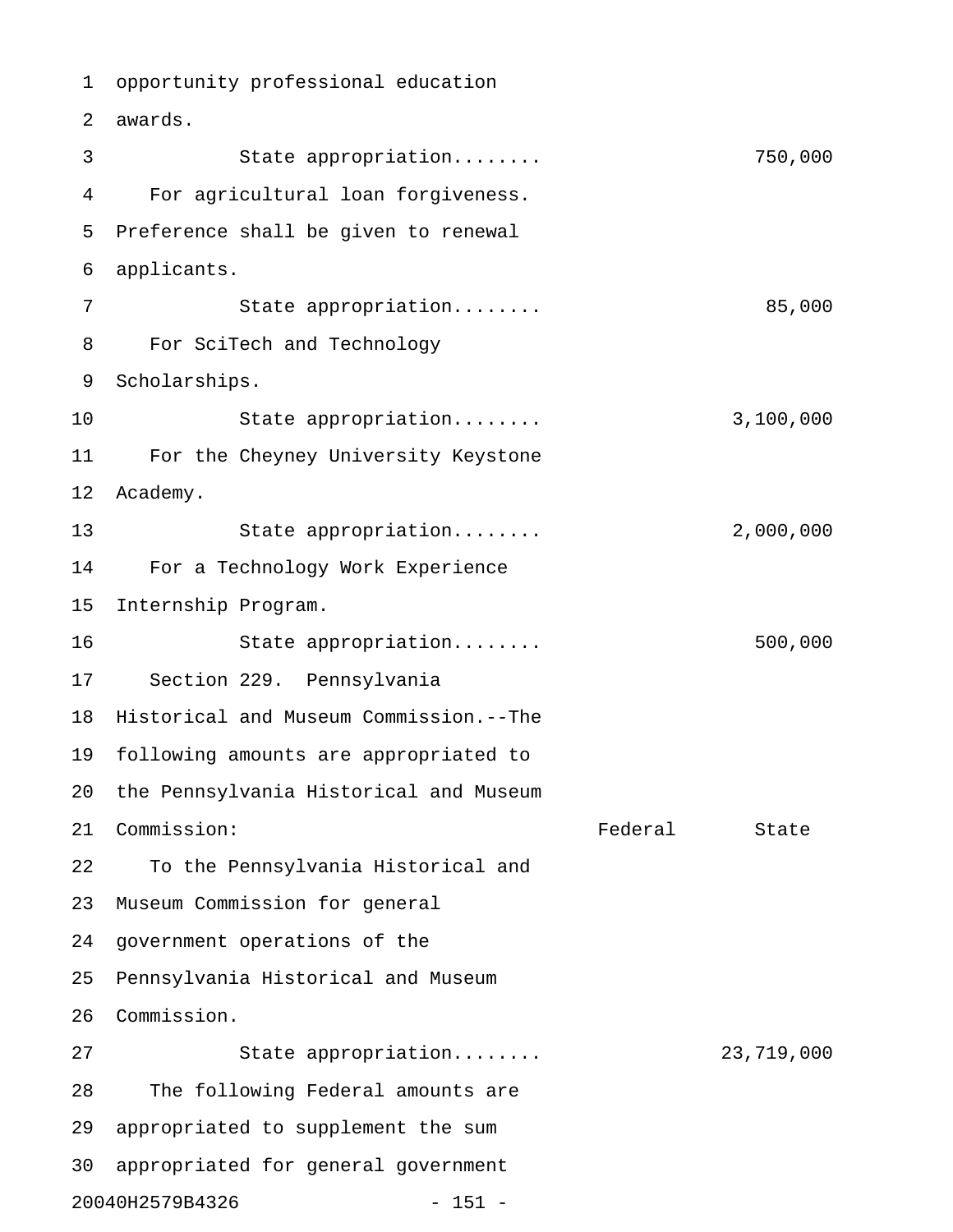opportunity professional education awards.

State appropriation........ 750,000

For agricultural loan forgiveness. Preference shall be given to renewal applicants.

State appropriation........ 85,000

For SciTech and Technology Scholarships.

State appropriation........ 3,100,000

For the Cheyney University Keystone Academy.

State appropriation........ 2,000,000

For a Technology Work Experience Internship Program.

State appropriation........ 500,000

Section 229. Pennsylvania Historical and Museum Commission.--The following amounts are appropriated to the Pennsylvania Historical and Museum Commission:

| | Federal | State |
|---|---|---|
| To the Pennsylvania Historical and Museum Commission for general government operations of the Pennsylvania Historical and Museum Commission. | | |
| State appropriation........ | | 23,719,000 |

The following Federal amounts are appropriated to supplement the sum appropriated for general government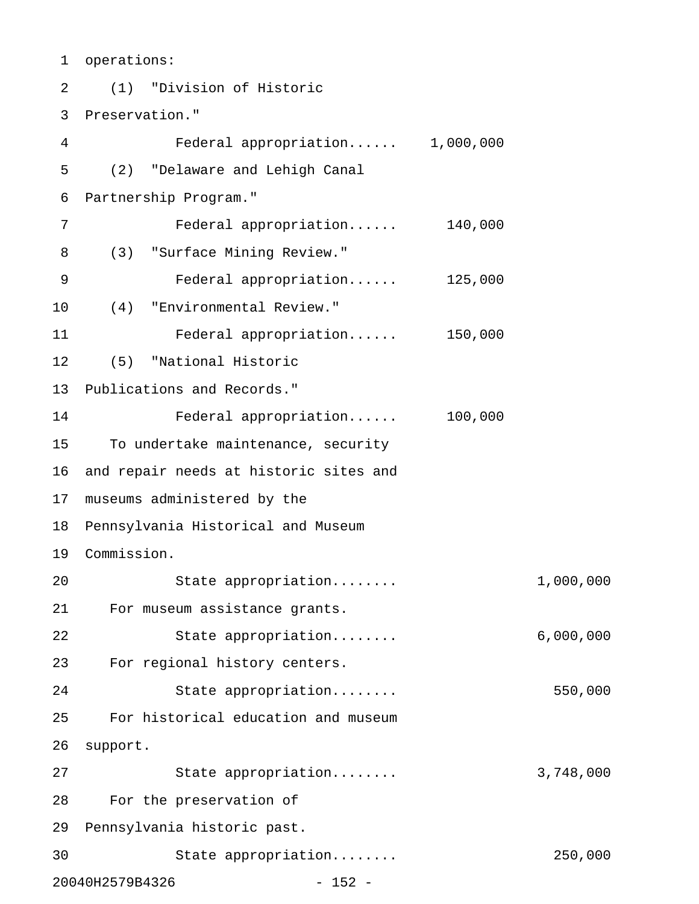operations:

(1) "Division of Historic Preservation."

Federal appropriation...... 1,000,000

(2) "Delaware and Lehigh Canal Partnership Program."

Federal appropriation...... 140,000

(3) "Surface Mining Review."

Federal appropriation...... 125,000

(4) "Environmental Review."

Federal appropriation...... 150,000

(5) "National Historic Publications and Records."

Federal appropriation...... 100,000

To undertake maintenance, security and repair needs at historic sites and museums administered by the Pennsylvania Historical and Museum Commission.

State appropriation........ 1,000,000

For museum assistance grants.

State appropriation........ 6,000,000

For regional history centers.

State appropriation........ 550,000

For historical education and museum support.

State appropriation........ 3,748,000

For the preservation of Pennsylvania historic past.

State appropriation........ 250,000

20040H2579B4326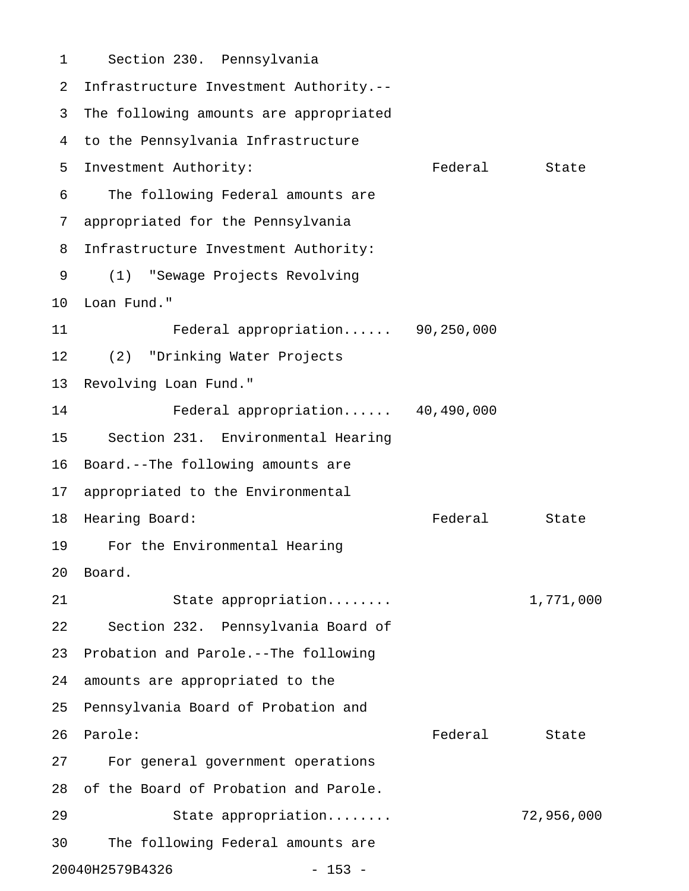Section 230. Pennsylvania Infrastructure Investment Authority.--The following amounts are appropriated to the Pennsylvania Infrastructure Investment Authority:

| | Federal | State |
|---|---|---|
| The following Federal amounts are appropriated for the Pennsylvania Infrastructure Investment Authority: | | |
| (1) "Sewage Projects Revolving Loan Fund." | | |
| Federal appropriation...... | 90,250,000 | |
| (2) "Drinking Water Projects Revolving Loan Fund." | | |
| Federal appropriation...... | 40,490,000 | |

Section 231. Environmental Hearing Board.--The following amounts are appropriated to the Environmental Hearing Board:

| | Federal | State |
|---|---|---|
| For the Environmental Hearing Board. | | |
| State appropriation........ | | 1,771,000 |

Section 232. Pennsylvania Board of Probation and Parole.--The following amounts are appropriated to the Pennsylvania Board of Probation and Parole:

| | Federal | State |
|---|---|---|
| For general government operations of the Board of Probation and Parole. | | |
| State appropriation........ | | 72,956,000 |

The following Federal amounts are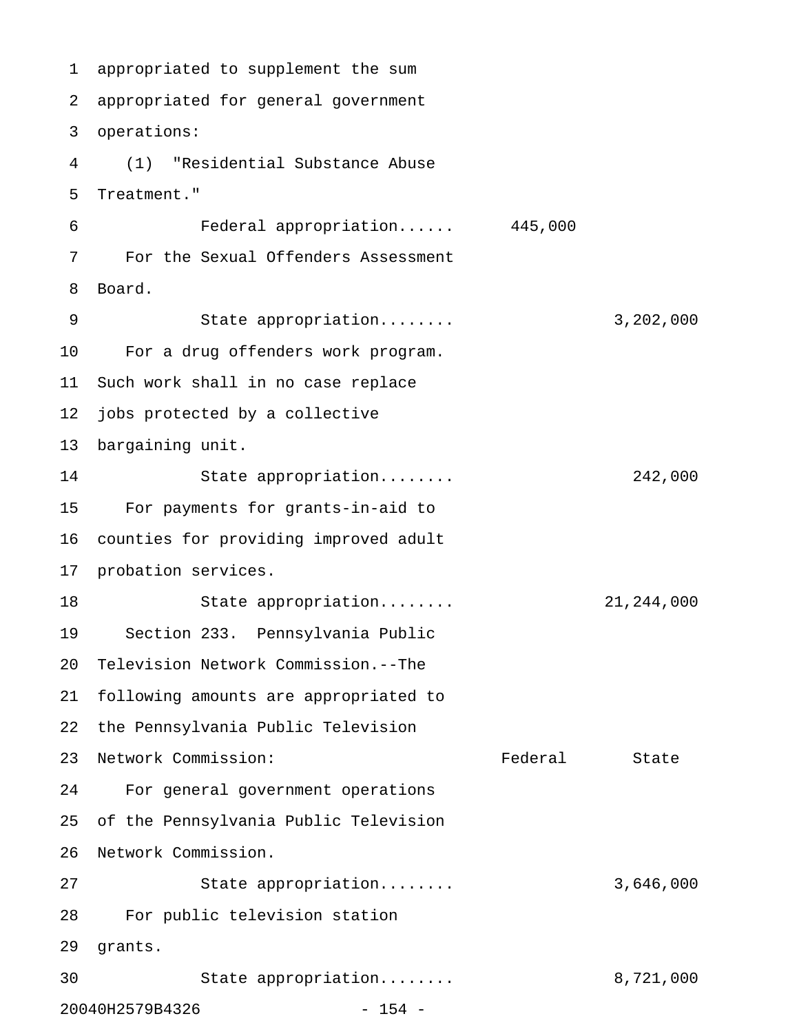appropriated to supplement the sum appropriated for general government operations:

(1) "Residential Substance Abuse Treatment."

| | Federal | State |
|---|---|---|
| Federal appropriation...... | 445,000 | |

For the Sexual Offenders Assessment Board.

| | Federal | State |
|---|---|---|
| State appropriation........ | | 3,202,000 |

For a drug offenders work program. Such work shall in no case replace jobs protected by a collective bargaining unit.

| | Federal | State |
|---|---|---|
| State appropriation........ | | 242,000 |

For payments for grants-in-aid to counties for providing improved adult probation services.

| | Federal | State |
|---|---|---|
| State appropriation........ | | 21,244,000 |

Section 233. Pennsylvania Public Television Network Commission.--The following amounts are appropriated to the Pennsylvania Public Television Network Commission:

| | Federal | State |
|---|---|---|

For general government operations of the Pennsylvania Public Television Network Commission.

| | Federal | State |
|---|---|---|
| State appropriation........ | | 3,646,000 |

For public television station grants.

| | Federal | State |
|---|---|---|
| State appropriation........ | | 8,721,000 |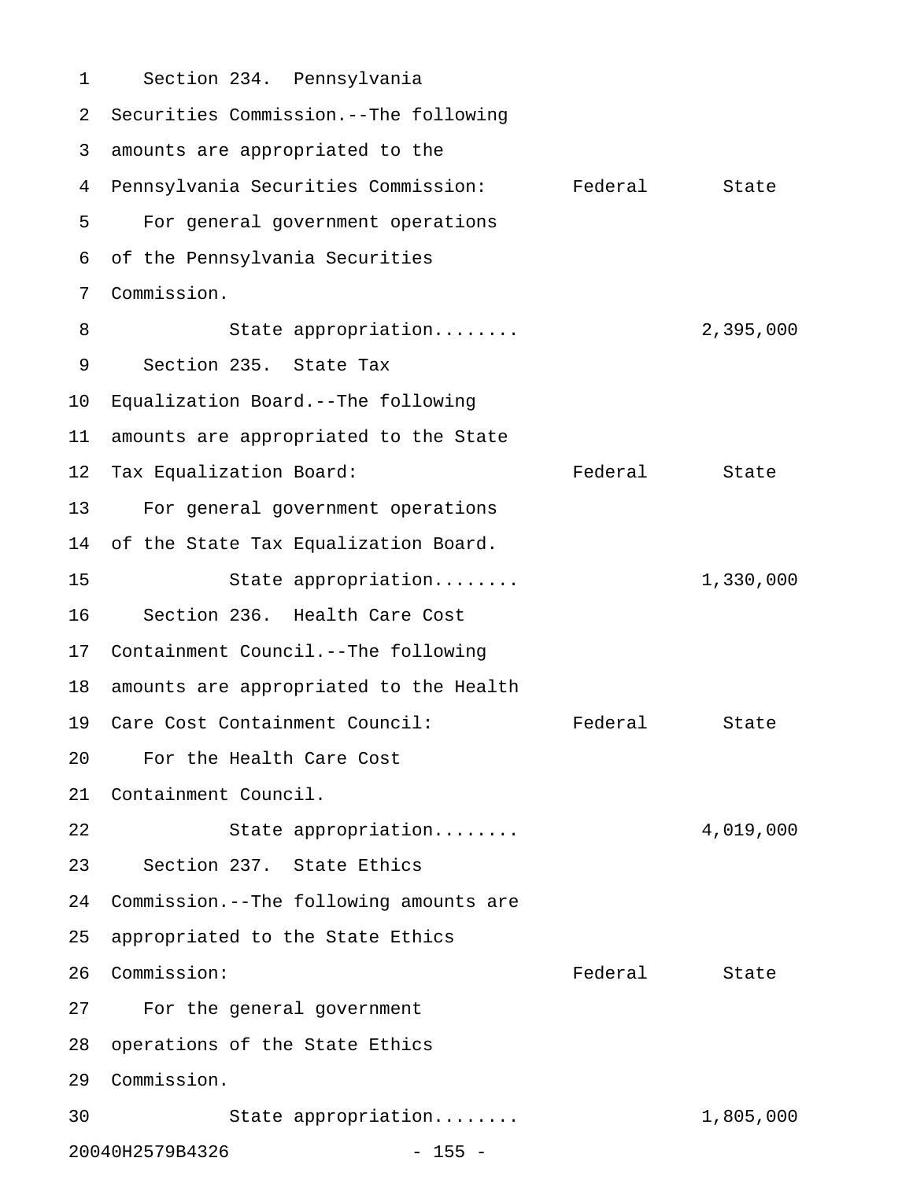Section 234. Pennsylvania Securities Commission.--The following amounts are appropriated to the Pennsylvania Securities Commission:

| | Federal | State |
|---|---|---|
| For general government operations of the Pennsylvania Securities Commission. | | |
| State appropriation........ | | 2,395,000 |

Section 235. State Tax Equalization Board.--The following amounts are appropriated to the State Tax Equalization Board:

| | Federal | State |
|---|---|---|
| For general government operations of the State Tax Equalization Board. | | |
| State appropriation........ | | 1,330,000 |

Section 236. Health Care Cost Containment Council.--The following amounts are appropriated to the Health Care Cost Containment Council:

| | Federal | State |
|---|---|---|
| For the Health Care Cost Containment Council. | | |
| State appropriation........ | | 4,019,000 |

Section 237. State Ethics Commission.--The following amounts are appropriated to the State Ethics Commission:

| | Federal | State |
|---|---|---|
| For the general government operations of the State Ethics Commission. | | |
| State appropriation........ | | 1,805,000 |

20040H2579B4326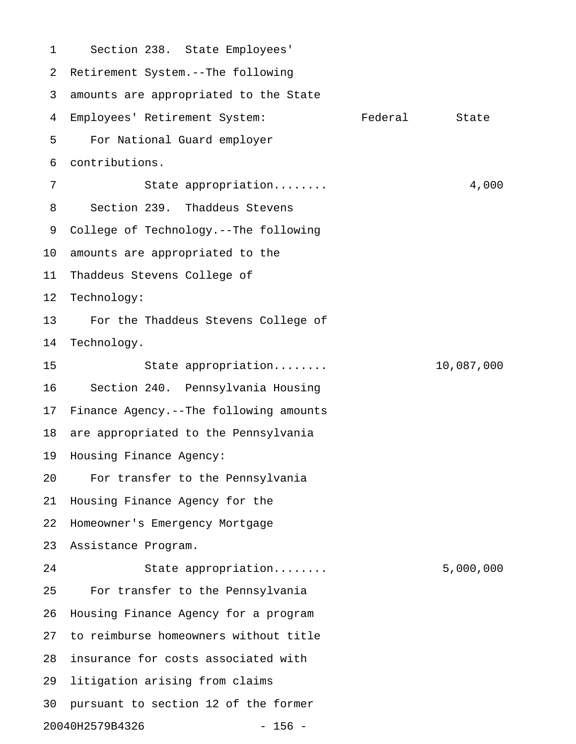Section 238. State Employees' Retirement System.--The following amounts are appropriated to the State Employees' Retirement System:

| | Federal | State |
|---|---|---|
| For National Guard employer contributions. | | |
| State appropriation........ | | 4,000 |

Section 239. Thaddeus Stevens College of Technology.--The following amounts are appropriated to the Thaddeus Stevens College of Technology:

| | Federal | State |
|---|---|---|
| For the Thaddeus Stevens College of Technology. | | |
| State appropriation........ | | 10,087,000 |

Section 240. Pennsylvania Housing Finance Agency.--The following amounts are appropriated to the Pennsylvania Housing Finance Agency:

| | Federal | State |
|---|---|---|
| For transfer to the Pennsylvania Housing Finance Agency for the Homeowner's Emergency Mortgage Assistance Program. | | |
| State appropriation........ | | 5,000,000 |

For transfer to the Pennsylvania Housing Finance Agency for a program to reimburse homeowners without title insurance for costs associated with litigation arising from claims pursuant to section 12 of the former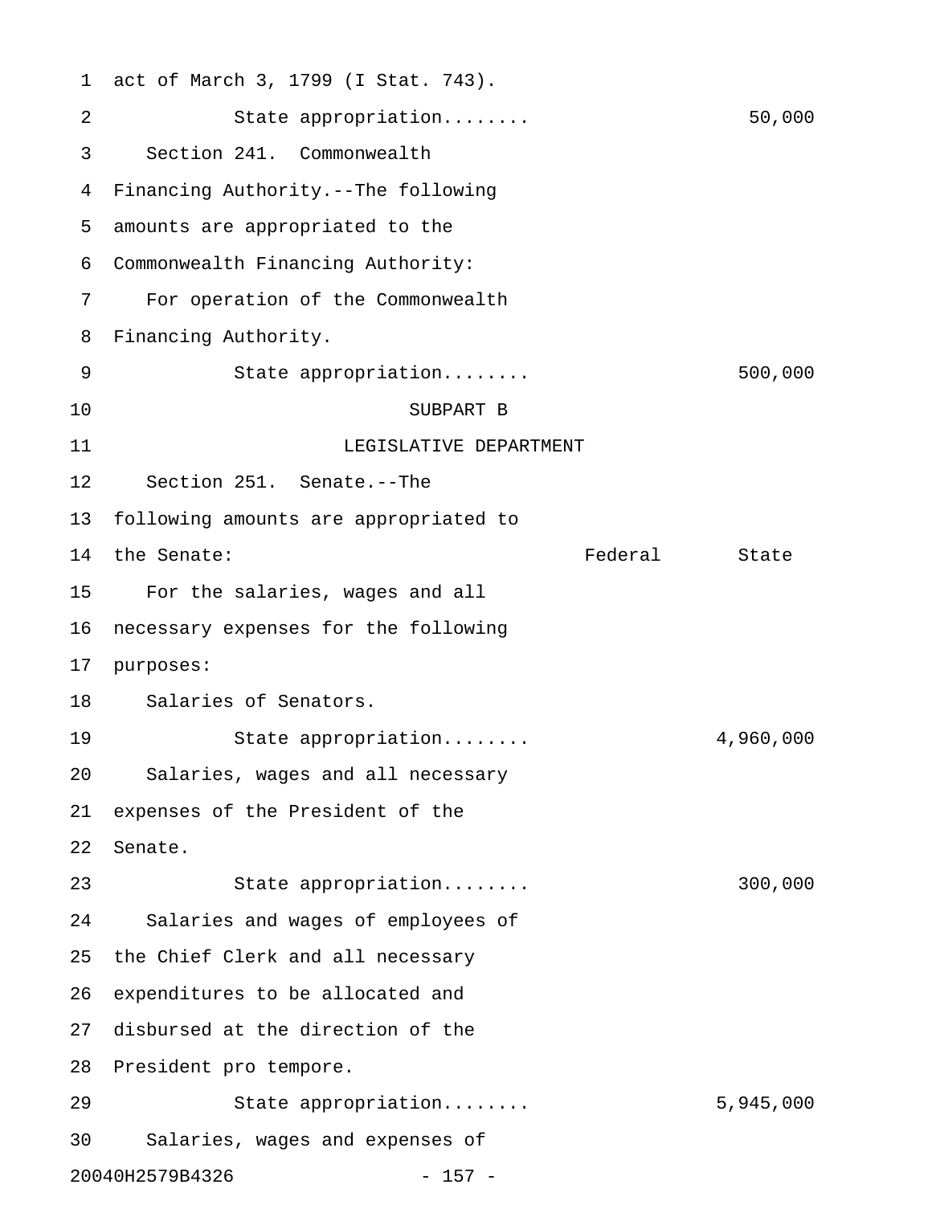act of March 3, 1799 (I Stat. 743).

State appropriation........ 50,000

Section 241. Commonwealth Financing Authority.--The following amounts are appropriated to the Commonwealth Financing Authority:

For operation of the Commonwealth Financing Authority.

State appropriation........ 500,000

SUBPART B

LEGISLATIVE DEPARTMENT

Section 251. Senate.--The following amounts are appropriated to the Senate:

| | Federal | State |
|---|---|---|
| For the salaries, wages and all necessary expenses for the following purposes: | | |
| Salaries of Senators. | | |
| State appropriation........ | | 4,960,000 |
| Salaries, wages and all necessary expenses of the President of the Senate. | | |
| State appropriation........ | | 300,000 |
| Salaries and wages of employees of the Chief Clerk and all necessary expenditures to be allocated and disbursed at the direction of the President pro tempore. | | |
| State appropriation........ | | 5,945,000 |

Salaries, wages and expenses of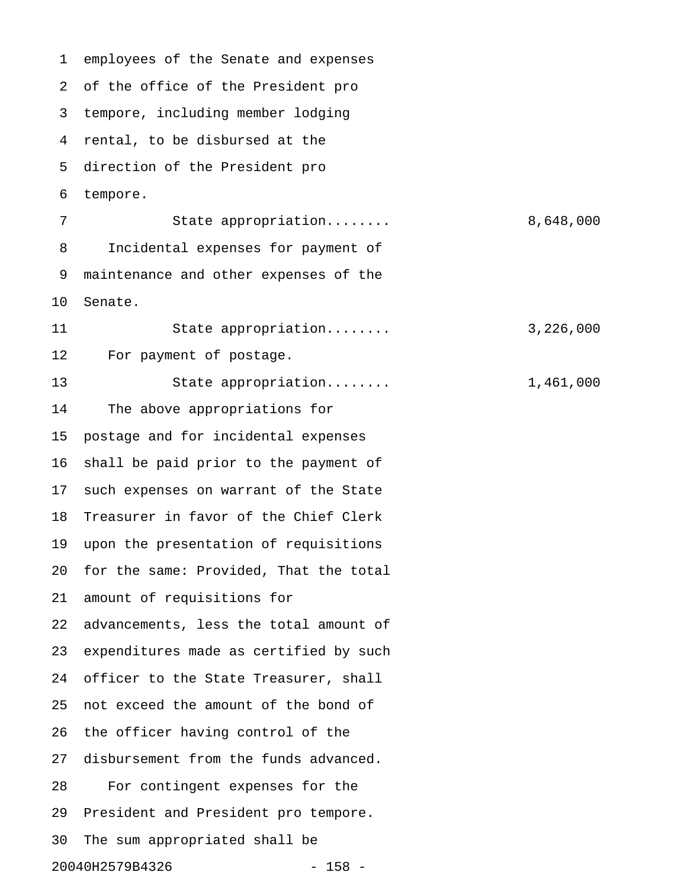employees of the Senate and expenses of the office of the President pro tempore, including member lodging rental, to be disbursed at the direction of the President pro tempore.

State appropriation........ 8,648,000

Incidental expenses for payment of maintenance and other expenses of the Senate.

State appropriation........ 3,226,000

For payment of postage.

State appropriation........ 1,461,000

The above appropriations for postage and for incidental expenses shall be paid prior to the payment of such expenses on warrant of the State Treasurer in favor of the Chief Clerk upon the presentation of requisitions for the same: Provided, That the total amount of requisitions for advancements, less the total amount of expenditures made as certified by such officer to the State Treasurer, shall not exceed the amount of the bond of the officer having control of the disbursement from the funds advanced.

For contingent expenses for the President and President pro tempore. The sum appropriated shall be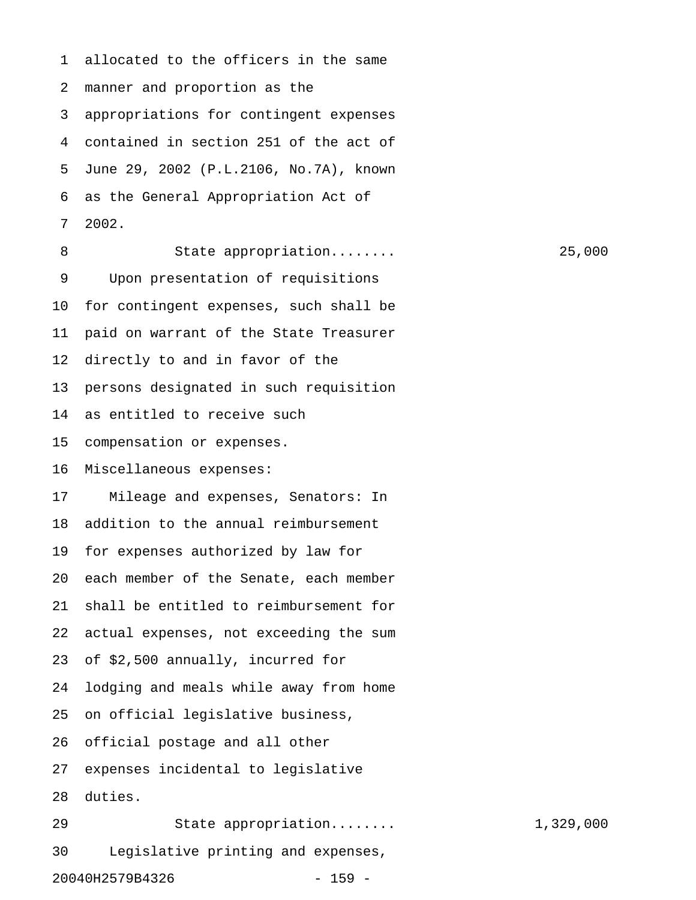allocated to the officers in the same manner and proportion as the appropriations for contingent expenses contained in section 251 of the act of June 29, 2002 (P.L.2106, No.7A), known as the General Appropriation Act of 2002.

State appropriation........ 25,000

Upon presentation of requisitions for contingent expenses, such shall be paid on warrant of the State Treasurer directly to and in favor of the persons designated in such requisition as entitled to receive such compensation or expenses.

Miscellaneous expenses:

Mileage and expenses, Senators: In addition to the annual reimbursement for expenses authorized by law for each member of the Senate, each member shall be entitled to reimbursement for actual expenses, not exceeding the sum of $2,500 annually, incurred for lodging and meals while away from home on official legislative business, official postage and all other expenses incidental to legislative duties.

State appropriation........ 1,329,000

Legislative printing and expenses,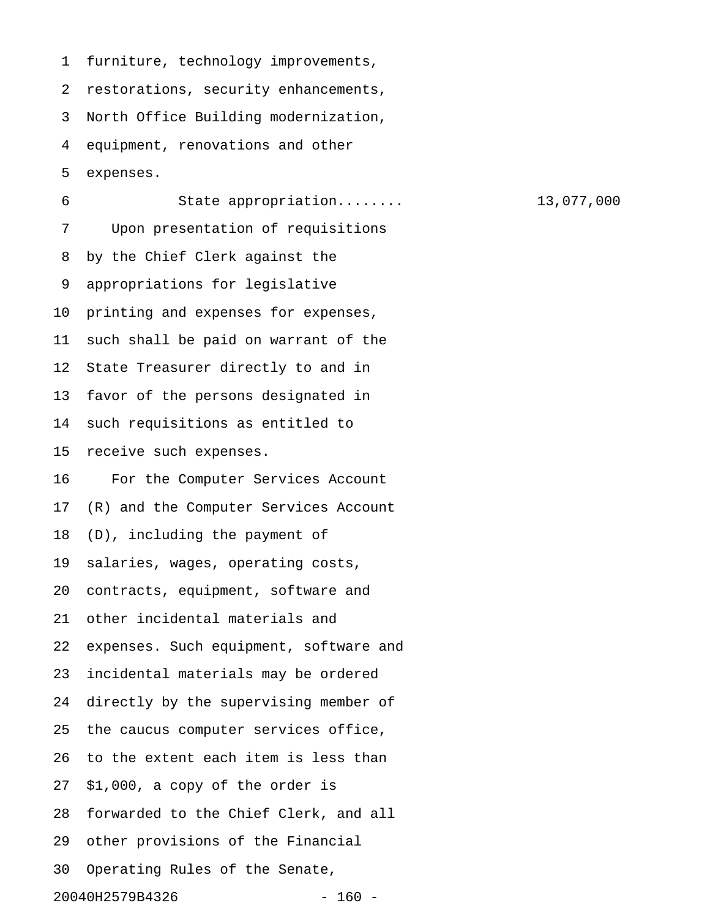furniture, technology improvements, restorations, security enhancements, North Office Building modernization, equipment, renovations and other expenses.

State appropriation........ 13,077,000

Upon presentation of requisitions by the Chief Clerk against the appropriations for legislative printing and expenses for expenses, such shall be paid on warrant of the State Treasurer directly to and in favor of the persons designated in such requisitions as entitled to receive such expenses.

For the Computer Services Account (R) and the Computer Services Account (D), including the payment of salaries, wages, operating costs, contracts, equipment, software and other incidental materials and expenses. Such equipment, software and incidental materials may be ordered directly by the supervising member of the caucus computer services office, to the extent each item is less than $1,000, a copy of the order is forwarded to the Chief Clerk, and all other provisions of the Financial Operating Rules of the Senate,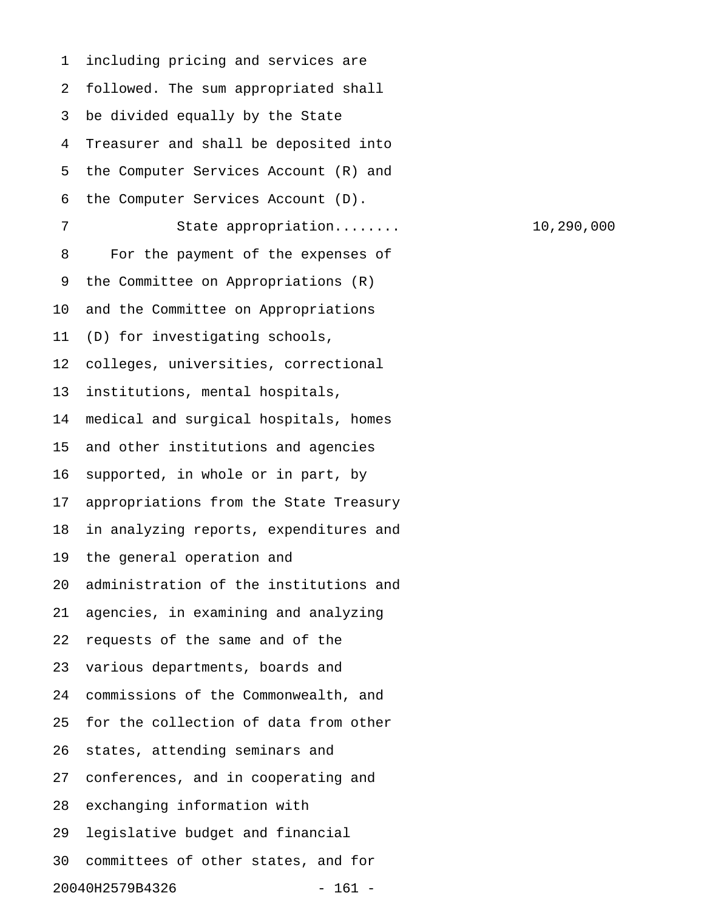including pricing and services are followed. The sum appropriated shall be divided equally by the State Treasurer and shall be deposited into the Computer Services Account (R) and the Computer Services Account (D).

State appropriation........ 10,290,000

For the payment of the expenses of the Committee on Appropriations (R) and the Committee on Appropriations (D) for investigating schools, colleges, universities, correctional institutions, mental hospitals, medical and surgical hospitals, homes and other institutions and agencies supported, in whole or in part, by appropriations from the State Treasury in analyzing reports, expenditures and the general operation and administration of the institutions and agencies, in examining and analyzing requests of the same and of the various departments, boards and commissions of the Commonwealth, and for the collection of data from other states, attending seminars and conferences, and in cooperating and exchanging information with legislative budget and financial committees of other states, and for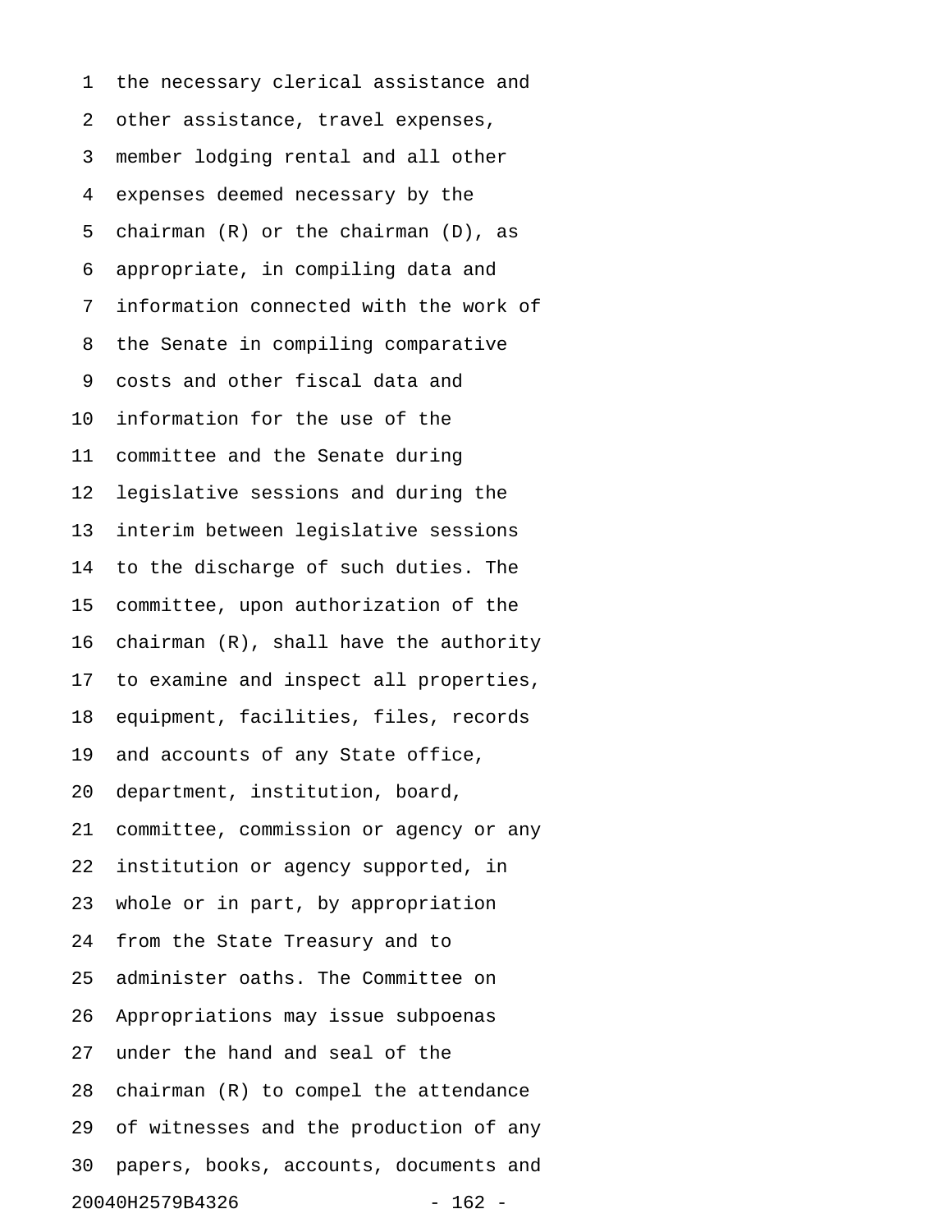the necessary clerical assistance and other assistance, travel expenses, member lodging rental and all other expenses deemed necessary by the chairman (R) or the chairman (D), as appropriate, in compiling data and information connected with the work of the Senate in compiling comparative costs and other fiscal data and information for the use of the committee and the Senate during legislative sessions and during the interim between legislative sessions to the discharge of such duties. The committee, upon authorization of the chairman (R), shall have the authority to examine and inspect all properties, equipment, facilities, files, records and accounts of any State office, department, institution, board, committee, commission or agency or any institution or agency supported, in whole or in part, by appropriation from the State Treasury and to administer oaths. The Committee on Appropriations may issue subpoenas under the hand and seal of the chairman (R) to compel the attendance of witnesses and the production of any papers, books, accounts, documents and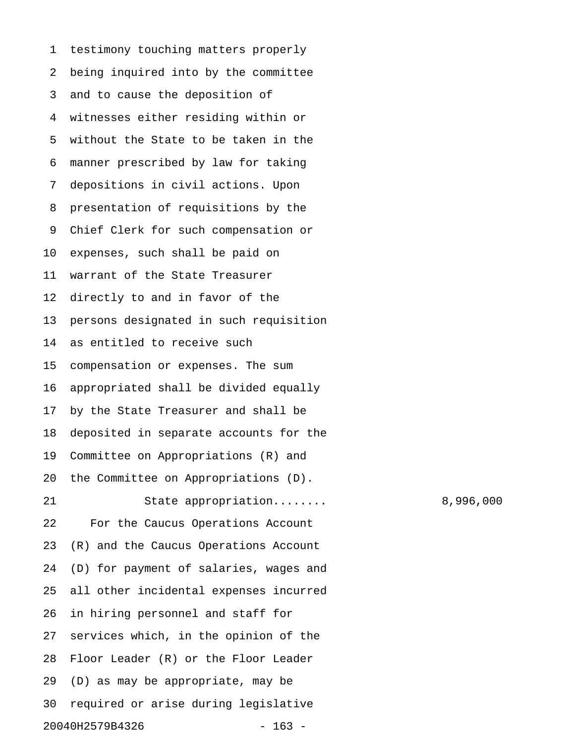testimony touching matters properly being inquired into by the committee and to cause the deposition of witnesses either residing within or without the State to be taken in the manner prescribed by law for taking depositions in civil actions. Upon presentation of requisitions by the Chief Clerk for such compensation or expenses, such shall be paid on warrant of the State Treasurer directly to and in favor of the persons designated in such requisition as entitled to receive such compensation or expenses. The sum appropriated shall be divided equally by the State Treasurer and shall be deposited in separate accounts for the Committee on Appropriations (R) and the Committee on Appropriations (D).

State appropriation........ 8,996,000

For the Caucus Operations Account (R) and the Caucus Operations Account (D) for payment of salaries, wages and all other incidental expenses incurred in hiring personnel and staff for services which, in the opinion of the Floor Leader (R) or the Floor Leader (D) as may be appropriate, may be required or arise during legislative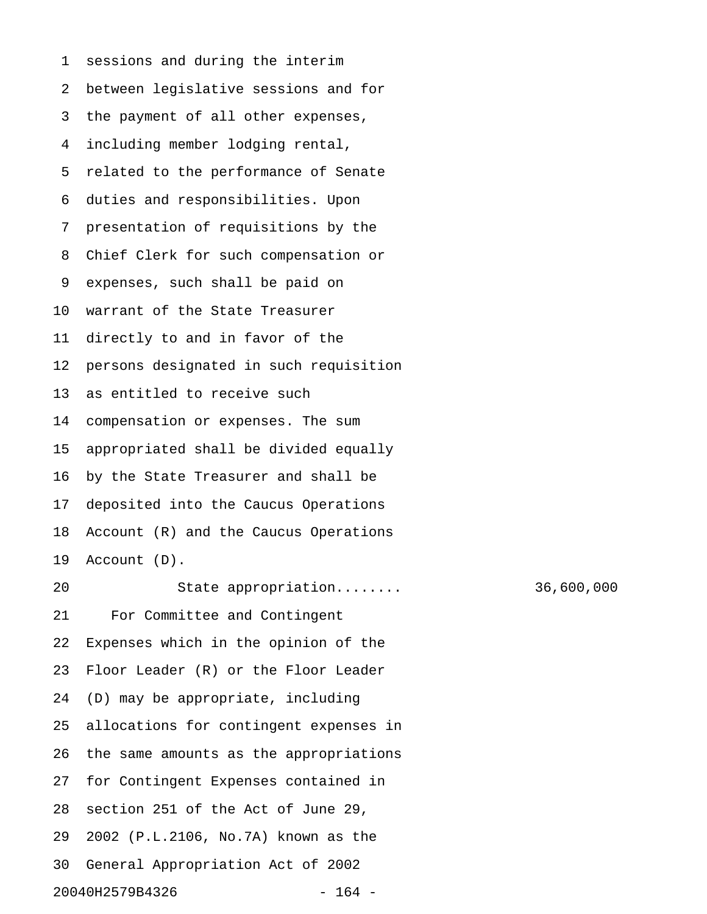sessions and during the interim between legislative sessions and for the payment of all other expenses, including member lodging rental, related to the performance of Senate duties and responsibilities. Upon presentation of requisitions by the Chief Clerk for such compensation or expenses, such shall be paid on warrant of the State Treasurer directly to and in favor of the persons designated in such requisition as entitled to receive such compensation or expenses. The sum appropriated shall be divided equally by the State Treasurer and shall be deposited into the Caucus Operations Account (R) and the Caucus Operations Account (D).

State appropriation........ 36,600,000

For Committee and Contingent Expenses which in the opinion of the Floor Leader (R) or the Floor Leader (D) may be appropriate, including allocations for contingent expenses in the same amounts as the appropriations for Contingent Expenses contained in section 251 of the Act of June 29, 2002 (P.L.2106, No.7A) known as the General Appropriation Act of 2002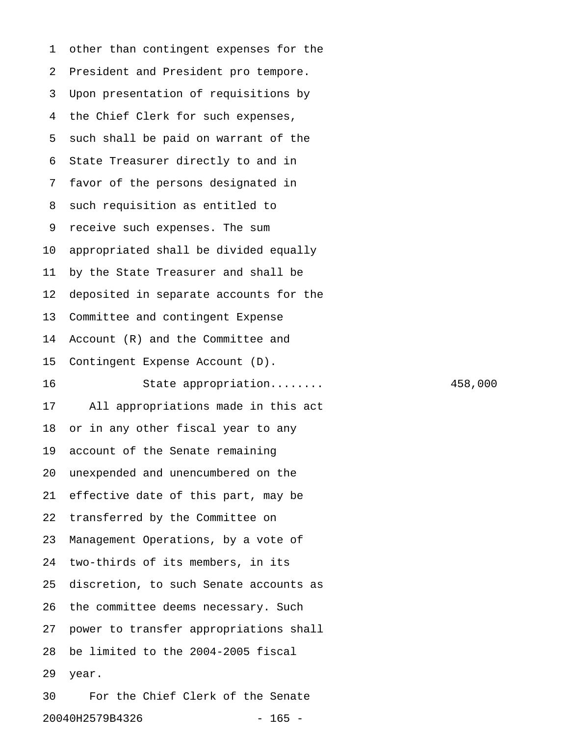other than contingent expenses for the President and President pro tempore. Upon presentation of requisitions by the Chief Clerk for such expenses, such shall be paid on warrant of the State Treasurer directly to and in favor of the persons designated in such requisition as entitled to receive such expenses. The sum appropriated shall be divided equally by the State Treasurer and shall be deposited in separate accounts for the Committee and contingent Expense Account (R) and the Committee and Contingent Expense Account (D).

State appropriation........ 458,000

All appropriations made in this act or in any other fiscal year to any account of the Senate remaining unexpended and unencumbered on the effective date of this part, may be transferred by the Committee on Management Operations, by a vote of two-thirds of its members, in its discretion, to such Senate accounts as the committee deems necessary. Such power to transfer appropriations shall be limited to the 2004-2005 fiscal year.

For the Chief Clerk of the Senate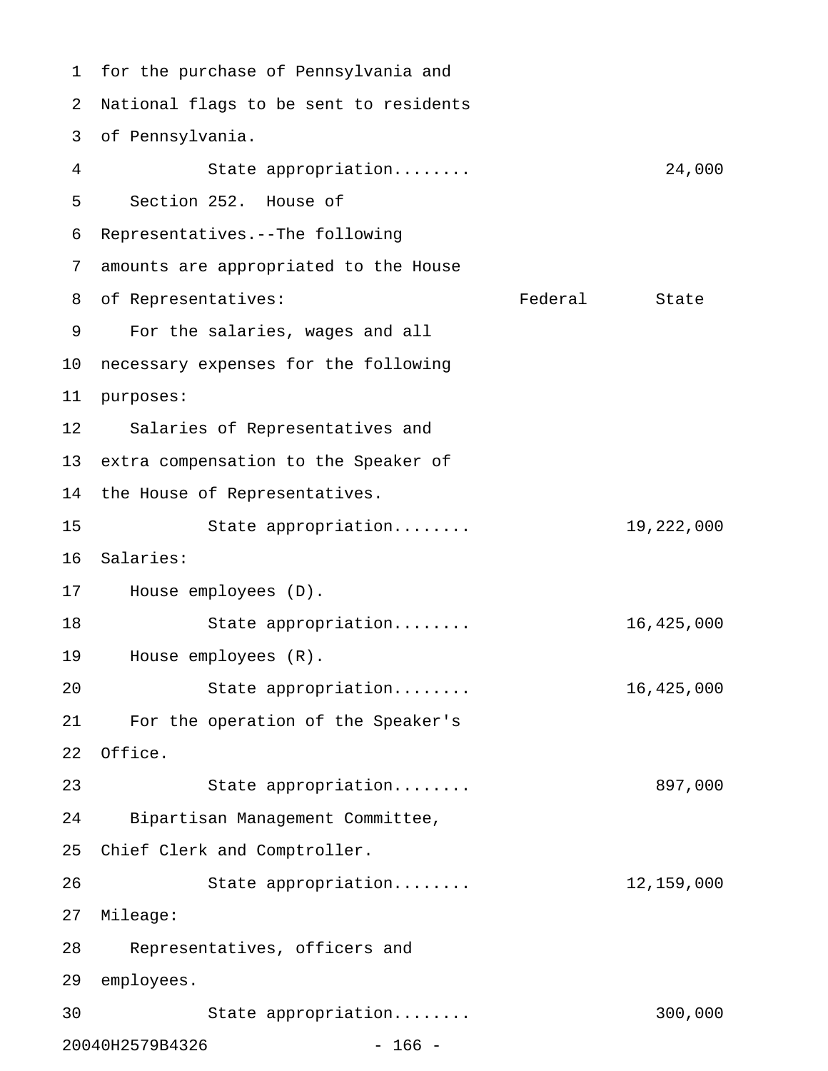for the purchase of Pennsylvania and National flags to be sent to residents of Pennsylvania.

| | Federal | State |
|---|---|---|
| State appropriation........ | | 24,000 |

Section 252. House of Representatives.--The following amounts are appropriated to the House of Representatives:

| | Federal | State |
|---|---|---|
| For the salaries, wages and all necessary expenses for the following purposes: | | |
| Salaries of Representatives and extra compensation to the Speaker of the House of Representatives. | | |
| State appropriation........ | | 19,222,000 |
| Salaries: | | |
| House employees (D). | | |
| State appropriation........ | | 16,425,000 |
| House employees (R). | | |
| State appropriation........ | | 16,425,000 |
| For the operation of the Speaker's Office. | | |
| State appropriation........ | | 897,000 |
| Bipartisan Management Committee, Chief Clerk and Comptroller. | | |
| State appropriation........ | | 12,159,000 |
| Mileage: | | |
| Representatives, officers and employees. | | |
| State appropriation........ | | 300,000 |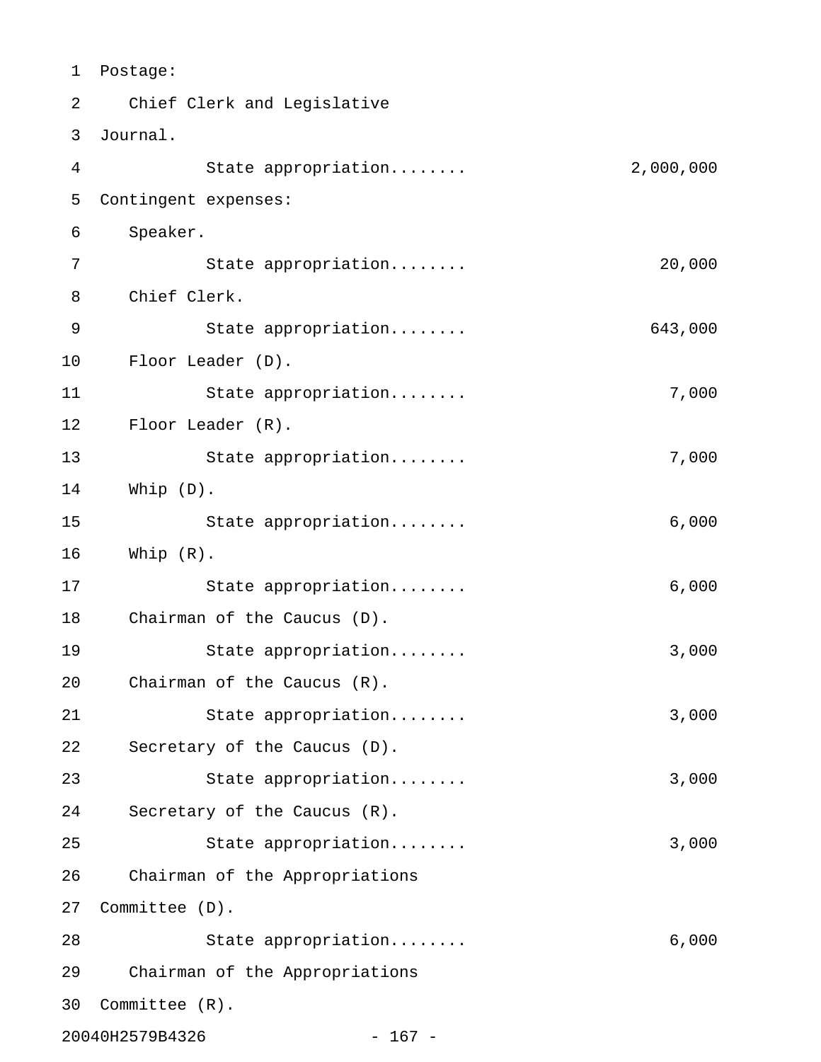Postage:

Chief Clerk and Legislative Journal.

State appropriation........ 2,000,000

Contingent expenses:

Speaker.

State appropriation........ 20,000

Chief Clerk.

State appropriation........ 643,000

Floor Leader (D).

State appropriation........ 7,000

Floor Leader (R).

State appropriation........ 7,000

Whip (D).

State appropriation........ 6,000

Whip (R).

State appropriation........ 6,000

Chairman of the Caucus (D).

State appropriation........ 3,000

Chairman of the Caucus (R).

State appropriation........ 3,000

Secretary of the Caucus (D).

State appropriation........ 3,000

Secretary of the Caucus (R).

State appropriation........ 3,000

Chairman of the Appropriations Committee (D).

State appropriation........ 6,000

Chairman of the Appropriations Committee (R).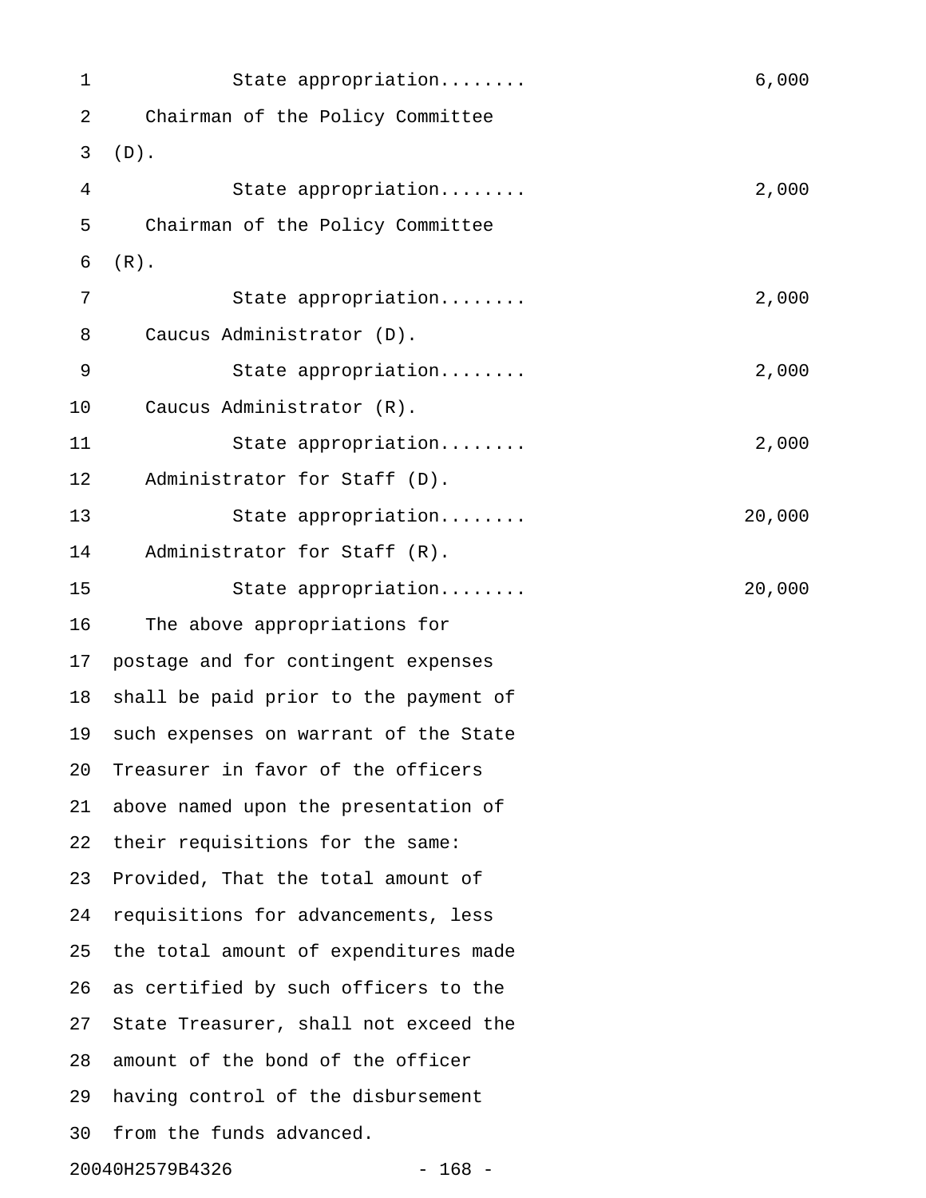State appropriation........ 6,000

Chairman of the Policy Committee (D).

State appropriation........ 2,000

Chairman of the Policy Committee (R).

State appropriation........ 2,000

Caucus Administrator (D).

State appropriation........ 2,000

Caucus Administrator (R).

State appropriation........ 2,000

Administrator for Staff (D).

State appropriation........ 20,000

Administrator for Staff (R).

State appropriation........ 20,000

The above appropriations for postage and for contingent expenses shall be paid prior to the payment of such expenses on warrant of the State Treasurer in favor of the officers above named upon the presentation of their requisitions for the same: Provided, That the total amount of requisitions for advancements, less the total amount of expenditures made as certified by such officers to the State Treasurer, shall not exceed the amount of the bond of the officer having control of the disbursement from the funds advanced.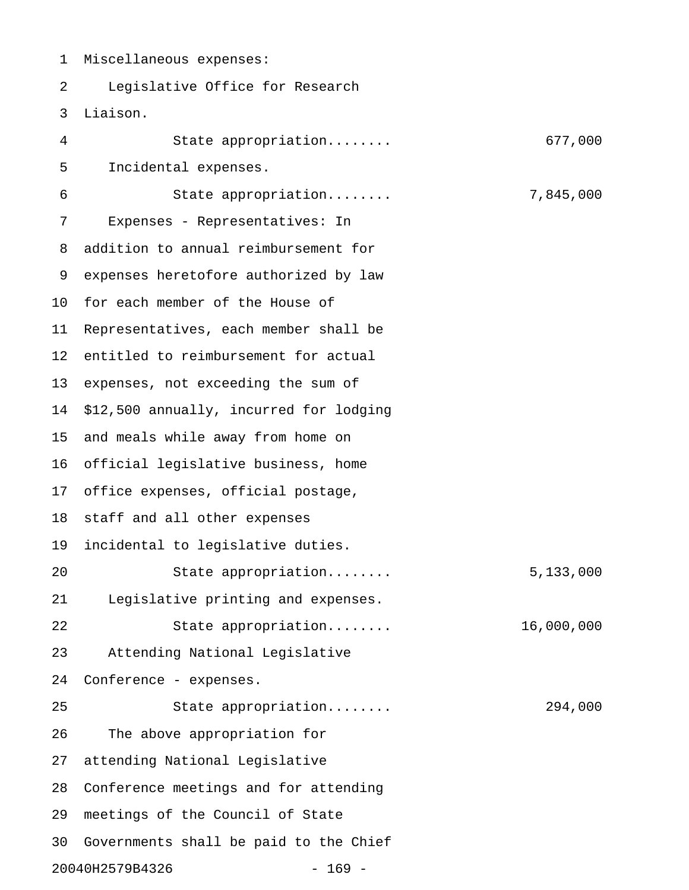Miscellaneous expenses:

Legislative Office for Research Liaison.

State appropriation........ 677,000

Incidental expenses.

State appropriation........ 7,845,000

Expenses - Representatives: In addition to annual reimbursement for expenses heretofore authorized by law for each member of the House of Representatives, each member shall be entitled to reimbursement for actual expenses, not exceeding the sum of $12,500 annually, incurred for lodging and meals while away from home on official legislative business, home office expenses, official postage, staff and all other expenses incidental to legislative duties.

State appropriation........ 5,133,000

Legislative printing and expenses.

State appropriation........ 16,000,000

Attending National Legislative Conference - expenses.

State appropriation........ 294,000

The above appropriation for attending National Legislative Conference meetings and for attending meetings of the Council of State Governments shall be paid to the Chief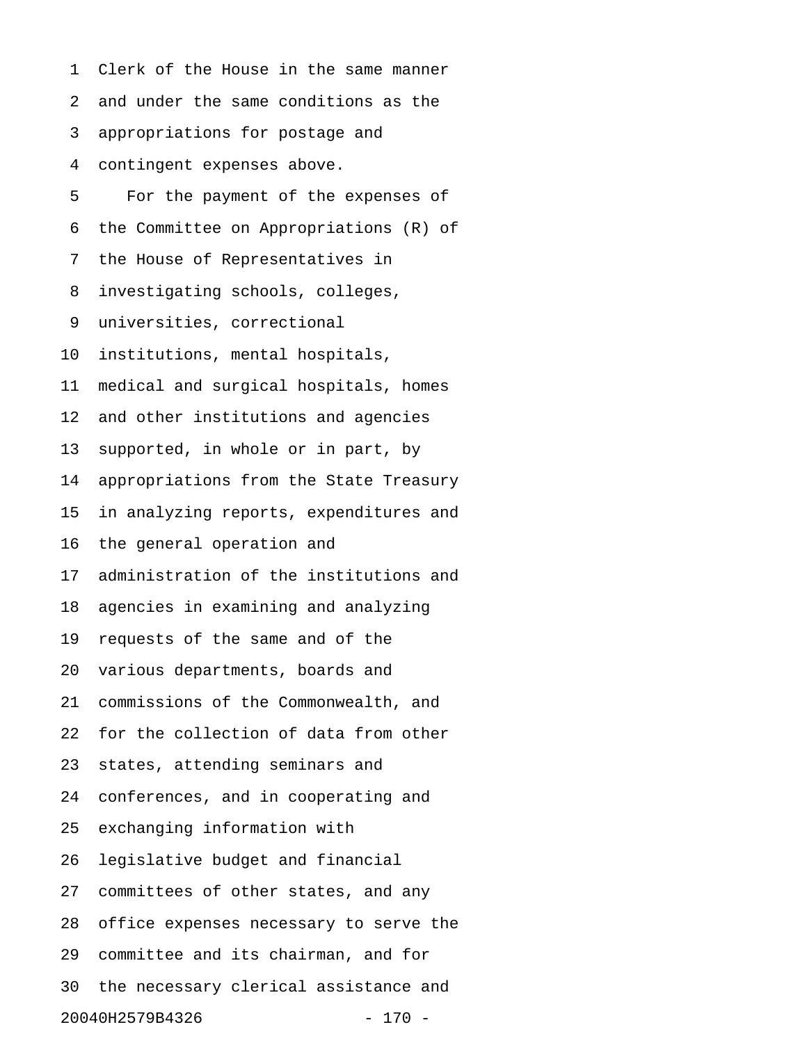Clerk of the House in the same manner and under the same conditions as the appropriations for postage and contingent expenses above.

For the payment of the expenses of the Committee on Appropriations (R) of the House of Representatives in investigating schools, colleges, universities, correctional institutions, mental hospitals, medical and surgical hospitals, homes and other institutions and agencies supported, in whole or in part, by appropriations from the State Treasury in analyzing reports, expenditures and the general operation and administration of the institutions and agencies in examining and analyzing requests of the same and of the various departments, boards and commissions of the Commonwealth, and for the collection of data from other states, attending seminars and conferences, and in cooperating and exchanging information with legislative budget and financial committees of other states, and any office expenses necessary to serve the committee and its chairman, and for the necessary clerical assistance and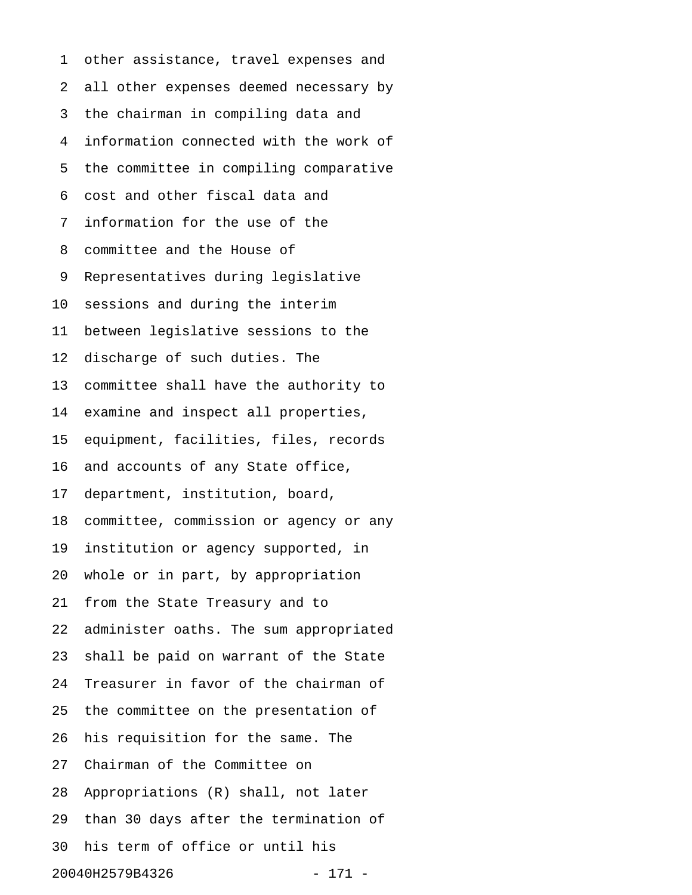other assistance, travel expenses and all other expenses deemed necessary by the chairman in compiling data and information connected with the work of the committee in compiling comparative cost and other fiscal data and information for the use of the committee and the House of Representatives during legislative sessions and during the interim between legislative sessions to the discharge of such duties. The committee shall have the authority to examine and inspect all properties, equipment, facilities, files, records and accounts of any State office, department, institution, board, committee, commission or agency or any institution or agency supported, in whole or in part, by appropriation from the State Treasury and to administer oaths. The sum appropriated shall be paid on warrant of the State Treasurer in favor of the chairman of the committee on the presentation of his requisition for the same. The Chairman of the Committee on Appropriations (R) shall, not later than 30 days after the termination of his term of office or until his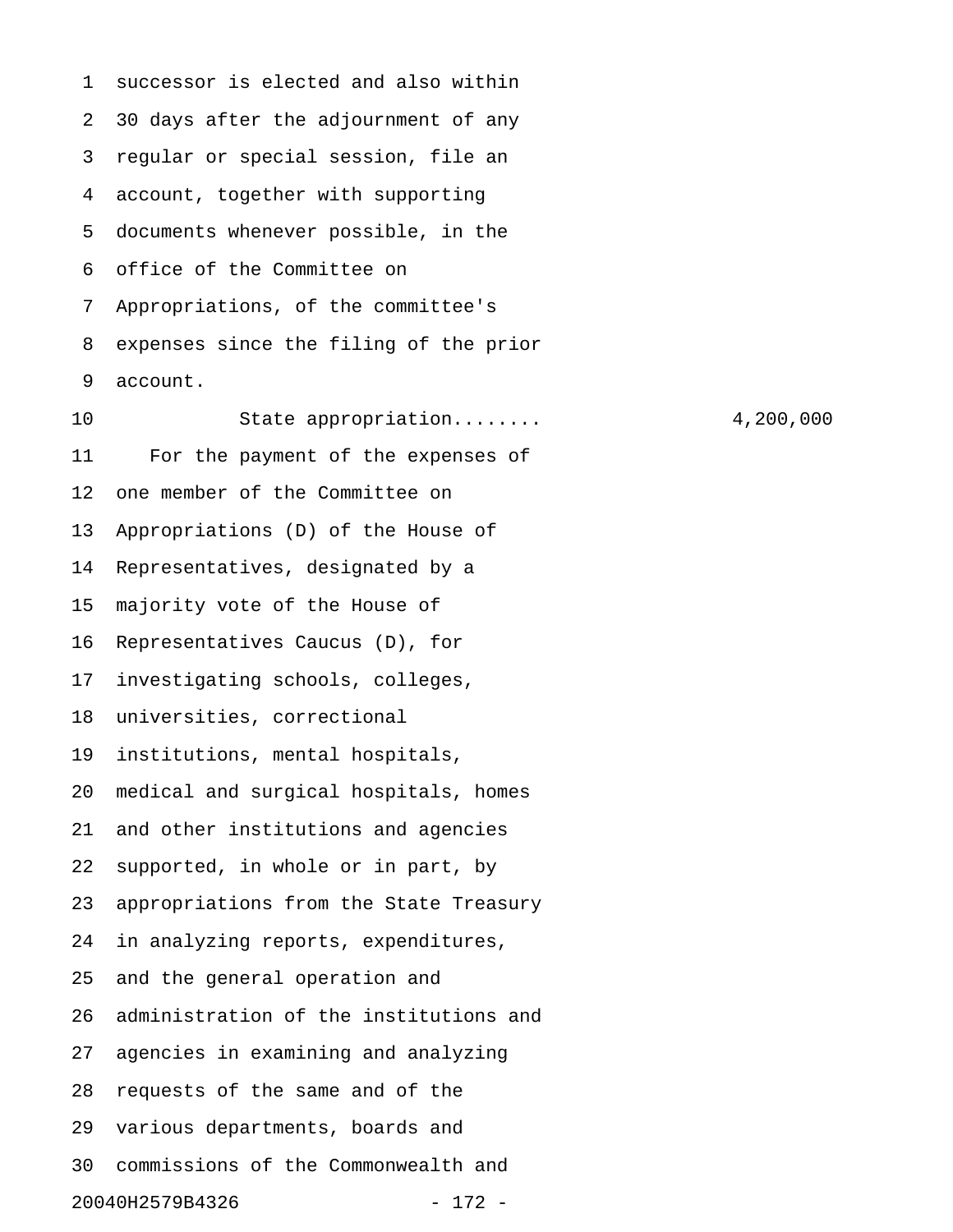successor is elected and also within 30 days after the adjournment of any regular or special session, file an account, together with supporting documents whenever possible, in the office of the Committee on Appropriations, of the committee's expenses since the filing of the prior account.

State appropriation........ 4,200,000

For the payment of the expenses of one member of the Committee on Appropriations (D) of the House of Representatives, designated by a majority vote of the House of Representatives Caucus (D), for investigating schools, colleges, universities, correctional institutions, mental hospitals, medical and surgical hospitals, homes and other institutions and agencies supported, in whole or in part, by appropriations from the State Treasury in analyzing reports, expenditures, and the general operation and administration of the institutions and agencies in examining and analyzing requests of the same and of the various departments, boards and commissions of the Commonwealth and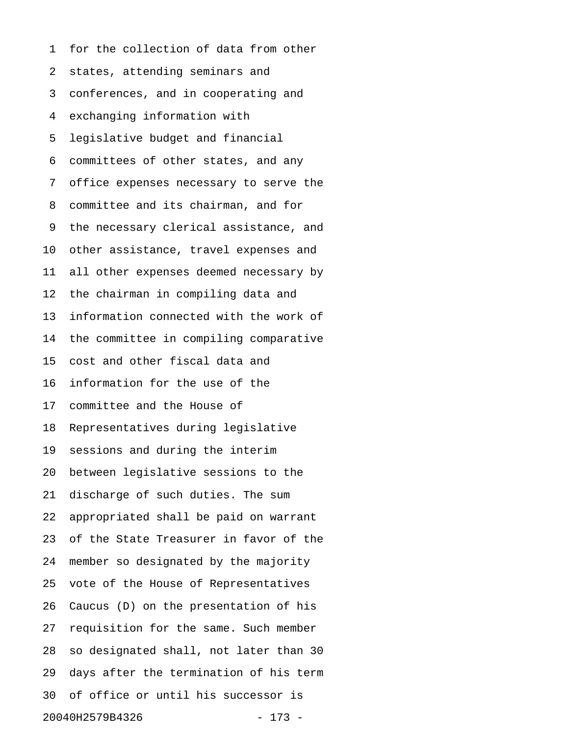for the collection of data from other states, attending seminars and conferences, and in cooperating and exchanging information with legislative budget and financial committees of other states, and any office expenses necessary to serve the committee and its chairman, and for the necessary clerical assistance, and other assistance, travel expenses and all other expenses deemed necessary by the chairman in compiling data and information connected with the work of the committee in compiling comparative cost and other fiscal data and information for the use of the committee and the House of Representatives during legislative sessions and during the interim between legislative sessions to the discharge of such duties. The sum appropriated shall be paid on warrant of the State Treasurer in favor of the member so designated by the majority vote of the House of Representatives Caucus (D) on the presentation of his requisition for the same. Such member so designated shall, not later than 30 days after the termination of his term of office or until his successor is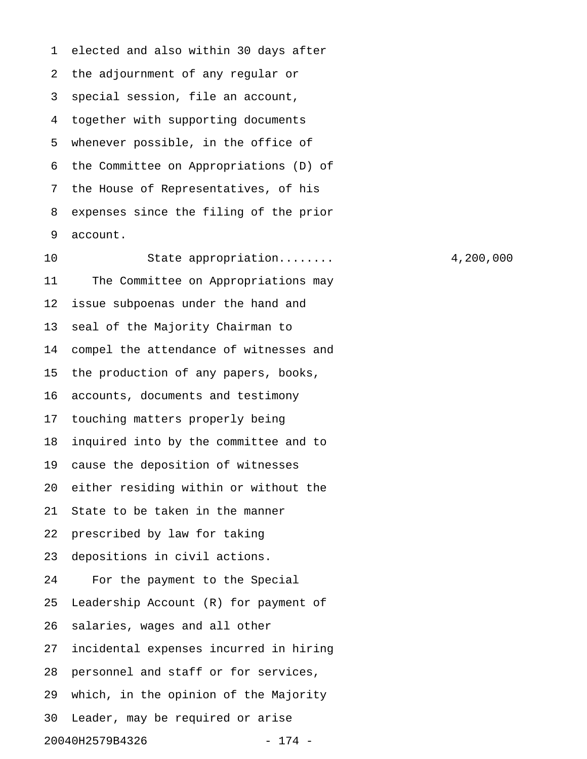elected and also within 30 days after the adjournment of any regular or special session, file an account, together with supporting documents whenever possible, in the office of the Committee on Appropriations (D) of the House of Representatives, of his expenses since the filing of the prior account.

State appropriation........ 4,200,000

The Committee on Appropriations may issue subpoenas under the hand and seal of the Majority Chairman to compel the attendance of witnesses and the production of any papers, books, accounts, documents and testimony touching matters properly being inquired into by the committee and to cause the deposition of witnesses either residing within or without the State to be taken in the manner prescribed by law for taking depositions in civil actions.

For the payment to the Special Leadership Account (R) for payment of salaries, wages and all other incidental expenses incurred in hiring personnel and staff or for services, which, in the opinion of the Majority Leader, may be required or arise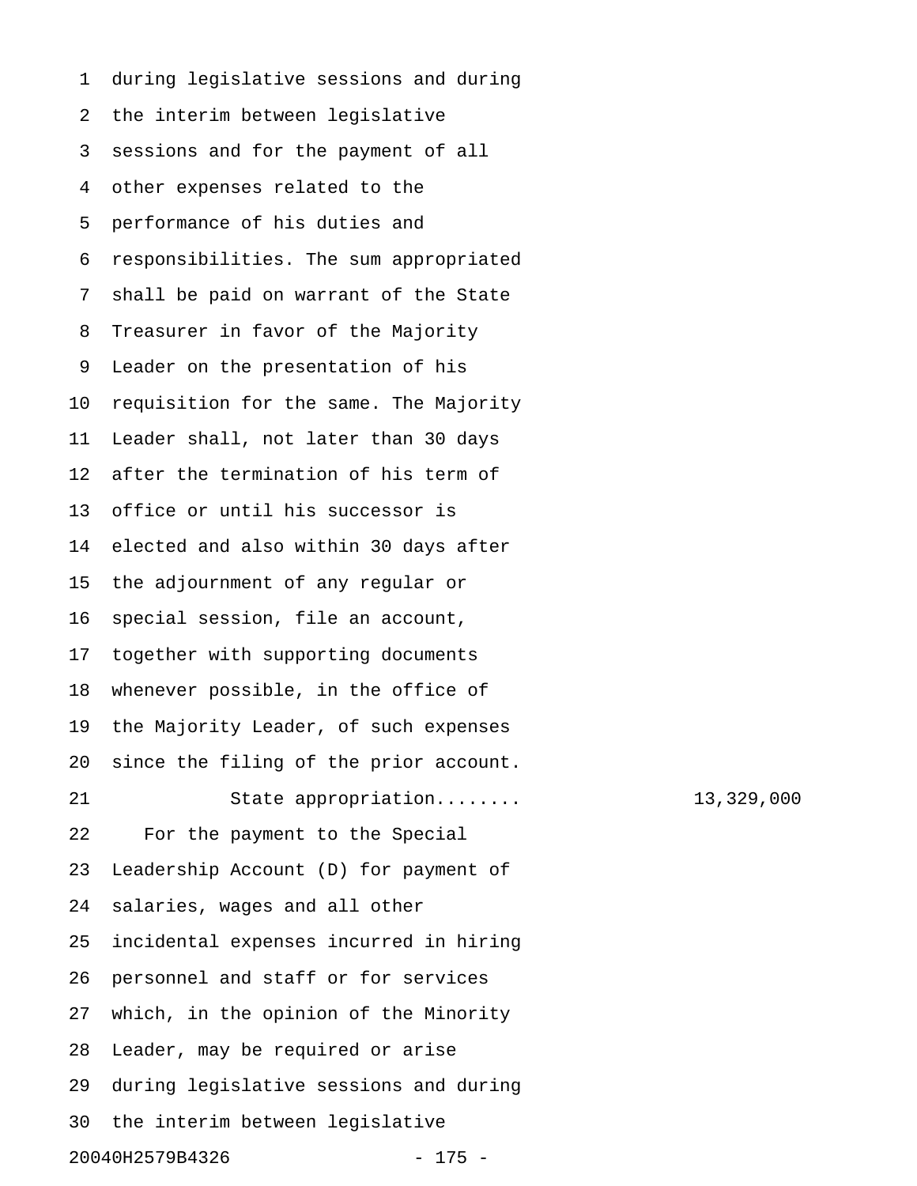during legislative sessions and during the interim between legislative sessions and for the payment of all other expenses related to the performance of his duties and responsibilities. The sum appropriated shall be paid on warrant of the State Treasurer in favor of the Majority Leader on the presentation of his requisition for the same. The Majority Leader shall, not later than 30 days after the termination of his term of office or until his successor is elected and also within 30 days after the adjournment of any regular or special session, file an account, together with supporting documents whenever possible, in the office of the Majority Leader, of such expenses since the filing of the prior account.

State appropriation........ 13,329,000

For the payment to the Special Leadership Account (D) for payment of salaries, wages and all other incidental expenses incurred in hiring personnel and staff or for services which, in the opinion of the Minority Leader, may be required or arise during legislative sessions and during the interim between legislative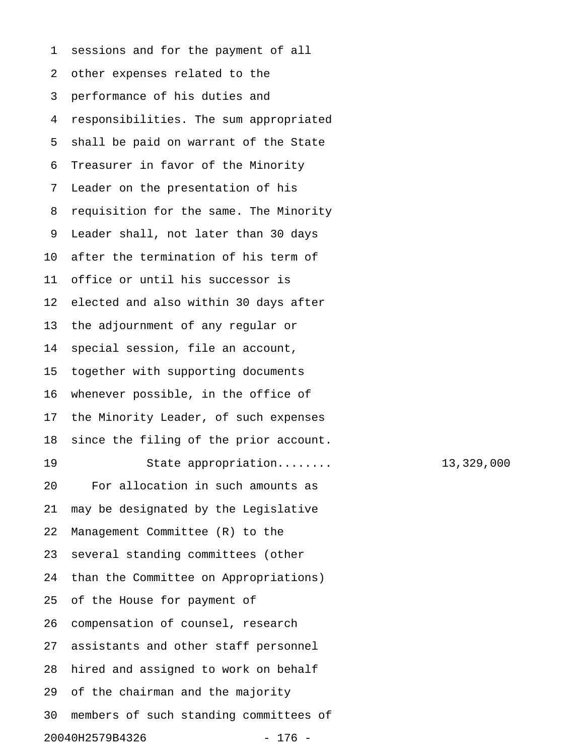sessions and for the payment of all other expenses related to the performance of his duties and responsibilities. The sum appropriated shall be paid on warrant of the State Treasurer in favor of the Minority Leader on the presentation of his requisition for the same. The Minority Leader shall, not later than 30 days after the termination of his term of office or until his successor is elected and also within 30 days after the adjournment of any regular or special session, file an account, together with supporting documents whenever possible, in the office of the Minority Leader, of such expenses since the filing of the prior account.

State appropriation........ 13,329,000

For allocation in such amounts as may be designated by the Legislative Management Committee (R) to the several standing committees (other than the Committee on Appropriations) of the House for payment of compensation of counsel, research assistants and other staff personnel hired and assigned to work on behalf of the chairman and the majority members of such standing committees of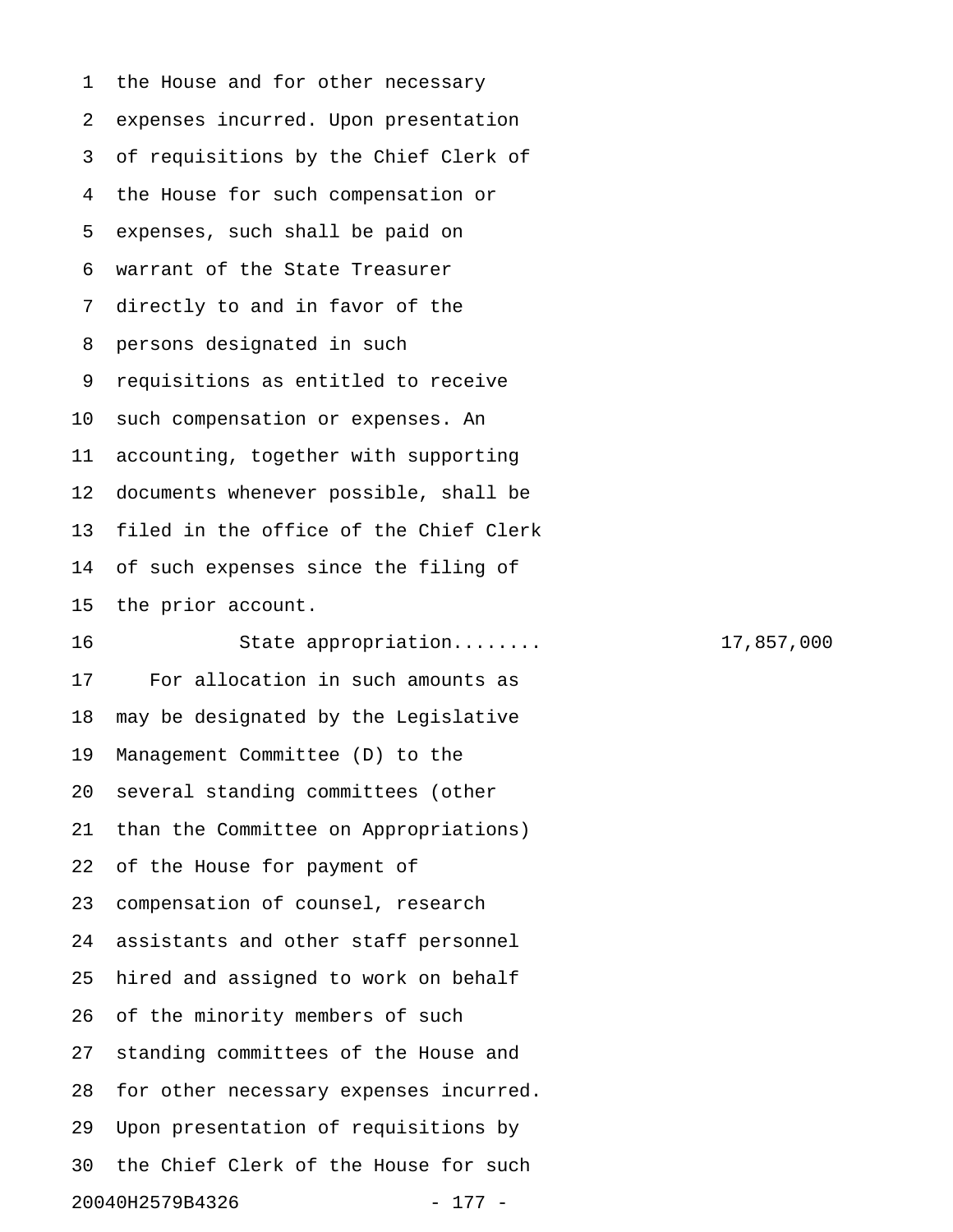the House and for other necessary expenses incurred. Upon presentation of requisitions by the Chief Clerk of the House for such compensation or expenses, such shall be paid on warrant of the State Treasurer directly to and in favor of the persons designated in such requisitions as entitled to receive such compensation or expenses. An accounting, together with supporting documents whenever possible, shall be filed in the office of the Chief Clerk of such expenses since the filing of the prior account.

State appropriation........ 17,857,000

For allocation in such amounts as may be designated by the Legislative Management Committee (D) to the several standing committees (other than the Committee on Appropriations) of the House for payment of compensation of counsel, research assistants and other staff personnel hired and assigned to work on behalf of the minority members of such standing committees of the House and for other necessary expenses incurred. Upon presentation of requisitions by the Chief Clerk of the House for such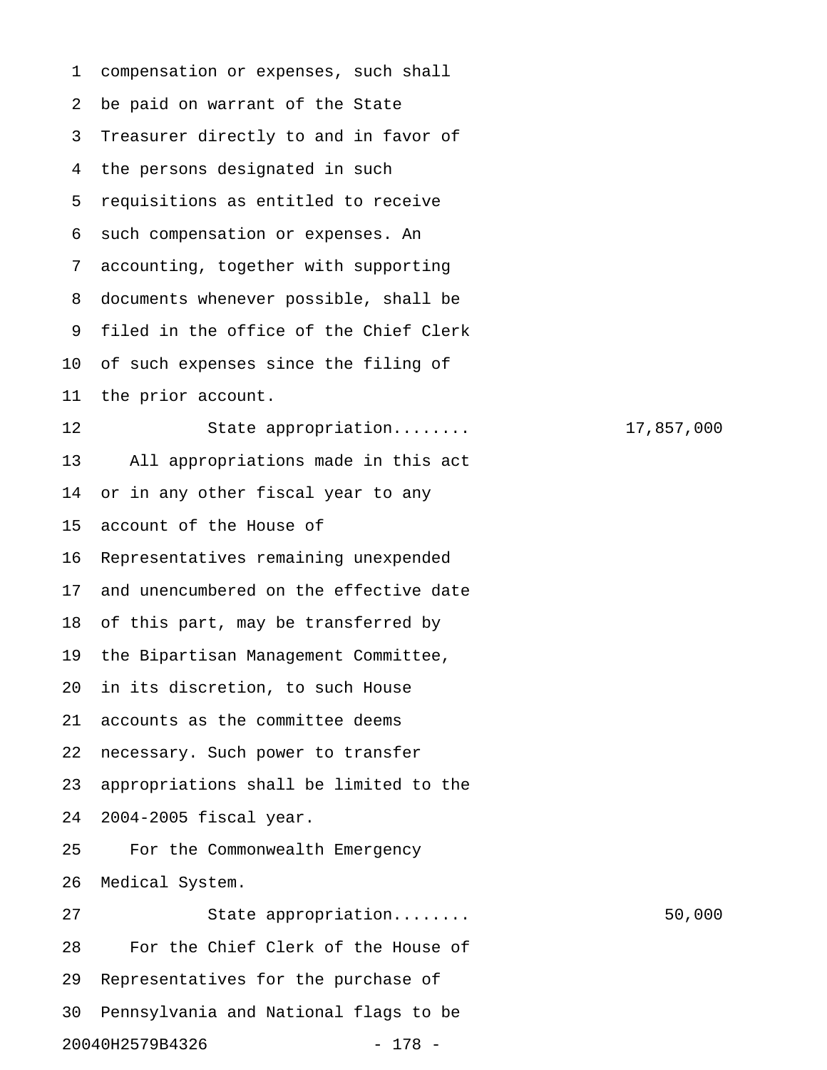compensation or expenses, such shall be paid on warrant of the State Treasurer directly to and in favor of the persons designated in such requisitions as entitled to receive such compensation or expenses. An accounting, together with supporting documents whenever possible, shall be filed in the office of the Chief Clerk of such expenses since the filing of the prior account.

State appropriation........ 17,857,000

All appropriations made in this act or in any other fiscal year to any account of the House of Representatives remaining unexpended and unencumbered on the effective date of this part, may be transferred by the Bipartisan Management Committee, in its discretion, to such House accounts as the committee deems necessary. Such power to transfer appropriations shall be limited to the 2004-2005 fiscal year.

For the Commonwealth Emergency Medical System.

State appropriation........ 50,000

For the Chief Clerk of the House of Representatives for the purchase of Pennsylvania and National flags to be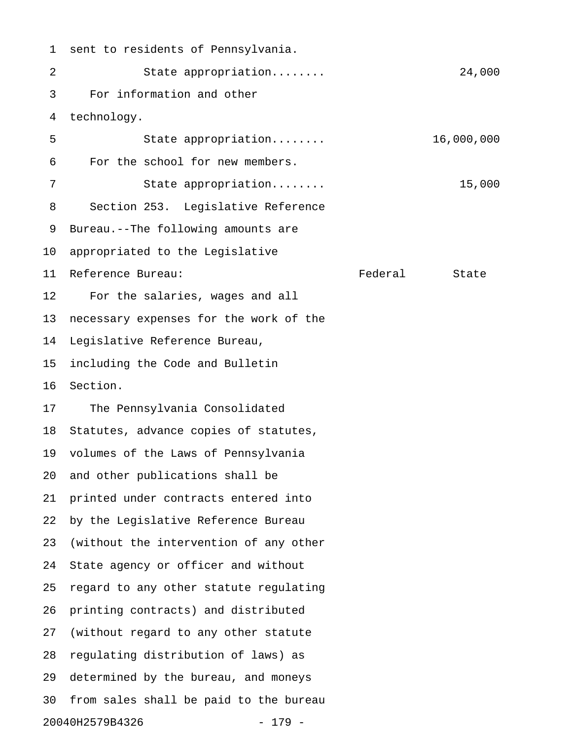sent to residents of Pennsylvania.

State appropriation........ 24,000

For information and other technology.

State appropriation........ 16,000,000

For the school for new members.

State appropriation........ 15,000

Section 253. Legislative Reference Bureau.--The following amounts are appropriated to the Legislative Reference Bureau:

| | Federal | State |
|---|---|---|

For the salaries, wages and all necessary expenses for the work of the Legislative Reference Bureau, including the Code and Bulletin Section.

The Pennsylvania Consolidated Statutes, advance copies of statutes, volumes of the Laws of Pennsylvania and other publications shall be printed under contracts entered into by the Legislative Reference Bureau (without the intervention of any other State agency or officer and without regard to any other statute regulating printing contracts) and distributed (without regard to any other statute regulating distribution of laws) as determined by the bureau, and moneys from sales shall be paid to the bureau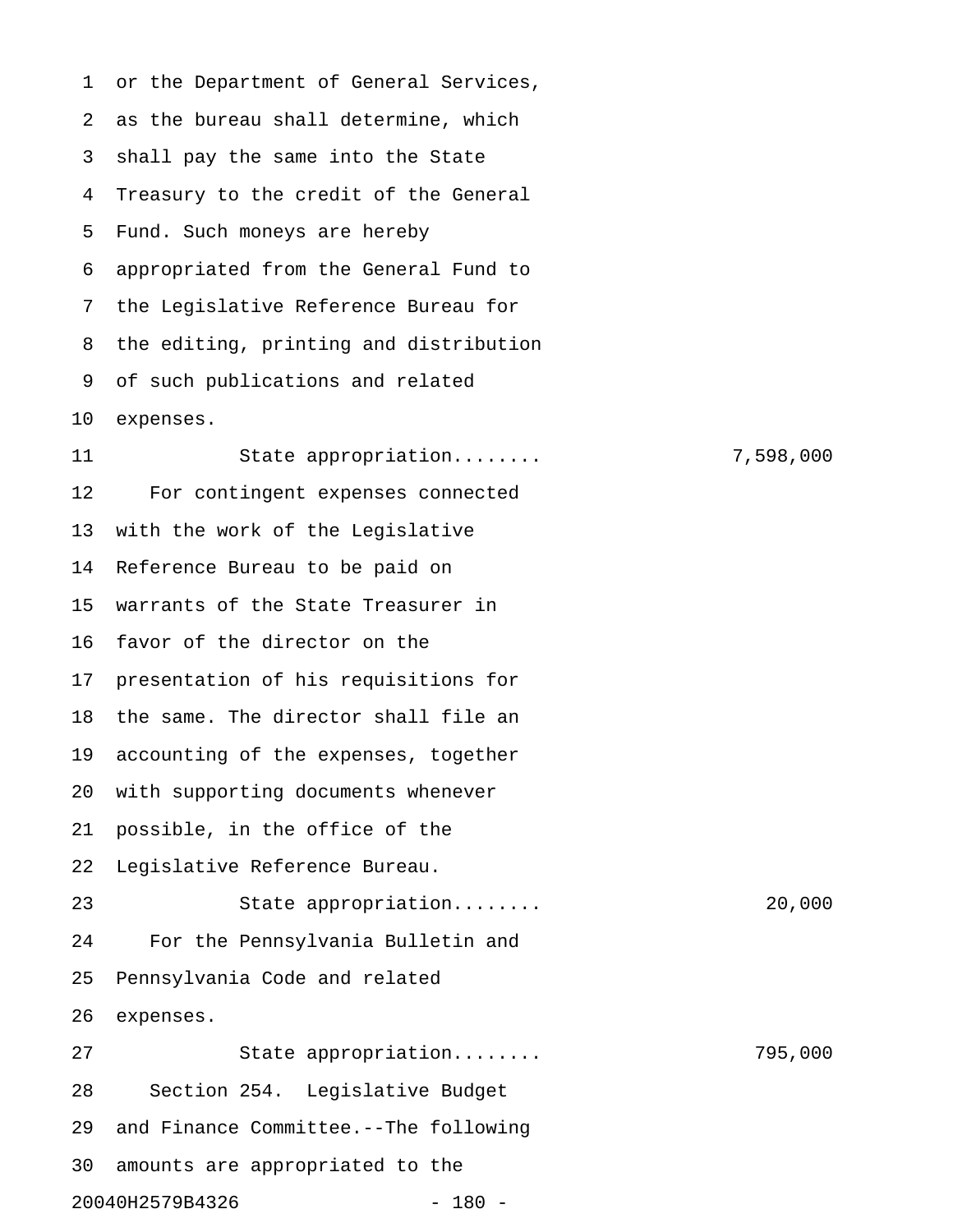or the Department of General Services, as the bureau shall determine, which shall pay the same into the State Treasury to the credit of the General Fund. Such moneys are hereby appropriated from the General Fund to the Legislative Reference Bureau for the editing, printing and distribution of such publications and related expenses.

State appropriation........ 7,598,000

For contingent expenses connected with the work of the Legislative Reference Bureau to be paid on warrants of the State Treasurer in favor of the director on the presentation of his requisitions for the same. The director shall file an accounting of the expenses, together with supporting documents whenever possible, in the office of the Legislative Reference Bureau.

State appropriation........ 20,000

For the Pennsylvania Bulletin and Pennsylvania Code and related expenses.

State appropriation........ 795,000

Section 254. Legislative Budget and Finance Committee.--The following amounts are appropriated to the

20040H2579B4326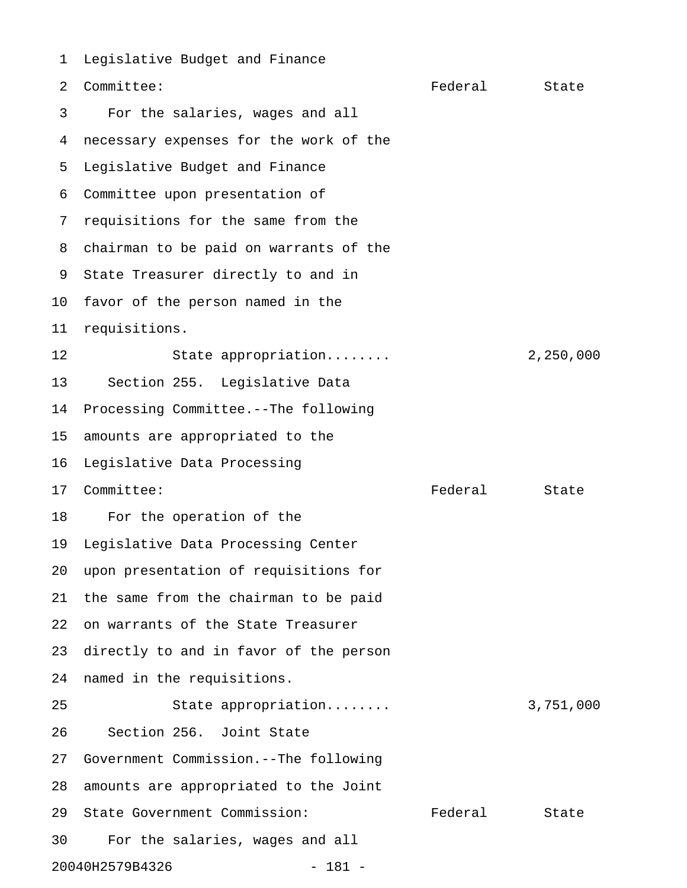Legislative Budget and Finance Committee:

| | Federal | State |
|---|---|---|
| For the salaries, wages and all necessary expenses for the work of the Legislative Budget and Finance Committee upon presentation of requisitions for the same from the chairman to be paid on warrants of the State Treasurer directly to and in favor of the person named in the requisitions. | | |
| State appropriation........ | | 2,250,000 |

Section 255. Legislative Data Processing Committee.--The following amounts are appropriated to the Legislative Data Processing Committee:

| | Federal | State |
|---|---|---|
| For the operation of the Legislative Data Processing Center upon presentation of requisitions for the same from the chairman to be paid on warrants of the State Treasurer directly to and in favor of the person named in the requisitions. | | |
| State appropriation........ | | 3,751,000 |

Section 256. Joint State Government Commission.--The following amounts are appropriated to the Joint State Government Commission:

| | Federal | State |
|---|---|---|
| For the salaries, wages and all | | |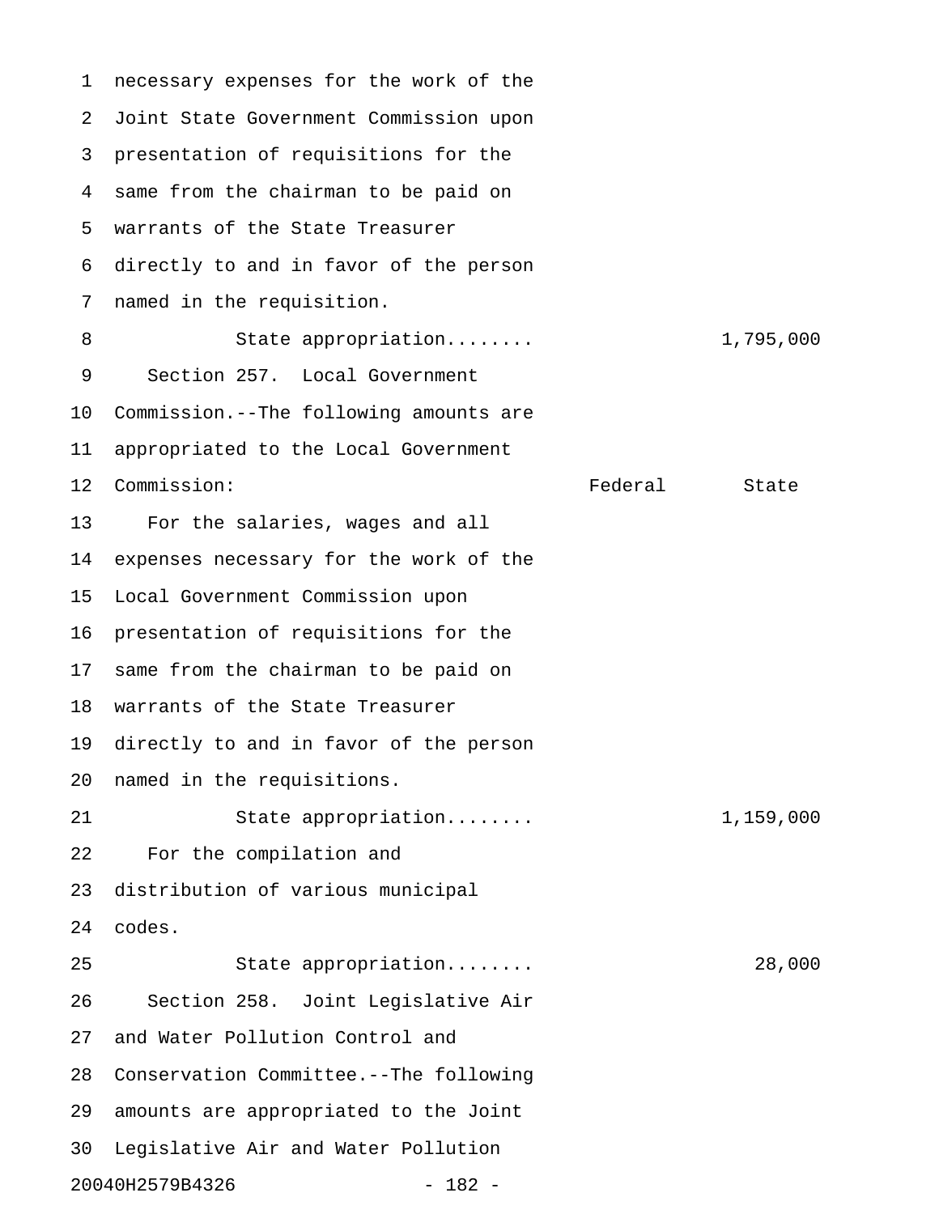necessary expenses for the work of the Joint State Government Commission upon presentation of requisitions for the same from the chairman to be paid on warrants of the State Treasurer directly to and in favor of the person named in the requisition.

| | Federal | State |
|---|---|---|
| State appropriation........ | | 1,795,000 |

Section 257. Local Government Commission.--The following amounts are appropriated to the Local Government Commission:

| | Federal | State |
|---|---|---|
| For the salaries, wages and all expenses necessary for the work of the Local Government Commission upon presentation of requisitions for the same from the chairman to be paid on warrants of the State Treasurer directly to and in favor of the person named in the requisitions. | | |
| State appropriation........ | | 1,159,000 |
| For the compilation and distribution of various municipal codes. | | |
| State appropriation........ | | 28,000 |

Section 258. Joint Legislative Air and Water Pollution Control and Conservation Committee.--The following amounts are appropriated to the Joint Legislative Air and Water Pollution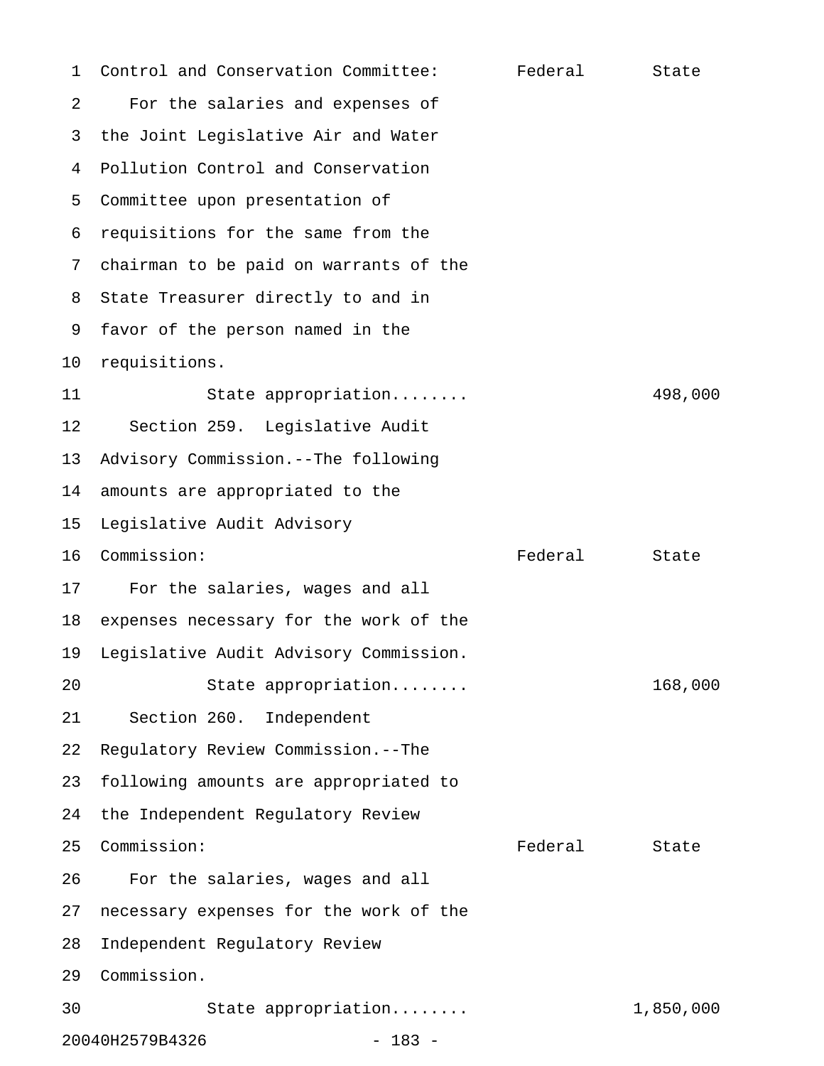Control and Conservation Committee: | Federal | State

For the salaries and expenses of the Joint Legislative Air and Water Pollution Control and Conservation Committee upon presentation of requisitions for the same from the chairman to be paid on warrants of the State Treasurer directly to and in favor of the person named in the requisitions.

| | Federal | State |
|---|---|---|
| State appropriation........ | | 498,000 |

Section 259. Legislative Audit Advisory Commission.--The following amounts are appropriated to the Legislative Audit Advisory Commission:

For the salaries, wages and all expenses necessary for the work of the Legislative Audit Advisory Commission.

| | Federal | State |
|---|---|---|
| State appropriation........ | | 168,000 |

Section 260. Independent Regulatory Review Commission.--The following amounts are appropriated to the Independent Regulatory Review Commission:

For the salaries, wages and all necessary expenses for the work of the Independent Regulatory Review Commission.

| | Federal | State |
|---|---|---|
| State appropriation........ | | 1,850,000 |

20040H2579B4326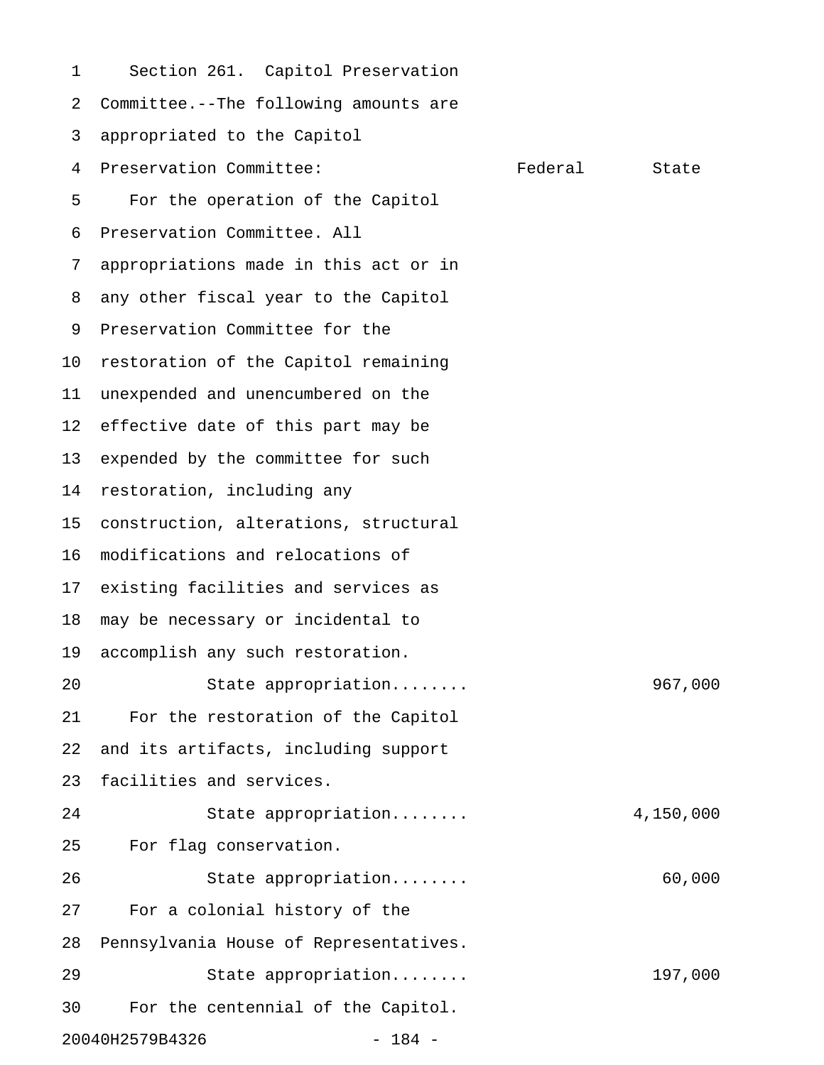Section 261. Capitol Preservation Committee.--The following amounts are appropriated to the Capitol Preservation Committee:

| | Federal | State |
|---|---|---|
| For the operation of the Capitol Preservation Committee. All appropriations made in this act or in any other fiscal year to the Capitol Preservation Committee for the restoration of the Capitol remaining unexpended and unencumbered on the effective date of this part may be expended by the committee for such restoration, including any construction, alterations, structural modifications and relocations of existing facilities and services as may be necessary or incidental to accomplish any such restoration. | | |
| State appropriation........ | | 967,000 |
| For the restoration of the Capitol and its artifacts, including support facilities and services. | | |
| State appropriation........ | | 4,150,000 |
| For flag conservation. | | |
| State appropriation........ | | 60,000 |
| For a colonial history of the Pennsylvania House of Representatives. | | |
| State appropriation........ | | 197,000 |
| For the centennial of the Capitol. | | |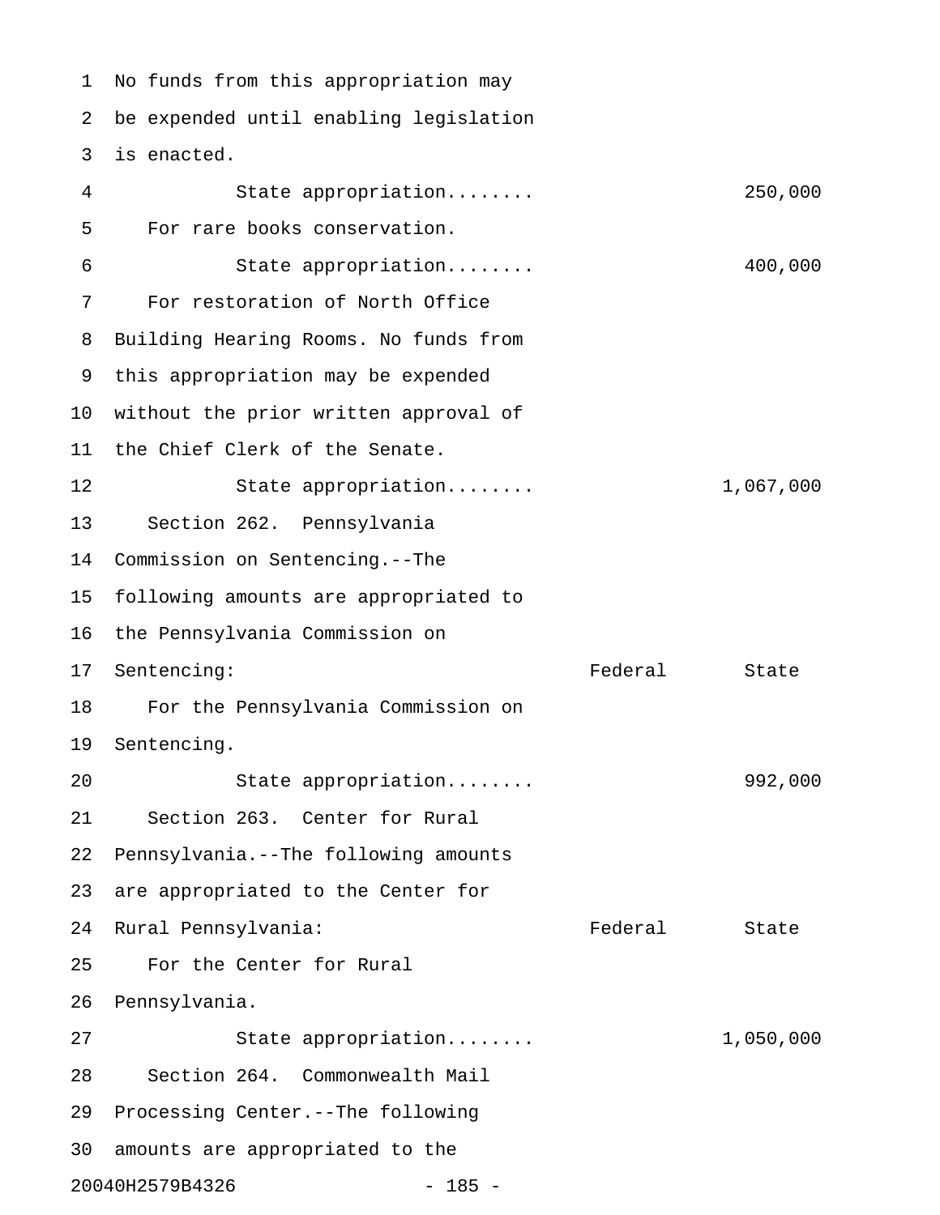No funds from this appropriation may be expended until enabling legislation is enacted.

| | Federal | State |
|---|---|---|
| State appropriation........ | | 250,000 |
| For rare books conservation. | | |
| State appropriation........ | | 400,000 |
| For restoration of North Office Building Hearing Rooms. No funds from this appropriation may be expended without the prior written approval of the Chief Clerk of the Senate. | | |
| State appropriation........ | | 1,067,000 |

Section 262. Pennsylvania Commission on Sentencing.--The following amounts are appropriated to the Pennsylvania Commission on Sentencing:

| | Federal | State |
|---|---|---|
| For the Pennsylvania Commission on Sentencing. | | |
| State appropriation........ | | 992,000 |

Section 263. Center for Rural Pennsylvania.--The following amounts are appropriated to the Center for Rural Pennsylvania:

| | Federal | State |
|---|---|---|
| For the Center for Rural Pennsylvania. | | |
| State appropriation........ | | 1,050,000 |

Section 264. Commonwealth Mail Processing Center.--The following amounts are appropriated to the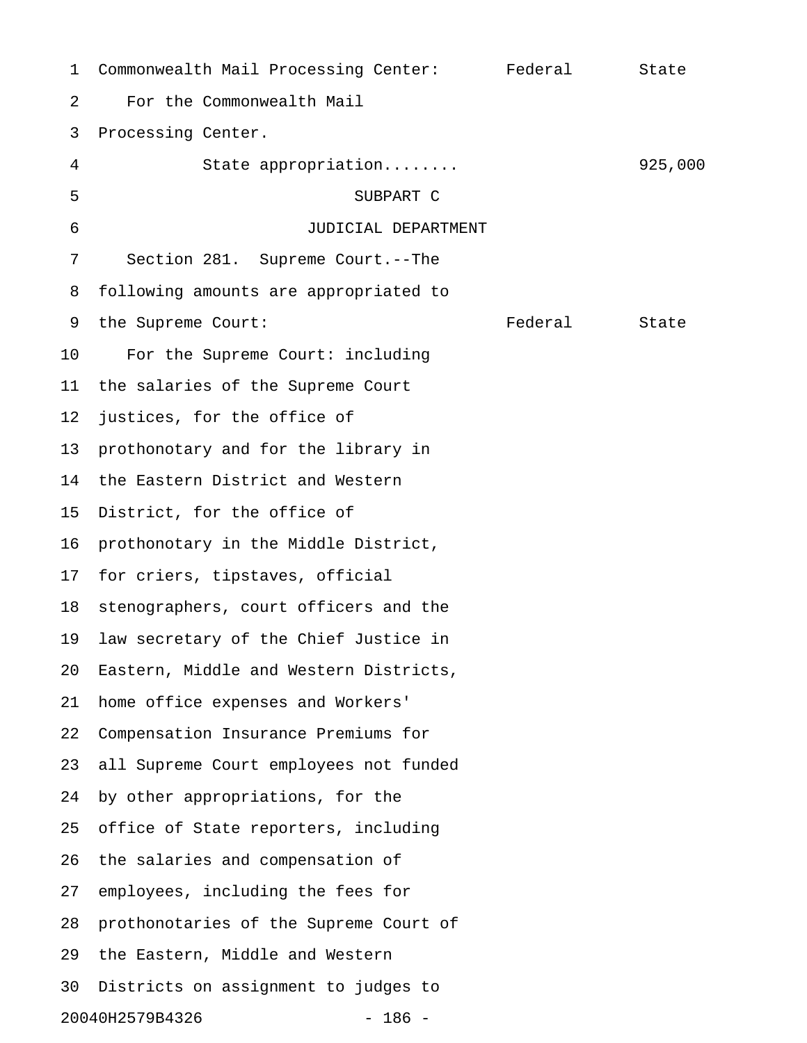| Commonwealth Mail Processing Center: | Federal | State |
|---|---|---|
| For the Commonwealth Mail Processing Center. | | |
| State appropriation........ | | 925,000 |

SUBPART C

JUDICIAL DEPARTMENT

Section 281. Supreme Court.--The following amounts are appropriated to the Supreme Court:

| | Federal | State |
|---|---|---|

For the Supreme Court: including the salaries of the Supreme Court justices, for the office of prothonotary and for the library in the Eastern District and Western District, for the office of prothonotary in the Middle District, for criers, tipstaves, official stenographers, court officers and the law secretary of the Chief Justice in Eastern, Middle and Western Districts, home office expenses and Workers' Compensation Insurance Premiums for all Supreme Court employees not funded by other appropriations, for the office of State reporters, including the salaries and compensation of employees, including the fees for prothonotaries of the Supreme Court of the Eastern, Middle and Western Districts on assignment to judges to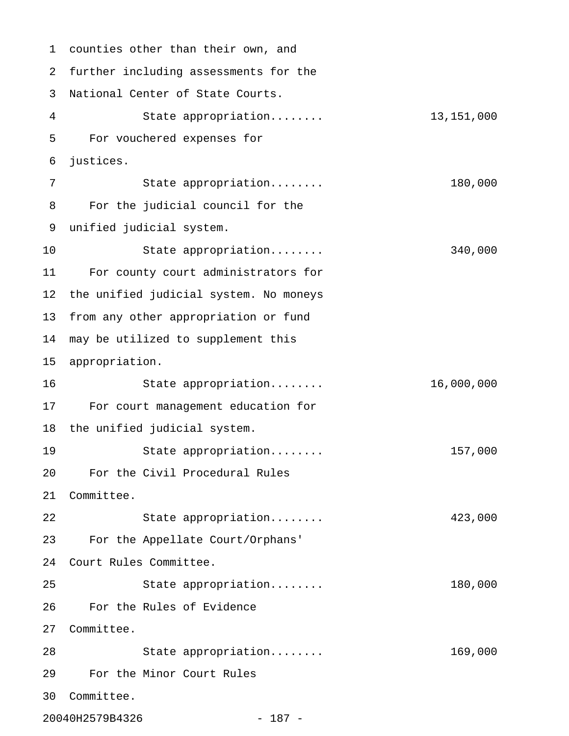counties other than their own, and further including assessments for the National Center of State Courts.

State appropriation........ 13,151,000

For vouchered expenses for justices.

State appropriation........ 180,000

For the judicial council for the unified judicial system.

State appropriation........ 340,000

For county court administrators for the unified judicial system. No moneys from any other appropriation or fund may be utilized to supplement this appropriation.

State appropriation........ 16,000,000

For court management education for the unified judicial system.

State appropriation........ 157,000

For the Civil Procedural Rules Committee.

State appropriation........ 423,000

For the Appellate Court/Orphans' Court Rules Committee.

State appropriation........ 180,000

For the Rules of Evidence Committee.

State appropriation........ 169,000

For the Minor Court Rules Committee.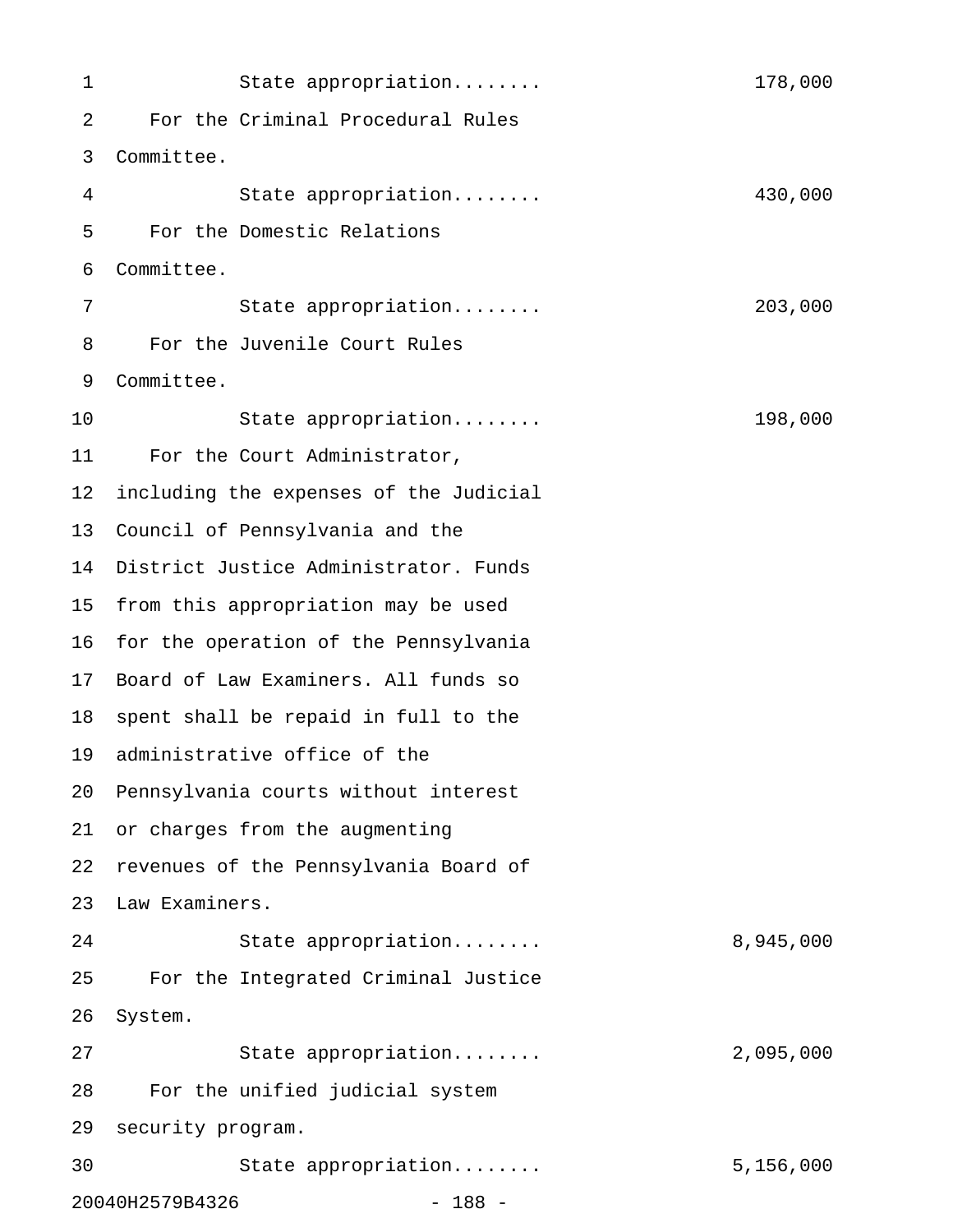State appropriation........ 178,000

For the Criminal Procedural Rules Committee.

State appropriation........ 430,000

For the Domestic Relations Committee.

State appropriation........ 203,000

For the Juvenile Court Rules Committee.

State appropriation........ 198,000

For the Court Administrator, including the expenses of the Judicial Council of Pennsylvania and the District Justice Administrator. Funds from this appropriation may be used for the operation of the Pennsylvania Board of Law Examiners. All funds so spent shall be repaid in full to the administrative office of the Pennsylvania courts without interest or charges from the augmenting revenues of the Pennsylvania Board of Law Examiners.

State appropriation........ 8,945,000

For the Integrated Criminal Justice System.

State appropriation........ 2,095,000

For the unified judicial system security program.

State appropriation........ 5,156,000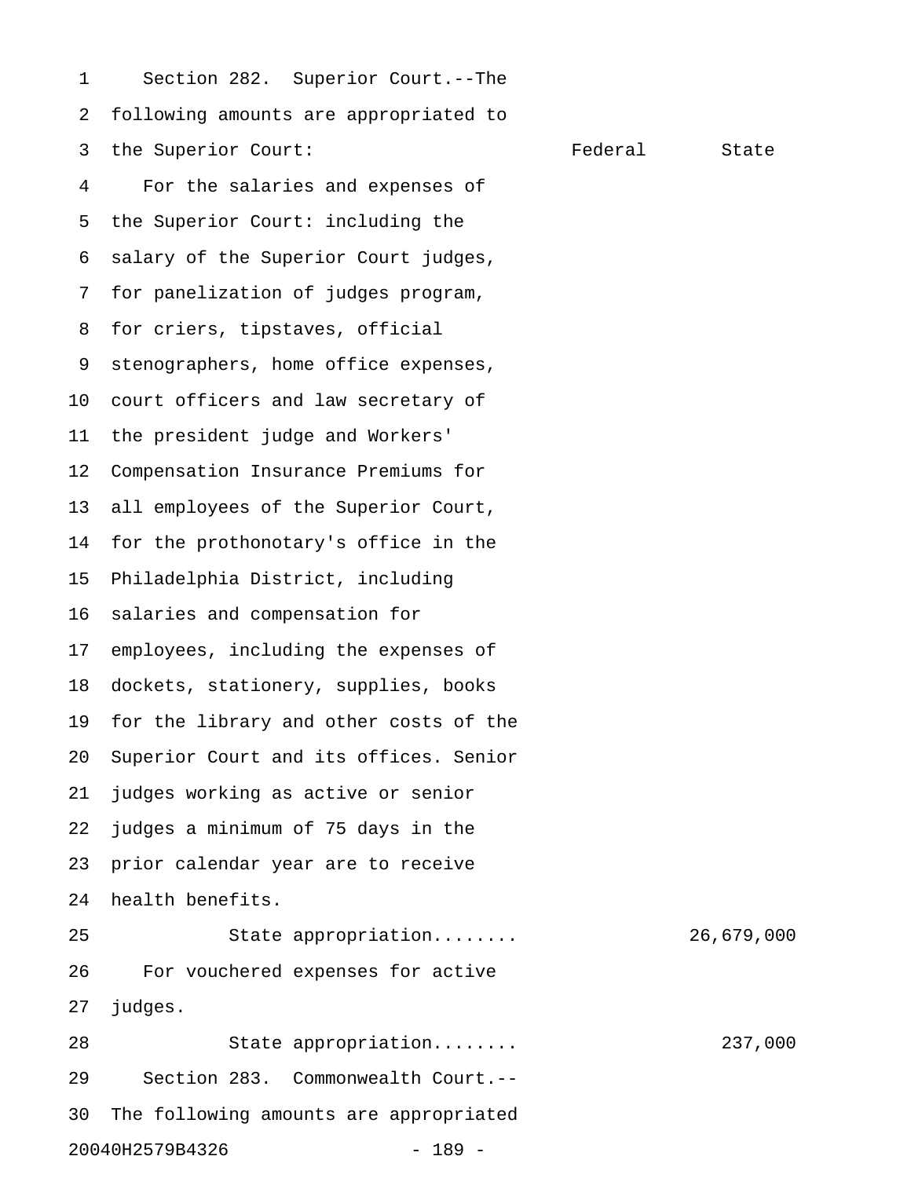Section 282. Superior Court.--The following amounts are appropriated to the Superior Court:

| | Federal | State |
|---|---|---|
| For the salaries and expenses of the Superior Court: including the salary of the Superior Court judges, for panelization of judges program, for criers, tipstaves, official stenographers, home office expenses, court officers and law secretary of the president judge and Workers' Compensation Insurance Premiums for all employees of the Superior Court, for the prothonotary's office in the Philadelphia District, including salaries and compensation for employees, including the expenses of dockets, stationery, supplies, books for the library and other costs of the Superior Court and its offices. Senior judges working as active or senior judges a minimum of 75 days in the prior calendar year are to receive health benefits. | | |
| State appropriation........ | | 26,679,000 |
| For vouchered expenses for active judges. | | |
| State appropriation........ | | 237,000 |

Section 283. Commonwealth Court.--The following amounts are appropriated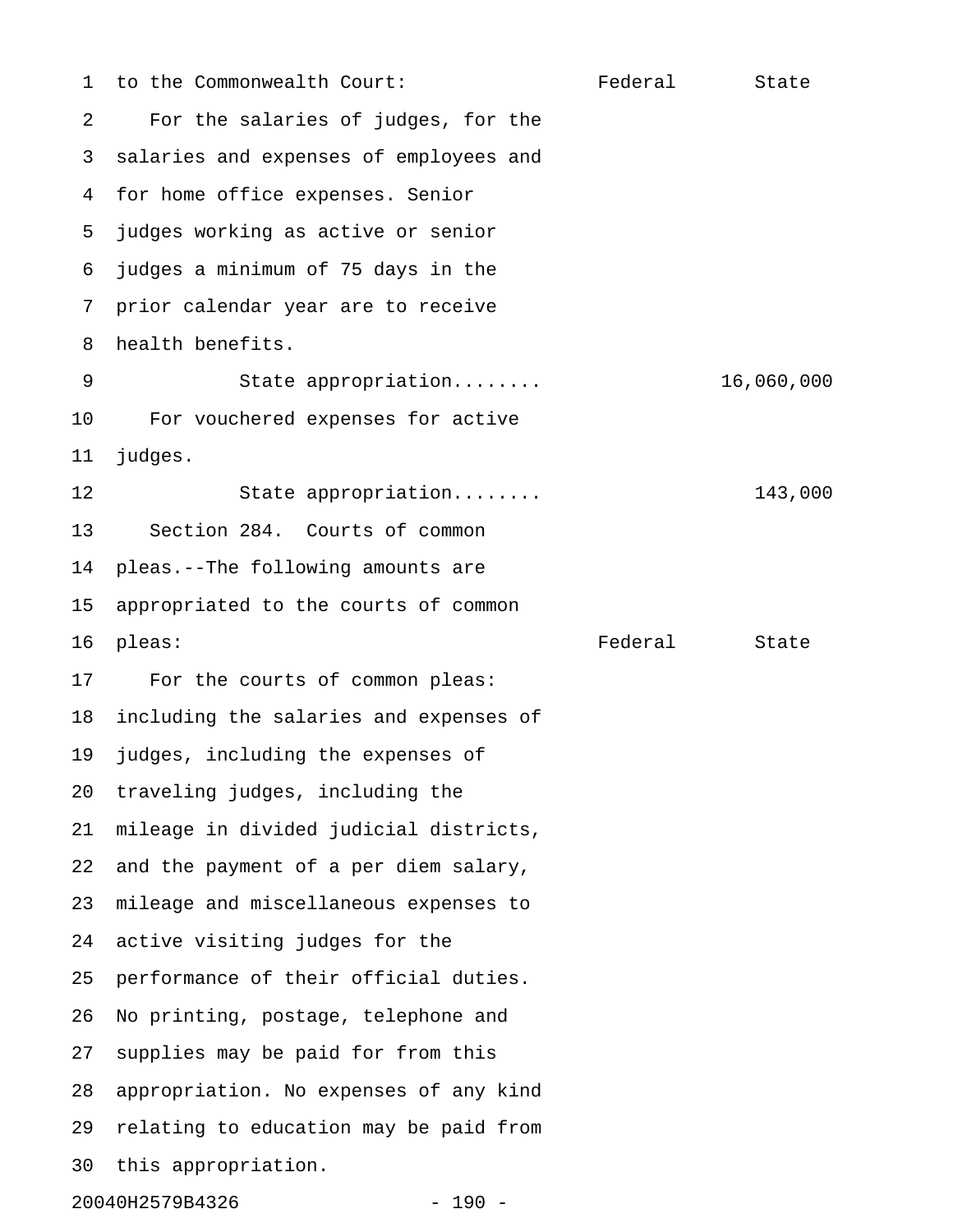to the Commonwealth Court:

| | Federal | State |
|---|---|---|
| For the salaries of judges, for the salaries and expenses of employees and for home office expenses. Senior judges working as active or senior judges a minimum of 75 days in the prior calendar year are to receive health benefits. | | |
| State appropriation........ | | 16,060,000 |
| For vouchered expenses for active judges. | | |
| State appropriation........ | | 143,000 |

Section 284. Courts of common pleas.--The following amounts are appropriated to the courts of common pleas:

| | Federal | State |
|---|---|---|
| For the courts of common pleas: including the salaries and expenses of judges, including the expenses of traveling judges, including the mileage in divided judicial districts, and the payment of a per diem salary, mileage and miscellaneous expenses to active visiting judges for the performance of their official duties. No printing, postage, telephone and supplies may be paid for from this appropriation. No expenses of any kind relating to education may be paid from this appropriation. | | |

20040H2579B4326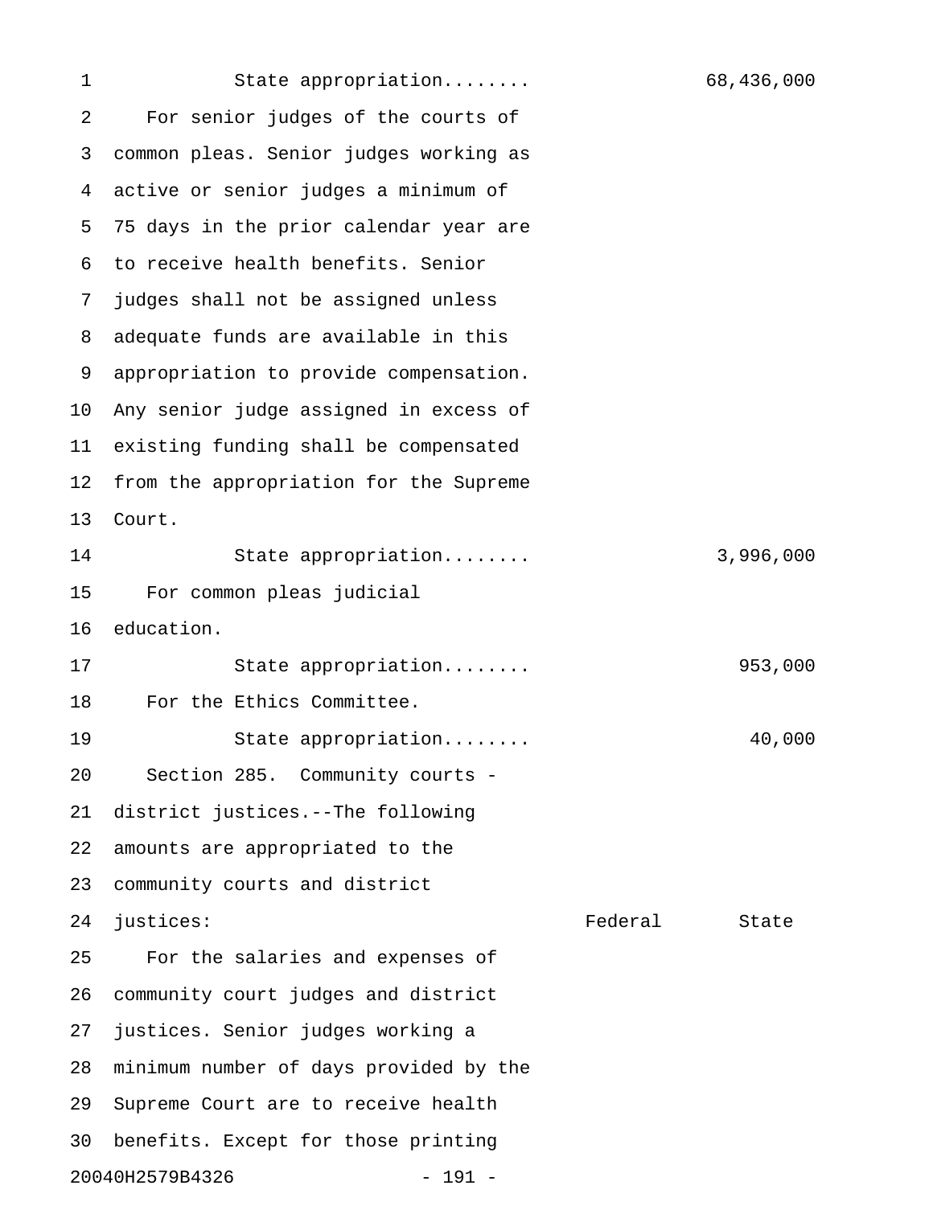State appropriation........ 68,436,000

For senior judges of the courts of common pleas. Senior judges working as active or senior judges a minimum of 75 days in the prior calendar year are to receive health benefits. Senior judges shall not be assigned unless adequate funds are available in this appropriation to provide compensation. Any senior judge assigned in excess of existing funding shall be compensated from the appropriation for the Supreme Court.

State appropriation........ 3,996,000

For common pleas judicial education.

State appropriation........ 953,000

For the Ethics Committee.

State appropriation........ 40,000

Section 285. Community courts - district justices.--The following amounts are appropriated to the community courts and district justices:

| | Federal | State |
|---|---|---|

For the salaries and expenses of community court judges and district justices. Senior judges working a minimum number of days provided by the Supreme Court are to receive health benefits. Except for those printing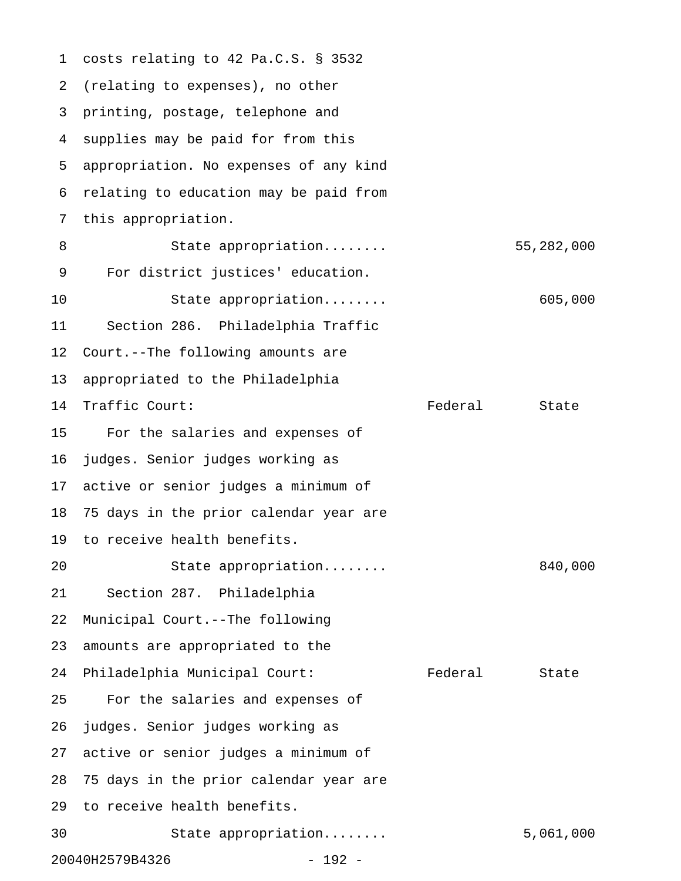costs relating to 42 Pa.C.S. § 3532 (relating to expenses), no other printing, postage, telephone and supplies may be paid for from this appropriation. No expenses of any kind relating to education may be paid from this appropriation.

| | Federal | State |
|---|---|---|
| State appropriation........ | | 55,282,000 |
| For district justices' education. | | |
| State appropriation........ | | 605,000 |

Section 286. Philadelphia Traffic Court.--The following amounts are appropriated to the Philadelphia Traffic Court:

| | Federal | State |
|---|---|---|
| For the salaries and expenses of judges. Senior judges working as active or senior judges a minimum of 75 days in the prior calendar year are to receive health benefits. | | |
| State appropriation........ | | 840,000 |

Section 287. Philadelphia Municipal Court.--The following amounts are appropriated to the Philadelphia Municipal Court:

| | Federal | State |
|---|---|---|
| For the salaries and expenses of judges. Senior judges working as active or senior judges a minimum of 75 days in the prior calendar year are to receive health benefits. | | |
| State appropriation........ | | 5,061,000 |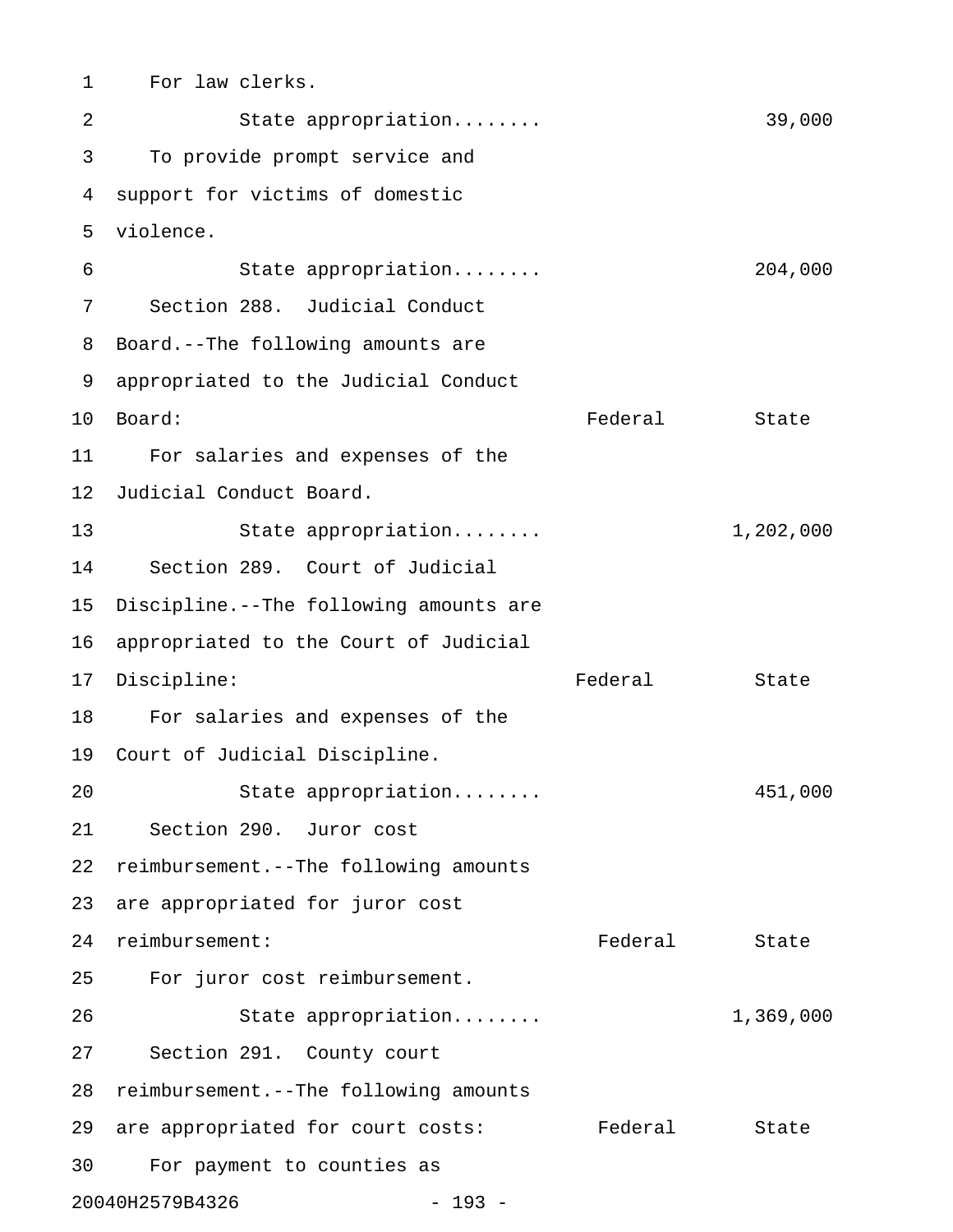For law clerks.

State appropriation........ 39,000

To provide prompt service and support for victims of domestic violence.

State appropriation........ 204,000

Section 288. Judicial Conduct Board.--The following amounts are appropriated to the Judicial Conduct Board:

| | Federal | State |
|---|---|---|
| For salaries and expenses of the Judicial Conduct Board. | | |
| State appropriation........ | | 1,202,000 |

Section 289. Court of Judicial Discipline.--The following amounts are appropriated to the Court of Judicial Discipline:

| | Federal | State |
|---|---|---|
| For salaries and expenses of the Court of Judicial Discipline. | | |
| State appropriation........ | | 451,000 |

Section 290. Juror cost reimbursement.--The following amounts are appropriated for juror cost reimbursement:

| | Federal | State |
|---|---|---|
| For juror cost reimbursement. | | |
| State appropriation........ | | 1,369,000 |

Section 291. County court reimbursement.--The following amounts are appropriated for court costs:

| | Federal | State |
|---|---|---|

For payment to counties as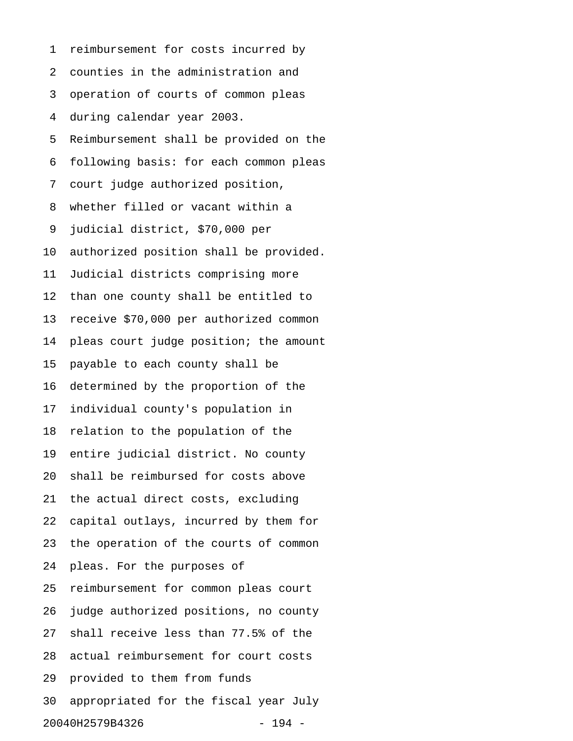reimbursement for costs incurred by counties in the administration and operation of courts of common pleas during calendar year 2003. Reimbursement shall be provided on the following basis: for each common pleas court judge authorized position, whether filled or vacant within a judicial district, $70,000 per authorized position shall be provided. Judicial districts comprising more than one county shall be entitled to receive $70,000 per authorized common pleas court judge position; the amount payable to each county shall be determined by the proportion of the individual county's population in relation to the population of the entire judicial district. No county shall be reimbursed for costs above the actual direct costs, excluding capital outlays, incurred by them for the operation of the courts of common pleas. For the purposes of reimbursement for common pleas court judge authorized positions, no county shall receive less than 77.5% of the actual reimbursement for court costs provided to them from funds appropriated for the fiscal year July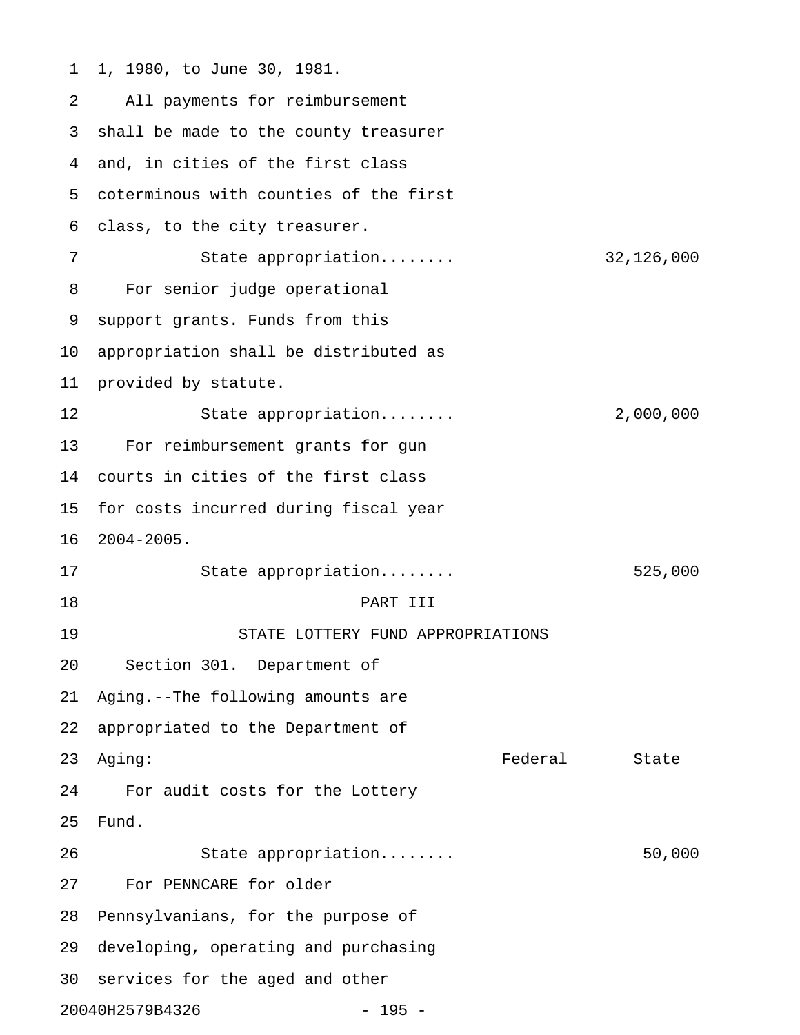1, 1980, to June 30, 1981.

All payments for reimbursement shall be made to the county treasurer and, in cities of the first class coterminous with counties of the first class, to the city treasurer.

State appropriation........ 32,126,000

For senior judge operational support grants. Funds from this appropriation shall be distributed as provided by statute.

State appropriation........ 2,000,000

For reimbursement grants for gun courts in cities of the first class for costs incurred during fiscal year 2004-2005.

State appropriation........ 525,000

# PART III

## STATE LOTTERY FUND APPROPRIATIONS

Section 301. Department of Aging.--The following amounts are appropriated to the Department of Aging:

| | Federal | State |
|---|---|---|
| For audit costs for the Lottery Fund. | | |
| State appropriation........ | | 50,000 |

For PENNCARE for older Pennsylvanians, for the purpose of developing, operating and purchasing services for the aged and other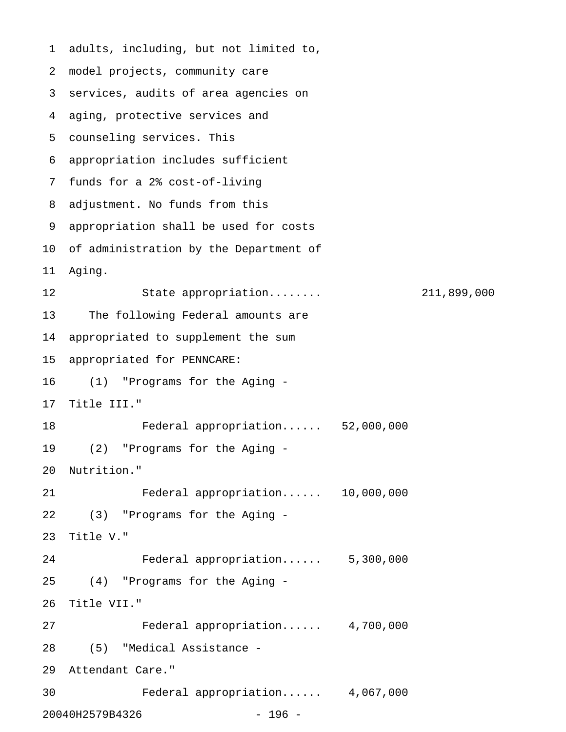adults, including, but not limited to, model projects, community care services, audits of area agencies on aging, protective services and counseling services. This appropriation includes sufficient funds for a 2% cost-of-living adjustment. No funds from this appropriation shall be used for costs of administration by the Department of Aging.

State appropriation........ 211,899,000

The following Federal amounts are appropriated to supplement the sum appropriated for PENNCARE:

(1) "Programs for the Aging - Title III."

Federal appropriation...... 52,000,000

(2) "Programs for the Aging - Nutrition."

Federal appropriation...... 10,000,000

(3) "Programs for the Aging - Title V."

Federal appropriation...... 5,300,000

(4) "Programs for the Aging - Title VII."

Federal appropriation...... 4,700,000

(5) "Medical Assistance - Attendant Care."

Federal appropriation...... 4,067,000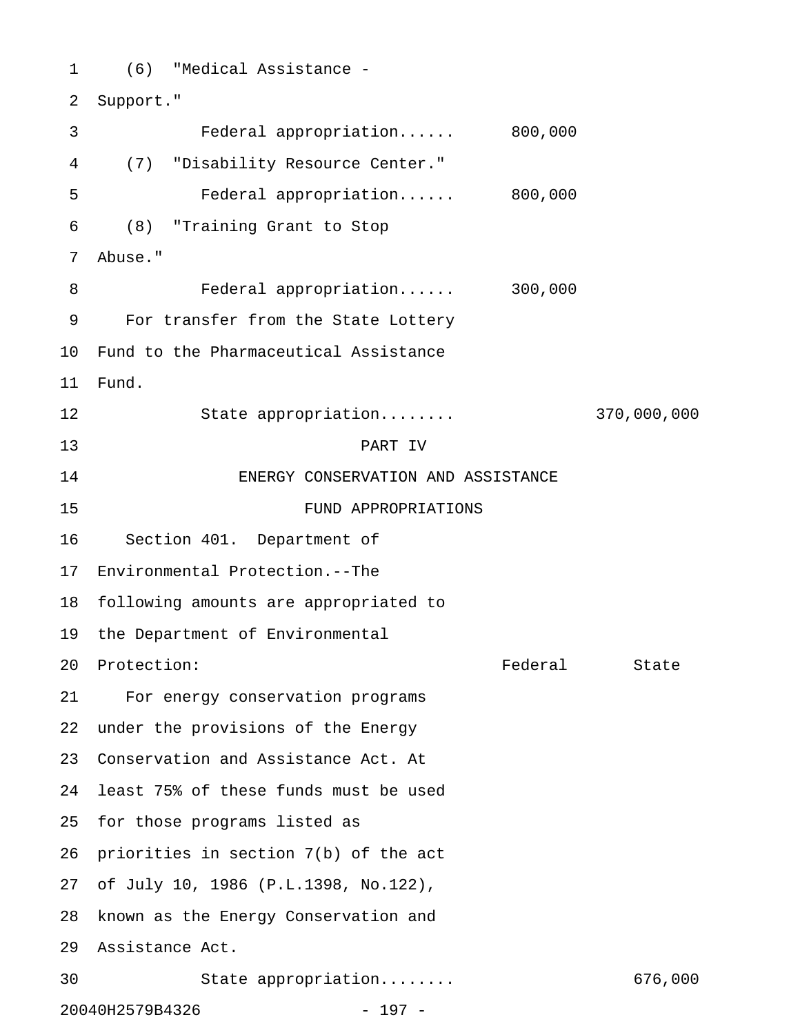(6) "Medical Assistance - Support."

Federal appropriation...... 800,000

(7) "Disability Resource Center."

Federal appropriation...... 800,000

(8) "Training Grant to Stop Abuse."

Federal appropriation...... 300,000

For transfer from the State Lottery Fund to the Pharmaceutical Assistance Fund.

State appropriation........ 370,000,000

## PART IV

## ENERGY CONSERVATION AND ASSISTANCE FUND APPROPRIATIONS

Section 401. Department of Environmental Protection.--The following amounts are appropriated to the Department of Environmental Protection:

| | Federal | State |
|---|---|---|
| For energy conservation programs under the provisions of the Energy Conservation and Assistance Act. At least 75% of these funds must be used for those programs listed as priorities in section 7(b) of the act of July 10, 1986 (P.L.1398, No.122), known as the Energy Conservation and Assistance Act. | | |
| State appropriation........ | | 676,000 |

20040H2579B4326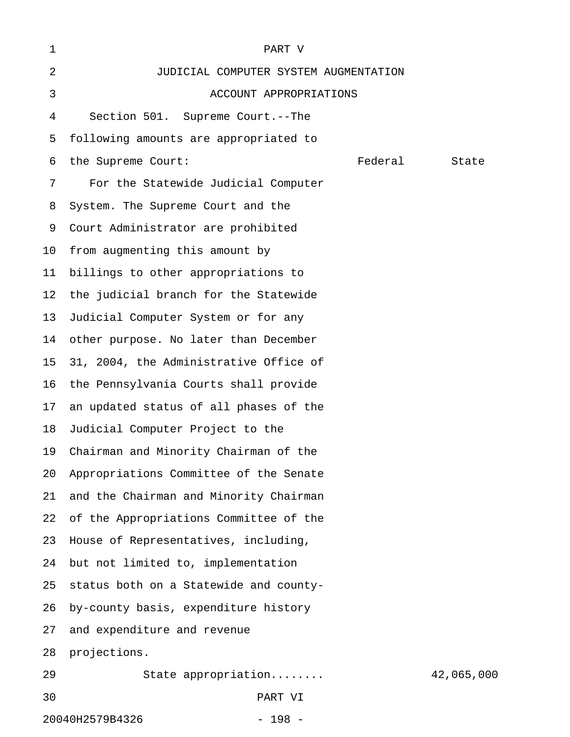# PART V

## JUDICIAL COMPUTER SYSTEM AUGMENTATION ACCOUNT APPROPRIATIONS

Section 501. Supreme Court.--The following amounts are appropriated to the Supreme Court:

| | Federal | State |
|---|---|---|
| For the Statewide Judicial Computer System. The Supreme Court and the Court Administrator are prohibited from augmenting this amount by billings to other appropriations to the judicial branch for the Statewide Judicial Computer System or for any other purpose. No later than December 31, 2004, the Administrative Office of the Pennsylvania Courts shall provide an updated status of all phases of the Judicial Computer Project to the Chairman and Minority Chairman of the Appropriations Committee of the Senate and the Chairman and Minority Chairman of the Appropriations Committee of the House of Representatives, including, but not limited to, implementation status both on a Statewide and county-by-county basis, expenditure history and expenditure and revenue projections. | | |
| State appropriation........ | | 42,065,000 |

# PART VI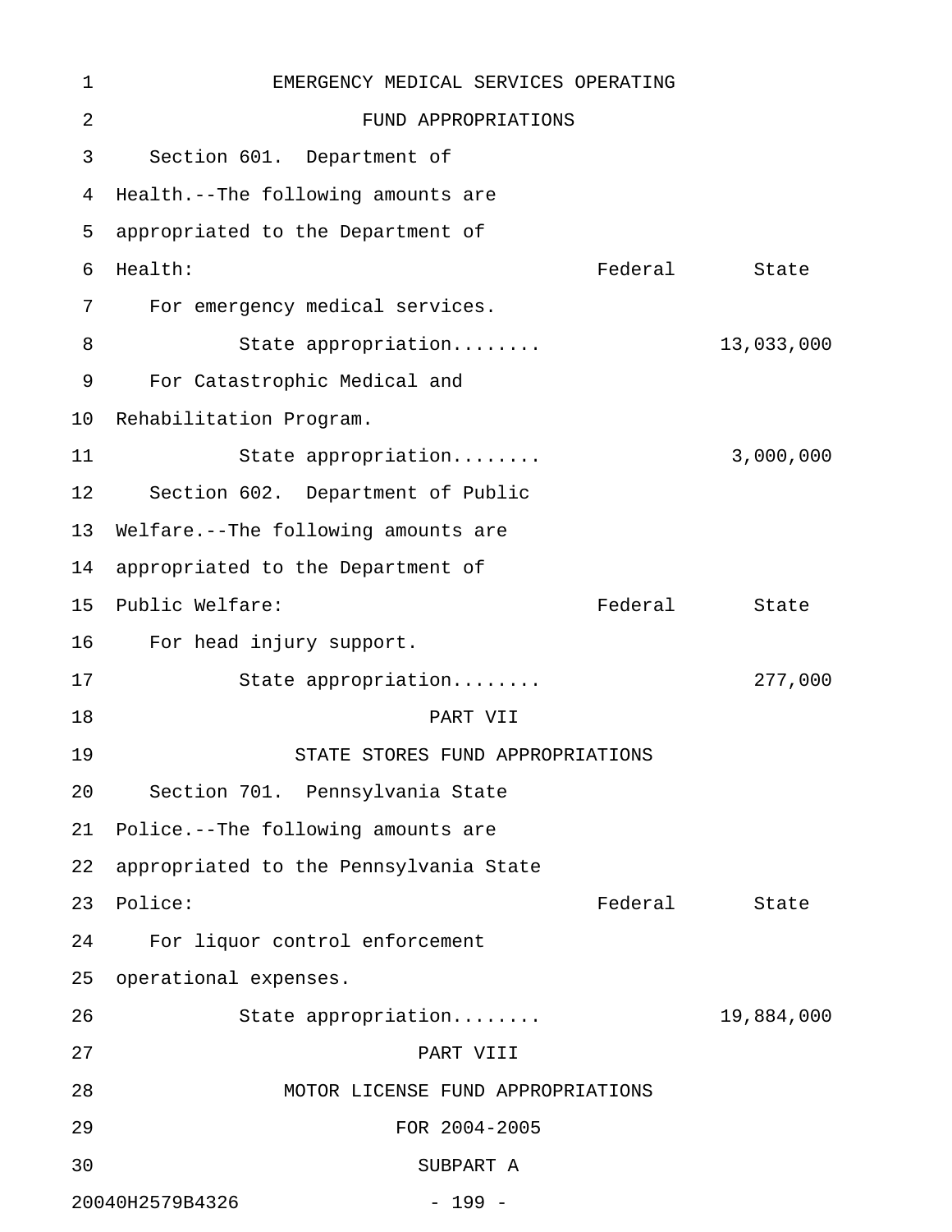## EMERGENCY MEDICAL SERVICES OPERATING FUND APPROPRIATIONS

Section 601. Department of Health.--The following amounts are appropriated to the Department of Health:

| | Federal | State |
|---|---|---|
| For emergency medical services. | | |
| State appropriation........ | | 13,033,000 |
| For Catastrophic Medical and Rehabilitation Program. | | |
| State appropriation........ | | 3,000,000 |

Section 602. Department of Public Welfare.--The following amounts are appropriated to the Department of Public Welfare:

| | Federal | State |
|---|---|---|
| For head injury support. | | |
| State appropriation........ | | 277,000 |

# PART VII

## STATE STORES FUND APPROPRIATIONS

Section 701. Pennsylvania State Police.--The following amounts are appropriated to the Pennsylvania State Police:

| | Federal | State |
|---|---|---|
| For liquor control enforcement operational expenses. | | |
| State appropriation........ | | 19,884,000 |

# PART VIII

## MOTOR LICENSE FUND APPROPRIATIONS FOR 2004-2005

### SUBPART A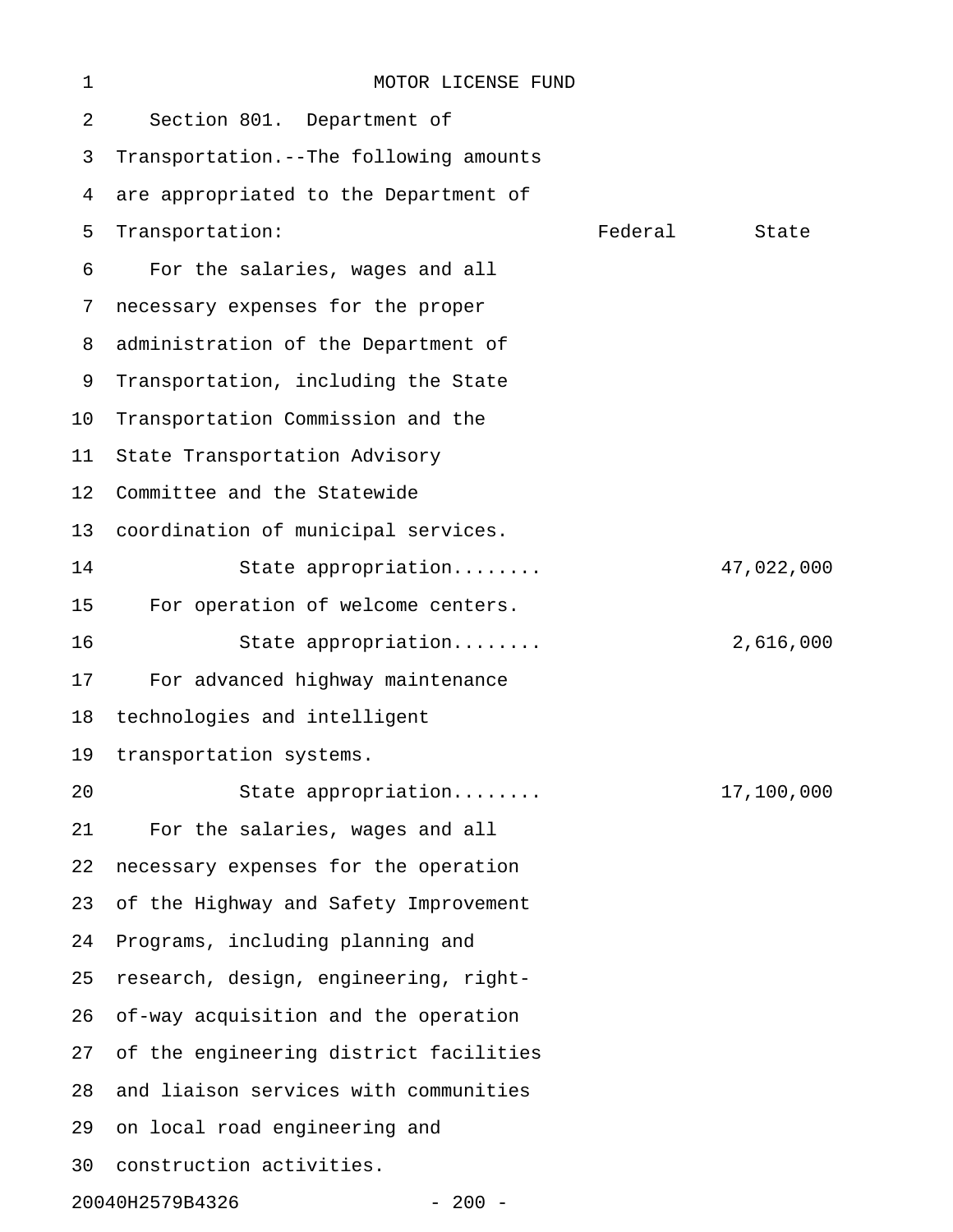# MOTOR LICENSE FUND

Section 801. Department of Transportation.--The following amounts are appropriated to the Department of Transportation:

| | Federal | State |
|---|---|---|
| For the salaries, wages and all necessary expenses for the proper administration of the Department of Transportation, including the State Transportation Commission and the State Transportation Advisory Committee and the Statewide coordination of municipal services. | | |
| State appropriation........ | | 47,022,000 |
| For operation of welcome centers. | | |
| State appropriation........ | | 2,616,000 |
| For advanced highway maintenance technologies and intelligent transportation systems. | | |
| State appropriation........ | | 17,100,000 |
| For the salaries, wages and all necessary expenses for the operation of the Highway and Safety Improvement Programs, including planning and research, design, engineering, right-of-way acquisition and the operation of the engineering district facilities and liaison services with communities on local road engineering and construction activities. | | |

20040H2579B4326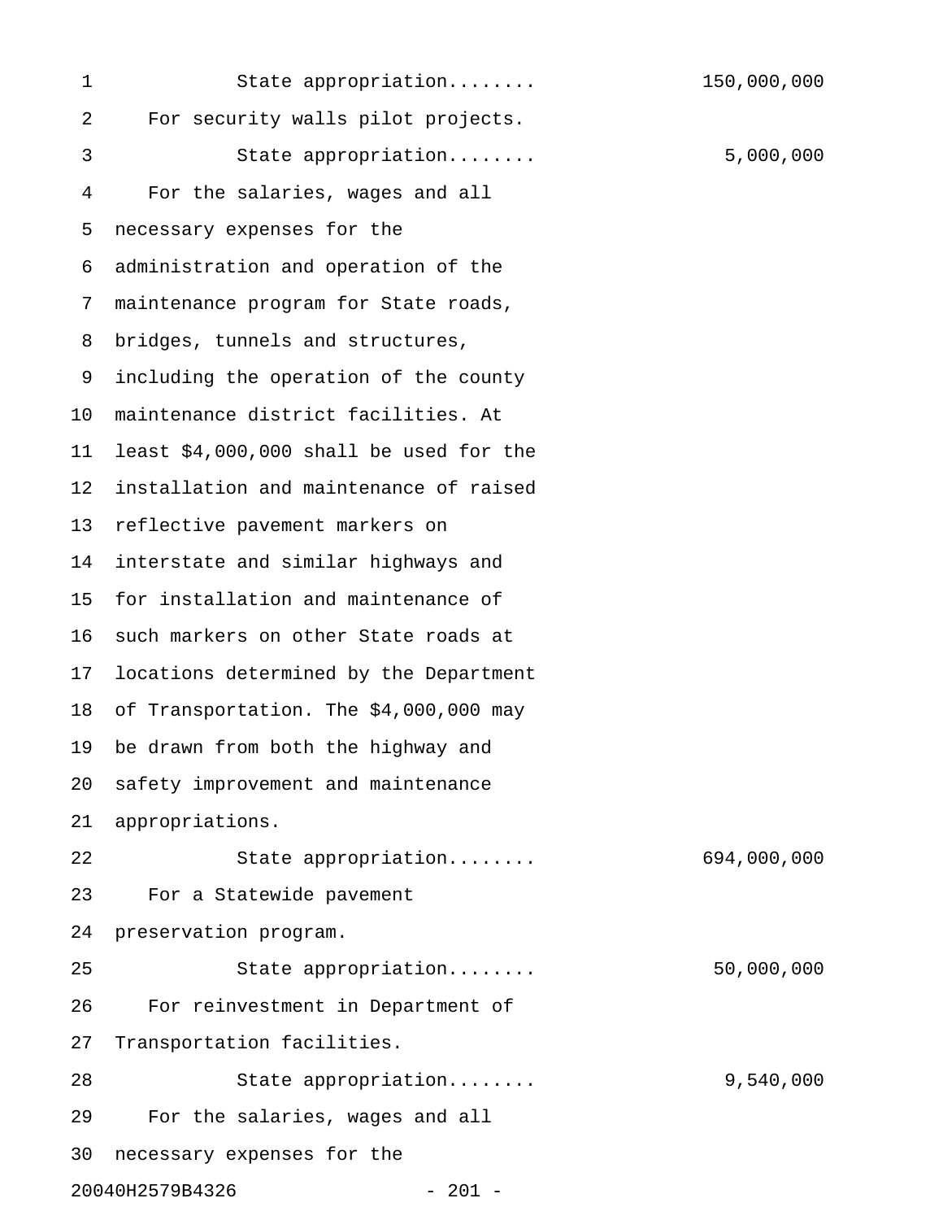State appropriation........ 150,000,000

For security walls pilot projects.

State appropriation........ 5,000,000

For the salaries, wages and all necessary expenses for the administration and operation of the maintenance program for State roads, bridges, tunnels and structures, including the operation of the county maintenance district facilities. At least $4,000,000 shall be used for the installation and maintenance of raised reflective pavement markers on interstate and similar highways and for installation and maintenance of such markers on other State roads at locations determined by the Department of Transportation. The $4,000,000 may be drawn from both the highway and safety improvement and maintenance appropriations.

State appropriation........ 694,000,000

For a Statewide pavement preservation program.

State appropriation........ 50,000,000

For reinvestment in Department of Transportation facilities.

State appropriation........ 9,540,000

For the salaries, wages and all necessary expenses for the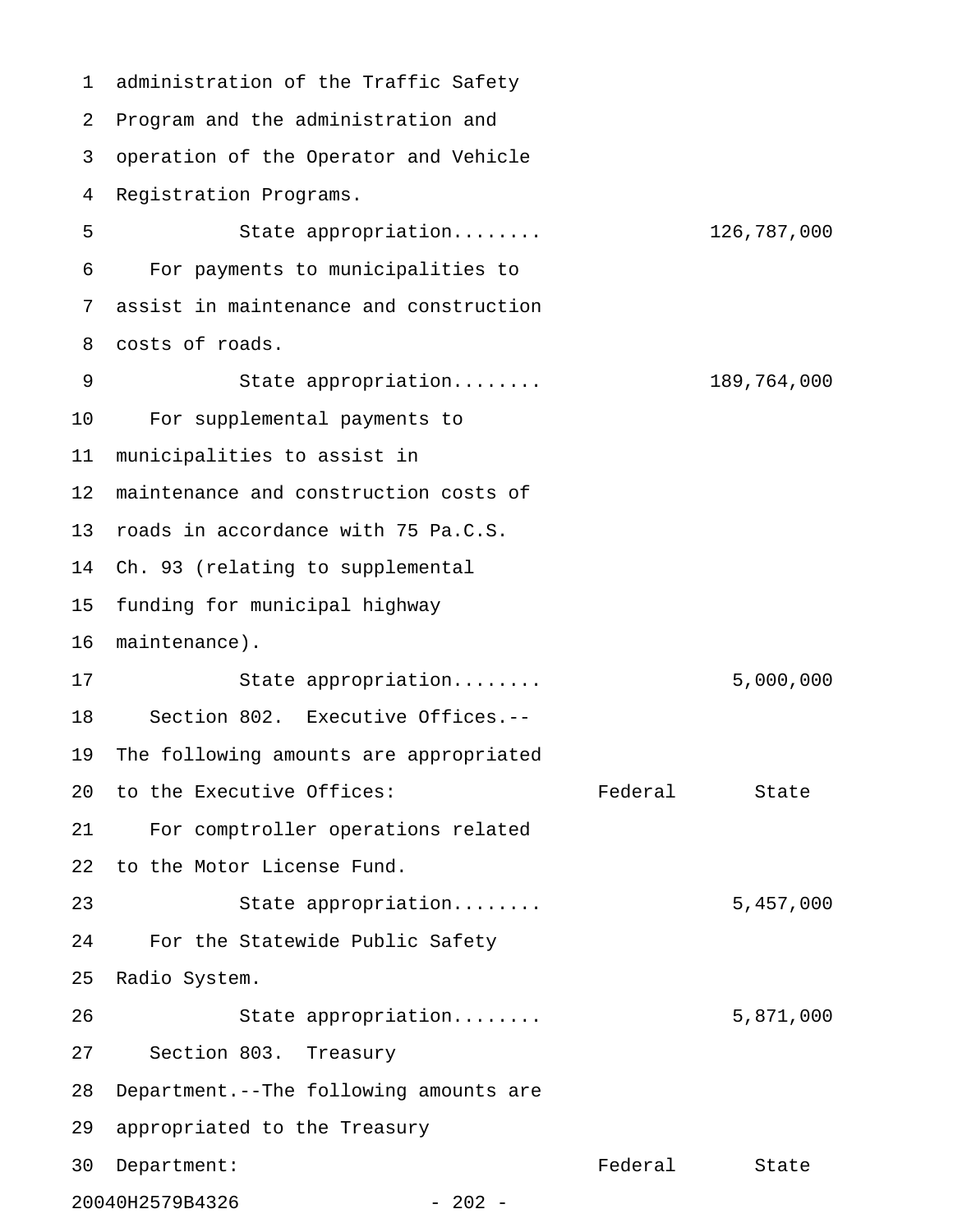administration of the Traffic Safety Program and the administration and operation of the Operator and Vehicle Registration Programs.

| | Federal | State |
|---|---|---|
| State appropriation........ | | 126,787,000 |

For payments to municipalities to assist in maintenance and construction costs of roads.

| | Federal | State |
|---|---|---|
| State appropriation........ | | 189,764,000 |

For supplemental payments to municipalities to assist in maintenance and construction costs of roads in accordance with 75 Pa.C.S. Ch. 93 (relating to supplemental funding for municipal highway maintenance).

| | Federal | State |
|---|---|---|
| State appropriation........ | | 5,000,000 |

Section 802. Executive Offices.--The following amounts are appropriated to the Executive Offices:

| | Federal | State |
|---|---|---|
| For comptroller operations related to the Motor License Fund. | | |
| State appropriation........ | | 5,457,000 |
| For the Statewide Public Safety Radio System. | | |
| State appropriation........ | | 5,871,000 |

Section 803. Treasury Department.--The following amounts are appropriated to the Treasury Department:

| | Federal | State |
|---|---|---|

20040H2579B4326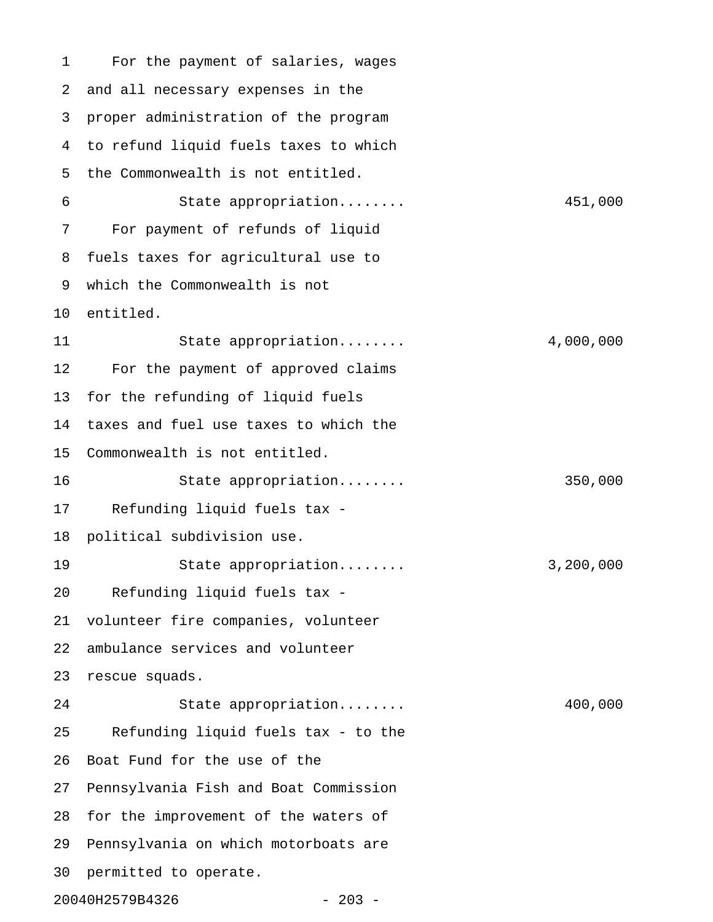For the payment of salaries, wages and all necessary expenses in the proper administration of the program to refund liquid fuels taxes to which the Commonwealth is not entitled.

State appropriation........ 451,000

For payment of refunds of liquid fuels taxes for agricultural use to which the Commonwealth is not entitled.

State appropriation........ 4,000,000

For the payment of approved claims for the refunding of liquid fuels taxes and fuel use taxes to which the Commonwealth is not entitled.

State appropriation........ 350,000

Refunding liquid fuels tax - political subdivision use.

State appropriation........ 3,200,000

Refunding liquid fuels tax - volunteer fire companies, volunteer ambulance services and volunteer rescue squads.

State appropriation........ 400,000

Refunding liquid fuels tax - to the Boat Fund for the use of the Pennsylvania Fish and Boat Commission for the improvement of the waters of Pennsylvania on which motorboats are permitted to operate.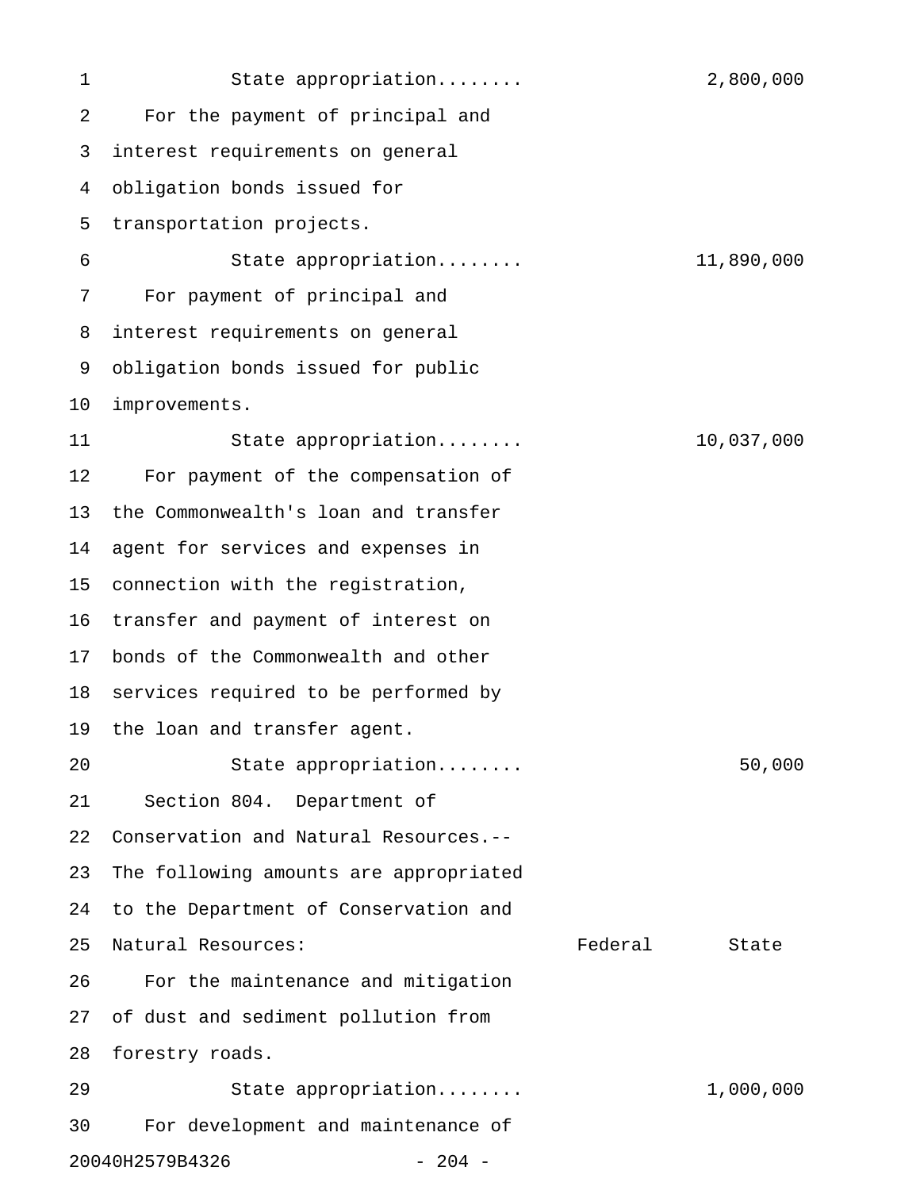State appropriation........ 2,800,000

For the payment of principal and interest requirements on general obligation bonds issued for transportation projects.

State appropriation........ 11,890,000

For payment of principal and interest requirements on general obligation bonds issued for public improvements.

State appropriation........ 10,037,000

For payment of the compensation of the Commonwealth's loan and transfer agent for services and expenses in connection with the registration, transfer and payment of interest on bonds of the Commonwealth and other services required to be performed by the loan and transfer agent.

State appropriation........ 50,000

Section 804. Department of Conservation and Natural Resources.--The following amounts are appropriated to the Department of Conservation and Natural Resources:

| | Federal | State |
|---|---|---|
| For the maintenance and mitigation of dust and sediment pollution from forestry roads. | | |
| State appropriation........ | | 1,000,000 |

For development and maintenance of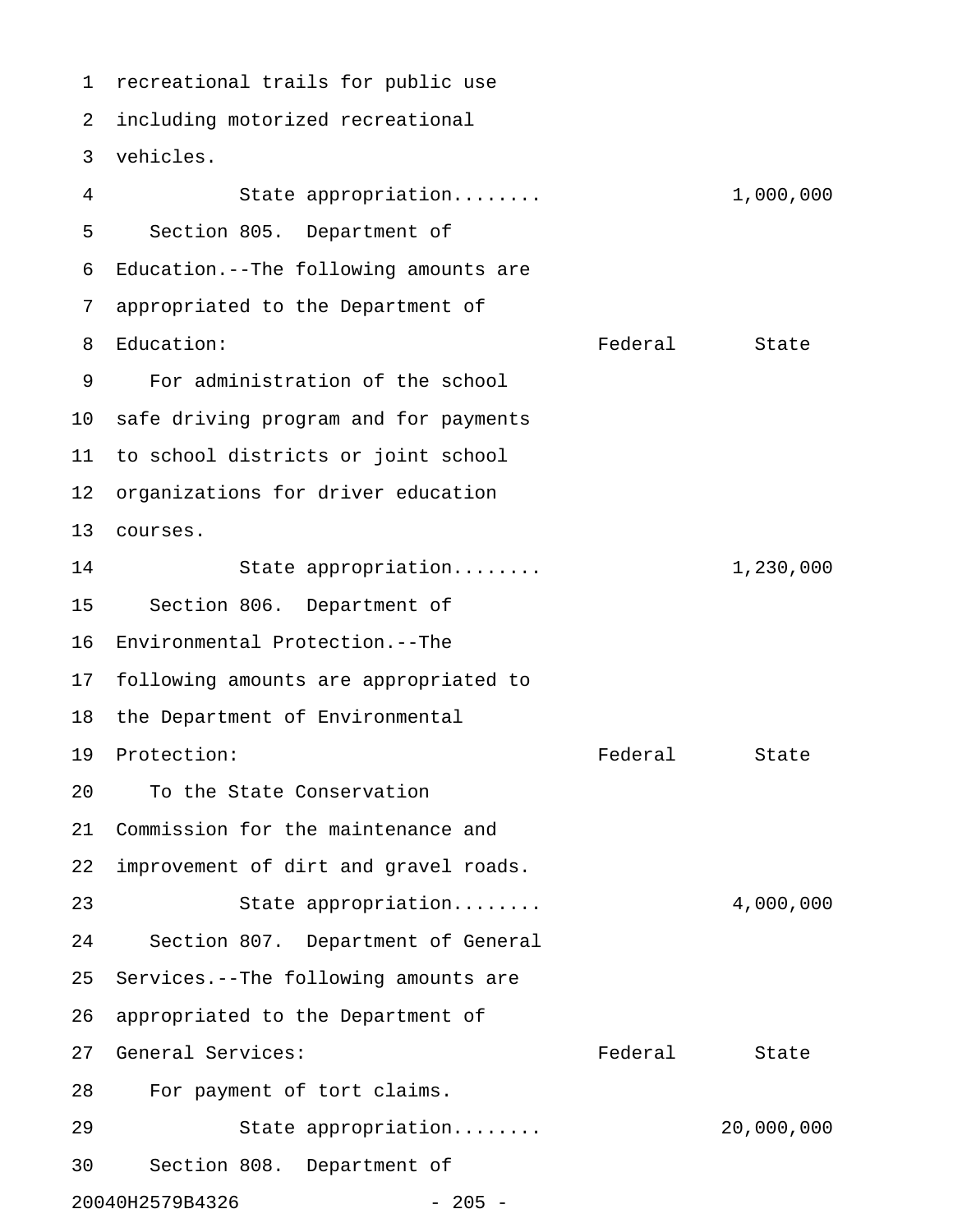recreational trails for public use including motorized recreational vehicles.

| | Federal | State |
|---|---|---|
| State appropriation........ | | 1,000,000 |

Section 805. Department of Education.--The following amounts are appropriated to the Department of Education:

| | Federal | State |
|---|---|---|
| For administration of the school safe driving program and for payments to school districts or joint school organizations for driver education courses. | | |
| State appropriation........ | | 1,230,000 |

Section 806. Department of Environmental Protection.--The following amounts are appropriated to the Department of Environmental Protection:

| | Federal | State |
|---|---|---|
| To the State Conservation Commission for the maintenance and improvement of dirt and gravel roads. | | |
| State appropriation........ | | 4,000,000 |

Section 807. Department of General Services.--The following amounts are appropriated to the Department of General Services:

| | Federal | State |
|---|---|---|
| For payment of tort claims. | | |
| State appropriation........ | | 20,000,000 |

Section 808. Department of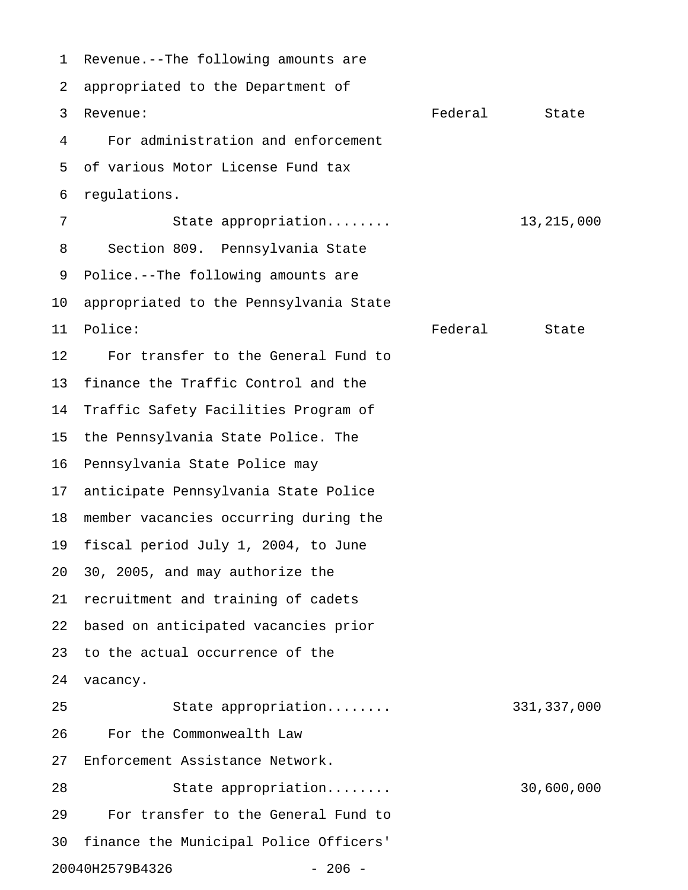Revenue.--The following amounts are appropriated to the Department of Revenue:

| | Federal | State |
|---|---|---|
| For administration and enforcement of various Motor License Fund tax regulations. | | |
| State appropriation........ | | 13,215,000 |

Section 809. Pennsylvania State Police.--The following amounts are appropriated to the Pennsylvania State Police:

| | Federal | State |
|---|---|---|
| For transfer to the General Fund to finance the Traffic Control and the Traffic Safety Facilities Program of the Pennsylvania State Police. The Pennsylvania State Police may anticipate Pennsylvania State Police member vacancies occurring during the fiscal period July 1, 2004, to June 30, 2005, and may authorize the recruitment and training of cadets based on anticipated vacancies prior to the actual occurrence of the vacancy. | | |
| State appropriation........ | | 331,337,000 |
| For the Commonwealth Law Enforcement Assistance Network. | | |
| State appropriation........ | | 30,600,000 |
| For transfer to the General Fund to finance the Municipal Police Officers' | | |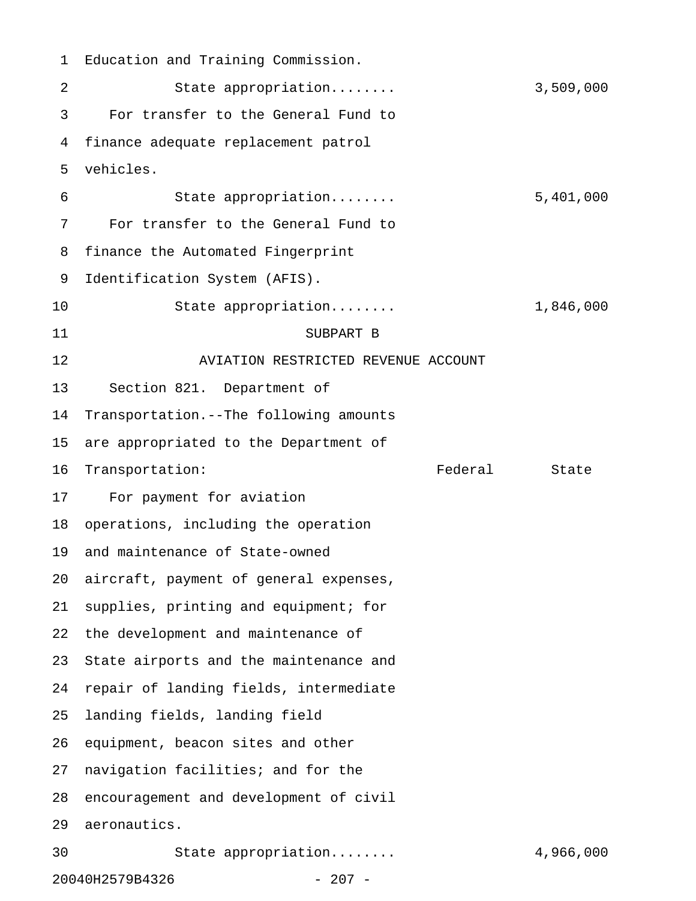Education and Training Commission.

State appropriation........ 3,509,000

For transfer to the General Fund to finance adequate replacement patrol vehicles.

State appropriation........ 5,401,000

For transfer to the General Fund to finance the Automated Fingerprint Identification System (AFIS).

State appropriation........ 1,846,000

SUBPART B

AVIATION RESTRICTED REVENUE ACCOUNT

Section 821. Department of Transportation.--The following amounts are appropriated to the Department of Transportation:

| | Federal | State |
|---|---|---|
| For payment for aviation operations, including the operation and maintenance of State-owned aircraft, payment of general expenses, supplies, printing and equipment; for the development and maintenance of State airports and the maintenance and repair of landing fields, intermediate landing fields, landing field equipment, beacon sites and other navigation facilities; and for the encouragement and development of civil aeronautics. | | |
| State appropriation........ | | 4,966,000 |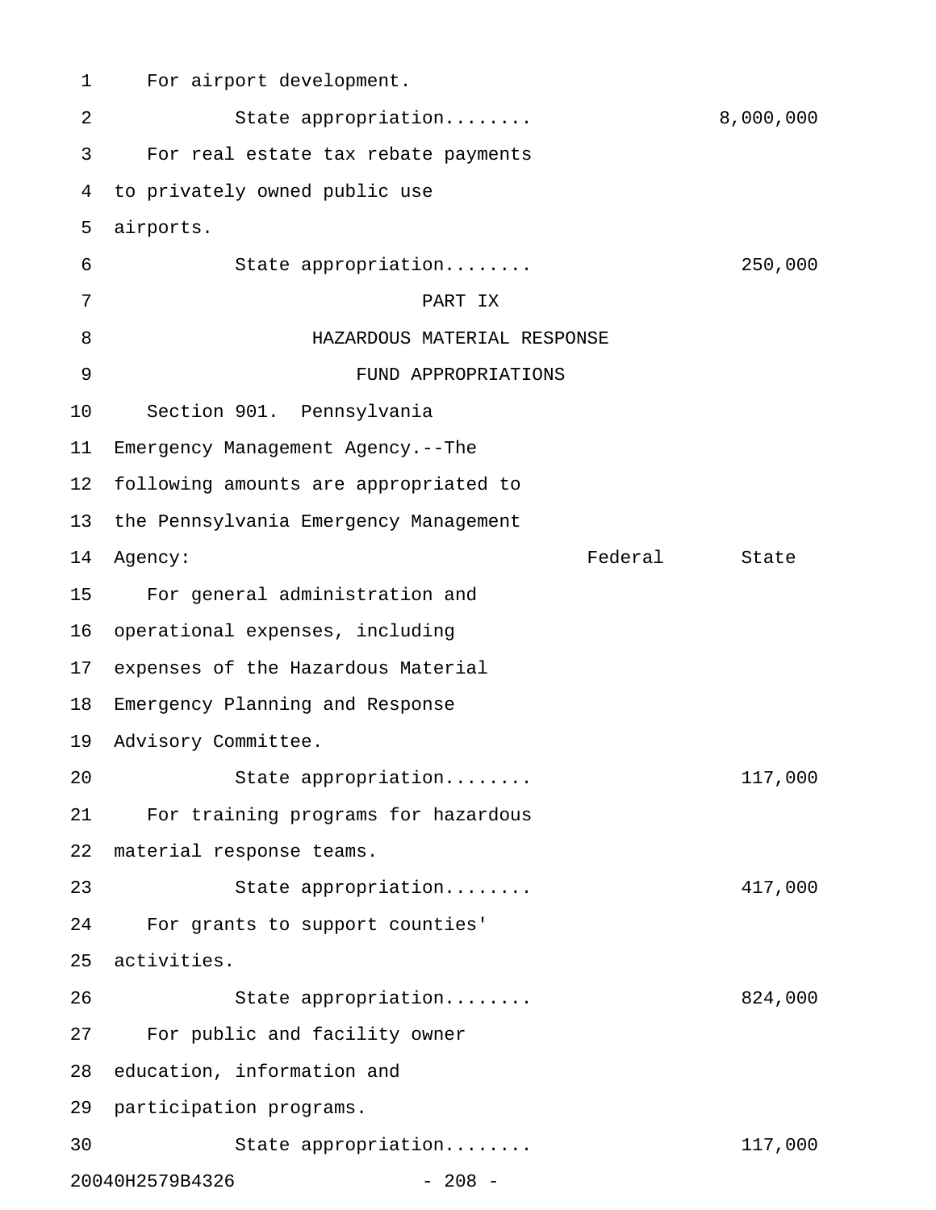For airport development.

State appropriation........ 8,000,000

For real estate tax rebate payments to privately owned public use airports.

State appropriation........ 250,000

# PART IX
# HAZARDOUS MATERIAL RESPONSE FUND APPROPRIATIONS

Section 901. Pennsylvania Emergency Management Agency.--The following amounts are appropriated to the Pennsylvania Emergency Management Agency:

| | Federal | State |
|---|---|---|
| For general administration and operational expenses, including expenses of the Hazardous Material Emergency Planning and Response Advisory Committee. | | |
| State appropriation........ | | 117,000 |
| For training programs for hazardous material response teams. | | |
| State appropriation........ | | 417,000 |
| For grants to support counties' activities. | | |
| State appropriation........ | | 824,000 |
| For public and facility owner education, information and participation programs. | | |
| State appropriation........ | | 117,000 |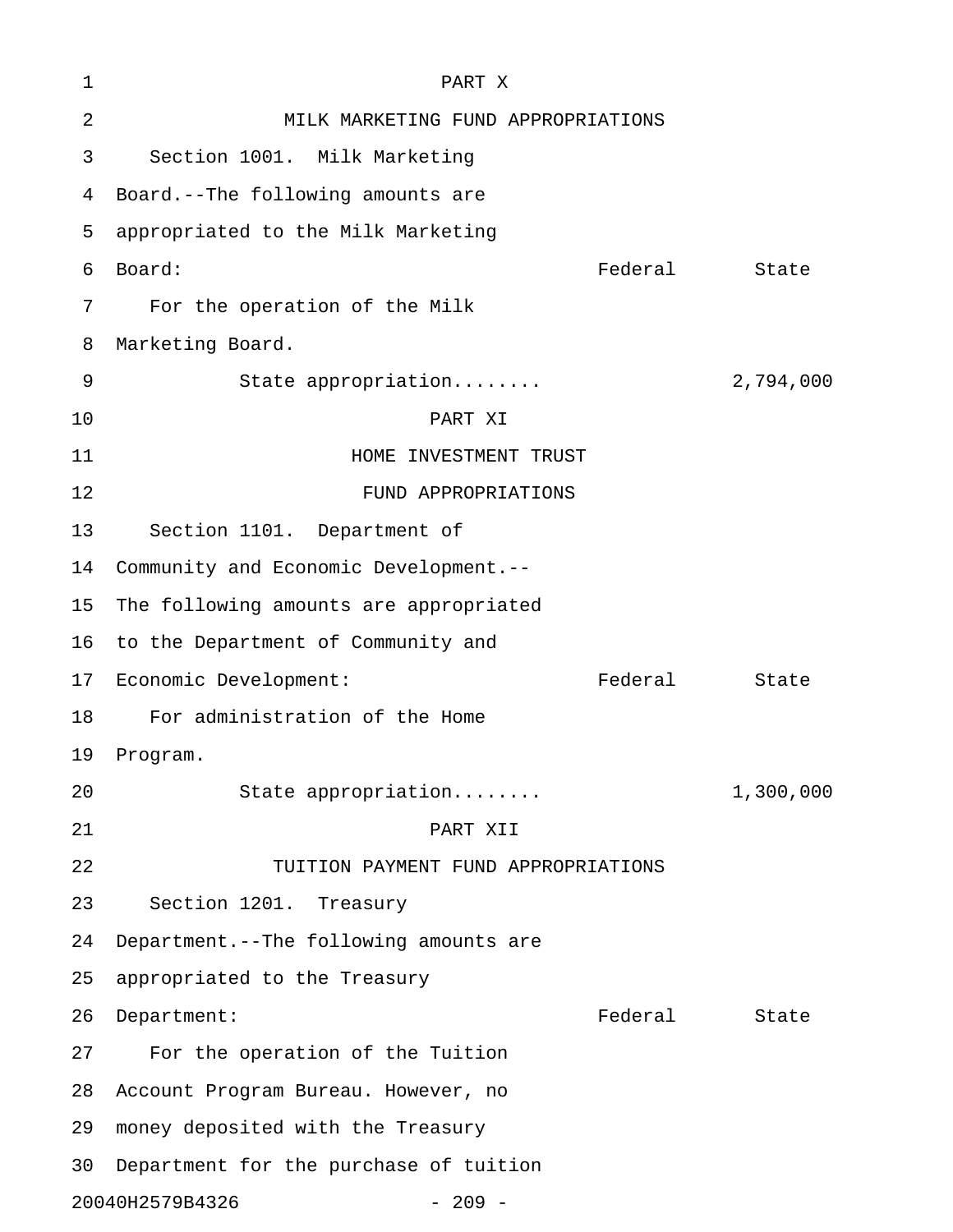PART X

MILK MARKETING FUND APPROPRIATIONS

Section 1001. Milk Marketing Board.--The following amounts are appropriated to the Milk Marketing Board:

| | Federal | State |
|---|---|---|
| For the operation of the Milk Marketing Board. | | |
| State appropriation........ | | 2,794,000 |

PART XI

HOME INVESTMENT TRUST FUND APPROPRIATIONS

Section 1101. Department of Community and Economic Development.--The following amounts are appropriated to the Department of Community and Economic Development:

| | Federal | State |
|---|---|---|
| For administration of the Home Program. | | |
| State appropriation........ | | 1,300,000 |

PART XII

TUITION PAYMENT FUND APPROPRIATIONS

Section 1201. Treasury Department.--The following amounts are appropriated to the Treasury Department:

| | Federal | State |
|---|---|---|

For the operation of the Tuition Account Program Bureau. However, no money deposited with the Treasury Department for the purchase of tuition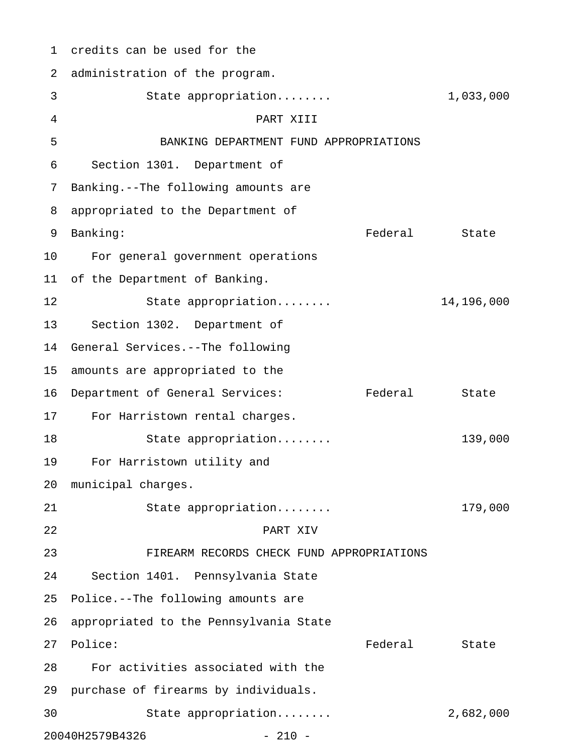credits can be used for the administration of the program.

| | Federal | State |
|---|---|---|
| State appropriation........ | | 1,033,000 |

## PART XIII

## BANKING DEPARTMENT FUND APPROPRIATIONS

Section 1301. Department of Banking.--The following amounts are appropriated to the Department of Banking:

| | Federal | State |
|---|---|---|
| For general government operations of the Department of Banking. | | |
| State appropriation........ | | 14,196,000 |

Section 1302. Department of General Services.--The following amounts are appropriated to the Department of General Services:

| | Federal | State |
|---|---|---|
| For Harristown rental charges. | | |
| State appropriation........ | | 139,000 |
| For Harristown utility and municipal charges. | | |
| State appropriation........ | | 179,000 |

## PART XIV

## FIREARM RECORDS CHECK FUND APPROPRIATIONS

Section 1401. Pennsylvania State Police.--The following amounts are appropriated to the Pennsylvania State Police:

| | Federal | State |
|---|---|---|
| For activities associated with the purchase of firearms by individuals. | | |
| State appropriation........ | | 2,682,000 |

20040H2579B4326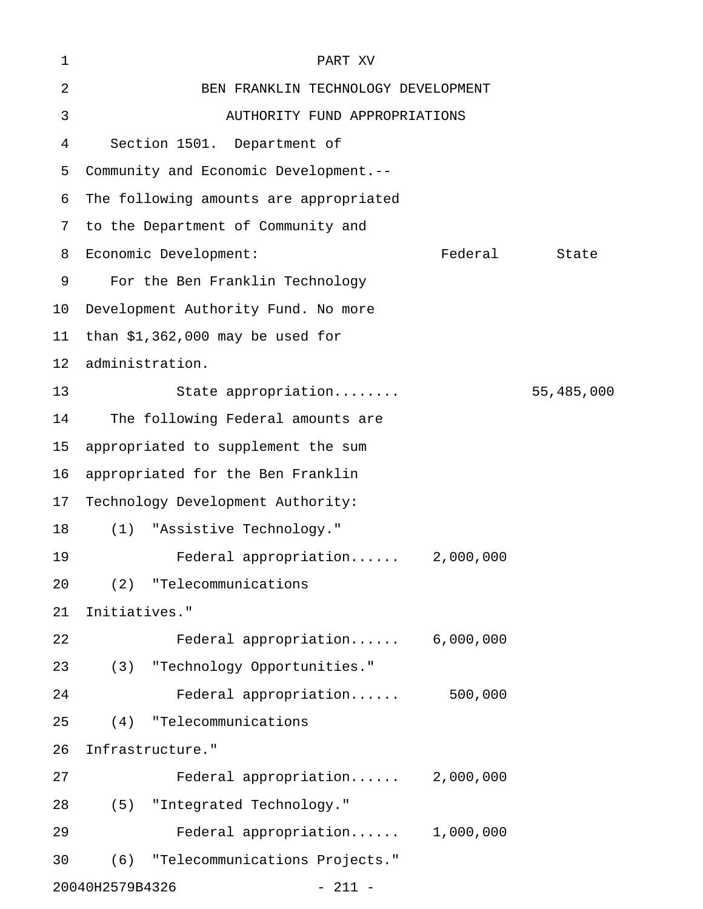# PART XV

## BEN FRANKLIN TECHNOLOGY DEVELOPMENT AUTHORITY FUND APPROPRIATIONS

Section 1501. Department of Community and Economic Development.--The following amounts are appropriated to the Department of Community and Economic Development:

| | Federal | State |
|---|---|---|
| For the Ben Franklin Technology Development Authority Fund. No more than $1,362,000 may be used for administration. | | |
| State appropriation........ | | 55,485,000 |
| The following Federal amounts are appropriated to supplement the sum appropriated for the Ben Franklin Technology Development Authority: | | |
| (1) "Assistive Technology." | | |
| Federal appropriation...... | 2,000,000 | |
| (2) "Telecommunications Initiatives." | | |
| Federal appropriation...... | 6,000,000 | |
| (3) "Technology Opportunities." | | |
| Federal appropriation...... | 500,000 | |
| (4) "Telecommunications Infrastructure." | | |
| Federal appropriation...... | 2,000,000 | |
| (5) "Integrated Technology." | | |
| Federal appropriation...... | 1,000,000 | |
| (6) "Telecommunications Projects." | | |

20040H2579B4326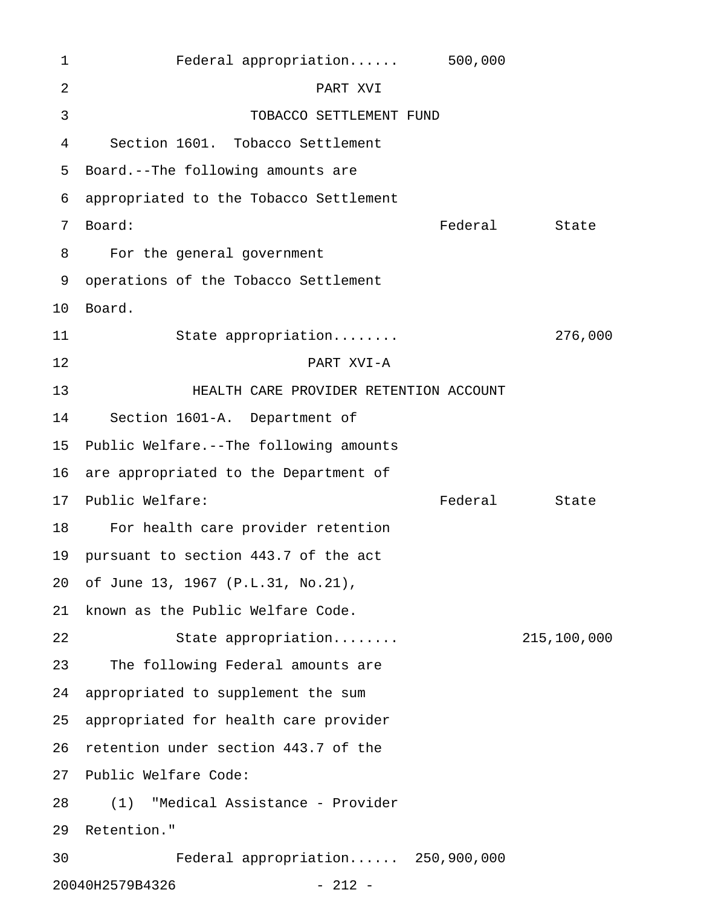Federal appropriation...... 500,000

## PART XVI

## TOBACCO SETTLEMENT FUND

Section 1601. Tobacco Settlement Board.--The following amounts are appropriated to the Tobacco Settlement Board:

| | Federal | State |
|---|---|---|
| For the general government operations of the Tobacco Settlement Board. | | |
| State appropriation........ | | 276,000 |

## PART XVI-A

## HEALTH CARE PROVIDER RETENTION ACCOUNT

Section 1601-A. Department of Public Welfare.--The following amounts are appropriated to the Department of Public Welfare:

| | Federal | State |
|---|---|---|
| For health care provider retention pursuant to section 443.7 of the act of June 13, 1967 (P.L.31, No.21), known as the Public Welfare Code. | | |
| State appropriation........ | | 215,100,000 |
| The following Federal amounts are appropriated to supplement the sum appropriated for health care provider retention under section 443.7 of the Public Welfare Code: | | |
| (1) "Medical Assistance - Provider Retention." | | |
| Federal appropriation...... | 250,900,000 | |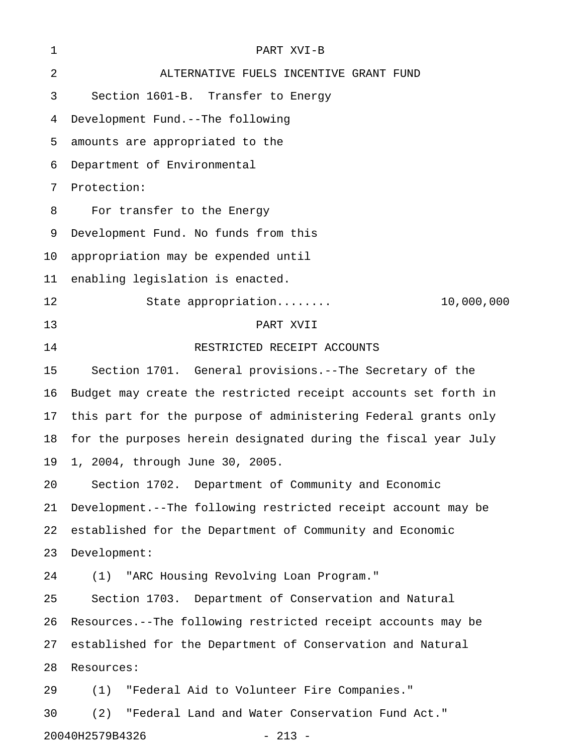PART XVI-B

ALTERNATIVE FUELS INCENTIVE GRANT FUND

Section 1601-B. Transfer to Energy Development Fund.--The following amounts are appropriated to the Department of Environmental Protection:

For transfer to the Energy Development Fund. No funds from this appropriation may be expended until enabling legislation is enacted.

State appropriation........ 10,000,000

PART XVII

RESTRICTED RECEIPT ACCOUNTS

Section 1701. General provisions.--The Secretary of the Budget may create the restricted receipt accounts set forth in this part for the purpose of administering Federal grants only for the purposes herein designated during the fiscal year July 1, 2004, through June 30, 2005.

Section 1702. Department of Community and Economic Development.--The following restricted receipt account may be established for the Department of Community and Economic Development:

(1) "ARC Housing Revolving Loan Program."

Section 1703. Department of Conservation and Natural Resources.--The following restricted receipt accounts may be established for the Department of Conservation and Natural Resources:

(1) "Federal Aid to Volunteer Fire Companies."

(2) "Federal Land and Water Conservation Fund Act."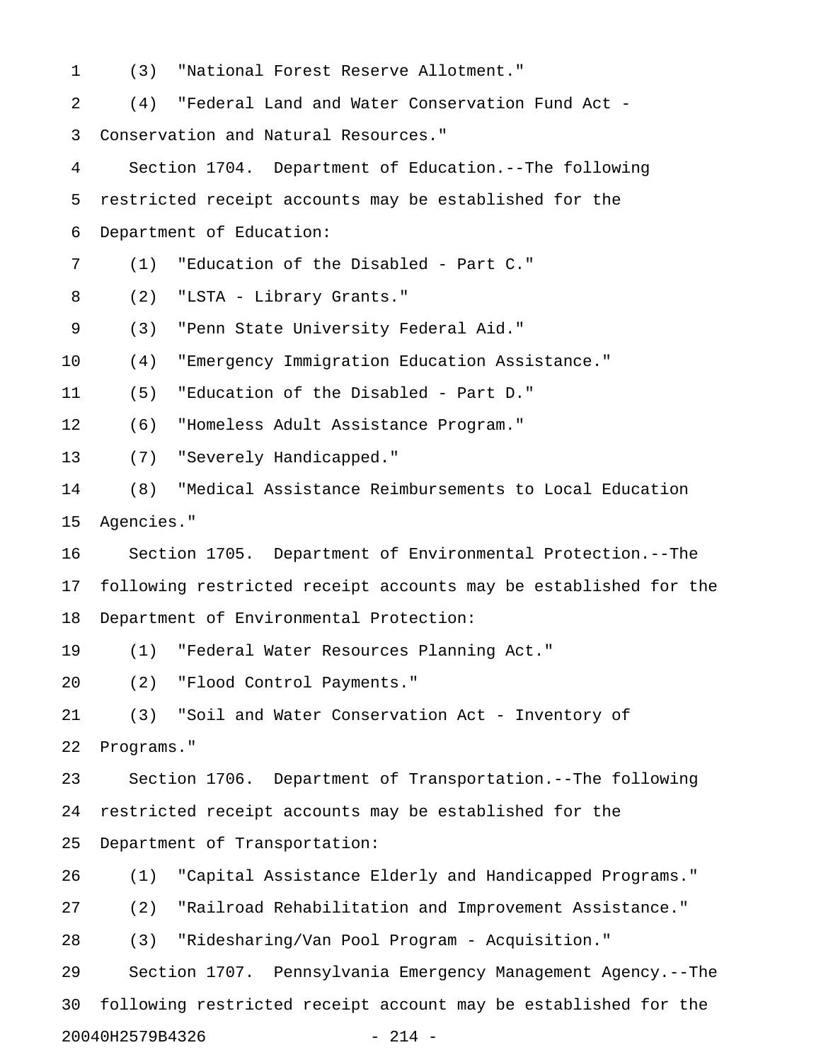(3) "National Forest Reserve Allotment."

(4) "Federal Land and Water Conservation Fund Act - Conservation and Natural Resources."

Section 1704. Department of Education.--The following restricted receipt accounts may be established for the Department of Education:

(1) "Education of the Disabled - Part C."

(2) "LSTA - Library Grants."

(3) "Penn State University Federal Aid."

(4) "Emergency Immigration Education Assistance."

(5) "Education of the Disabled - Part D."

(6) "Homeless Adult Assistance Program."

(7) "Severely Handicapped."

(8) "Medical Assistance Reimbursements to Local Education Agencies."

Section 1705. Department of Environmental Protection.--The following restricted receipt accounts may be established for the Department of Environmental Protection:

(1) "Federal Water Resources Planning Act."

(2) "Flood Control Payments."

(3) "Soil and Water Conservation Act - Inventory of Programs."

Section 1706. Department of Transportation.--The following restricted receipt accounts may be established for the Department of Transportation:

(1) "Capital Assistance Elderly and Handicapped Programs."

(2) "Railroad Rehabilitation and Improvement Assistance."

(3) "Ridesharing/Van Pool Program - Acquisition."

Section 1707. Pennsylvania Emergency Management Agency.--The following restricted receipt account may be established for the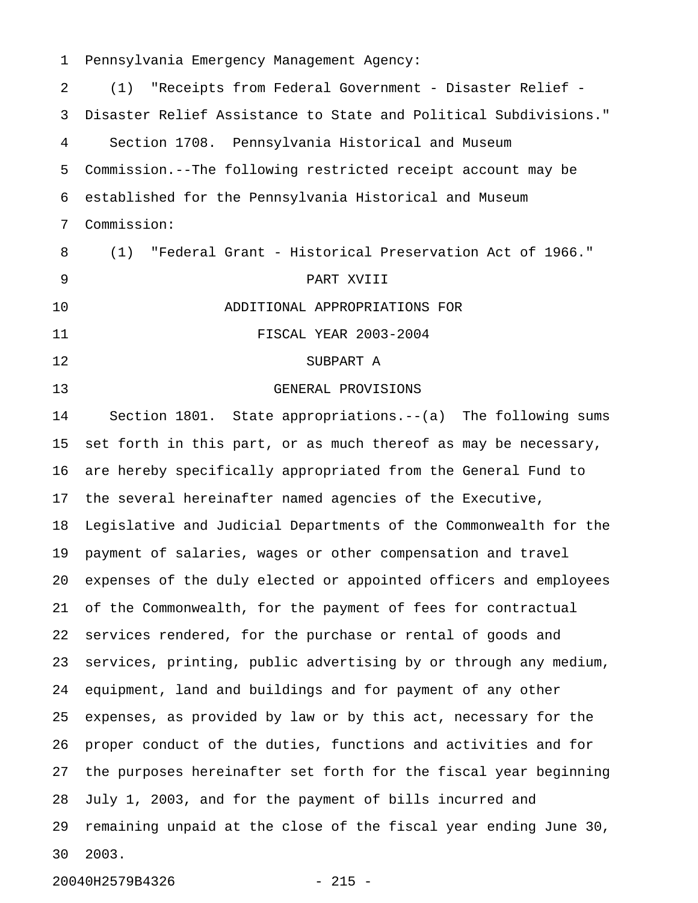Pennsylvania Emergency Management Agency:

(1) "Receipts from Federal Government - Disaster Relief - Disaster Relief Assistance to State and Political Subdivisions."

Section 1708. Pennsylvania Historical and Museum Commission.--The following restricted receipt account may be established for the Pennsylvania Historical and Museum Commission:

(1) "Federal Grant - Historical Preservation Act of 1966."

# PART XVIII

# ADDITIONAL APPROPRIATIONS FOR FISCAL YEAR 2003-2004

## SUBPART A

## GENERAL PROVISIONS

Section 1801. State appropriations.--(a) The following sums set forth in this part, or as much thereof as may be necessary, are hereby specifically appropriated from the General Fund to the several hereinafter named agencies of the Executive, Legislative and Judicial Departments of the Commonwealth for the payment of salaries, wages or other compensation and travel expenses of the duly elected or appointed officers and employees of the Commonwealth, for the payment of fees for contractual services rendered, for the purchase or rental of goods and services, printing, public advertising by or through any medium, equipment, land and buildings and for payment of any other expenses, as provided by law or by this act, necessary for the proper conduct of the duties, functions and activities and for the purposes hereinafter set forth for the fiscal year beginning July 1, 2003, and for the payment of bills incurred and remaining unpaid at the close of the fiscal year ending June 30, 2003.

20040H2579B4326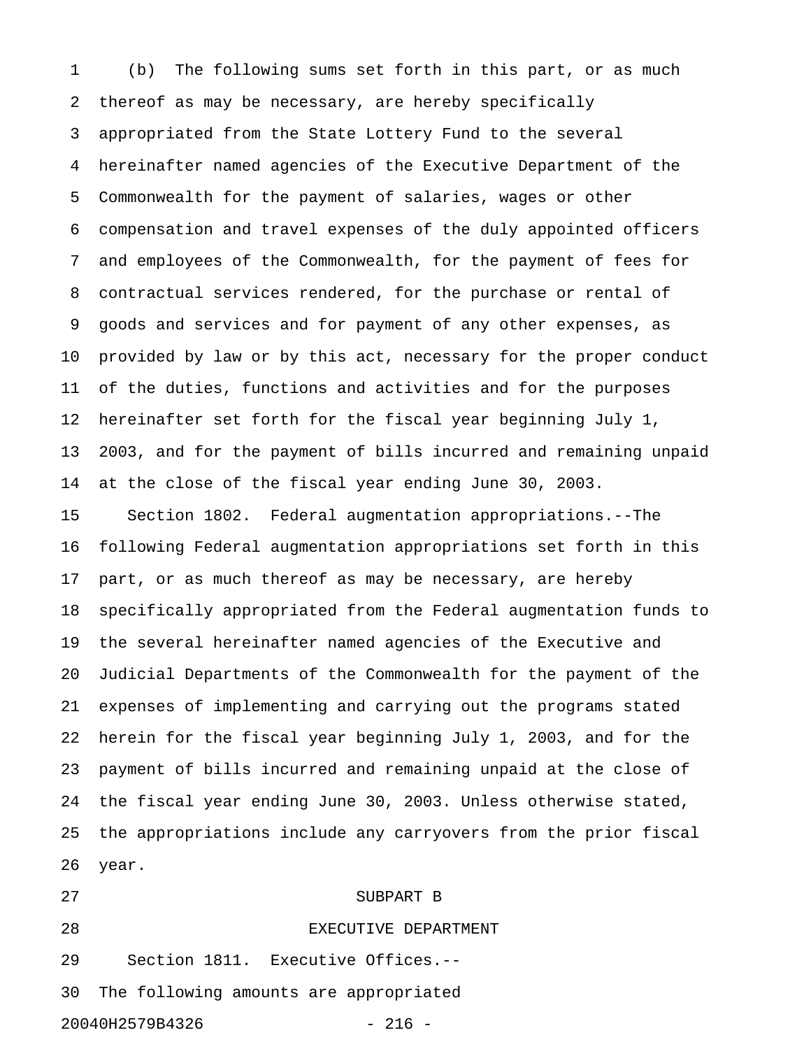(b) The following sums set forth in this part, or as much thereof as may be necessary, are hereby specifically appropriated from the State Lottery Fund to the several hereinafter named agencies of the Executive Department of the Commonwealth for the payment of salaries, wages or other compensation and travel expenses of the duly appointed officers and employees of the Commonwealth, for the payment of fees for contractual services rendered, for the purchase or rental of goods and services and for payment of any other expenses, as provided by law or by this act, necessary for the proper conduct of the duties, functions and activities and for the purposes hereinafter set forth for the fiscal year beginning July 1, 2003, and for the payment of bills incurred and remaining unpaid at the close of the fiscal year ending June 30, 2003.

Section 1802. Federal augmentation appropriations.--The following Federal augmentation appropriations set forth in this part, or as much thereof as may be necessary, are hereby specifically appropriated from the Federal augmentation funds to the several hereinafter named agencies of the Executive and Judicial Departments of the Commonwealth for the payment of the expenses of implementing and carrying out the programs stated herein for the fiscal year beginning July 1, 2003, and for the payment of bills incurred and remaining unpaid at the close of the fiscal year ending June 30, 2003. Unless otherwise stated, the appropriations include any carryovers from the prior fiscal year.

## SUBPART B

## EXECUTIVE DEPARTMENT

Section 1811. Executive Offices.--

The following amounts are appropriated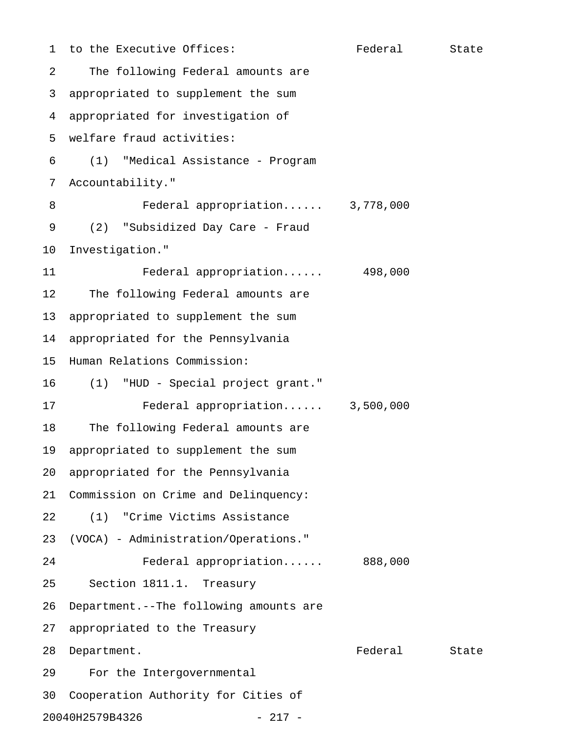to the Executive Offices: Federal State

The following Federal amounts are appropriated to supplement the sum appropriated for investigation of welfare fraud activities:

(1) "Medical Assistance - Program Accountability."

Federal appropriation...... 3,778,000

(2) "Subsidized Day Care - Fraud Investigation."

Federal appropriation...... 498,000

The following Federal amounts are appropriated to supplement the sum appropriated for the Pennsylvania Human Relations Commission:

(1) "HUD - Special project grant."

Federal appropriation...... 3,500,000

The following Federal amounts are appropriated to supplement the sum appropriated for the Pennsylvania Commission on Crime and Delinquency:

(1) "Crime Victims Assistance (VOCA) - Administration/Operations."

Federal appropriation...... 888,000

Section 1811.1. Treasury Department.--The following amounts are appropriated to the Treasury Department. Federal State

For the Intergovernmental Cooperation Authority for Cities of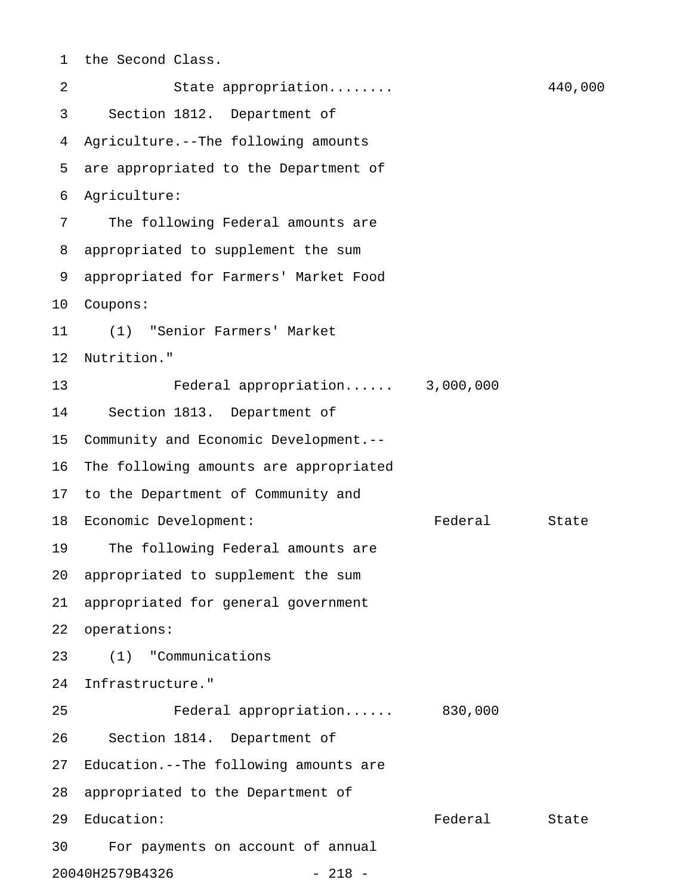the Second Class.

State appropriation........ 440,000

Section 1812. Department of Agriculture.--The following amounts are appropriated to the Department of Agriculture:

The following Federal amounts are appropriated to supplement the sum appropriated for Farmers' Market Food Coupons:

(1) "Senior Farmers' Market Nutrition."

Federal appropriation...... 3,000,000

Section 1813. Department of Community and Economic Development.--The following amounts are appropriated to the Department of Community and Economic Development:

| | Federal | State |
|---|---|---|
| The following Federal amounts are appropriated to supplement the sum appropriated for general government operations: | | |
| (1) "Communications Infrastructure." | | |
| Federal appropriation...... | 830,000 | |

Section 1814. Department of Education.--The following amounts are appropriated to the Department of Education:

| | Federal | State |
|---|---|---|
| For payments on account of annual | | |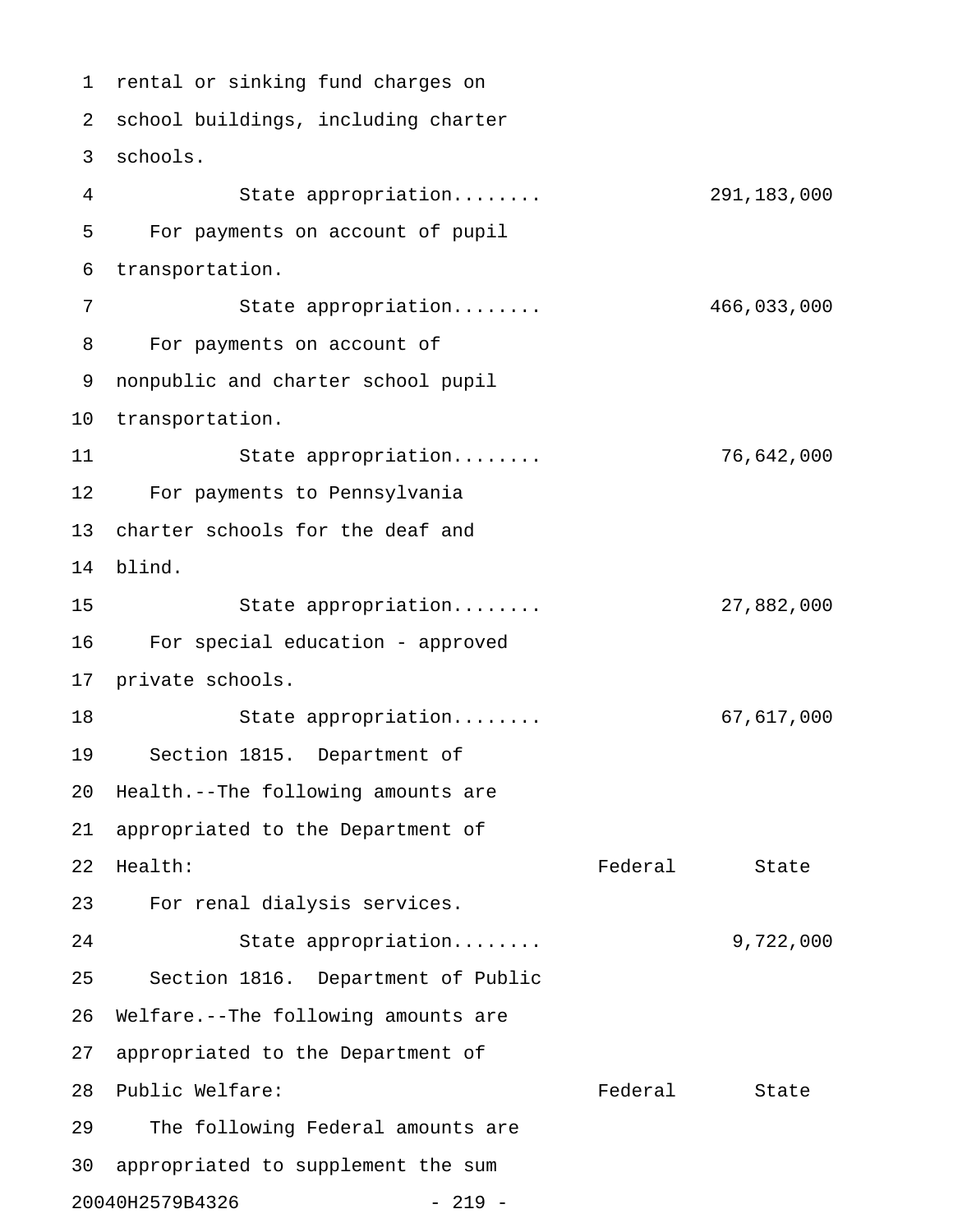rental or sinking fund charges on school buildings, including charter schools.

| | Federal | State |
|---|---|---|
| State appropriation........ | | 291,183,000 |

For payments on account of pupil transportation.

| | Federal | State |
|---|---|---|
| State appropriation........ | | 466,033,000 |

For payments on account of nonpublic and charter school pupil transportation.

| | Federal | State |
|---|---|---|
| State appropriation........ | | 76,642,000 |

For payments to Pennsylvania charter schools for the deaf and blind.

| | Federal | State |
|---|---|---|
| State appropriation........ | | 27,882,000 |

For special education - approved private schools.

| | Federal | State |
|---|---|---|
| State appropriation........ | | 67,617,000 |

Section 1815. Department of Health.--The following amounts are appropriated to the Department of Health:

| | Federal | State |
|---|---|---|
| For renal dialysis services. | | |
| State appropriation........ | | 9,722,000 |

Section 1816. Department of Public Welfare.--The following amounts are appropriated to the Department of Public Welfare:

| | Federal | State |
|---|---|---|

The following Federal amounts are appropriated to supplement the sum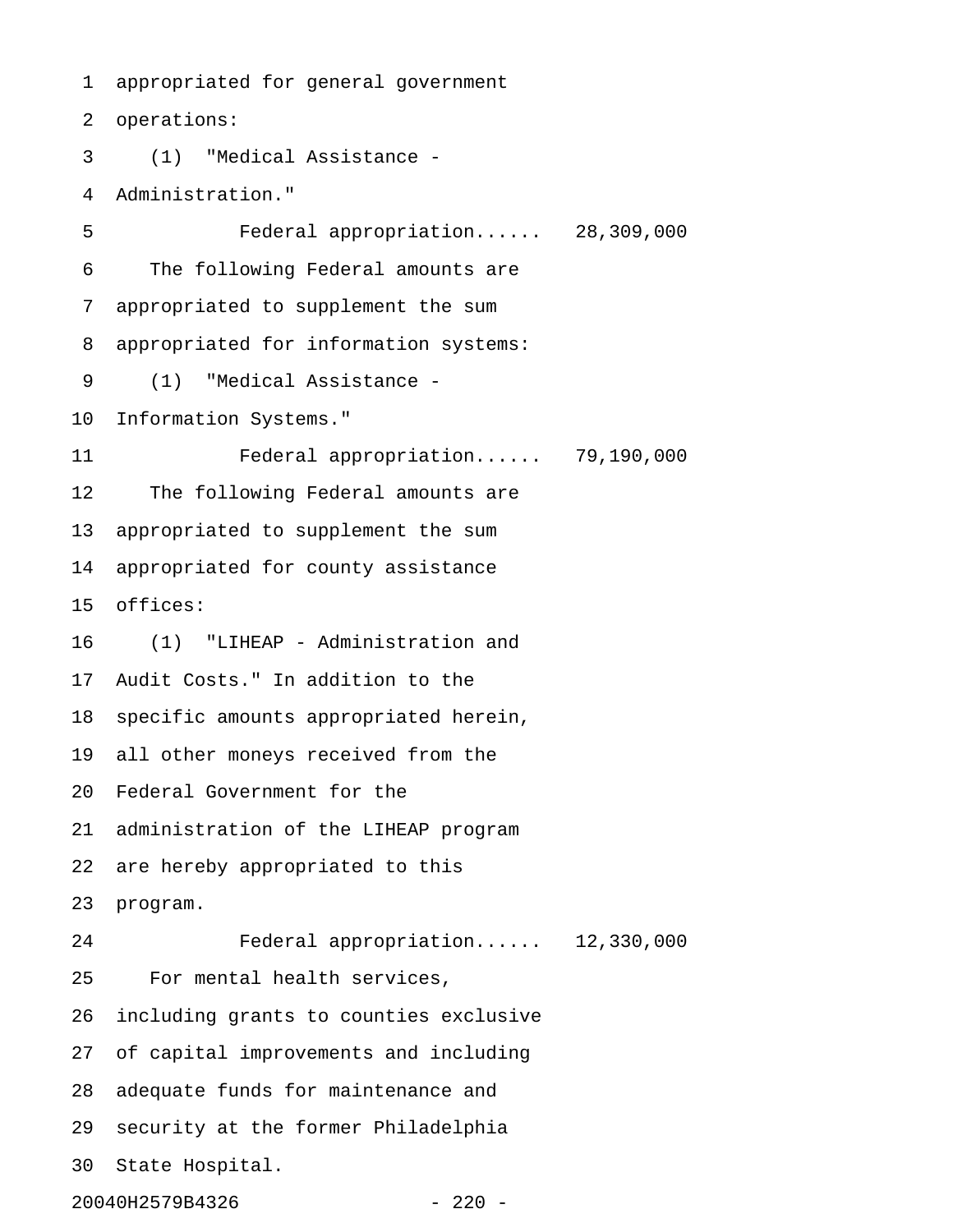appropriated for general government operations:

(1) "Medical Assistance - Administration."

Federal appropriation...... 28,309,000

The following Federal amounts are appropriated to supplement the sum appropriated for information systems:

(1) "Medical Assistance - Information Systems."

Federal appropriation...... 79,190,000

The following Federal amounts are appropriated to supplement the sum appropriated for county assistance offices:

(1) "LIHEAP - Administration and Audit Costs." In addition to the specific amounts appropriated herein, all other moneys received from the Federal Government for the administration of the LIHEAP program are hereby appropriated to this program.

Federal appropriation...... 12,330,000

For mental health services, including grants to counties exclusive of capital improvements and including adequate funds for maintenance and security at the former Philadelphia State Hospital.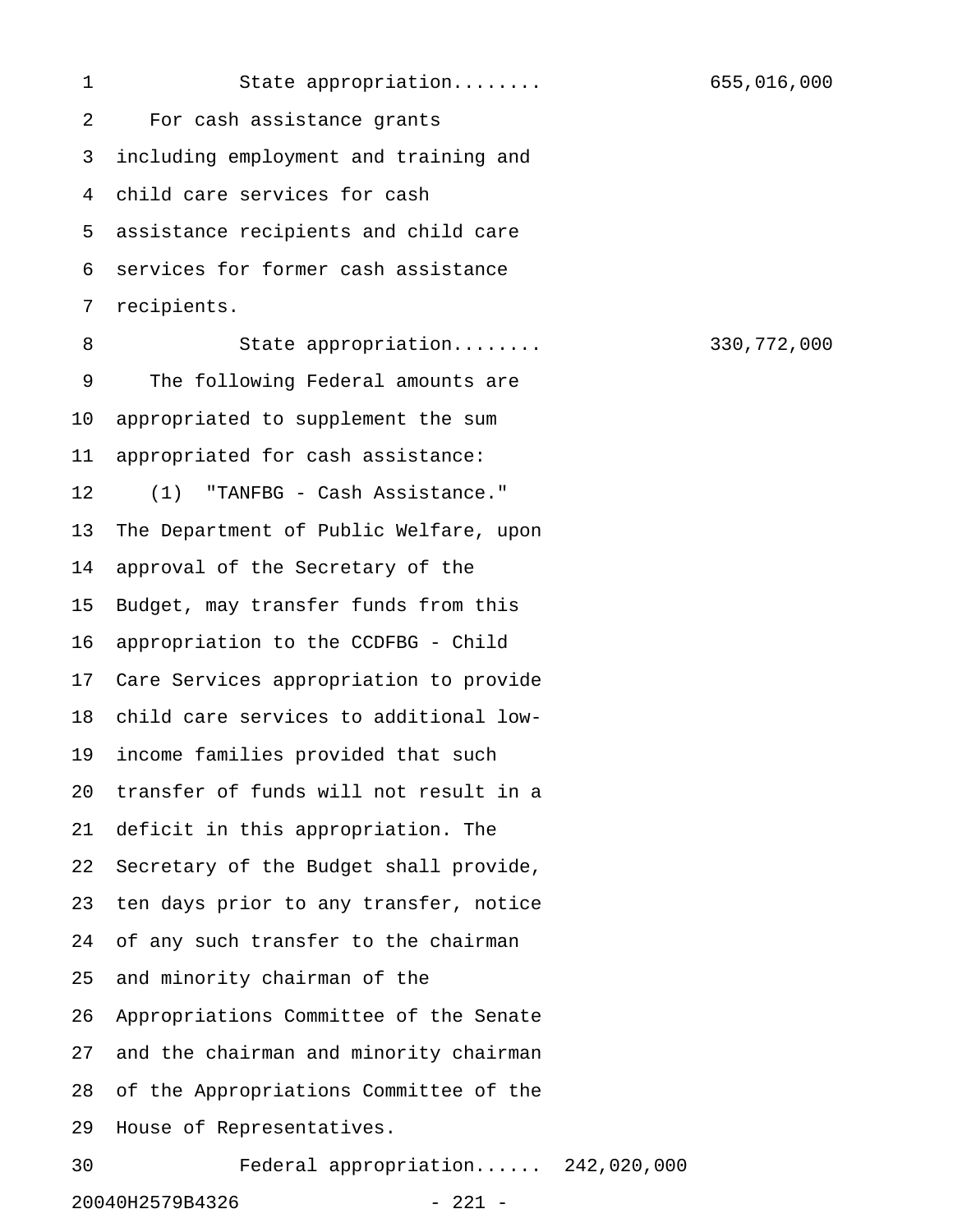State appropriation........ 655,016,000

For cash assistance grants including employment and training and child care services for cash assistance recipients and child care services for former cash assistance recipients.

State appropriation........ 330,772,000

The following Federal amounts are appropriated to supplement the sum appropriated for cash assistance:

(1) "TANFBG - Cash Assistance." The Department of Public Welfare, upon approval of the Secretary of the Budget, may transfer funds from this appropriation to the CCDFBG - Child Care Services appropriation to provide child care services to additional low-income families provided that such transfer of funds will not result in a deficit in this appropriation. The Secretary of the Budget shall provide, ten days prior to any transfer, notice of any such transfer to the chairman and minority chairman of the Appropriations Committee of the Senate and the chairman and minority chairman of the Appropriations Committee of the House of Representatives.

Federal appropriation...... 242,020,000

20040H2579B4326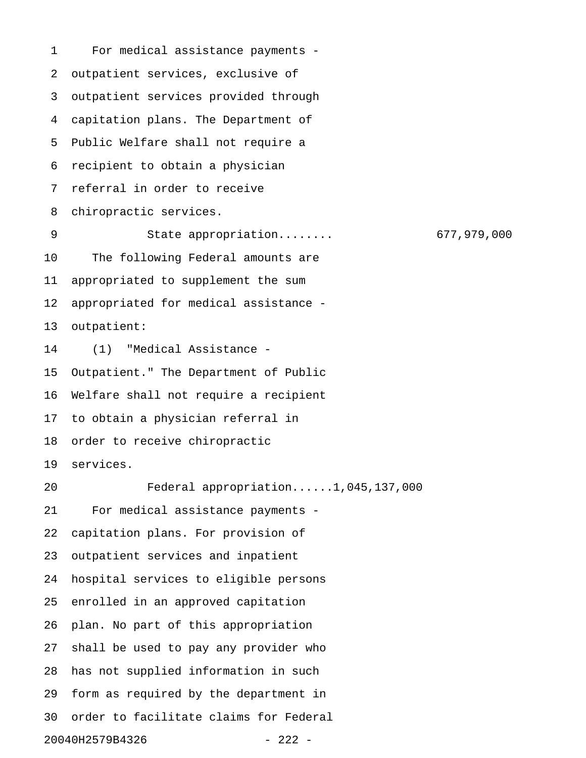For medical assistance payments - outpatient services, exclusive of outpatient services provided through capitation plans. The Department of Public Welfare shall not require a recipient to obtain a physician referral in order to receive chiropractic services.

State appropriation........ 677,979,000

The following Federal amounts are appropriated to supplement the sum appropriated for medical assistance - outpatient:

(1) "Medical Assistance - Outpatient." The Department of Public Welfare shall not require a recipient to obtain a physician referral in order to receive chiropractic services.

Federal appropriation......1,045,137,000

For medical assistance payments - capitation plans. For provision of outpatient services and inpatient hospital services to eligible persons enrolled in an approved capitation plan. No part of this appropriation shall be used to pay any provider who has not supplied information in such form as required by the department in order to facilitate claims for Federal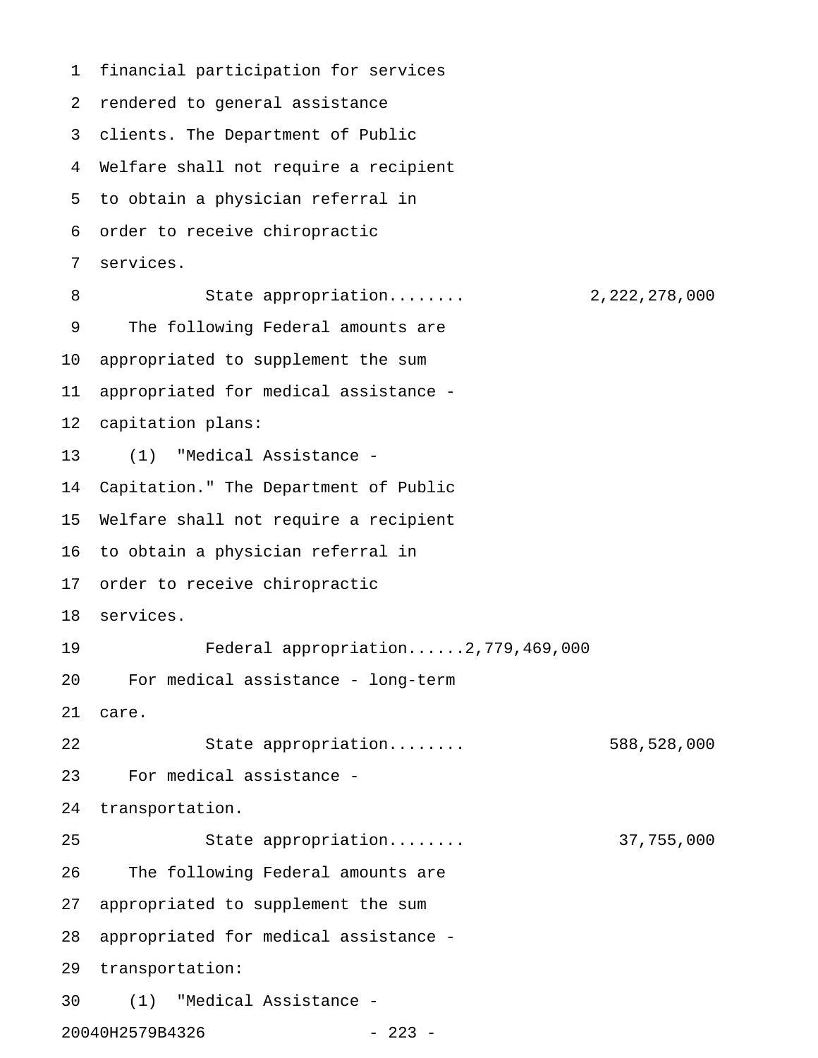financial participation for services rendered to general assistance clients. The Department of Public Welfare shall not require a recipient to obtain a physician referral in order to receive chiropractic services.

State appropriation........ 2,222,278,000

The following Federal amounts are appropriated to supplement the sum appropriated for medical assistance - capitation plans:

(1) "Medical Assistance - Capitation." The Department of Public Welfare shall not require a recipient to obtain a physician referral in order to receive chiropractic services.

Federal appropriation......2,779,469,000

For medical assistance - long-term care.

State appropriation........ 588,528,000

For medical assistance - transportation.

State appropriation........ 37,755,000

The following Federal amounts are appropriated to supplement the sum appropriated for medical assistance - transportation:

(1) "Medical Assistance -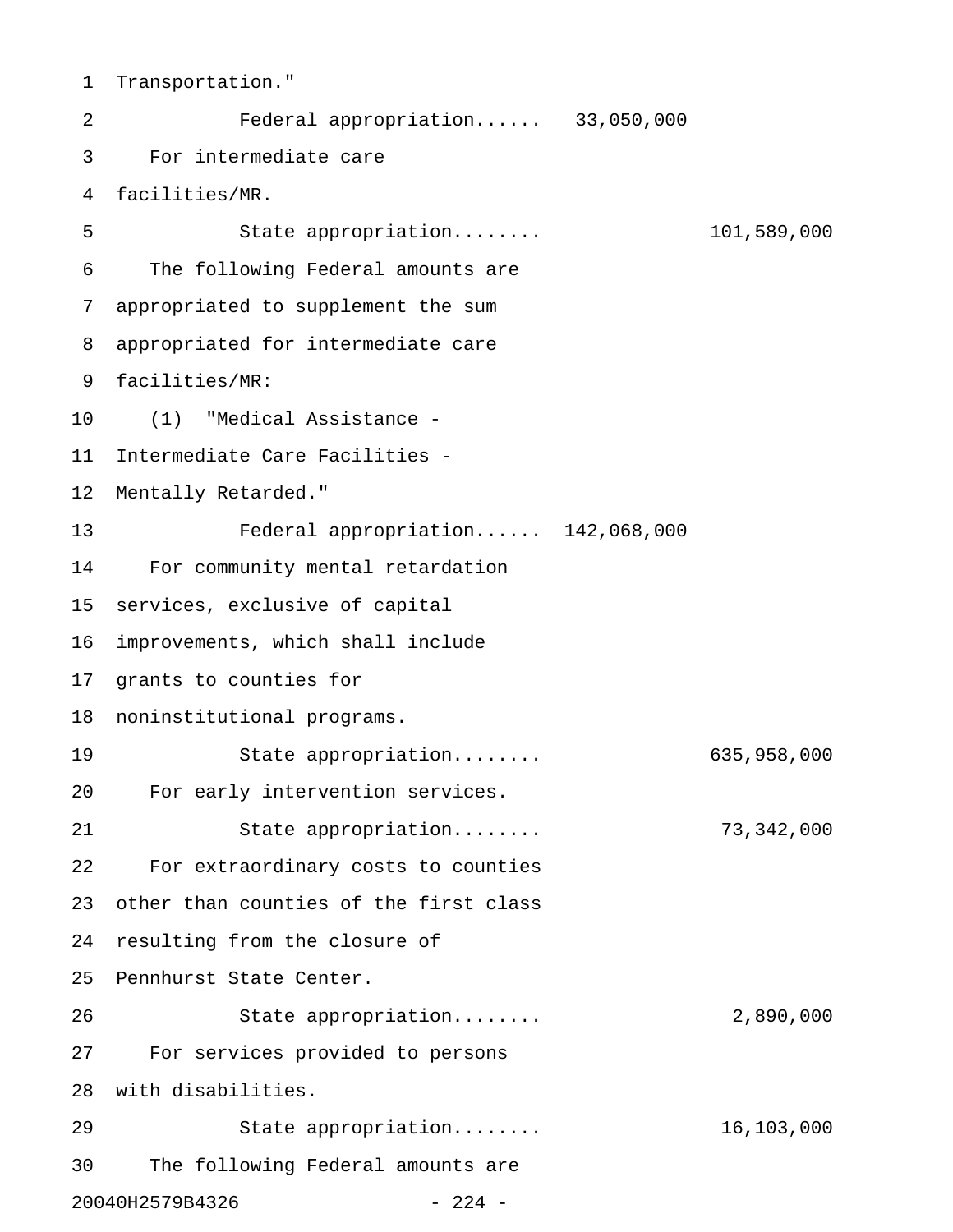Transportation."

Federal appropriation...... 33,050,000

For intermediate care facilities/MR.

State appropriation........ 101,589,000

The following Federal amounts are appropriated to supplement the sum appropriated for intermediate care facilities/MR:

(1) "Medical Assistance - Intermediate Care Facilities - Mentally Retarded."

Federal appropriation...... 142,068,000

For community mental retardation services, exclusive of capital improvements, which shall include grants to counties for noninstitutional programs.

State appropriation........ 635,958,000

For early intervention services.

State appropriation........ 73,342,000

For extraordinary costs to counties other than counties of the first class resulting from the closure of Pennhurst State Center.

State appropriation........ 2,890,000

For services provided to persons with disabilities.

State appropriation........ 16,103,000

The following Federal amounts are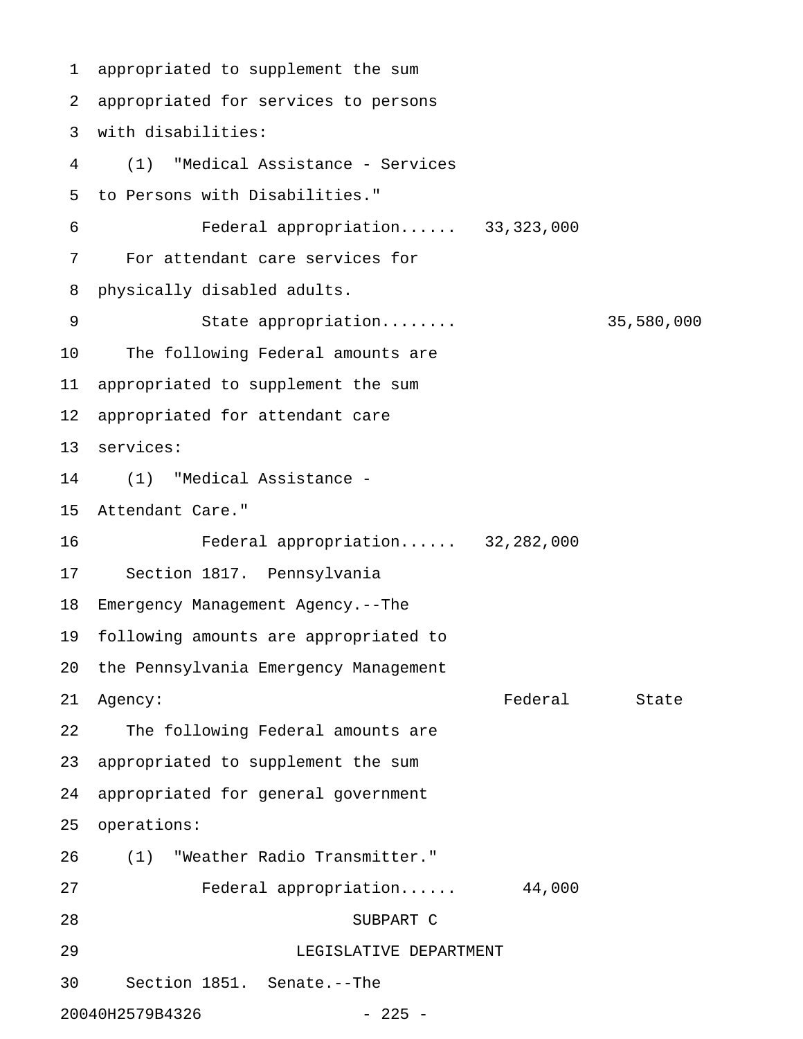appropriated to supplement the sum appropriated for services to persons with disabilities:

(1) "Medical Assistance - Services to Persons with Disabilities."

Federal appropriation...... 33,323,000

For attendant care services for physically disabled adults.

State appropriation........ 35,580,000

The following Federal amounts are appropriated to supplement the sum appropriated for attendant care services:

(1) "Medical Assistance - Attendant Care."

Federal appropriation...... 32,282,000

Section 1817. Pennsylvania Emergency Management Agency.--The following amounts are appropriated to the Pennsylvania Emergency Management Agency:

| | Federal | State |
|---|---|---|

The following Federal amounts are appropriated to supplement the sum appropriated for general government operations:

(1) "Weather Radio Transmitter."

Federal appropriation...... 44,000

SUBPART C

LEGISLATIVE DEPARTMENT

Section 1851. Senate.--The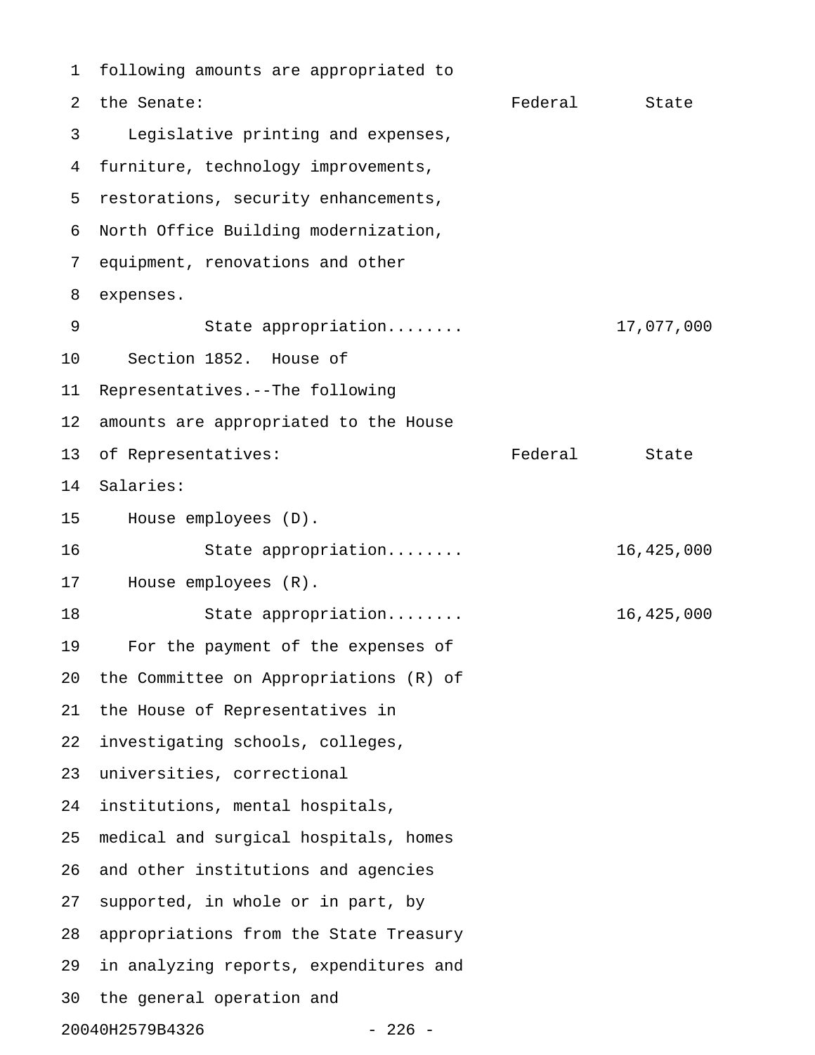following amounts are appropriated to the Senate:

| | Federal | State |
|---|---|---|
| Legislative printing and expenses, furniture, technology improvements, restorations, security enhancements, North Office Building modernization, equipment, renovations and other expenses. | | |
| State appropriation........ | | 17,077,000 |

Section 1852. House of Representatives.--The following amounts are appropriated to the House of Representatives:

| | Federal | State |
|---|---|---|
| Salaries: | | |
| House employees (D). | | |
| State appropriation........ | | 16,425,000 |
| House employees (R). | | |
| State appropriation........ | | 16,425,000 |

For the payment of the expenses of the Committee on Appropriations (R) of the House of Representatives in investigating schools, colleges, universities, correctional institutions, mental hospitals, medical and surgical hospitals, homes and other institutions and agencies supported, in whole or in part, by appropriations from the State Treasury in analyzing reports, expenditures and the general operation and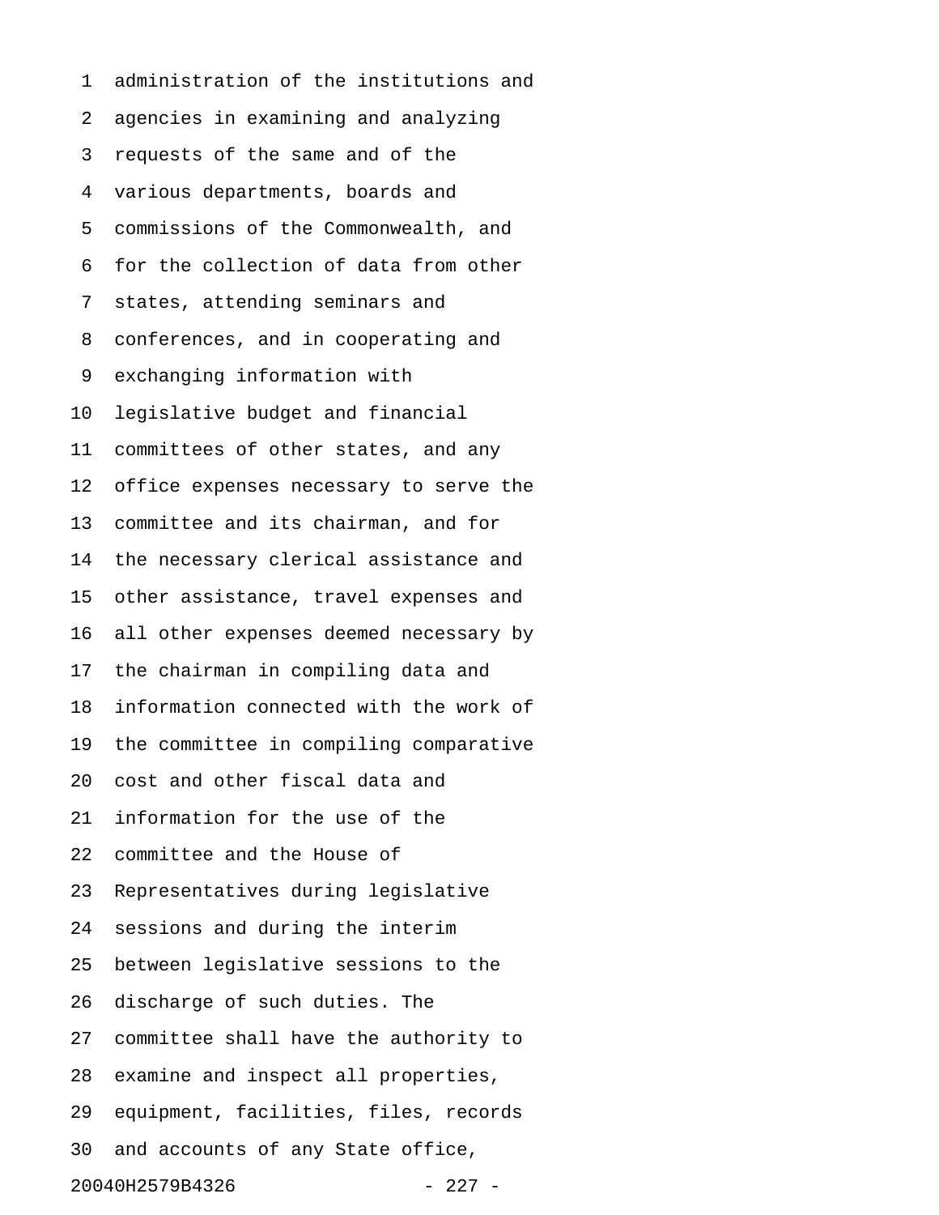administration of the institutions and agencies in examining and analyzing requests of the same and of the various departments, boards and commissions of the Commonwealth, and for the collection of data from other states, attending seminars and conferences, and in cooperating and exchanging information with legislative budget and financial committees of other states, and any office expenses necessary to serve the committee and its chairman, and for the necessary clerical assistance and other assistance, travel expenses and all other expenses deemed necessary by the chairman in compiling data and information connected with the work of the committee in compiling comparative cost and other fiscal data and information for the use of the committee and the House of Representatives during legislative sessions and during the interim between legislative sessions to the discharge of such duties. The committee shall have the authority to examine and inspect all properties, equipment, facilities, files, records and accounts of any State office,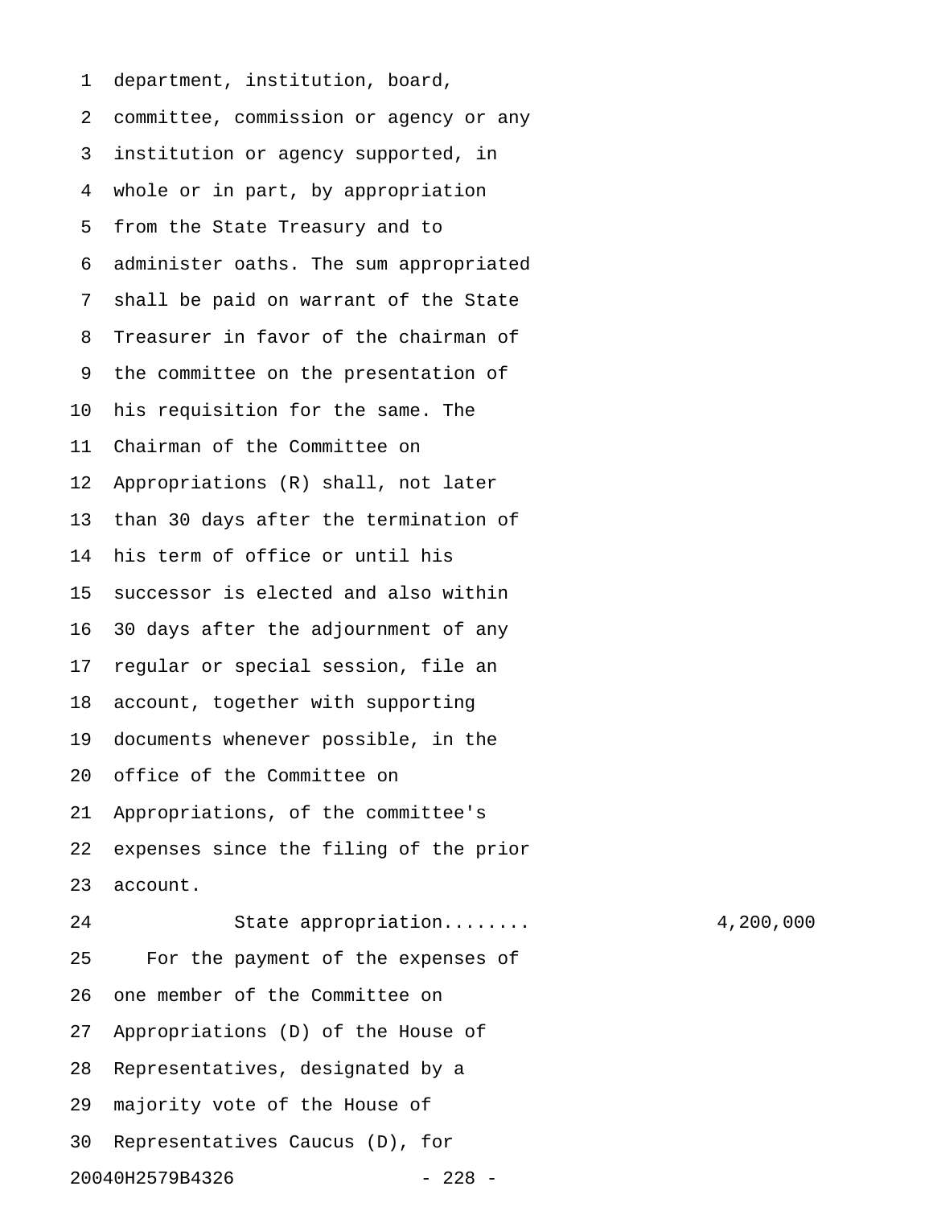department, institution, board, committee, commission or agency or any institution or agency supported, in whole or in part, by appropriation from the State Treasury and to administer oaths. The sum appropriated shall be paid on warrant of the State Treasurer in favor of the chairman of the committee on the presentation of his requisition for the same. The Chairman of the Committee on Appropriations (R) shall, not later than 30 days after the termination of his term of office or until his successor is elected and also within 30 days after the adjournment of any regular or special session, file an account, together with supporting documents whenever possible, in the office of the Committee on Appropriations, of the committee's expenses since the filing of the prior account.

State appropriation........ 4,200,000

For the payment of the expenses of one member of the Committee on Appropriations (D) of the House of Representatives, designated by a majority vote of the House of Representatives Caucus (D), for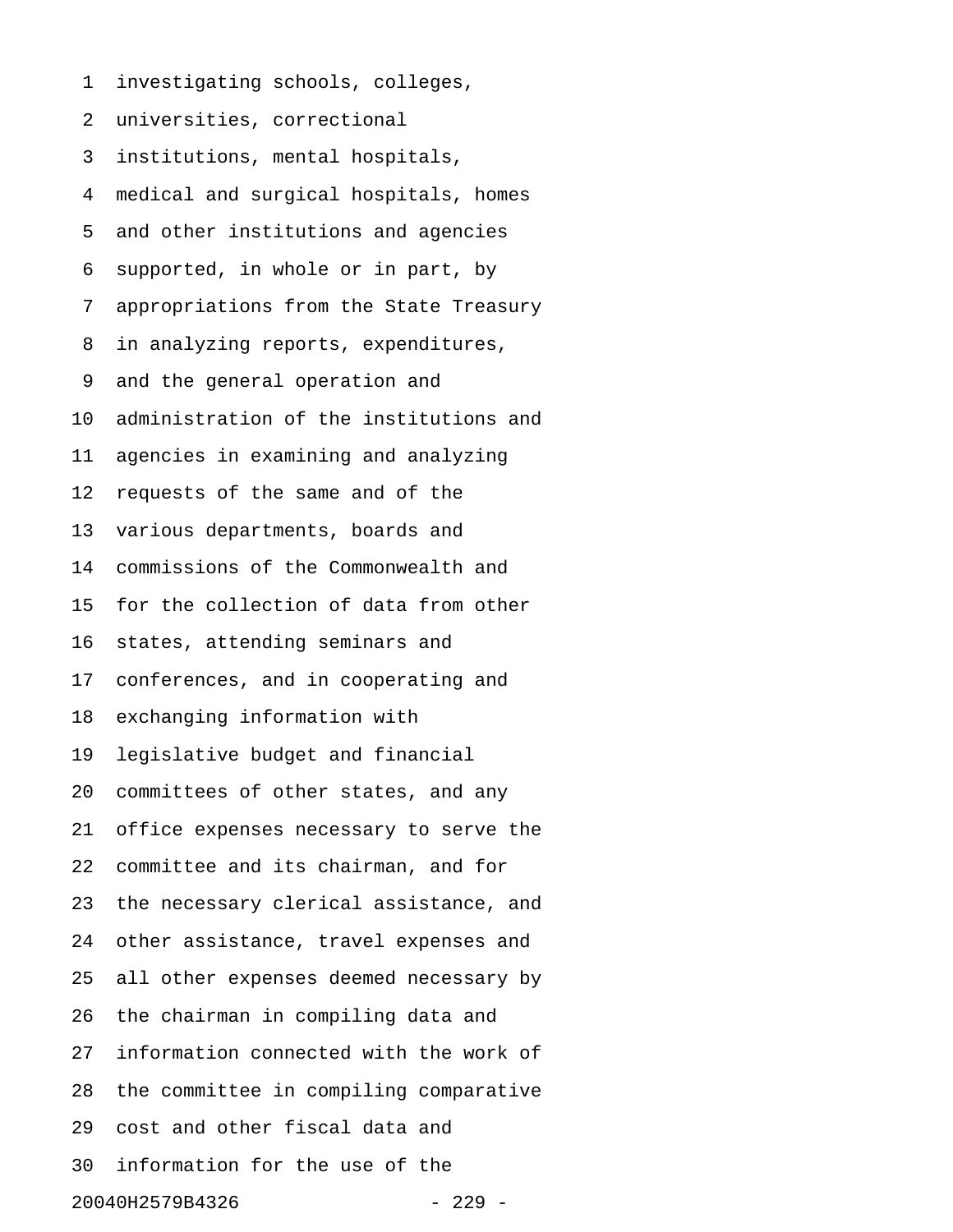investigating schools, colleges,
universities, correctional
institutions, mental hospitals,
medical and surgical hospitals, homes
and other institutions and agencies
supported, in whole or in part, by
appropriations from the State Treasury
in analyzing reports, expenditures,
and the general operation and
administration of the institutions and
agencies in examining and analyzing
requests of the same and of the
various departments, boards and
commissions of the Commonwealth and
for the collection of data from other
states, attending seminars and
conferences, and in cooperating and
exchanging information with
legislative budget and financial
committees of other states, and any
office expenses necessary to serve the
committee and its chairman, and for
the necessary clerical assistance, and
other assistance, travel expenses and
all other expenses deemed necessary by
the chairman in compiling data and
information connected with the work of
the committee in compiling comparative
cost and other fiscal data and
information for the use of the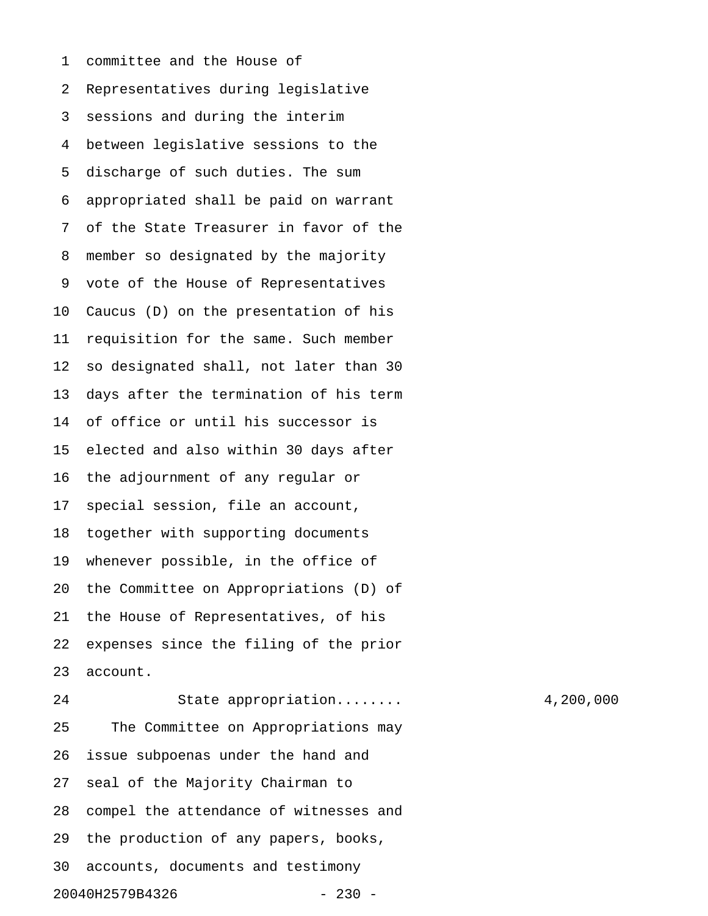committee and the House of Representatives during legislative sessions and during the interim between legislative sessions to the discharge of such duties. The sum appropriated shall be paid on warrant of the State Treasurer in favor of the member so designated by the majority vote of the House of Representatives Caucus (D) on the presentation of his requisition for the same. Such member so designated shall, not later than 30 days after the termination of his term of office or until his successor is elected and also within 30 days after the adjournment of any regular or special session, file an account, together with supporting documents whenever possible, in the office of the Committee on Appropriations (D) of the House of Representatives, of his expenses since the filing of the prior account.

State appropriation........ 4,200,000

The Committee on Appropriations may issue subpoenas under the hand and seal of the Majority Chairman to compel the attendance of witnesses and the production of any papers, books, accounts, documents and testimony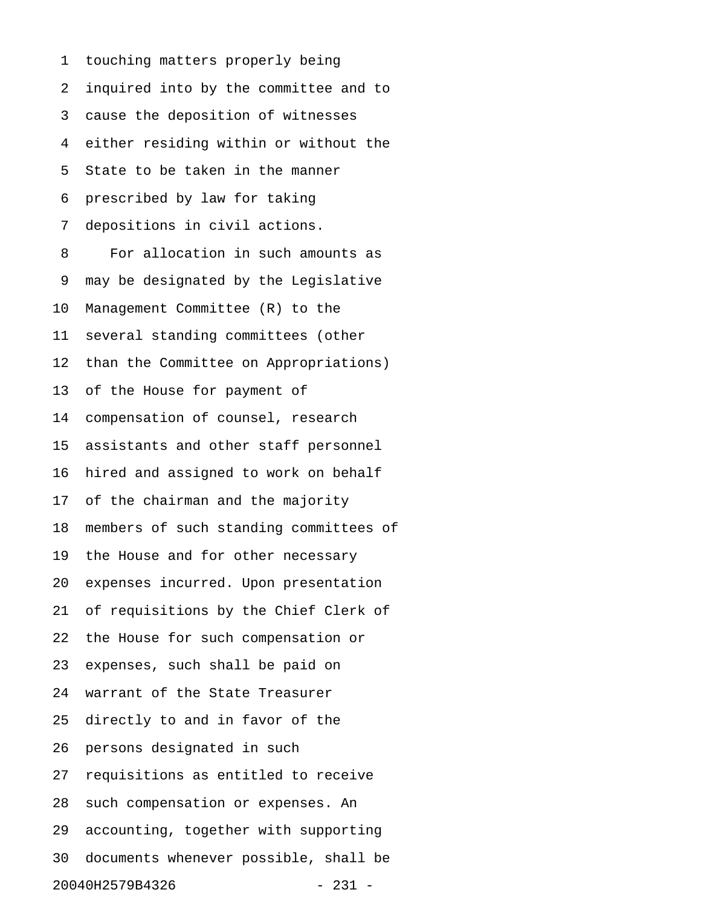touching matters properly being inquired into by the committee and to cause the deposition of witnesses either residing within or without the State to be taken in the manner prescribed by law for taking depositions in civil actions.

For allocation in such amounts as may be designated by the Legislative Management Committee (R) to the several standing committees (other than the Committee on Appropriations) of the House for payment of compensation of counsel, research assistants and other staff personnel hired and assigned to work on behalf of the chairman and the majority members of such standing committees of the House and for other necessary expenses incurred. Upon presentation of requisitions by the Chief Clerk of the House for such compensation or expenses, such shall be paid on warrant of the State Treasurer directly to and in favor of the persons designated in such requisitions as entitled to receive such compensation or expenses. An accounting, together with supporting documents whenever possible, shall be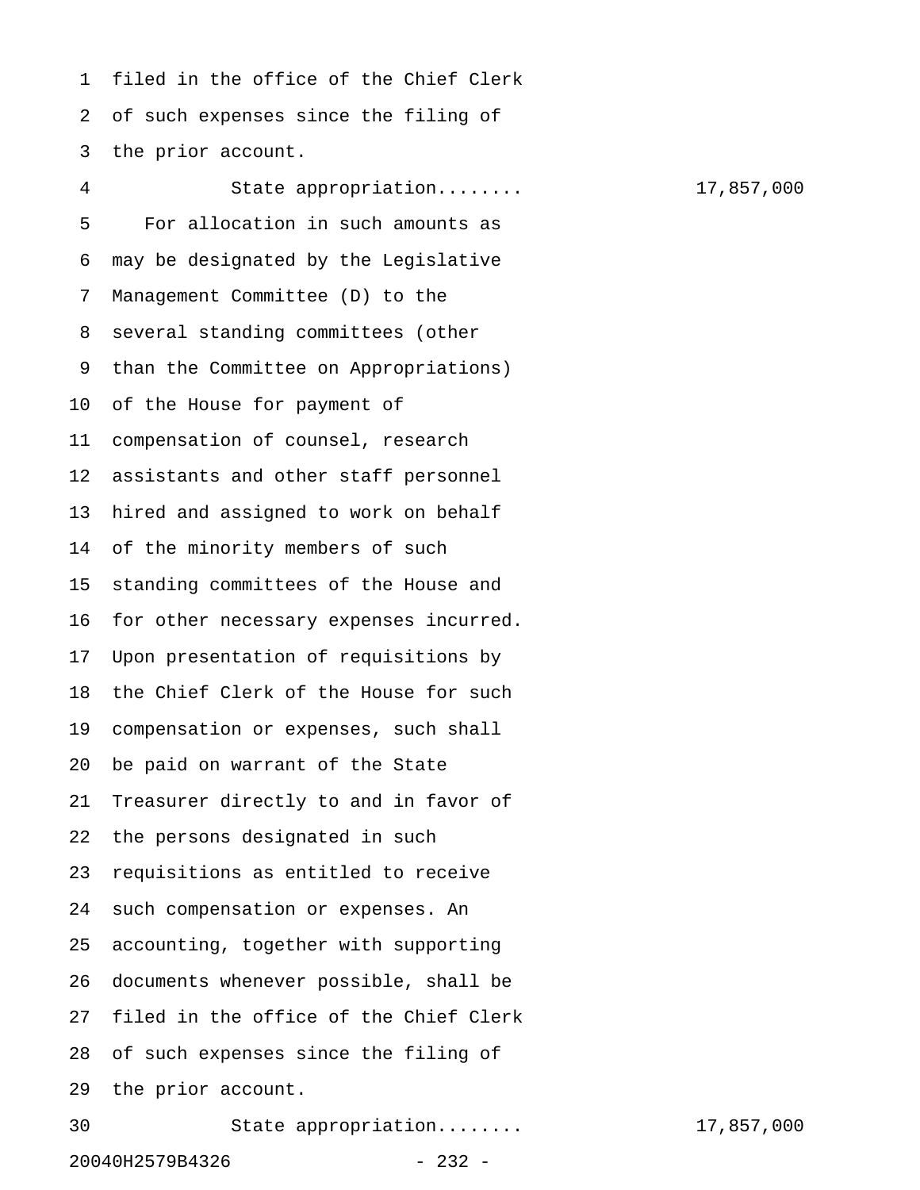filed in the office of the Chief Clerk of such expenses since the filing of the prior account.

State appropriation........ 17,857,000

For allocation in such amounts as may be designated by the Legislative Management Committee (D) to the several standing committees (other than the Committee on Appropriations) of the House for payment of compensation of counsel, research assistants and other staff personnel hired and assigned to work on behalf of the minority members of such standing committees of the House and for other necessary expenses incurred. Upon presentation of requisitions by the Chief Clerk of the House for such compensation or expenses, such shall be paid on warrant of the State Treasurer directly to and in favor of the persons designated in such requisitions as entitled to receive such compensation or expenses. An accounting, together with supporting documents whenever possible, shall be filed in the office of the Chief Clerk of such expenses since the filing of the prior account.

State appropriation........ 17,857,000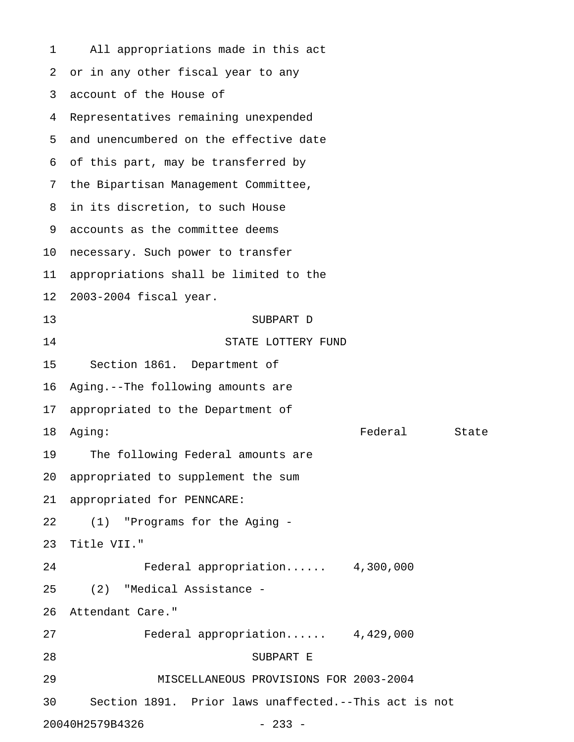All appropriations made in this act or in any other fiscal year to any account of the House of Representatives remaining unexpended and unencumbered on the effective date of this part, may be transferred by the Bipartisan Management Committee, in its discretion, to such House accounts as the committee deems necessary. Such power to transfer appropriations shall be limited to the 2003-2004 fiscal year.

## SUBPART D
## STATE LOTTERY FUND

Section 1861. Department of Aging.--The following amounts are appropriated to the Department of Aging:

| | Federal | State |
|---|---|---|
| The following Federal amounts are appropriated to supplement the sum appropriated for PENNCARE: | | |
| (1) "Programs for the Aging - Title VII." | | |
| Federal appropriation...... | 4,300,000 | |
| (2) "Medical Assistance - Attendant Care." | | |
| Federal appropriation...... | 4,429,000 | |

## SUBPART E
## MISCELLANEOUS PROVISIONS FOR 2003-2004

Section 1891. Prior laws unaffected.--This act is not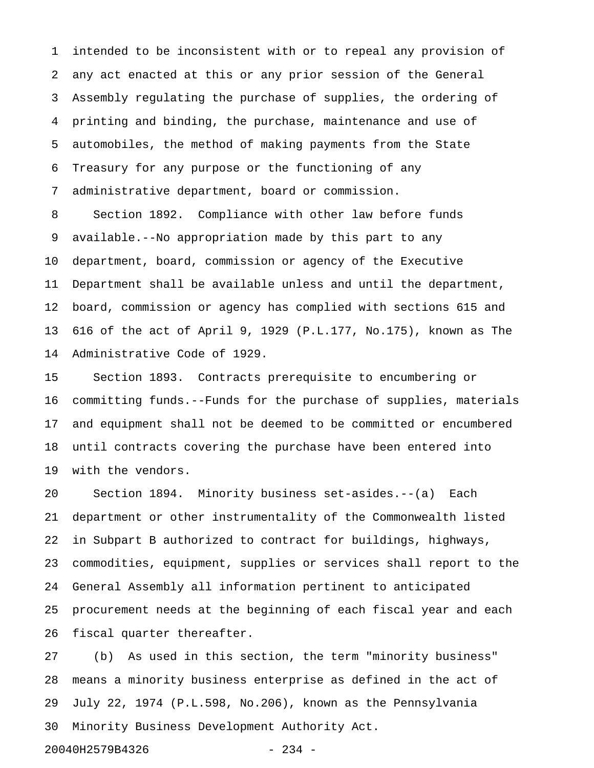intended to be inconsistent with or to repeal any provision of any act enacted at this or any prior session of the General Assembly regulating the purchase of supplies, the ordering of printing and binding, the purchase, maintenance and use of automobiles, the method of making payments from the State Treasury for any purpose or the functioning of any administrative department, board or commission.

Section 1892. Compliance with other law before funds available.--No appropriation made by this part to any department, board, commission or agency of the Executive Department shall be available unless and until the department, board, commission or agency has complied with sections 615 and 616 of the act of April 9, 1929 (P.L.177, No.175), known as The Administrative Code of 1929.

Section 1893. Contracts prerequisite to encumbering or committing funds.--Funds for the purchase of supplies, materials and equipment shall not be deemed to be committed or encumbered until contracts covering the purchase have been entered into with the vendors.

Section 1894. Minority business set-asides.--(a) Each department or other instrumentality of the Commonwealth listed in Subpart B authorized to contract for buildings, highways, commodities, equipment, supplies or services shall report to the General Assembly all information pertinent to anticipated procurement needs at the beginning of each fiscal year and each fiscal quarter thereafter.

(b) As used in this section, the term "minority business" means a minority business enterprise as defined in the act of July 22, 1974 (P.L.598, No.206), known as the Pennsylvania Minority Business Development Authority Act.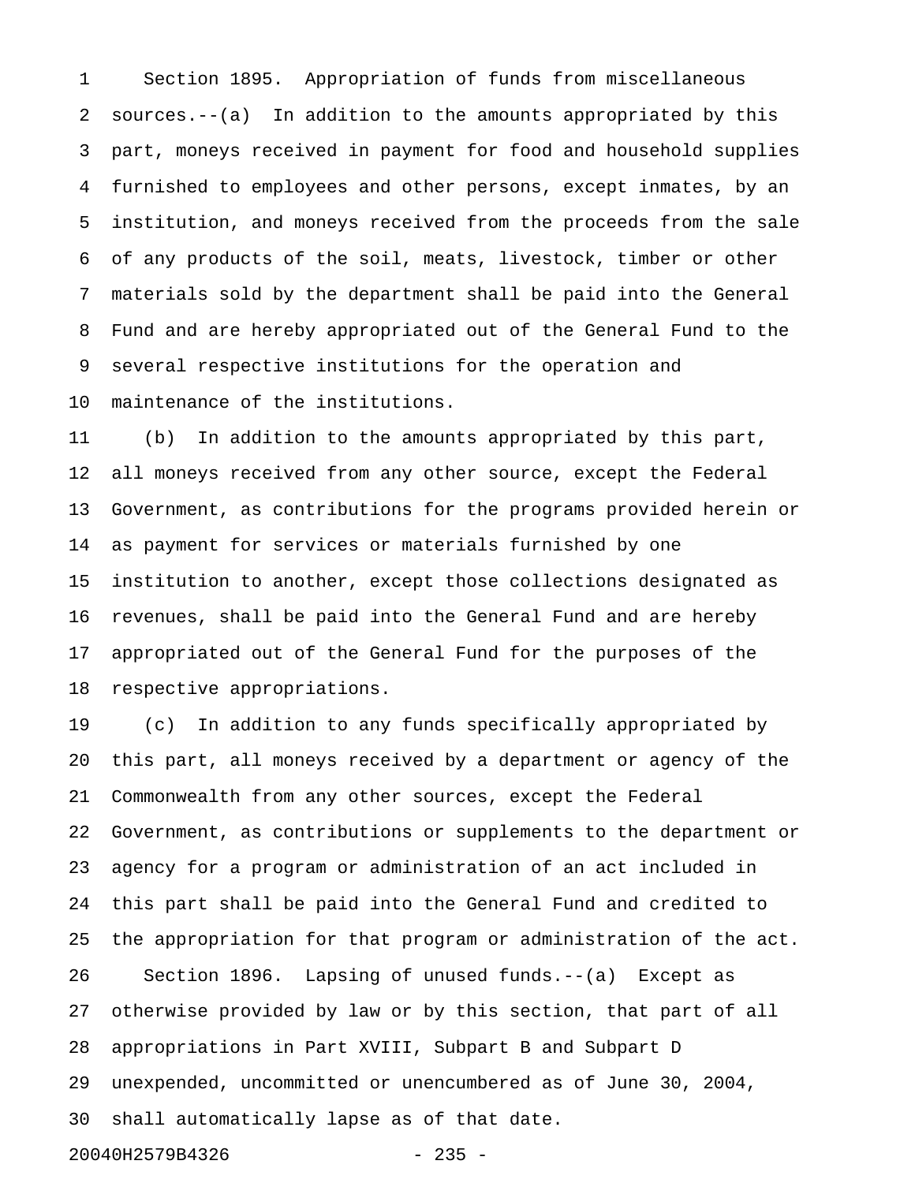Section 1895. Appropriation of funds from miscellaneous sources.--(a) In addition to the amounts appropriated by this part, moneys received in payment for food and household supplies furnished to employees and other persons, except inmates, by an institution, and moneys received from the proceeds from the sale of any products of the soil, meats, livestock, timber or other materials sold by the department shall be paid into the General Fund and are hereby appropriated out of the General Fund to the several respective institutions for the operation and maintenance of the institutions.

(b) In addition to the amounts appropriated by this part, all moneys received from any other source, except the Federal Government, as contributions for the programs provided herein or as payment for services or materials furnished by one institution to another, except those collections designated as revenues, shall be paid into the General Fund and are hereby appropriated out of the General Fund for the purposes of the respective appropriations.

(c) In addition to any funds specifically appropriated by this part, all moneys received by a department or agency of the Commonwealth from any other sources, except the Federal Government, as contributions or supplements to the department or agency for a program or administration of an act included in this part shall be paid into the General Fund and credited to the appropriation for that program or administration of the act.

Section 1896. Lapsing of unused funds.--(a) Except as otherwise provided by law or by this section, that part of all appropriations in Part XVIII, Subpart B and Subpart D unexpended, uncommitted or unencumbered as of June 30, 2004, shall automatically lapse as of that date.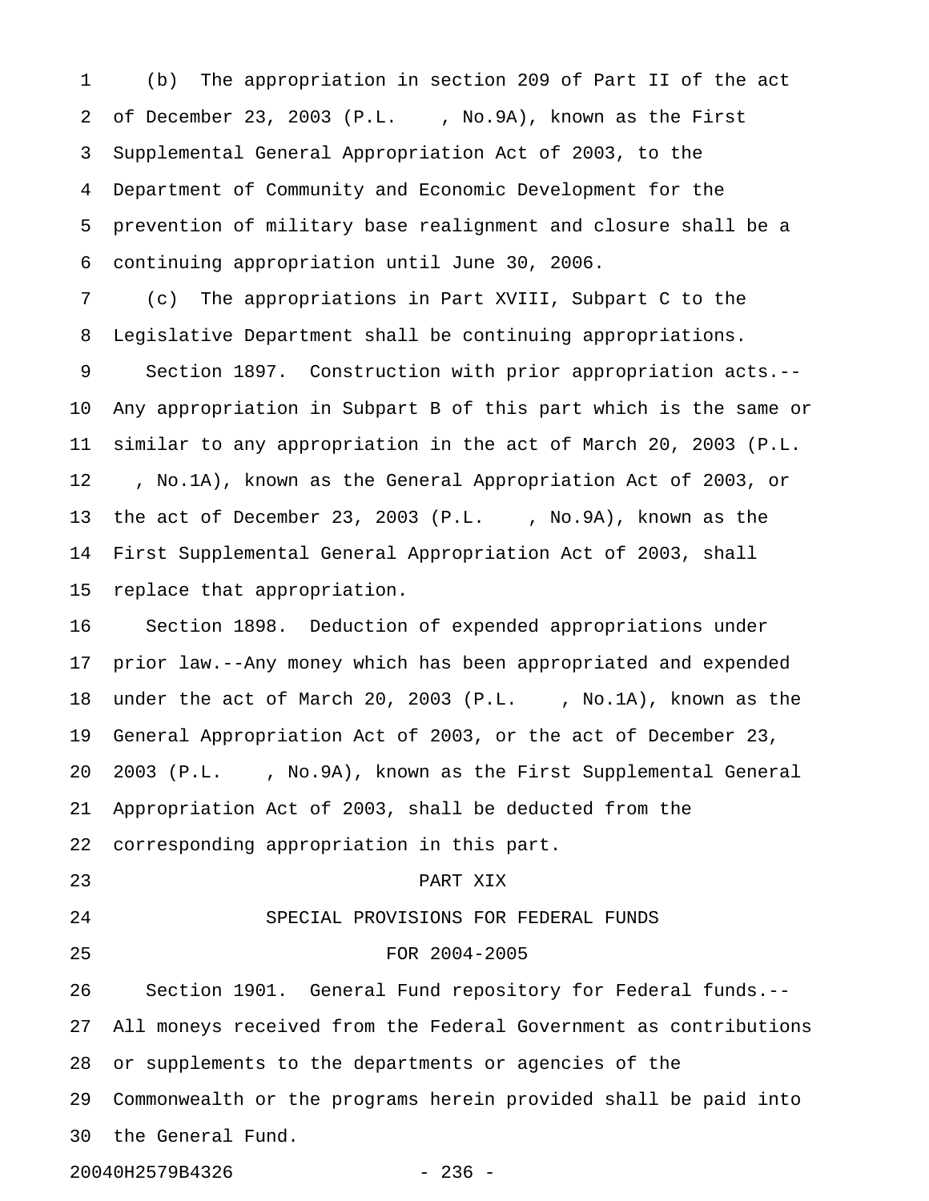(b) The appropriation in section 209 of Part II of the act of December 23, 2003 (P.L. , No.9A), known as the First Supplemental General Appropriation Act of 2003, to the Department of Community and Economic Development for the prevention of military base realignment and closure shall be a continuing appropriation until June 30, 2006.

(c) The appropriations in Part XVIII, Subpart C to the Legislative Department shall be continuing appropriations.

Section 1897. Construction with prior appropriation acts.--Any appropriation in Subpart B of this part which is the same or similar to any appropriation in the act of March 20, 2003 (P.L. , No.1A), known as the General Appropriation Act of 2003, or the act of December 23, 2003 (P.L. , No.9A), known as the First Supplemental General Appropriation Act of 2003, shall replace that appropriation.

Section 1898. Deduction of expended appropriations under prior law.--Any money which has been appropriated and expended under the act of March 20, 2003 (P.L. , No.1A), known as the General Appropriation Act of 2003, or the act of December 23, 2003 (P.L. , No.9A), known as the First Supplemental General Appropriation Act of 2003, shall be deducted from the corresponding appropriation in this part.

## PART XIX
## SPECIAL PROVISIONS FOR FEDERAL FUNDS
## FOR 2004-2005

Section 1901. General Fund repository for Federal funds.--All moneys received from the Federal Government as contributions or supplements to the departments or agencies of the Commonwealth or the programs herein provided shall be paid into the General Fund.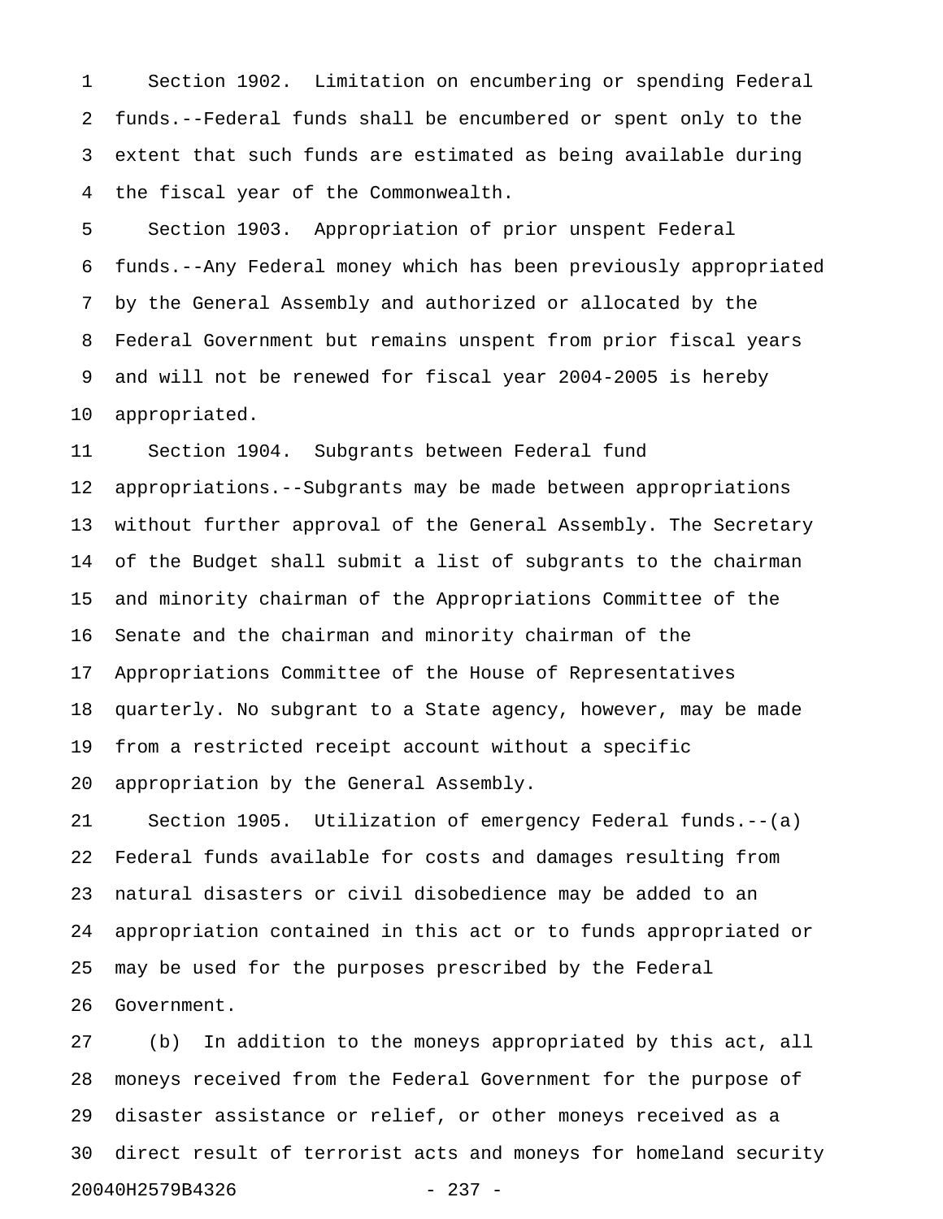Section 1902. Limitation on encumbering or spending Federal funds.--Federal funds shall be encumbered or spent only to the extent that such funds are estimated as being available during the fiscal year of the Commonwealth.

Section 1903. Appropriation of prior unspent Federal funds.--Any Federal money which has been previously appropriated by the General Assembly and authorized or allocated by the Federal Government but remains unspent from prior fiscal years and will not be renewed for fiscal year 2004-2005 is hereby appropriated.

Section 1904. Subgrants between Federal fund appropriations.--Subgrants may be made between appropriations without further approval of the General Assembly. The Secretary of the Budget shall submit a list of subgrants to the chairman and minority chairman of the Appropriations Committee of the Senate and the chairman and minority chairman of the Appropriations Committee of the House of Representatives quarterly. No subgrant to a State agency, however, may be made from a restricted receipt account without a specific appropriation by the General Assembly.

Section 1905. Utilization of emergency Federal funds.--(a) Federal funds available for costs and damages resulting from natural disasters or civil disobedience may be added to an appropriation contained in this act or to funds appropriated or may be used for the purposes prescribed by the Federal Government.

(b) In addition to the moneys appropriated by this act, all moneys received from the Federal Government for the purpose of disaster assistance or relief, or other moneys received as a direct result of terrorist acts and moneys for homeland security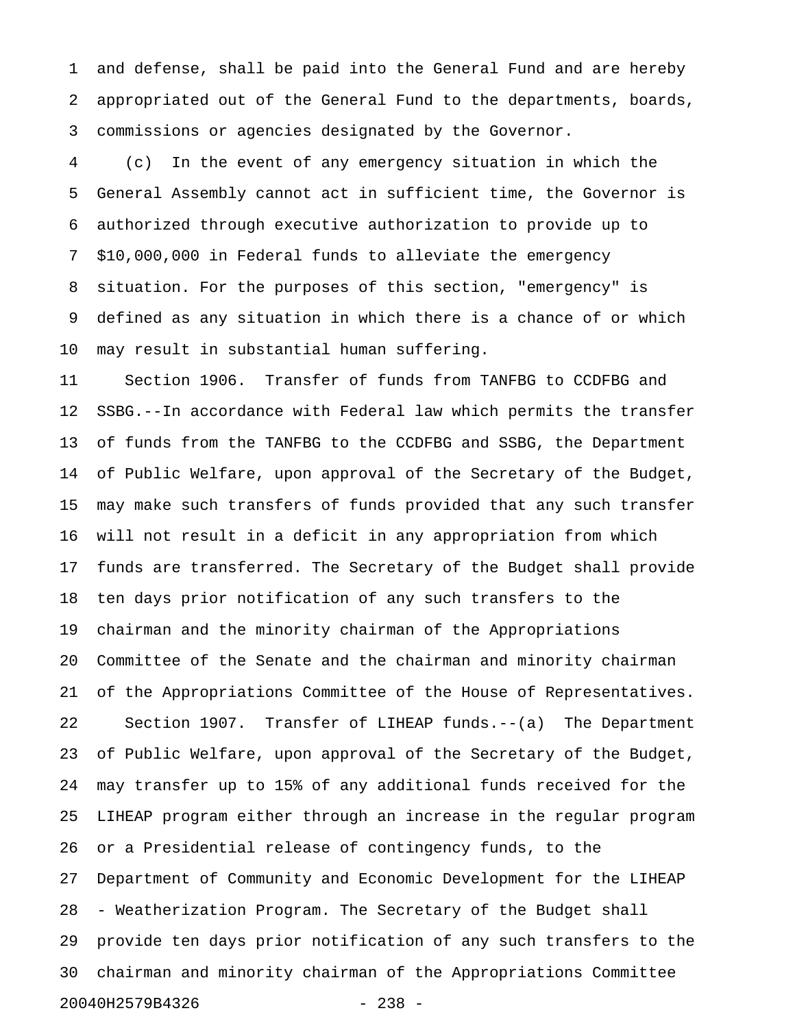and defense, shall be paid into the General Fund and are hereby appropriated out of the General Fund to the departments, boards, commissions or agencies designated by the Governor.

(c) In the event of any emergency situation in which the General Assembly cannot act in sufficient time, the Governor is authorized through executive authorization to provide up to $10,000,000 in Federal funds to alleviate the emergency situation. For the purposes of this section, "emergency" is defined as any situation in which there is a chance of or which may result in substantial human suffering.

Section 1906. Transfer of funds from TANFBG to CCDFBG and SSBG.--In accordance with Federal law which permits the transfer of funds from the TANFBG to the CCDFBG and SSBG, the Department of Public Welfare, upon approval of the Secretary of the Budget, may make such transfers of funds provided that any such transfer will not result in a deficit in any appropriation from which funds are transferred. The Secretary of the Budget shall provide ten days prior notification of any such transfers to the chairman and the minority chairman of the Appropriations Committee of the Senate and the chairman and minority chairman of the Appropriations Committee of the House of Representatives.

Section 1907. Transfer of LIHEAP funds.--(a) The Department of Public Welfare, upon approval of the Secretary of the Budget, may transfer up to 15% of any additional funds received for the LIHEAP program either through an increase in the regular program or a Presidential release of contingency funds, to the Department of Community and Economic Development for the LIHEAP - Weatherization Program. The Secretary of the Budget shall provide ten days prior notification of any such transfers to the chairman and minority chairman of the Appropriations Committee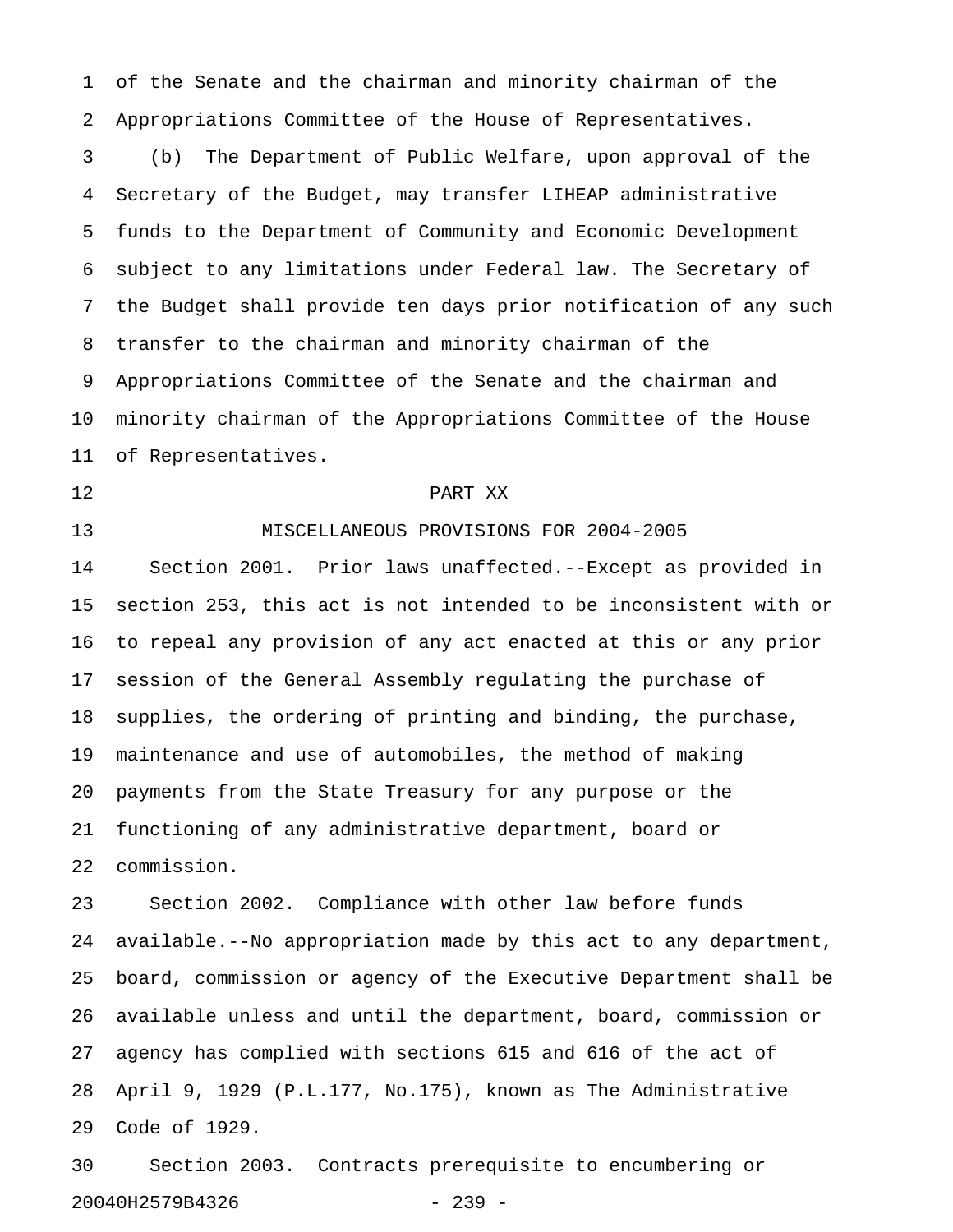of the Senate and the chairman and minority chairman of the Appropriations Committee of the House of Representatives.

(b) The Department of Public Welfare, upon approval of the Secretary of the Budget, may transfer LIHEAP administrative funds to the Department of Community and Economic Development subject to any limitations under Federal law. The Secretary of the Budget shall provide ten days prior notification of any such transfer to the chairman and minority chairman of the Appropriations Committee of the Senate and the chairman and minority chairman of the Appropriations Committee of the House of Representatives.

## PART XX

## MISCELLANEOUS PROVISIONS FOR 2004-2005

Section 2001. Prior laws unaffected.--Except as provided in section 253, this act is not intended to be inconsistent with or to repeal any provision of any act enacted at this or any prior session of the General Assembly regulating the purchase of supplies, the ordering of printing and binding, the purchase, maintenance and use of automobiles, the method of making payments from the State Treasury for any purpose or the functioning of any administrative department, board or commission.

Section 2002. Compliance with other law before funds available.--No appropriation made by this act to any department, board, commission or agency of the Executive Department shall be available unless and until the department, board, commission or agency has complied with sections 615 and 616 of the act of April 9, 1929 (P.L.177, No.175), known as The Administrative Code of 1929.

Section 2003. Contracts prerequisite to encumbering or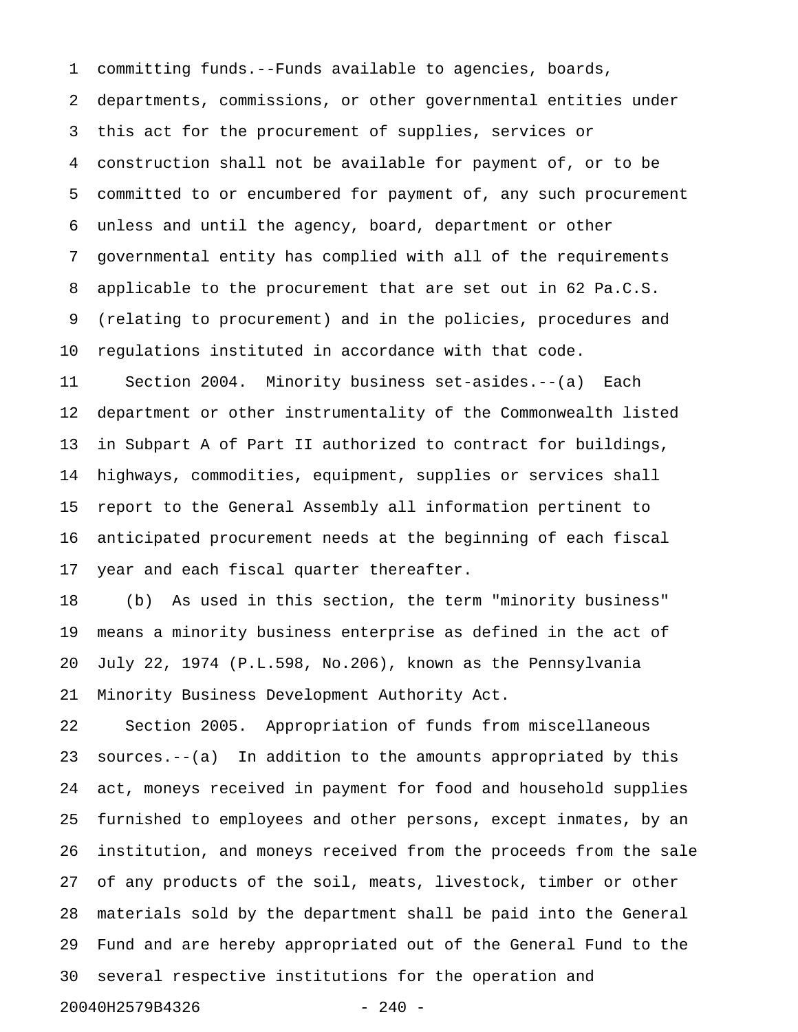committing funds.--Funds available to agencies, boards, departments, commissions, or other governmental entities under this act for the procurement of supplies, services or construction shall not be available for payment of, or to be committed to or encumbered for payment of, any such procurement unless and until the agency, board, department or other governmental entity has complied with all of the requirements applicable to the procurement that are set out in 62 Pa.C.S. (relating to procurement) and in the policies, procedures and regulations instituted in accordance with that code.

Section 2004. Minority business set-asides.--(a) Each department or other instrumentality of the Commonwealth listed in Subpart A of Part II authorized to contract for buildings, highways, commodities, equipment, supplies or services shall report to the General Assembly all information pertinent to anticipated procurement needs at the beginning of each fiscal year and each fiscal quarter thereafter.

(b) As used in this section, the term "minority business" means a minority business enterprise as defined in the act of July 22, 1974 (P.L.598, No.206), known as the Pennsylvania Minority Business Development Authority Act.

Section 2005. Appropriation of funds from miscellaneous sources.--(a) In addition to the amounts appropriated by this act, moneys received in payment for food and household supplies furnished to employees and other persons, except inmates, by an institution, and moneys received from the proceeds from the sale of any products of the soil, meats, livestock, timber or other materials sold by the department shall be paid into the General Fund and are hereby appropriated out of the General Fund to the several respective institutions for the operation and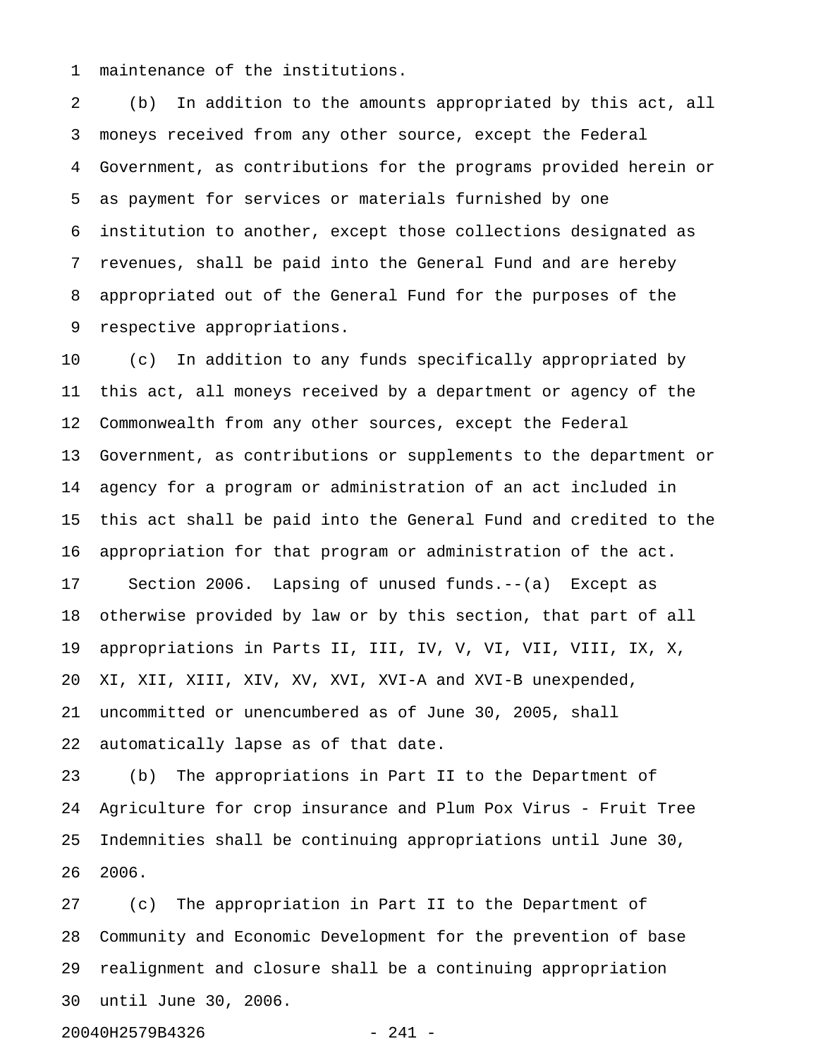maintenance of the institutions.

(b) In addition to the amounts appropriated by this act, all moneys received from any other source, except the Federal Government, as contributions for the programs provided herein or as payment for services or materials furnished by one institution to another, except those collections designated as revenues, shall be paid into the General Fund and are hereby appropriated out of the General Fund for the purposes of the respective appropriations.

(c) In addition to any funds specifically appropriated by this act, all moneys received by a department or agency of the Commonwealth from any other sources, except the Federal Government, as contributions or supplements to the department or agency for a program or administration of an act included in this act shall be paid into the General Fund and credited to the appropriation for that program or administration of the act.

Section 2006. Lapsing of unused funds.--(a) Except as otherwise provided by law or by this section, that part of all appropriations in Parts II, III, IV, V, VI, VII, VIII, IX, X, XI, XII, XIII, XIV, XV, XVI, XVI-A and XVI-B unexpended, uncommitted or unencumbered as of June 30, 2005, shall automatically lapse as of that date.

(b) The appropriations in Part II to the Department of Agriculture for crop insurance and Plum Pox Virus - Fruit Tree Indemnities shall be continuing appropriations until June 30, 2006.

(c) The appropriation in Part II to the Department of Community and Economic Development for the prevention of base realignment and closure shall be a continuing appropriation until June 30, 2006.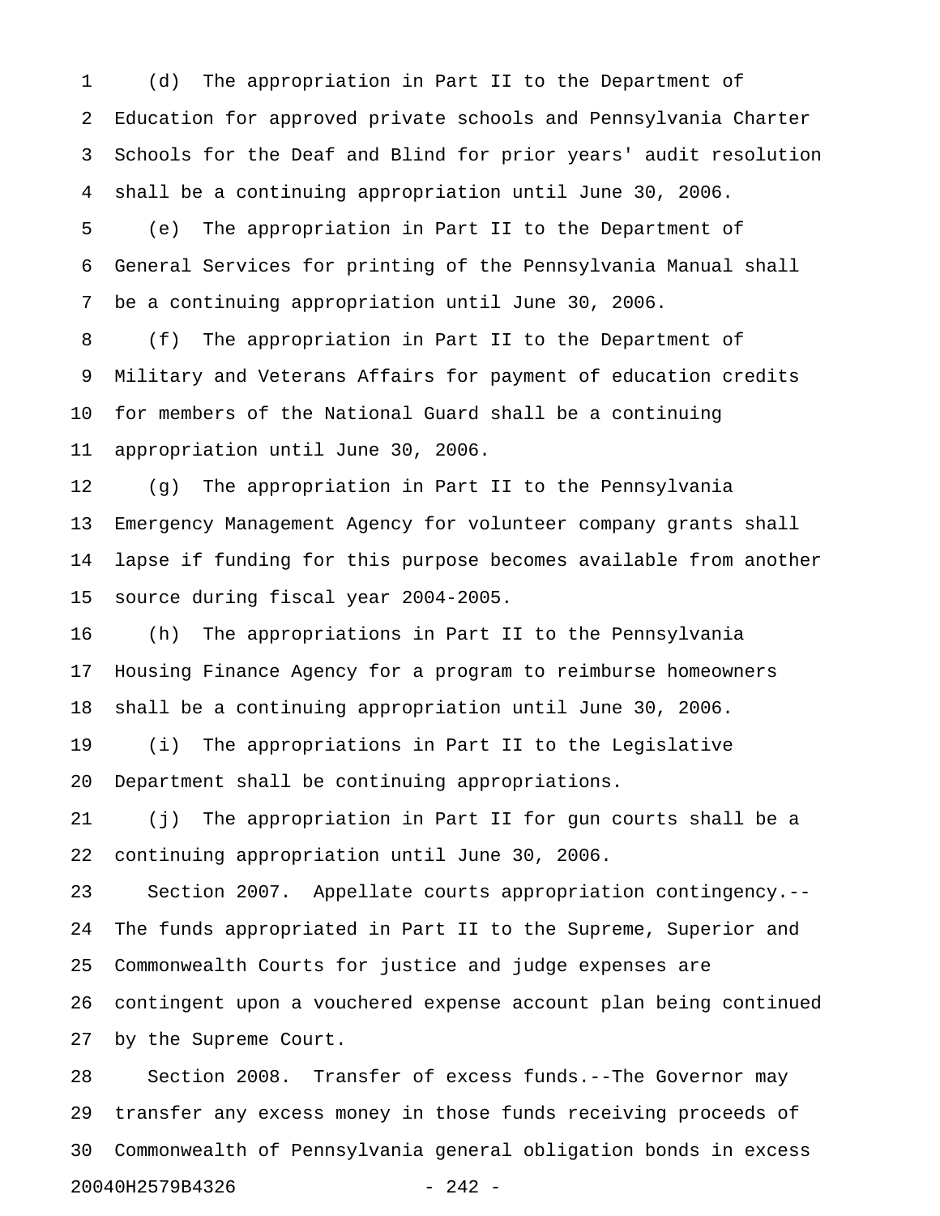(d) The appropriation in Part II to the Department of Education for approved private schools and Pennsylvania Charter Schools for the Deaf and Blind for prior years' audit resolution shall be a continuing appropriation until June 30, 2006.

(e) The appropriation in Part II to the Department of General Services for printing of the Pennsylvania Manual shall be a continuing appropriation until June 30, 2006.

(f) The appropriation in Part II to the Department of Military and Veterans Affairs for payment of education credits for members of the National Guard shall be a continuing appropriation until June 30, 2006.

(g) The appropriation in Part II to the Pennsylvania Emergency Management Agency for volunteer company grants shall lapse if funding for this purpose becomes available from another source during fiscal year 2004-2005.

(h) The appropriations in Part II to the Pennsylvania Housing Finance Agency for a program to reimburse homeowners shall be a continuing appropriation until June 30, 2006.

(i) The appropriations in Part II to the Legislative Department shall be continuing appropriations.

(j) The appropriation in Part II for gun courts shall be a continuing appropriation until June 30, 2006.

Section 2007. Appellate courts appropriation contingency.--The funds appropriated in Part II to the Supreme, Superior and Commonwealth Courts for justice and judge expenses are contingent upon a vouchered expense account plan being continued by the Supreme Court.

Section 2008. Transfer of excess funds.--The Governor may transfer any excess money in those funds receiving proceeds of Commonwealth of Pennsylvania general obligation bonds in excess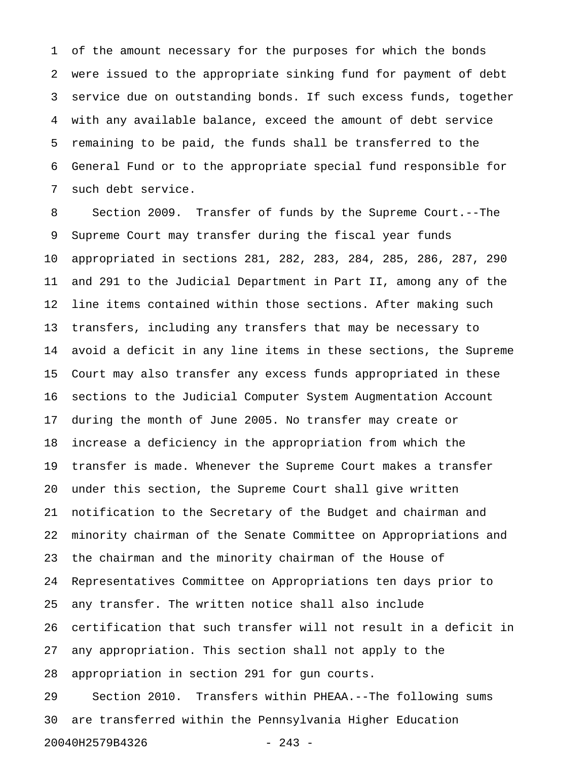of the amount necessary for the purposes for which the bonds were issued to the appropriate sinking fund for payment of debt service due on outstanding bonds. If such excess funds, together with any available balance, exceed the amount of debt service remaining to be paid, the funds shall be transferred to the General Fund or to the appropriate special fund responsible for such debt service.

Section 2009. Transfer of funds by the Supreme Court.--The Supreme Court may transfer during the fiscal year funds appropriated in sections 281, 282, 283, 284, 285, 286, 287, 290 and 291 to the Judicial Department in Part II, among any of the line items contained within those sections. After making such transfers, including any transfers that may be necessary to avoid a deficit in any line items in these sections, the Supreme Court may also transfer any excess funds appropriated in these sections to the Judicial Computer System Augmentation Account during the month of June 2005. No transfer may create or increase a deficiency in the appropriation from which the transfer is made. Whenever the Supreme Court makes a transfer under this section, the Supreme Court shall give written notification to the Secretary of the Budget and chairman and minority chairman of the Senate Committee on Appropriations and the chairman and the minority chairman of the House of Representatives Committee on Appropriations ten days prior to any transfer. The written notice shall also include certification that such transfer will not result in a deficit in any appropriation. This section shall not apply to the appropriation in section 291 for gun courts.

Section 2010. Transfers within PHEAA.--The following sums are transferred within the Pennsylvania Higher Education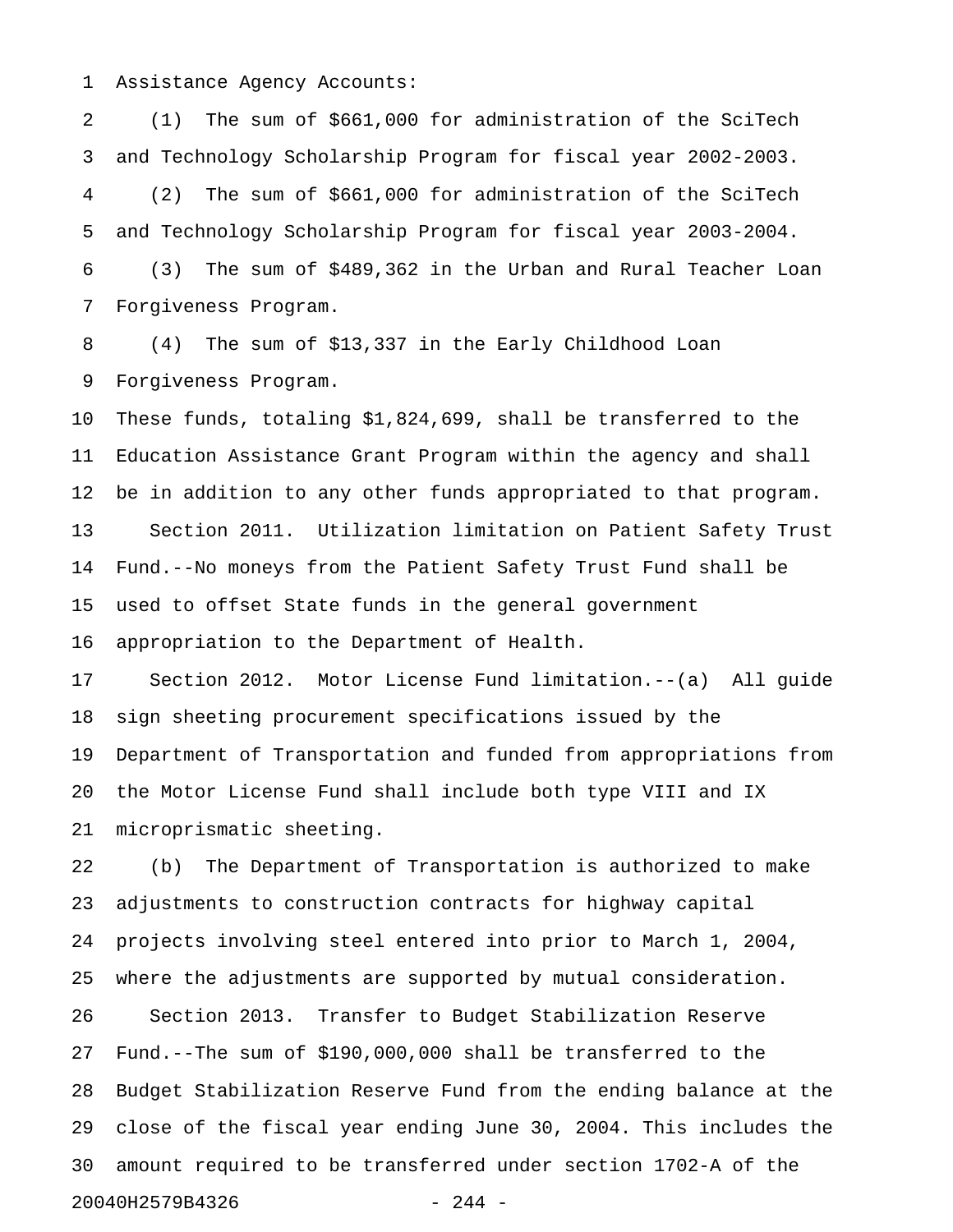Assistance Agency Accounts:

(1) The sum of $661,000 for administration of the SciTech and Technology Scholarship Program for fiscal year 2002-2003.

(2) The sum of $661,000 for administration of the SciTech and Technology Scholarship Program for fiscal year 2003-2004.

(3) The sum of $489,362 in the Urban and Rural Teacher Loan Forgiveness Program.

(4) The sum of $13,337 in the Early Childhood Loan Forgiveness Program.

These funds, totaling $1,824,699, shall be transferred to the Education Assistance Grant Program within the agency and shall be in addition to any other funds appropriated to that program.

Section 2011. Utilization limitation on Patient Safety Trust Fund.--No moneys from the Patient Safety Trust Fund shall be used to offset State funds in the general government appropriation to the Department of Health.

Section 2012. Motor License Fund limitation.--(a) All guide sign sheeting procurement specifications issued by the Department of Transportation and funded from appropriations from the Motor License Fund shall include both type VIII and IX microprismatic sheeting.

(b) The Department of Transportation is authorized to make adjustments to construction contracts for highway capital projects involving steel entered into prior to March 1, 2004, where the adjustments are supported by mutual consideration.

Section 2013. Transfer to Budget Stabilization Reserve Fund.--The sum of $190,000,000 shall be transferred to the Budget Stabilization Reserve Fund from the ending balance at the close of the fiscal year ending June 30, 2004. This includes the amount required to be transferred under section 1702-A of the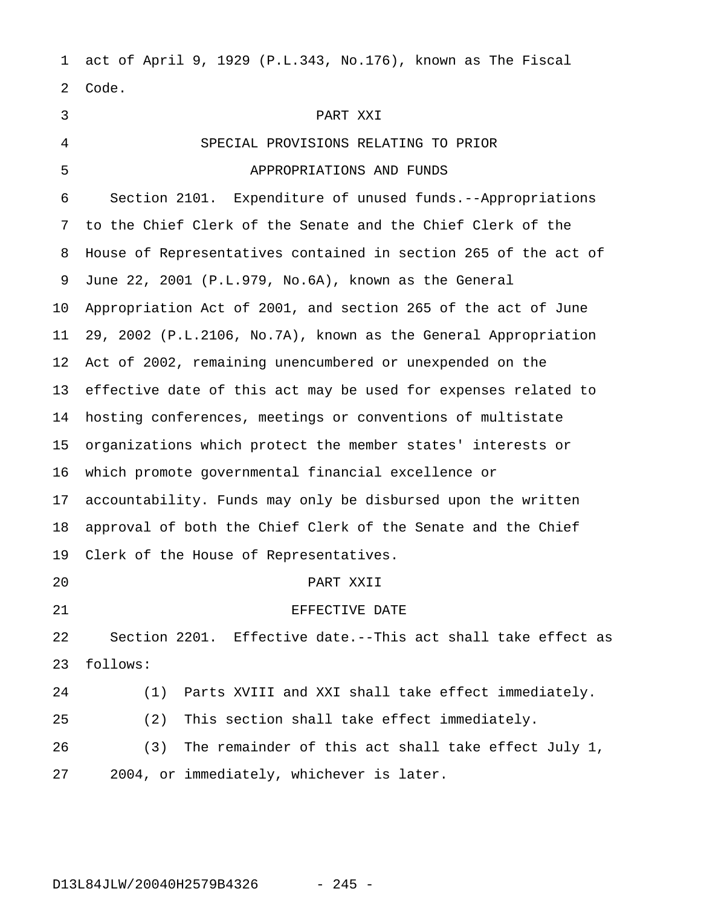act of April 9, 1929 (P.L.343, No.176), known as The Fiscal Code.

## PART XXI

## SPECIAL PROVISIONS RELATING TO PRIOR APPROPRIATIONS AND FUNDS

Section 2101. Expenditure of unused funds.--Appropriations to the Chief Clerk of the Senate and the Chief Clerk of the House of Representatives contained in section 265 of the act of June 22, 2001 (P.L.979, No.6A), known as the General Appropriation Act of 2001, and section 265 of the act of June 29, 2002 (P.L.2106, No.7A), known as the General Appropriation Act of 2002, remaining unencumbered or unexpended on the effective date of this act may be used for expenses related to hosting conferences, meetings or conventions of multistate organizations which protect the member states' interests or which promote governmental financial excellence or accountability. Funds may only be disbursed upon the written approval of both the Chief Clerk of the Senate and the Chief Clerk of the House of Representatives.

## PART XXII

## EFFECTIVE DATE

Section 2201. Effective date.--This act shall take effect as follows:

(1) Parts XVIII and XXI shall take effect immediately.

(2) This section shall take effect immediately.

(3) The remainder of this act shall take effect July 1, 2004, or immediately, whichever is later.